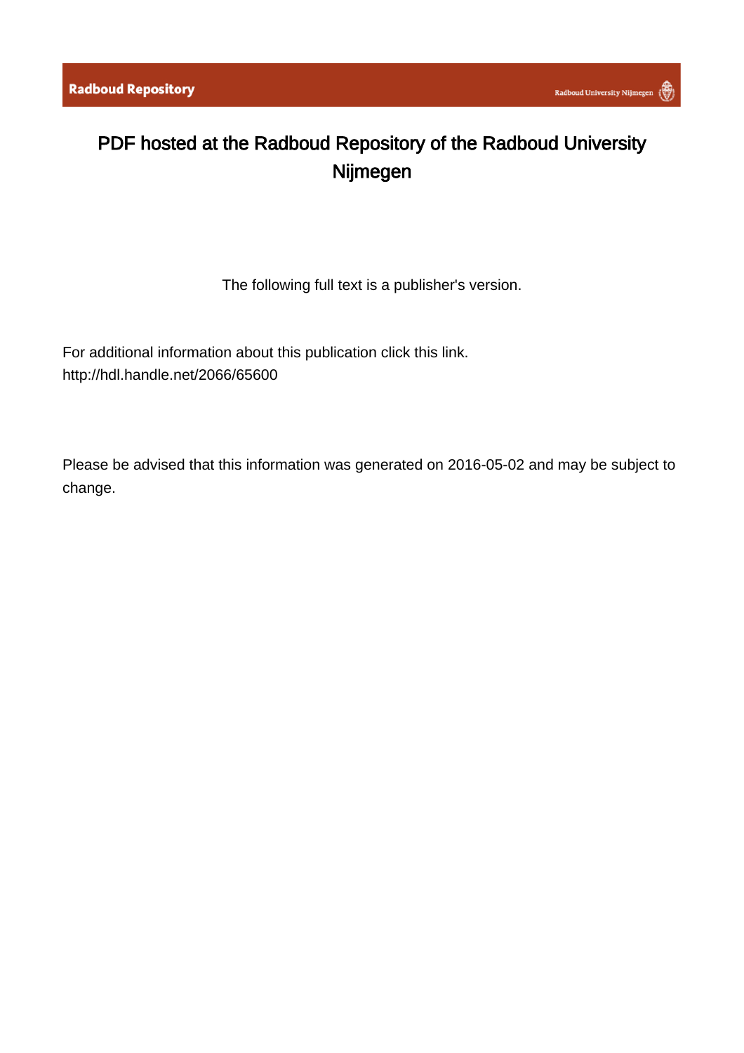Radboud Repository

Radboud University Nijmegen

# PDF hosted at the Radboud Repository of the Radboud University Nijmegen

The following full text is a publisher's version.

For additional information about this publication click this link.
http://hdl.handle.net/2066/65600

Please be advised that this information was generated on 2016-05-02 and may be subject to change.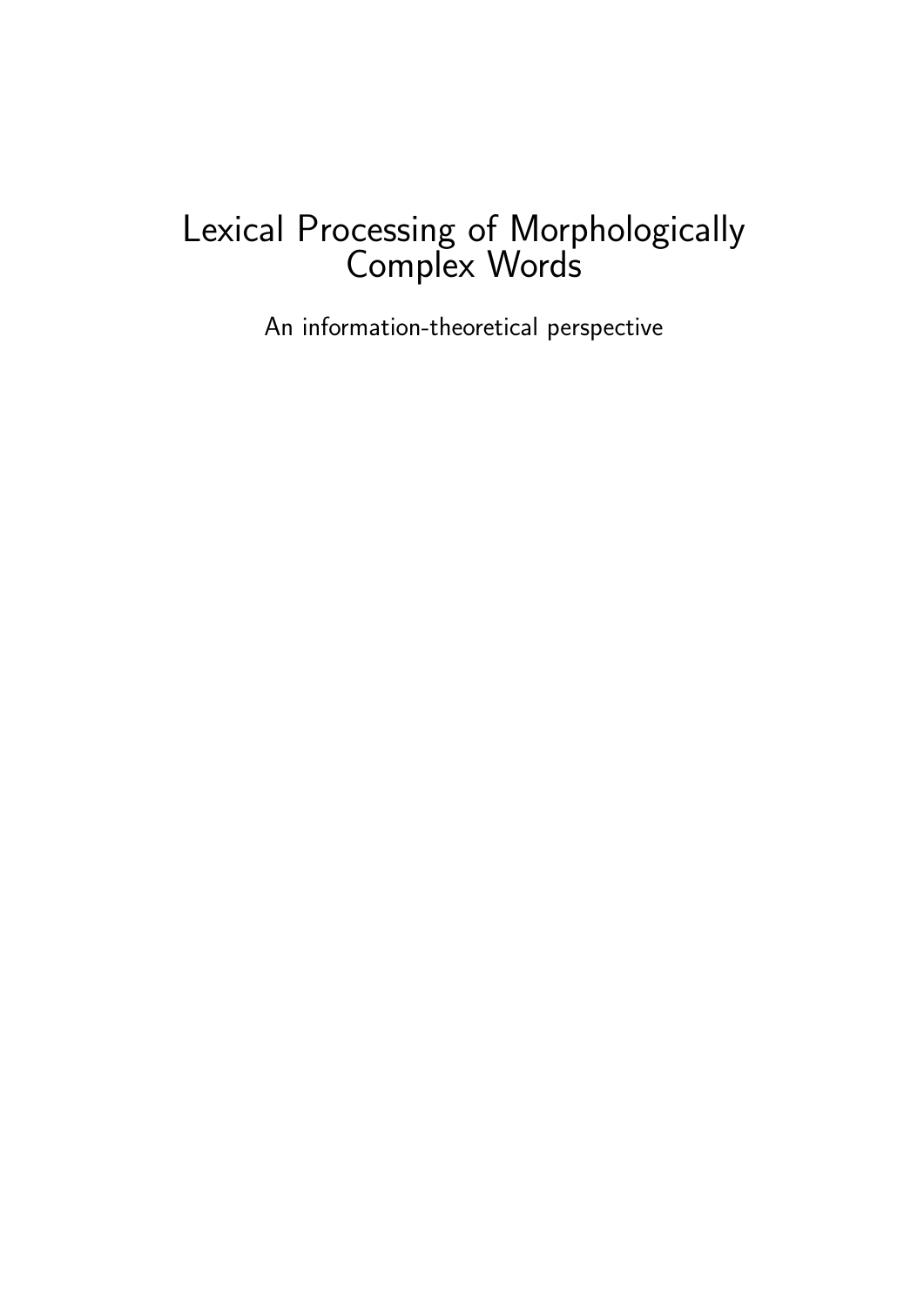# Lexical Processing of Morphologically Complex Words

An information-theoretical perspective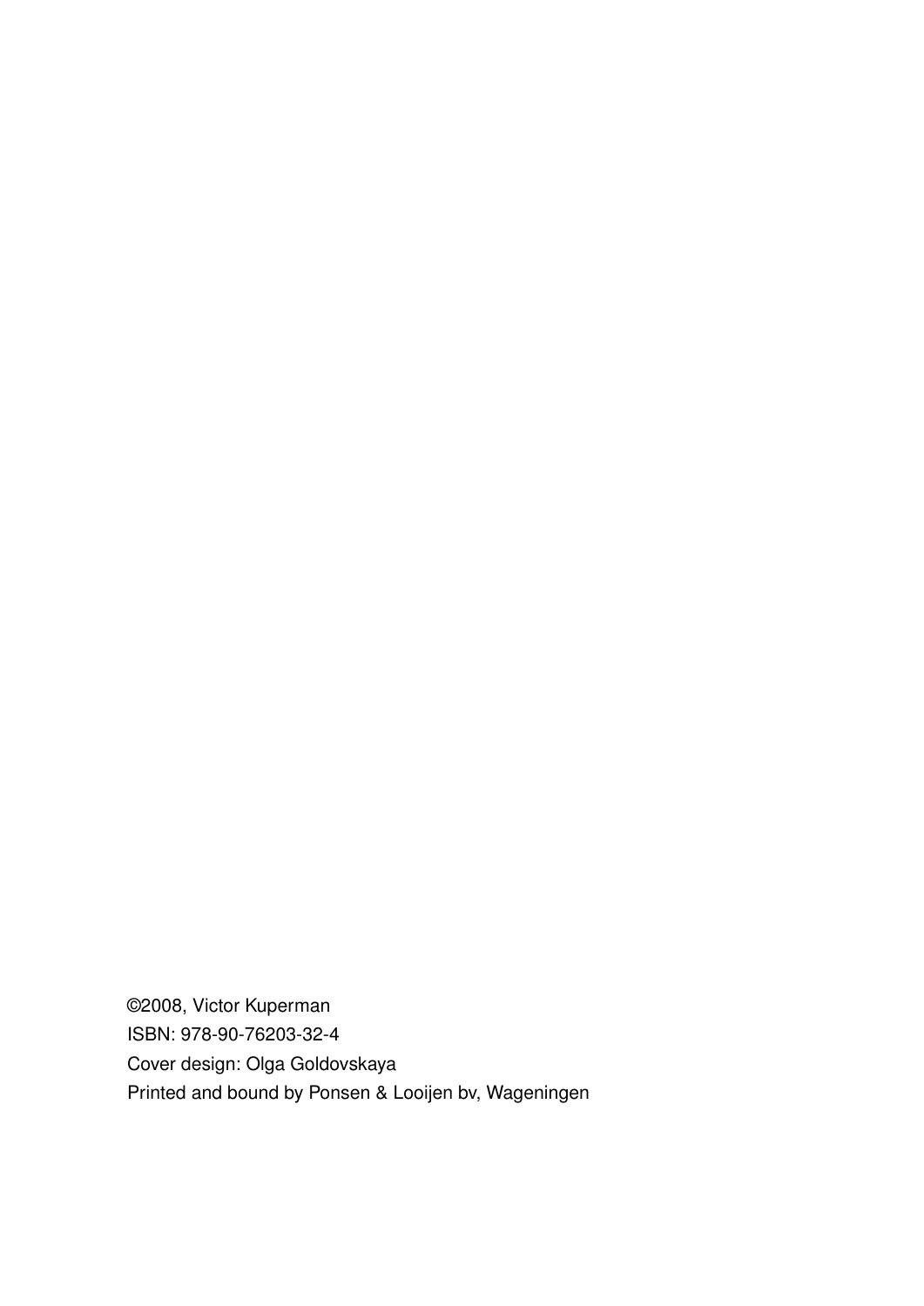©2008, Victor Kuperman

ISBN: 978-90-76203-32-4

Cover design: Olga Goldovskaya

Printed and bound by Ponsen & Looijen bv, Wageningen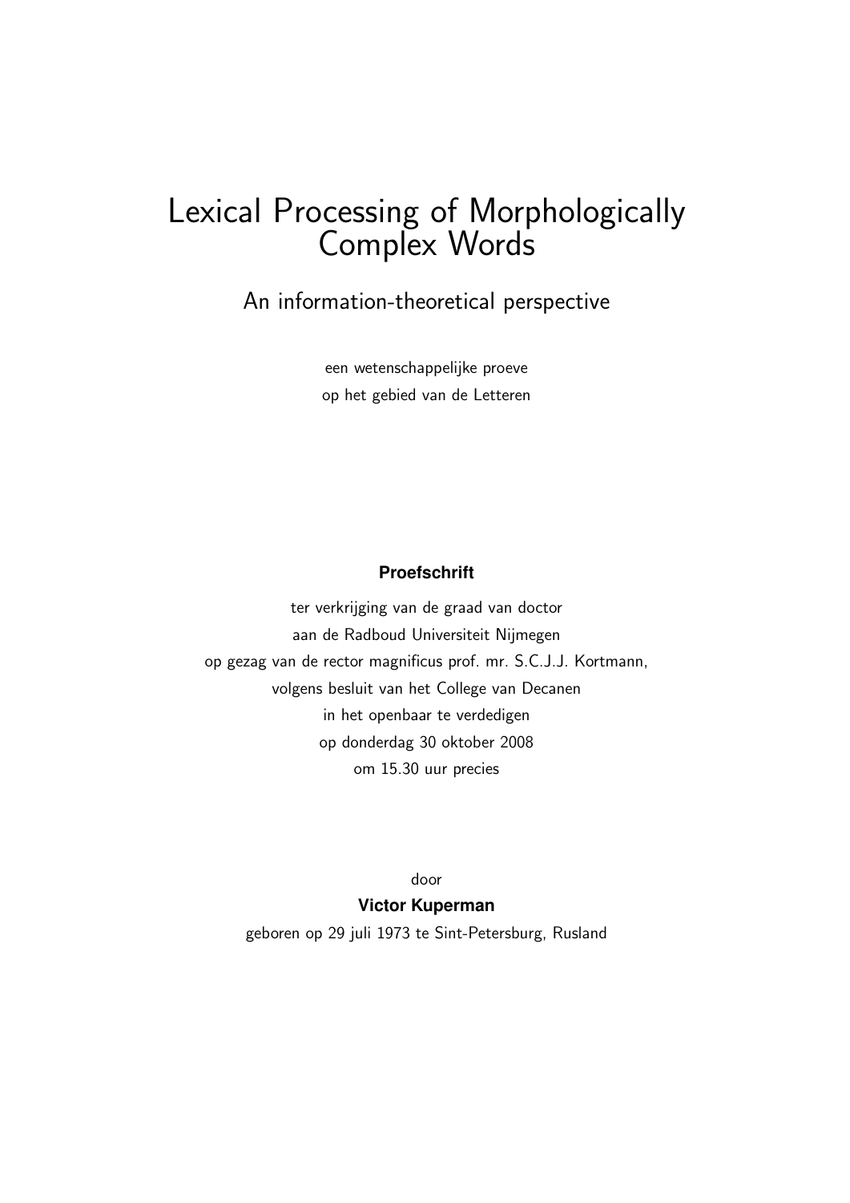# Lexical Processing of Morphologically Complex Words

## An information-theoretical perspective

een wetenschappelijke proeve
op het gebied van de Letteren

**Proefschrift**

ter verkrijging van de graad van doctor
aan de Radboud Universiteit Nijmegen
op gezag van de rector magnificus prof. mr. S.C.J.J. Kortmann,
volgens besluit van het College van Decanen
in het openbaar te verdedigen
op donderdag 30 oktober 2008
om 15.30 uur precies

door

**Victor Kuperman**

geboren op 29 juli 1973 te Sint-Petersburg, Rusland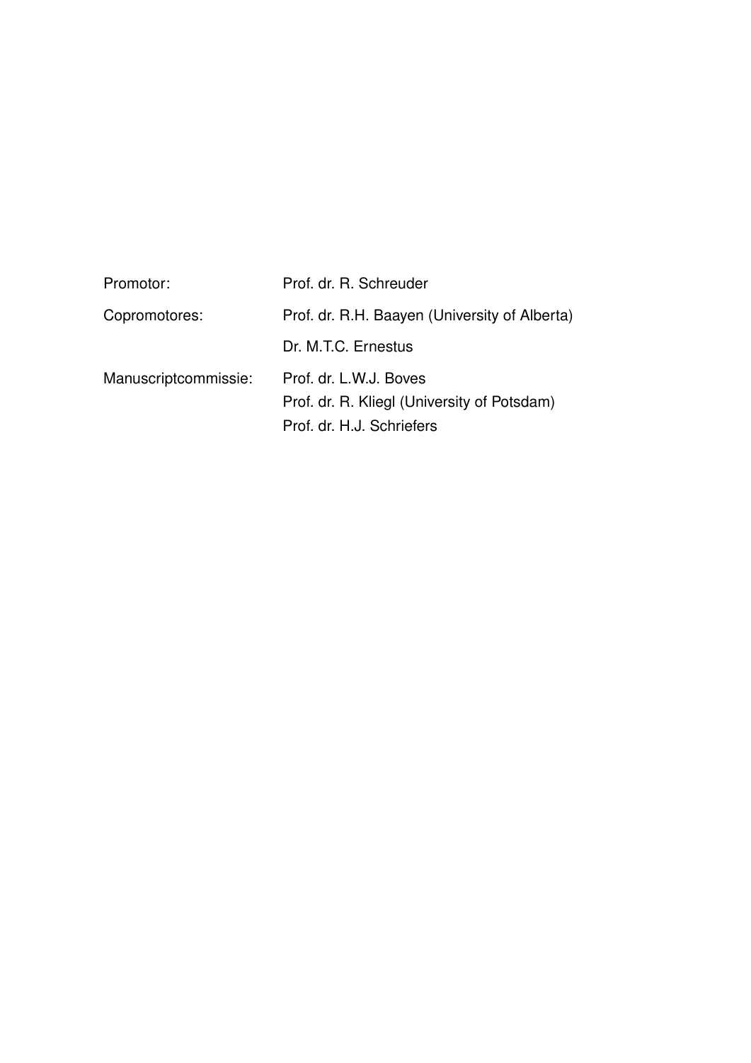| | |
|---|---|
| Promotor: | Prof. dr. R. Schreuder |
| Copromotores: | Prof. dr. R.H. Baayen (University of Alberta) |
| | Dr. M.T.C. Ernestus |
| Manuscriptcommissie: | Prof. dr. L.W.J. Boves |
| | Prof. dr. R. Kliegl (University of Potsdam) |
| | Prof. dr. H.J. Schriefers |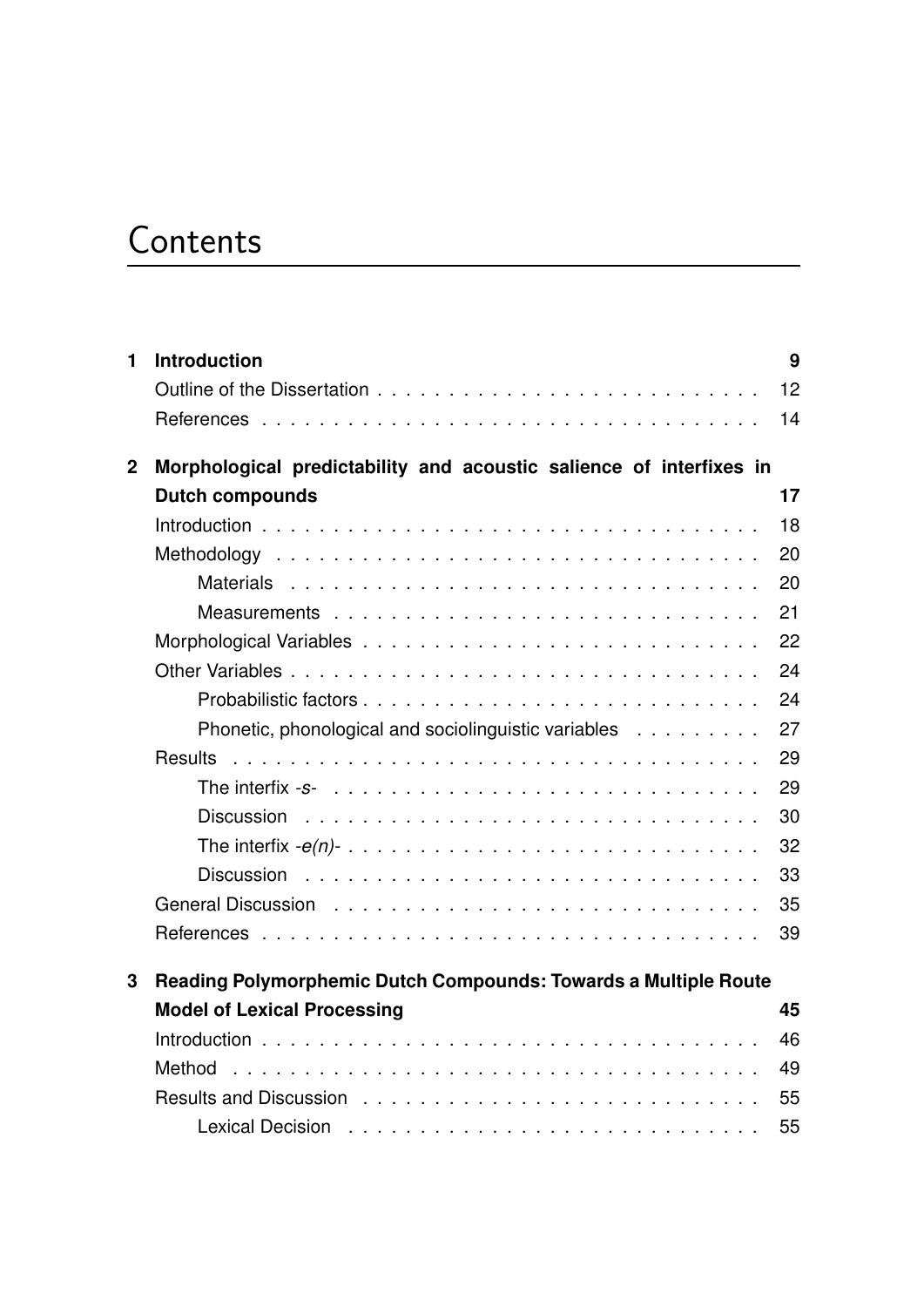# Contents

| | | |
|---|---|---|
| **1** | **Introduction** | **9** |
| | Outline of the Dissertation | 12 |
| | References | 14 |
| **2** | **Morphological predictability and acoustic salience of interfixes in Dutch compounds** | **17** |
| | Introduction | 18 |
| | Methodology | 20 |
| | Materials | 20 |
| | Measurements | 21 |
| | Morphological Variables | 22 |
| | Other Variables | 24 |
| | Probabilistic factors | 24 |
| | Phonetic, phonological and sociolinguistic variables | 27 |
| | Results | 29 |
| | The interfix *-s-* | 29 |
| | Discussion | 30 |
| | The interfix *-e(n)-* | 32 |
| | Discussion | 33 |
| | General Discussion | 35 |
| | References | 39 |
| **3** | **Reading Polymorphemic Dutch Compounds: Towards a Multiple Route Model of Lexical Processing** | **45** |
| | Introduction | 46 |
| | Method | 49 |
| | Results and Discussion | 55 |
| | Lexical Decision | 55 |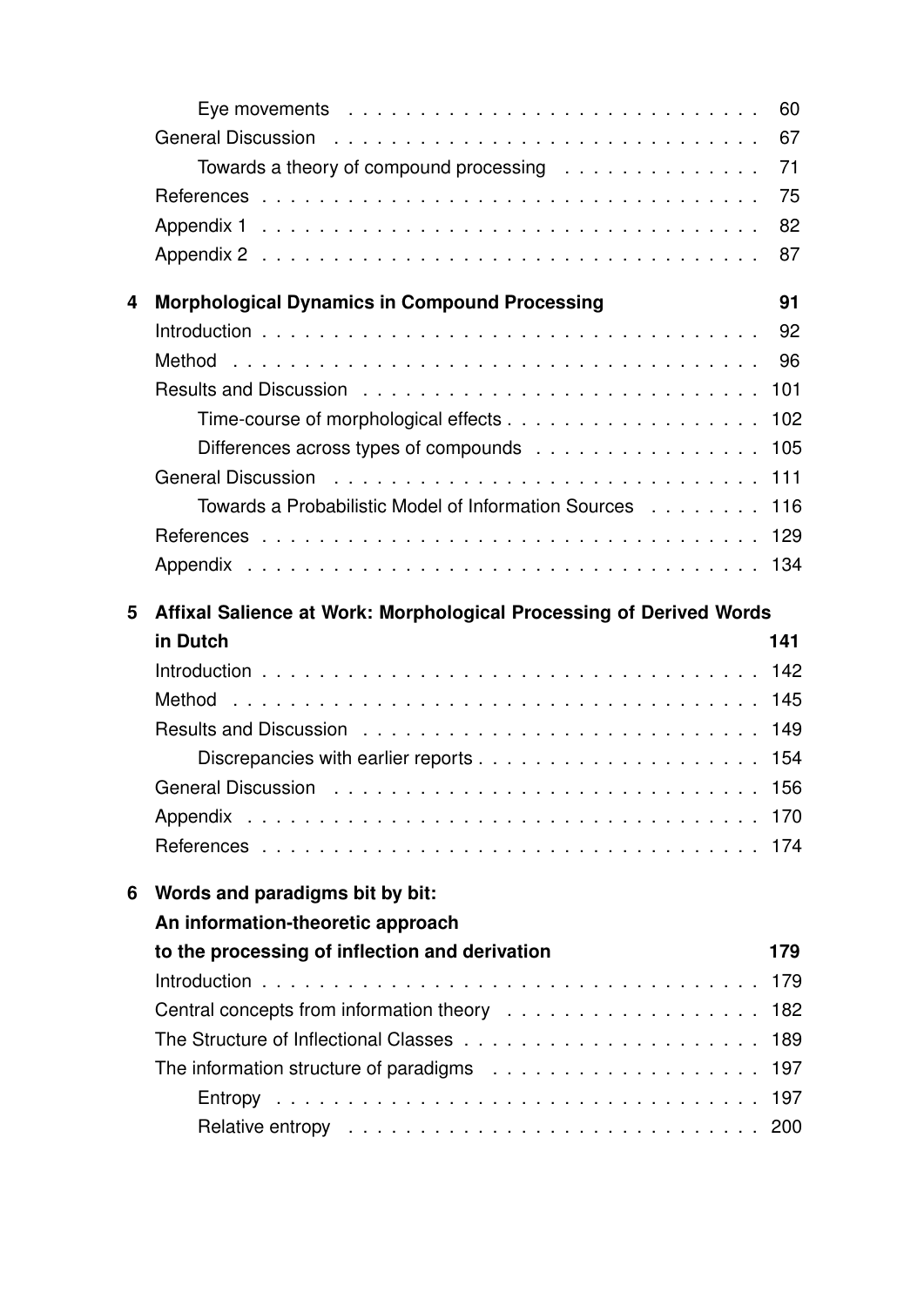Eye movements . . . . . . . . . . . . . . . . . . . . . . . . . . . 60

General Discussion . . . . . . . . . . . . . . . . . . . . . . . . . . . 67

Towards a theory of compound processing . . . . . . . . . . . . . 71

References . . . . . . . . . . . . . . . . . . . . . . . . . . . . . . . . 75

Appendix 1 . . . . . . . . . . . . . . . . . . . . . . . . . . . . . . . . 82

Appendix 2 . . . . . . . . . . . . . . . . . . . . . . . . . . . . . . . . 87

**4 Morphological Dynamics in Compound Processing** **91**

Introduction . . . . . . . . . . . . . . . . . . . . . . . . . . . . . . . . 92

Method . . . . . . . . . . . . . . . . . . . . . . . . . . . . . . . . . . . 96

Results and Discussion . . . . . . . . . . . . . . . . . . . . . . . . . 101

Time-course of morphological effects . . . . . . . . . . . . . . . . . 102

Differences across types of compounds . . . . . . . . . . . . . . . 105

General Discussion . . . . . . . . . . . . . . . . . . . . . . . . . . . 111

Towards a Probabilistic Model of Information Sources . . . . . . . . 116

References . . . . . . . . . . . . . . . . . . . . . . . . . . . . . . . . 129

Appendix . . . . . . . . . . . . . . . . . . . . . . . . . . . . . . . . . 134

**5 Affixal Salience at Work: Morphological Processing of Derived Words in Dutch** **141**

Introduction . . . . . . . . . . . . . . . . . . . . . . . . . . . . . . . . 142

Method . . . . . . . . . . . . . . . . . . . . . . . . . . . . . . . . . . . 145

Results and Discussion . . . . . . . . . . . . . . . . . . . . . . . . . 149

Discrepancies with earlier reports . . . . . . . . . . . . . . . . . . . 154

General Discussion . . . . . . . . . . . . . . . . . . . . . . . . . . . 156

Appendix . . . . . . . . . . . . . . . . . . . . . . . . . . . . . . . . . 170

References . . . . . . . . . . . . . . . . . . . . . . . . . . . . . . . . 174

**6 Words and paradigms bit by bit: An information-theoretic approach to the processing of inflection and derivation** **179**

Introduction . . . . . . . . . . . . . . . . . . . . . . . . . . . . . . . . 179

Central concepts from information theory . . . . . . . . . . . . . . 182

The Structure of Inflectional Classes . . . . . . . . . . . . . . . . . 189

The information structure of paradigms . . . . . . . . . . . . . . . 197

Entropy . . . . . . . . . . . . . . . . . . . . . . . . . . . . . . . . . . 197

Relative entropy . . . . . . . . . . . . . . . . . . . . . . . . . . . . . 200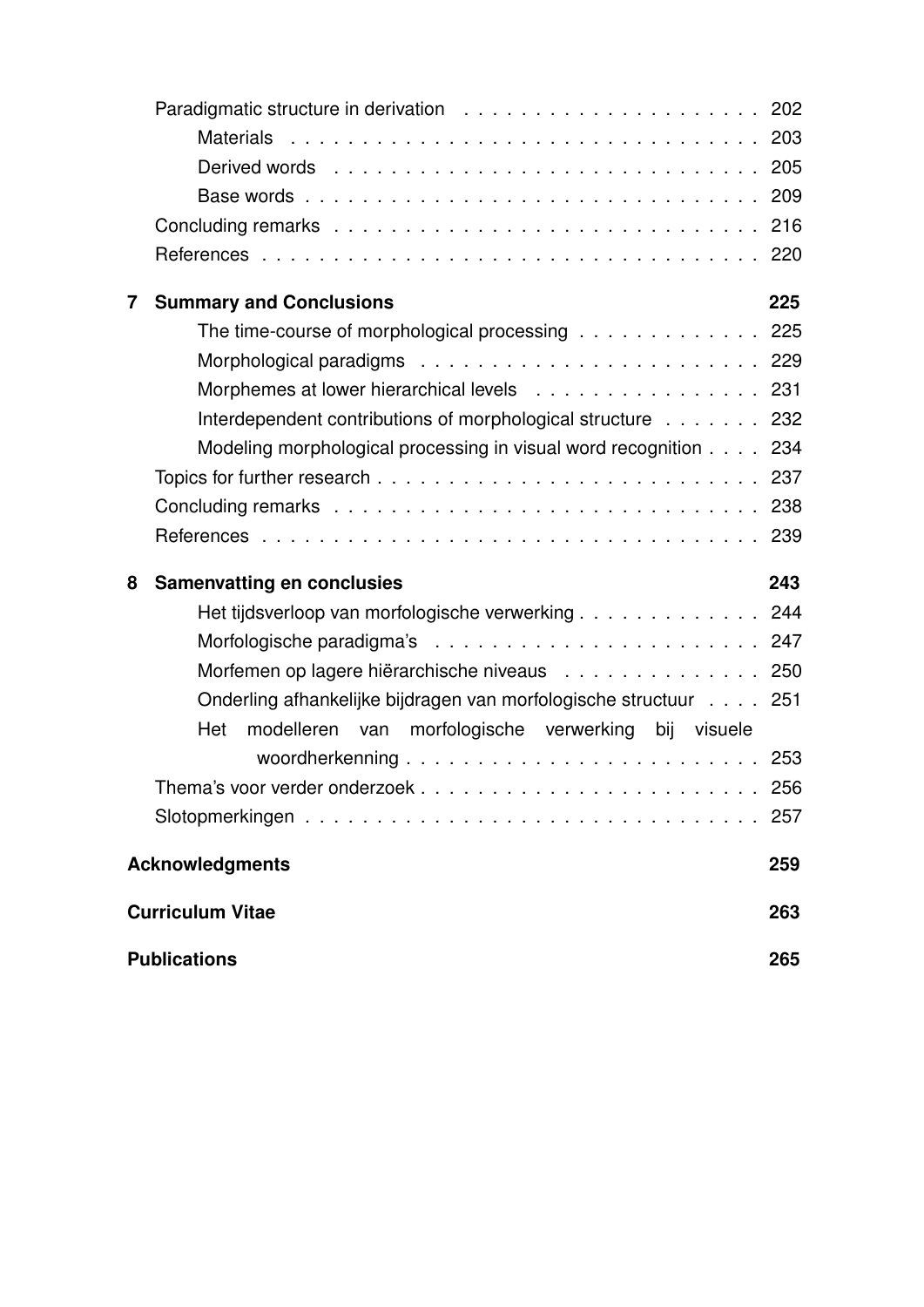Paradigmatic structure in derivation . . . . . . . . . . . . . . . . . . . . 202

Materials . . . . . . . . . . . . . . . . . . . . . . . . . . . . . . . . . . 203

Derived words . . . . . . . . . . . . . . . . . . . . . . . . . . . . . . 205

Base words . . . . . . . . . . . . . . . . . . . . . . . . . . . . . . . . 209

Concluding remarks . . . . . . . . . . . . . . . . . . . . . . . . . . . . . . 216

References . . . . . . . . . . . . . . . . . . . . . . . . . . . . . . . . . . . 220

**7 Summary and Conclusions** **225**

The time-course of morphological processing . . . . . . . . . . . . 225

Morphological paradigms . . . . . . . . . . . . . . . . . . . . . . . . 229

Morphemes at lower hierarchical levels . . . . . . . . . . . . . . . . 231

Interdependent contributions of morphological structure . . . . . . . 232

Modeling morphological processing in visual word recognition . . . . 234

Topics for further research . . . . . . . . . . . . . . . . . . . . . . . . . . 237

Concluding remarks . . . . . . . . . . . . . . . . . . . . . . . . . . . . . . 238

References . . . . . . . . . . . . . . . . . . . . . . . . . . . . . . . . . . . 239

**8 Samenvatting en conclusies** **243**

Het tijdsverloop van morfologische verwerking . . . . . . . . . . . . 244

Morfologische paradigma's . . . . . . . . . . . . . . . . . . . . . . . 247

Morfemen op lagere hiërarchische niveaus . . . . . . . . . . . . . . 250

Onderling afhankelijke bijdragen van morfologische structuur . . . . 251

Het modelleren van morfologische verwerking bij visuele woordherkenning . . . . . . . . . . . . . . . . . . . . . . . . 253

Thema's voor verder onderzoek . . . . . . . . . . . . . . . . . . . . . . . 256

Slotopmerkingen . . . . . . . . . . . . . . . . . . . . . . . . . . . . . . . 257

**Acknowledgments** **259**

**Curriculum Vitae** **263**

**Publications** **265**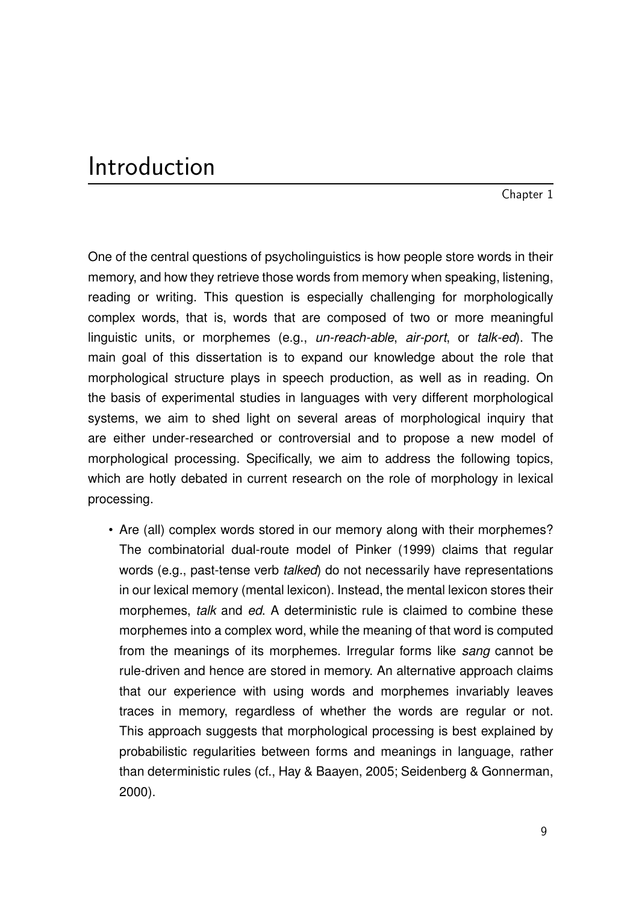# Introduction

Chapter 1

One of the central questions of psycholinguistics is how people store words in their memory, and how they retrieve those words from memory when speaking, listening, reading or writing. This question is especially challenging for morphologically complex words, that is, words that are composed of two or more meaningful linguistic units, or morphemes (e.g., *un-reach-able*, *air-port*, or *talk-ed*). The main goal of this dissertation is to expand our knowledge about the role that morphological structure plays in speech production, as well as in reading. On the basis of experimental studies in languages with very different morphological systems, we aim to shed light on several areas of morphological inquiry that are either under-researched or controversial and to propose a new model of morphological processing. Specifically, we aim to address the following topics, which are hotly debated in current research on the role of morphology in lexical processing.

- Are (all) complex words stored in our memory along with their morphemes? The combinatorial dual-route model of Pinker (1999) claims that regular words (e.g., past-tense verb *talked*) do not necessarily have representations in our lexical memory (mental lexicon). Instead, the mental lexicon stores their morphemes, *talk* and *ed*. A deterministic rule is claimed to combine these morphemes into a complex word, while the meaning of that word is computed from the meanings of its morphemes. Irregular forms like *sang* cannot be rule-driven and hence are stored in memory. An alternative approach claims that our experience with using words and morphemes invariably leaves traces in memory, regardless of whether the words are regular or not. This approach suggests that morphological processing is best explained by probabilistic regularities between forms and meanings in language, rather than deterministic rules (cf., Hay & Baayen, 2005; Seidenberg & Gonnerman, 2000).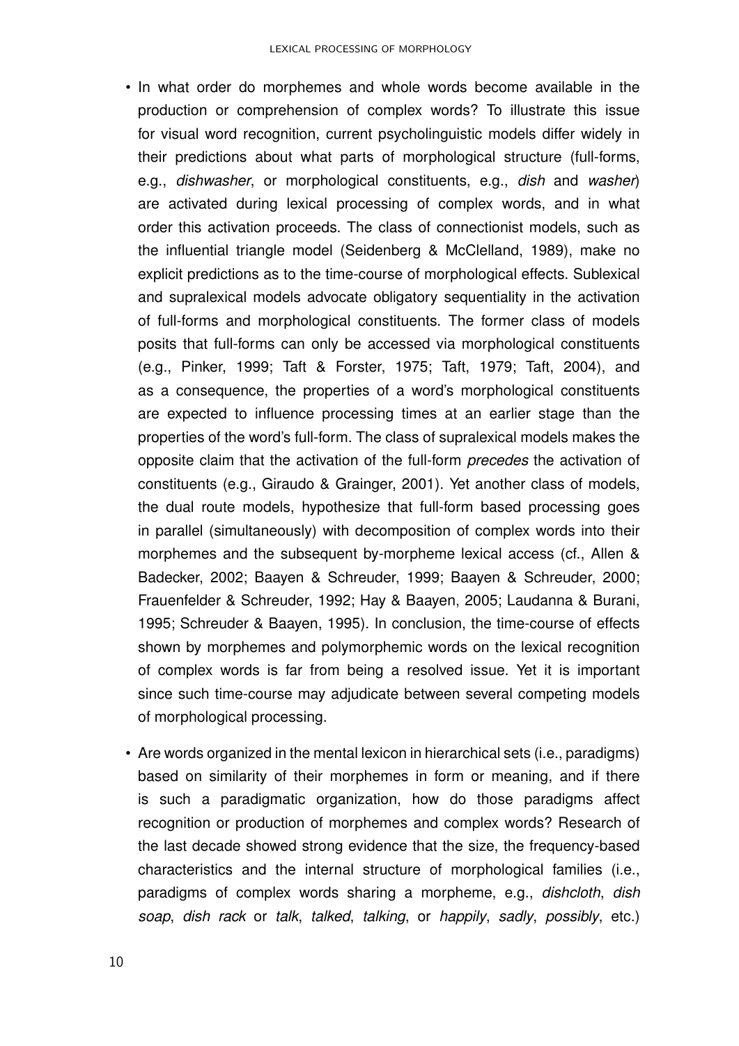- In what order do morphemes and whole words become available in the production or comprehension of complex words? To illustrate this issue for visual word recognition, current psycholinguistic models differ widely in their predictions about what parts of morphological structure (full-forms, e.g., *dishwasher*, or morphological constituents, e.g., *dish* and *washer*) are activated during lexical processing of complex words, and in what order this activation proceeds. The class of connectionist models, such as the influential triangle model (Seidenberg & McClelland, 1989), make no explicit predictions as to the time-course of morphological effects. Sublexical and supralexical models advocate obligatory sequentiality in the activation of full-forms and morphological constituents. The former class of models posits that full-forms can only be accessed via morphological constituents (e.g., Pinker, 1999; Taft & Forster, 1975; Taft, 1979; Taft, 2004), and as a consequence, the properties of a word's morphological constituents are expected to influence processing times at an earlier stage than the properties of the word's full-form. The class of supralexical models makes the opposite claim that the activation of the full-form *precedes* the activation of constituents (e.g., Giraudo & Grainger, 2001). Yet another class of models, the dual route models, hypothesize that full-form based processing goes in parallel (simultaneously) with decomposition of complex words into their morphemes and the subsequent by-morpheme lexical access (cf., Allen & Badecker, 2002; Baayen & Schreuder, 1999; Baayen & Schreuder, 2000; Frauenfelder & Schreuder, 1992; Hay & Baayen, 2005; Laudanna & Burani, 1995; Schreuder & Baayen, 1995). In conclusion, the time-course of effects shown by morphemes and polymorphemic words on the lexical recognition of complex words is far from being a resolved issue. Yet it is important since such time-course may adjudicate between several competing models of morphological processing.

- Are words organized in the mental lexicon in hierarchical sets (i.e., paradigms) based on similarity of their morphemes in form or meaning, and if there is such a paradigmatic organization, how do those paradigms affect recognition or production of morphemes and complex words? Research of the last decade showed strong evidence that the size, the frequency-based characteristics and the internal structure of morphological families (i.e., paradigms of complex words sharing a morpheme, e.g., *dishcloth*, *dish soap*, *dish rack* or *talk*, *talked*, *talking*, or *happily*, *sadly*, *possibly*, etc.)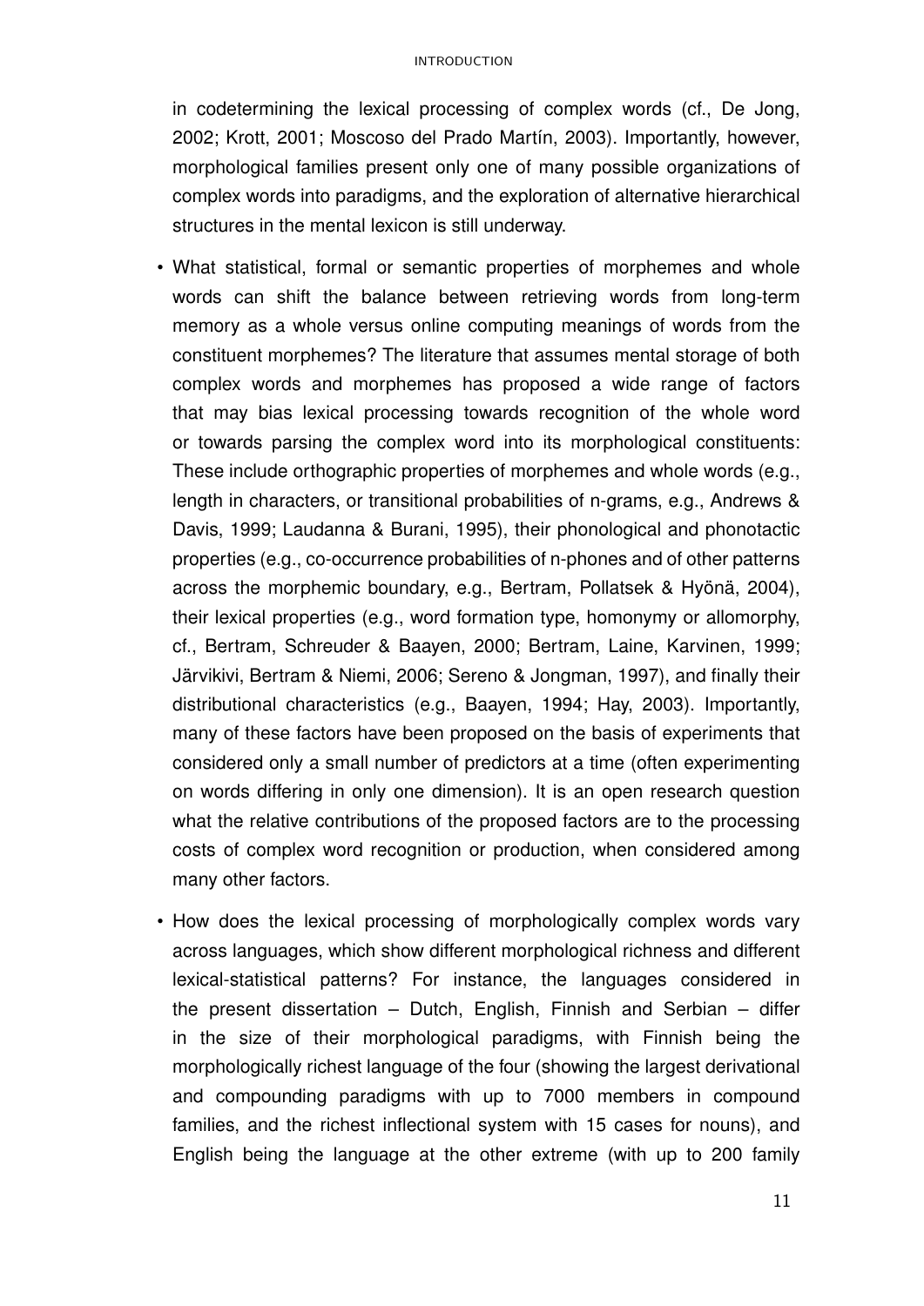in codetermining the lexical processing of complex words (cf., De Jong, 2002; Krott, 2001; Moscoso del Prado Martín, 2003). Importantly, however, morphological families present only one of many possible organizations of complex words into paradigms, and the exploration of alternative hierarchical structures in the mental lexicon is still underway.

- What statistical, formal or semantic properties of morphemes and whole words can shift the balance between retrieving words from long-term memory as a whole versus online computing meanings of words from the constituent morphemes? The literature that assumes mental storage of both complex words and morphemes has proposed a wide range of factors that may bias lexical processing towards recognition of the whole word or towards parsing the complex word into its morphological constituents: These include orthographic properties of morphemes and whole words (e.g., length in characters, or transitional probabilities of n-grams, e.g., Andrews & Davis, 1999; Laudanna & Burani, 1995), their phonological and phonotactic properties (e.g., co-occurrence probabilities of n-phones and of other patterns across the morphemic boundary, e.g., Bertram, Pollatsek & Hyönä, 2004), their lexical properties (e.g., word formation type, homonymy or allomorphy, cf., Bertram, Schreuder & Baayen, 2000; Bertram, Laine, Karvinen, 1999; Järvikivi, Bertram & Niemi, 2006; Sereno & Jongman, 1997), and finally their distributional characteristics (e.g., Baayen, 1994; Hay, 2003). Importantly, many of these factors have been proposed on the basis of experiments that considered only a small number of predictors at a time (often experimenting on words differing in only one dimension). It is an open research question what the relative contributions of the proposed factors are to the processing costs of complex word recognition or production, when considered among many other factors.

- How does the lexical processing of morphologically complex words vary across languages, which show different morphological richness and different lexical-statistical patterns? For instance, the languages considered in the present dissertation – Dutch, English, Finnish and Serbian – differ in the size of their morphological paradigms, with Finnish being the morphologically richest language of the four (showing the largest derivational and compounding paradigms with up to 7000 members in compound families, and the richest inflectional system with 15 cases for nouns), and English being the language at the other extreme (with up to 200 family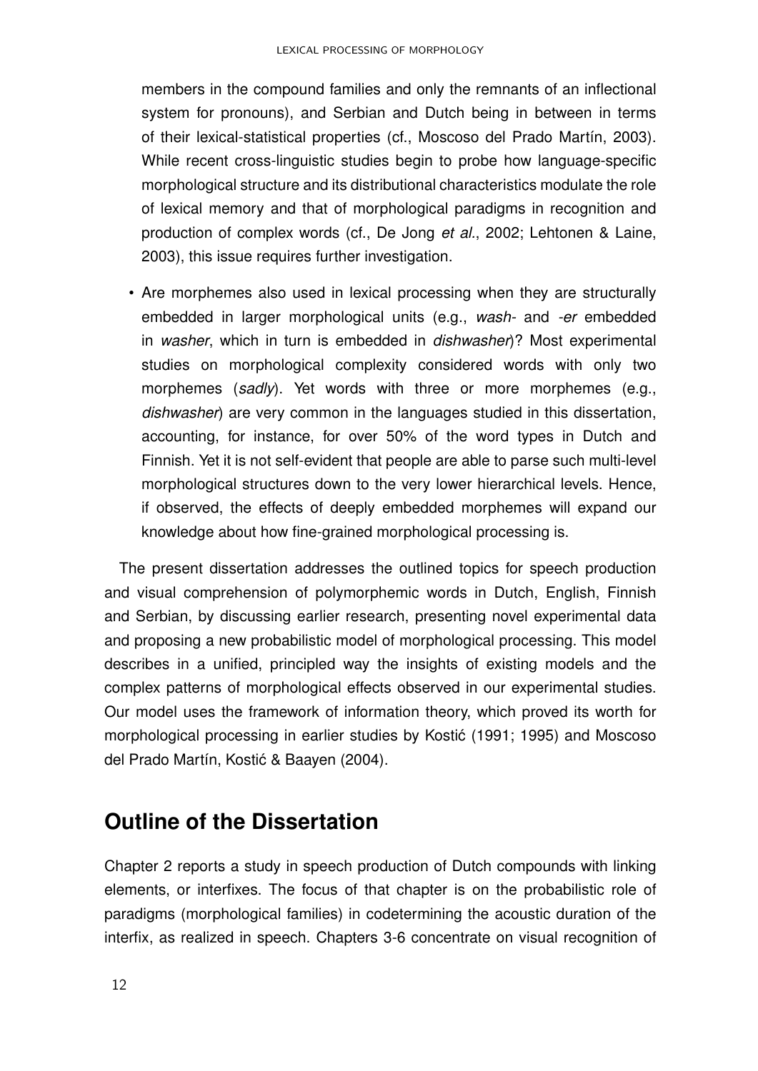members in the compound families and only the remnants of an inflectional system for pronouns), and Serbian and Dutch being in between in terms of their lexical-statistical properties (cf., Moscoso del Prado Martín, 2003). While recent cross-linguistic studies begin to probe how language-specific morphological structure and its distributional characteristics modulate the role of lexical memory and that of morphological paradigms in recognition and production of complex words (cf., De Jong *et al.*, 2002; Lehtonen & Laine, 2003), this issue requires further investigation.

- Are morphemes also used in lexical processing when they are structurally embedded in larger morphological units (e.g., *wash-* and *-er* embedded in *washer*, which in turn is embedded in *dishwasher*)? Most experimental studies on morphological complexity considered words with only two morphemes (*sadly*). Yet words with three or more morphemes (e.g., *dishwasher*) are very common in the languages studied in this dissertation, accounting, for instance, for over 50% of the word types in Dutch and Finnish. Yet it is not self-evident that people are able to parse such multi-level morphological structures down to the very lower hierarchical levels. Hence, if observed, the effects of deeply embedded morphemes will expand our knowledge about how fine-grained morphological processing is.

The present dissertation addresses the outlined topics for speech production and visual comprehension of polymorphemic words in Dutch, English, Finnish and Serbian, by discussing earlier research, presenting novel experimental data and proposing a new probabilistic model of morphological processing. This model describes in a unified, principled way the insights of existing models and the complex patterns of morphological effects observed in our experimental studies. Our model uses the framework of information theory, which proved its worth for morphological processing in earlier studies by Kostić (1991; 1995) and Moscoso del Prado Martín, Kostić & Baayen (2004).

## Outline of the Dissertation

Chapter 2 reports a study in speech production of Dutch compounds with linking elements, or interfixes. The focus of that chapter is on the probabilistic role of paradigms (morphological families) in codetermining the acoustic duration of the interfix, as realized in speech. Chapters 3-6 concentrate on visual recognition of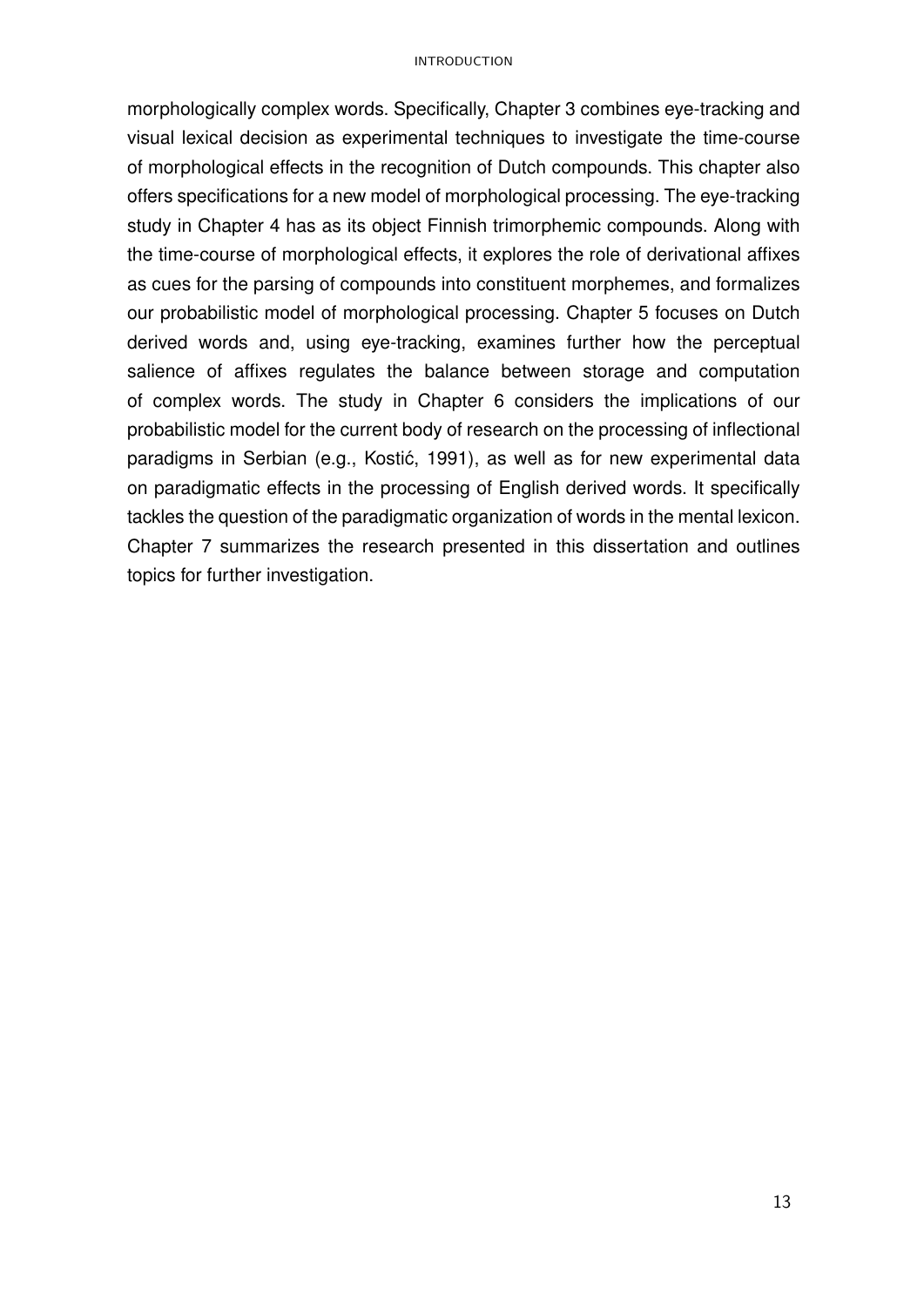morphologically complex words. Specifically, Chapter 3 combines eye-tracking and visual lexical decision as experimental techniques to investigate the time-course of morphological effects in the recognition of Dutch compounds. This chapter also offers specifications for a new model of morphological processing. The eye-tracking study in Chapter 4 has as its object Finnish trimorphemic compounds. Along with the time-course of morphological effects, it explores the role of derivational affixes as cues for the parsing of compounds into constituent morphemes, and formalizes our probabilistic model of morphological processing. Chapter 5 focuses on Dutch derived words and, using eye-tracking, examines further how the perceptual salience of affixes regulates the balance between storage and computation of complex words. The study in Chapter 6 considers the implications of our probabilistic model for the current body of research on the processing of inflectional paradigms in Serbian (e.g., Kostić, 1991), as well as for new experimental data on paradigmatic effects in the processing of English derived words. It specifically tackles the question of the paradigmatic organization of words in the mental lexicon. Chapter 7 summarizes the research presented in this dissertation and outlines topics for further investigation.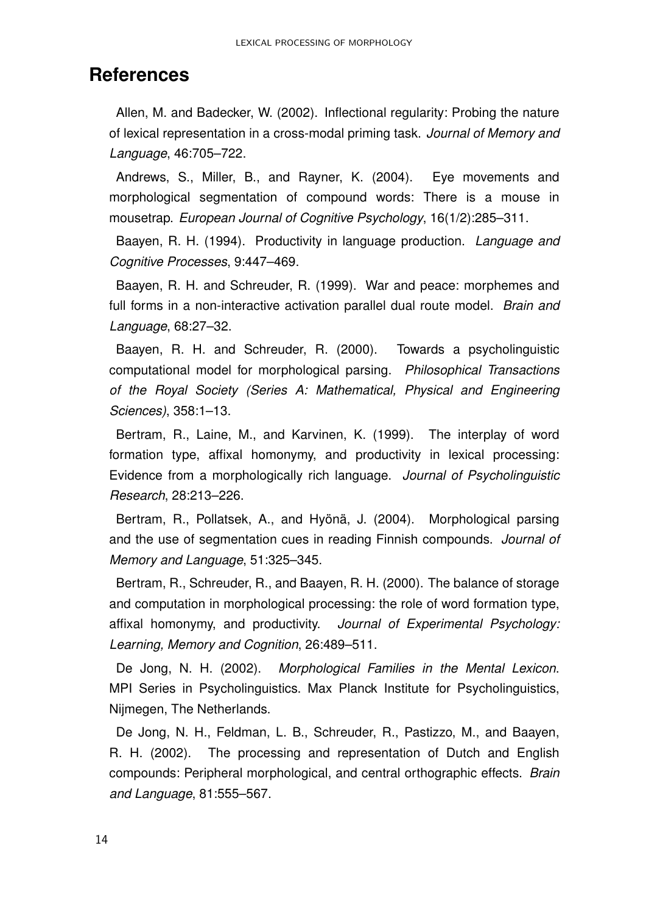# References

Allen, M. and Badecker, W. (2002). Inflectional regularity: Probing the nature of lexical representation in a cross-modal priming task. *Journal of Memory and Language*, 46:705–722.

Andrews, S., Miller, B., and Rayner, K. (2004). Eye movements and morphological segmentation of compound words: There is a mouse in mousetrap. *European Journal of Cognitive Psychology*, 16(1/2):285–311.

Baayen, R. H. (1994). Productivity in language production. *Language and Cognitive Processes*, 9:447–469.

Baayen, R. H. and Schreuder, R. (1999). War and peace: morphemes and full forms in a non-interactive activation parallel dual route model. *Brain and Language*, 68:27–32.

Baayen, R. H. and Schreuder, R. (2000). Towards a psycholinguistic computational model for morphological parsing. *Philosophical Transactions of the Royal Society (Series A: Mathematical, Physical and Engineering Sciences)*, 358:1–13.

Bertram, R., Laine, M., and Karvinen, K. (1999). The interplay of word formation type, affixal homonymy, and productivity in lexical processing: Evidence from a morphologically rich language. *Journal of Psycholinguistic Research*, 28:213–226.

Bertram, R., Pollatsek, A., and Hyönä, J. (2004). Morphological parsing and the use of segmentation cues in reading Finnish compounds. *Journal of Memory and Language*, 51:325–345.

Bertram, R., Schreuder, R., and Baayen, R. H. (2000). The balance of storage and computation in morphological processing: the role of word formation type, affixal homonymy, and productivity. *Journal of Experimental Psychology: Learning, Memory and Cognition*, 26:489–511.

De Jong, N. H. (2002). *Morphological Families in the Mental Lexicon*. MPI Series in Psycholinguistics. Max Planck Institute for Psycholinguistics, Nijmegen, The Netherlands.

De Jong, N. H., Feldman, L. B., Schreuder, R., Pastizzo, M., and Baayen, R. H. (2002). The processing and representation of Dutch and English compounds: Peripheral morphological, and central orthographic effects. *Brain and Language*, 81:555–567.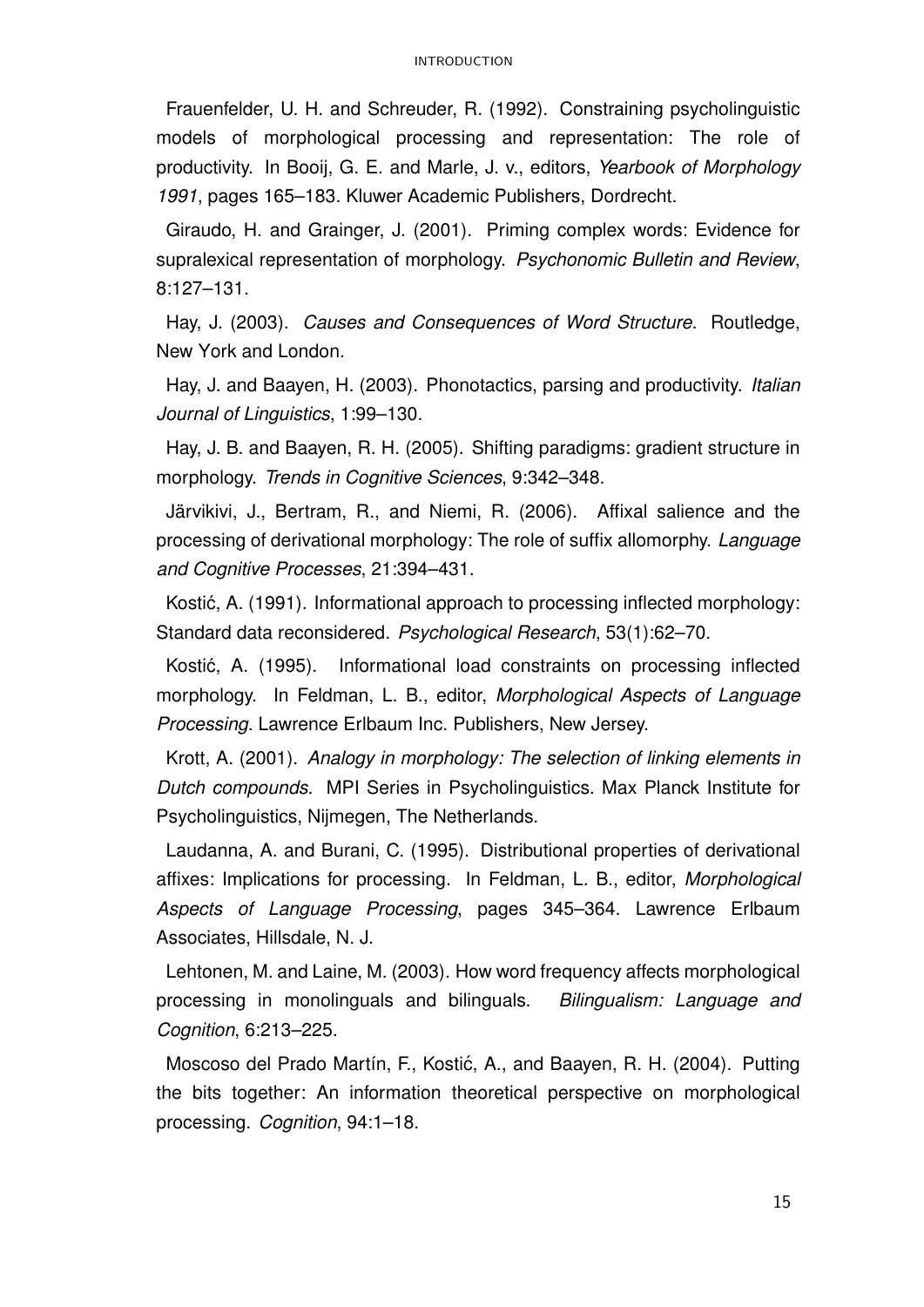Frauenfelder, U. H. and Schreuder, R. (1992). Constraining psycholinguistic models of morphological processing and representation: The role of productivity. In Booij, G. E. and Marle, J. v., editors, *Yearbook of Morphology 1991*, pages 165–183. Kluwer Academic Publishers, Dordrecht.

Giraudo, H. and Grainger, J. (2001). Priming complex words: Evidence for supralexical representation of morphology. *Psychonomic Bulletin and Review*, 8:127–131.

Hay, J. (2003). *Causes and Consequences of Word Structure*. Routledge, New York and London.

Hay, J. and Baayen, H. (2003). Phonotactics, parsing and productivity. *Italian Journal of Linguistics*, 1:99–130.

Hay, J. B. and Baayen, R. H. (2005). Shifting paradigms: gradient structure in morphology. *Trends in Cognitive Sciences*, 9:342–348.

Järvikivi, J., Bertram, R., and Niemi, R. (2006). Affixal salience and the processing of derivational morphology: The role of suffix allomorphy. *Language and Cognitive Processes*, 21:394–431.

Kostić, A. (1991). Informational approach to processing inflected morphology: Standard data reconsidered. *Psychological Research*, 53(1):62–70.

Kostić, A. (1995). Informational load constraints on processing inflected morphology. In Feldman, L. B., editor, *Morphological Aspects of Language Processing*. Lawrence Erlbaum Inc. Publishers, New Jersey.

Krott, A. (2001). *Analogy in morphology: The selection of linking elements in Dutch compounds*. MPI Series in Psycholinguistics. Max Planck Institute for Psycholinguistics, Nijmegen, The Netherlands.

Laudanna, A. and Burani, C. (1995). Distributional properties of derivational affixes: Implications for processing. In Feldman, L. B., editor, *Morphological Aspects of Language Processing*, pages 345–364. Lawrence Erlbaum Associates, Hillsdale, N. J.

Lehtonen, M. and Laine, M. (2003). How word frequency affects morphological processing in monolinguals and bilinguals. *Bilingualism: Language and Cognition*, 6:213–225.

Moscoso del Prado Martín, F., Kostić, A., and Baayen, R. H. (2004). Putting the bits together: An information theoretical perspective on morphological processing. *Cognition*, 94:1–18.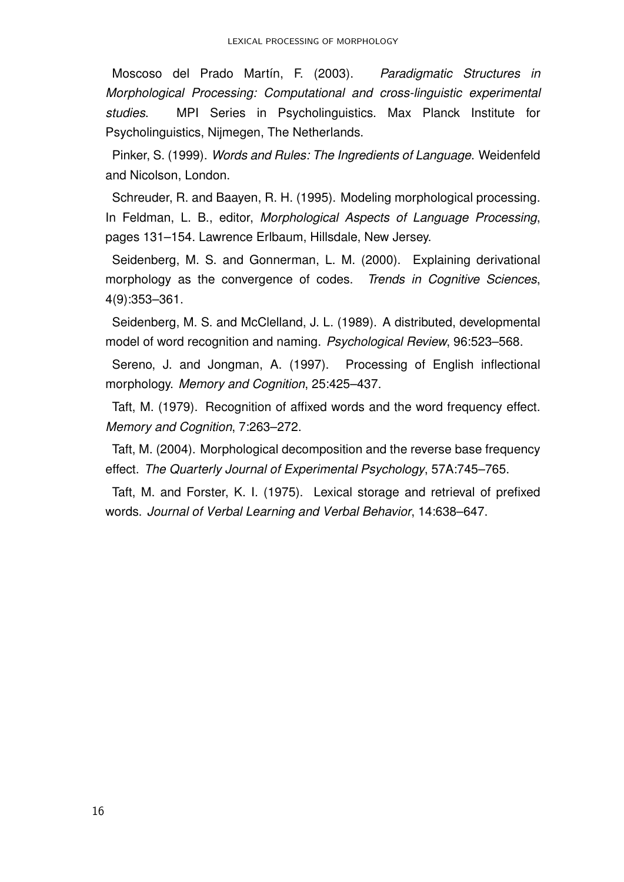Moscoso del Prado Martín, F. (2003). *Paradigmatic Structures in Morphological Processing: Computational and cross-linguistic experimental studies*. MPI Series in Psycholinguistics. Max Planck Institute for Psycholinguistics, Nijmegen, The Netherlands.

Pinker, S. (1999). *Words and Rules: The Ingredients of Language*. Weidenfeld and Nicolson, London.

Schreuder, R. and Baayen, R. H. (1995). Modeling morphological processing. In Feldman, L. B., editor, *Morphological Aspects of Language Processing*, pages 131–154. Lawrence Erlbaum, Hillsdale, New Jersey.

Seidenberg, M. S. and Gonnerman, L. M. (2000). Explaining derivational morphology as the convergence of codes. *Trends in Cognitive Sciences*, 4(9):353–361.

Seidenberg, M. S. and McClelland, J. L. (1989). A distributed, developmental model of word recognition and naming. *Psychological Review*, 96:523–568.

Sereno, J. and Jongman, A. (1997). Processing of English inflectional morphology. *Memory and Cognition*, 25:425–437.

Taft, M. (1979). Recognition of affixed words and the word frequency effect. *Memory and Cognition*, 7:263–272.

Taft, M. (2004). Morphological decomposition and the reverse base frequency effect. *The Quarterly Journal of Experimental Psychology*, 57A:745–765.

Taft, M. and Forster, K. I. (1975). Lexical storage and retrieval of prefixed words. *Journal of Verbal Learning and Verbal Behavior*, 14:638–647.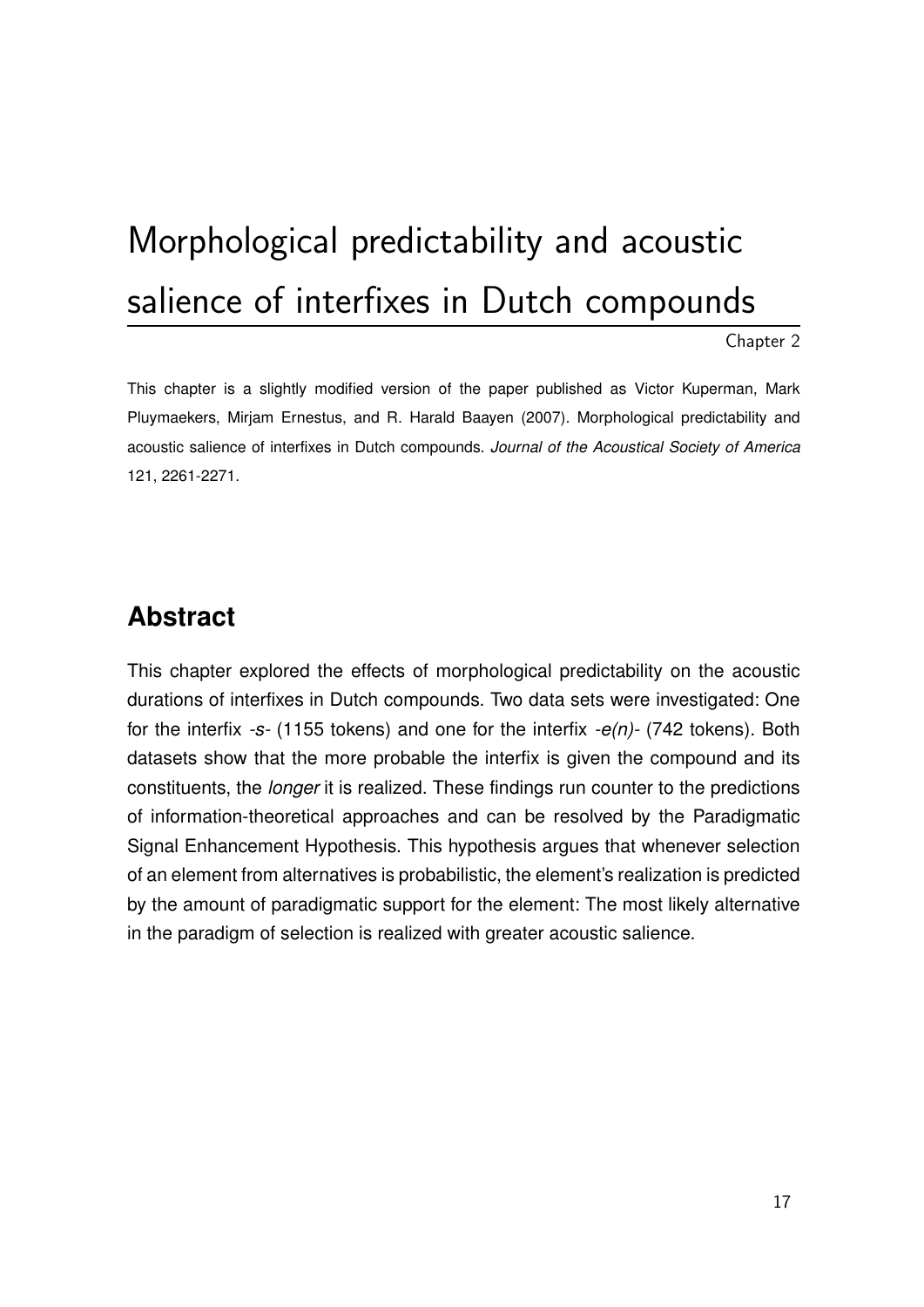# Morphological predictability and acoustic salience of interfixes in Dutch compounds

Chapter 2

This chapter is a slightly modified version of the paper published as Victor Kuperman, Mark Pluymaekers, Mirjam Ernestus, and R. Harald Baayen (2007). Morphological predictability and acoustic salience of interfixes in Dutch compounds. *Journal of the Acoustical Society of America* 121, 2261-2271.

## Abstract

This chapter explored the effects of morphological predictability on the acoustic durations of interfixes in Dutch compounds. Two data sets were investigated: One for the interfix *-s-* (1155 tokens) and one for the interfix *-e(n)-* (742 tokens). Both datasets show that the more probable the interfix is given the compound and its constituents, the *longer* it is realized. These findings run counter to the predictions of information-theoretical approaches and can be resolved by the Paradigmatic Signal Enhancement Hypothesis. This hypothesis argues that whenever selection of an element from alternatives is probabilistic, the element's realization is predicted by the amount of paradigmatic support for the element: The most likely alternative in the paradigm of selection is realized with greater acoustic salience.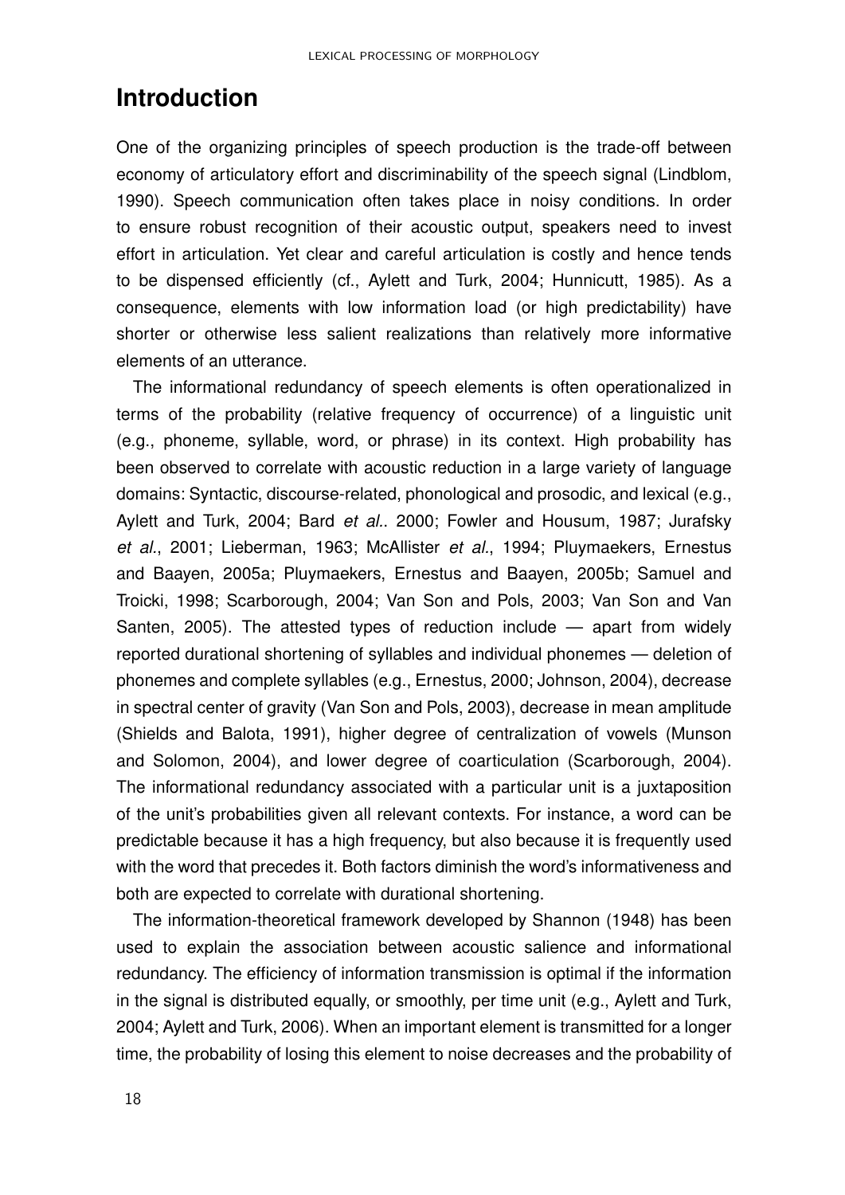# Introduction

One of the organizing principles of speech production is the trade-off between economy of articulatory effort and discriminability of the speech signal (Lindblom, 1990). Speech communication often takes place in noisy conditions. In order to ensure robust recognition of their acoustic output, speakers need to invest effort in articulation. Yet clear and careful articulation is costly and hence tends to be dispensed efficiently (cf., Aylett and Turk, 2004; Hunnicutt, 1985). As a consequence, elements with low information load (or high predictability) have shorter or otherwise less salient realizations than relatively more informative elements of an utterance.

The informational redundancy of speech elements is often operationalized in terms of the probability (relative frequency of occurrence) of a linguistic unit (e.g., phoneme, syllable, word, or phrase) in its context. High probability has been observed to correlate with acoustic reduction in a large variety of language domains: Syntactic, discourse-related, phonological and prosodic, and lexical (e.g., Aylett and Turk, 2004; Bard *et al.*. 2000; Fowler and Housum, 1987; Jurafsky *et al.*, 2001; Lieberman, 1963; McAllister *et al.*, 1994; Pluymaekers, Ernestus and Baayen, 2005a; Pluymaekers, Ernestus and Baayen, 2005b; Samuel and Troicki, 1998; Scarborough, 2004; Van Son and Pols, 2003; Van Son and Van Santen, 2005). The attested types of reduction include — apart from widely reported durational shortening of syllables and individual phonemes — deletion of phonemes and complete syllables (e.g., Ernestus, 2000; Johnson, 2004), decrease in spectral center of gravity (Van Son and Pols, 2003), decrease in mean amplitude (Shields and Balota, 1991), higher degree of centralization of vowels (Munson and Solomon, 2004), and lower degree of coarticulation (Scarborough, 2004). The informational redundancy associated with a particular unit is a juxtaposition of the unit's probabilities given all relevant contexts. For instance, a word can be predictable because it has a high frequency, but also because it is frequently used with the word that precedes it. Both factors diminish the word's informativeness and both are expected to correlate with durational shortening.

The information-theoretical framework developed by Shannon (1948) has been used to explain the association between acoustic salience and informational redundancy. The efficiency of information transmission is optimal if the information in the signal is distributed equally, or smoothly, per time unit (e.g., Aylett and Turk, 2004; Aylett and Turk, 2006). When an important element is transmitted for a longer time, the probability of losing this element to noise decreases and the probability of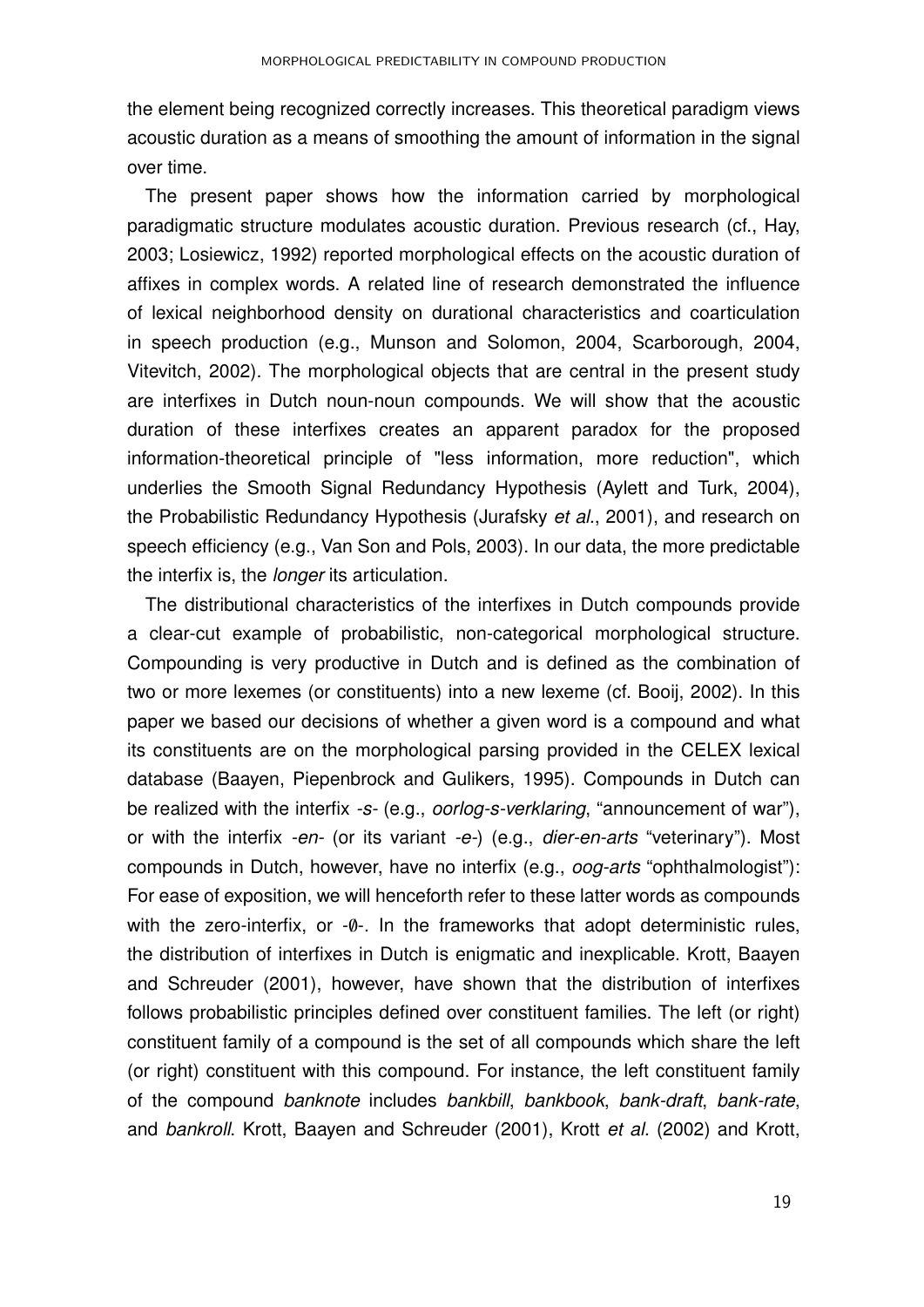the element being recognized correctly increases. This theoretical paradigm views acoustic duration as a means of smoothing the amount of information in the signal over time.

The present paper shows how the information carried by morphological paradigmatic structure modulates acoustic duration. Previous research (cf., Hay, 2003; Losiewicz, 1992) reported morphological effects on the acoustic duration of affixes in complex words. A related line of research demonstrated the influence of lexical neighborhood density on durational characteristics and coarticulation in speech production (e.g., Munson and Solomon, 2004, Scarborough, 2004, Vitevitch, 2002). The morphological objects that are central in the present study are interfixes in Dutch noun-noun compounds. We will show that the acoustic duration of these interfixes creates an apparent paradox for the proposed information-theoretical principle of "less information, more reduction", which underlies the Smooth Signal Redundancy Hypothesis (Aylett and Turk, 2004), the Probabilistic Redundancy Hypothesis (Jurafsky *et al*., 2001), and research on speech efficiency (e.g., Van Son and Pols, 2003). In our data, the more predictable the interfix is, the *longer* its articulation.

The distributional characteristics of the interfixes in Dutch compounds provide a clear-cut example of probabilistic, non-categorical morphological structure. Compounding is very productive in Dutch and is defined as the combination of two or more lexemes (or constituents) into a new lexeme (cf. Booij, 2002). In this paper we based our decisions of whether a given word is a compound and what its constituents are on the morphological parsing provided in the CELEX lexical database (Baayen, Piepenbrock and Gulikers, 1995). Compounds in Dutch can be realized with the interfix *-s-* (e.g., *oorlog-s-verklaring*, "announcement of war"), or with the interfix *-en-* (or its variant *-e-*) (e.g., *dier-en-arts* "veterinary"). Most compounds in Dutch, however, have no interfix (e.g., *oog-arts* "ophthalmologist"): For ease of exposition, we will henceforth refer to these latter words as compounds with the zero-interfix, or -∅-. In the frameworks that adopt deterministic rules, the distribution of interfixes in Dutch is enigmatic and inexplicable. Krott, Baayen and Schreuder (2001), however, have shown that the distribution of interfixes follows probabilistic principles defined over constituent families. The left (or right) constituent family of a compound is the set of all compounds which share the left (or right) constituent with this compound. For instance, the left constituent family of the compound *banknote* includes *bankbill*, *bankbook*, *bank-draft*, *bank-rate*, and *bankroll*. Krott, Baayen and Schreuder (2001), Krott *et al*. (2002) and Krott,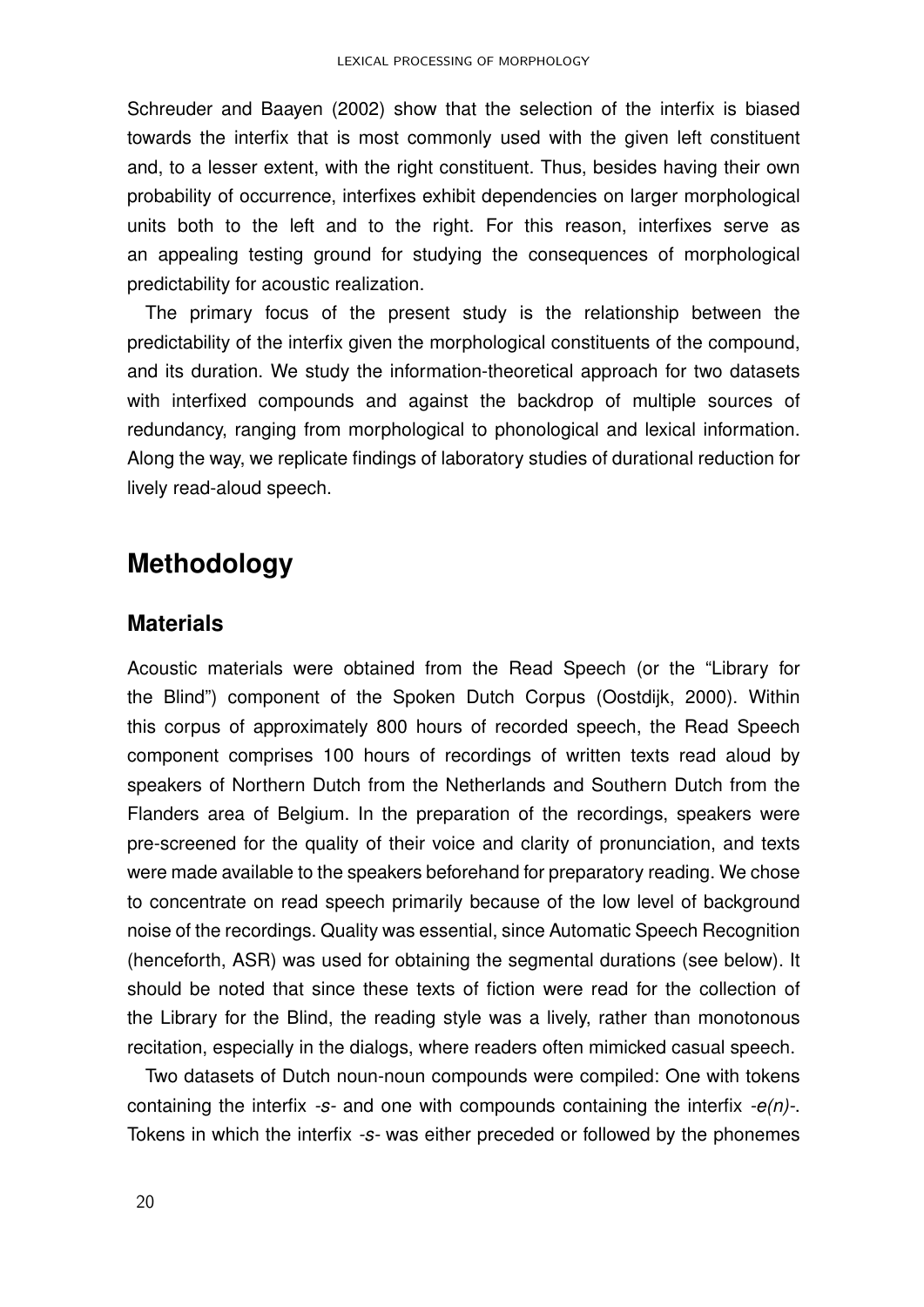Schreuder and Baayen (2002) show that the selection of the interfix is biased towards the interfix that is most commonly used with the given left constituent and, to a lesser extent, with the right constituent. Thus, besides having their own probability of occurrence, interfixes exhibit dependencies on larger morphological units both to the left and to the right. For this reason, interfixes serve as an appealing testing ground for studying the consequences of morphological predictability for acoustic realization.

The primary focus of the present study is the relationship between the predictability of the interfix given the morphological constituents of the compound, and its duration. We study the information-theoretical approach for two datasets with interfixed compounds and against the backdrop of multiple sources of redundancy, ranging from morphological to phonological and lexical information. Along the way, we replicate findings of laboratory studies of durational reduction for lively read-aloud speech.

## Methodology

### Materials

Acoustic materials were obtained from the Read Speech (or the "Library for the Blind") component of the Spoken Dutch Corpus (Oostdijk, 2000). Within this corpus of approximately 800 hours of recorded speech, the Read Speech component comprises 100 hours of recordings of written texts read aloud by speakers of Northern Dutch from the Netherlands and Southern Dutch from the Flanders area of Belgium. In the preparation of the recordings, speakers were pre-screened for the quality of their voice and clarity of pronunciation, and texts were made available to the speakers beforehand for preparatory reading. We chose to concentrate on read speech primarily because of the low level of background noise of the recordings. Quality was essential, since Automatic Speech Recognition (henceforth, ASR) was used for obtaining the segmental durations (see below). It should be noted that since these texts of fiction were read for the collection of the Library for the Blind, the reading style was a lively, rather than monotonous recitation, especially in the dialogs, where readers often mimicked casual speech.

Two datasets of Dutch noun-noun compounds were compiled: One with tokens containing the interfix *-s-* and one with compounds containing the interfix *-e(n)-*. Tokens in which the interfix *-s-* was either preceded or followed by the phonemes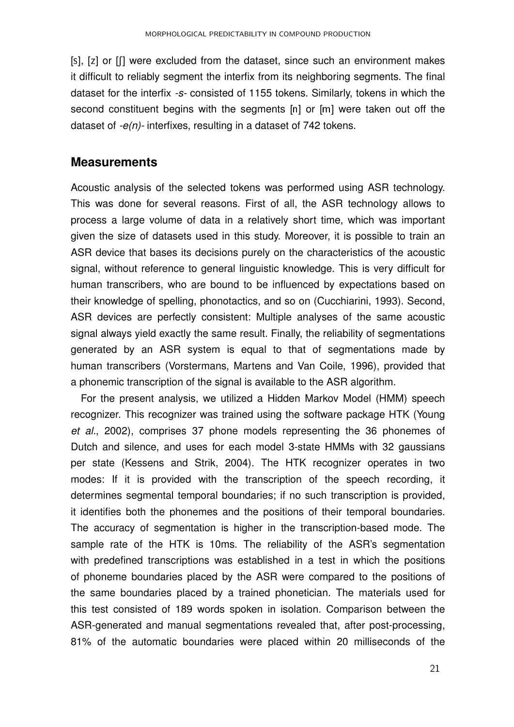[s], [z] or [ʃ] were excluded from the dataset, since such an environment makes it difficult to reliably segment the interfix from its neighboring segments. The final dataset for the interfix *-s-* consisted of 1155 tokens. Similarly, tokens in which the second constituent begins with the segments [n] or [m] were taken out off the dataset of *-e(n)-* interfixes, resulting in a dataset of 742 tokens.

## Measurements

Acoustic analysis of the selected tokens was performed using ASR technology. This was done for several reasons. First of all, the ASR technology allows to process a large volume of data in a relatively short time, which was important given the size of datasets used in this study. Moreover, it is possible to train an ASR device that bases its decisions purely on the characteristics of the acoustic signal, without reference to general linguistic knowledge. This is very difficult for human transcribers, who are bound to be influenced by expectations based on their knowledge of spelling, phonotactics, and so on (Cucchiarini, 1993). Second, ASR devices are perfectly consistent: Multiple analyses of the same acoustic signal always yield exactly the same result. Finally, the reliability of segmentations generated by an ASR system is equal to that of segmentations made by human transcribers (Vorstermans, Martens and Van Coile, 1996), provided that a phonemic transcription of the signal is available to the ASR algorithm.

For the present analysis, we utilized a Hidden Markov Model (HMM) speech recognizer. This recognizer was trained using the software package HTK (Young *et al.*, 2002), comprises 37 phone models representing the 36 phonemes of Dutch and silence, and uses for each model 3-state HMMs with 32 gaussians per state (Kessens and Strik, 2004). The HTK recognizer operates in two modes: If it is provided with the transcription of the speech recording, it determines segmental temporal boundaries; if no such transcription is provided, it identifies both the phonemes and the positions of their temporal boundaries. The accuracy of segmentation is higher in the transcription-based mode. The sample rate of the HTK is 10ms. The reliability of the ASR's segmentation with predefined transcriptions was established in a test in which the positions of phoneme boundaries placed by the ASR were compared to the positions of the same boundaries placed by a trained phonetician. The materials used for this test consisted of 189 words spoken in isolation. Comparison between the ASR-generated and manual segmentations revealed that, after post-processing, 81% of the automatic boundaries were placed within 20 milliseconds of the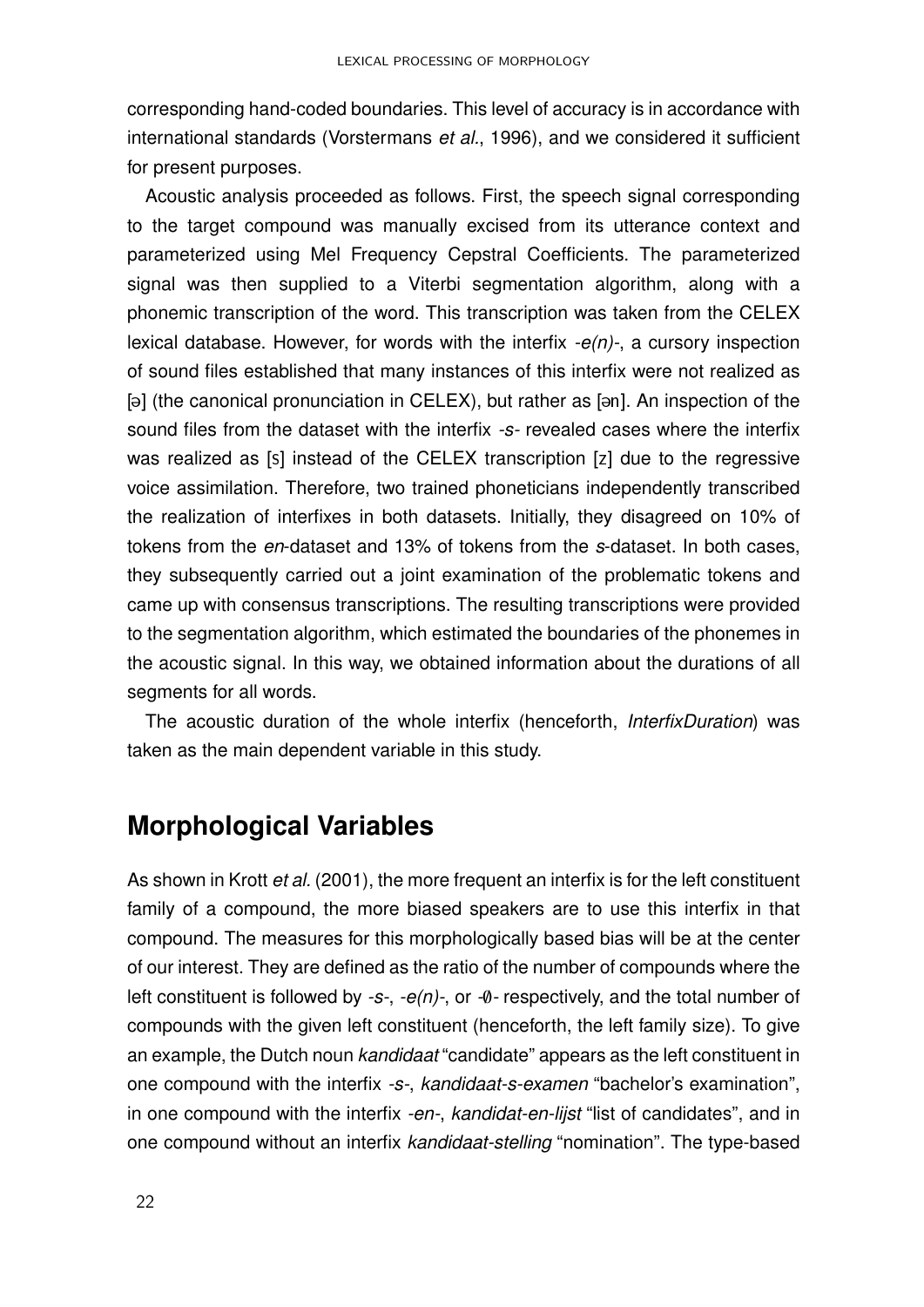corresponding hand-coded boundaries. This level of accuracy is in accordance with international standards (Vorstermans *et al.*, 1996), and we considered it sufficient for present purposes.

Acoustic analysis proceeded as follows. First, the speech signal corresponding to the target compound was manually excised from its utterance context and parameterized using Mel Frequency Cepstral Coefficients. The parameterized signal was then supplied to a Viterbi segmentation algorithm, along with a phonemic transcription of the word. This transcription was taken from the CELEX lexical database. However, for words with the interfix *-e(n)-*, a cursory inspection of sound files established that many instances of this interfix were not realized as [ə] (the canonical pronunciation in CELEX), but rather as [ən]. An inspection of the sound files from the dataset with the interfix *-s-* revealed cases where the interfix was realized as [s] instead of the CELEX transcription [z] due to the regressive voice assimilation. Therefore, two trained phoneticians independently transcribed the realization of interfixes in both datasets. Initially, they disagreed on 10% of tokens from the *en*-dataset and 13% of tokens from the *s*-dataset. In both cases, they subsequently carried out a joint examination of the problematic tokens and came up with consensus transcriptions. The resulting transcriptions were provided to the segmentation algorithm, which estimated the boundaries of the phonemes in the acoustic signal. In this way, we obtained information about the durations of all segments for all words.

The acoustic duration of the whole interfix (henceforth, *InterfixDuration*) was taken as the main dependent variable in this study.

## Morphological Variables

As shown in Krott *et al.* (2001), the more frequent an interfix is for the left constituent family of a compound, the more biased speakers are to use this interfix in that compound. The measures for this morphologically based bias will be at the center of our interest. They are defined as the ratio of the number of compounds where the left constituent is followed by *-s-*, *-e(n)-*, or *-∅-* respectively, and the total number of compounds with the given left constituent (henceforth, the left family size). To give an example, the Dutch noun *kandidaat* "candidate" appears as the left constituent in one compound with the interfix *-s-*, *kandidaat-s-examen* "bachelor's examination", in one compound with the interfix *-en-*, *kandidat-en-lijst* "list of candidates", and in one compound without an interfix *kandidaat-stelling* "nomination". The type-based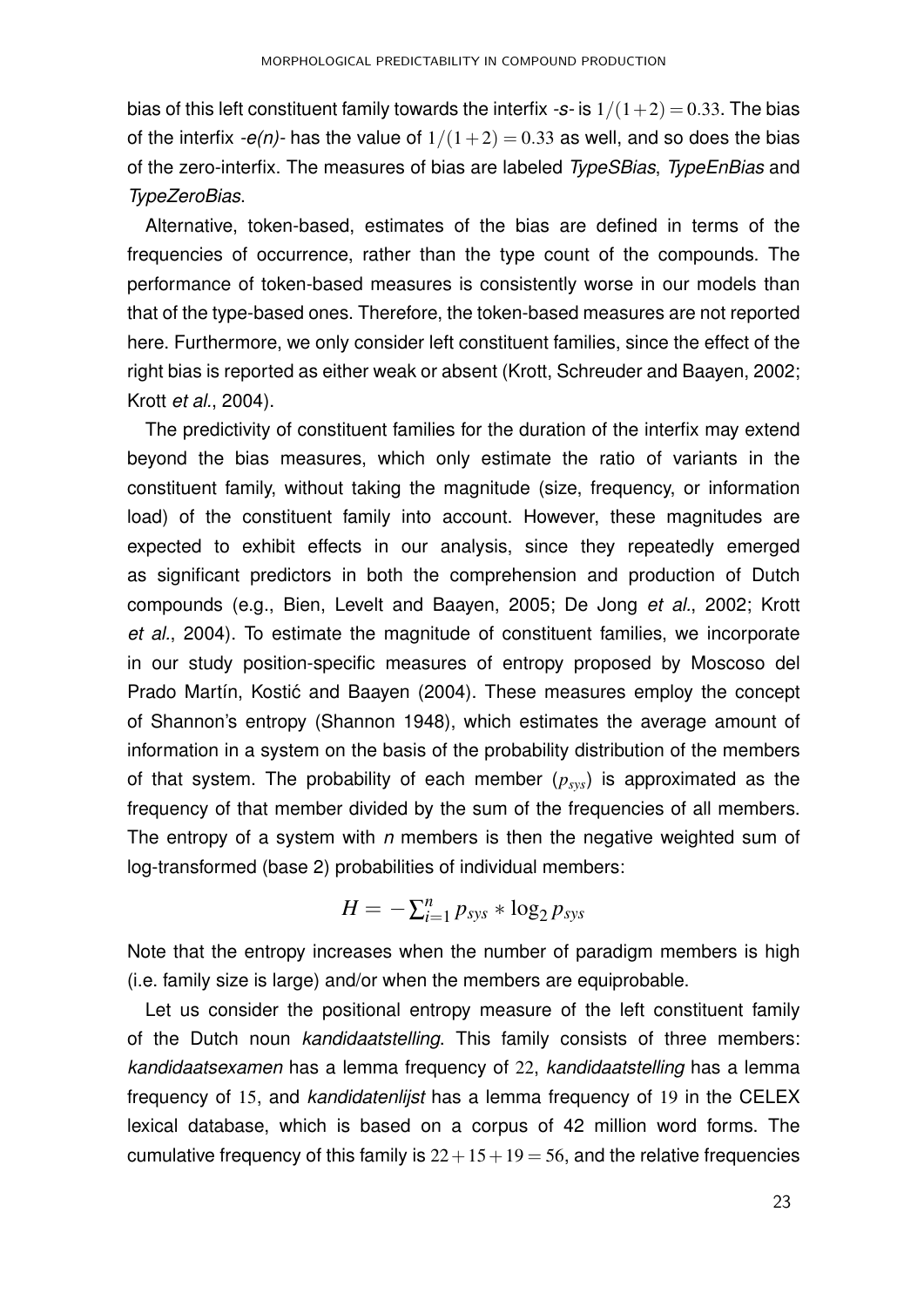bias of this left constituent family towards the interfix *-s-* is $1/(1+2) = 0.33$. The bias of the interfix *-e(n)-* has the value of $1/(1+2) = 0.33$ as well, and so does the bias of the zero-interfix. The measures of bias are labeled *TypeSBias*, *TypeEnBias* and *TypeZeroBias*.

Alternative, token-based, estimates of the bias are defined in terms of the frequencies of occurrence, rather than the type count of the compounds. The performance of token-based measures is consistently worse in our models than that of the type-based ones. Therefore, the token-based measures are not reported here. Furthermore, we only consider left constituent families, since the effect of the right bias is reported as either weak or absent (Krott, Schreuder and Baayen, 2002; Krott *et al.*, 2004).

The predictivity of constituent families for the duration of the interfix may extend beyond the bias measures, which only estimate the ratio of variants in the constituent family, without taking the magnitude (size, frequency, or information load) of the constituent family into account. However, these magnitudes are expected to exhibit effects in our analysis, since they repeatedly emerged as significant predictors in both the comprehension and production of Dutch compounds (e.g., Bien, Levelt and Baayen, 2005; De Jong *et al.*, 2002; Krott *et al.*, 2004). To estimate the magnitude of constituent families, we incorporate in our study position-specific measures of entropy proposed by Moscoso del Prado Martín, Kostić and Baayen (2004). These measures employ the concept of Shannon's entropy (Shannon 1948), which estimates the average amount of information in a system on the basis of the probability distribution of the members of that system. The probability of each member ($p_{sys}$) is approximated as the frequency of that member divided by the sum of the frequencies of all members. The entropy of a system with *n* members is then the negative weighted sum of log-transformed (base 2) probabilities of individual members:

$$H = -\sum_{i=1}^{n} p_{sys} * \log_2 p_{sys}$$

Note that the entropy increases when the number of paradigm members is high (i.e. family size is large) and/or when the members are equiprobable.

Let us consider the positional entropy measure of the left constituent family of the Dutch noun *kandidaatstelling*. This family consists of three members: *kandidaatsexamen* has a lemma frequency of 22, *kandidaatstelling* has a lemma frequency of 15, and *kandidatenlijst* has a lemma frequency of 19 in the CELEX lexical database, which is based on a corpus of 42 million word forms. The cumulative frequency of this family is $22+15+19 = 56$, and the relative frequencies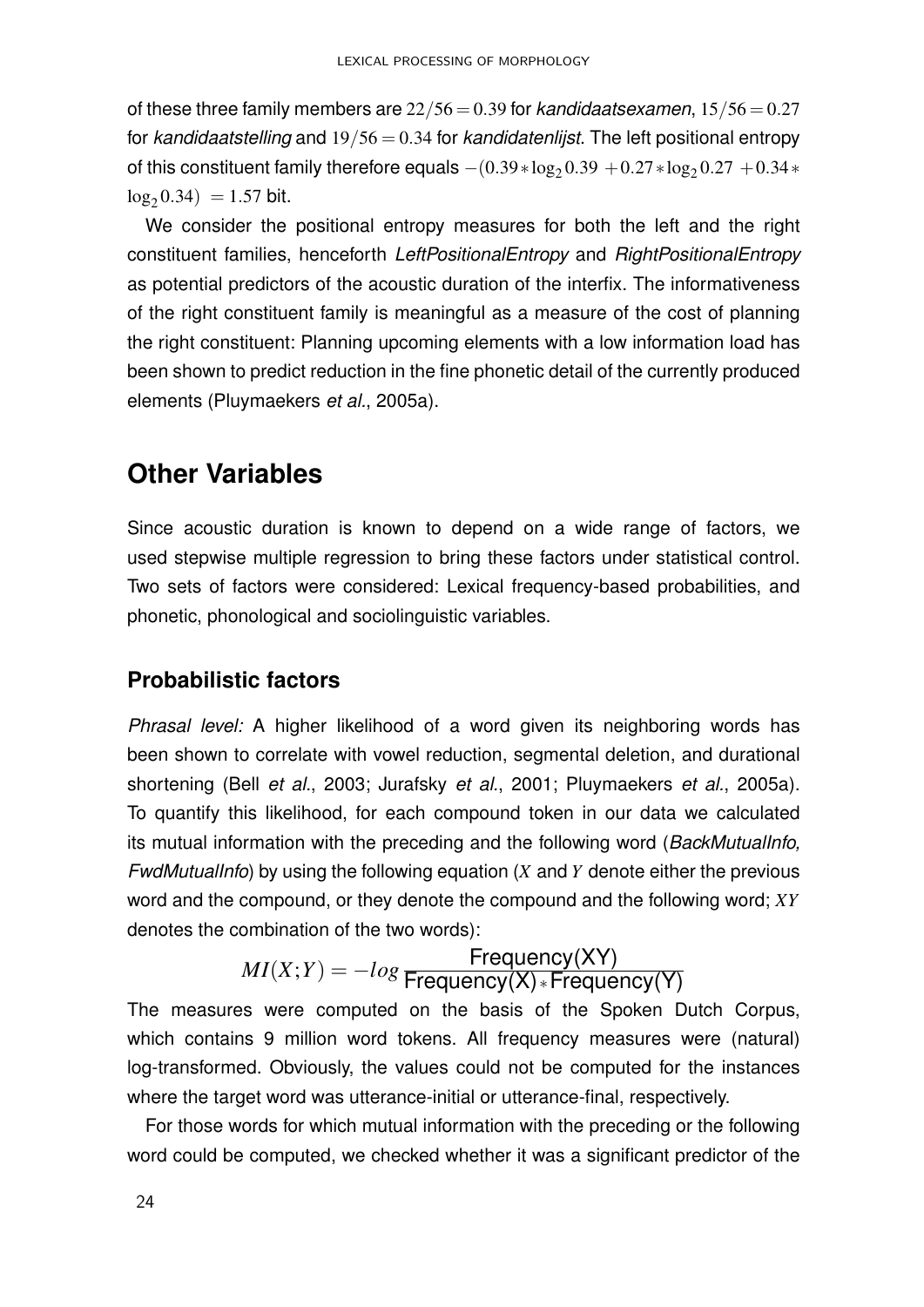of these three family members are $22/56 = 0.39$ for *kandidaatsexamen*, $15/56 = 0.27$ for *kandidaatstelling* and $19/56 = 0.34$ for *kandidatenlijst*. The left positional entropy of this constituent family therefore equals $-(0.39 * \log_2 0.39 + 0.27 * \log_2 0.27 + 0.34 * \log_2 0.34) = 1.57$ bit.

We consider the positional entropy measures for both the left and the right constituent families, henceforth *LeftPositionalEntropy* and *RightPositionalEntropy* as potential predictors of the acoustic duration of the interfix. The informativeness of the right constituent family is meaningful as a measure of the cost of planning the right constituent: Planning upcoming elements with a low information load has been shown to predict reduction in the fine phonetic detail of the currently produced elements (Pluymaekers *et al.*, 2005a).

## Other Variables

Since acoustic duration is known to depend on a wide range of factors, we used stepwise multiple regression to bring these factors under statistical control. Two sets of factors were considered: Lexical frequency-based probabilities, and phonetic, phonological and sociolinguistic variables.

### Probabilistic factors

*Phrasal level:* A higher likelihood of a word given its neighboring words has been shown to correlate with vowel reduction, segmental deletion, and durational shortening (Bell *et al.*, 2003; Jurafsky *et al.*, 2001; Pluymaekers *et al.*, 2005a). To quantify this likelihood, for each compound token in our data we calculated its mutual information with the preceding and the following word (*BackMutualInfo, FwdMutualInfo*) by using the following equation ($X$ and $Y$ denote either the previous word and the compound, or they denote the compound and the following word; $XY$ denotes the combination of the two words):

$$MI(X;Y) = -log \frac{\text{Frequency(XY)}}{\text{Frequency(X)} * \text{Frequency(Y)}}$$

The measures were computed on the basis of the Spoken Dutch Corpus, which contains 9 million word tokens. All frequency measures were (natural) log-transformed. Obviously, the values could not be computed for the instances where the target word was utterance-initial or utterance-final, respectively.

For those words for which mutual information with the preceding or the following word could be computed, we checked whether it was a significant predictor of the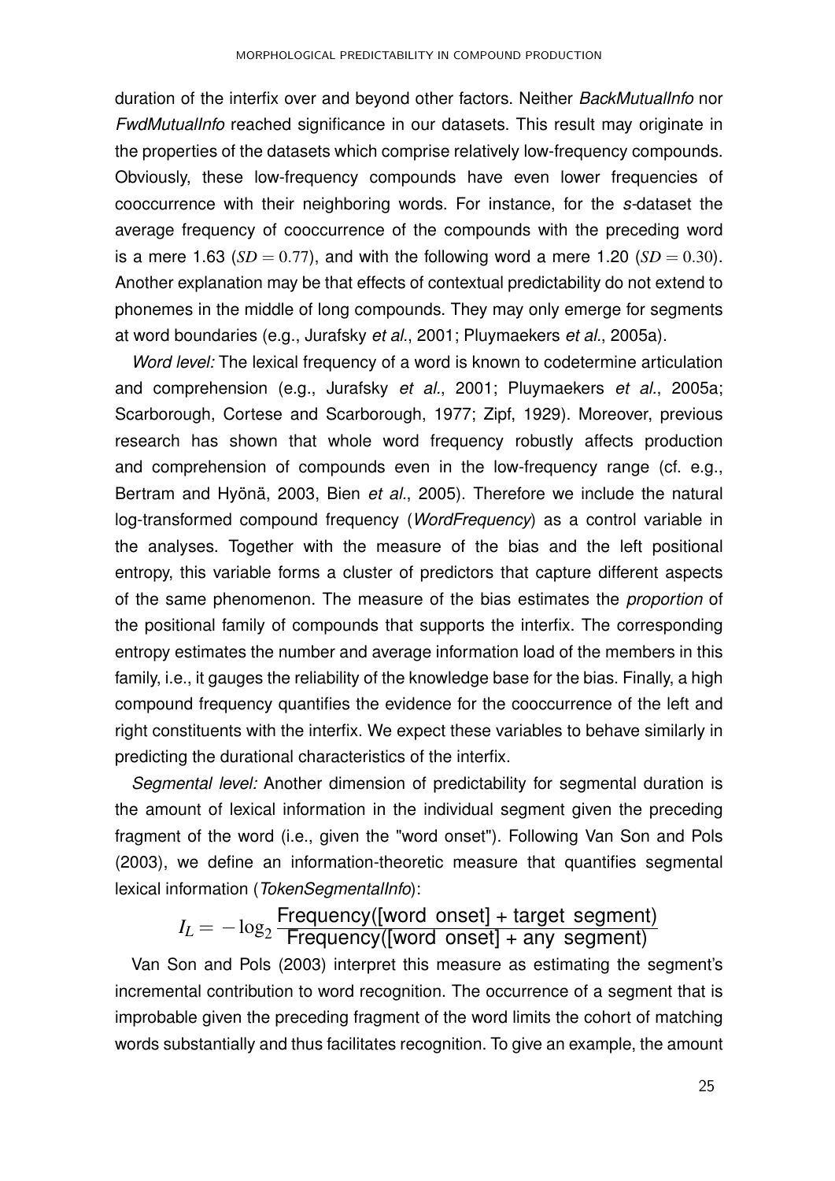duration of the interfix over and beyond other factors. Neither *BackMutualInfo* nor *FwdMutualInfo* reached significance in our datasets. This result may originate in the properties of the datasets which comprise relatively low-frequency compounds. Obviously, these low-frequency compounds have even lower frequencies of cooccurrence with their neighboring words. For instance, for the *s*-dataset the average frequency of cooccurrence of the compounds with the preceding word is a mere 1.63 ($SD = 0.77$), and with the following word a mere 1.20 ($SD = 0.30$). Another explanation may be that effects of contextual predictability do not extend to phonemes in the middle of long compounds. They may only emerge for segments at word boundaries (e.g., Jurafsky *et al.*, 2001; Pluymaekers *et al.*, 2005a).

*Word level:* The lexical frequency of a word is known to codetermine articulation and comprehension (e.g., Jurafsky *et al.*, 2001; Pluymaekers *et al.*, 2005a; Scarborough, Cortese and Scarborough, 1977; Zipf, 1929). Moreover, previous research has shown that whole word frequency robustly affects production and comprehension of compounds even in the low-frequency range (cf. e.g., Bertram and Hyönä, 2003, Bien *et al.*, 2005). Therefore we include the natural log-transformed compound frequency (*WordFrequency*) as a control variable in the analyses. Together with the measure of the bias and the left positional entropy, this variable forms a cluster of predictors that capture different aspects of the same phenomenon. The measure of the bias estimates the *proportion* of the positional family of compounds that supports the interfix. The corresponding entropy estimates the number and average information load of the members in this family, i.e., it gauges the reliability of the knowledge base for the bias. Finally, a high compound frequency quantifies the evidence for the cooccurrence of the left and right constituents with the interfix. We expect these variables to behave similarly in predicting the durational characteristics of the interfix.

*Segmental level:* Another dimension of predictability for segmental duration is the amount of lexical information in the individual segment given the preceding fragment of the word (i.e., given the "word onset"). Following Van Son and Pols (2003), we define an information-theoretic measure that quantifies segmental lexical information (*TokenSegmentalInfo*):

$$I_L = -\log_2 \frac{\text{Frequency([word onset] + target segment)}}{\text{Frequency([word onset] + any segment)}}$$

Van Son and Pols (2003) interpret this measure as estimating the segment's incremental contribution to word recognition. The occurrence of a segment that is improbable given the preceding fragment of the word limits the cohort of matching words substantially and thus facilitates recognition. To give an example, the amount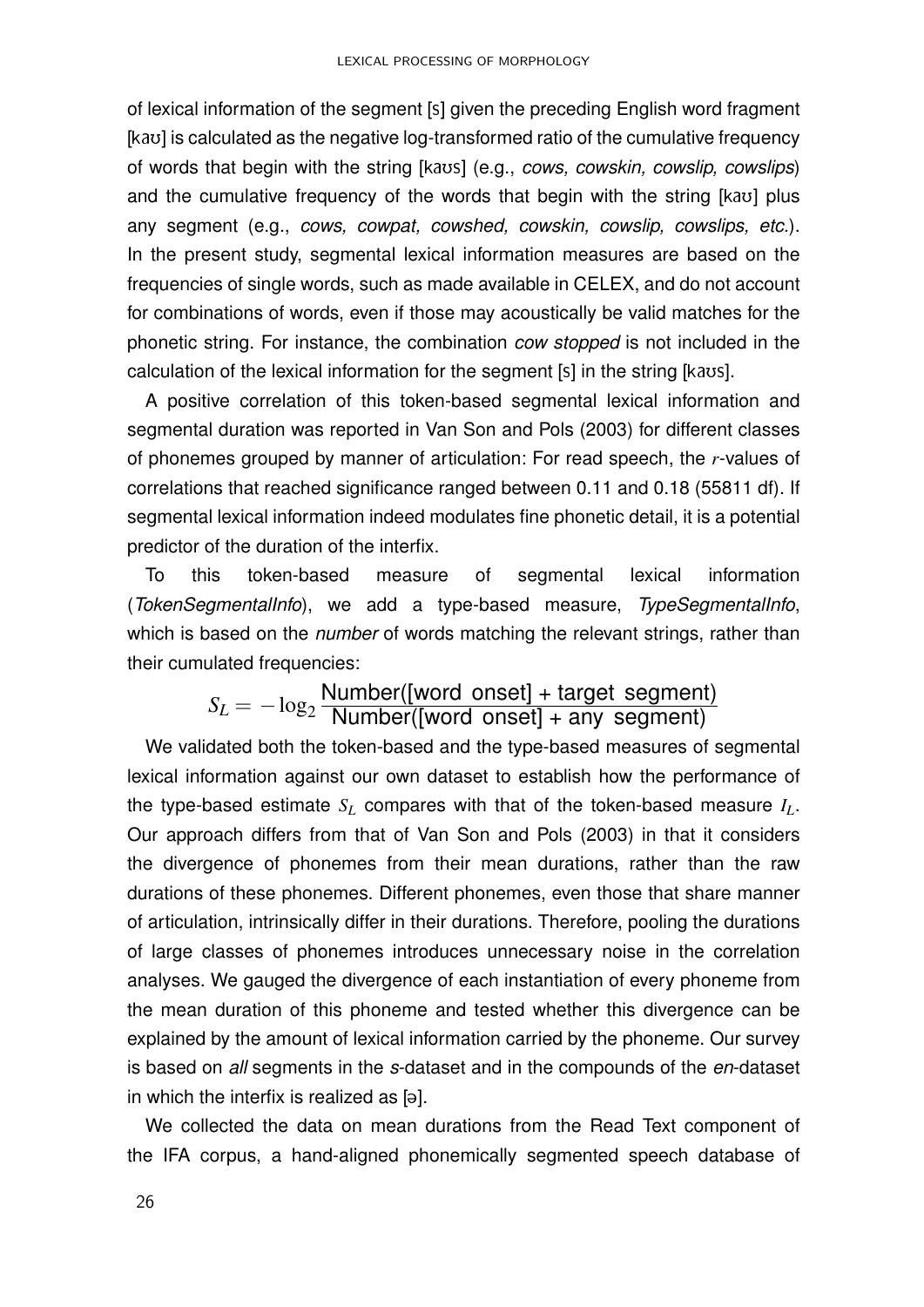of lexical information of the segment [s] given the preceding English word fragment [kaʊ] is calculated as the negative log-transformed ratio of the cumulative frequency of words that begin with the string [kaʊs] (e.g., *cows, cowskin, cowslip, cowslips*) and the cumulative frequency of the words that begin with the string [kaʊ] plus any segment (e.g., *cows, cowpat, cowshed, cowskin, cowslip, cowslips, etc.*). In the present study, segmental lexical information measures are based on the frequencies of single words, such as made available in CELEX, and do not account for combinations of words, even if those may acoustically be valid matches for the phonetic string. For instance, the combination *cow stopped* is not included in the calculation of the lexical information for the segment [s] in the string [kaʊs].

A positive correlation of this token-based segmental lexical information and segmental duration was reported in Van Son and Pols (2003) for different classes of phonemes grouped by manner of articulation: For read speech, the $r$-values of correlations that reached significance ranged between 0.11 and 0.18 (55811 df). If segmental lexical information indeed modulates fine phonetic detail, it is a potential predictor of the duration of the interfix.

To this token-based measure of segmental lexical information (*TokenSegmentalInfo*), we add a type-based measure, *TypeSegmentalInfo*, which is based on the *number* of words matching the relevant strings, rather than their cumulated frequencies:

$$S_L = -\log_2 \frac{\text{Number([word onset] + target segment)}}{\text{Number([word onset] + any segment)}}$$

We validated both the token-based and the type-based measures of segmental lexical information against our own dataset to establish how the performance of the type-based estimate $S_L$ compares with that of the token-based measure $I_L$. Our approach differs from that of Van Son and Pols (2003) in that it considers the divergence of phonemes from their mean durations, rather than the raw durations of these phonemes. Different phonemes, even those that share manner of articulation, intrinsically differ in their durations. Therefore, pooling the durations of large classes of phonemes introduces unnecessary noise in the correlation analyses. We gauged the divergence of each instantiation of every phoneme from the mean duration of this phoneme and tested whether this divergence can be explained by the amount of lexical information carried by the phoneme. Our survey is based on *all* segments in the *s*-dataset and in the compounds of the *en*-dataset in which the interfix is realized as [ə].

We collected the data on mean durations from the Read Text component of the IFA corpus, a hand-aligned phonemically segmented speech database of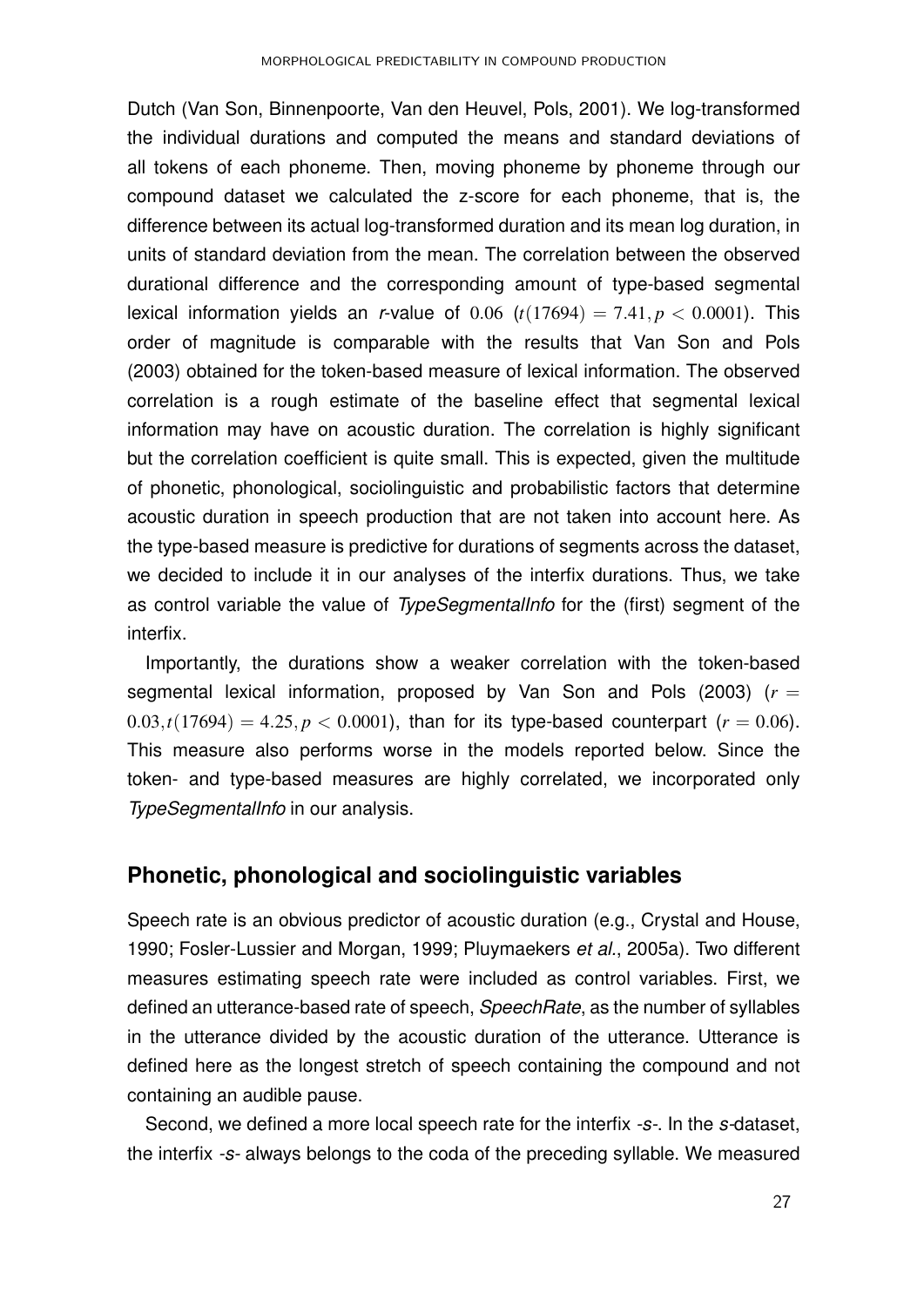Dutch (Van Son, Binnenpoorte, Van den Heuvel, Pols, 2001). We log-transformed the individual durations and computed the means and standard deviations of all tokens of each phoneme. Then, moving phoneme by phoneme through our compound dataset we calculated the z-score for each phoneme, that is, the difference between its actual log-transformed duration and its mean log duration, in units of standard deviation from the mean. The correlation between the observed durational difference and the corresponding amount of type-based segmental lexical information yields an *r*-value of $0.06$ ($t(17694) = 7.41, p < 0.0001$). This order of magnitude is comparable with the results that Van Son and Pols (2003) obtained for the token-based measure of lexical information. The observed correlation is a rough estimate of the baseline effect that segmental lexical information may have on acoustic duration. The correlation is highly significant but the correlation coefficient is quite small. This is expected, given the multitude of phonetic, phonological, sociolinguistic and probabilistic factors that determine acoustic duration in speech production that are not taken into account here. As the type-based measure is predictive for durations of segments across the dataset, we decided to include it in our analyses of the interfix durations. Thus, we take as control variable the value of *TypeSegmentalInfo* for the (first) segment of the interfix.

Importantly, the durations show a weaker correlation with the token-based segmental lexical information, proposed by Van Son and Pols (2003) ($r = 0.03, t(17694) = 4.25, p < 0.0001$), than for its type-based counterpart ($r = 0.06$). This measure also performs worse in the models reported below. Since the token- and type-based measures are highly correlated, we incorporated only *TypeSegmentalInfo* in our analysis.

## Phonetic, phonological and sociolinguistic variables

Speech rate is an obvious predictor of acoustic duration (e.g., Crystal and House, 1990; Fosler-Lussier and Morgan, 1999; Pluymaekers *et al.*, 2005a). Two different measures estimating speech rate were included as control variables. First, we defined an utterance-based rate of speech, *SpeechRate*, as the number of syllables in the utterance divided by the acoustic duration of the utterance. Utterance is defined here as the longest stretch of speech containing the compound and not containing an audible pause.

Second, we defined a more local speech rate for the interfix *-s-*. In the *s*-dataset, the interfix *-s-* always belongs to the coda of the preceding syllable. We measured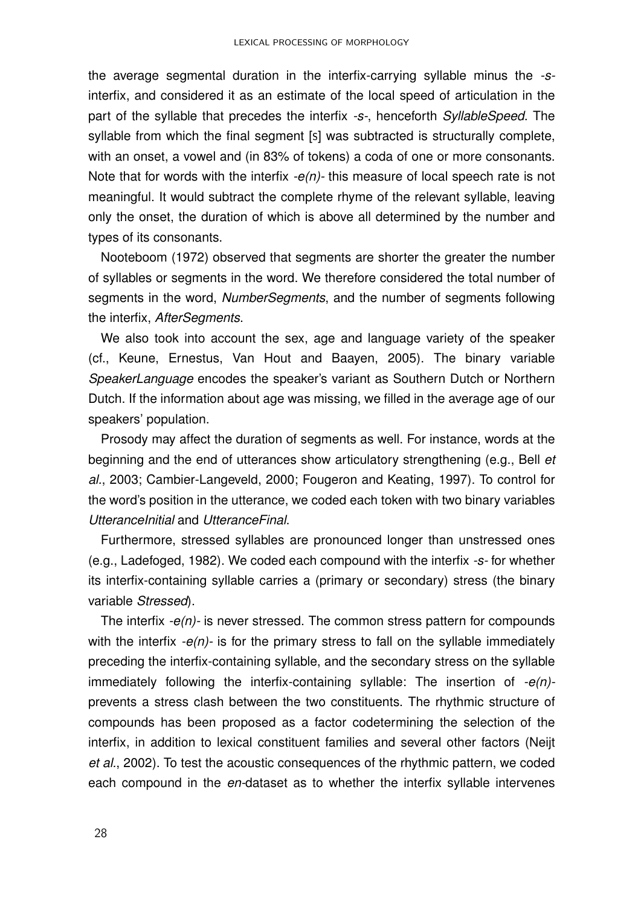the average segmental duration in the interfix-carrying syllable minus the *-s-* interfix, and considered it as an estimate of the local speed of articulation in the part of the syllable that precedes the interfix *-s-*, henceforth *SyllableSpeed*. The syllable from which the final segment [s] was subtracted is structurally complete, with an onset, a vowel and (in 83% of tokens) a coda of one or more consonants. Note that for words with the interfix *-e(n)-* this measure of local speech rate is not meaningful. It would subtract the complete rhyme of the relevant syllable, leaving only the onset, the duration of which is above all determined by the number and types of its consonants.

Nooteboom (1972) observed that segments are shorter the greater the number of syllables or segments in the word. We therefore considered the total number of segments in the word, *NumberSegments*, and the number of segments following the interfix, *AfterSegments*.

We also took into account the sex, age and language variety of the speaker (cf., Keune, Ernestus, Van Hout and Baayen, 2005). The binary variable *SpeakerLanguage* encodes the speaker's variant as Southern Dutch or Northern Dutch. If the information about age was missing, we filled in the average age of our speakers' population.

Prosody may affect the duration of segments as well. For instance, words at the beginning and the end of utterances show articulatory strengthening (e.g., Bell *et al.*, 2003; Cambier-Langeveld, 2000; Fougeron and Keating, 1997). To control for the word's position in the utterance, we coded each token with two binary variables *UtteranceInitial* and *UtteranceFinal*.

Furthermore, stressed syllables are pronounced longer than unstressed ones (e.g., Ladefoged, 1982). We coded each compound with the interfix *-s-* for whether its interfix-containing syllable carries a (primary or secondary) stress (the binary variable *Stressed*).

The interfix *-e(n)-* is never stressed. The common stress pattern for compounds with the interfix *-e(n)-* is for the primary stress to fall on the syllable immediately preceding the interfix-containing syllable, and the secondary stress on the syllable immediately following the interfix-containing syllable: The insertion of *-e(n)-* prevents a stress clash between the two constituents. The rhythmic structure of compounds has been proposed as a factor codetermining the selection of the interfix, in addition to lexical constituent families and several other factors (Neijt *et al.*, 2002). To test the acoustic consequences of the rhythmic pattern, we coded each compound in the *en*-dataset as to whether the interfix syllable intervenes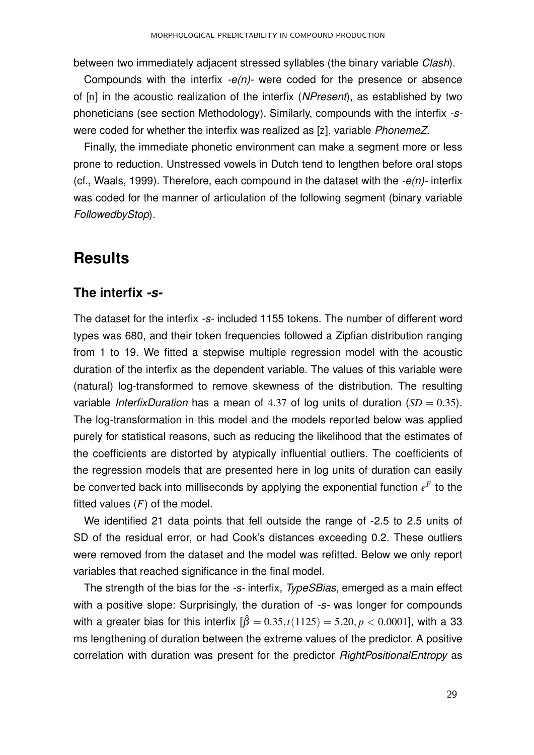between two immediately adjacent stressed syllables (the binary variable *Clash*).

Compounds with the interfix *-e(n)-* were coded for the presence or absence of [n] in the acoustic realization of the interfix (*NPresent*), as established by two phoneticians (see section Methodology). Similarly, compounds with the interfix *-s-* were coded for whether the interfix was realized as [z], variable *PhonemeZ*.

Finally, the immediate phonetic environment can make a segment more or less prone to reduction. Unstressed vowels in Dutch tend to lengthen before oral stops (cf., Waals, 1999). Therefore, each compound in the dataset with the *-e(n)-* interfix was coded for the manner of articulation of the following segment (binary variable *FollowedbyStop*).

# Results

## The interfix *-s-*

The dataset for the interfix *-s-* included 1155 tokens. The number of different word types was 680, and their token frequencies followed a Zipfian distribution ranging from 1 to 19. We fitted a stepwise multiple regression model with the acoustic duration of the interfix as the dependent variable. The values of this variable were (natural) log-transformed to remove skewness of the distribution. The resulting variable *InterfixDuration* has a mean of $4.37$ of log units of duration ($SD = 0.35$). The log-transformation in this model and the models reported below was applied purely for statistical reasons, such as reducing the likelihood that the estimates of the coefficients are distorted by atypically influential outliers. The coefficients of the regression models that are presented here in log units of duration can easily be converted back into milliseconds by applying the exponential function $e^F$ to the fitted values ($F$) of the model.

We identified 21 data points that fell outside the range of -2.5 to 2.5 units of SD of the residual error, or had Cook's distances exceeding 0.2. These outliers were removed from the dataset and the model was refitted. Below we only report variables that reached significance in the final model.

The strength of the bias for the *-s-* interfix, *TypeSBias*, emerged as a main effect with a positive slope: Surprisingly, the duration of *-s-* was longer for compounds with a greater bias for this interfix [$\hat{\beta} = 0.35, t(1125) = 5.20, p < 0.0001$], with a 33 ms lengthening of duration between the extreme values of the predictor. A positive correlation with duration was present for the predictor *RightPositionalEntropy* as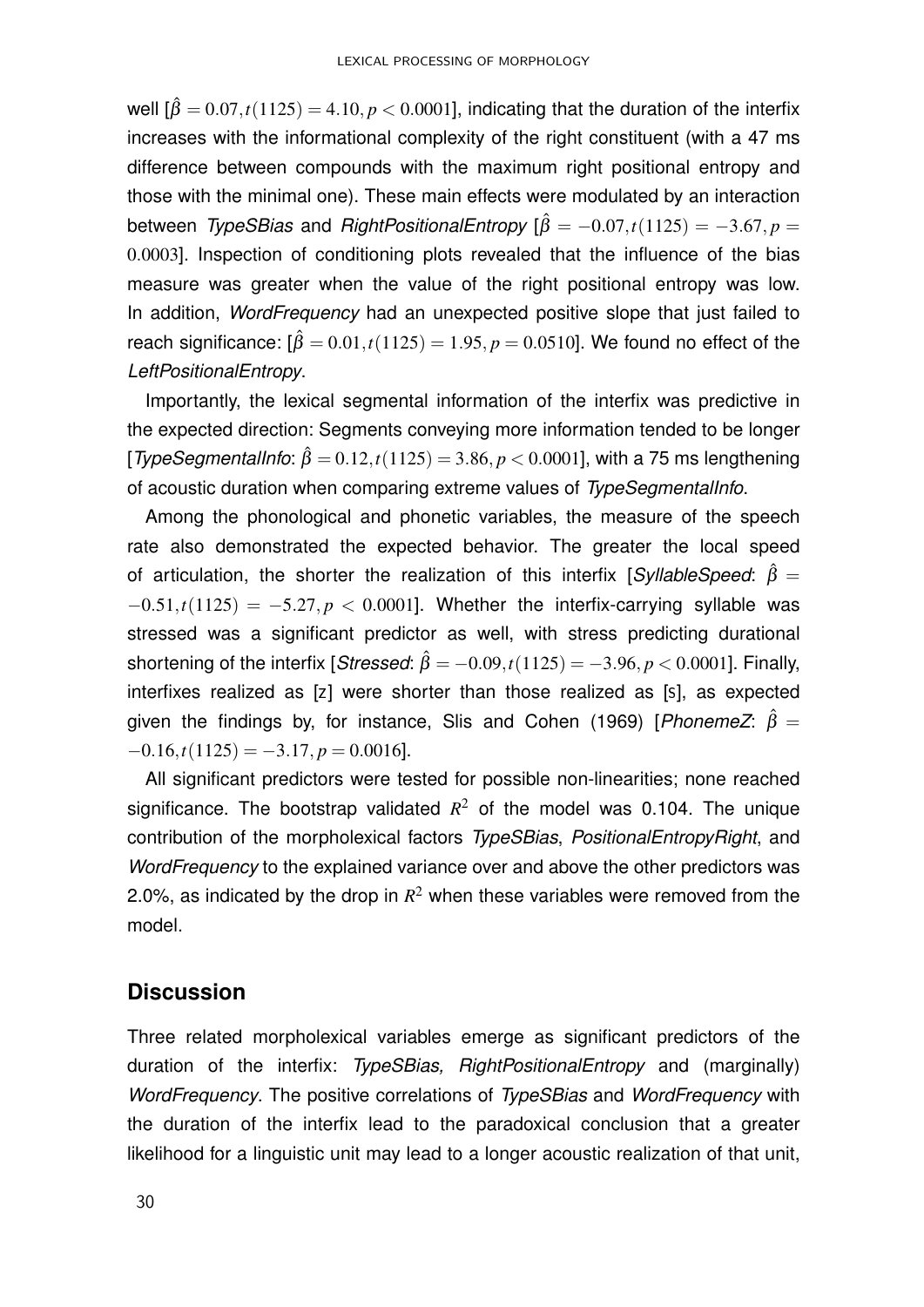well [$\hat{\beta} = 0.07, t(1125) = 4.10, p < 0.0001$], indicating that the duration of the interfix increases with the informational complexity of the right constituent (with a 47 ms difference between compounds with the maximum right positional entropy and those with the minimal one). These main effects were modulated by an interaction between *TypeSBias* and *RightPositionalEntropy* [$\hat{\beta} = -0.07, t(1125) = -3.67, p = 0.0003$]. Inspection of conditioning plots revealed that the influence of the bias measure was greater when the value of the right positional entropy was low. In addition, *WordFrequency* had an unexpected positive slope that just failed to reach significance: [$\hat{\beta} = 0.01, t(1125) = 1.95, p = 0.0510$]. We found no effect of the *LeftPositionalEntropy*.

Importantly, the lexical segmental information of the interfix was predictive in the expected direction: Segments conveying more information tended to be longer [*TypeSegmentalInfo*: $\hat{\beta} = 0.12, t(1125) = 3.86, p < 0.0001$], with a 75 ms lengthening of acoustic duration when comparing extreme values of *TypeSegmentalInfo*.

Among the phonological and phonetic variables, the measure of the speech rate also demonstrated the expected behavior. The greater the local speed of articulation, the shorter the realization of this interfix [*SyllableSpeed*: $\hat{\beta} = -0.51, t(1125) = -5.27, p < 0.0001$]. Whether the interfix-carrying syllable was stressed was a significant predictor as well, with stress predicting durational shortening of the interfix [*Stressed*: $\hat{\beta} = -0.09, t(1125) = -3.96, p < 0.0001$]. Finally, interfixes realized as [z] were shorter than those realized as [s], as expected given the findings by, for instance, Slis and Cohen (1969) [*PhonemeZ*: $\hat{\beta} = -0.16, t(1125) = -3.17, p = 0.0016$].

All significant predictors were tested for possible non-linearities; none reached significance. The bootstrap validated $R^2$ of the model was 0.104. The unique contribution of the morpholexical factors *TypeSBias*, *PositionalEntropyRight*, and *WordFrequency* to the explained variance over and above the other predictors was 2.0%, as indicated by the drop in $R^2$ when these variables were removed from the model.

## Discussion

Three related morpholexical variables emerge as significant predictors of the duration of the interfix: *TypeSBias, RightPositionalEntropy* and (marginally) *WordFrequency*. The positive correlations of *TypeSBias* and *WordFrequency* with the duration of the interfix lead to the paradoxical conclusion that a greater likelihood for a linguistic unit may lead to a longer acoustic realization of that unit,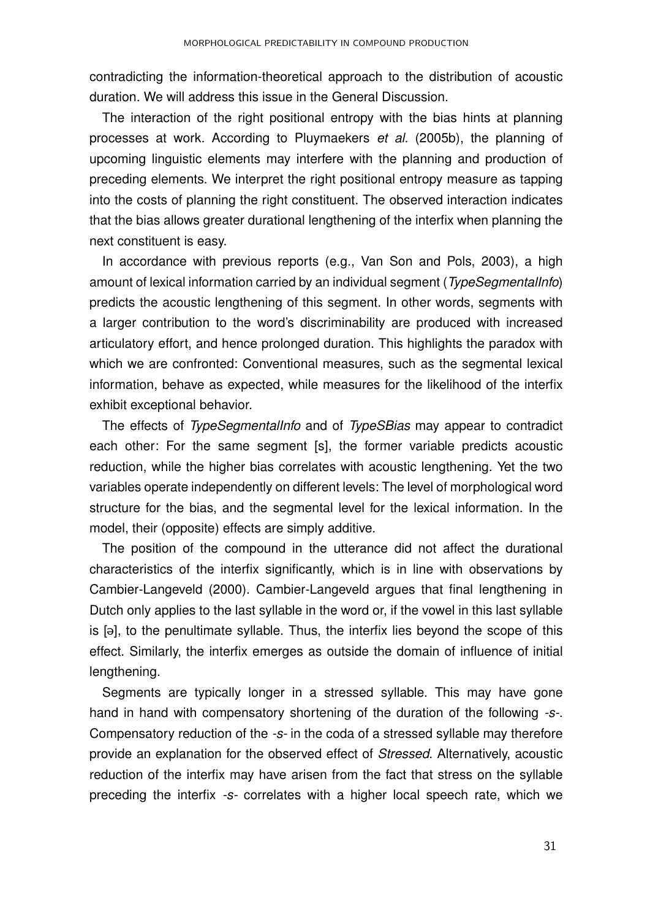contradicting the information-theoretical approach to the distribution of acoustic duration. We will address this issue in the General Discussion.

The interaction of the right positional entropy with the bias hints at planning processes at work. According to Pluymaekers *et al.* (2005b), the planning of upcoming linguistic elements may interfere with the planning and production of preceding elements. We interpret the right positional entropy measure as tapping into the costs of planning the right constituent. The observed interaction indicates that the bias allows greater durational lengthening of the interfix when planning the next constituent is easy.

In accordance with previous reports (e.g., Van Son and Pols, 2003), a high amount of lexical information carried by an individual segment (*TypeSegmentalInfo*) predicts the acoustic lengthening of this segment. In other words, segments with a larger contribution to the word's discriminability are produced with increased articulatory effort, and hence prolonged duration. This highlights the paradox with which we are confronted: Conventional measures, such as the segmental lexical information, behave as expected, while measures for the likelihood of the interfix exhibit exceptional behavior.

The effects of *TypeSegmentalInfo* and of *TypeSBias* may appear to contradict each other: For the same segment [s], the former variable predicts acoustic reduction, while the higher bias correlates with acoustic lengthening. Yet the two variables operate independently on different levels: The level of morphological word structure for the bias, and the segmental level for the lexical information. In the model, their (opposite) effects are simply additive.

The position of the compound in the utterance did not affect the durational characteristics of the interfix significantly, which is in line with observations by Cambier-Langeveld (2000). Cambier-Langeveld argues that final lengthening in Dutch only applies to the last syllable in the word or, if the vowel in this last syllable is [ə], to the penultimate syllable. Thus, the interfix lies beyond the scope of this effect. Similarly, the interfix emerges as outside the domain of influence of initial lengthening.

Segments are typically longer in a stressed syllable. This may have gone hand in hand with compensatory shortening of the duration of the following *-s-*. Compensatory reduction of the *-s-* in the coda of a stressed syllable may therefore provide an explanation for the observed effect of *Stressed*. Alternatively, acoustic reduction of the interfix may have arisen from the fact that stress on the syllable preceding the interfix *-s-* correlates with a higher local speech rate, which we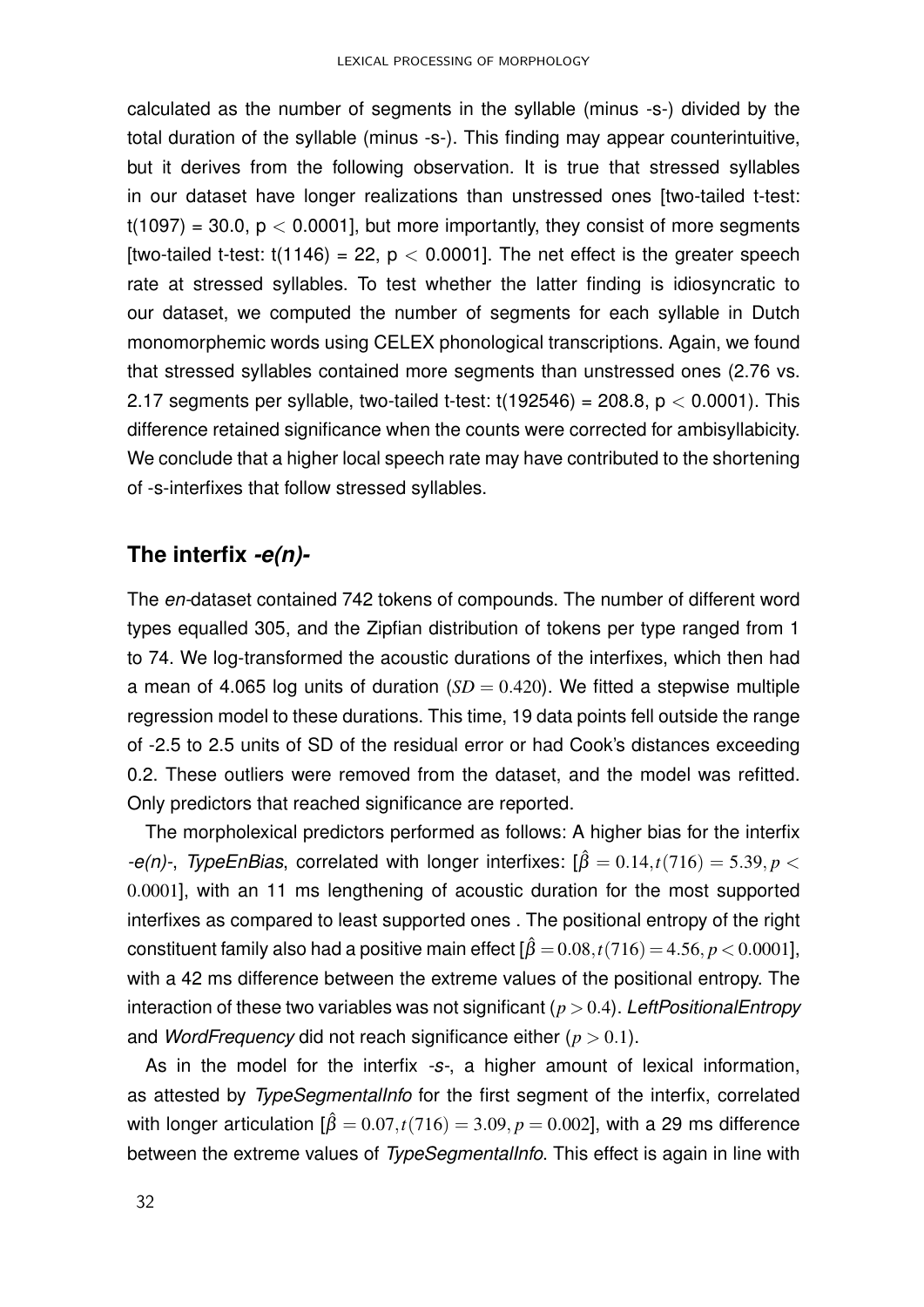calculated as the number of segments in the syllable (minus -s-) divided by the total duration of the syllable (minus -s-). This finding may appear counterintuitive, but it derives from the following observation. It is true that stressed syllables in our dataset have longer realizations than unstressed ones [two-tailed t-test: $t(1097) = 30.0$, $p < 0.0001$], but more importantly, they consist of more segments [two-tailed t-test: $t(1146) = 22$, $p < 0.0001$]. The net effect is the greater speech rate at stressed syllables. To test whether the latter finding is idiosyncratic to our dataset, we computed the number of segments for each syllable in Dutch monomorphemic words using CELEX phonological transcriptions. Again, we found that stressed syllables contained more segments than unstressed ones (2.76 vs. 2.17 segments per syllable, two-tailed t-test: $t(192546) = 208.8$, $p < 0.0001$). This difference retained significance when the counts were corrected for ambisyllabicity. We conclude that a higher local speech rate may have contributed to the shortening of -s-interfixes that follow stressed syllables.

## The interfix *-e(n)-*

The *en*-dataset contained 742 tokens of compounds. The number of different word types equalled 305, and the Zipfian distribution of tokens per type ranged from 1 to 74. We log-transformed the acoustic durations of the interfixes, which then had a mean of 4.065 log units of duration ($SD = 0.420$). We fitted a stepwise multiple regression model to these durations. This time, 19 data points fell outside the range of -2.5 to 2.5 units of SD of the residual error or had Cook's distances exceeding 0.2. These outliers were removed from the dataset, and the model was refitted. Only predictors that reached significance are reported.

The morpholexical predictors performed as follows: A higher bias for the interfix *-e(n)-*, *TypeEnBias*, correlated with longer interfixes: [$\hat{\beta} = 0.14, t(716) = 5.39, p < 0.0001$], with an 11 ms lengthening of acoustic duration for the most supported interfixes as compared to least supported ones . The positional entropy of the right constituent family also had a positive main effect [$\hat{\beta} = 0.08, t(716) = 4.56, p < 0.0001$], with a 42 ms difference between the extreme values of the positional entropy. The interaction of these two variables was not significant ($p > 0.4$). *LeftPositionalEntropy* and *WordFrequency* did not reach significance either ($p > 0.1$).

As in the model for the interfix *-s-*, a higher amount of lexical information, as attested by *TypeSegmentalInfo* for the first segment of the interfix, correlated with longer articulation [$\hat{\beta} = 0.07, t(716) = 3.09, p = 0.002$], with a 29 ms difference between the extreme values of *TypeSegmentalInfo*. This effect is again in line with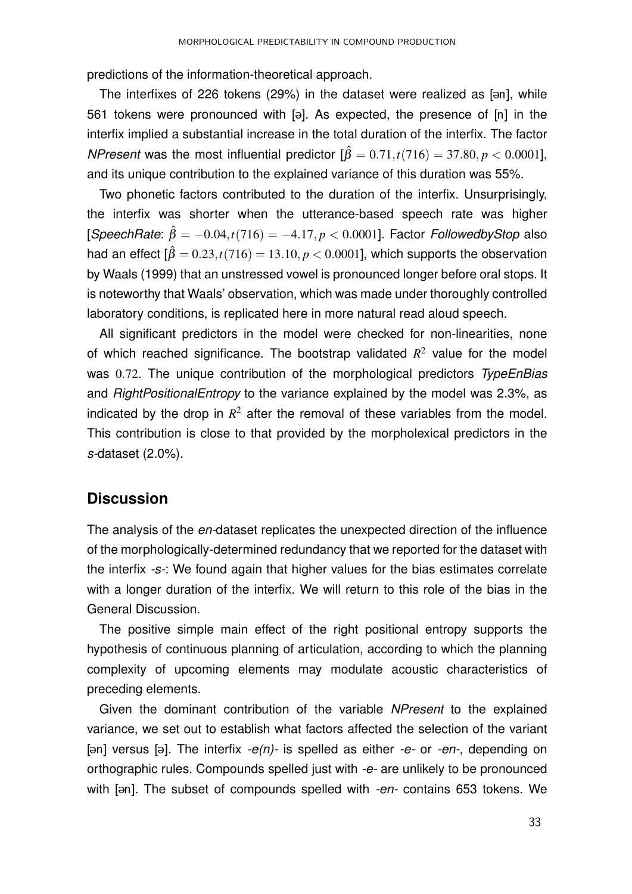predictions of the information-theoretical approach.

The interfixes of 226 tokens (29%) in the dataset were realized as [ən], while 561 tokens were pronounced with [ə]. As expected, the presence of [n] in the interfix implied a substantial increase in the total duration of the interfix. The factor *NPresent* was the most influential predictor [$\hat{\beta} = 0.71, t(716) = 37.80, p < 0.0001$], and its unique contribution to the explained variance of this duration was 55%.

Two phonetic factors contributed to the duration of the interfix. Unsurprisingly, the interfix was shorter when the utterance-based speech rate was higher [*SpeechRate*: $\hat{\beta} = -0.04, t(716) = -4.17, p < 0.0001$]. Factor *FollowedbyStop* also had an effect [$\hat{\beta} = 0.23, t(716) = 13.10, p < 0.0001$], which supports the observation by Waals (1999) that an unstressed vowel is pronounced longer before oral stops. It is noteworthy that Waals' observation, which was made under thoroughly controlled laboratory conditions, is replicated here in more natural read aloud speech.

All significant predictors in the model were checked for non-linearities, none of which reached significance. The bootstrap validated $R^2$ value for the model was 0.72. The unique contribution of the morphological predictors *TypeEnBias* and *RightPositionalEntropy* to the variance explained by the model was 2.3%, as indicated by the drop in $R^2$ after the removal of these variables from the model. This contribution is close to that provided by the morpholexical predictors in the *s*-dataset (2.0%).

## Discussion

The analysis of the *en*-dataset replicates the unexpected direction of the influence of the morphologically-determined redundancy that we reported for the dataset with the interfix *-s-*: We found again that higher values for the bias estimates correlate with a longer duration of the interfix. We will return to this role of the bias in the General Discussion.

The positive simple main effect of the right positional entropy supports the hypothesis of continuous planning of articulation, according to which the planning complexity of upcoming elements may modulate acoustic characteristics of preceding elements.

Given the dominant contribution of the variable *NPresent* to the explained variance, we set out to establish what factors affected the selection of the variant [ən] versus [ə]. The interfix *-e(n)-* is spelled as either *-e-* or *-en-*, depending on orthographic rules. Compounds spelled just with *-e-* are unlikely to be pronounced with [ən]. The subset of compounds spelled with *-en-* contains 653 tokens. We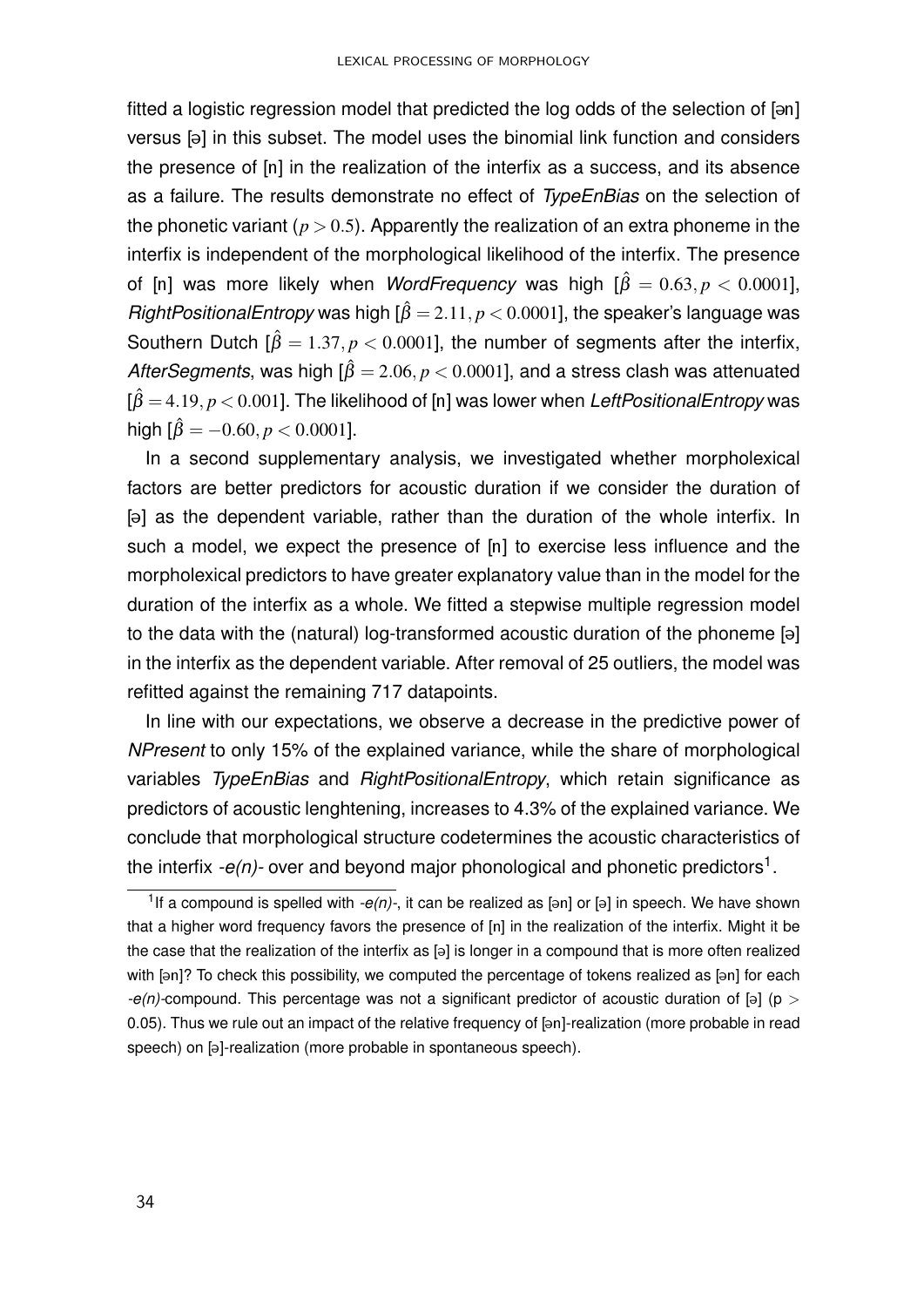fitted a logistic regression model that predicted the log odds of the selection of [ən] versus [ə] in this subset. The model uses the binomial link function and considers the presence of [n] in the realization of the interfix as a success, and its absence as a failure. The results demonstrate no effect of *TypeEnBias* on the selection of the phonetic variant ($p > 0.5$). Apparently the realization of an extra phoneme in the interfix is independent of the morphological likelihood of the interfix. The presence of [n] was more likely when *WordFrequency* was high [$\hat{\beta} = 0.63, p < 0.0001$], *RightPositionalEntropy* was high [$\hat{\beta} = 2.11, p < 0.0001$], the speaker's language was Southern Dutch [$\hat{\beta} = 1.37, p < 0.0001$], the number of segments after the interfix, *AfterSegments*, was high [$\hat{\beta} = 2.06, p < 0.0001$], and a stress clash was attenuated [$\hat{\beta} = 4.19, p < 0.001$]. The likelihood of [n] was lower when *LeftPositionalEntropy* was high [$\hat{\beta} = -0.60, p < 0.0001$].

In a second supplementary analysis, we investigated whether morpholexical factors are better predictors for acoustic duration if we consider the duration of [ə] as the dependent variable, rather than the duration of the whole interfix. In such a model, we expect the presence of [n] to exercise less influence and the morpholexical predictors to have greater explanatory value than in the model for the duration of the interfix as a whole. We fitted a stepwise multiple regression model to the data with the (natural) log-transformed acoustic duration of the phoneme [ə] in the interfix as the dependent variable. After removal of 25 outliers, the model was refitted against the remaining 717 datapoints.

In line with our expectations, we observe a decrease in the predictive power of *NPresent* to only 15% of the explained variance, while the share of morphological variables *TypeEnBias* and *RightPositionalEntropy*, which retain significance as predictors of acoustic lenghtening, increases to 4.3% of the explained variance. We conclude that morphological structure codetermines the acoustic characteristics of the interfix *-e(n)-* over and beyond major phonological and phonetic predictors[1].

[1] If a compound is spelled with *-e(n)-*, it can be realized as [ən] or [ə] in speech. We have shown that a higher word frequency favors the presence of [n] in the realization of the interfix. Might it be the case that the realization of the interfix as [ə] is longer in a compound that is more often realized with [ən]? To check this possibility, we computed the percentage of tokens realized as [ən] for each *-e(n)*-compound. This percentage was not a significant predictor of acoustic duration of [ə] (p $>$ 0.05). Thus we rule out an impact of the relative frequency of [ən]-realization (more probable in read speech) on [ə]-realization (more probable in spontaneous speech).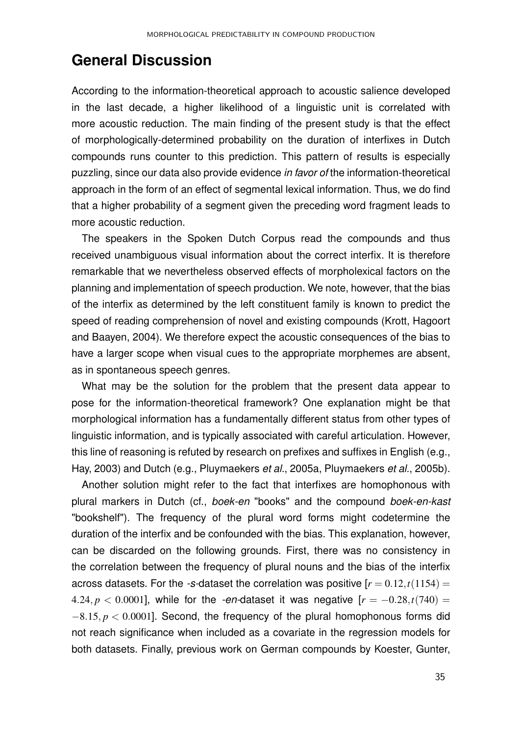## General Discussion

According to the information-theoretical approach to acoustic salience developed in the last decade, a higher likelihood of a linguistic unit is correlated with more acoustic reduction. The main finding of the present study is that the effect of morphologically-determined probability on the duration of interfixes in Dutch compounds runs counter to this prediction. This pattern of results is especially puzzling, since our data also provide evidence *in favor of* the information-theoretical approach in the form of an effect of segmental lexical information. Thus, we do find that a higher probability of a segment given the preceding word fragment leads to more acoustic reduction.

The speakers in the Spoken Dutch Corpus read the compounds and thus received unambiguous visual information about the correct interfix. It is therefore remarkable that we nevertheless observed effects of morpholexical factors on the planning and implementation of speech production. We note, however, that the bias of the interfix as determined by the left constituent family is known to predict the speed of reading comprehension of novel and existing compounds (Krott, Hagoort and Baayen, 2004). We therefore expect the acoustic consequences of the bias to have a larger scope when visual cues to the appropriate morphemes are absent, as in spontaneous speech genres.

What may be the solution for the problem that the present data appear to pose for the information-theoretical framework? One explanation might be that morphological information has a fundamentally different status from other types of linguistic information, and is typically associated with careful articulation. However, this line of reasoning is refuted by research on prefixes and suffixes in English (e.g., Hay, 2003) and Dutch (e.g., Pluymaekers *et al.*, 2005a, Pluymaekers *et al.*, 2005b).

Another solution might refer to the fact that interfixes are homophonous with plural markers in Dutch (cf., *boek-en* "books" and the compound *boek-en-kast* "bookshelf"). The frequency of the plural word forms might codetermine the duration of the interfix and be confounded with the bias. This explanation, however, can be discarded on the following grounds. First, there was no consistency in the correlation between the frequency of plural nouns and the bias of the interfix across datasets. For the *-s*-dataset the correlation was positive [$r = 0.12, t(1154) = 4.24, p < 0.0001$], while for the *-en*-dataset it was negative [$r = -0.28, t(740) = -8.15, p < 0.0001$]. Second, the frequency of the plural homophonous forms did not reach significance when included as a covariate in the regression models for both datasets. Finally, previous work on German compounds by Koester, Gunter,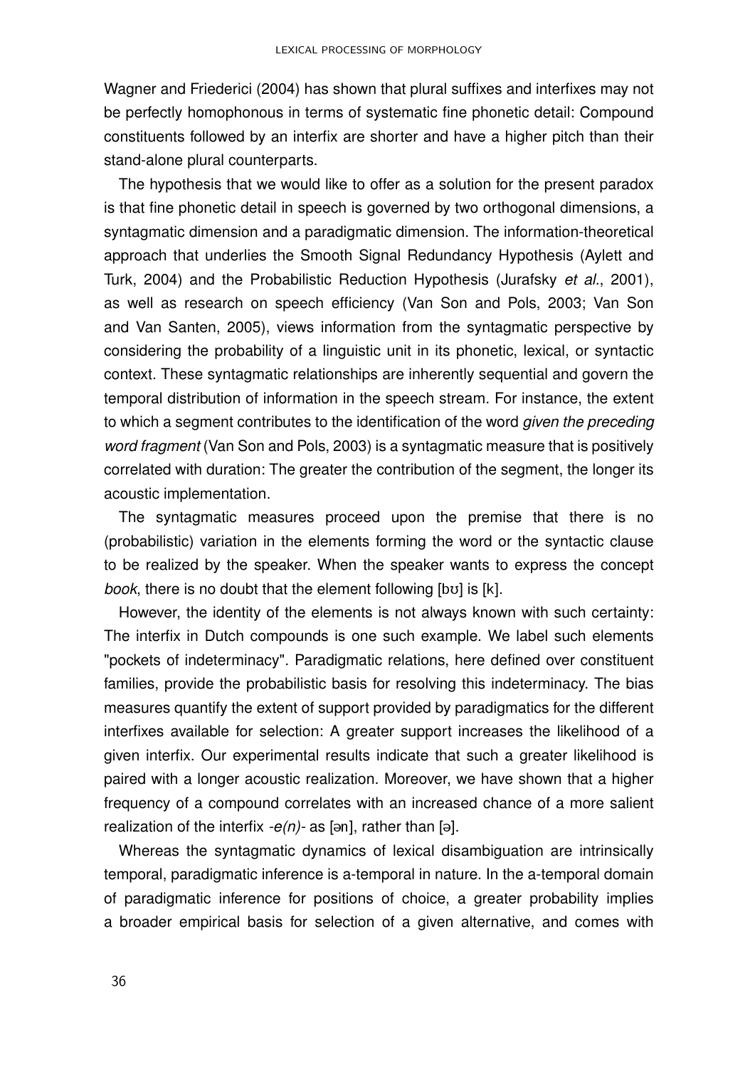Wagner and Friederici (2004) has shown that plural suffixes and interfixes may not be perfectly homophonous in terms of systematic fine phonetic detail: Compound constituents followed by an interfix are shorter and have a higher pitch than their stand-alone plural counterparts.

The hypothesis that we would like to offer as a solution for the present paradox is that fine phonetic detail in speech is governed by two orthogonal dimensions, a syntagmatic dimension and a paradigmatic dimension. The information-theoretical approach that underlies the Smooth Signal Redundancy Hypothesis (Aylett and Turk, 2004) and the Probabilistic Reduction Hypothesis (Jurafsky *et al.*, 2001), as well as research on speech efficiency (Van Son and Pols, 2003; Van Son and Van Santen, 2005), views information from the syntagmatic perspective by considering the probability of a linguistic unit in its phonetic, lexical, or syntactic context. These syntagmatic relationships are inherently sequential and govern the temporal distribution of information in the speech stream. For instance, the extent to which a segment contributes to the identification of the word *given the preceding word fragment* (Van Son and Pols, 2003) is a syntagmatic measure that is positively correlated with duration: The greater the contribution of the segment, the longer its acoustic implementation.

The syntagmatic measures proceed upon the premise that there is no (probabilistic) variation in the elements forming the word or the syntactic clause to be realized by the speaker. When the speaker wants to express the concept *book*, there is no doubt that the element following [bʊ] is [k].

However, the identity of the elements is not always known with such certainty: The interfix in Dutch compounds is one such example. We label such elements "pockets of indeterminacy". Paradigmatic relations, here defined over constituent families, provide the probabilistic basis for resolving this indeterminacy. The bias measures quantify the extent of support provided by paradigmatics for the different interfixes available for selection: A greater support increases the likelihood of a given interfix. Our experimental results indicate that such a greater likelihood is paired with a longer acoustic realization. Moreover, we have shown that a higher frequency of a compound correlates with an increased chance of a more salient realization of the interfix *-e(n)-* as [ən], rather than [ə].

Whereas the syntagmatic dynamics of lexical disambiguation are intrinsically temporal, paradigmatic inference is a-temporal in nature. In the a-temporal domain of paradigmatic inference for positions of choice, a greater probability implies a broader empirical basis for selection of a given alternative, and comes with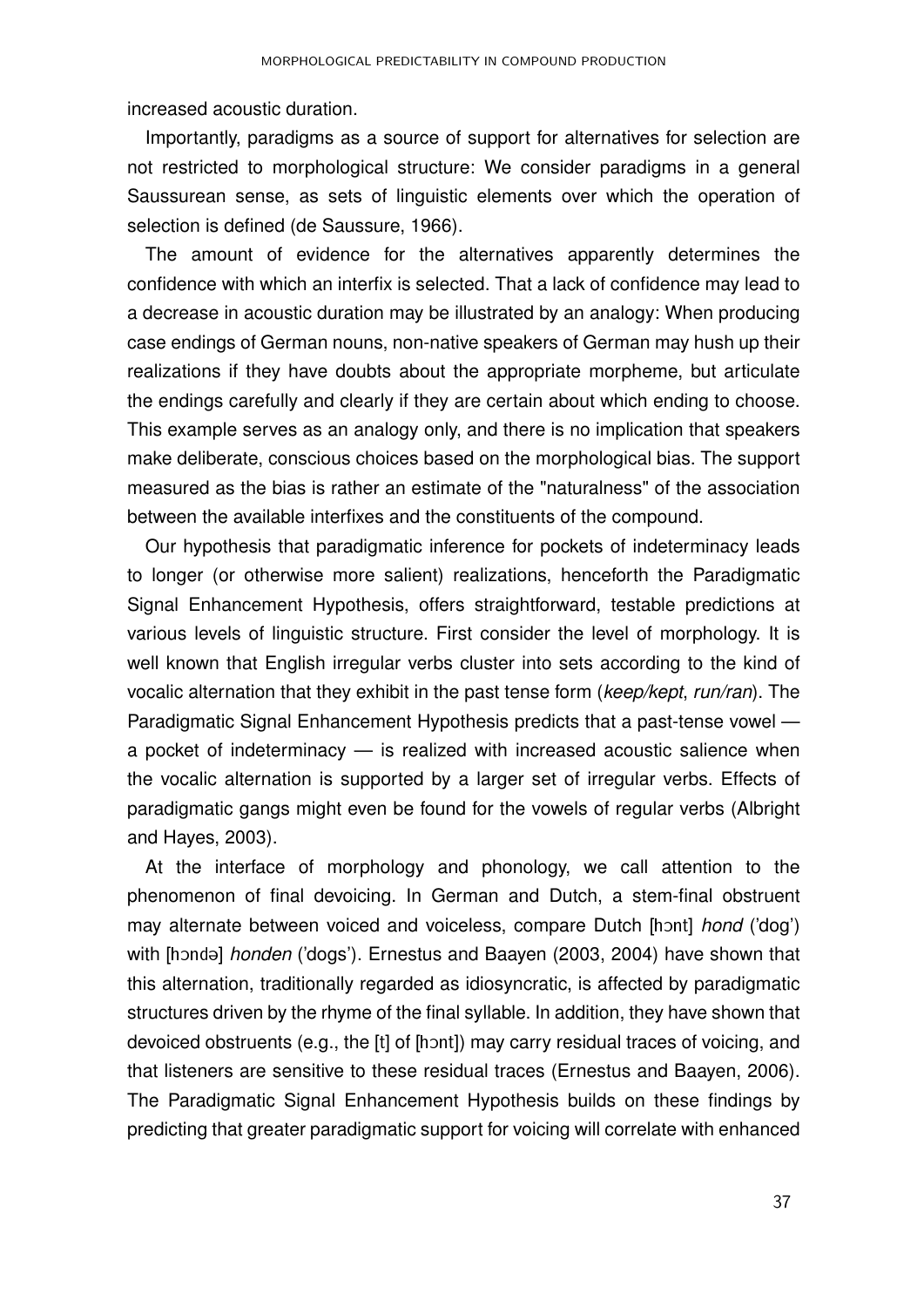increased acoustic duration.

Importantly, paradigms as a source of support for alternatives for selection are not restricted to morphological structure: We consider paradigms in a general Saussurean sense, as sets of linguistic elements over which the operation of selection is defined (de Saussure, 1966).

The amount of evidence for the alternatives apparently determines the confidence with which an interfix is selected. That a lack of confidence may lead to a decrease in acoustic duration may be illustrated by an analogy: When producing case endings of German nouns, non-native speakers of German may hush up their realizations if they have doubts about the appropriate morpheme, but articulate the endings carefully and clearly if they are certain about which ending to choose. This example serves as an analogy only, and there is no implication that speakers make deliberate, conscious choices based on the morphological bias. The support measured as the bias is rather an estimate of the "naturalness" of the association between the available interfixes and the constituents of the compound.

Our hypothesis that paradigmatic inference for pockets of indeterminacy leads to longer (or otherwise more salient) realizations, henceforth the Paradigmatic Signal Enhancement Hypothesis, offers straightforward, testable predictions at various levels of linguistic structure. First consider the level of morphology. It is well known that English irregular verbs cluster into sets according to the kind of vocalic alternation that they exhibit in the past tense form (*keep/kept*, *run/ran*). The Paradigmatic Signal Enhancement Hypothesis predicts that a past-tense vowel — a pocket of indeterminacy — is realized with increased acoustic salience when the vocalic alternation is supported by a larger set of irregular verbs. Effects of paradigmatic gangs might even be found for the vowels of regular verbs (Albright and Hayes, 2003).

At the interface of morphology and phonology, we call attention to the phenomenon of final devoicing. In German and Dutch, a stem-final obstruent may alternate between voiced and voiceless, compare Dutch [hɔnt] *hond* ('dog') with [hɔndə] *honden* ('dogs'). Ernestus and Baayen (2003, 2004) have shown that this alternation, traditionally regarded as idiosyncratic, is affected by paradigmatic structures driven by the rhyme of the final syllable. In addition, they have shown that devoiced obstruents (e.g., the [t] of [hɔnt]) may carry residual traces of voicing, and that listeners are sensitive to these residual traces (Ernestus and Baayen, 2006). The Paradigmatic Signal Enhancement Hypothesis builds on these findings by predicting that greater paradigmatic support for voicing will correlate with enhanced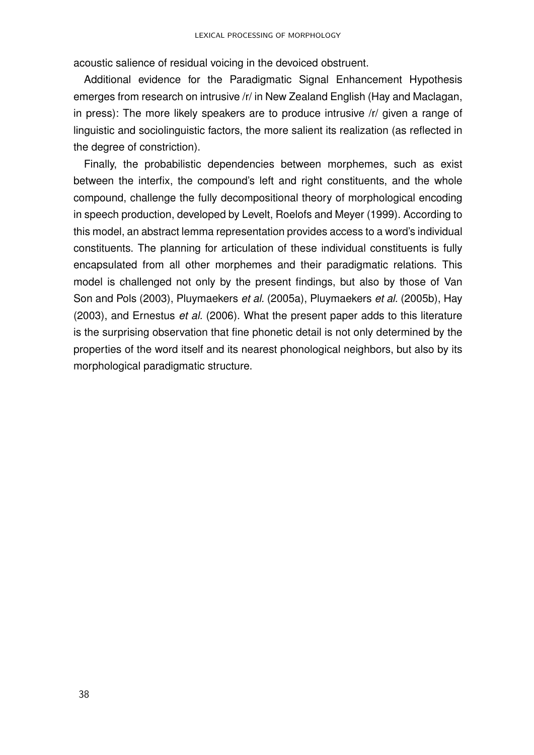acoustic salience of residual voicing in the devoiced obstruent.

Additional evidence for the Paradigmatic Signal Enhancement Hypothesis emerges from research on intrusive /r/ in New Zealand English (Hay and Maclagan, in press): The more likely speakers are to produce intrusive /r/ given a range of linguistic and sociolinguistic factors, the more salient its realization (as reflected in the degree of constriction).

Finally, the probabilistic dependencies between morphemes, such as exist between the interfix, the compound's left and right constituents, and the whole compound, challenge the fully decompositional theory of morphological encoding in speech production, developed by Levelt, Roelofs and Meyer (1999). According to this model, an abstract lemma representation provides access to a word's individual constituents. The planning for articulation of these individual constituents is fully encapsulated from all other morphemes and their paradigmatic relations. This model is challenged not only by the present findings, but also by those of Van Son and Pols (2003), Pluymaekers *et al.* (2005a), Pluymaekers *et al.* (2005b), Hay (2003), and Ernestus *et al.* (2006). What the present paper adds to this literature is the surprising observation that fine phonetic detail is not only determined by the properties of the word itself and its nearest phonological neighbors, but also by its morphological paradigmatic structure.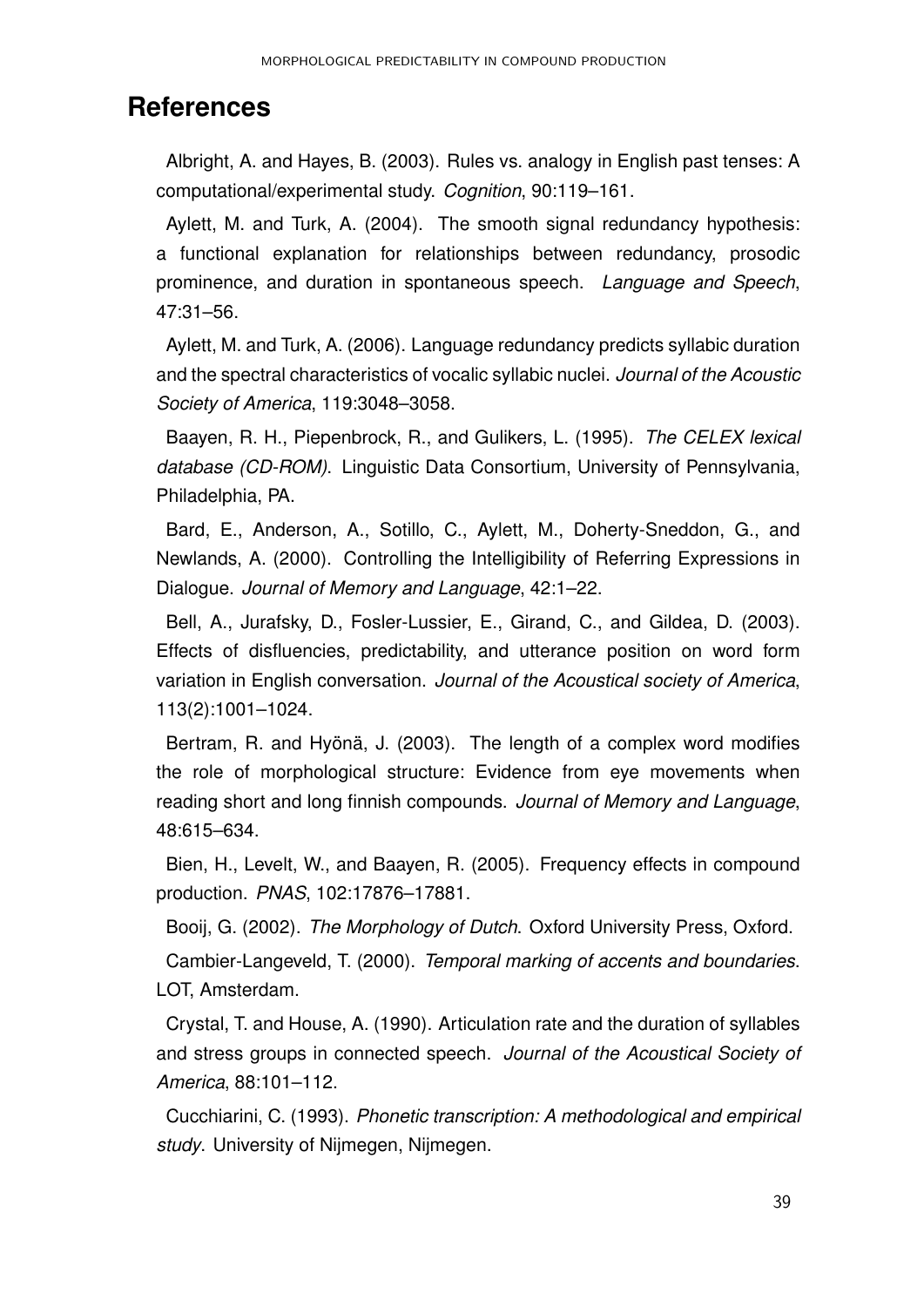# References

Albright, A. and Hayes, B. (2003). Rules vs. analogy in English past tenses: A computational/experimental study. *Cognition*, 90:119–161.

Aylett, M. and Turk, A. (2004). The smooth signal redundancy hypothesis: a functional explanation for relationships between redundancy, prosodic prominence, and duration in spontaneous speech. *Language and Speech*, 47:31–56.

Aylett, M. and Turk, A. (2006). Language redundancy predicts syllabic duration and the spectral characteristics of vocalic syllabic nuclei. *Journal of the Acoustic Society of America*, 119:3048–3058.

Baayen, R. H., Piepenbrock, R., and Gulikers, L. (1995). *The CELEX lexical database (CD-ROM)*. Linguistic Data Consortium, University of Pennsylvania, Philadelphia, PA.

Bard, E., Anderson, A., Sotillo, C., Aylett, M., Doherty-Sneddon, G., and Newlands, A. (2000). Controlling the Intelligibility of Referring Expressions in Dialogue. *Journal of Memory and Language*, 42:1–22.

Bell, A., Jurafsky, D., Fosler-Lussier, E., Girand, C., and Gildea, D. (2003). Effects of disfluencies, predictability, and utterance position on word form variation in English conversation. *Journal of the Acoustical society of America*, 113(2):1001–1024.

Bertram, R. and Hyönä, J. (2003). The length of a complex word modifies the role of morphological structure: Evidence from eye movements when reading short and long finnish compounds. *Journal of Memory and Language*, 48:615–634.

Bien, H., Levelt, W., and Baayen, R. (2005). Frequency effects in compound production. *PNAS*, 102:17876–17881.

Booij, G. (2002). *The Morphology of Dutch*. Oxford University Press, Oxford.

Cambier-Langeveld, T. (2000). *Temporal marking of accents and boundaries*. LOT, Amsterdam.

Crystal, T. and House, A. (1990). Articulation rate and the duration of syllables and stress groups in connected speech. *Journal of the Acoustical Society of America*, 88:101–112.

Cucchiarini, C. (1993). *Phonetic transcription: A methodological and empirical study*. University of Nijmegen, Nijmegen.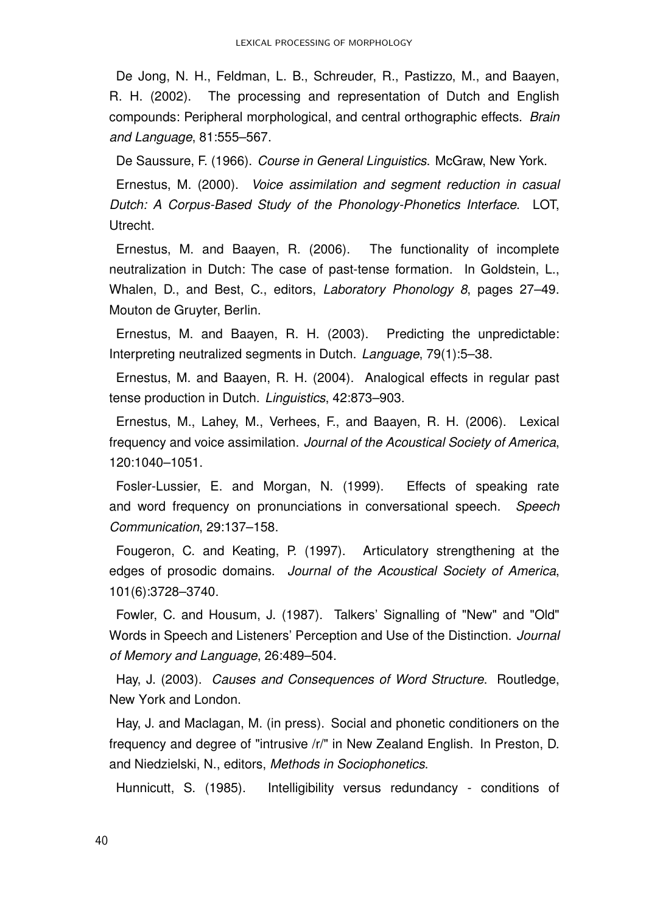De Jong, N. H., Feldman, L. B., Schreuder, R., Pastizzo, M., and Baayen, R. H. (2002). The processing and representation of Dutch and English compounds: Peripheral morphological, and central orthographic effects. *Brain and Language*, 81:555–567.

De Saussure, F. (1966). *Course in General Linguistics*. McGraw, New York.

Ernestus, M. (2000). *Voice assimilation and segment reduction in casual Dutch: A Corpus-Based Study of the Phonology-Phonetics Interface*. LOT, Utrecht.

Ernestus, M. and Baayen, R. (2006). The functionality of incomplete neutralization in Dutch: The case of past-tense formation. In Goldstein, L., Whalen, D., and Best, C., editors, *Laboratory Phonology 8*, pages 27–49. Mouton de Gruyter, Berlin.

Ernestus, M. and Baayen, R. H. (2003). Predicting the unpredictable: Interpreting neutralized segments in Dutch. *Language*, 79(1):5–38.

Ernestus, M. and Baayen, R. H. (2004). Analogical effects in regular past tense production in Dutch. *Linguistics*, 42:873–903.

Ernestus, M., Lahey, M., Verhees, F., and Baayen, R. H. (2006). Lexical frequency and voice assimilation. *Journal of the Acoustical Society of America*, 120:1040–1051.

Fosler-Lussier, E. and Morgan, N. (1999). Effects of speaking rate and word frequency on pronunciations in conversational speech. *Speech Communication*, 29:137–158.

Fougeron, C. and Keating, P. (1997). Articulatory strengthening at the edges of prosodic domains. *Journal of the Acoustical Society of America*, 101(6):3728–3740.

Fowler, C. and Housum, J. (1987). Talkers' Signalling of "New" and "Old" Words in Speech and Listeners' Perception and Use of the Distinction. *Journal of Memory and Language*, 26:489–504.

Hay, J. (2003). *Causes and Consequences of Word Structure*. Routledge, New York and London.

Hay, J. and Maclagan, M. (in press). Social and phonetic conditioners on the frequency and degree of "intrusive /r/" in New Zealand English. In Preston, D. and Niedzielski, N., editors, *Methods in Sociophonetics*.

Hunnicutt, S. (1985). Intelligibility versus redundancy - conditions of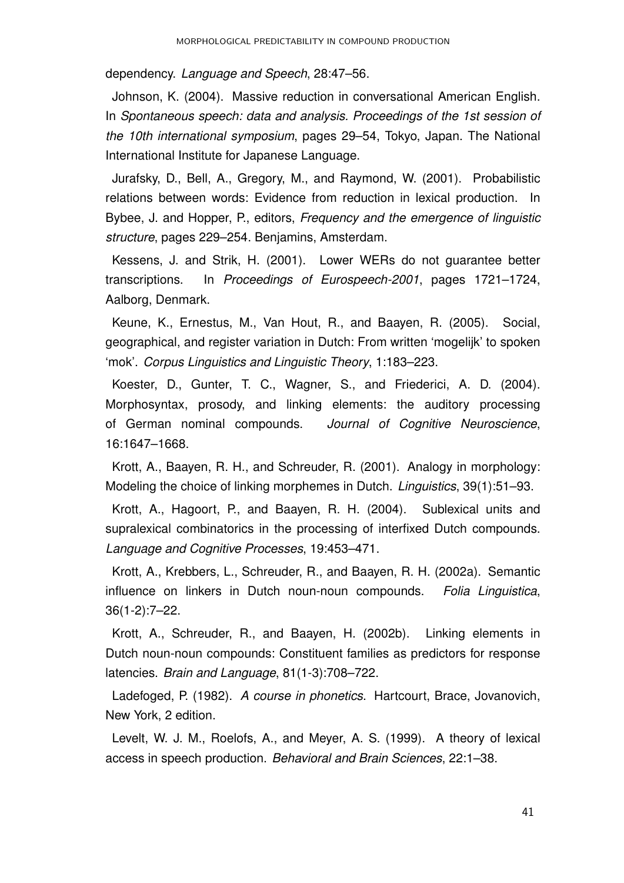dependency. *Language and Speech*, 28:47–56.

Johnson, K. (2004). Massive reduction in conversational American English. In *Spontaneous speech: data and analysis. Proceedings of the 1st session of the 10th international symposium*, pages 29–54, Tokyo, Japan. The National International Institute for Japanese Language.

Jurafsky, D., Bell, A., Gregory, M., and Raymond, W. (2001). Probabilistic relations between words: Evidence from reduction in lexical production. In Bybee, J. and Hopper, P., editors, *Frequency and the emergence of linguistic structure*, pages 229–254. Benjamins, Amsterdam.

Kessens, J. and Strik, H. (2001). Lower WERs do not guarantee better transcriptions. In *Proceedings of Eurospeech-2001*, pages 1721–1724, Aalborg, Denmark.

Keune, K., Ernestus, M., Van Hout, R., and Baayen, R. (2005). Social, geographical, and register variation in Dutch: From written 'mogelijk' to spoken 'mok'. *Corpus Linguistics and Linguistic Theory*, 1:183–223.

Koester, D., Gunter, T. C., Wagner, S., and Friederici, A. D. (2004). Morphosyntax, prosody, and linking elements: the auditory processing of German nominal compounds. *Journal of Cognitive Neuroscience*, 16:1647–1668.

Krott, A., Baayen, R. H., and Schreuder, R. (2001). Analogy in morphology: Modeling the choice of linking morphemes in Dutch. *Linguistics*, 39(1):51–93.

Krott, A., Hagoort, P., and Baayen, R. H. (2004). Sublexical units and supralexical combinatorics in the processing of interfixed Dutch compounds. *Language and Cognitive Processes*, 19:453–471.

Krott, A., Krebbers, L., Schreuder, R., and Baayen, R. H. (2002a). Semantic influence on linkers in Dutch noun-noun compounds. *Folia Linguistica*, 36(1-2):7–22.

Krott, A., Schreuder, R., and Baayen, H. (2002b). Linking elements in Dutch noun-noun compounds: Constituent families as predictors for response latencies. *Brain and Language*, 81(1-3):708–722.

Ladefoged, P. (1982). *A course in phonetics*. Hartcourt, Brace, Jovanovich, New York, 2 edition.

Levelt, W. J. M., Roelofs, A., and Meyer, A. S. (1999). A theory of lexical access in speech production. *Behavioral and Brain Sciences*, 22:1–38.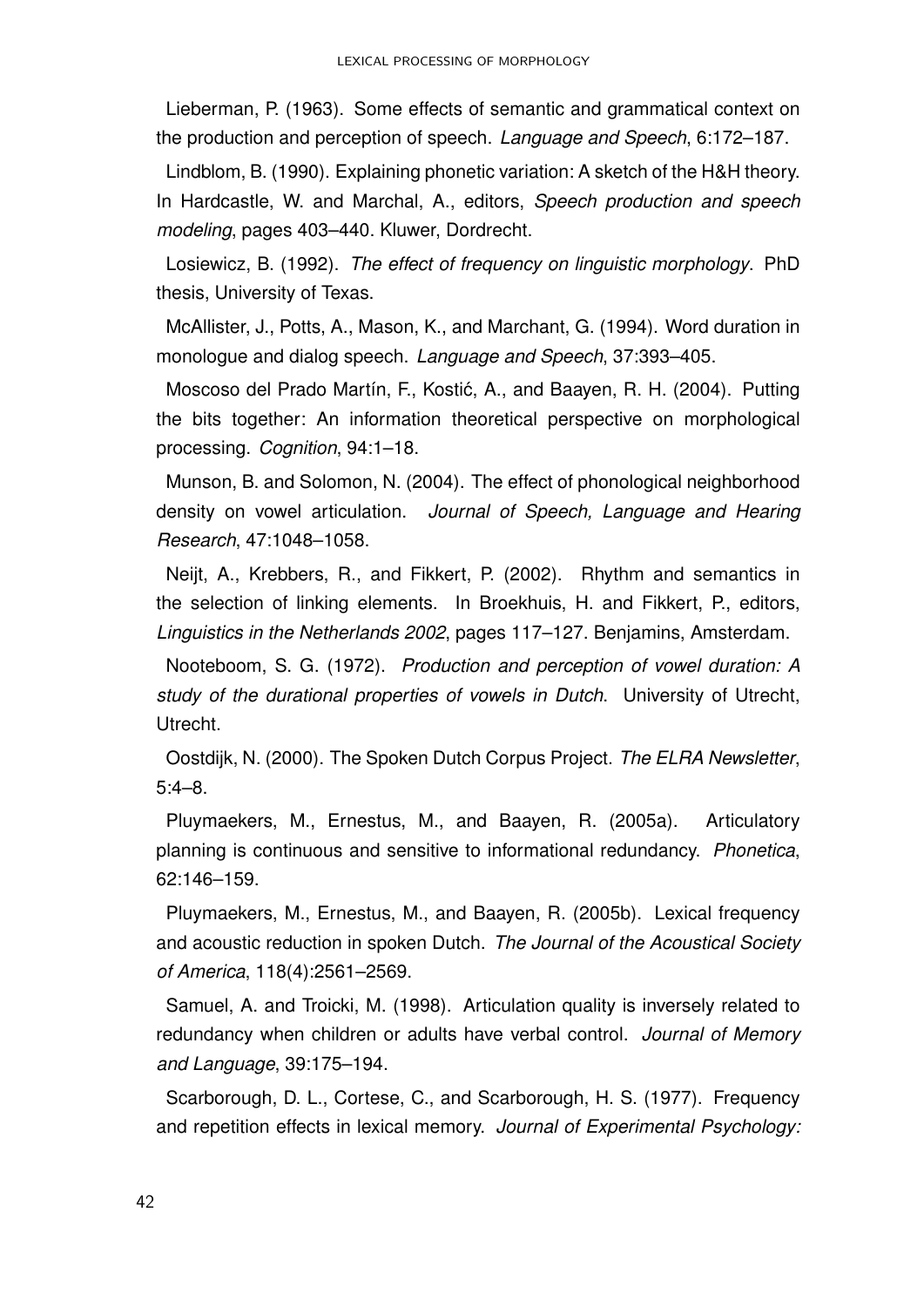Lieberman, P. (1963). Some effects of semantic and grammatical context on the production and perception of speech. *Language and Speech*, 6:172–187.

Lindblom, B. (1990). Explaining phonetic variation: A sketch of the H&H theory. In Hardcastle, W. and Marchal, A., editors, *Speech production and speech modeling*, pages 403–440. Kluwer, Dordrecht.

Losiewicz, B. (1992). *The effect of frequency on linguistic morphology*. PhD thesis, University of Texas.

McAllister, J., Potts, A., Mason, K., and Marchant, G. (1994). Word duration in monologue and dialog speech. *Language and Speech*, 37:393–405.

Moscoso del Prado Martín, F., Kostić, A., and Baayen, R. H. (2004). Putting the bits together: An information theoretical perspective on morphological processing. *Cognition*, 94:1–18.

Munson, B. and Solomon, N. (2004). The effect of phonological neighborhood density on vowel articulation. *Journal of Speech, Language and Hearing Research*, 47:1048–1058.

Neijt, A., Krebbers, R., and Fikkert, P. (2002). Rhythm and semantics in the selection of linking elements. In Broekhuis, H. and Fikkert, P., editors, *Linguistics in the Netherlands 2002*, pages 117–127. Benjamins, Amsterdam.

Nooteboom, S. G. (1972). *Production and perception of vowel duration: A study of the durational properties of vowels in Dutch*. University of Utrecht, Utrecht.

Oostdijk, N. (2000). The Spoken Dutch Corpus Project. *The ELRA Newsletter*, 5:4–8.

Pluymaekers, M., Ernestus, M., and Baayen, R. (2005a). Articulatory planning is continuous and sensitive to informational redundancy. *Phonetica*, 62:146–159.

Pluymaekers, M., Ernestus, M., and Baayen, R. (2005b). Lexical frequency and acoustic reduction in spoken Dutch. *The Journal of the Acoustical Society of America*, 118(4):2561–2569.

Samuel, A. and Troicki, M. (1998). Articulation quality is inversely related to redundancy when children or adults have verbal control. *Journal of Memory and Language*, 39:175–194.

Scarborough, D. L., Cortese, C., and Scarborough, H. S. (1977). Frequency and repetition effects in lexical memory. *Journal of Experimental Psychology:*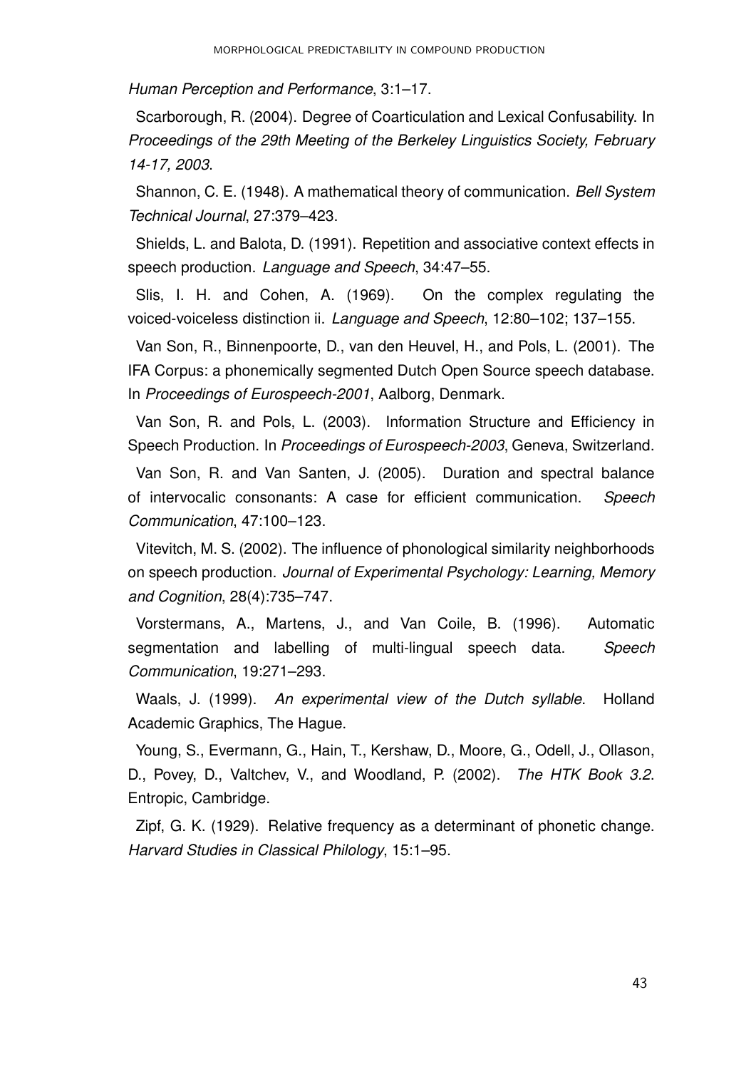*Human Perception and Performance*, 3:1–17.

Scarborough, R. (2004). Degree of Coarticulation and Lexical Confusability. In *Proceedings of the 29th Meeting of the Berkeley Linguistics Society, February 14-17, 2003*.

Shannon, C. E. (1948). A mathematical theory of communication. *Bell System Technical Journal*, 27:379–423.

Shields, L. and Balota, D. (1991). Repetition and associative context effects in speech production. *Language and Speech*, 34:47–55.

Slis, I. H. and Cohen, A. (1969). On the complex regulating the voiced-voiceless distinction ii. *Language and Speech*, 12:80–102; 137–155.

Van Son, R., Binnenpoorte, D., van den Heuvel, H., and Pols, L. (2001). The IFA Corpus: a phonemically segmented Dutch Open Source speech database. In *Proceedings of Eurospeech-2001*, Aalborg, Denmark.

Van Son, R. and Pols, L. (2003). Information Structure and Efficiency in Speech Production. In *Proceedings of Eurospeech-2003*, Geneva, Switzerland.

Van Son, R. and Van Santen, J. (2005). Duration and spectral balance of intervocalic consonants: A case for efficient communication. *Speech Communication*, 47:100–123.

Vitevitch, M. S. (2002). The influence of phonological similarity neighborhoods on speech production. *Journal of Experimental Psychology: Learning, Memory and Cognition*, 28(4):735–747.

Vorstermans, A., Martens, J., and Van Coile, B. (1996). Automatic segmentation and labelling of multi-lingual speech data. *Speech Communication*, 19:271–293.

Waals, J. (1999). *An experimental view of the Dutch syllable*. Holland Academic Graphics, The Hague.

Young, S., Evermann, G., Hain, T., Kershaw, D., Moore, G., Odell, J., Ollason, D., Povey, D., Valtchev, V., and Woodland, P. (2002). *The HTK Book 3.2*. Entropic, Cambridge.

Zipf, G. K. (1929). Relative frequency as a determinant of phonetic change. *Harvard Studies in Classical Philology*, 15:1–95.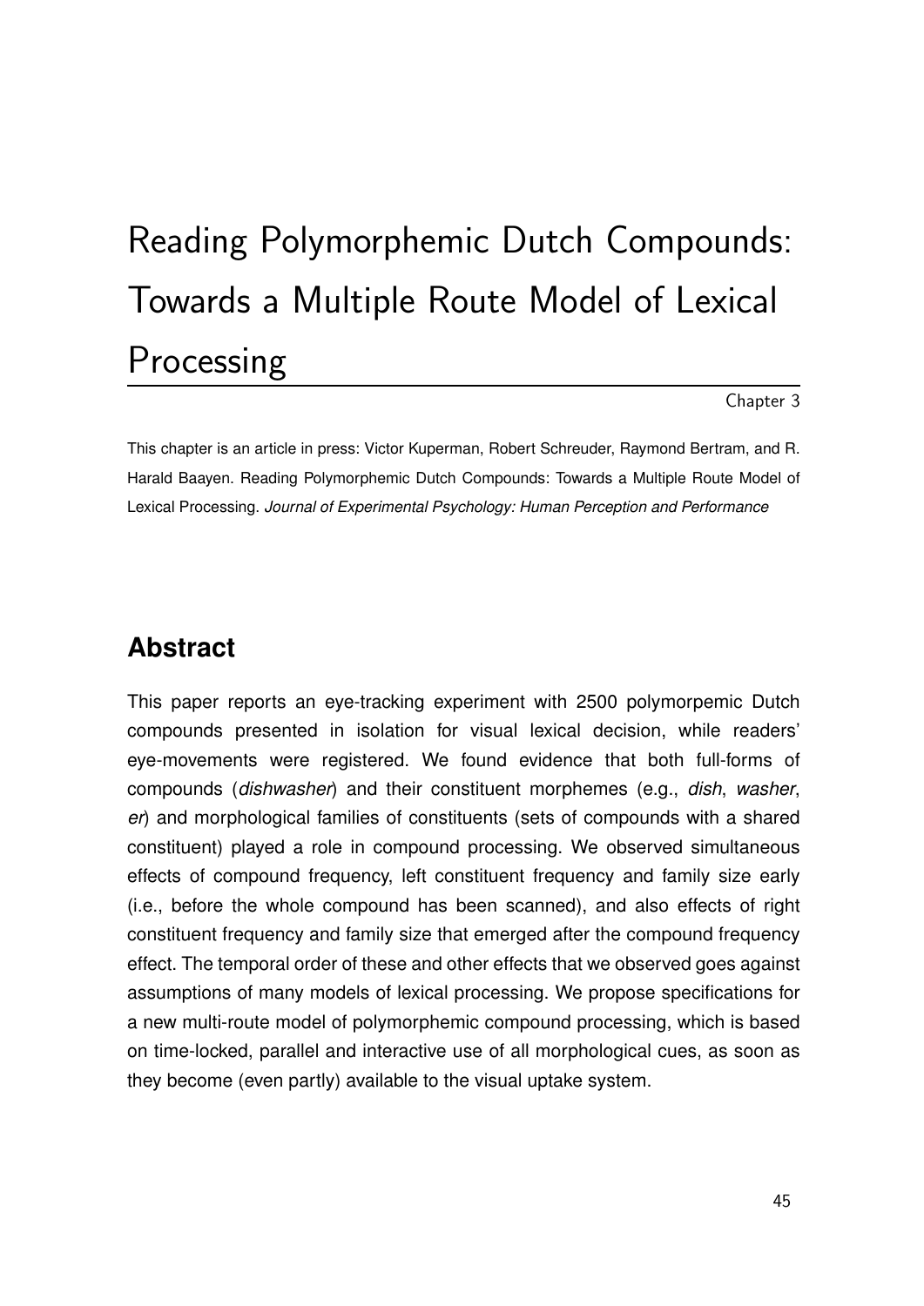# Reading Polymorphemic Dutch Compounds: Towards a Multiple Route Model of Lexical Processing

Chapter 3

This chapter is an article in press: Victor Kuperman, Robert Schreuder, Raymond Bertram, and R. Harald Baayen. Reading Polymorphemic Dutch Compounds: Towards a Multiple Route Model of Lexical Processing. *Journal of Experimental Psychology: Human Perception and Performance*

## Abstract

This paper reports an eye-tracking experiment with 2500 polymorpemic Dutch compounds presented in isolation for visual lexical decision, while readers' eye-movements were registered. We found evidence that both full-forms of compounds (*dishwasher*) and their constituent morphemes (e.g., *dish*, *washer*, *er*) and morphological families of constituents (sets of compounds with a shared constituent) played a role in compound processing. We observed simultaneous effects of compound frequency, left constituent frequency and family size early (i.e., before the whole compound has been scanned), and also effects of right constituent frequency and family size that emerged after the compound frequency effect. The temporal order of these and other effects that we observed goes against assumptions of many models of lexical processing. We propose specifications for a new multi-route model of polymorphemic compound processing, which is based on time-locked, parallel and interactive use of all morphological cues, as soon as they become (even partly) available to the visual uptake system.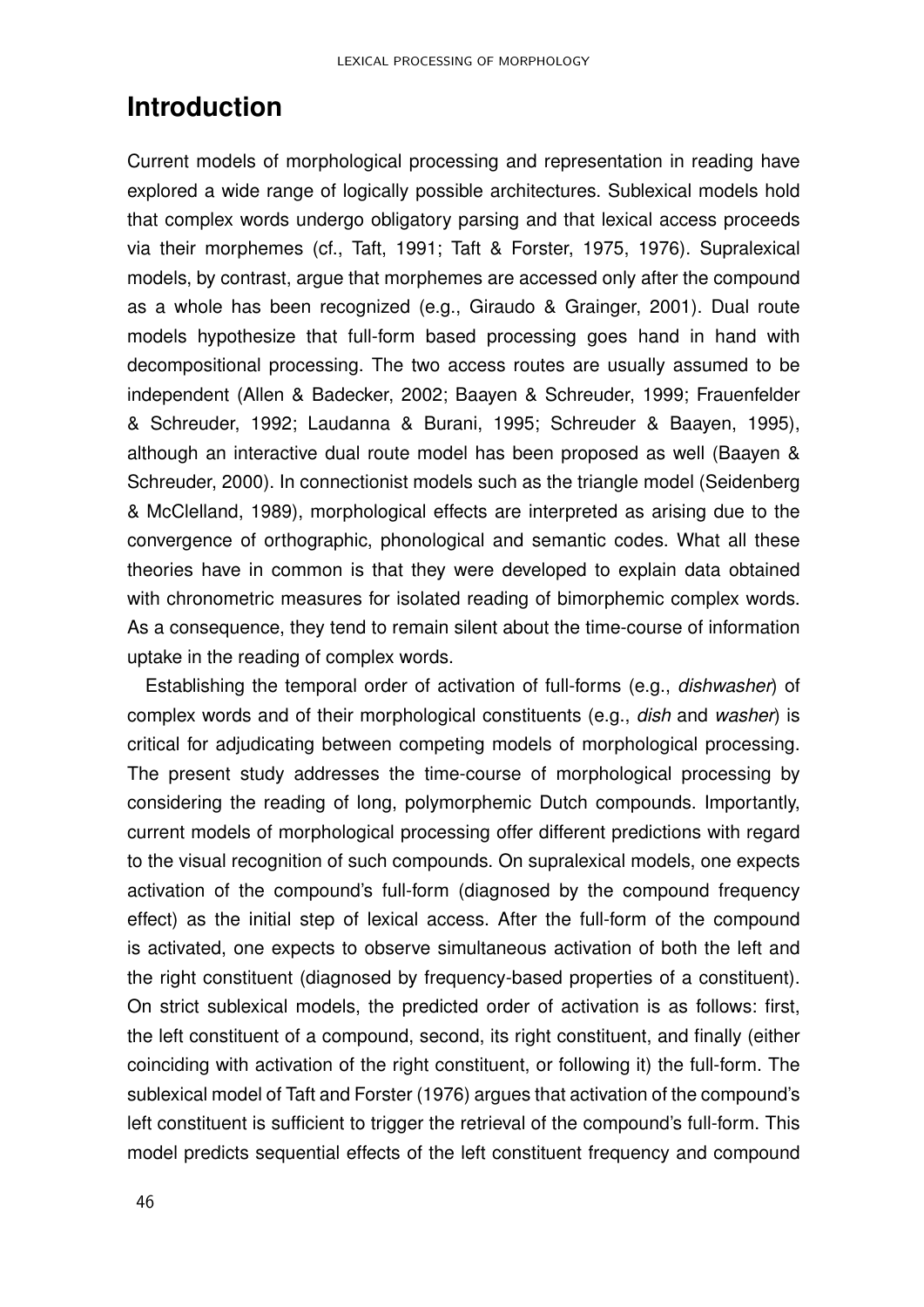# Introduction

Current models of morphological processing and representation in reading have explored a wide range of logically possible architectures. Sublexical models hold that complex words undergo obligatory parsing and that lexical access proceeds via their morphemes (cf., Taft, 1991; Taft & Forster, 1975, 1976). Supralexical models, by contrast, argue that morphemes are accessed only after the compound as a whole has been recognized (e.g., Giraudo & Grainger, 2001). Dual route models hypothesize that full-form based processing goes hand in hand with decompositional processing. The two access routes are usually assumed to be independent (Allen & Badecker, 2002; Baayen & Schreuder, 1999; Frauenfelder & Schreuder, 1992; Laudanna & Burani, 1995; Schreuder & Baayen, 1995), although an interactive dual route model has been proposed as well (Baayen & Schreuder, 2000). In connectionist models such as the triangle model (Seidenberg & McClelland, 1989), morphological effects are interpreted as arising due to the convergence of orthographic, phonological and semantic codes. What all these theories have in common is that they were developed to explain data obtained with chronometric measures for isolated reading of bimorphemic complex words. As a consequence, they tend to remain silent about the time-course of information uptake in the reading of complex words.

Establishing the temporal order of activation of full-forms (e.g., *dishwasher*) of complex words and of their morphological constituents (e.g., *dish* and *washer*) is critical for adjudicating between competing models of morphological processing. The present study addresses the time-course of morphological processing by considering the reading of long, polymorphemic Dutch compounds. Importantly, current models of morphological processing offer different predictions with regard to the visual recognition of such compounds. On supralexical models, one expects activation of the compound's full-form (diagnosed by the compound frequency effect) as the initial step of lexical access. After the full-form of the compound is activated, one expects to observe simultaneous activation of both the left and the right constituent (diagnosed by frequency-based properties of a constituent). On strict sublexical models, the predicted order of activation is as follows: first, the left constituent of a compound, second, its right constituent, and finally (either coinciding with activation of the right constituent, or following it) the full-form. The sublexical model of Taft and Forster (1976) argues that activation of the compound's left constituent is sufficient to trigger the retrieval of the compound's full-form. This model predicts sequential effects of the left constituent frequency and compound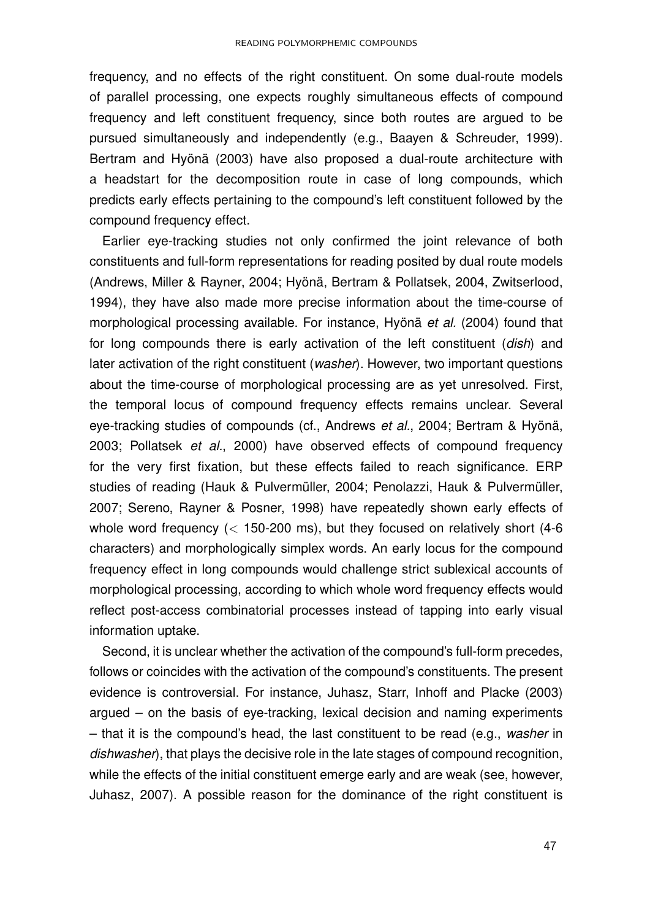frequency, and no effects of the right constituent. On some dual-route models of parallel processing, one expects roughly simultaneous effects of compound frequency and left constituent frequency, since both routes are argued to be pursued simultaneously and independently (e.g., Baayen & Schreuder, 1999). Bertram and Hyönä (2003) have also proposed a dual-route architecture with a headstart for the decomposition route in case of long compounds, which predicts early effects pertaining to the compound's left constituent followed by the compound frequency effect.

Earlier eye-tracking studies not only confirmed the joint relevance of both constituents and full-form representations for reading posited by dual route models (Andrews, Miller & Rayner, 2004; Hyönä, Bertram & Pollatsek, 2004, Zwitserlood, 1994), they have also made more precise information about the time-course of morphological processing available. For instance, Hyönä *et al.* (2004) found that for long compounds there is early activation of the left constituent (*dish*) and later activation of the right constituent (*washer*). However, two important questions about the time-course of morphological processing are as yet unresolved. First, the temporal locus of compound frequency effects remains unclear. Several eye-tracking studies of compounds (cf., Andrews *et al.*, 2004; Bertram & Hyönä, 2003; Pollatsek *et al.*, 2000) have observed effects of compound frequency for the very first fixation, but these effects failed to reach significance. ERP studies of reading (Hauk & Pulvermüller, 2004; Penolazzi, Hauk & Pulvermüller, 2007; Sereno, Rayner & Posner, 1998) have repeatedly shown early effects of whole word frequency ($<$ 150-200 ms), but they focused on relatively short (4-6 characters) and morphologically simplex words. An early locus for the compound frequency effect in long compounds would challenge strict sublexical accounts of morphological processing, according to which whole word frequency effects would reflect post-access combinatorial processes instead of tapping into early visual information uptake.

Second, it is unclear whether the activation of the compound's full-form precedes, follows or coincides with the activation of the compound's constituents. The present evidence is controversial. For instance, Juhasz, Starr, Inhoff and Placke (2003) argued – on the basis of eye-tracking, lexical decision and naming experiments – that it is the compound's head, the last constituent to be read (e.g., *washer* in *dishwasher*), that plays the decisive role in the late stages of compound recognition, while the effects of the initial constituent emerge early and are weak (see, however, Juhasz, 2007). A possible reason for the dominance of the right constituent is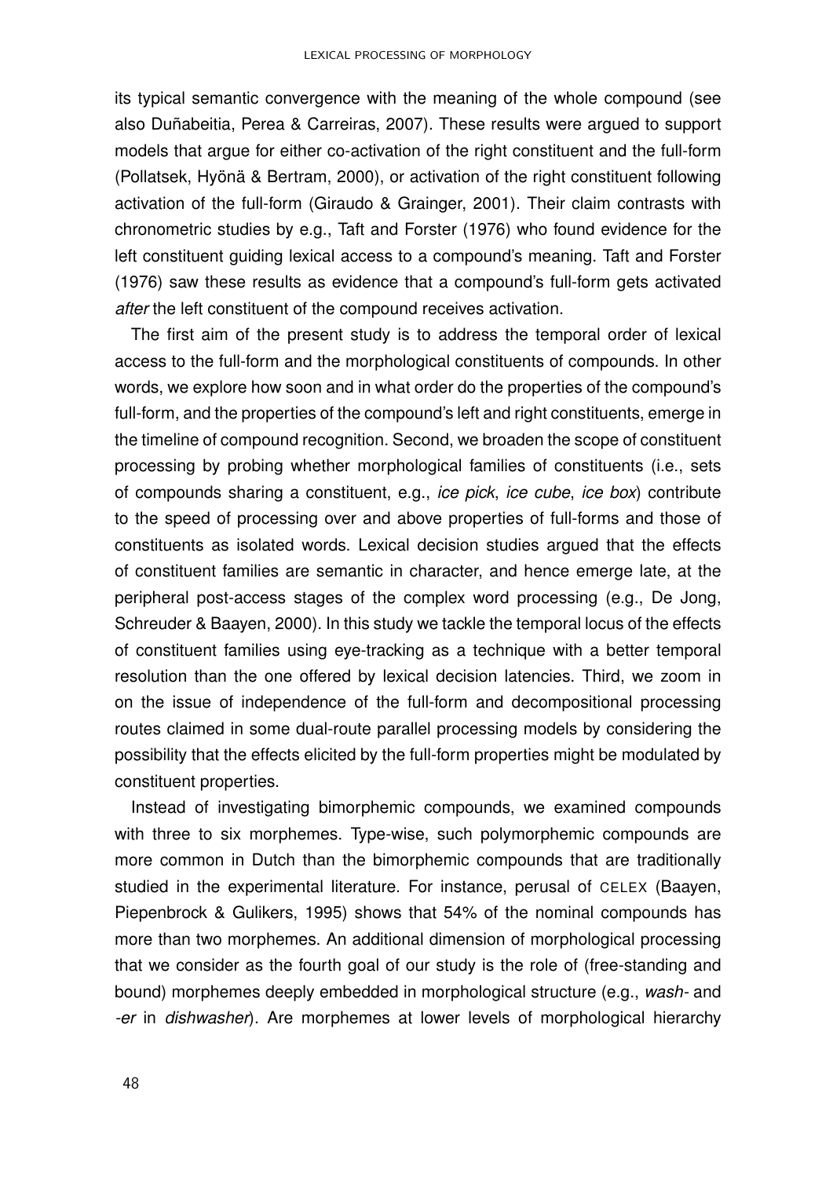its typical semantic convergence with the meaning of the whole compound (see also Duñabeitia, Perea & Carreiras, 2007). These results were argued to support models that argue for either co-activation of the right constituent and the full-form (Pollatsek, Hyönä & Bertram, 2000), or activation of the right constituent following activation of the full-form (Giraudo & Grainger, 2001). Their claim contrasts with chronometric studies by e.g., Taft and Forster (1976) who found evidence for the left constituent guiding lexical access to a compound's meaning. Taft and Forster (1976) saw these results as evidence that a compound's full-form gets activated *after* the left constituent of the compound receives activation.

The first aim of the present study is to address the temporal order of lexical access to the full-form and the morphological constituents of compounds. In other words, we explore how soon and in what order do the properties of the compound's full-form, and the properties of the compound's left and right constituents, emerge in the timeline of compound recognition. Second, we broaden the scope of constituent processing by probing whether morphological families of constituents (i.e., sets of compounds sharing a constituent, e.g., *ice pick*, *ice cube*, *ice box*) contribute to the speed of processing over and above properties of full-forms and those of constituents as isolated words. Lexical decision studies argued that the effects of constituent families are semantic in character, and hence emerge late, at the peripheral post-access stages of the complex word processing (e.g., De Jong, Schreuder & Baayen, 2000). In this study we tackle the temporal locus of the effects of constituent families using eye-tracking as a technique with a better temporal resolution than the one offered by lexical decision latencies. Third, we zoom in on the issue of independence of the full-form and decompositional processing routes claimed in some dual-route parallel processing models by considering the possibility that the effects elicited by the full-form properties might be modulated by constituent properties.

Instead of investigating bimorphemic compounds, we examined compounds with three to six morphemes. Type-wise, such polymorphemic compounds are more common in Dutch than the bimorphemic compounds that are traditionally studied in the experimental literature. For instance, perusal of CELEX (Baayen, Piepenbrock & Gulikers, 1995) shows that 54% of the nominal compounds has more than two morphemes. An additional dimension of morphological processing that we consider as the fourth goal of our study is the role of (free-standing and bound) morphemes deeply embedded in morphological structure (e.g., *wash-* and *-er* in *dishwasher*). Are morphemes at lower levels of morphological hierarchy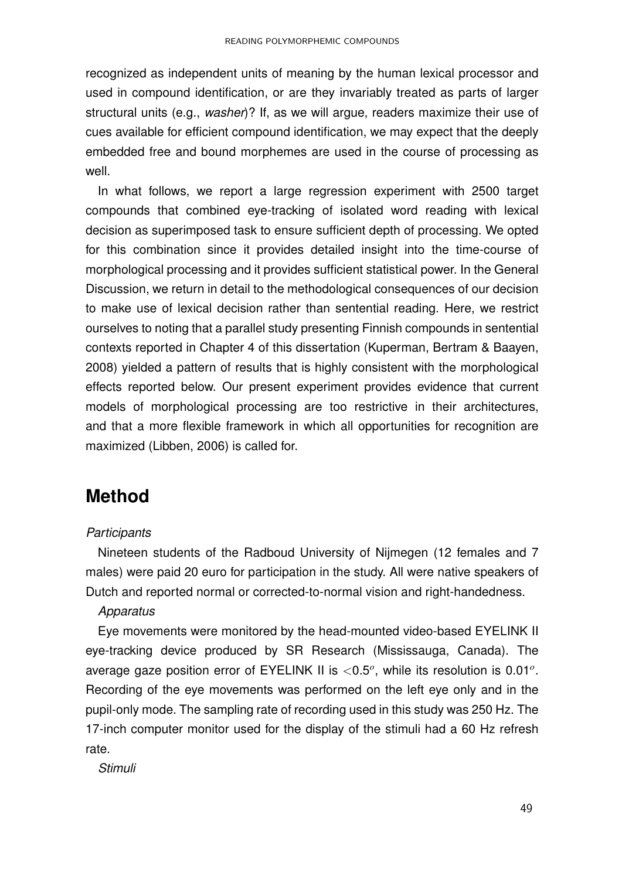recognized as independent units of meaning by the human lexical processor and used in compound identification, or are they invariably treated as parts of larger structural units (e.g., *washer*)? If, as we will argue, readers maximize their use of cues available for efficient compound identification, we may expect that the deeply embedded free and bound morphemes are used in the course of processing as well.

In what follows, we report a large regression experiment with 2500 target compounds that combined eye-tracking of isolated word reading with lexical decision as superimposed task to ensure sufficient depth of processing. We opted for this combination since it provides detailed insight into the time-course of morphological processing and it provides sufficient statistical power. In the General Discussion, we return in detail to the methodological consequences of our decision to make use of lexical decision rather than sentential reading. Here, we restrict ourselves to noting that a parallel study presenting Finnish compounds in sentential contexts reported in Chapter 4 of this dissertation (Kuperman, Bertram & Baayen, 2008) yielded a pattern of results that is highly consistent with the morphological effects reported below. Our present experiment provides evidence that current models of morphological processing are too restrictive in their architectures, and that a more flexible framework in which all opportunities for recognition are maximized (Libben, 2006) is called for.

## Method

*Participants*

Nineteen students of the Radboud University of Nijmegen (12 females and 7 males) were paid 20 euro for participation in the study. All were native speakers of Dutch and reported normal or corrected-to-normal vision and right-handedness.

*Apparatus*

Eye movements were monitored by the head-mounted video-based EYELINK II eye-tracking device produced by SR Research (Mississauga, Canada). The average gaze position error of EYELINK II is $<0.5^o$, while its resolution is $0.01^o$. Recording of the eye movements was performed on the left eye only and in the pupil-only mode. The sampling rate of recording used in this study was 250 Hz. The 17-inch computer monitor used for the display of the stimuli had a 60 Hz refresh rate.

*Stimuli*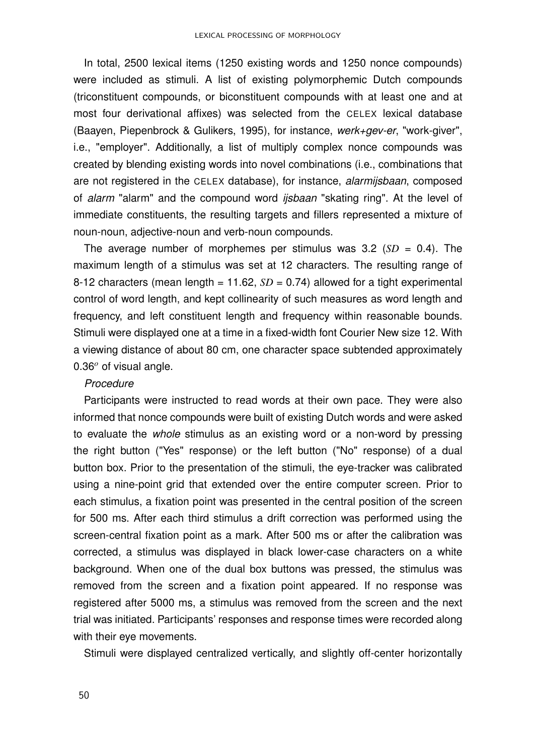In total, 2500 lexical items (1250 existing words and 1250 nonce compounds) were included as stimuli. A list of existing polymorphemic Dutch compounds (triconstituent compounds, or biconstituent compounds with at least one and at most four derivational affixes) was selected from the CELEX lexical database (Baayen, Piepenbrock & Gulikers, 1995), for instance, *werk+gev-er*, "work-giver", i.e., "employer". Additionally, a list of multiply complex nonce compounds was created by blending existing words into novel combinations (i.e., combinations that are not registered in the CELEX database), for instance, *alarmijsbaan*, composed of *alarm* "alarm" and the compound word *ijsbaan* "skating ring". At the level of immediate constituents, the resulting targets and fillers represented a mixture of noun-noun, adjective-noun and verb-noun compounds.

The average number of morphemes per stimulus was 3.2 ($SD$ = 0.4). The maximum length of a stimulus was set at 12 characters. The resulting range of 8-12 characters (mean length = 11.62, $SD$ = 0.74) allowed for a tight experimental control of word length, and kept collinearity of such measures as word length and frequency, and left constituent length and frequency within reasonable bounds. Stimuli were displayed one at a time in a fixed-width font Courier New size 12. With a viewing distance of about 80 cm, one character space subtended approximately $0.36^{o}$ of visual angle.

*Procedure*

Participants were instructed to read words at their own pace. They were also informed that nonce compounds were built of existing Dutch words and were asked to evaluate the *whole* stimulus as an existing word or a non-word by pressing the right button ("Yes" response) or the left button ("No" response) of a dual button box. Prior to the presentation of the stimuli, the eye-tracker was calibrated using a nine-point grid that extended over the entire computer screen. Prior to each stimulus, a fixation point was presented in the central position of the screen for 500 ms. After each third stimulus a drift correction was performed using the screen-central fixation point as a mark. After 500 ms or after the calibration was corrected, a stimulus was displayed in black lower-case characters on a white background. When one of the dual box buttons was pressed, the stimulus was removed from the screen and a fixation point appeared. If no response was registered after 5000 ms, a stimulus was removed from the screen and the next trial was initiated. Participants' responses and response times were recorded along with their eye movements.

Stimuli were displayed centralized vertically, and slightly off-center horizontally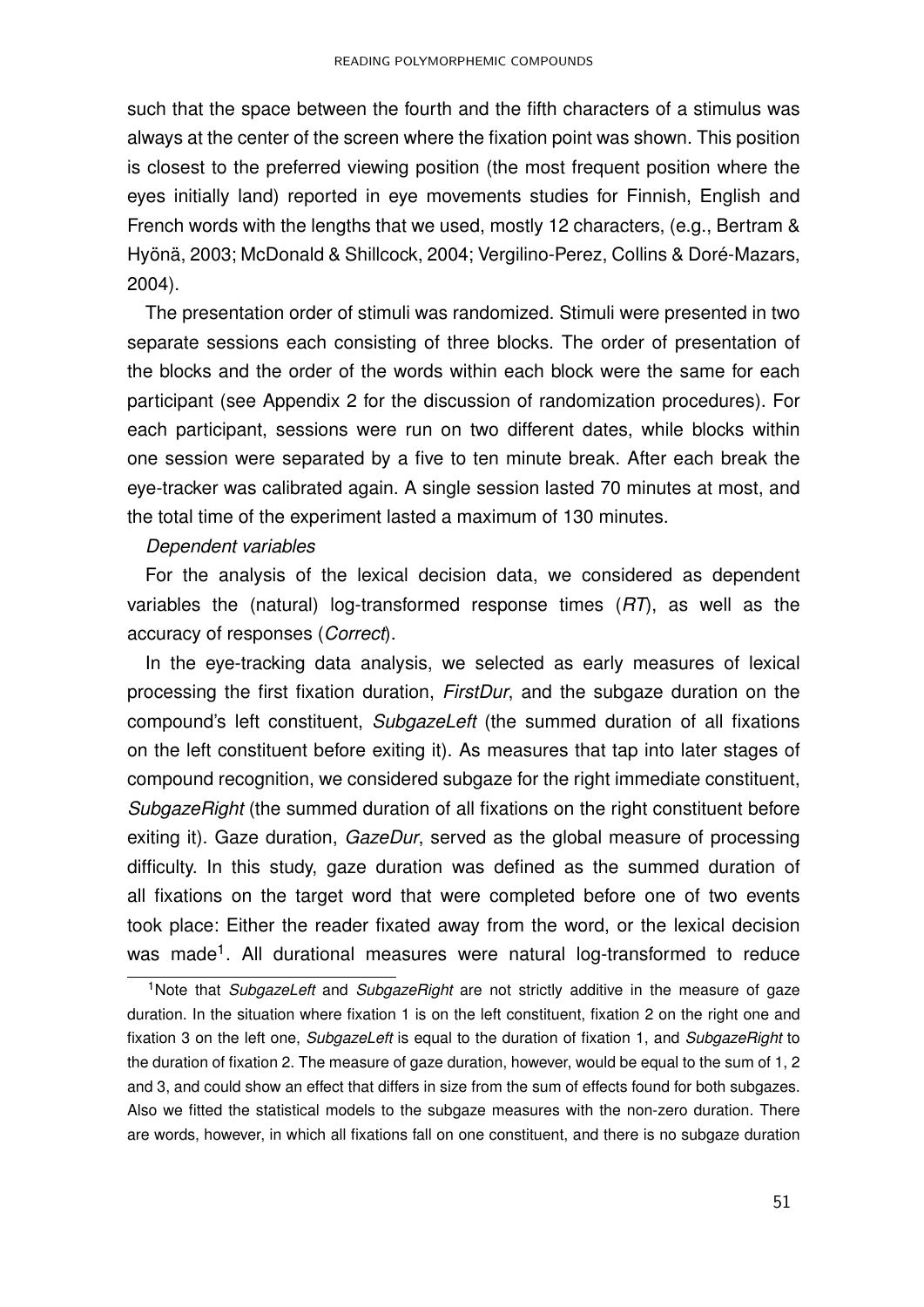such that the space between the fourth and the fifth characters of a stimulus was always at the center of the screen where the fixation point was shown. This position is closest to the preferred viewing position (the most frequent position where the eyes initially land) reported in eye movements studies for Finnish, English and French words with the lengths that we used, mostly 12 characters, (e.g., Bertram & Hyönä, 2003; McDonald & Shillcock, 2004; Vergilino-Perez, Collins & Doré-Mazars, 2004).

The presentation order of stimuli was randomized. Stimuli were presented in two separate sessions each consisting of three blocks. The order of presentation of the blocks and the order of the words within each block were the same for each participant (see Appendix 2 for the discussion of randomization procedures). For each participant, sessions were run on two different dates, while blocks within one session were separated by a five to ten minute break. After each break the eye-tracker was calibrated again. A single session lasted 70 minutes at most, and the total time of the experiment lasted a maximum of 130 minutes.

*Dependent variables*

For the analysis of the lexical decision data, we considered as dependent variables the (natural) log-transformed response times (*RT*), as well as the accuracy of responses (*Correct*).

In the eye-tracking data analysis, we selected as early measures of lexical processing the first fixation duration, *FirstDur*, and the subgaze duration on the compound's left constituent, *SubgazeLeft* (the summed duration of all fixations on the left constituent before exiting it). As measures that tap into later stages of compound recognition, we considered subgaze for the right immediate constituent, *SubgazeRight* (the summed duration of all fixations on the right constituent before exiting it). Gaze duration, *GazeDur*, served as the global measure of processing difficulty. In this study, gaze duration was defined as the summed duration of all fixations on the target word that were completed before one of two events took place: Either the reader fixated away from the word, or the lexical decision was made[1]. All durational measures were natural log-transformed to reduce

[1]Note that *SubgazeLeft* and *SubgazeRight* are not strictly additive in the measure of gaze duration. In the situation where fixation 1 is on the left constituent, fixation 2 on the right one and fixation 3 on the left one, *SubgazeLeft* is equal to the duration of fixation 1, and *SubgazeRight* to the duration of fixation 2. The measure of gaze duration, however, would be equal to the sum of 1, 2 and 3, and could show an effect that differs in size from the sum of effects found for both subgazes. Also we fitted the statistical models to the subgaze measures with the non-zero duration. There are words, however, in which all fixations fall on one constituent, and there is no subgaze duration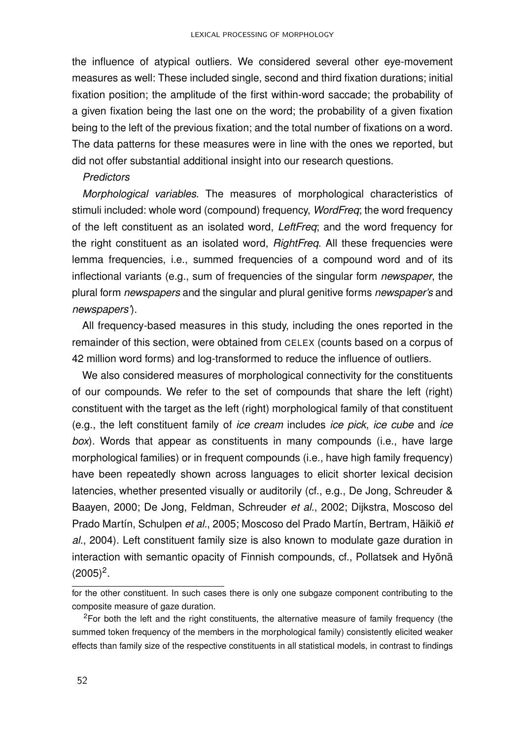the influence of atypical outliers. We considered several other eye-movement measures as well: These included single, second and third fixation durations; initial fixation position; the amplitude of the first within-word saccade; the probability of a given fixation being the last one on the word; the probability of a given fixation being to the left of the previous fixation; and the total number of fixations on a word. The data patterns for these measures were in line with the ones we reported, but did not offer substantial additional insight into our research questions.

*Predictors*

*Morphological variables.* The measures of morphological characteristics of stimuli included: whole word (compound) frequency, *WordFreq*; the word frequency of the left constituent as an isolated word, *LeftFreq*; and the word frequency for the right constituent as an isolated word, *RightFreq*. All these frequencies were lemma frequencies, i.e., summed frequencies of a compound word and of its inflectional variants (e.g., sum of frequencies of the singular form *newspaper*, the plural form *newspapers* and the singular and plural genitive forms *newspaper's* and *newspapers'*).

All frequency-based measures in this study, including the ones reported in the remainder of this section, were obtained from CELEX (counts based on a corpus of 42 million word forms) and log-transformed to reduce the influence of outliers.

We also considered measures of morphological connectivity for the constituents of our compounds. We refer to the set of compounds that share the left (right) constituent with the target as the left (right) morphological family of that constituent (e.g., the left constituent family of *ice cream* includes *ice pick*, *ice cube* and *ice box*). Words that appear as constituents in many compounds (i.e., have large morphological families) or in frequent compounds (i.e., have high family frequency) have been repeatedly shown across languages to elicit shorter lexical decision latencies, whether presented visually or auditorily (cf., e.g., De Jong, Schreuder & Baayen, 2000; De Jong, Feldman, Schreuder *et al.*, 2002; Dijkstra, Moscoso del Prado Martín, Schulpen *et al.*, 2005; Moscoso del Prado Martín, Bertram, Häikiö *et al.*, 2004). Left constituent family size is also known to modulate gaze duration in interaction with semantic opacity of Finnish compounds, cf., Pollatsek and Hyönä (2005)[2].

for the other constituent. In such cases there is only one subgaze component contributing to the composite measure of gaze duration.

[2]For both the left and the right constituents, the alternative measure of family frequency (the summed token frequency of the members in the morphological family) consistently elicited weaker effects than family size of the respective constituents in all statistical models, in contrast to findings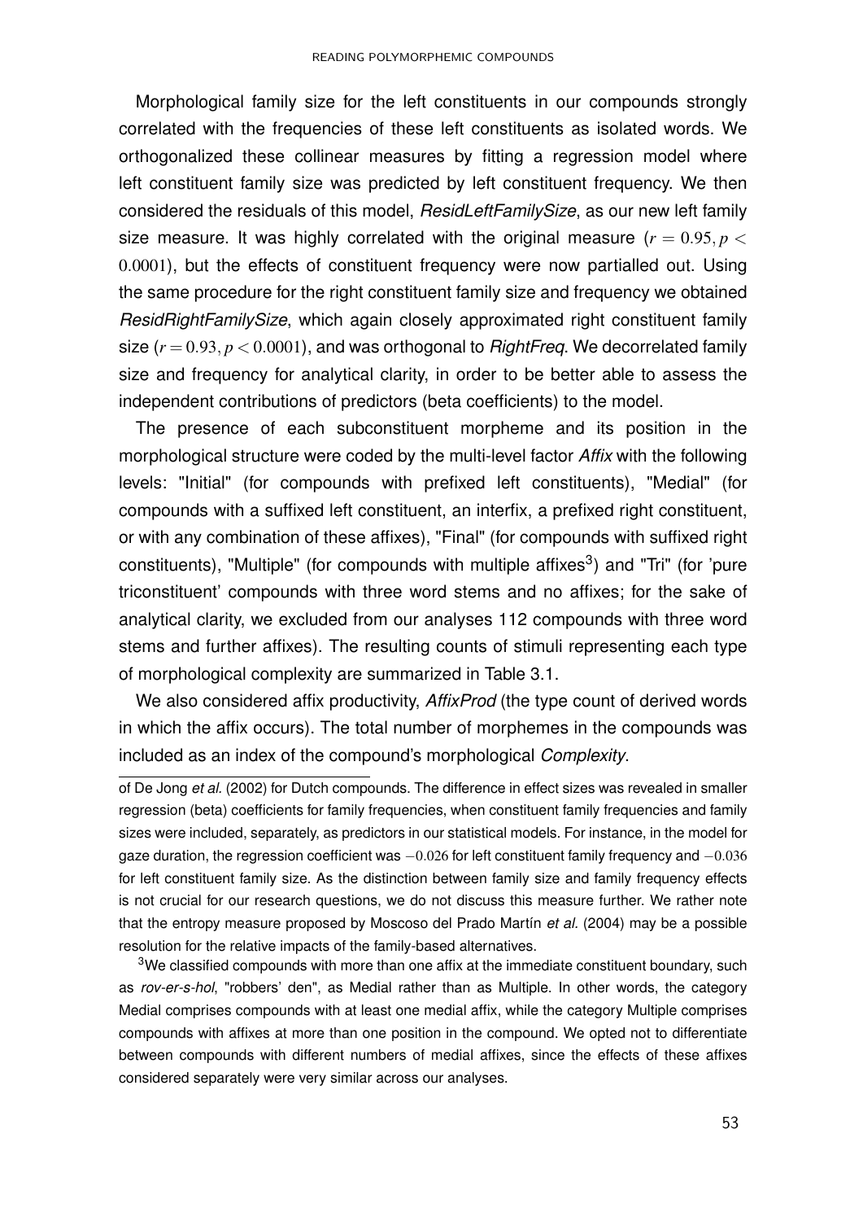Morphological family size for the left constituents in our compounds strongly correlated with the frequencies of these left constituents as isolated words. We orthogonalized these collinear measures by fitting a regression model where left constituent family size was predicted by left constituent frequency. We then considered the residuals of this model, *ResidLeftFamilySize*, as our new left family size measure. It was highly correlated with the original measure ($r = 0.95, p < 0.0001$), but the effects of constituent frequency were now partialled out. Using the same procedure for the right constituent family size and frequency we obtained *ResidRightFamilySize*, which again closely approximated right constituent family size ($r = 0.93, p < 0.0001$), and was orthogonal to *RightFreq*. We decorrelated family size and frequency for analytical clarity, in order to be better able to assess the independent contributions of predictors (beta coefficients) to the model.

The presence of each subconstituent morpheme and its position in the morphological structure were coded by the multi-level factor *Affix* with the following levels: "Initial" (for compounds with prefixed left constituents), "Medial" (for compounds with a suffixed left constituent, an interfix, a prefixed right constituent, or with any combination of these affixes), "Final" (for compounds with suffixed right constituents), "Multiple" (for compounds with multiple affixes[3]) and "Tri" (for 'pure triconstituent' compounds with three word stems and no affixes; for the sake of analytical clarity, we excluded from our analyses 112 compounds with three word stems and further affixes). The resulting counts of stimuli representing each type of morphological complexity are summarized in Table 3.1.

We also considered affix productivity, *AffixProd* (the type count of derived words in which the affix occurs). The total number of morphemes in the compounds was included as an index of the compound's morphological *Complexity*.

---

of De Jong *et al.* (2002) for Dutch compounds. The difference in effect sizes was revealed in smaller regression (beta) coefficients for family frequencies, when constituent family frequencies and family sizes were included, separately, as predictors in our statistical models. For instance, in the model for gaze duration, the regression coefficient was $-0.026$ for left constituent family frequency and $-0.036$ for left constituent family size. As the distinction between family size and family frequency effects is not crucial for our research questions, we do not discuss this measure further. We rather note that the entropy measure proposed by Moscoso del Prado Martín *et al.* (2004) may be a possible resolution for the relative impacts of the family-based alternatives.

[3]We classified compounds with more than one affix at the immediate constituent boundary, such as *rov-er-s-hol*, "robbers' den", as Medial rather than as Multiple. In other words, the category Medial comprises compounds with at least one medial affix, while the category Multiple comprises compounds with affixes at more than one position in the compound. We opted not to differentiate between compounds with different numbers of medial affixes, since the effects of these affixes considered separately were very similar across our analyses.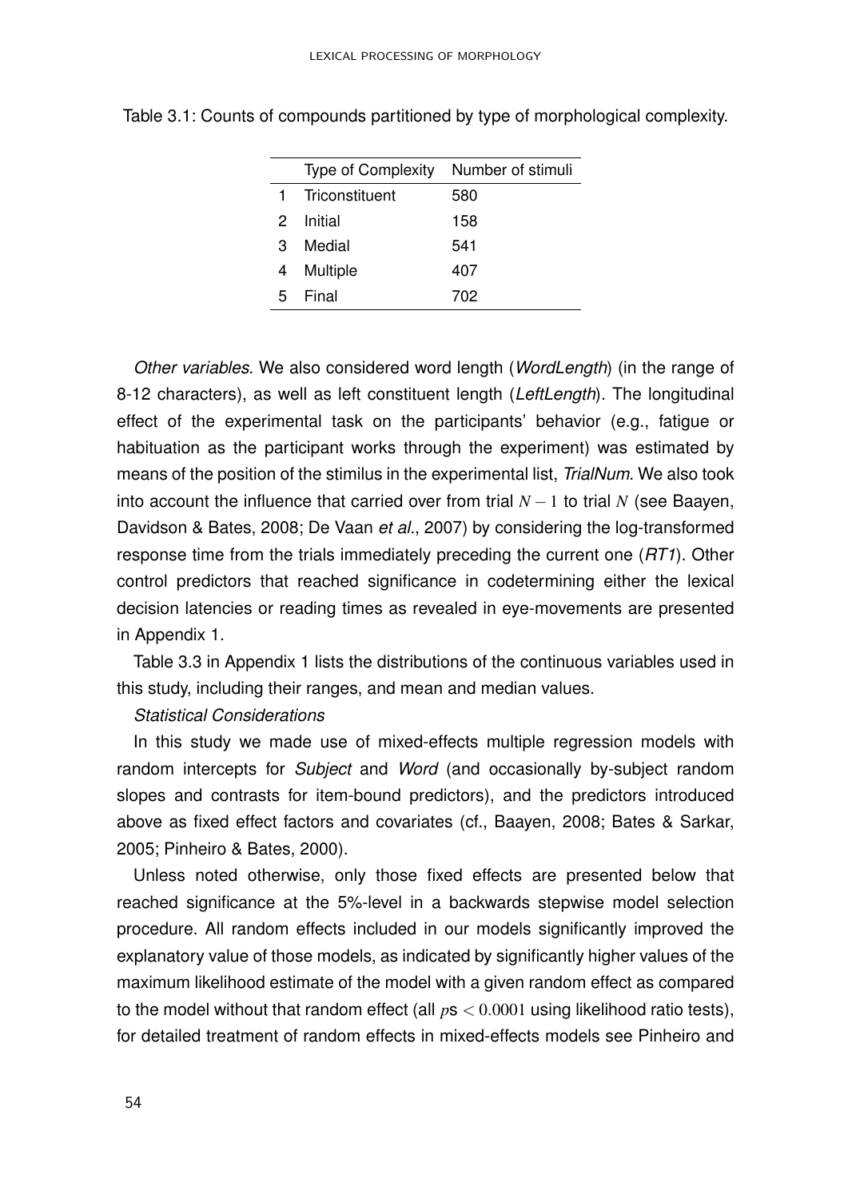Table 3.1: Counts of compounds partitioned by type of morphological complexity.

| | Type of Complexity | Number of stimuli |
|---|---|---|
| 1 | Triconstituent | 580 |
| 2 | Initial | 158 |
| 3 | Medial | 541 |
| 4 | Multiple | 407 |
| 5 | Final | 702 |

*Other variables.* We also considered word length (*WordLength*) (in the range of 8-12 characters), as well as left constituent length (*LeftLength*). The longitudinal effect of the experimental task on the participants' behavior (e.g., fatigue or habituation as the participant works through the experiment) was estimated by means of the position of the stimilus in the experimental list, *TrialNum*. We also took into account the influence that carried over from trial $N-1$ to trial $N$ (see Baayen, Davidson & Bates, 2008; De Vaan *et al.*, 2007) by considering the log-transformed response time from the trials immediately preceding the current one (*RT1*). Other control predictors that reached significance in codetermining either the lexical decision latencies or reading times as revealed in eye-movements are presented in Appendix 1.

Table 3.3 in Appendix 1 lists the distributions of the continuous variables used in this study, including their ranges, and mean and median values.

*Statistical Considerations*

In this study we made use of mixed-effects multiple regression models with random intercepts for *Subject* and *Word* (and occasionally by-subject random slopes and contrasts for item-bound predictors), and the predictors introduced above as fixed effect factors and covariates (cf., Baayen, 2008; Bates & Sarkar, 2005; Pinheiro & Bates, 2000).

Unless noted otherwise, only those fixed effects are presented below that reached significance at the 5%-level in a backwards stepwise model selection procedure. All random effects included in our models significantly improved the explanatory value of those models, as indicated by significantly higher values of the maximum likelihood estimate of the model with a given random effect as compared to the model without that random effect (all $p$s $< 0.0001$ using likelihood ratio tests), for detailed treatment of random effects in mixed-effects models see Pinheiro and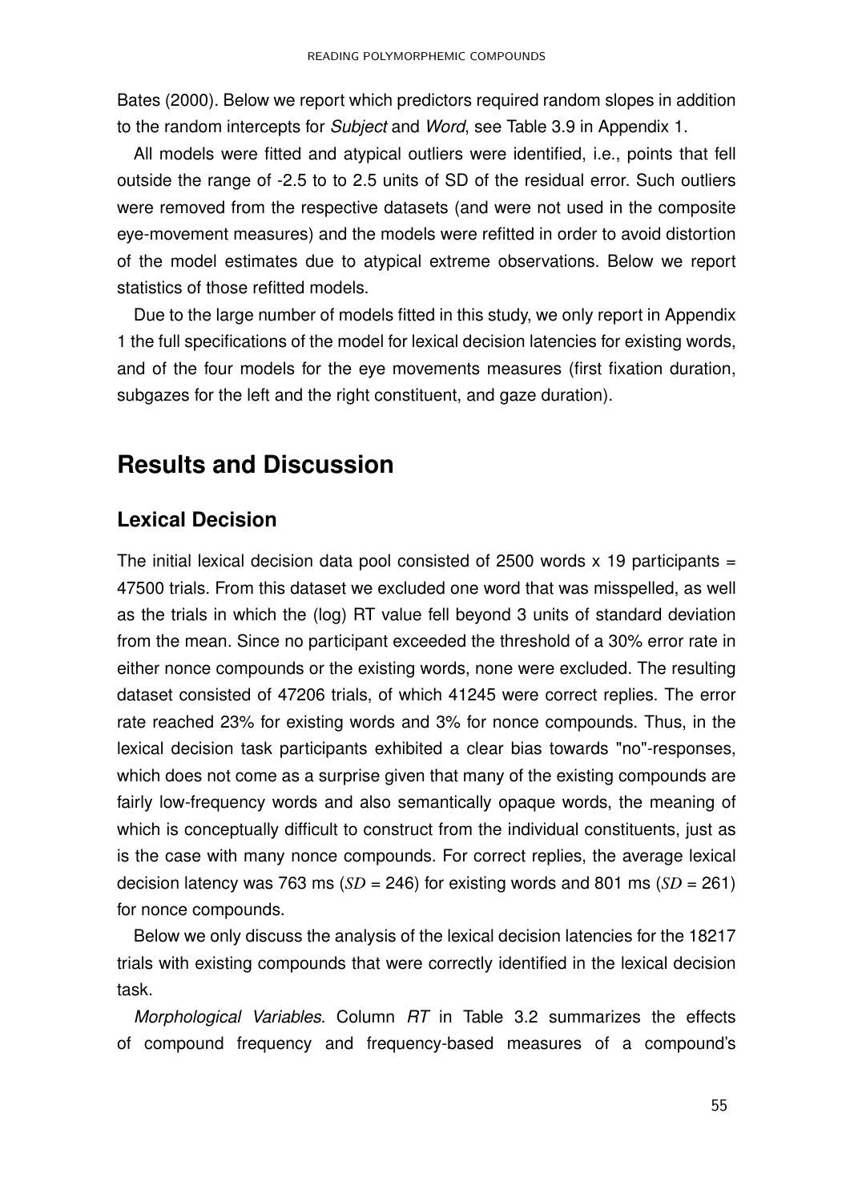Bates (2000). Below we report which predictors required random slopes in addition to the random intercepts for *Subject* and *Word*, see Table 3.9 in Appendix 1.

All models were fitted and atypical outliers were identified, i.e., points that fell outside the range of -2.5 to to 2.5 units of SD of the residual error. Such outliers were removed from the respective datasets (and were not used in the composite eye-movement measures) and the models were refitted in order to avoid distortion of the model estimates due to atypical extreme observations. Below we report statistics of those refitted models.

Due to the large number of models fitted in this study, we only report in Appendix 1 the full specifications of the model for lexical decision latencies for existing words, and of the four models for the eye movements measures (first fixation duration, subgazes for the left and the right constituent, and gaze duration).

# Results and Discussion

## Lexical Decision

The initial lexical decision data pool consisted of 2500 words x 19 participants = 47500 trials. From this dataset we excluded one word that was misspelled, as well as the trials in which the (log) RT value fell beyond 3 units of standard deviation from the mean. Since no participant exceeded the threshold of a 30% error rate in either nonce compounds or the existing words, none were excluded. The resulting dataset consisted of 47206 trials, of which 41245 were correct replies. The error rate reached 23% for existing words and 3% for nonce compounds. Thus, in the lexical decision task participants exhibited a clear bias towards "no"-responses, which does not come as a surprise given that many of the existing compounds are fairly low-frequency words and also semantically opaque words, the meaning of which is conceptually difficult to construct from the individual constituents, just as is the case with many nonce compounds. For correct replies, the average lexical decision latency was 763 ms ($SD$ = 246) for existing words and 801 ms ($SD$ = 261) for nonce compounds.

Below we only discuss the analysis of the lexical decision latencies for the 18217 trials with existing compounds that were correctly identified in the lexical decision task.

*Morphological Variables*. Column *RT* in Table 3.2 summarizes the effects of compound frequency and frequency-based measures of a compound's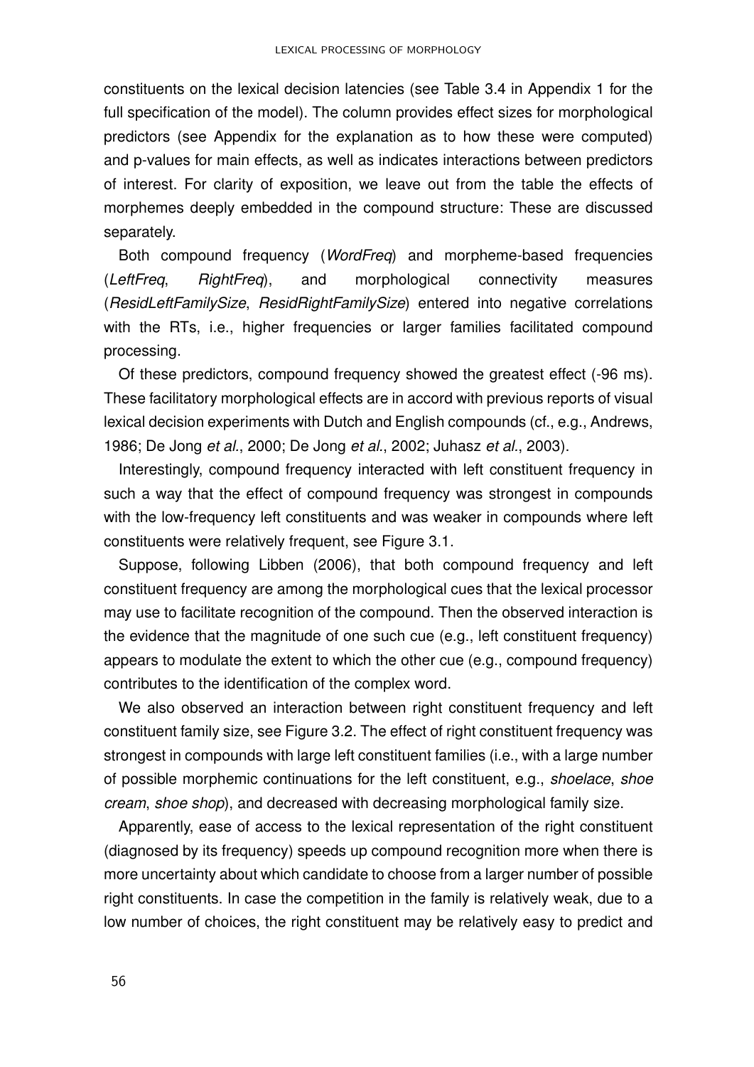constituents on the lexical decision latencies (see Table 3.4 in Appendix 1 for the full specification of the model). The column provides effect sizes for morphological predictors (see Appendix for the explanation as to how these were computed) and p-values for main effects, as well as indicates interactions between predictors of interest. For clarity of exposition, we leave out from the table the effects of morphemes deeply embedded in the compound structure: These are discussed separately.

Both compound frequency (*WordFreq*) and morpheme-based frequencies (*LeftFreq*, *RightFreq*), and morphological connectivity measures (*ResidLeftFamilySize*, *ResidRightFamilySize*) entered into negative correlations with the RTs, i.e., higher frequencies or larger families facilitated compound processing.

Of these predictors, compound frequency showed the greatest effect (-96 ms). These facilitatory morphological effects are in accord with previous reports of visual lexical decision experiments with Dutch and English compounds (cf., e.g., Andrews, 1986; De Jong *et al.*, 2000; De Jong *et al.*, 2002; Juhasz *et al.*, 2003).

Interestingly, compound frequency interacted with left constituent frequency in such a way that the effect of compound frequency was strongest in compounds with the low-frequency left constituents and was weaker in compounds where left constituents were relatively frequent, see Figure 3.1.

Suppose, following Libben (2006), that both compound frequency and left constituent frequency are among the morphological cues that the lexical processor may use to facilitate recognition of the compound. Then the observed interaction is the evidence that the magnitude of one such cue (e.g., left constituent frequency) appears to modulate the extent to which the other cue (e.g., compound frequency) contributes to the identification of the complex word.

We also observed an interaction between right constituent frequency and left constituent family size, see Figure 3.2. The effect of right constituent frequency was strongest in compounds with large left constituent families (i.e., with a large number of possible morphemic continuations for the left constituent, e.g., *shoelace*, *shoe cream*, *shoe shop*), and decreased with decreasing morphological family size.

Apparently, ease of access to the lexical representation of the right constituent (diagnosed by its frequency) speeds up compound recognition more when there is more uncertainty about which candidate to choose from a larger number of possible right constituents. In case the competition in the family is relatively weak, due to a low number of choices, the right constituent may be relatively easy to predict and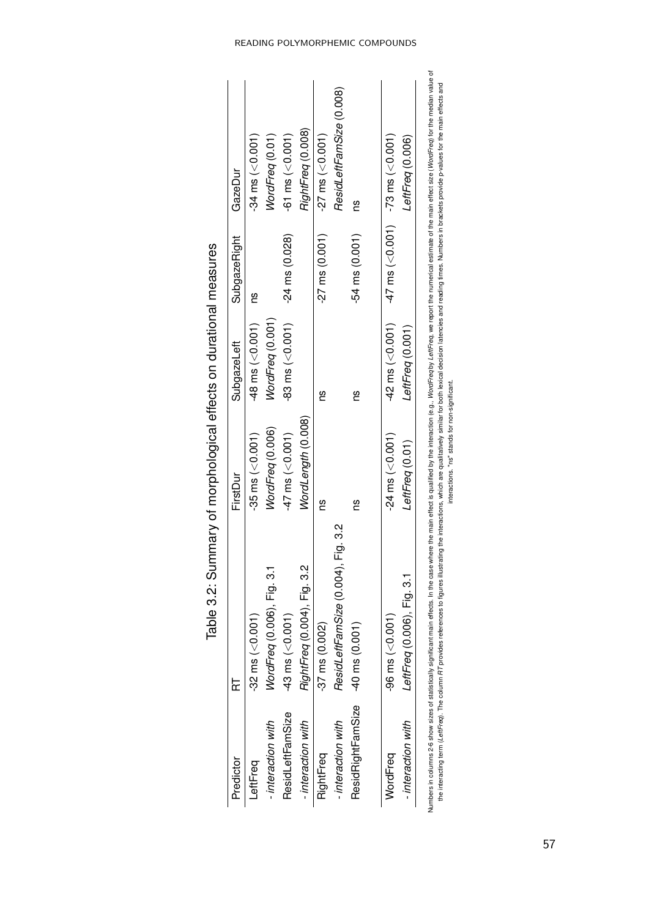Table 3.2: Summary of morphological effects on durational measures

| Predictor | RT | FirstDur | SubgazeLeft | SubgazeRight | GazeDur |
|---|---|---|---|---|---|
| LeftFreq | -32 ms (<0.001) | -35 ms (<0.001) | -48 ms (<0.001) | ns | -34 ms (<0.001) |
| - *interaction with* | *WordFreq* (0.006), Fig. 3.1 | *WordFreq* (0.006) | *WordFreq* (0.001) | | *WordFreq* (0.01) |
| ResidLeftFamSize | -43 ms (<0.001) | -47 ms (<0.001) | -83 ms (<0.001) | -24 ms (0.028) | -61 ms (<0.001) |
| - *interaction with* | *RightFreq* (0.004), Fig. 3.2 | *WordLength* (0.008) | | | *RightFreq* (0.008) |
| RightFreq | -37 ms (0.002) | ns | ns | -27 ms (0.001) | -27 ms (<0.001) |
| - *interaction with* | *ResidLeftFamSize* (0.004), Fig. 3.2 | | | | *ResidLeftFamSize* (0.008) |
| ResidRightFamSize | -40 ms (0.001) | ns | ns | -54 ms (0.001) | ns |
| WordFreq | -96 ms (<0.001) | -24 ms (<0.001) | -42 ms (<0.001) | -47 ms (<0.001) | -73 ms (<0.001) |
| - *interaction with* | *LeftFreq* (0.006), Fig. 3.1 | *LeftFreq* (0.01) | *LeftFreq* (0.001) | | *LeftFreq* (0.006) |

Numbers in columns 2-6 show sizes of statistically significant main effects. In the case where the main effect is qualified by the interaction (e.g., *WordFreq* by *LeftFreq*, we report the numerical estimate of the main effect size (*WordFreq*) for the median value of the interacting term (*LeftFreq*). The column *RT* provides references to figures illustrating the interactions, which are qualitatively similar for both lexical decision latencies and reading times. Numbers in brackets provide p-values for the main effects and interactions. "ns" stands for non-significant.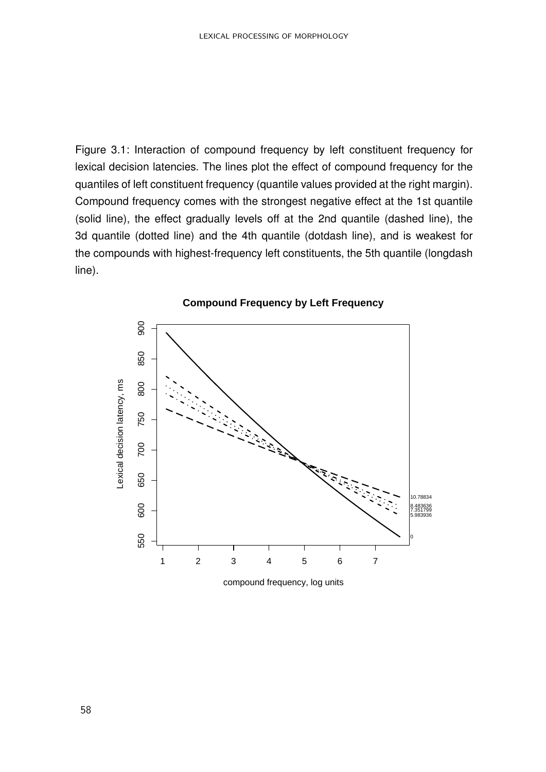Figure 3.1: Interaction of compound frequency by left constituent frequency for lexical decision latencies. The lines plot the effect of compound frequency for the quantiles of left constituent frequency (quantile values provided at the right margin). Compound frequency comes with the strongest negative effect at the 1st quantile (solid line), the effect gradually levels off at the 2nd quantile (dashed line), the 3d quantile (dotted line) and the 4th quantile (dotdash line), and is weakest for the compounds with highest-frequency left constituents, the 5th quantile (longdash line).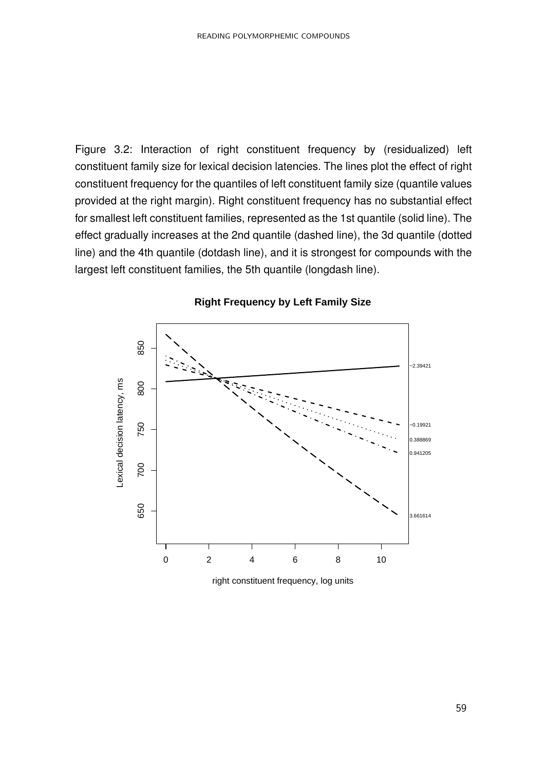Figure 3.2: Interaction of right constituent frequency by (residualized) left constituent family size for lexical decision latencies. The lines plot the effect of right constituent frequency for the quantiles of left constituent family size (quantile values provided at the right margin). Right constituent frequency has no substantial effect for smallest left constituent families, represented as the 1st quantile (solid line). The effect gradually increases at the 2nd quantile (dashed line), the 3d quantile (dotted line) and the 4th quantile (dotdash line), and it is strongest for compounds with the largest left constituent families, the 5th quantile (longdash line).

**Right Frequency by Left Family Size**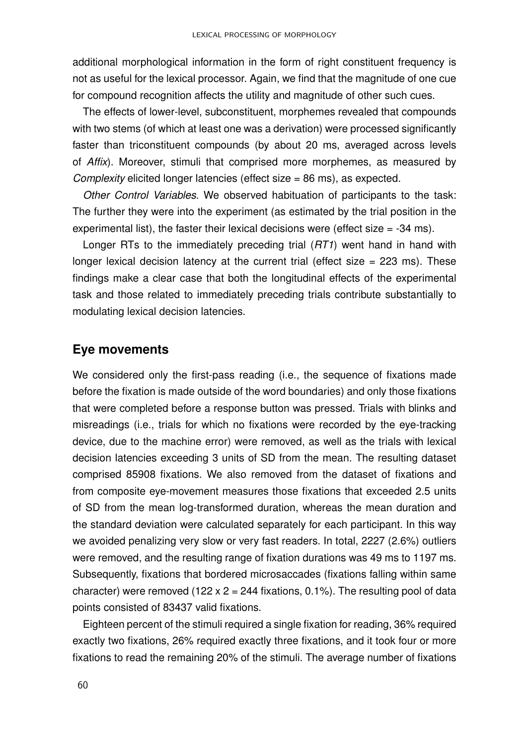additional morphological information in the form of right constituent frequency is not as useful for the lexical processor. Again, we find that the magnitude of one cue for compound recognition affects the utility and magnitude of other such cues.

The effects of lower-level, subconstituent, morphemes revealed that compounds with two stems (of which at least one was a derivation) were processed significantly faster than triconstituent compounds (by about 20 ms, averaged across levels of *Affix*). Moreover, stimuli that comprised more morphemes, as measured by *Complexity* elicited longer latencies (effect size = 86 ms), as expected.

*Other Control Variables*. We observed habituation of participants to the task: The further they were into the experiment (as estimated by the trial position in the experimental list), the faster their lexical decisions were (effect size = -34 ms).

Longer RTs to the immediately preceding trial (*RT1*) went hand in hand with longer lexical decision latency at the current trial (effect size = 223 ms). These findings make a clear case that both the longitudinal effects of the experimental task and those related to immediately preceding trials contribute substantially to modulating lexical decision latencies.

## Eye movements

We considered only the first-pass reading (i.e., the sequence of fixations made before the fixation is made outside of the word boundaries) and only those fixations that were completed before a response button was pressed. Trials with blinks and misreadings (i.e., trials for which no fixations were recorded by the eye-tracking device, due to the machine error) were removed, as well as the trials with lexical decision latencies exceeding 3 units of SD from the mean. The resulting dataset comprised 85908 fixations. We also removed from the dataset of fixations and from composite eye-movement measures those fixations that exceeded 2.5 units of SD from the mean log-transformed duration, whereas the mean duration and the standard deviation were calculated separately for each participant. In this way we avoided penalizing very slow or very fast readers. In total, 2227 (2.6%) outliers were removed, and the resulting range of fixation durations was 49 ms to 1197 ms. Subsequently, fixations that bordered microsaccades (fixations falling within same character) were removed (122 x 2 = 244 fixations, 0.1%). The resulting pool of data points consisted of 83437 valid fixations.

Eighteen percent of the stimuli required a single fixation for reading, 36% required exactly two fixations, 26% required exactly three fixations, and it took four or more fixations to read the remaining 20% of the stimuli. The average number of fixations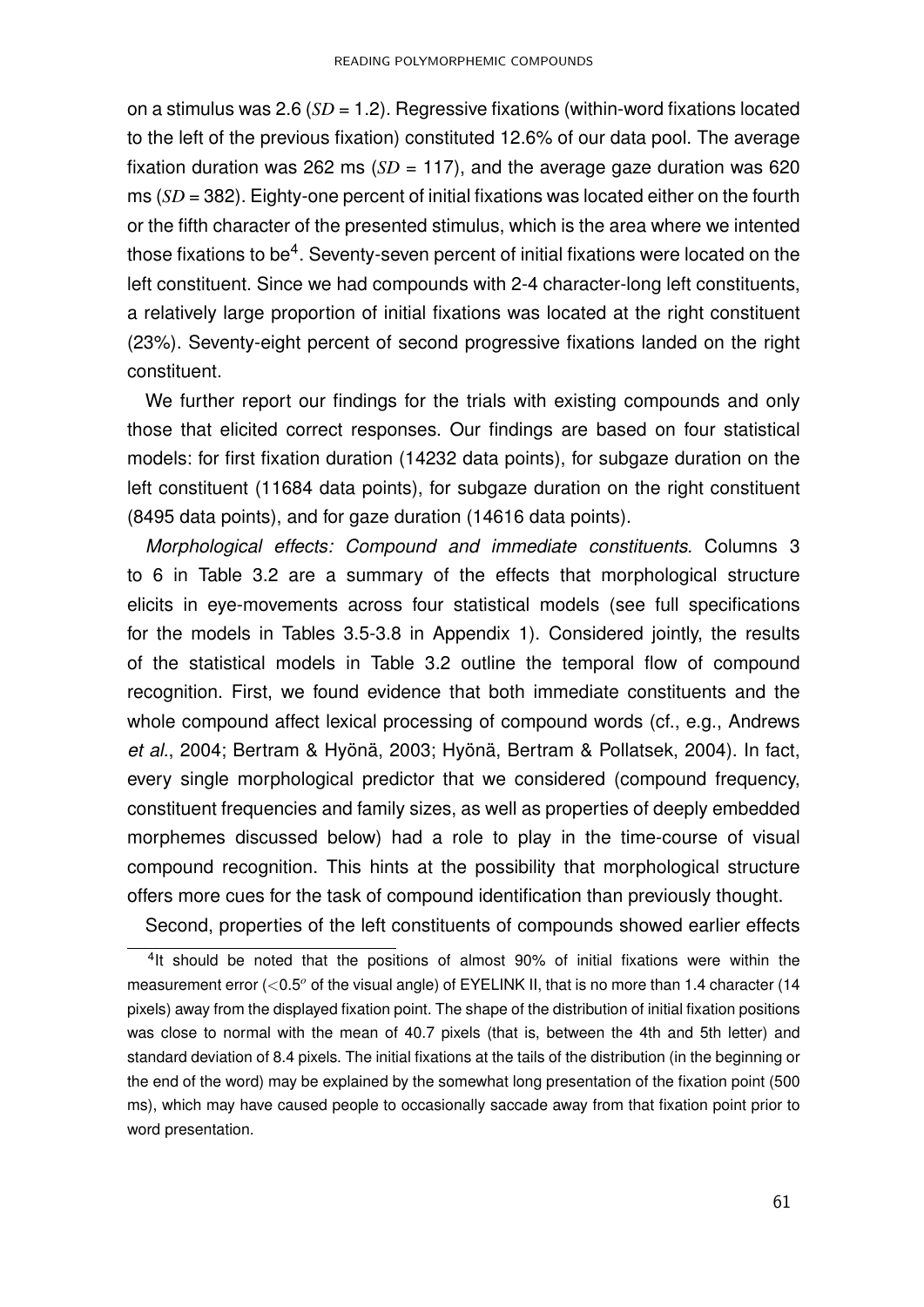on a stimulus was 2.6 (*SD* = 1.2). Regressive fixations (within-word fixations located to the left of the previous fixation) constituted 12.6% of our data pool. The average fixation duration was 262 ms (*SD* = 117), and the average gaze duration was 620 ms (*SD* = 382). Eighty-one percent of initial fixations was located either on the fourth or the fifth character of the presented stimulus, which is the area where we intented those fixations to be[4]. Seventy-seven percent of initial fixations were located on the left constituent. Since we had compounds with 2-4 character-long left constituents, a relatively large proportion of initial fixations was located at the right constituent (23%). Seventy-eight percent of second progressive fixations landed on the right constituent.

We further report our findings for the trials with existing compounds and only those that elicited correct responses. Our findings are based on four statistical models: for first fixation duration (14232 data points), for subgaze duration on the left constituent (11684 data points), for subgaze duration on the right constituent (8495 data points), and for gaze duration (14616 data points).

*Morphological effects: Compound and immediate constituents.* Columns 3 to 6 in Table 3.2 are a summary of the effects that morphological structure elicits in eye-movements across four statistical models (see full specifications for the models in Tables 3.5-3.8 in Appendix 1). Considered jointly, the results of the statistical models in Table 3.2 outline the temporal flow of compound recognition. First, we found evidence that both immediate constituents and the whole compound affect lexical processing of compound words (cf., e.g., Andrews *et al.*, 2004; Bertram & Hyönä, 2003; Hyönä, Bertram & Pollatsek, 2004). In fact, every single morphological predictor that we considered (compound frequency, constituent frequencies and family sizes, as well as properties of deeply embedded morphemes discussed below) had a role to play in the time-course of visual compound recognition. This hints at the possibility that morphological structure offers more cues for the task of compound identification than previously thought.

Second, properties of the left constituents of compounds showed earlier effects

[4]It should be noted that the positions of almost 90% of initial fixations were within the measurement error ($<0.5^o$ of the visual angle) of EYELINK II, that is no more than 1.4 character (14 pixels) away from the displayed fixation point. The shape of the distribution of initial fixation positions was close to normal with the mean of 40.7 pixels (that is, between the 4th and 5th letter) and standard deviation of 8.4 pixels. The initial fixations at the tails of the distribution (in the beginning or the end of the word) may be explained by the somewhat long presentation of the fixation point (500 ms), which may have caused people to occasionally saccade away from that fixation point prior to word presentation.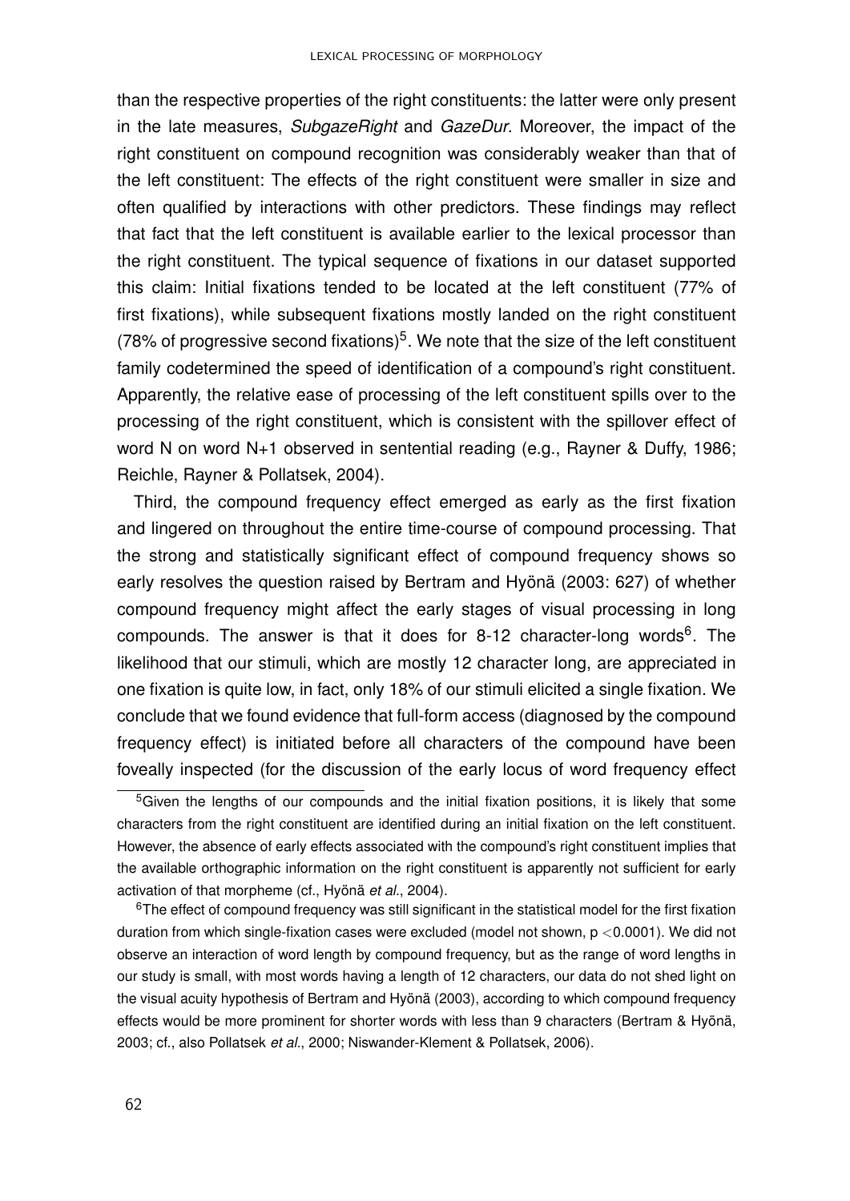than the respective properties of the right constituents: the latter were only present in the late measures, *SubgazeRight* and *GazeDur*. Moreover, the impact of the right constituent on compound recognition was considerably weaker than that of the left constituent: The effects of the right constituent were smaller in size and often qualified by interactions with other predictors. These findings may reflect that fact that the left constituent is available earlier to the lexical processor than the right constituent. The typical sequence of fixations in our dataset supported this claim: Initial fixations tended to be located at the left constituent (77% of first fixations), while subsequent fixations mostly landed on the right constituent (78% of progressive second fixations)[5]. We note that the size of the left constituent family codetermined the speed of identification of a compound's right constituent. Apparently, the relative ease of processing of the left constituent spills over to the processing of the right constituent, which is consistent with the spillover effect of word N on word N+1 observed in sentential reading (e.g., Rayner & Duffy, 1986; Reichle, Rayner & Pollatsek, 2004).

Third, the compound frequency effect emerged as early as the first fixation and lingered on throughout the entire time-course of compound processing. That the strong and statistically significant effect of compound frequency shows so early resolves the question raised by Bertram and Hyönä (2003: 627) of whether compound frequency might affect the early stages of visual processing in long compounds. The answer is that it does for 8-12 character-long words[6]. The likelihood that our stimuli, which are mostly 12 character long, are appreciated in one fixation is quite low, in fact, only 18% of our stimuli elicited a single fixation. We conclude that we found evidence that full-form access (diagnosed by the compound frequency effect) is initiated before all characters of the compound have been foveally inspected (for the discussion of the early locus of word frequency effect

[5] Given the lengths of our compounds and the initial fixation positions, it is likely that some characters from the right constituent are identified during an initial fixation on the left constituent. However, the absence of early effects associated with the compound's right constituent implies that the available orthographic information on the right constituent is apparently not sufficient for early activation of that morpheme (cf., Hyönä *et al.*, 2004).

[6] The effect of compound frequency was still significant in the statistical model for the first fixation duration from which single-fixation cases were excluded (model not shown, $p < 0.0001$). We did not observe an interaction of word length by compound frequency, but as the range of word lengths in our study is small, with most words having a length of 12 characters, our data do not shed light on the visual acuity hypothesis of Bertram and Hyönä (2003), according to which compound frequency effects would be more prominent for shorter words with less than 9 characters (Bertram & Hyönä, 2003; cf., also Pollatsek *et al.*, 2000; Niswander-Klement & Pollatsek, 2006).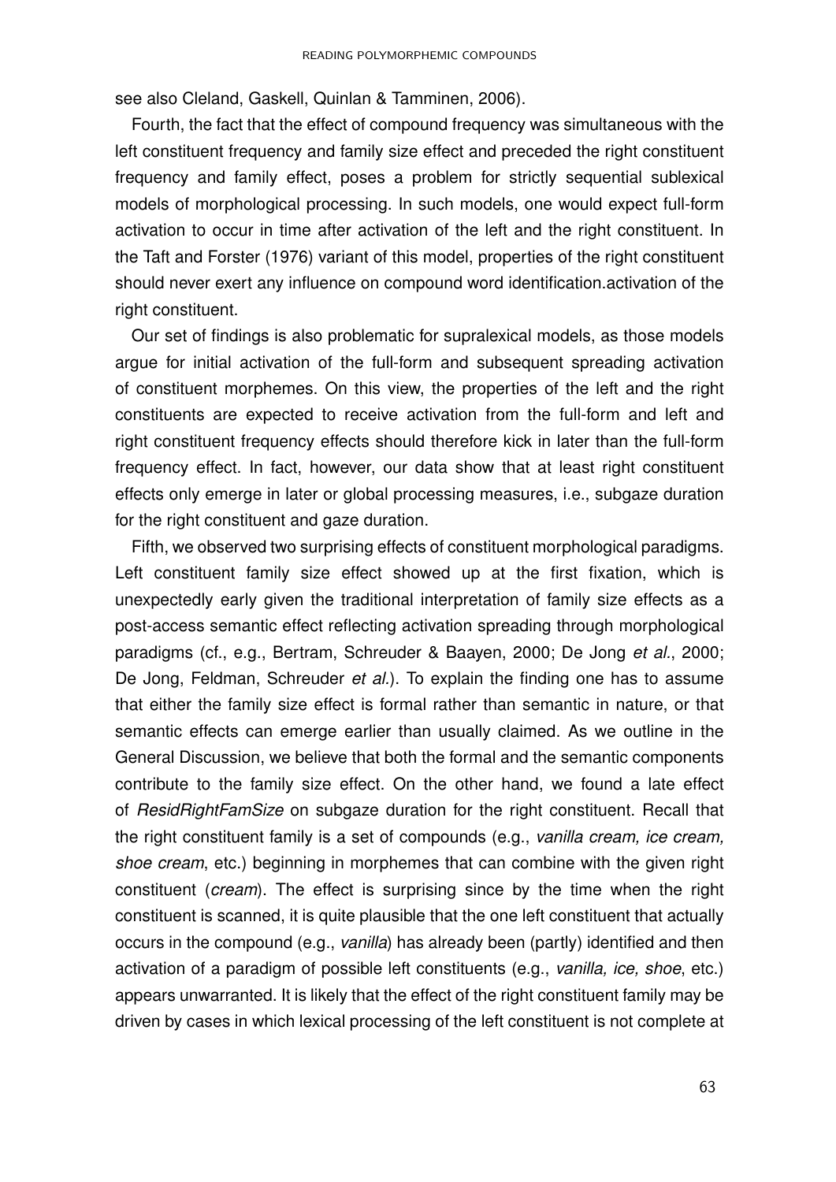see also Cleland, Gaskell, Quinlan & Tamminen, 2006).

Fourth, the fact that the effect of compound frequency was simultaneous with the left constituent frequency and family size effect and preceded the right constituent frequency and family effect, poses a problem for strictly sequential sublexical models of morphological processing. In such models, one would expect full-form activation to occur in time after activation of the left and the right constituent. In the Taft and Forster (1976) variant of this model, properties of the right constituent should never exert any influence on compound word identification.activation of the right constituent.

Our set of findings is also problematic for supralexical models, as those models argue for initial activation of the full-form and subsequent spreading activation of constituent morphemes. On this view, the properties of the left and the right constituents are expected to receive activation from the full-form and left and right constituent frequency effects should therefore kick in later than the full-form frequency effect. In fact, however, our data show that at least right constituent effects only emerge in later or global processing measures, i.e., subgaze duration for the right constituent and gaze duration.

Fifth, we observed two surprising effects of constituent morphological paradigms. Left constituent family size effect showed up at the first fixation, which is unexpectedly early given the traditional interpretation of family size effects as a post-access semantic effect reflecting activation spreading through morphological paradigms (cf., e.g., Bertram, Schreuder & Baayen, 2000; De Jong *et al.*, 2000; De Jong, Feldman, Schreuder *et al.*). To explain the finding one has to assume that either the family size effect is formal rather than semantic in nature, or that semantic effects can emerge earlier than usually claimed. As we outline in the General Discussion, we believe that both the formal and the semantic components contribute to the family size effect. On the other hand, we found a late effect of *ResidRightFamSize* on subgaze duration for the right constituent. Recall that the right constituent family is a set of compounds (e.g., *vanilla cream, ice cream, shoe cream*, etc.) beginning in morphemes that can combine with the given right constituent (*cream*). The effect is surprising since by the time when the right constituent is scanned, it is quite plausible that the one left constituent that actually occurs in the compound (e.g., *vanilla*) has already been (partly) identified and then activation of a paradigm of possible left constituents (e.g., *vanilla, ice, shoe*, etc.) appears unwarranted. It is likely that the effect of the right constituent family may be driven by cases in which lexical processing of the left constituent is not complete at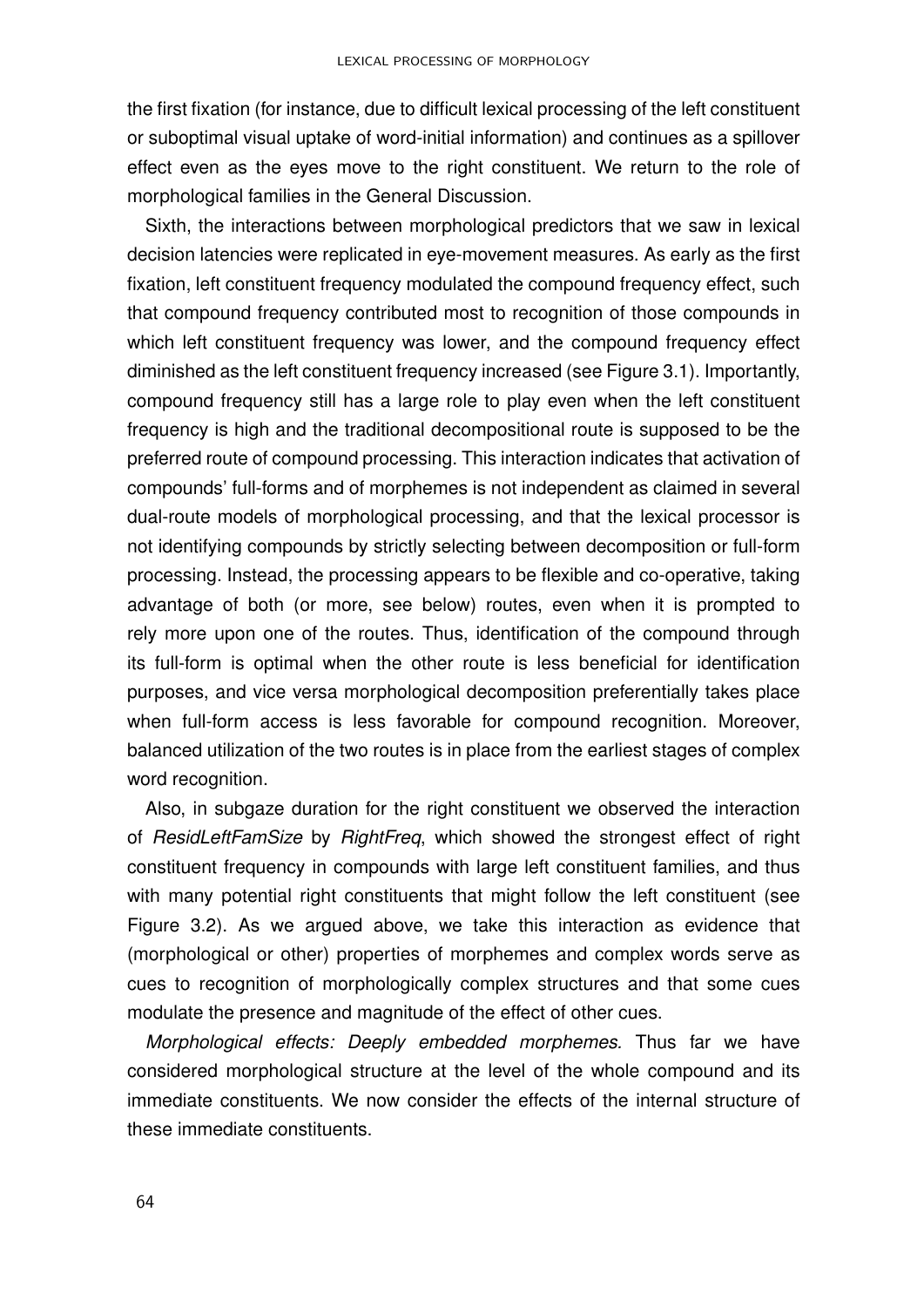the first fixation (for instance, due to difficult lexical processing of the left constituent or suboptimal visual uptake of word-initial information) and continues as a spillover effect even as the eyes move to the right constituent. We return to the role of morphological families in the General Discussion.

Sixth, the interactions between morphological predictors that we saw in lexical decision latencies were replicated in eye-movement measures. As early as the first fixation, left constituent frequency modulated the compound frequency effect, such that compound frequency contributed most to recognition of those compounds in which left constituent frequency was lower, and the compound frequency effect diminished as the left constituent frequency increased (see Figure 3.1). Importantly, compound frequency still has a large role to play even when the left constituent frequency is high and the traditional decompositional route is supposed to be the preferred route of compound processing. This interaction indicates that activation of compounds' full-forms and of morphemes is not independent as claimed in several dual-route models of morphological processing, and that the lexical processor is not identifying compounds by strictly selecting between decomposition or full-form processing. Instead, the processing appears to be flexible and co-operative, taking advantage of both (or more, see below) routes, even when it is prompted to rely more upon one of the routes. Thus, identification of the compound through its full-form is optimal when the other route is less beneficial for identification purposes, and vice versa morphological decomposition preferentially takes place when full-form access is less favorable for compound recognition. Moreover, balanced utilization of the two routes is in place from the earliest stages of complex word recognition.

Also, in subgaze duration for the right constituent we observed the interaction of *ResidLeftFamSize* by *RightFreq*, which showed the strongest effect of right constituent frequency in compounds with large left constituent families, and thus with many potential right constituents that might follow the left constituent (see Figure 3.2). As we argued above, we take this interaction as evidence that (morphological or other) properties of morphemes and complex words serve as cues to recognition of morphologically complex structures and that some cues modulate the presence and magnitude of the effect of other cues.

*Morphological effects: Deeply embedded morphemes.* Thus far we have considered morphological structure at the level of the whole compound and its immediate constituents. We now consider the effects of the internal structure of these immediate constituents.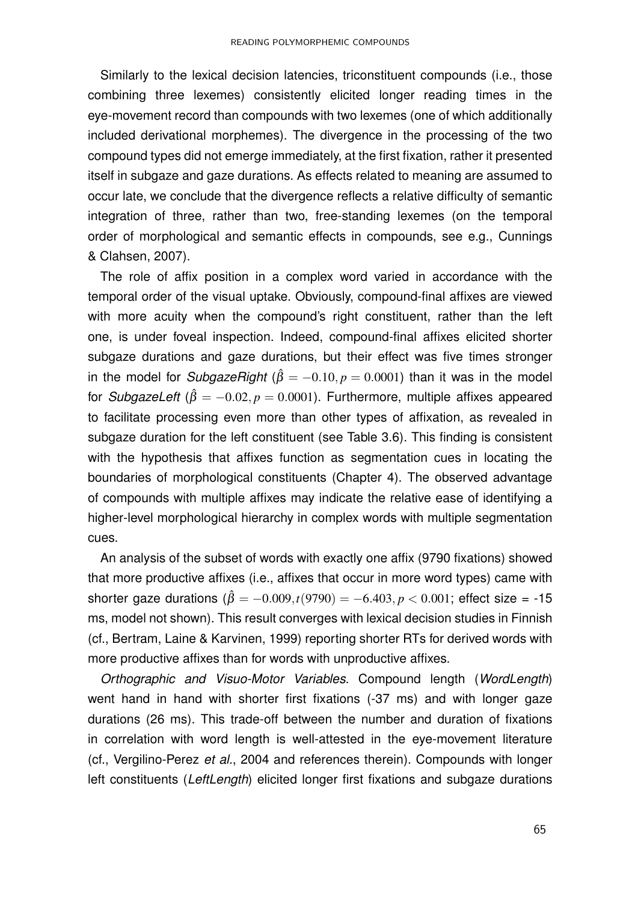Similarly to the lexical decision latencies, triconstituent compounds (i.e., those combining three lexemes) consistently elicited longer reading times in the eye-movement record than compounds with two lexemes (one of which additionally included derivational morphemes). The divergence in the processing of the two compound types did not emerge immediately, at the first fixation, rather it presented itself in subgaze and gaze durations. As effects related to meaning are assumed to occur late, we conclude that the divergence reflects a relative difficulty of semantic integration of three, rather than two, free-standing lexemes (on the temporal order of morphological and semantic effects in compounds, see e.g., Cunnings & Clahsen, 2007).

The role of affix position in a complex word varied in accordance with the temporal order of the visual uptake. Obviously, compound-final affixes are viewed with more acuity when the compound's right constituent, rather than the left one, is under foveal inspection. Indeed, compound-final affixes elicited shorter subgaze durations and gaze durations, but their effect was five times stronger in the model for *SubgazeRight* ($\hat{\beta} = -0.10, p = 0.0001$) than it was in the model for *SubgazeLeft* ($\hat{\beta} = -0.02, p = 0.0001$). Furthermore, multiple affixes appeared to facilitate processing even more than other types of affixation, as revealed in subgaze duration for the left constituent (see Table 3.6). This finding is consistent with the hypothesis that affixes function as segmentation cues in locating the boundaries of morphological constituents (Chapter 4). The observed advantage of compounds with multiple affixes may indicate the relative ease of identifying a higher-level morphological hierarchy in complex words with multiple segmentation cues.

An analysis of the subset of words with exactly one affix (9790 fixations) showed that more productive affixes (i.e., affixes that occur in more word types) came with shorter gaze durations ($\hat{\beta} = -0.009, t(9790) = -6.403, p < 0.001$; effect size = -15 ms, model not shown). This result converges with lexical decision studies in Finnish (cf., Bertram, Laine & Karvinen, 1999) reporting shorter RTs for derived words with more productive affixes than for words with unproductive affixes.

*Orthographic and Visuo-Motor Variables.* Compound length (*WordLength*) went hand in hand with shorter first fixations (-37 ms) and with longer gaze durations (26 ms). This trade-off between the number and duration of fixations in correlation with word length is well-attested in the eye-movement literature (cf., Vergilino-Perez *et al.*, 2004 and references therein). Compounds with longer left constituents (*LeftLength*) elicited longer first fixations and subgaze durations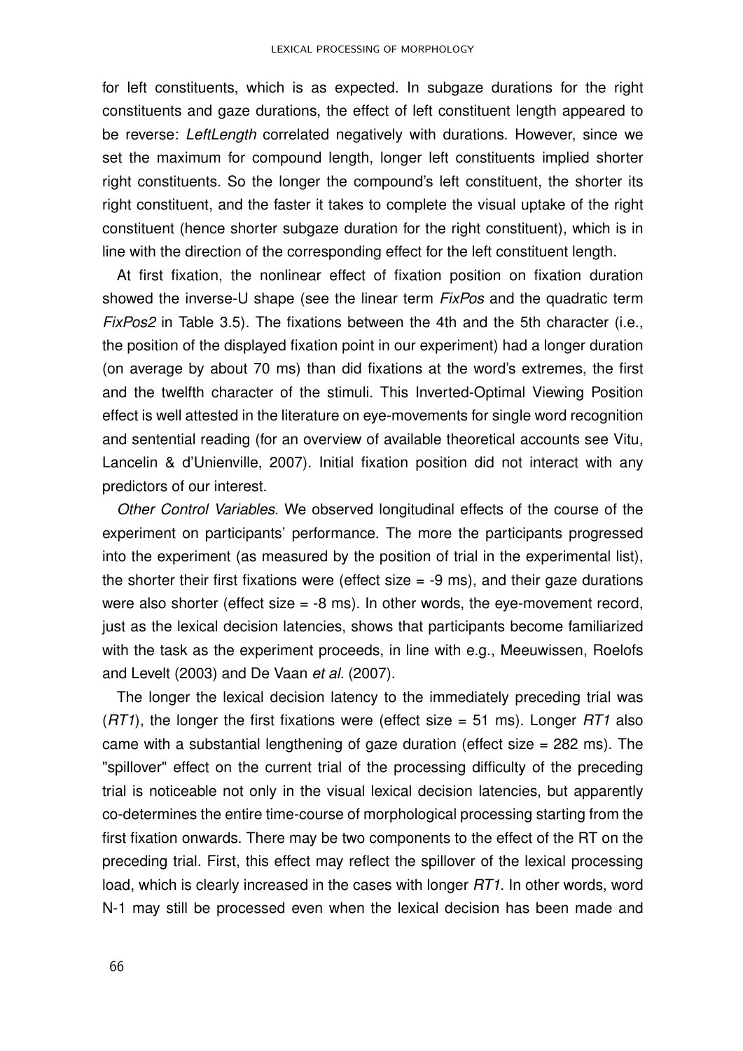for left constituents, which is as expected. In subgaze durations for the right constituents and gaze durations, the effect of left constituent length appeared to be reverse: *LeftLength* correlated negatively with durations. However, since we set the maximum for compound length, longer left constituents implied shorter right constituents. So the longer the compound's left constituent, the shorter its right constituent, and the faster it takes to complete the visual uptake of the right constituent (hence shorter subgaze duration for the right constituent), which is in line with the direction of the corresponding effect for the left constituent length.

At first fixation, the nonlinear effect of fixation position on fixation duration showed the inverse-U shape (see the linear term *FixPos* and the quadratic term *FixPos2* in Table 3.5). The fixations between the 4th and the 5th character (i.e., the position of the displayed fixation point in our experiment) had a longer duration (on average by about 70 ms) than did fixations at the word's extremes, the first and the twelfth character of the stimuli. This Inverted-Optimal Viewing Position effect is well attested in the literature on eye-movements for single word recognition and sentential reading (for an overview of available theoretical accounts see Vitu, Lancelin & d'Unienville, 2007). Initial fixation position did not interact with any predictors of our interest.

*Other Control Variables*. We observed longitudinal effects of the course of the experiment on participants' performance. The more the participants progressed into the experiment (as measured by the position of trial in the experimental list), the shorter their first fixations were (effect size = -9 ms), and their gaze durations were also shorter (effect size = -8 ms). In other words, the eye-movement record, just as the lexical decision latencies, shows that participants become familiarized with the task as the experiment proceeds, in line with e.g., Meeuwissen, Roelofs and Levelt (2003) and De Vaan *et al.* (2007).

The longer the lexical decision latency to the immediately preceding trial was (*RT1*), the longer the first fixations were (effect size = 51 ms). Longer *RT1* also came with a substantial lengthening of gaze duration (effect size = 282 ms). The "spillover" effect on the current trial of the processing difficulty of the preceding trial is noticeable not only in the visual lexical decision latencies, but apparently co-determines the entire time-course of morphological processing starting from the first fixation onwards. There may be two components to the effect of the RT on the preceding trial. First, this effect may reflect the spillover of the lexical processing load, which is clearly increased in the cases with longer *RT1*. In other words, word N-1 may still be processed even when the lexical decision has been made and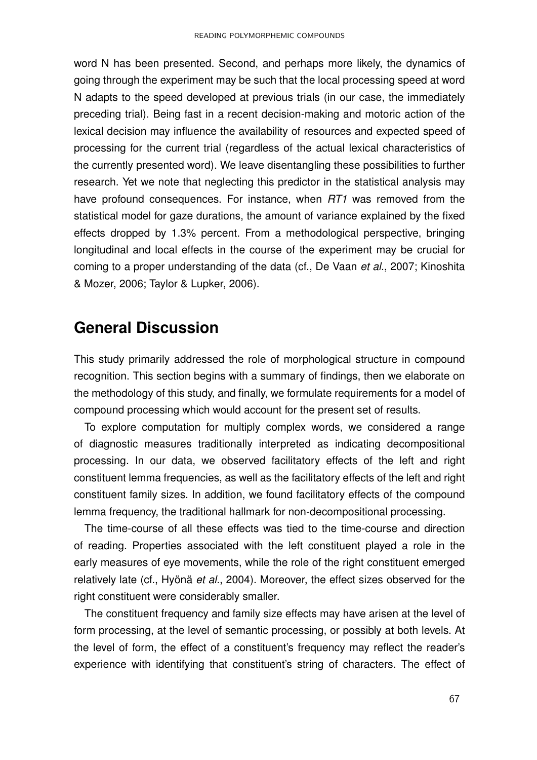word N has been presented. Second, and perhaps more likely, the dynamics of going through the experiment may be such that the local processing speed at word N adapts to the speed developed at previous trials (in our case, the immediately preceding trial). Being fast in a recent decision-making and motoric action of the lexical decision may influence the availability of resources and expected speed of processing for the current trial (regardless of the actual lexical characteristics of the currently presented word). We leave disentangling these possibilities to further research. Yet we note that neglecting this predictor in the statistical analysis may have profound consequences. For instance, when *RT1* was removed from the statistical model for gaze durations, the amount of variance explained by the fixed effects dropped by 1.3% percent. From a methodological perspective, bringing longitudinal and local effects in the course of the experiment may be crucial for coming to a proper understanding of the data (cf., De Vaan *et al.*, 2007; Kinoshita & Mozer, 2006; Taylor & Lupker, 2006).

## General Discussion

This study primarily addressed the role of morphological structure in compound recognition. This section begins with a summary of findings, then we elaborate on the methodology of this study, and finally, we formulate requirements for a model of compound processing which would account for the present set of results.

To explore computation for multiply complex words, we considered a range of diagnostic measures traditionally interpreted as indicating decompositional processing. In our data, we observed facilitatory effects of the left and right constituent lemma frequencies, as well as the facilitatory effects of the left and right constituent family sizes. In addition, we found facilitatory effects of the compound lemma frequency, the traditional hallmark for non-decompositional processing.

The time-course of all these effects was tied to the time-course and direction of reading. Properties associated with the left constituent played a role in the early measures of eye movements, while the role of the right constituent emerged relatively late (cf., Hyönä *et al.*, 2004). Moreover, the effect sizes observed for the right constituent were considerably smaller.

The constituent frequency and family size effects may have arisen at the level of form processing, at the level of semantic processing, or possibly at both levels. At the level of form, the effect of a constituent's frequency may reflect the reader's experience with identifying that constituent's string of characters. The effect of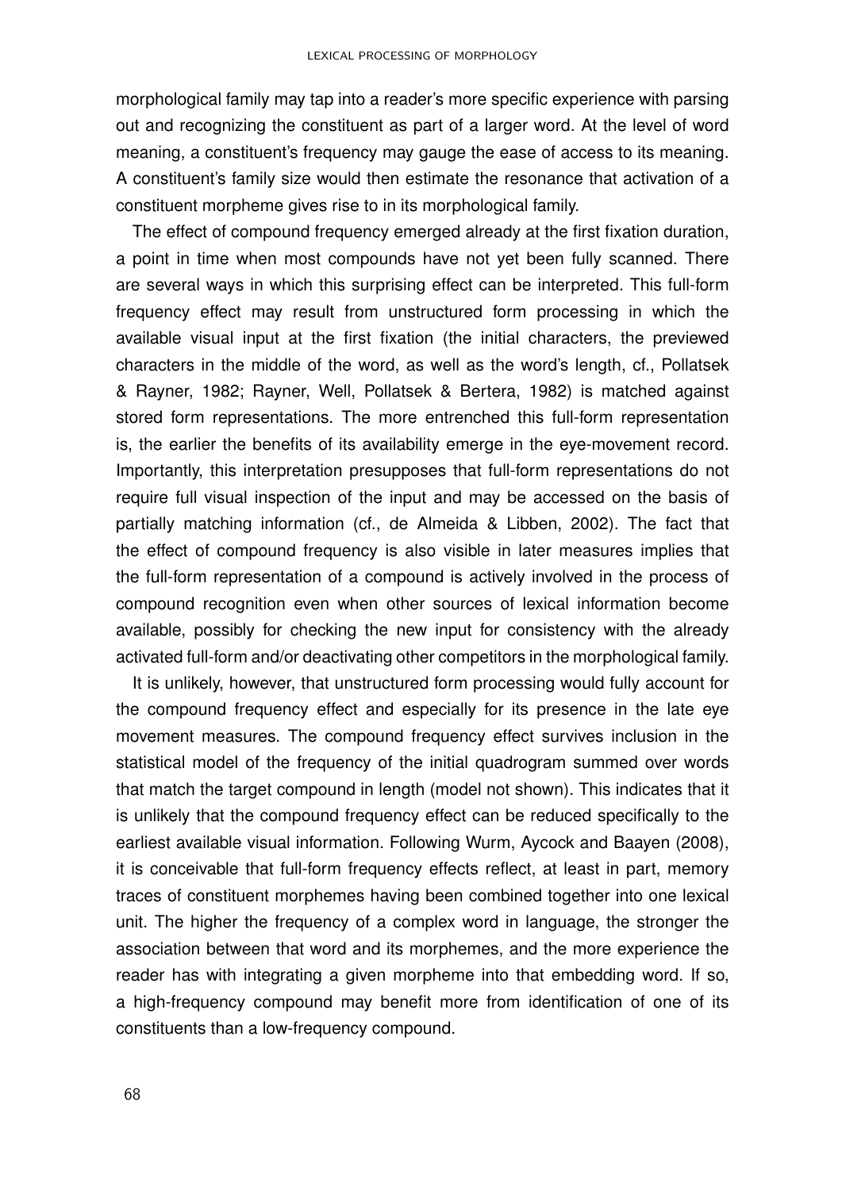morphological family may tap into a reader's more specific experience with parsing out and recognizing the constituent as part of a larger word. At the level of word meaning, a constituent's frequency may gauge the ease of access to its meaning. A constituent's family size would then estimate the resonance that activation of a constituent morpheme gives rise to in its morphological family.

The effect of compound frequency emerged already at the first fixation duration, a point in time when most compounds have not yet been fully scanned. There are several ways in which this surprising effect can be interpreted. This full-form frequency effect may result from unstructured form processing in which the available visual input at the first fixation (the initial characters, the previewed characters in the middle of the word, as well as the word's length, cf., Pollatsek & Rayner, 1982; Rayner, Well, Pollatsek & Bertera, 1982) is matched against stored form representations. The more entrenched this full-form representation is, the earlier the benefits of its availability emerge in the eye-movement record. Importantly, this interpretation presupposes that full-form representations do not require full visual inspection of the input and may be accessed on the basis of partially matching information (cf., de Almeida & Libben, 2002). The fact that the effect of compound frequency is also visible in later measures implies that the full-form representation of a compound is actively involved in the process of compound recognition even when other sources of lexical information become available, possibly for checking the new input for consistency with the already activated full-form and/or deactivating other competitors in the morphological family.

It is unlikely, however, that unstructured form processing would fully account for the compound frequency effect and especially for its presence in the late eye movement measures. The compound frequency effect survives inclusion in the statistical model of the frequency of the initial quadrogram summed over words that match the target compound in length (model not shown). This indicates that it is unlikely that the compound frequency effect can be reduced specifically to the earliest available visual information. Following Wurm, Aycock and Baayen (2008), it is conceivable that full-form frequency effects reflect, at least in part, memory traces of constituent morphemes having been combined together into one lexical unit. The higher the frequency of a complex word in language, the stronger the association between that word and its morphemes, and the more experience the reader has with integrating a given morpheme into that embedding word. If so, a high-frequency compound may benefit more from identification of one of its constituents than a low-frequency compound.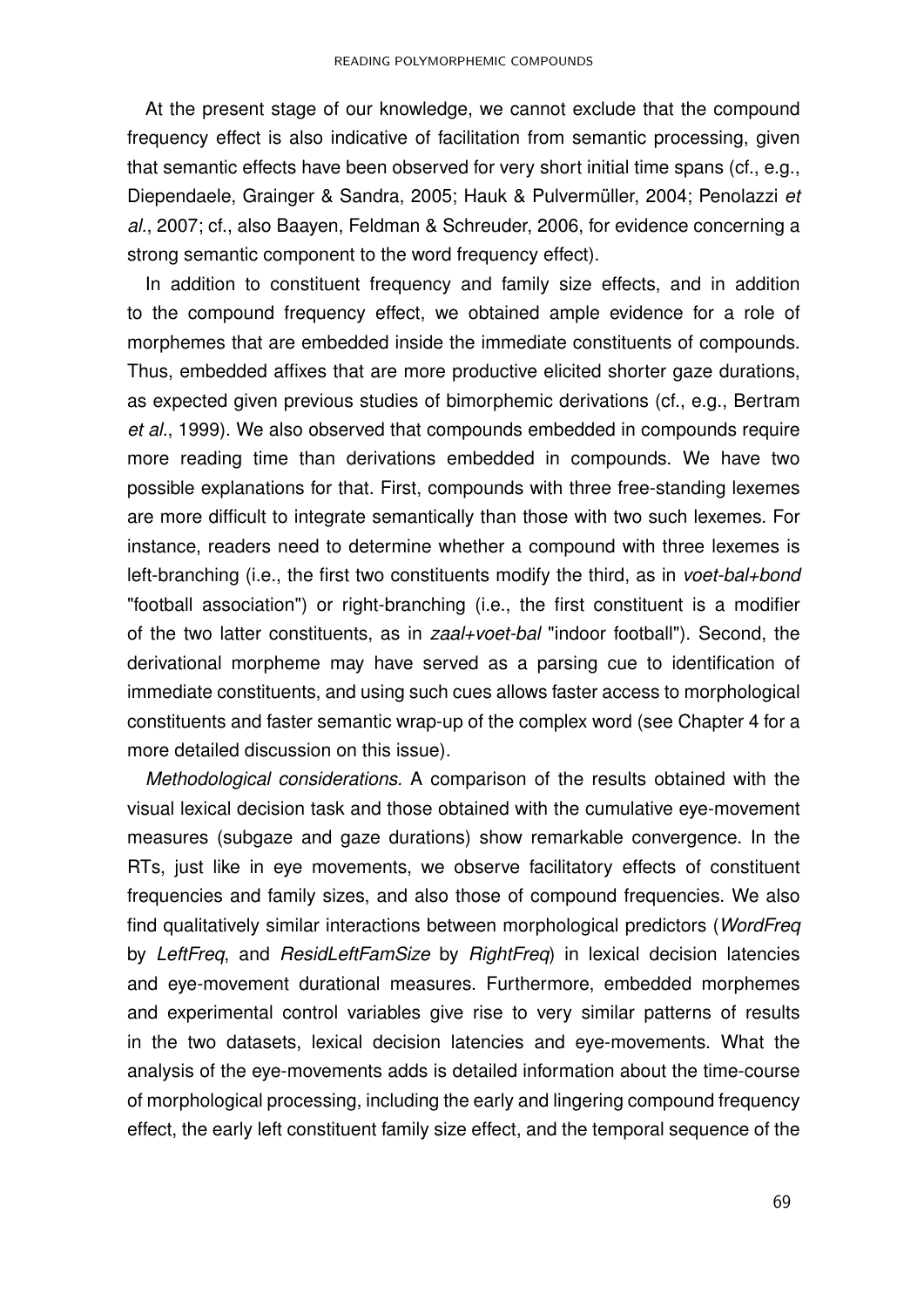At the present stage of our knowledge, we cannot exclude that the compound frequency effect is also indicative of facilitation from semantic processing, given that semantic effects have been observed for very short initial time spans (cf., e.g., Diependaele, Grainger & Sandra, 2005; Hauk & Pulvermüller, 2004; Penolazzi *et al*., 2007; cf., also Baayen, Feldman & Schreuder, 2006, for evidence concerning a strong semantic component to the word frequency effect).

In addition to constituent frequency and family size effects, and in addition to the compound frequency effect, we obtained ample evidence for a role of morphemes that are embedded inside the immediate constituents of compounds. Thus, embedded affixes that are more productive elicited shorter gaze durations, as expected given previous studies of bimorphemic derivations (cf., e.g., Bertram *et al*., 1999). We also observed that compounds embedded in compounds require more reading time than derivations embedded in compounds. We have two possible explanations for that. First, compounds with three free-standing lexemes are more difficult to integrate semantically than those with two such lexemes. For instance, readers need to determine whether a compound with three lexemes is left-branching (i.e., the first two constituents modify the third, as in *voet-bal+bond* "football association") or right-branching (i.e., the first constituent is a modifier of the two latter constituents, as in *zaal+voet-bal* "indoor football"). Second, the derivational morpheme may have served as a parsing cue to identification of immediate constituents, and using such cues allows faster access to morphological constituents and faster semantic wrap-up of the complex word (see Chapter 4 for a more detailed discussion on this issue).

*Methodological considerations.* A comparison of the results obtained with the visual lexical decision task and those obtained with the cumulative eye-movement measures (subgaze and gaze durations) show remarkable convergence. In the RTs, just like in eye movements, we observe facilitatory effects of constituent frequencies and family sizes, and also those of compound frequencies. We also find qualitatively similar interactions between morphological predictors (*WordFreq* by *LeftFreq*, and *ResidLeftFamSize* by *RightFreq*) in lexical decision latencies and eye-movement durational measures. Furthermore, embedded morphemes and experimental control variables give rise to very similar patterns of results in the two datasets, lexical decision latencies and eye-movements. What the analysis of the eye-movements adds is detailed information about the time-course of morphological processing, including the early and lingering compound frequency effect, the early left constituent family size effect, and the temporal sequence of the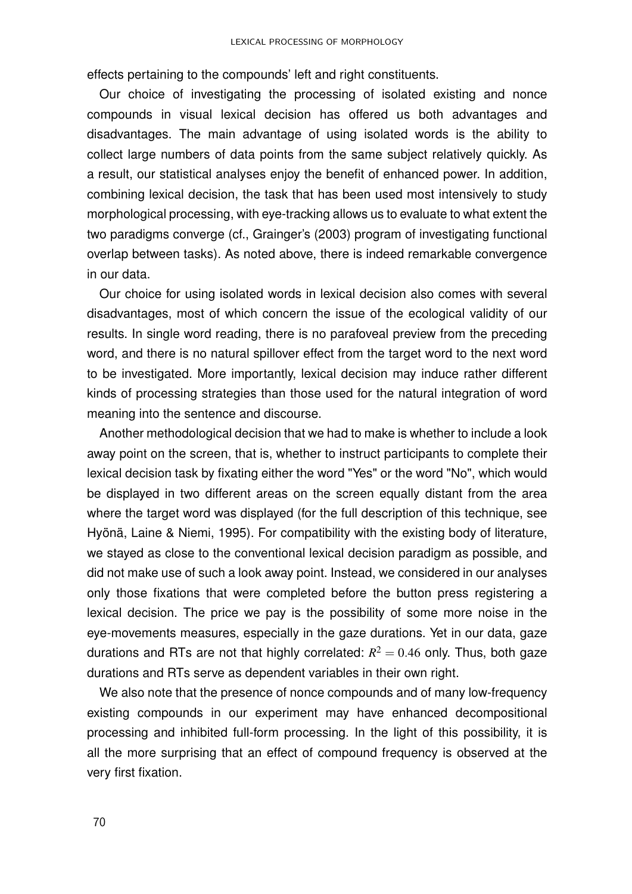effects pertaining to the compounds' left and right constituents.

Our choice of investigating the processing of isolated existing and nonce compounds in visual lexical decision has offered us both advantages and disadvantages. The main advantage of using isolated words is the ability to collect large numbers of data points from the same subject relatively quickly. As a result, our statistical analyses enjoy the benefit of enhanced power. In addition, combining lexical decision, the task that has been used most intensively to study morphological processing, with eye-tracking allows us to evaluate to what extent the two paradigms converge (cf., Grainger's (2003) program of investigating functional overlap between tasks). As noted above, there is indeed remarkable convergence in our data.

Our choice for using isolated words in lexical decision also comes with several disadvantages, most of which concern the issue of the ecological validity of our results. In single word reading, there is no parafoveal preview from the preceding word, and there is no natural spillover effect from the target word to the next word to be investigated. More importantly, lexical decision may induce rather different kinds of processing strategies than those used for the natural integration of word meaning into the sentence and discourse.

Another methodological decision that we had to make is whether to include a look away point on the screen, that is, whether to instruct participants to complete their lexical decision task by fixating either the word "Yes" or the word "No", which would be displayed in two different areas on the screen equally distant from the area where the target word was displayed (for the full description of this technique, see Hyönä, Laine & Niemi, 1995). For compatibility with the existing body of literature, we stayed as close to the conventional lexical decision paradigm as possible, and did not make use of such a look away point. Instead, we considered in our analyses only those fixations that were completed before the button press registering a lexical decision. The price we pay is the possibility of some more noise in the eye-movements measures, especially in the gaze durations. Yet in our data, gaze durations and RTs are not that highly correlated: $R^2 = 0.46$ only. Thus, both gaze durations and RTs serve as dependent variables in their own right.

We also note that the presence of nonce compounds and of many low-frequency existing compounds in our experiment may have enhanced decompositional processing and inhibited full-form processing. In the light of this possibility, it is all the more surprising that an effect of compound frequency is observed at the very first fixation.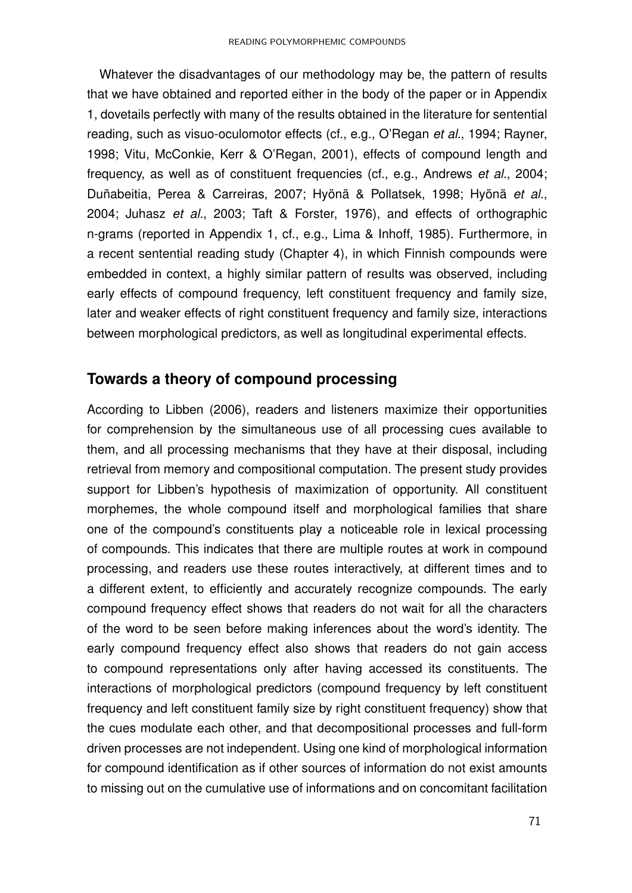Whatever the disadvantages of our methodology may be, the pattern of results that we have obtained and reported either in the body of the paper or in Appendix 1, dovetails perfectly with many of the results obtained in the literature for sentential reading, such as visuo-oculomotor effects (cf., e.g., O'Regan *et al.*, 1994; Rayner, 1998; Vitu, McConkie, Kerr & O'Regan, 2001), effects of compound length and frequency, as well as of constituent frequencies (cf., e.g., Andrews *et al.*, 2004; Duñabeitia, Perea & Carreiras, 2007; Hyönä & Pollatsek, 1998; Hyönä *et al.*, 2004; Juhasz *et al.*, 2003; Taft & Forster, 1976), and effects of orthographic n-grams (reported in Appendix 1, cf., e.g., Lima & Inhoff, 1985). Furthermore, in a recent sentential reading study (Chapter 4), in which Finnish compounds were embedded in context, a highly similar pattern of results was observed, including early effects of compound frequency, left constituent frequency and family size, later and weaker effects of right constituent frequency and family size, interactions between morphological predictors, as well as longitudinal experimental effects.

## Towards a theory of compound processing

According to Libben (2006), readers and listeners maximize their opportunities for comprehension by the simultaneous use of all processing cues available to them, and all processing mechanisms that they have at their disposal, including retrieval from memory and compositional computation. The present study provides support for Libben's hypothesis of maximization of opportunity. All constituent morphemes, the whole compound itself and morphological families that share one of the compound's constituents play a noticeable role in lexical processing of compounds. This indicates that there are multiple routes at work in compound processing, and readers use these routes interactively, at different times and to a different extent, to efficiently and accurately recognize compounds. The early compound frequency effect shows that readers do not wait for all the characters of the word to be seen before making inferences about the word's identity. The early compound frequency effect also shows that readers do not gain access to compound representations only after having accessed its constituents. The interactions of morphological predictors (compound frequency by left constituent frequency and left constituent family size by right constituent frequency) show that the cues modulate each other, and that decompositional processes and full-form driven processes are not independent. Using one kind of morphological information for compound identification as if other sources of information do not exist amounts to missing out on the cumulative use of informations and on concomitant facilitation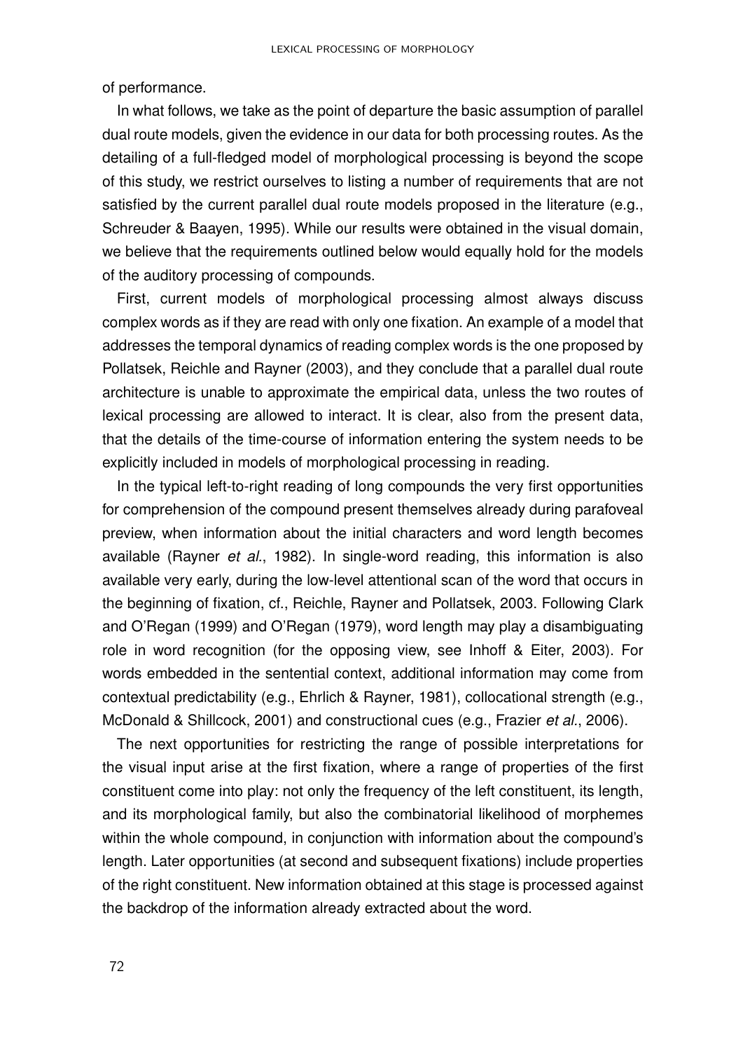of performance.

In what follows, we take as the point of departure the basic assumption of parallel dual route models, given the evidence in our data for both processing routes. As the detailing of a full-fledged model of morphological processing is beyond the scope of this study, we restrict ourselves to listing a number of requirements that are not satisfied by the current parallel dual route models proposed in the literature (e.g., Schreuder & Baayen, 1995). While our results were obtained in the visual domain, we believe that the requirements outlined below would equally hold for the models of the auditory processing of compounds.

First, current models of morphological processing almost always discuss complex words as if they are read with only one fixation. An example of a model that addresses the temporal dynamics of reading complex words is the one proposed by Pollatsek, Reichle and Rayner (2003), and they conclude that a parallel dual route architecture is unable to approximate the empirical data, unless the two routes of lexical processing are allowed to interact. It is clear, also from the present data, that the details of the time-course of information entering the system needs to be explicitly included in models of morphological processing in reading.

In the typical left-to-right reading of long compounds the very first opportunities for comprehension of the compound present themselves already during parafoveal preview, when information about the initial characters and word length becomes available (Rayner *et al.*, 1982). In single-word reading, this information is also available very early, during the low-level attentional scan of the word that occurs in the beginning of fixation, cf., Reichle, Rayner and Pollatsek, 2003. Following Clark and O'Regan (1999) and O'Regan (1979), word length may play a disambiguating role in word recognition (for the opposing view, see Inhoff & Eiter, 2003). For words embedded in the sentential context, additional information may come from contextual predictability (e.g., Ehrlich & Rayner, 1981), collocational strength (e.g., McDonald & Shillcock, 2001) and constructional cues (e.g., Frazier *et al.*, 2006).

The next opportunities for restricting the range of possible interpretations for the visual input arise at the first fixation, where a range of properties of the first constituent come into play: not only the frequency of the left constituent, its length, and its morphological family, but also the combinatorial likelihood of morphemes within the whole compound, in conjunction with information about the compound's length. Later opportunities (at second and subsequent fixations) include properties of the right constituent. New information obtained at this stage is processed against the backdrop of the information already extracted about the word.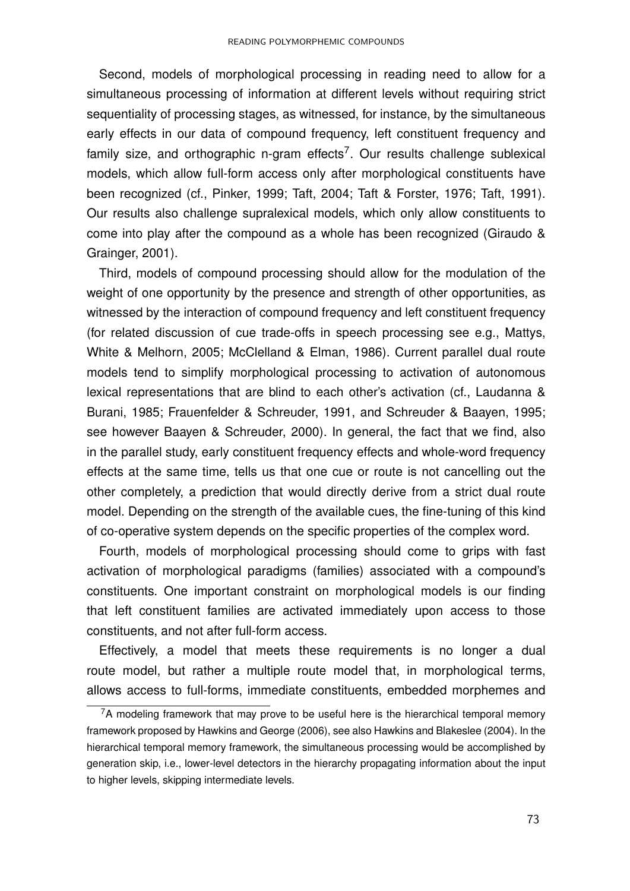Second, models of morphological processing in reading need to allow for a simultaneous processing of information at different levels without requiring strict sequentiality of processing stages, as witnessed, for instance, by the simultaneous early effects in our data of compound frequency, left constituent frequency and family size, and orthographic n-gram effects[7]. Our results challenge sublexical models, which allow full-form access only after morphological constituents have been recognized (cf., Pinker, 1999; Taft, 2004; Taft & Forster, 1976; Taft, 1991). Our results also challenge supralexical models, which only allow constituents to come into play after the compound as a whole has been recognized (Giraudo & Grainger, 2001).

Third, models of compound processing should allow for the modulation of the weight of one opportunity by the presence and strength of other opportunities, as witnessed by the interaction of compound frequency and left constituent frequency (for related discussion of cue trade-offs in speech processing see e.g., Mattys, White & Melhorn, 2005; McClelland & Elman, 1986). Current parallel dual route models tend to simplify morphological processing to activation of autonomous lexical representations that are blind to each other's activation (cf., Laudanna & Burani, 1985; Frauenfelder & Schreuder, 1991, and Schreuder & Baayen, 1995; see however Baayen & Schreuder, 2000). In general, the fact that we find, also in the parallel study, early constituent frequency effects and whole-word frequency effects at the same time, tells us that one cue or route is not cancelling out the other completely, a prediction that would directly derive from a strict dual route model. Depending on the strength of the available cues, the fine-tuning of this kind of co-operative system depends on the specific properties of the complex word.

Fourth, models of morphological processing should come to grips with fast activation of morphological paradigms (families) associated with a compound's constituents. One important constraint on morphological models is our finding that left constituent families are activated immediately upon access to those constituents, and not after full-form access.

Effectively, a model that meets these requirements is no longer a dual route model, but rather a multiple route model that, in morphological terms, allows access to full-forms, immediate constituents, embedded morphemes and

[7] A modeling framework that may prove to be useful here is the hierarchical temporal memory framework proposed by Hawkins and George (2006), see also Hawkins and Blakeslee (2004). In the hierarchical temporal memory framework, the simultaneous processing would be accomplished by generation skip, i.e., lower-level detectors in the hierarchy propagating information about the input to higher levels, skipping intermediate levels.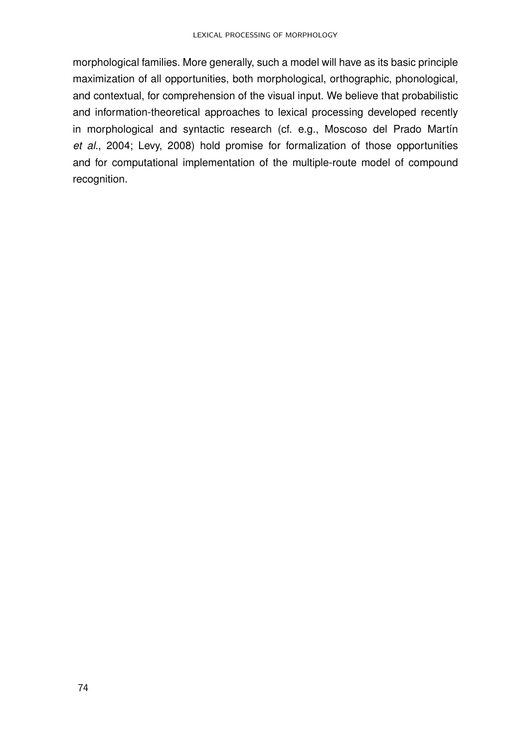morphological families. More generally, such a model will have as its basic principle maximization of all opportunities, both morphological, orthographic, phonological, and contextual, for comprehension of the visual input. We believe that probabilistic and information-theoretical approaches to lexical processing developed recently in morphological and syntactic research (cf. e.g., Moscoso del Prado Martín *et al.*, 2004; Levy, 2008) hold promise for formalization of those opportunities and for computational implementation of the multiple-route model of compound recognition.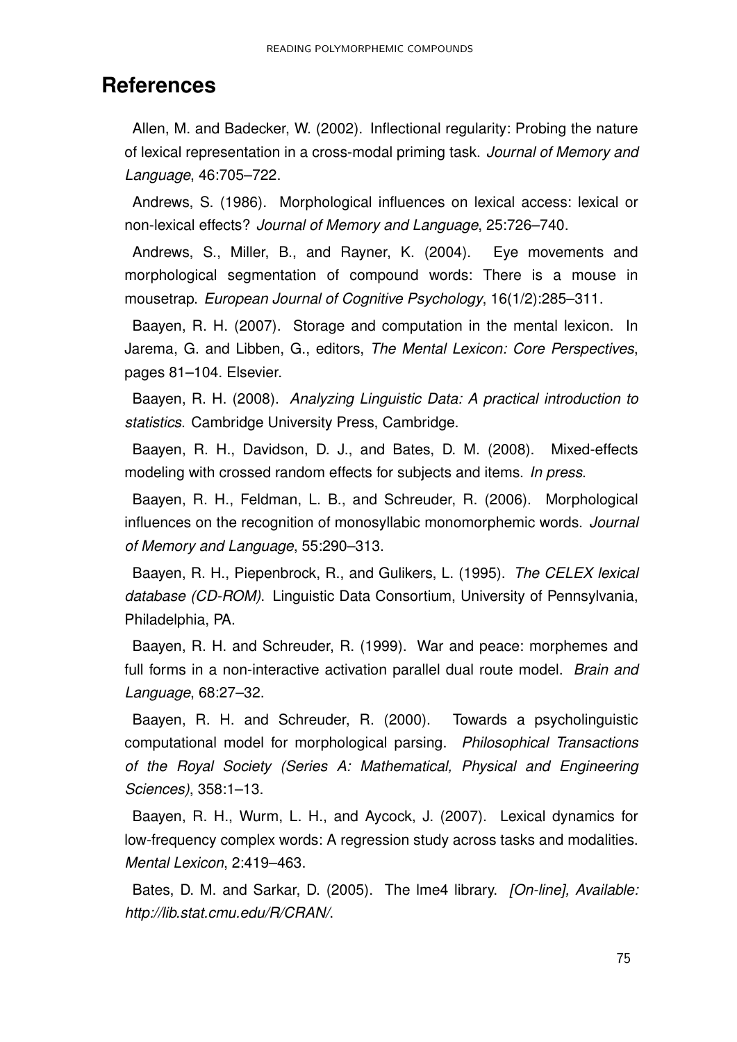# References

Allen, M. and Badecker, W. (2002). Inflectional regularity: Probing the nature of lexical representation in a cross-modal priming task. *Journal of Memory and Language*, 46:705–722.

Andrews, S. (1986). Morphological influences on lexical access: lexical or non-lexical effects? *Journal of Memory and Language*, 25:726–740.

Andrews, S., Miller, B., and Rayner, K. (2004). Eye movements and morphological segmentation of compound words: There is a mouse in mousetrap. *European Journal of Cognitive Psychology*, 16(1/2):285–311.

Baayen, R. H. (2007). Storage and computation in the mental lexicon. In Jarema, G. and Libben, G., editors, *The Mental Lexicon: Core Perspectives*, pages 81–104. Elsevier.

Baayen, R. H. (2008). *Analyzing Linguistic Data: A practical introduction to statistics*. Cambridge University Press, Cambridge.

Baayen, R. H., Davidson, D. J., and Bates, D. M. (2008). Mixed-effects modeling with crossed random effects for subjects and items. *In press*.

Baayen, R. H., Feldman, L. B., and Schreuder, R. (2006). Morphological influences on the recognition of monosyllabic monomorphemic words. *Journal of Memory and Language*, 55:290–313.

Baayen, R. H., Piepenbrock, R., and Gulikers, L. (1995). *The CELEX lexical database (CD-ROM)*. Linguistic Data Consortium, University of Pennsylvania, Philadelphia, PA.

Baayen, R. H. and Schreuder, R. (1999). War and peace: morphemes and full forms in a non-interactive activation parallel dual route model. *Brain and Language*, 68:27–32.

Baayen, R. H. and Schreuder, R. (2000). Towards a psycholinguistic computational model for morphological parsing. *Philosophical Transactions of the Royal Society (Series A: Mathematical, Physical and Engineering Sciences)*, 358:1–13.

Baayen, R. H., Wurm, L. H., and Aycock, J. (2007). Lexical dynamics for low-frequency complex words: A regression study across tasks and modalities. *Mental Lexicon*, 2:419–463.

Bates, D. M. and Sarkar, D. (2005). The lme4 library. *[On-line], Available: http://lib.stat.cmu.edu/R/CRAN/*.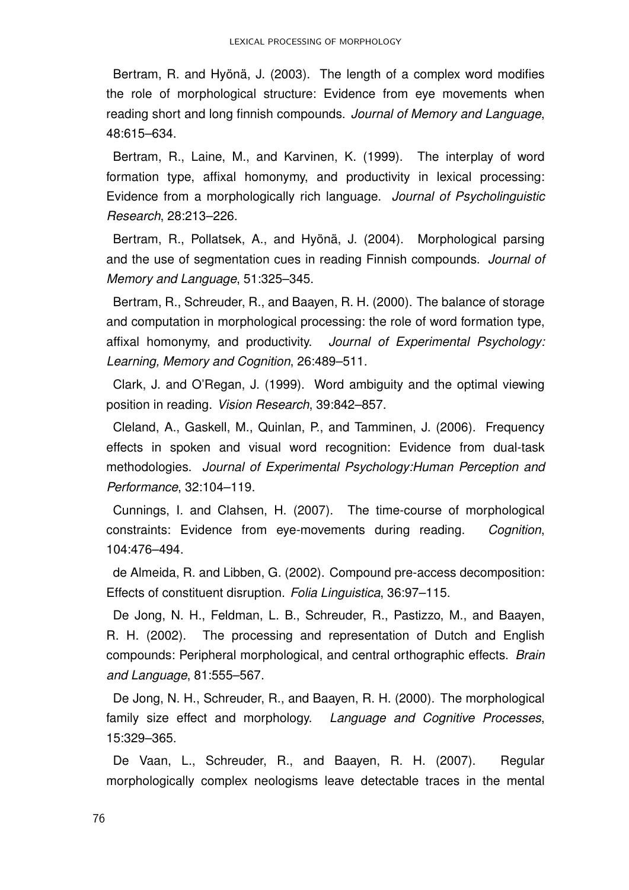Bertram, R. and Hyönä, J. (2003). The length of a complex word modifies the role of morphological structure: Evidence from eye movements when reading short and long finnish compounds. *Journal of Memory and Language*, 48:615–634.

Bertram, R., Laine, M., and Karvinen, K. (1999). The interplay of word formation type, affixal homonymy, and productivity in lexical processing: Evidence from a morphologically rich language. *Journal of Psycholinguistic Research*, 28:213–226.

Bertram, R., Pollatsek, A., and Hyönä, J. (2004). Morphological parsing and the use of segmentation cues in reading Finnish compounds. *Journal of Memory and Language*, 51:325–345.

Bertram, R., Schreuder, R., and Baayen, R. H. (2000). The balance of storage and computation in morphological processing: the role of word formation type, affixal homonymy, and productivity. *Journal of Experimental Psychology: Learning, Memory and Cognition*, 26:489–511.

Clark, J. and O'Regan, J. (1999). Word ambiguity and the optimal viewing position in reading. *Vision Research*, 39:842–857.

Cleland, A., Gaskell, M., Quinlan, P., and Tamminen, J. (2006). Frequency effects in spoken and visual word recognition: Evidence from dual-task methodologies. *Journal of Experimental Psychology:Human Perception and Performance*, 32:104–119.

Cunnings, I. and Clahsen, H. (2007). The time-course of morphological constraints: Evidence from eye-movements during reading. *Cognition*, 104:476–494.

de Almeida, R. and Libben, G. (2002). Compound pre-access decomposition: Effects of constituent disruption. *Folia Linguistica*, 36:97–115.

De Jong, N. H., Feldman, L. B., Schreuder, R., Pastizzo, M., and Baayen, R. H. (2002). The processing and representation of Dutch and English compounds: Peripheral morphological, and central orthographic effects. *Brain and Language*, 81:555–567.

De Jong, N. H., Schreuder, R., and Baayen, R. H. (2000). The morphological family size effect and morphology. *Language and Cognitive Processes*, 15:329–365.

De Vaan, L., Schreuder, R., and Baayen, R. H. (2007). Regular morphologically complex neologisms leave detectable traces in the mental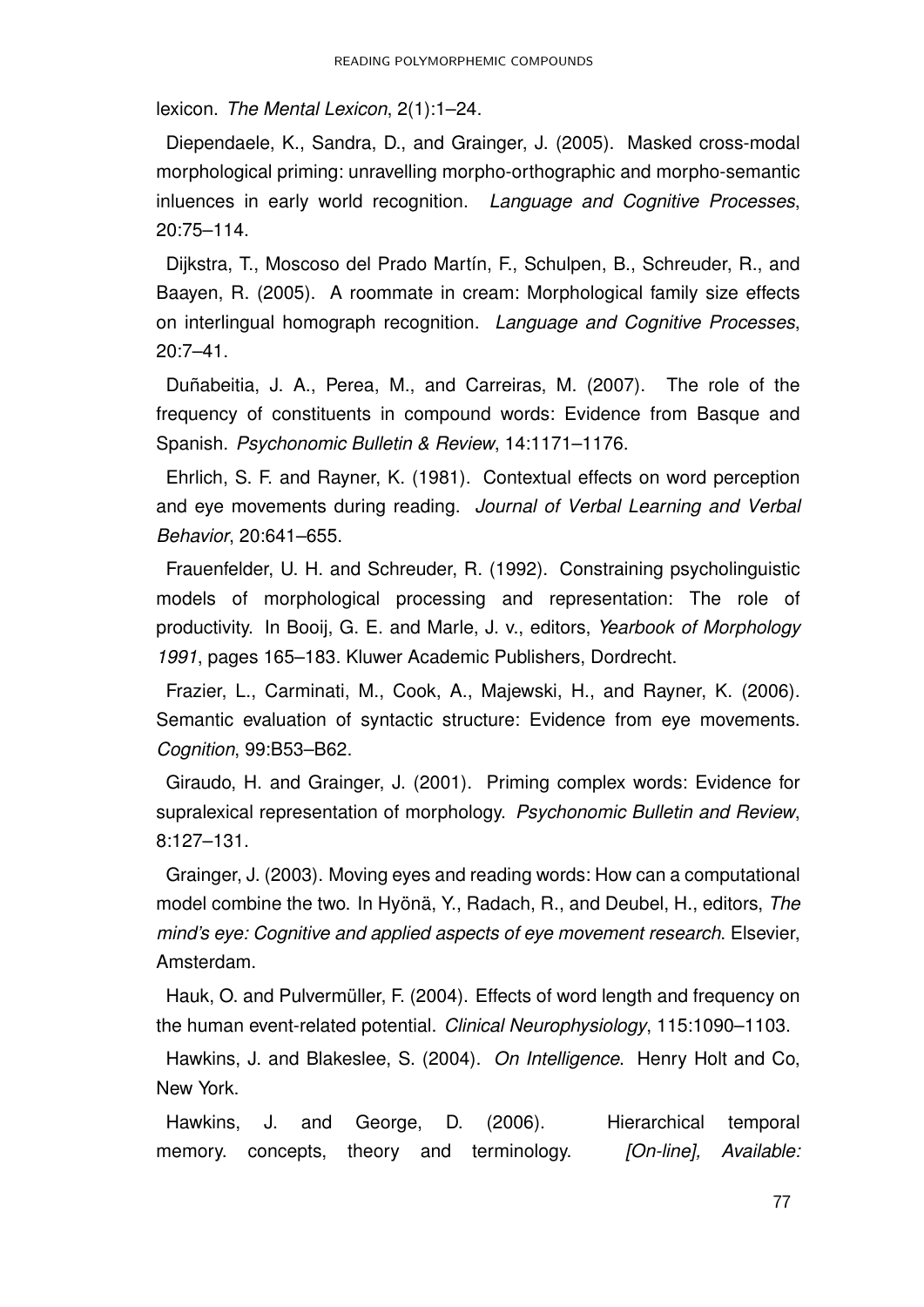lexicon. *The Mental Lexicon*, 2(1):1–24.

Diependaele, K., Sandra, D., and Grainger, J. (2005). Masked cross-modal morphological priming: unravelling morpho-orthographic and morpho-semantic inluences in early world recognition. *Language and Cognitive Processes*, 20:75–114.

Dijkstra, T., Moscoso del Prado Martín, F., Schulpen, B., Schreuder, R., and Baayen, R. (2005). A roommate in cream: Morphological family size effects on interlingual homograph recognition. *Language and Cognitive Processes*, 20:7–41.

Duñabeitia, J. A., Perea, M., and Carreiras, M. (2007). The role of the frequency of constituents in compound words: Evidence from Basque and Spanish. *Psychonomic Bulletin & Review*, 14:1171–1176.

Ehrlich, S. F. and Rayner, K. (1981). Contextual effects on word perception and eye movements during reading. *Journal of Verbal Learning and Verbal Behavior*, 20:641–655.

Frauenfelder, U. H. and Schreuder, R. (1992). Constraining psycholinguistic models of morphological processing and representation: The role of productivity. In Booij, G. E. and Marle, J. v., editors, *Yearbook of Morphology 1991*, pages 165–183. Kluwer Academic Publishers, Dordrecht.

Frazier, L., Carminati, M., Cook, A., Majewski, H., and Rayner, K. (2006). Semantic evaluation of syntactic structure: Evidence from eye movements. *Cognition*, 99:B53–B62.

Giraudo, H. and Grainger, J. (2001). Priming complex words: Evidence for supralexical representation of morphology. *Psychonomic Bulletin and Review*, 8:127–131.

Grainger, J. (2003). Moving eyes and reading words: How can a computational model combine the two. In Hyönä, Y., Radach, R., and Deubel, H., editors, *The mind's eye: Cognitive and applied aspects of eye movement research*. Elsevier, Amsterdam.

Hauk, O. and Pulvermüller, F. (2004). Effects of word length and frequency on the human event-related potential. *Clinical Neurophysiology*, 115:1090–1103.

Hawkins, J. and Blakeslee, S. (2004). *On Intelligence*. Henry Holt and Co, New York.

Hawkins, J. and George, D. (2006). Hierarchical temporal memory. concepts, theory and terminology. *[On-line], Available:*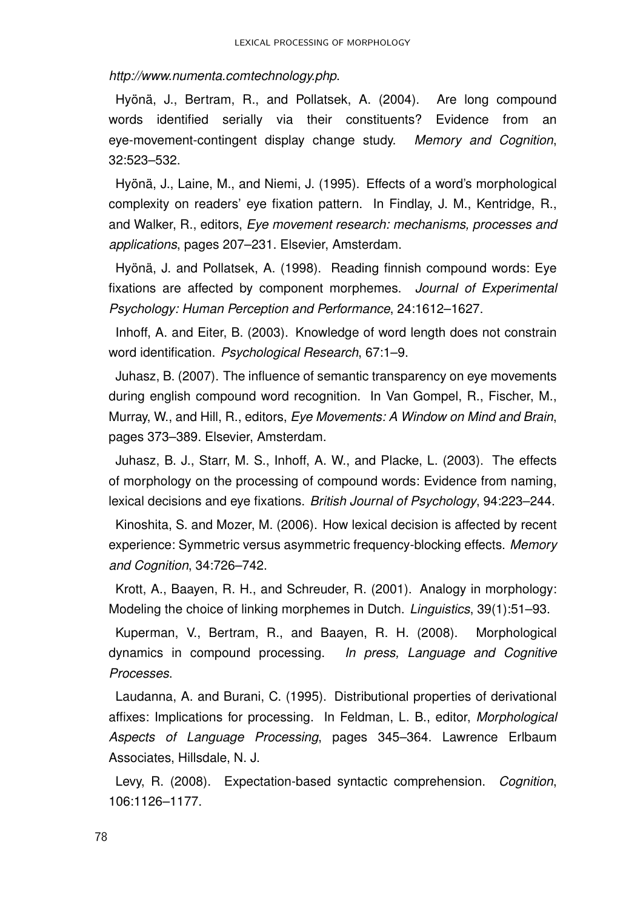*http://www.numenta.comtechnology.php*.

Hyönä, J., Bertram, R., and Pollatsek, A. (2004). Are long compound words identified serially via their constituents? Evidence from an eye-movement-contingent display change study. *Memory and Cognition*, 32:523–532.

Hyönä, J., Laine, M., and Niemi, J. (1995). Effects of a word's morphological complexity on readers' eye fixation pattern. In Findlay, J. M., Kentridge, R., and Walker, R., editors, *Eye movement research: mechanisms, processes and applications*, pages 207–231. Elsevier, Amsterdam.

Hyönä, J. and Pollatsek, A. (1998). Reading finnish compound words: Eye fixations are affected by component morphemes. *Journal of Experimental Psychology: Human Perception and Performance*, 24:1612–1627.

Inhoff, A. and Eiter, B. (2003). Knowledge of word length does not constrain word identification. *Psychological Research*, 67:1–9.

Juhasz, B. (2007). The influence of semantic transparency on eye movements during english compound word recognition. In Van Gompel, R., Fischer, M., Murray, W., and Hill, R., editors, *Eye Movements: A Window on Mind and Brain*, pages 373–389. Elsevier, Amsterdam.

Juhasz, B. J., Starr, M. S., Inhoff, A. W., and Placke, L. (2003). The effects of morphology on the processing of compound words: Evidence from naming, lexical decisions and eye fixations. *British Journal of Psychology*, 94:223–244.

Kinoshita, S. and Mozer, M. (2006). How lexical decision is affected by recent experience: Symmetric versus asymmetric frequency-blocking effects. *Memory and Cognition*, 34:726–742.

Krott, A., Baayen, R. H., and Schreuder, R. (2001). Analogy in morphology: Modeling the choice of linking morphemes in Dutch. *Linguistics*, 39(1):51–93.

Kuperman, V., Bertram, R., and Baayen, R. H. (2008). Morphological dynamics in compound processing. *In press, Language and Cognitive Processes*.

Laudanna, A. and Burani, C. (1995). Distributional properties of derivational affixes: Implications for processing. In Feldman, L. B., editor, *Morphological Aspects of Language Processing*, pages 345–364. Lawrence Erlbaum Associates, Hillsdale, N. J.

Levy, R. (2008). Expectation-based syntactic comprehension. *Cognition*, 106:1126–1177.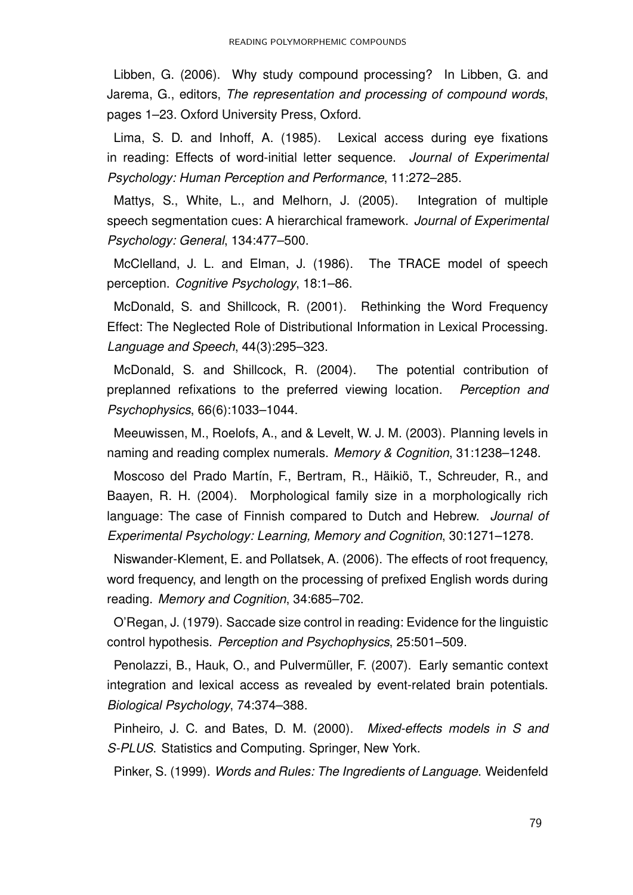Libben, G. (2006). Why study compound processing? In Libben, G. and Jarema, G., editors, *The representation and processing of compound words*, pages 1–23. Oxford University Press, Oxford.

Lima, S. D. and Inhoff, A. (1985). Lexical access during eye fixations in reading: Effects of word-initial letter sequence. *Journal of Experimental Psychology: Human Perception and Performance*, 11:272–285.

Mattys, S., White, L., and Melhorn, J. (2005). Integration of multiple speech segmentation cues: A hierarchical framework. *Journal of Experimental Psychology: General*, 134:477–500.

McClelland, J. L. and Elman, J. (1986). The TRACE model of speech perception. *Cognitive Psychology*, 18:1–86.

McDonald, S. and Shillcock, R. (2001). Rethinking the Word Frequency Effect: The Neglected Role of Distributional Information in Lexical Processing. *Language and Speech*, 44(3):295–323.

McDonald, S. and Shillcock, R. (2004). The potential contribution of preplanned refixations to the preferred viewing location. *Perception and Psychophysics*, 66(6):1033–1044.

Meeuwissen, M., Roelofs, A., and & Levelt, W. J. M. (2003). Planning levels in naming and reading complex numerals. *Memory & Cognition*, 31:1238–1248.

Moscoso del Prado Martín, F., Bertram, R., Häikiö, T., Schreuder, R., and Baayen, R. H. (2004). Morphological family size in a morphologically rich language: The case of Finnish compared to Dutch and Hebrew. *Journal of Experimental Psychology: Learning, Memory and Cognition*, 30:1271–1278.

Niswander-Klement, E. and Pollatsek, A. (2006). The effects of root frequency, word frequency, and length on the processing of prefixed English words during reading. *Memory and Cognition*, 34:685–702.

O'Regan, J. (1979). Saccade size control in reading: Evidence for the linguistic control hypothesis. *Perception and Psychophysics*, 25:501–509.

Penolazzi, B., Hauk, O., and Pulvermüller, F. (2007). Early semantic context integration and lexical access as revealed by event-related brain potentials. *Biological Psychology*, 74:374–388.

Pinheiro, J. C. and Bates, D. M. (2000). *Mixed-effects models in S and S-PLUS*. Statistics and Computing. Springer, New York.

Pinker, S. (1999). *Words and Rules: The Ingredients of Language*. Weidenfeld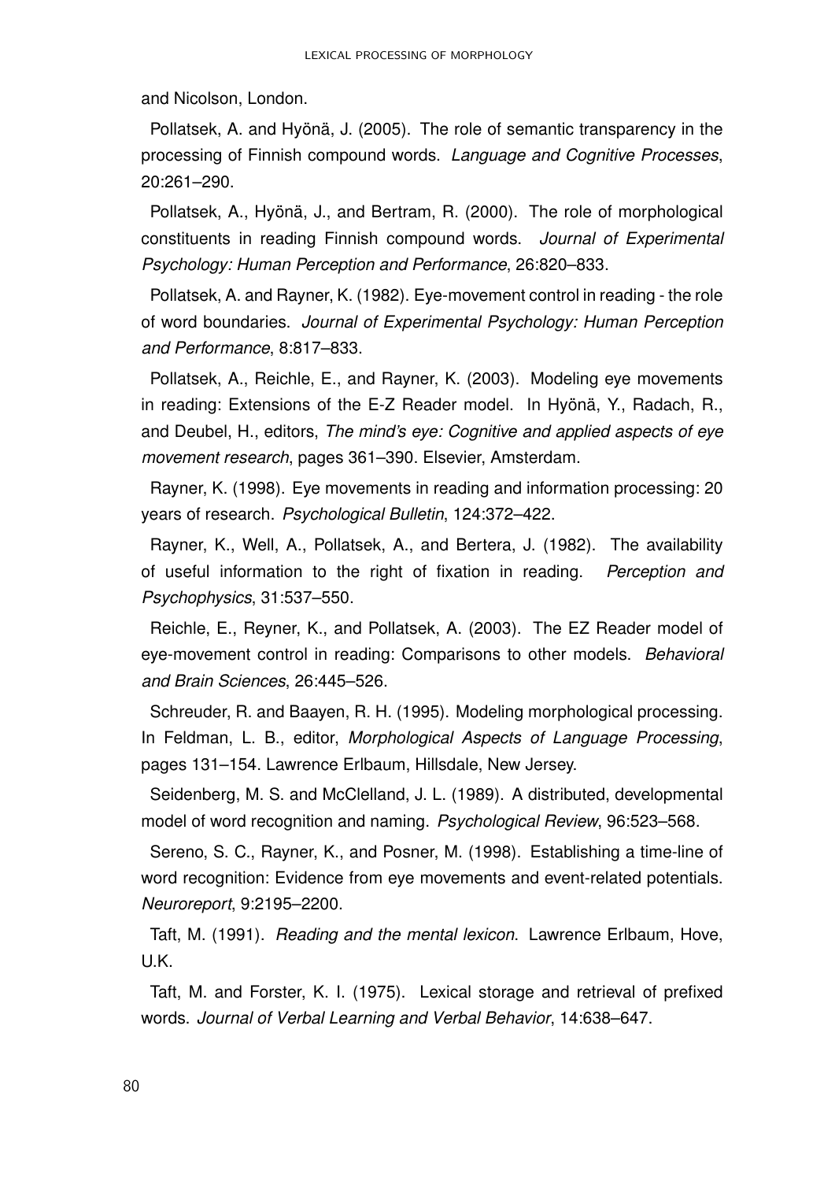and Nicolson, London.

Pollatsek, A. and Hyönä, J. (2005). The role of semantic transparency in the processing of Finnish compound words. *Language and Cognitive Processes*, 20:261–290.

Pollatsek, A., Hyönä, J., and Bertram, R. (2000). The role of morphological constituents in reading Finnish compound words. *Journal of Experimental Psychology: Human Perception and Performance*, 26:820–833.

Pollatsek, A. and Rayner, K. (1982). Eye-movement control in reading - the role of word boundaries. *Journal of Experimental Psychology: Human Perception and Performance*, 8:817–833.

Pollatsek, A., Reichle, E., and Rayner, K. (2003). Modeling eye movements in reading: Extensions of the E-Z Reader model. In Hyönä, Y., Radach, R., and Deubel, H., editors, *The mind's eye: Cognitive and applied aspects of eye movement research*, pages 361–390. Elsevier, Amsterdam.

Rayner, K. (1998). Eye movements in reading and information processing: 20 years of research. *Psychological Bulletin*, 124:372–422.

Rayner, K., Well, A., Pollatsek, A., and Bertera, J. (1982). The availability of useful information to the right of fixation in reading. *Perception and Psychophysics*, 31:537–550.

Reichle, E., Reyner, K., and Pollatsek, A. (2003). The EZ Reader model of eye-movement control in reading: Comparisons to other models. *Behavioral and Brain Sciences*, 26:445–526.

Schreuder, R. and Baayen, R. H. (1995). Modeling morphological processing. In Feldman, L. B., editor, *Morphological Aspects of Language Processing*, pages 131–154. Lawrence Erlbaum, Hillsdale, New Jersey.

Seidenberg, M. S. and McClelland, J. L. (1989). A distributed, developmental model of word recognition and naming. *Psychological Review*, 96:523–568.

Sereno, S. C., Rayner, K., and Posner, M. (1998). Establishing a time-line of word recognition: Evidence from eye movements and event-related potentials. *Neuroreport*, 9:2195–2200.

Taft, M. (1991). *Reading and the mental lexicon*. Lawrence Erlbaum, Hove, U.K.

Taft, M. and Forster, K. I. (1975). Lexical storage and retrieval of prefixed words. *Journal of Verbal Learning and Verbal Behavior*, 14:638–647.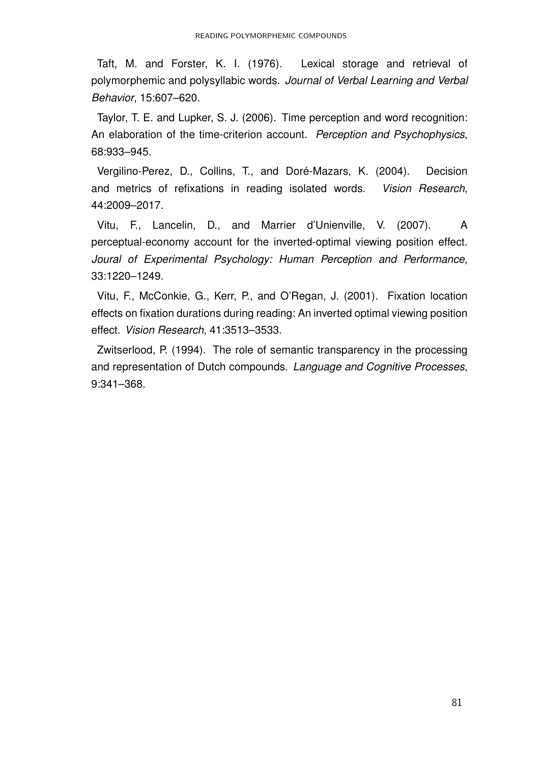Taft, M. and Forster, K. I. (1976). Lexical storage and retrieval of polymorphemic and polysyllabic words. *Journal of Verbal Learning and Verbal Behavior*, 15:607–620.

Taylor, T. E. and Lupker, S. J. (2006). Time perception and word recognition: An elaboration of the time-criterion account. *Perception and Psychophysics*, 68:933–945.

Vergilino-Perez, D., Collins, T., and Doré-Mazars, K. (2004). Decision and metrics of refixations in reading isolated words. *Vision Research*, 44:2009–2017.

Vitu, F., Lancelin, D., and Marrier d'Unienville, V. (2007). A perceptual-economy account for the inverted-optimal viewing position effect. *Joural of Experimental Psychology: Human Perception and Performance*, 33:1220–1249.

Vitu, F., McConkie, G., Kerr, P., and O'Regan, J. (2001). Fixation location effects on fixation durations during reading: An inverted optimal viewing position effect. *Vision Research*, 41:3513–3533.

Zwitserlood, P. (1994). The role of semantic transparency in the processing and representation of Dutch compounds. *Language and Cognitive Processes*, 9:341–368.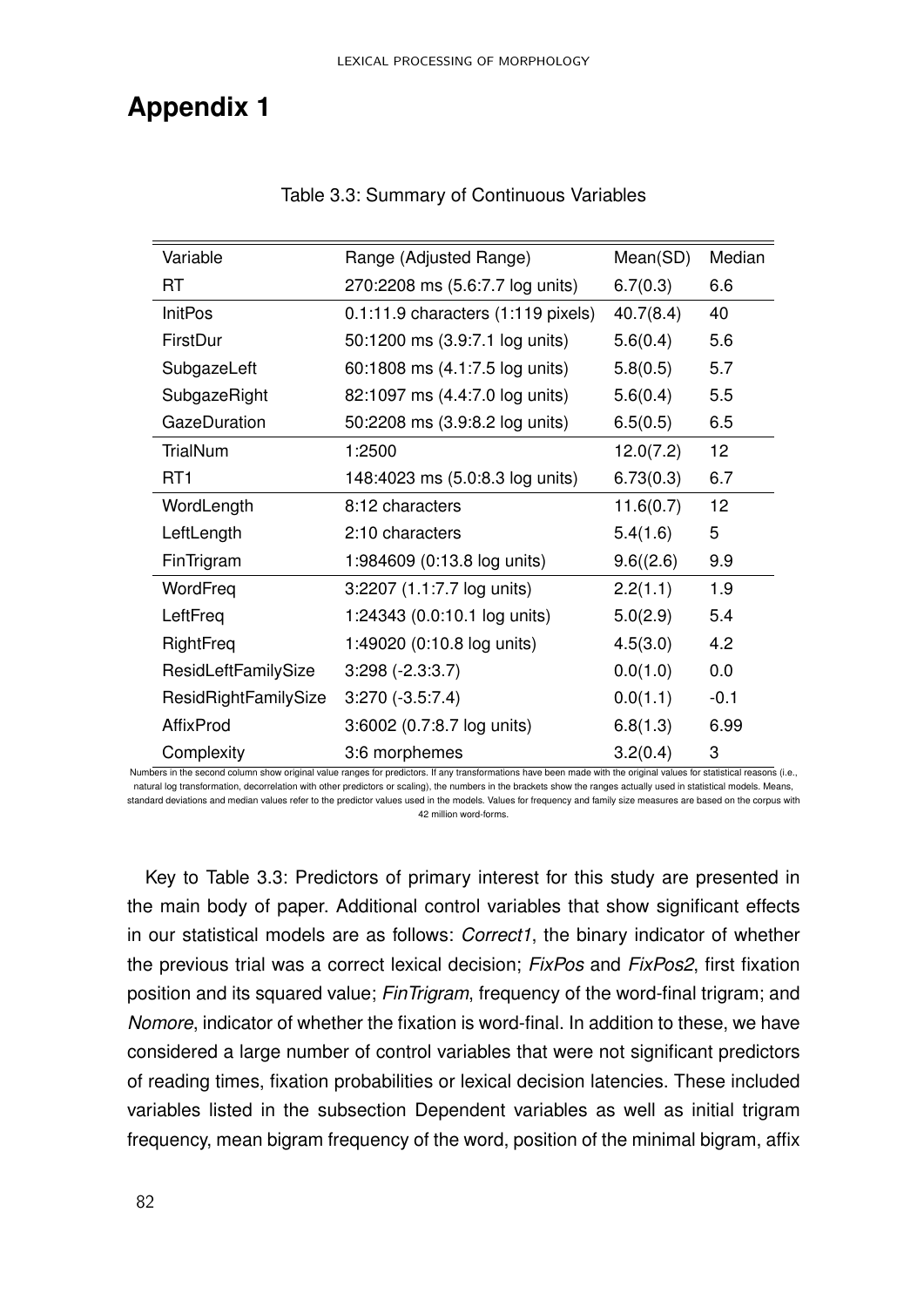# Appendix 1

Table 3.3: Summary of Continuous Variables

| Variable | Range (Adjusted Range) | Mean(SD) | Median |
|---|---|---|---|
| RT | 270:2208 ms (5.6:7.7 log units) | 6.7(0.3) | 6.6 |
| InitPos | 0.1:11.9 characters (1:119 pixels) | 40.7(8.4) | 40 |
| FirstDur | 50:1200 ms (3.9:7.1 log units) | 5.6(0.4) | 5.6 |
| SubgazeLeft | 60:1808 ms (4.1:7.5 log units) | 5.8(0.5) | 5.7 |
| SubgazeRight | 82:1097 ms (4.4:7.0 log units) | 5.6(0.4) | 5.5 |
| GazeDuration | 50:2208 ms (3.9:8.2 log units) | 6.5(0.5) | 6.5 |
| TrialNum | 1:2500 | 12.0(7.2) | 12 |
| RT1 | 148:4023 ms (5.0:8.3 log units) | 6.73(0.3) | 6.7 |
| WordLength | 8:12 characters | 11.6(0.7) | 12 |
| LeftLength | 2:10 characters | 5.4(1.6) | 5 |
| FinTrigram | 1:984609 (0:13.8 log units) | 9.6((2.6) | 9.9 |
| WordFreq | 3:2207 (1.1:7.7 log units) | 2.2(1.1) | 1.9 |
| LeftFreq | 1:24343 (0.0:10.1 log units) | 5.0(2.9) | 5.4 |
| RightFreq | 1:49020 (0:10.8 log units) | 4.5(3.0) | 4.2 |
| ResidLeftFamilySize | 3:298 (-2.3:3.7) | 0.0(1.0) | 0.0 |
| ResidRightFamilySize | 3:270 (-3.5:7.4) | 0.0(1.1) | -0.1 |
| AffixProd | 3:6002 (0.7:8.7 log units) | 6.8(1.3) | 6.99 |
| Complexity | 3:6 morphemes | 3.2(0.4) | 3 |

Numbers in the second column show original value ranges for predictors. If any transformations have been made with the original values for statistical reasons (i.e., natural log transformation, decorrelation with other predictors or scaling), the numbers in the brackets show the ranges actually used in statistical models. Means, standard deviations and median values refer to the predictor values used in the models. Values for frequency and family size measures are based on the corpus with 42 million word-forms.

Key to Table 3.3: Predictors of primary interest for this study are presented in the main body of paper. Additional control variables that show significant effects in our statistical models are as follows: *Correct1*, the binary indicator of whether the previous trial was a correct lexical decision; *FixPos* and *FixPos2*, first fixation position and its squared value; *FinTrigram*, frequency of the word-final trigram; and *Nomore*, indicator of whether the fixation is word-final. In addition to these, we have considered a large number of control variables that were not significant predictors of reading times, fixation probabilities or lexical decision latencies. These included variables listed in the subsection Dependent variables as well as initial trigram frequency, mean bigram frequency of the word, position of the minimal bigram, affix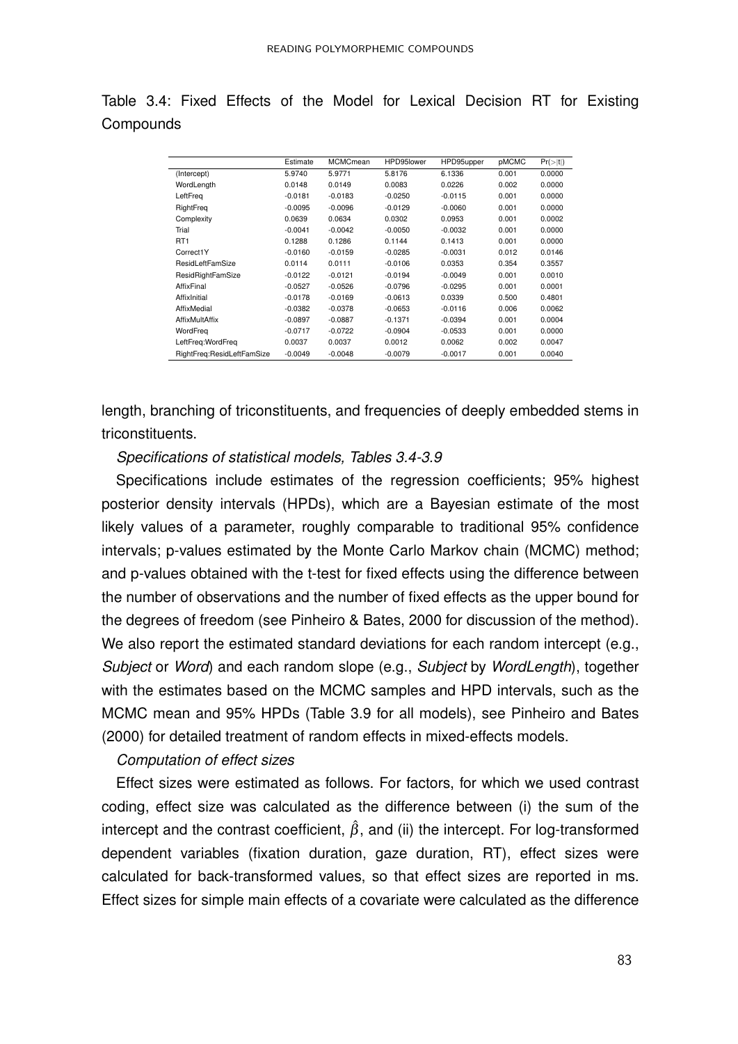Table 3.4: Fixed Effects of the Model for Lexical Decision RT for Existing Compounds

| | Estimate | MCMCmean | HPD95lower | HPD95upper | pMCMC | Pr(>\|t\|) |
|---|---|---|---|---|---|---|
| (Intercept) | 5.9740 | 5.9771 | 5.8176 | 6.1336 | 0.001 | 0.0000 |
| WordLength | 0.0148 | 0.0149 | 0.0083 | 0.0226 | 0.002 | 0.0000 |
| LeftFreq | -0.0181 | -0.0183 | -0.0250 | -0.0115 | 0.001 | 0.0000 |
| RightFreq | -0.0095 | -0.0096 | -0.0129 | -0.0060 | 0.001 | 0.0000 |
| Complexity | 0.0639 | 0.0634 | 0.0302 | 0.0953 | 0.001 | 0.0002 |
| Trial | -0.0041 | -0.0042 | -0.0050 | -0.0032 | 0.001 | 0.0000 |
| RT1 | 0.1288 | 0.1286 | 0.1144 | 0.1413 | 0.001 | 0.0000 |
| Correct1Y | -0.0160 | -0.0159 | -0.0285 | -0.0031 | 0.012 | 0.0146 |
| ResidLeftFamSize | 0.0114 | 0.0111 | -0.0106 | 0.0353 | 0.354 | 0.3557 |
| ResidRightFamSize | -0.0122 | -0.0121 | -0.0194 | -0.0049 | 0.001 | 0.0010 |
| AffixFinal | -0.0527 | -0.0526 | -0.0796 | -0.0295 | 0.001 | 0.0001 |
| AffixInitial | -0.0178 | -0.0169 | -0.0613 | 0.0339 | 0.500 | 0.4801 |
| AffixMedial | -0.0382 | -0.0378 | -0.0653 | -0.0116 | 0.006 | 0.0062 |
| AffixMultAffix | -0.0897 | -0.0887 | -0.1371 | -0.0394 | 0.001 | 0.0004 |
| WordFreq | -0.0717 | -0.0722 | -0.0904 | -0.0533 | 0.001 | 0.0000 |
| LeftFreq:WordFreq | 0.0037 | 0.0037 | 0.0012 | 0.0062 | 0.002 | 0.0047 |
| RightFreq:ResidLeftFamSize | -0.0049 | -0.0048 | -0.0079 | -0.0017 | 0.001 | 0.0040 |

length, branching of triconstituents, and frequencies of deeply embedded stems in triconstituents.

*Specifications of statistical models, Tables 3.4-3.9*

Specifications include estimates of the regression coefficients; 95% highest posterior density intervals (HPDs), which are a Bayesian estimate of the most likely values of a parameter, roughly comparable to traditional 95% confidence intervals; p-values estimated by the Monte Carlo Markov chain (MCMC) method; and p-values obtained with the t-test for fixed effects using the difference between the number of observations and the number of fixed effects as the upper bound for the degrees of freedom (see Pinheiro & Bates, 2000 for discussion of the method). We also report the estimated standard deviations for each random intercept (e.g., *Subject* or *Word*) and each random slope (e.g., *Subject* by *WordLength*), together with the estimates based on the MCMC samples and HPD intervals, such as the MCMC mean and 95% HPDs (Table 3.9 for all models), see Pinheiro and Bates (2000) for detailed treatment of random effects in mixed-effects models.

*Computation of effect sizes*

Effect sizes were estimated as follows. For factors, for which we used contrast coding, effect size was calculated as the difference between (i) the sum of the intercept and the contrast coefficient, $\hat{\beta}$, and (ii) the intercept. For log-transformed dependent variables (fixation duration, gaze duration, RT), effect sizes were calculated for back-transformed values, so that effect sizes are reported in ms. Effect sizes for simple main effects of a covariate were calculated as the difference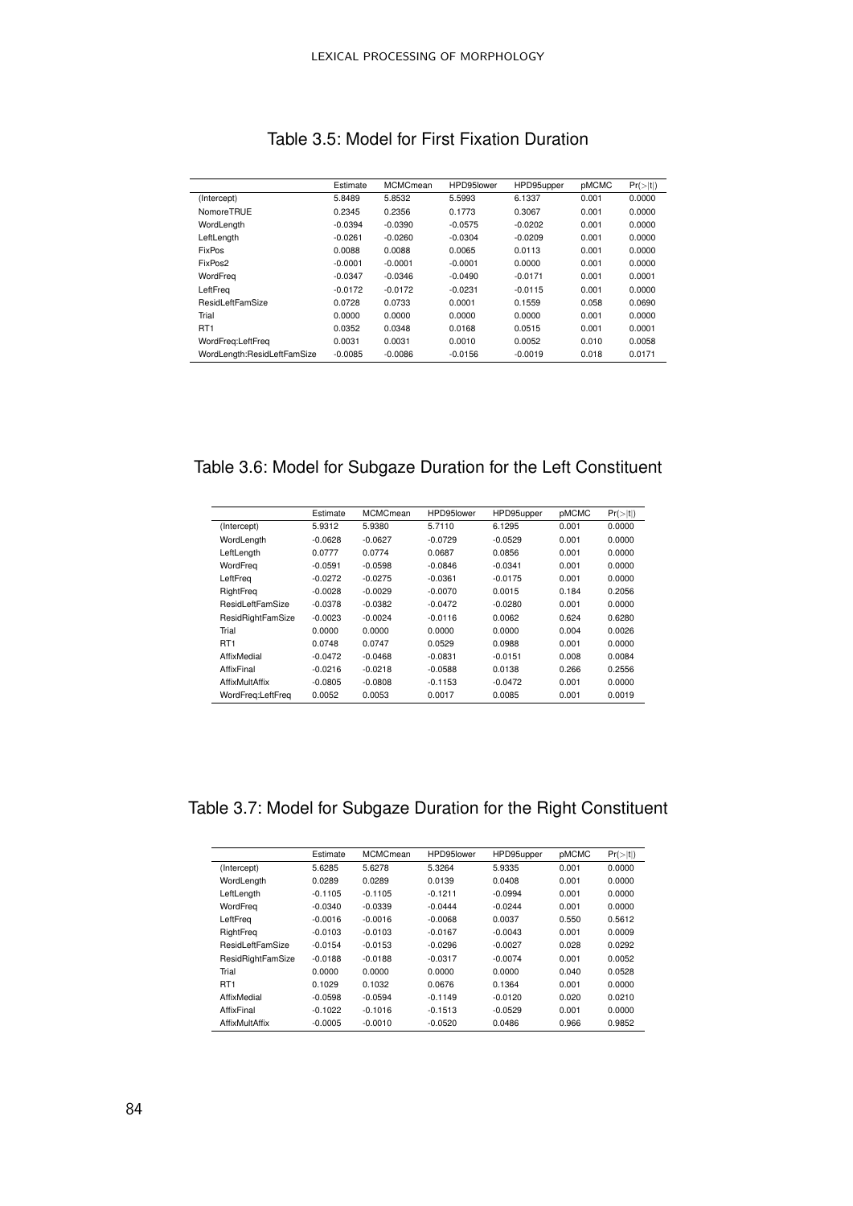Table 3.5: Model for First Fixation Duration

| | Estimate | MCMCmean | HPD95lower | HPD95upper | pMCMC | Pr(>\|t\|) |
|---|---|---|---|---|---|---|
| (Intercept) | 5.8489 | 5.8532 | 5.5993 | 6.1337 | 0.001 | 0.0000 |
| NomoreTRUE | 0.2345 | 0.2356 | 0.1773 | 0.3067 | 0.001 | 0.0000 |
| WordLength | -0.0394 | -0.0390 | -0.0575 | -0.0202 | 0.001 | 0.0000 |
| LeftLength | -0.0261 | -0.0260 | -0.0304 | -0.0209 | 0.001 | 0.0000 |
| FixPos | 0.0088 | 0.0088 | 0.0065 | 0.0113 | 0.001 | 0.0000 |
| FixPos2 | -0.0001 | -0.0001 | -0.0001 | 0.0000 | 0.001 | 0.0000 |
| WordFreq | -0.0347 | -0.0346 | -0.0490 | -0.0171 | 0.001 | 0.0001 |
| LeftFreq | -0.0172 | -0.0172 | -0.0231 | -0.0115 | 0.001 | 0.0000 |
| ResidLeftFamSize | 0.0728 | 0.0733 | 0.0001 | 0.1559 | 0.058 | 0.0690 |
| Trial | 0.0000 | 0.0000 | 0.0000 | 0.0000 | 0.001 | 0.0000 |
| RT1 | 0.0352 | 0.0348 | 0.0168 | 0.0515 | 0.001 | 0.0001 |
| WordFreq:LeftFreq | 0.0031 | 0.0031 | 0.0010 | 0.0052 | 0.010 | 0.0058 |
| WordLength:ResidLeftFamSize | -0.0085 | -0.0086 | -0.0156 | -0.0019 | 0.018 | 0.0171 |

Table 3.6: Model for Subgaze Duration for the Left Constituent

| | Estimate | MCMCmean | HPD95lower | HPD95upper | pMCMC | Pr(>\|t\|) |
|---|---|---|---|---|---|---|
| (Intercept) | 5.9312 | 5.9380 | 5.7110 | 6.1295 | 0.001 | 0.0000 |
| WordLength | -0.0628 | -0.0627 | -0.0729 | -0.0529 | 0.001 | 0.0000 |
| LeftLength | 0.0777 | 0.0774 | 0.0687 | 0.0856 | 0.001 | 0.0000 |
| WordFreq | -0.0591 | -0.0598 | -0.0846 | -0.0341 | 0.001 | 0.0000 |
| LeftFreq | -0.0272 | -0.0275 | -0.0361 | -0.0175 | 0.001 | 0.0000 |
| RightFreq | -0.0028 | -0.0029 | -0.0070 | 0.0015 | 0.184 | 0.2056 |
| ResidLeftFamSize | -0.0378 | -0.0382 | -0.0472 | -0.0280 | 0.001 | 0.0000 |
| ResidRightFamSize | -0.0023 | -0.0024 | -0.0116 | 0.0062 | 0.624 | 0.6280 |
| Trial | 0.0000 | 0.0000 | 0.0000 | 0.0000 | 0.004 | 0.0026 |
| RT1 | 0.0748 | 0.0747 | 0.0529 | 0.0988 | 0.001 | 0.0000 |
| AffixMedial | -0.0472 | -0.0468 | -0.0831 | -0.0151 | 0.008 | 0.0084 |
| AffixFinal | -0.0216 | -0.0218 | -0.0588 | 0.0138 | 0.266 | 0.2556 |
| AffixMultAffix | -0.0805 | -0.0808 | -0.1153 | -0.0472 | 0.001 | 0.0000 |
| WordFreq:LeftFreq | 0.0052 | 0.0053 | 0.0017 | 0.0085 | 0.001 | 0.0019 |

Table 3.7: Model for Subgaze Duration for the Right Constituent

| | Estimate | MCMCmean | HPD95lower | HPD95upper | pMCMC | Pr(>\|t\|) |
|---|---|---|---|---|---|---|
| (Intercept) | 5.6285 | 5.6278 | 5.3264 | 5.9335 | 0.001 | 0.0000 |
| WordLength | 0.0289 | 0.0289 | 0.0139 | 0.0408 | 0.001 | 0.0000 |
| LeftLength | -0.1105 | -0.1105 | -0.1211 | -0.0994 | 0.001 | 0.0000 |
| WordFreq | -0.0340 | -0.0339 | -0.0444 | -0.0244 | 0.001 | 0.0000 |
| LeftFreq | -0.0016 | -0.0016 | -0.0068 | 0.0037 | 0.550 | 0.5612 |
| RightFreq | -0.0103 | -0.0103 | -0.0167 | -0.0043 | 0.001 | 0.0009 |
| ResidLeftFamSize | -0.0154 | -0.0153 | -0.0296 | -0.0027 | 0.028 | 0.0292 |
| ResidRightFamSize | -0.0188 | -0.0188 | -0.0317 | -0.0074 | 0.001 | 0.0052 |
| Trial | 0.0000 | 0.0000 | 0.0000 | 0.0000 | 0.040 | 0.0528 |
| RT1 | 0.1029 | 0.1032 | 0.0676 | 0.1364 | 0.001 | 0.0000 |
| AffixMedial | -0.0598 | -0.0594 | -0.1149 | -0.0120 | 0.020 | 0.0210 |
| AffixFinal | -0.1022 | -0.1016 | -0.1513 | -0.0529 | 0.001 | 0.0000 |
| AffixMultAffix | -0.0005 | -0.0010 | -0.0520 | 0.0486 | 0.966 | 0.9852 |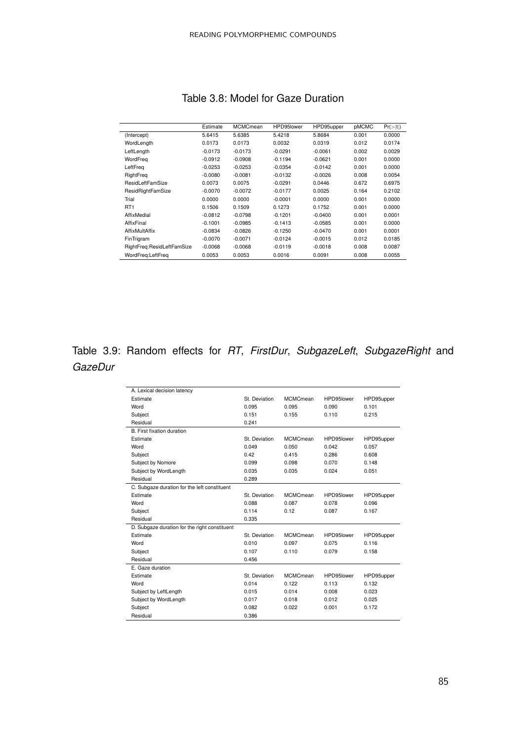Table 3.8: Model for Gaze Duration

| | Estimate | MCMCmean | HPD95lower | HPD95upper | pMCMC | Pr(>\|t\|) |
|---|---|---|---|---|---|---|
| (Intercept) | 5.6415 | 5.6385 | 5.4218 | 5.8684 | 0.001 | 0.0000 |
| WordLength | 0.0173 | 0.0173 | 0.0032 | 0.0319 | 0.012 | 0.0174 |
| LeftLength | -0.0173 | -0.0173 | -0.0291 | -0.0061 | 0.002 | 0.0029 |
| WordFreq | -0.0912 | -0.0908 | -0.1194 | -0.0621 | 0.001 | 0.0000 |
| LeftFreq | -0.0253 | -0.0253 | -0.0354 | -0.0142 | 0.001 | 0.0000 |
| RightFreq | -0.0080 | -0.0081 | -0.0132 | -0.0026 | 0.008 | 0.0054 |
| ResidLeftFamSize | 0.0073 | 0.0075 | -0.0291 | 0.0446 | 0.672 | 0.6975 |
| ResidRightFamSize | -0.0070 | -0.0072 | -0.0177 | 0.0025 | 0.164 | 0.2102 |
| Trial | 0.0000 | 0.0000 | -0.0001 | 0.0000 | 0.001 | 0.0000 |
| RT1 | 0.1506 | 0.1509 | 0.1273 | 0.1752 | 0.001 | 0.0000 |
| AffixMedial | -0.0812 | -0.0798 | -0.1201 | -0.0400 | 0.001 | 0.0001 |
| AffixFinal | -0.1001 | -0.0985 | -0.1413 | -0.0585 | 0.001 | 0.0000 |
| AffixMultAffix | -0.0834 | -0.0826 | -0.1250 | -0.0470 | 0.001 | 0.0001 |
| FinTrigram | -0.0070 | -0.0071 | -0.0124 | -0.0015 | 0.012 | 0.0185 |
| RightFreq:ResidLeftFamSize | -0.0068 | -0.0068 | -0.0119 | -0.0018 | 0.008 | 0.0087 |
| WordFreq:LeftFreq | 0.0053 | 0.0053 | 0.0016 | 0.0091 | 0.008 | 0.0055 |

Table 3.9: Random effects for *RT*, *FirstDur*, *SubgazeLeft*, *SubgazeRight* and *GazeDur*

| A. Lexical decision latency | | | | |
|---|---|---|---|---|
| Estimate | St. Deviation | MCMCmean | HPD95lower | HPD95upper |
| Word | 0.095 | 0.095 | 0.090 | 0.101 |
| Subject | 0.151 | 0.155 | 0.110 | 0.215 |
| Residual | 0.241 | | | |
| B. First fixation duration | | | | |
| Estimate | St. Deviation | MCMCmean | HPD95lower | HPD95upper |
| Word | 0.049 | 0.050 | 0.042 | 0.057 |
| Subject | 0.42 | 0.415 | 0.286 | 0.608 |
| Subject by Nomore | 0.099 | 0.098 | 0.070 | 0.148 |
| Subject by WordLength | 0.035 | 0.035 | 0.024 | 0.051 |
| Residual | 0.289 | | | |
| C. Subgaze duration for the left constituent | | | | |
| Estimate | St. Deviation | MCMCmean | HPD95lower | HPD95upper |
| Word | 0.088 | 0.087 | 0.078 | 0.096 |
| Subject | 0.114 | 0.12 | 0.087 | 0.167 |
| Residual | 0.335 | | | |
| D. Subgaze duration for the right constituent | | | | |
| Estimate | St. Deviation | MCMCmean | HPD95lower | HPD95upper |
| Word | 0.010 | 0.097 | 0.075 | 0.116 |
| Subject | 0.107 | 0.110 | 0.079 | 0.158 |
| Residual | 0.456 | | | |
| E. Gaze duration | | | | |
| Estimate | St. Deviation | MCMCmean | HPD95lower | HPD95upper |
| Word | 0.014 | 0.122 | 0.113 | 0.132 |
| Subject by LeftLength | 0.015 | 0.014 | 0.008 | 0.023 |
| Subject by WordLength | 0.017 | 0.018 | 0.012 | 0.025 |
| Subject | 0.082 | 0.022 | 0.001 | 0.172 |
| Residual | 0.386 | | | |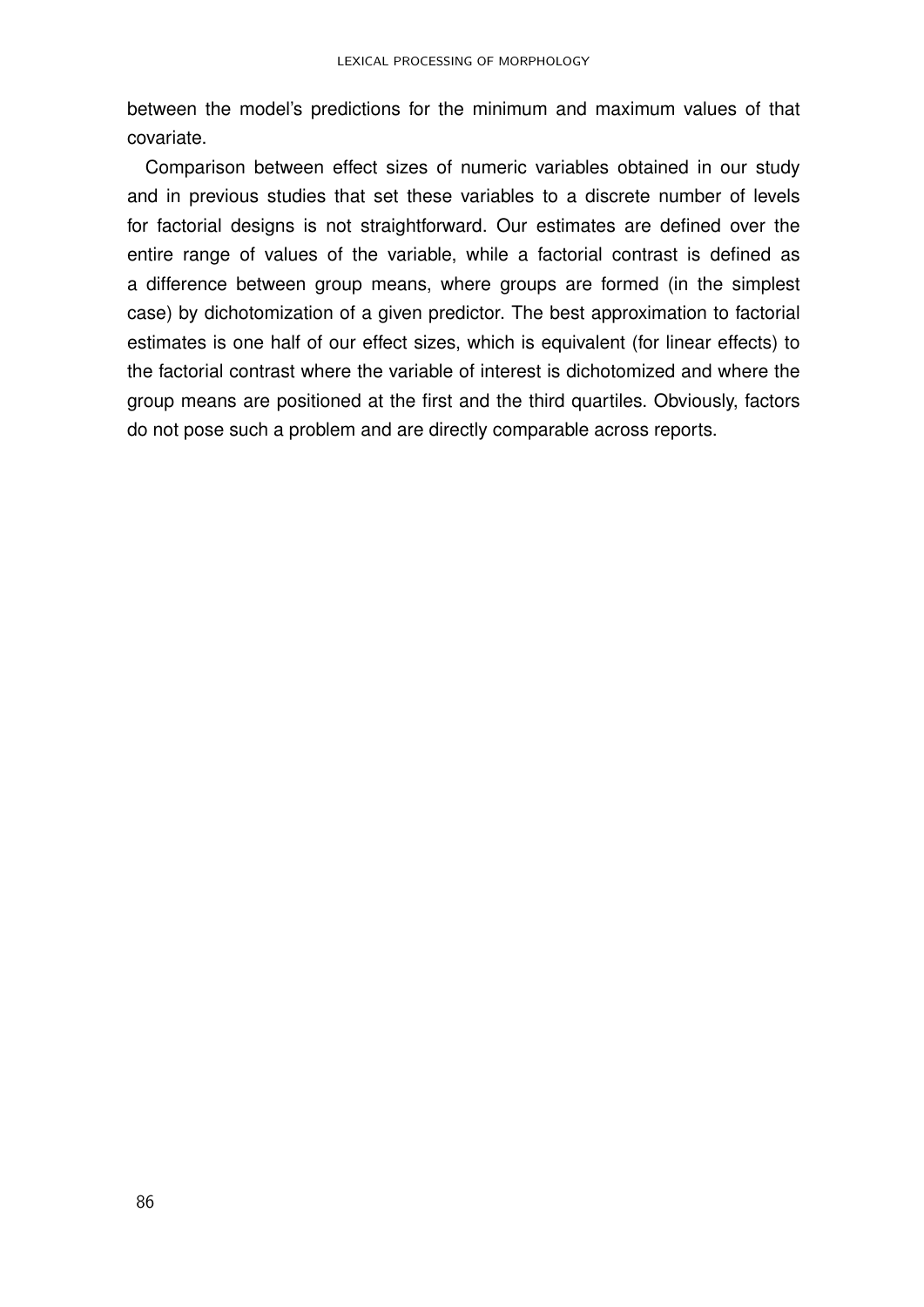between the model's predictions for the minimum and maximum values of that covariate.

Comparison between effect sizes of numeric variables obtained in our study and in previous studies that set these variables to a discrete number of levels for factorial designs is not straightforward. Our estimates are defined over the entire range of values of the variable, while a factorial contrast is defined as a difference between group means, where groups are formed (in the simplest case) by dichotomization of a given predictor. The best approximation to factorial estimates is one half of our effect sizes, which is equivalent (for linear effects) to the factorial contrast where the variable of interest is dichotomized and where the group means are positioned at the first and the third quartiles. Obviously, factors do not pose such a problem and are directly comparable across reports.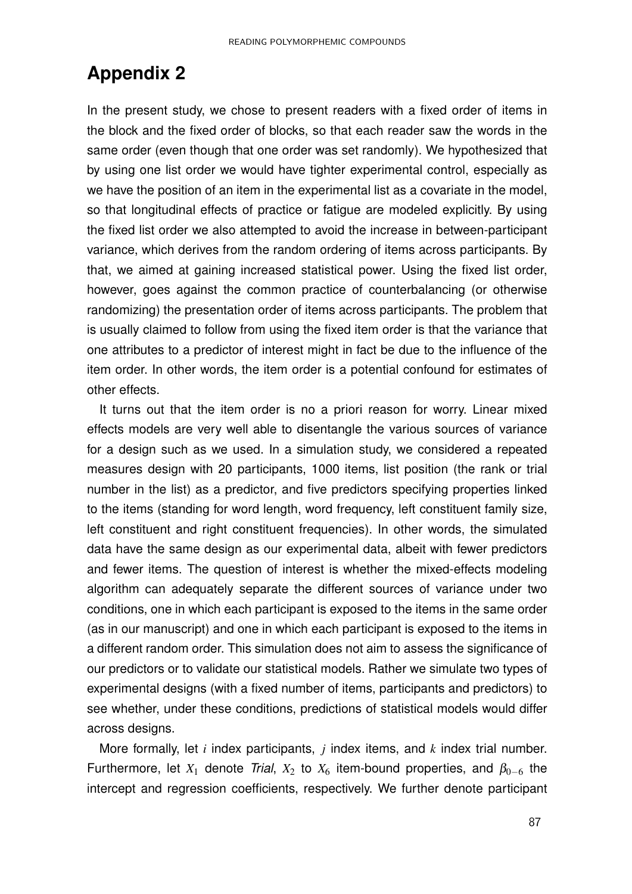## Appendix 2

In the present study, we chose to present readers with a fixed order of items in the block and the fixed order of blocks, so that each reader saw the words in the same order (even though that one order was set randomly). We hypothesized that by using one list order we would have tighter experimental control, especially as we have the position of an item in the experimental list as a covariate in the model, so that longitudinal effects of practice or fatigue are modeled explicitly. By using the fixed list order we also attempted to avoid the increase in between-participant variance, which derives from the random ordering of items across participants. By that, we aimed at gaining increased statistical power. Using the fixed list order, however, goes against the common practice of counterbalancing (or otherwise randomizing) the presentation order of items across participants. The problem that is usually claimed to follow from using the fixed item order is that the variance that one attributes to a predictor of interest might in fact be due to the influence of the item order. In other words, the item order is a potential confound for estimates of other effects.

It turns out that the item order is no a priori reason for worry. Linear mixed effects models are very well able to disentangle the various sources of variance for a design such as we used. In a simulation study, we considered a repeated measures design with 20 participants, 1000 items, list position (the rank or trial number in the list) as a predictor, and five predictors specifying properties linked to the items (standing for word length, word frequency, left constituent family size, left constituent and right constituent frequencies). In other words, the simulated data have the same design as our experimental data, albeit with fewer predictors and fewer items. The question of interest is whether the mixed-effects modeling algorithm can adequately separate the different sources of variance under two conditions, one in which each participant is exposed to the items in the same order (as in our manuscript) and one in which each participant is exposed to the items in a different random order. This simulation does not aim to assess the significance of our predictors or to validate our statistical models. Rather we simulate two types of experimental designs (with a fixed number of items, participants and predictors) to see whether, under these conditions, predictions of statistical models would differ across designs.

More formally, let $i$ index participants, $j$ index items, and $k$ index trial number. Furthermore, let $X_1$ denote *Trial*, $X_2$ to $X_6$ item-bound properties, and $\beta_{0-6}$ the intercept and regression coefficients, respectively. We further denote participant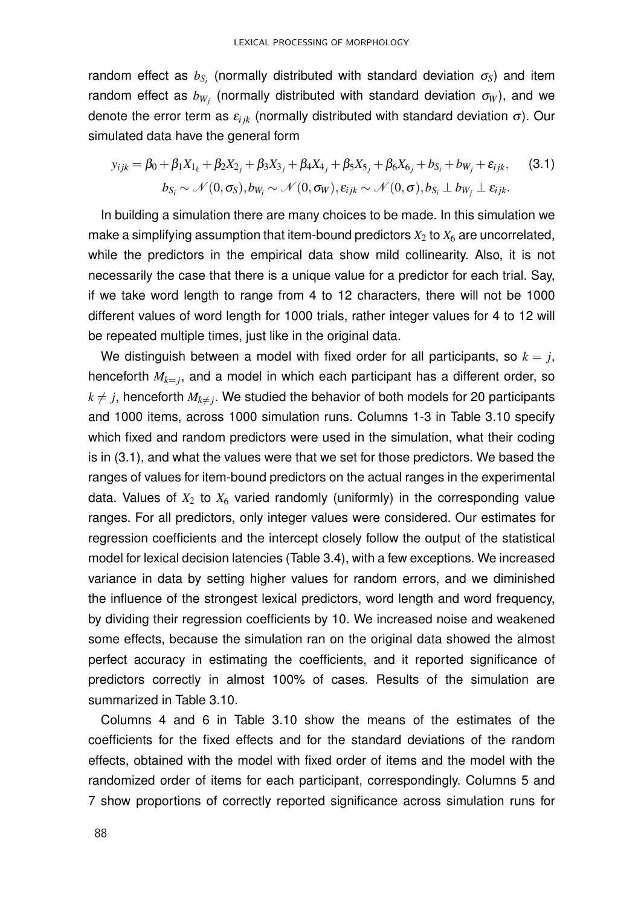random effect as $b_{S_i}$ (normally distributed with standard deviation $\sigma_S$) and item random effect as $b_{W_j}$ (normally distributed with standard deviation $\sigma_W$), and we denote the error term as $\varepsilon_{ijk}$ (normally distributed with standard deviation $\sigma$). Our simulated data have the general form

$$y_{ijk} = \beta_0 + \beta_1 X_{1_k} + \beta_2 X_{2_j} + \beta_3 X_{3_j} + \beta_4 X_{4_j} + \beta_5 X_{5_j} + \beta_6 X_{6_j} + b_{S_i} + b_{W_j} + \varepsilon_{ijk}, \qquad (3.1)$$
$$b_{S_i} \sim \mathcal{N}(0, \sigma_S), b_{W_i} \sim \mathcal{N}(0, \sigma_W), \varepsilon_{ijk} \sim \mathcal{N}(0, \sigma), b_{S_i} \perp b_{W_j} \perp \varepsilon_{ijk}.$$

In building a simulation there are many choices to be made. In this simulation we make a simplifying assumption that item-bound predictors $X_2$ to $X_6$ are uncorrelated, while the predictors in the empirical data show mild collinearity. Also, it is not necessarily the case that there is a unique value for a predictor for each trial. Say, if we take word length to range from 4 to 12 characters, there will not be 1000 different values of word length for 1000 trials, rather integer values for 4 to 12 will be repeated multiple times, just like in the original data.

We distinguish between a model with fixed order for all participants, so $k = j$, henceforth $M_{k=j}$, and a model in which each participant has a different order, so $k \neq j$, henceforth $M_{k \neq j}$. We studied the behavior of both models for 20 participants and 1000 items, across 1000 simulation runs. Columns 1-3 in Table 3.10 specify which fixed and random predictors were used in the simulation, what their coding is in (3.1), and what the values were that we set for those predictors. We based the ranges of values for item-bound predictors on the actual ranges in the experimental data. Values of $X_2$ to $X_6$ varied randomly (uniformly) in the corresponding value ranges. For all predictors, only integer values were considered. Our estimates for regression coefficients and the intercept closely follow the output of the statistical model for lexical decision latencies (Table 3.4), with a few exceptions. We increased variance in data by setting higher values for random errors, and we diminished the influence of the strongest lexical predictors, word length and word frequency, by dividing their regression coefficients by 10. We increased noise and weakened some effects, because the simulation ran on the original data showed the almost perfect accuracy in estimating the coefficients, and it reported significance of predictors correctly in almost 100% of cases. Results of the simulation are summarized in Table 3.10.

Columns 4 and 6 in Table 3.10 show the means of the estimates of the coefficients for the fixed effects and for the standard deviations of the random effects, obtained with the model with fixed order of items and the model with the randomized order of items for each participant, correspondingly. Columns 5 and 7 show proportions of correctly reported significance across simulation runs for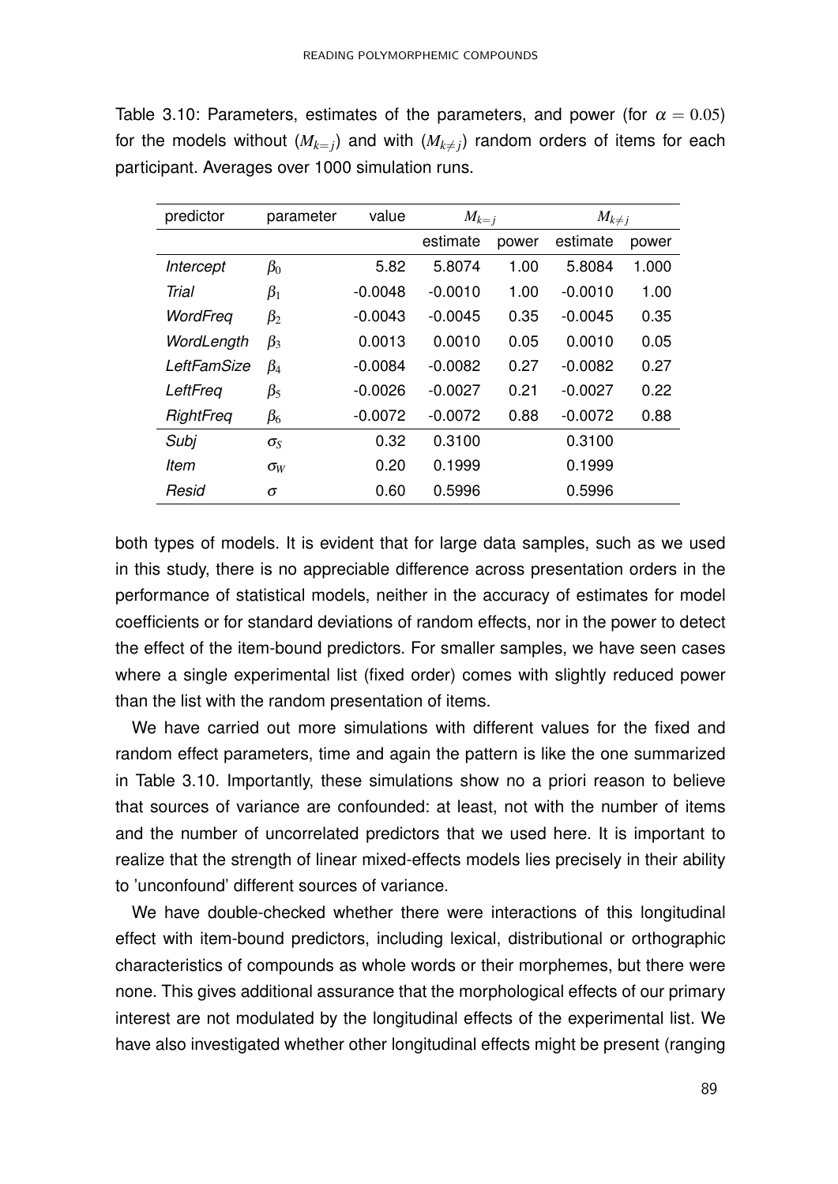Table 3.10: Parameters, estimates of the parameters, and power (for $\alpha = 0.05$) for the models without ($M_{k=j}$) and with ($M_{k \neq j}$) random orders of items for each participant. Averages over 1000 simulation runs.

| predictor | parameter | value | $M_{k=j}$ | | $M_{k \neq j}$ | |
|---|---|---|---|---|---|---|
| | | | estimate | power | estimate | power |
| *Intercept* | $\beta_0$ | 5.82 | 5.8074 | 1.00 | 5.8084 | 1.000 |
| *Trial* | $\beta_1$ | -0.0048 | -0.0010 | 1.00 | -0.0010 | 1.00 |
| *WordFreq* | $\beta_2$ | -0.0043 | -0.0045 | 0.35 | -0.0045 | 0.35 |
| *WordLength* | $\beta_3$ | 0.0013 | 0.0010 | 0.05 | 0.0010 | 0.05 |
| *LeftFamSize* | $\beta_4$ | -0.0084 | -0.0082 | 0.27 | -0.0082 | 0.27 |
| *LeftFreq* | $\beta_5$ | -0.0026 | -0.0027 | 0.21 | -0.0027 | 0.22 |
| *RightFreq* | $\beta_6$ | -0.0072 | -0.0072 | 0.88 | -0.0072 | 0.88 |
| *Subj* | $\sigma_S$ | 0.32 | 0.3100 | | 0.3100 | |
| *Item* | $\sigma_W$ | 0.20 | 0.1999 | | 0.1999 | |
| *Resid* | $\sigma$ | 0.60 | 0.5996 | | 0.5996 | |

both types of models. It is evident that for large data samples, such as we used in this study, there is no appreciable difference across presentation orders in the performance of statistical models, neither in the accuracy of estimates for model coefficients or for standard deviations of random effects, nor in the power to detect the effect of the item-bound predictors. For smaller samples, we have seen cases where a single experimental list (fixed order) comes with slightly reduced power than the list with the random presentation of items.

We have carried out more simulations with different values for the fixed and random effect parameters, time and again the pattern is like the one summarized in Table 3.10. Importantly, these simulations show no a priori reason to believe that sources of variance are confounded: at least, not with the number of items and the number of uncorrelated predictors that we used here. It is important to realize that the strength of linear mixed-effects models lies precisely in their ability to 'unconfound' different sources of variance.

We have double-checked whether there were interactions of this longitudinal effect with item-bound predictors, including lexical, distributional or orthographic characteristics of compounds as whole words or their morphemes, but there were none. This gives additional assurance that the morphological effects of our primary interest are not modulated by the longitudinal effects of the experimental list. We have also investigated whether other longitudinal effects might be present (ranging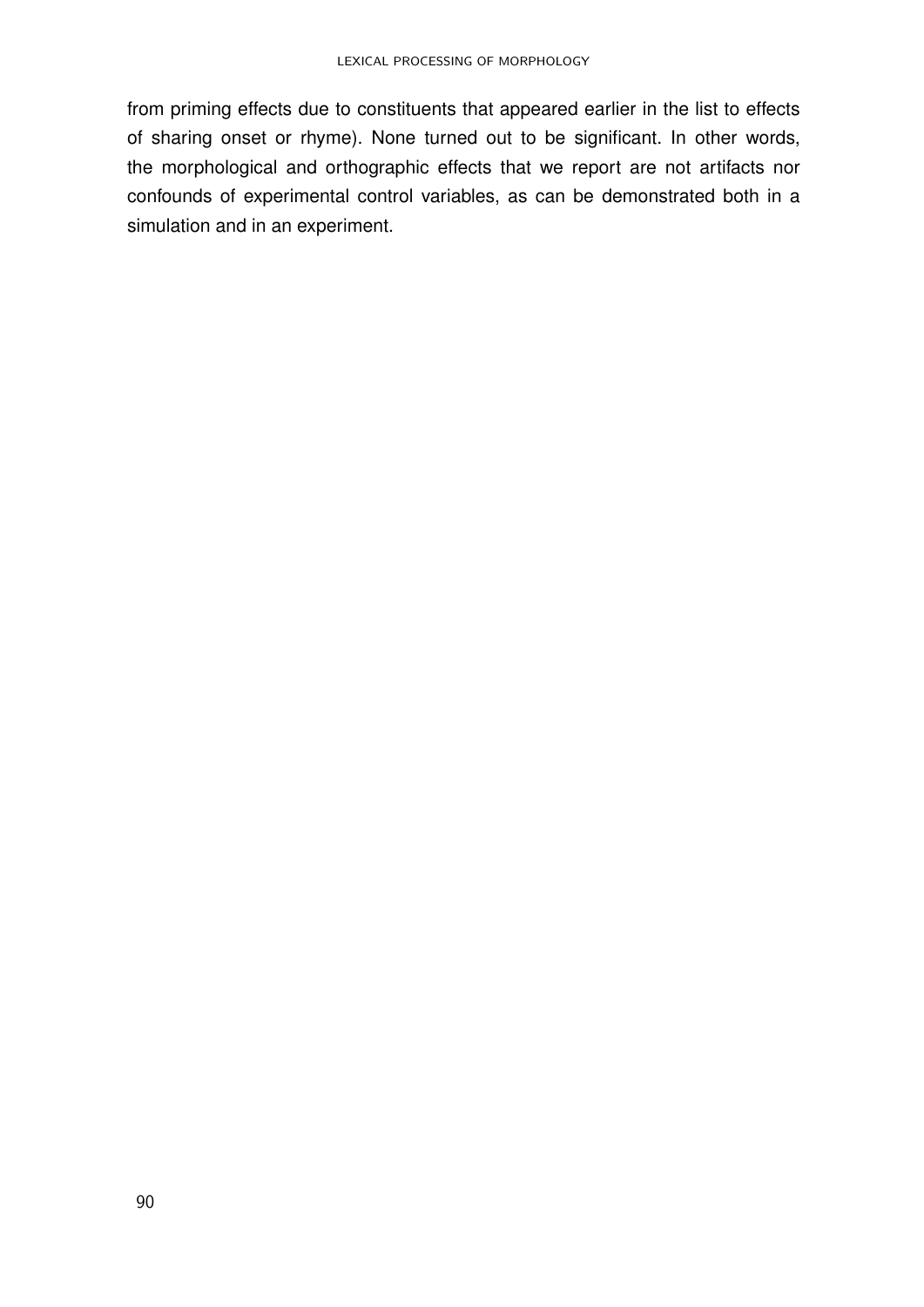from priming effects due to constituents that appeared earlier in the list to effects of sharing onset or rhyme). None turned out to be significant. In other words, the morphological and orthographic effects that we report are not artifacts nor confounds of experimental control variables, as can be demonstrated both in a simulation and in an experiment.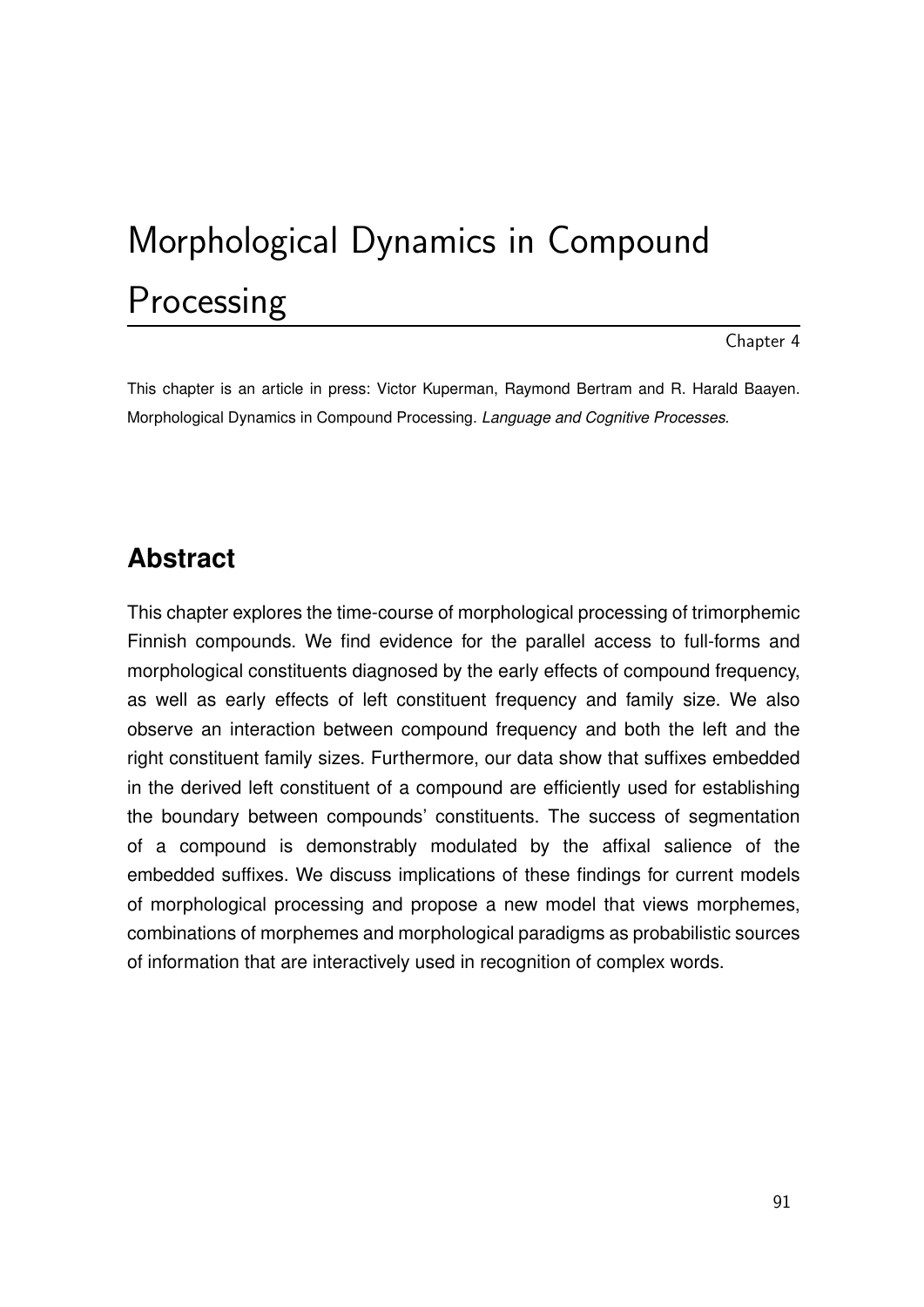# Morphological Dynamics in Compound Processing

Chapter 4

This chapter is an article in press: Victor Kuperman, Raymond Bertram and R. Harald Baayen. Morphological Dynamics in Compound Processing. *Language and Cognitive Processes*.

## Abstract

This chapter explores the time-course of morphological processing of trimorphemic Finnish compounds. We find evidence for the parallel access to full-forms and morphological constituents diagnosed by the early effects of compound frequency, as well as early effects of left constituent frequency and family size. We also observe an interaction between compound frequency and both the left and the right constituent family sizes. Furthermore, our data show that suffixes embedded in the derived left constituent of a compound are efficiently used for establishing the boundary between compounds' constituents. The success of segmentation of a compound is demonstrably modulated by the affixal salience of the embedded suffixes. We discuss implications of these findings for current models of morphological processing and propose a new model that views morphemes, combinations of morphemes and morphological paradigms as probabilistic sources of information that are interactively used in recognition of complex words.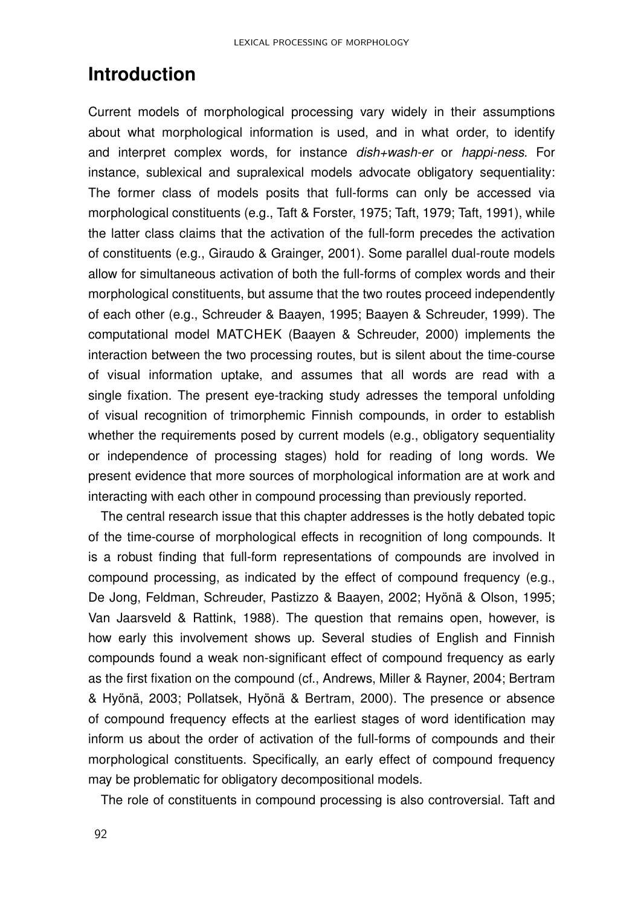## Introduction

Current models of morphological processing vary widely in their assumptions about what morphological information is used, and in what order, to identify and interpret complex words, for instance *dish+wash-er* or *happi-ness*. For instance, sublexical and supralexical models advocate obligatory sequentiality: The former class of models posits that full-forms can only be accessed via morphological constituents (e.g., Taft & Forster, 1975; Taft, 1979; Taft, 1991), while the latter class claims that the activation of the full-form precedes the activation of constituents (e.g., Giraudo & Grainger, 2001). Some parallel dual-route models allow for simultaneous activation of both the full-forms of complex words and their morphological constituents, but assume that the two routes proceed independently of each other (e.g., Schreuder & Baayen, 1995; Baayen & Schreuder, 1999). The computational model MATCHEK (Baayen & Schreuder, 2000) implements the interaction between the two processing routes, but is silent about the time-course of visual information uptake, and assumes that all words are read with a single fixation. The present eye-tracking study adresses the temporal unfolding of visual recognition of trimorphemic Finnish compounds, in order to establish whether the requirements posed by current models (e.g., obligatory sequentiality or independence of processing stages) hold for reading of long words. We present evidence that more sources of morphological information are at work and interacting with each other in compound processing than previously reported.

The central research issue that this chapter addresses is the hotly debated topic of the time-course of morphological effects in recognition of long compounds. It is a robust finding that full-form representations of compounds are involved in compound processing, as indicated by the effect of compound frequency (e.g., De Jong, Feldman, Schreuder, Pastizzo & Baayen, 2002; Hyönä & Olson, 1995; Van Jaarsveld & Rattink, 1988). The question that remains open, however, is how early this involvement shows up. Several studies of English and Finnish compounds found a weak non-significant effect of compound frequency as early as the first fixation on the compound (cf., Andrews, Miller & Rayner, 2004; Bertram & Hyönä, 2003; Pollatsek, Hyönä & Bertram, 2000). The presence or absence of compound frequency effects at the earliest stages of word identification may inform us about the order of activation of the full-forms of compounds and their morphological constituents. Specifically, an early effect of compound frequency may be problematic for obligatory decompositional models.

The role of constituents in compound processing is also controversial. Taft and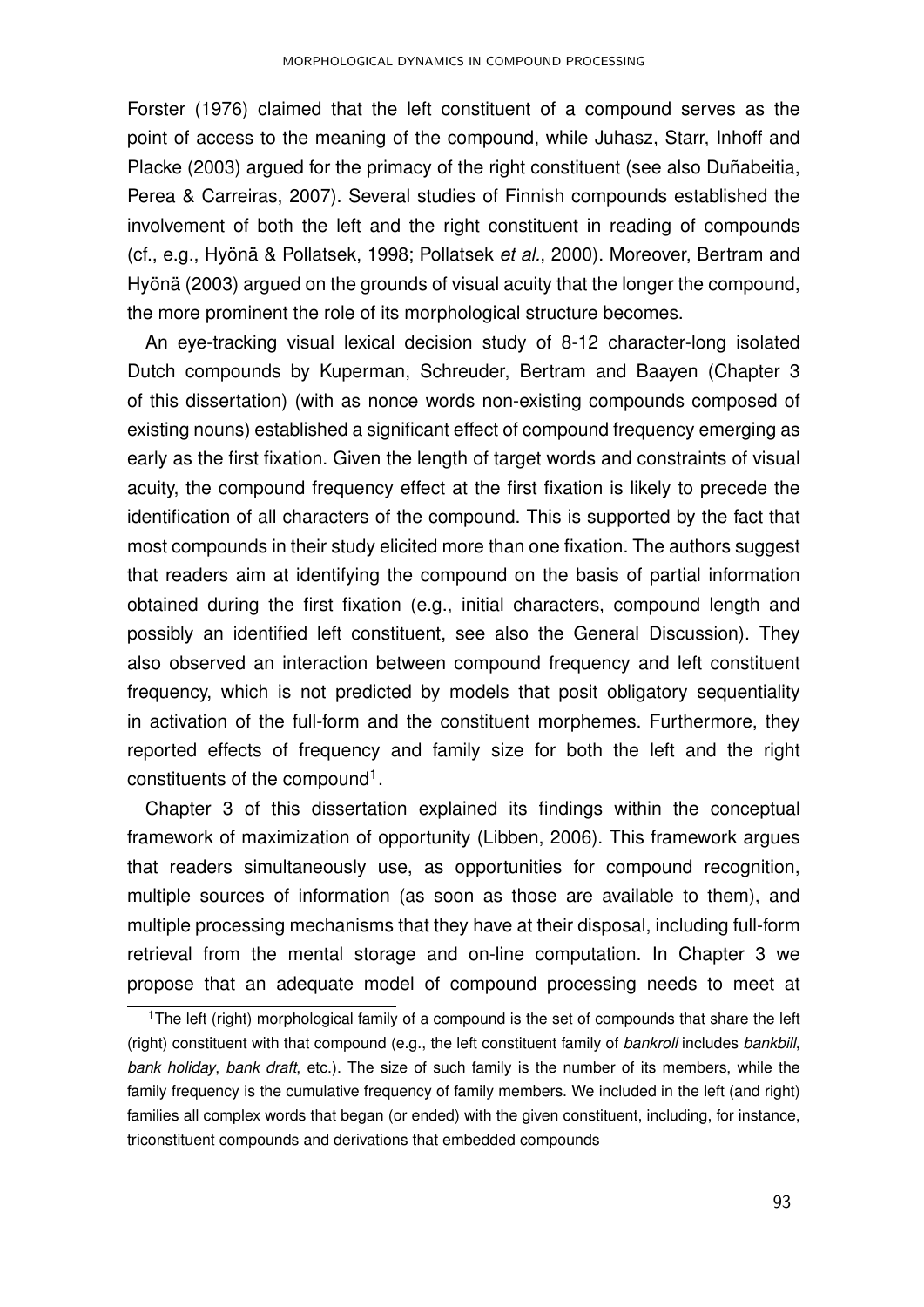Forster (1976) claimed that the left constituent of a compound serves as the point of access to the meaning of the compound, while Juhasz, Starr, Inhoff and Placke (2003) argued for the primacy of the right constituent (see also Duñabeitia, Perea & Carreiras, 2007). Several studies of Finnish compounds established the involvement of both the left and the right constituent in reading of compounds (cf., e.g., Hyönä & Pollatsek, 1998; Pollatsek *et al.*, 2000). Moreover, Bertram and Hyönä (2003) argued on the grounds of visual acuity that the longer the compound, the more prominent the role of its morphological structure becomes.

An eye-tracking visual lexical decision study of 8-12 character-long isolated Dutch compounds by Kuperman, Schreuder, Bertram and Baayen (Chapter 3 of this dissertation) (with as nonce words non-existing compounds composed of existing nouns) established a significant effect of compound frequency emerging as early as the first fixation. Given the length of target words and constraints of visual acuity, the compound frequency effect at the first fixation is likely to precede the identification of all characters of the compound. This is supported by the fact that most compounds in their study elicited more than one fixation. The authors suggest that readers aim at identifying the compound on the basis of partial information obtained during the first fixation (e.g., initial characters, compound length and possibly an identified left constituent, see also the General Discussion). They also observed an interaction between compound frequency and left constituent frequency, which is not predicted by models that posit obligatory sequentiality in activation of the full-form and the constituent morphemes. Furthermore, they reported effects of frequency and family size for both the left and the right constituents of the compound[1].

Chapter 3 of this dissertation explained its findings within the conceptual framework of maximization of opportunity (Libben, 2006). This framework argues that readers simultaneously use, as opportunities for compound recognition, multiple sources of information (as soon as those are available to them), and multiple processing mechanisms that they have at their disposal, including full-form retrieval from the mental storage and on-line computation. In Chapter 3 we propose that an adequate model of compound processing needs to meet at

[1]The left (right) morphological family of a compound is the set of compounds that share the left (right) constituent with that compound (e.g., the left constituent family of *bankroll* includes *bankbill*, *bank holiday*, *bank draft*, etc.). The size of such family is the number of its members, while the family frequency is the cumulative frequency of family members. We included in the left (and right) families all complex words that began (or ended) with the given constituent, including, for instance, triconstituent compounds and derivations that embedded compounds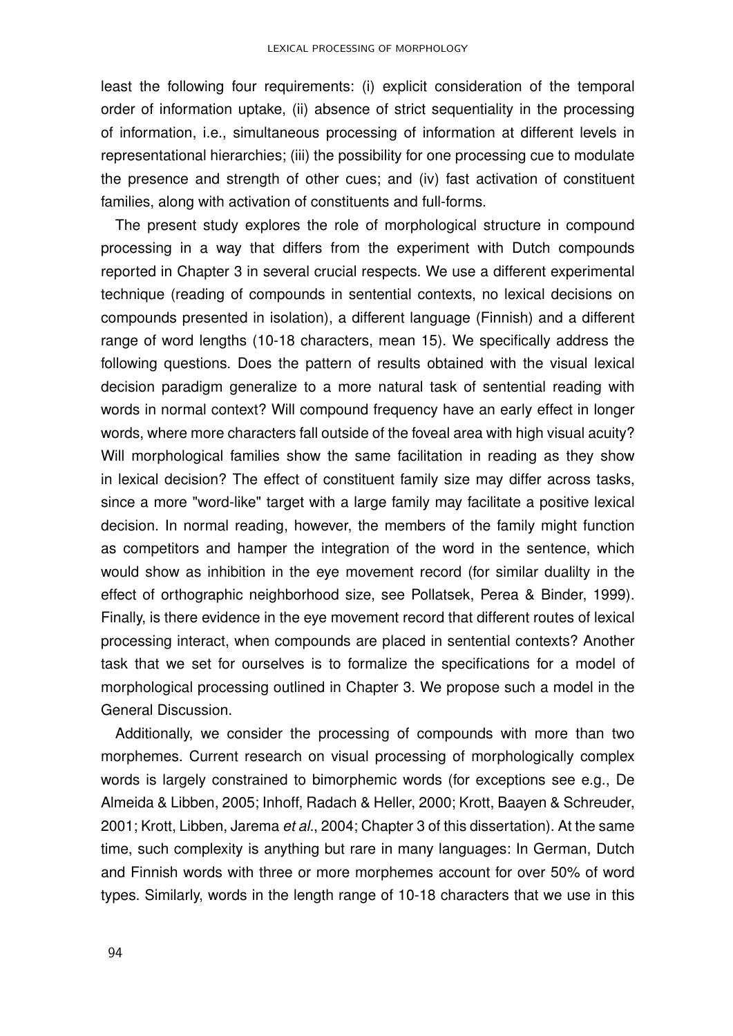least the following four requirements: (i) explicit consideration of the temporal order of information uptake, (ii) absence of strict sequentiality in the processing of information, i.e., simultaneous processing of information at different levels in representational hierarchies; (iii) the possibility for one processing cue to modulate the presence and strength of other cues; and (iv) fast activation of constituent families, along with activation of constituents and full-forms.

The present study explores the role of morphological structure in compound processing in a way that differs from the experiment with Dutch compounds reported in Chapter 3 in several crucial respects. We use a different experimental technique (reading of compounds in sentential contexts, no lexical decisions on compounds presented in isolation), a different language (Finnish) and a different range of word lengths (10-18 characters, mean 15). We specifically address the following questions. Does the pattern of results obtained with the visual lexical decision paradigm generalize to a more natural task of sentential reading with words in normal context? Will compound frequency have an early effect in longer words, where more characters fall outside of the foveal area with high visual acuity? Will morphological families show the same facilitation in reading as they show in lexical decision? The effect of constituent family size may differ across tasks, since a more "word-like" target with a large family may facilitate a positive lexical decision. In normal reading, however, the members of the family might function as competitors and hamper the integration of the word in the sentence, which would show as inhibition in the eye movement record (for similar dualilty in the effect of orthographic neighborhood size, see Pollatsek, Perea & Binder, 1999). Finally, is there evidence in the eye movement record that different routes of lexical processing interact, when compounds are placed in sentential contexts? Another task that we set for ourselves is to formalize the specifications for a model of morphological processing outlined in Chapter 3. We propose such a model in the General Discussion.

Additionally, we consider the processing of compounds with more than two morphemes. Current research on visual processing of morphologically complex words is largely constrained to bimorphemic words (for exceptions see e.g., De Almeida & Libben, 2005; Inhoff, Radach & Heller, 2000; Krott, Baayen & Schreuder, 2001; Krott, Libben, Jarema *et al.*, 2004; Chapter 3 of this dissertation). At the same time, such complexity is anything but rare in many languages: In German, Dutch and Finnish words with three or more morphemes account for over 50% of word types. Similarly, words in the length range of 10-18 characters that we use in this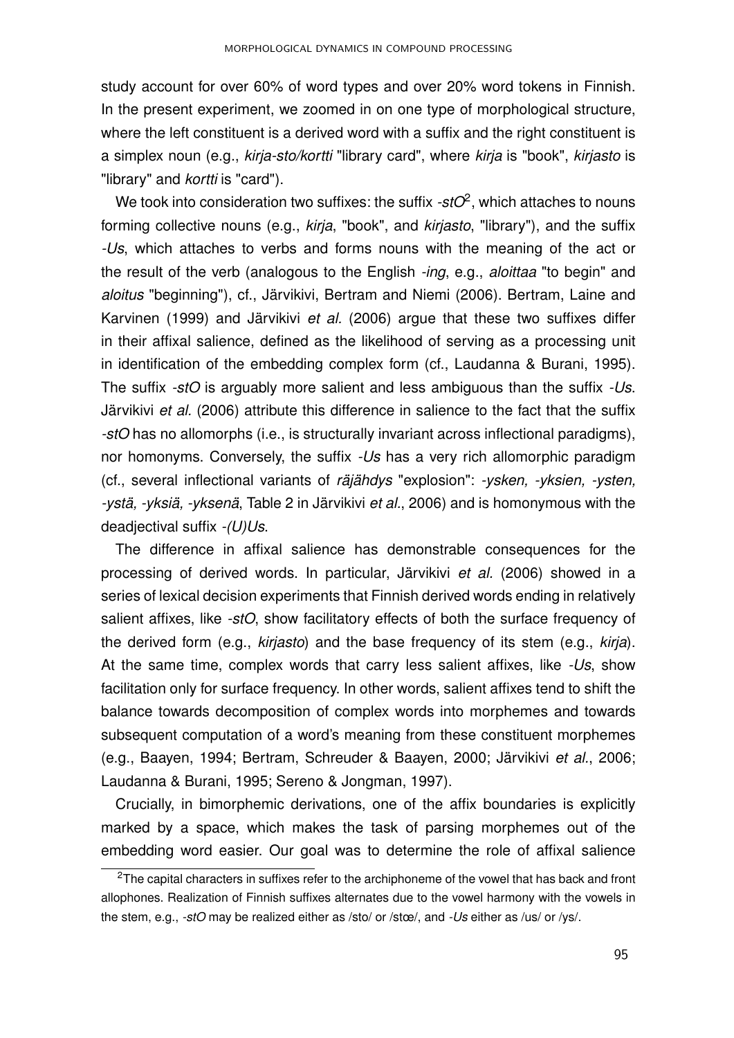study account for over 60% of word types and over 20% word tokens in Finnish. In the present experiment, we zoomed in on one type of morphological structure, where the left constituent is a derived word with a suffix and the right constituent is a simplex noun (e.g., *kirja-sto/kortti* "library card", where *kirja* is "book", *kirjasto* is "library" and *kortti* is "card").

We took into consideration two suffixes: the suffix *-stO*[2], which attaches to nouns forming collective nouns (e.g., *kirja*, "book", and *kirjasto*, "library"), and the suffix *-Us*, which attaches to verbs and forms nouns with the meaning of the act or the result of the verb (analogous to the English *-ing*, e.g., *aloittaa* "to begin" and *aloitus* "beginning"), cf., Järvikivi, Bertram and Niemi (2006). Bertram, Laine and Karvinen (1999) and Järvikivi *et al.* (2006) argue that these two suffixes differ in their affixal salience, defined as the likelihood of serving as a processing unit in identification of the embedding complex form (cf., Laudanna & Burani, 1995). The suffix *-stO* is arguably more salient and less ambiguous than the suffix *-Us*. Järvikivi *et al.* (2006) attribute this difference in salience to the fact that the suffix *-stO* has no allomorphs (i.e., is structurally invariant across inflectional paradigms), nor homonyms. Conversely, the suffix *-Us* has a very rich allomorphic paradigm (cf., several inflectional variants of *räjähdys* "explosion": *-ysken, -yksien, -ysten, -ystä, -yksiä, -yksenä*, Table 2 in Järvikivi *et al.*, 2006) and is homonymous with the deadjectival suffix *-(U)Us*.

The difference in affixal salience has demonstrable consequences for the processing of derived words. In particular, Järvikivi *et al.* (2006) showed in a series of lexical decision experiments that Finnish derived words ending in relatively salient affixes, like *-stO*, show facilitatory effects of both the surface frequency of the derived form (e.g., *kirjasto*) and the base frequency of its stem (e.g., *kirja*). At the same time, complex words that carry less salient affixes, like *-Us*, show facilitation only for surface frequency. In other words, salient affixes tend to shift the balance towards decomposition of complex words into morphemes and towards subsequent computation of a word's meaning from these constituent morphemes (e.g., Baayen, 1994; Bertram, Schreuder & Baayen, 2000; Järvikivi *et al.*, 2006; Laudanna & Burani, 1995; Sereno & Jongman, 1997).

Crucially, in bimorphemic derivations, one of the affix boundaries is explicitly marked by a space, which makes the task of parsing morphemes out of the embedding word easier. Our goal was to determine the role of affixal salience

[2]The capital characters in suffixes refer to the archiphoneme of the vowel that has back and front allophones. Realization of Finnish suffixes alternates due to the vowel harmony with the vowels in the stem, e.g., *-stO* may be realized either as /sto/ or /stœ/, and *-Us* either as /us/ or /ys/.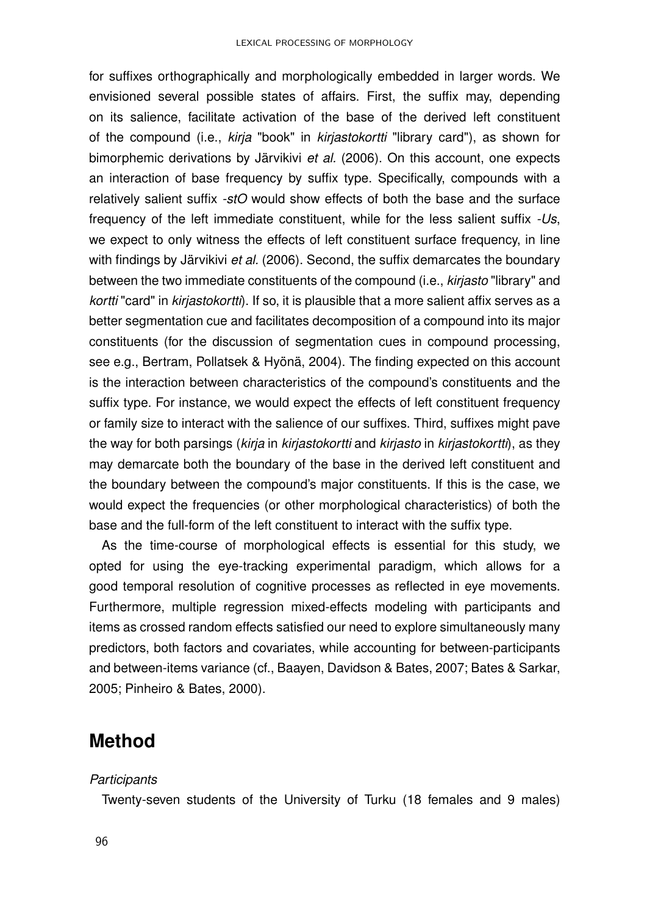for suffixes orthographically and morphologically embedded in larger words. We envisioned several possible states of affairs. First, the suffix may, depending on its salience, facilitate activation of the base of the derived left constituent of the compound (i.e., *kirja* "book" in *kirjastokortti* "library card"), as shown for bimorphemic derivations by Järvikivi *et al.* (2006). On this account, one expects an interaction of base frequency by suffix type. Specifically, compounds with a relatively salient suffix *-stO* would show effects of both the base and the surface frequency of the left immediate constituent, while for the less salient suffix *-Us*, we expect to only witness the effects of left constituent surface frequency, in line with findings by Järvikivi *et al.* (2006). Second, the suffix demarcates the boundary between the two immediate constituents of the compound (i.e., *kirjasto* "library" and *kortti* "card" in *kirjastokortti*). If so, it is plausible that a more salient affix serves as a better segmentation cue and facilitates decomposition of a compound into its major constituents (for the discussion of segmentation cues in compound processing, see e.g., Bertram, Pollatsek & Hyönä, 2004). The finding expected on this account is the interaction between characteristics of the compound's constituents and the suffix type. For instance, we would expect the effects of left constituent frequency or family size to interact with the salience of our suffixes. Third, suffixes might pave the way for both parsings (*kirja* in *kirjastokortti* and *kirjasto* in *kirjastokortti*), as they may demarcate both the boundary of the base in the derived left constituent and the boundary between the compound's major constituents. If this is the case, we would expect the frequencies (or other morphological characteristics) of both the base and the full-form of the left constituent to interact with the suffix type.

As the time-course of morphological effects is essential for this study, we opted for using the eye-tracking experimental paradigm, which allows for a good temporal resolution of cognitive processes as reflected in eye movements. Furthermore, multiple regression mixed-effects modeling with participants and items as crossed random effects satisfied our need to explore simultaneously many predictors, both factors and covariates, while accounting for between-participants and between-items variance (cf., Baayen, Davidson & Bates, 2007; Bates & Sarkar, 2005; Pinheiro & Bates, 2000).

## Method

*Participants*

Twenty-seven students of the University of Turku (18 females and 9 males)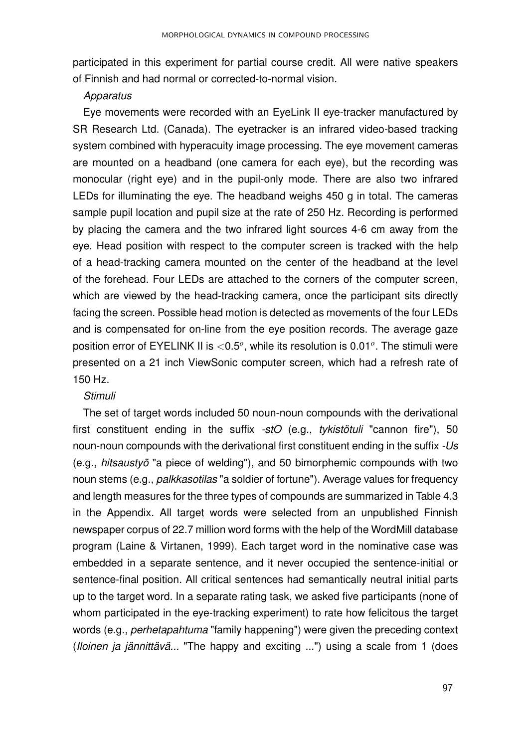participated in this experiment for partial course credit. All were native speakers of Finnish and had normal or corrected-to-normal vision.

*Apparatus*

Eye movements were recorded with an EyeLink II eye-tracker manufactured by SR Research Ltd. (Canada). The eyetracker is an infrared video-based tracking system combined with hyperacuity image processing. The eye movement cameras are mounted on a headband (one camera for each eye), but the recording was monocular (right eye) and in the pupil-only mode. There are also two infrared LEDs for illuminating the eye. The headband weighs 450 g in total. The cameras sample pupil location and pupil size at the rate of 250 Hz. Recording is performed by placing the camera and the two infrared light sources 4-6 cm away from the eye. Head position with respect to the computer screen is tracked with the help of a head-tracking camera mounted on the center of the headband at the level of the forehead. Four LEDs are attached to the corners of the computer screen, which are viewed by the head-tracking camera, once the participant sits directly facing the screen. Possible head motion is detected as movements of the four LEDs and is compensated for on-line from the eye position records. The average gaze position error of EYELINK II is $<0.5^o$, while its resolution is $0.01^o$. The stimuli were presented on a 21 inch ViewSonic computer screen, which had a refresh rate of 150 Hz.

*Stimuli*

The set of target words included 50 noun-noun compounds with the derivational first constituent ending in the suffix *-stO* (e.g., *tykistötuli* "cannon fire"), 50 noun-noun compounds with the derivational first constituent ending in the suffix *-Us* (e.g., *hitsaustyö* "a piece of welding"), and 50 bimorphemic compounds with two noun stems (e.g., *palkkasotilas* "a soldier of fortune"). Average values for frequency and length measures for the three types of compounds are summarized in Table 4.3 in the Appendix. All target words were selected from an unpublished Finnish newspaper corpus of 22.7 million word forms with the help of the WordMill database program (Laine & Virtanen, 1999). Each target word in the nominative case was embedded in a separate sentence, and it never occupied the sentence-initial or sentence-final position. All critical sentences had semantically neutral initial parts up to the target word. In a separate rating task, we asked five participants (none of whom participated in the eye-tracking experiment) to rate how felicitous the target words (e.g., *perhetapahtuma* "family happening") were given the preceding context (*Iloinen ja jännittävä...* "The happy and exciting ...") using a scale from 1 (does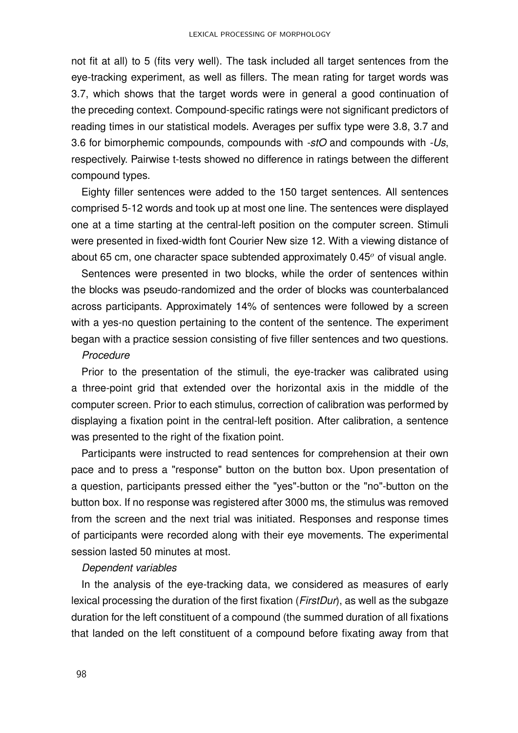not fit at all) to 5 (fits very well). The task included all target sentences from the eye-tracking experiment, as well as fillers. The mean rating for target words was 3.7, which shows that the target words were in general a good continuation of the preceding context. Compound-specific ratings were not significant predictors of reading times in our statistical models. Averages per suffix type were 3.8, 3.7 and 3.6 for bimorphemic compounds, compounds with *-stO* and compounds with *-Us*, respectively. Pairwise t-tests showed no difference in ratings between the different compound types.

Eighty filler sentences were added to the 150 target sentences. All sentences comprised 5-12 words and took up at most one line. The sentences were displayed one at a time starting at the central-left position on the computer screen. Stimuli were presented in fixed-width font Courier New size 12. With a viewing distance of about 65 cm, one character space subtended approximately $0.45^o$ of visual angle.

Sentences were presented in two blocks, while the order of sentences within the blocks was pseudo-randomized and the order of blocks was counterbalanced across participants. Approximately 14% of sentences were followed by a screen with a yes-no question pertaining to the content of the sentence. The experiment began with a practice session consisting of five filler sentences and two questions.

*Procedure*

Prior to the presentation of the stimuli, the eye-tracker was calibrated using a three-point grid that extended over the horizontal axis in the middle of the computer screen. Prior to each stimulus, correction of calibration was performed by displaying a fixation point in the central-left position. After calibration, a sentence was presented to the right of the fixation point.

Participants were instructed to read sentences for comprehension at their own pace and to press a "response" button on the button box. Upon presentation of a question, participants pressed either the "yes"-button or the "no"-button on the button box. If no response was registered after 3000 ms, the stimulus was removed from the screen and the next trial was initiated. Responses and response times of participants were recorded along with their eye movements. The experimental session lasted 50 minutes at most.

*Dependent variables*

In the analysis of the eye-tracking data, we considered as measures of early lexical processing the duration of the first fixation (*FirstDur*), as well as the subgaze duration for the left constituent of a compound (the summed duration of all fixations that landed on the left constituent of a compound before fixating away from that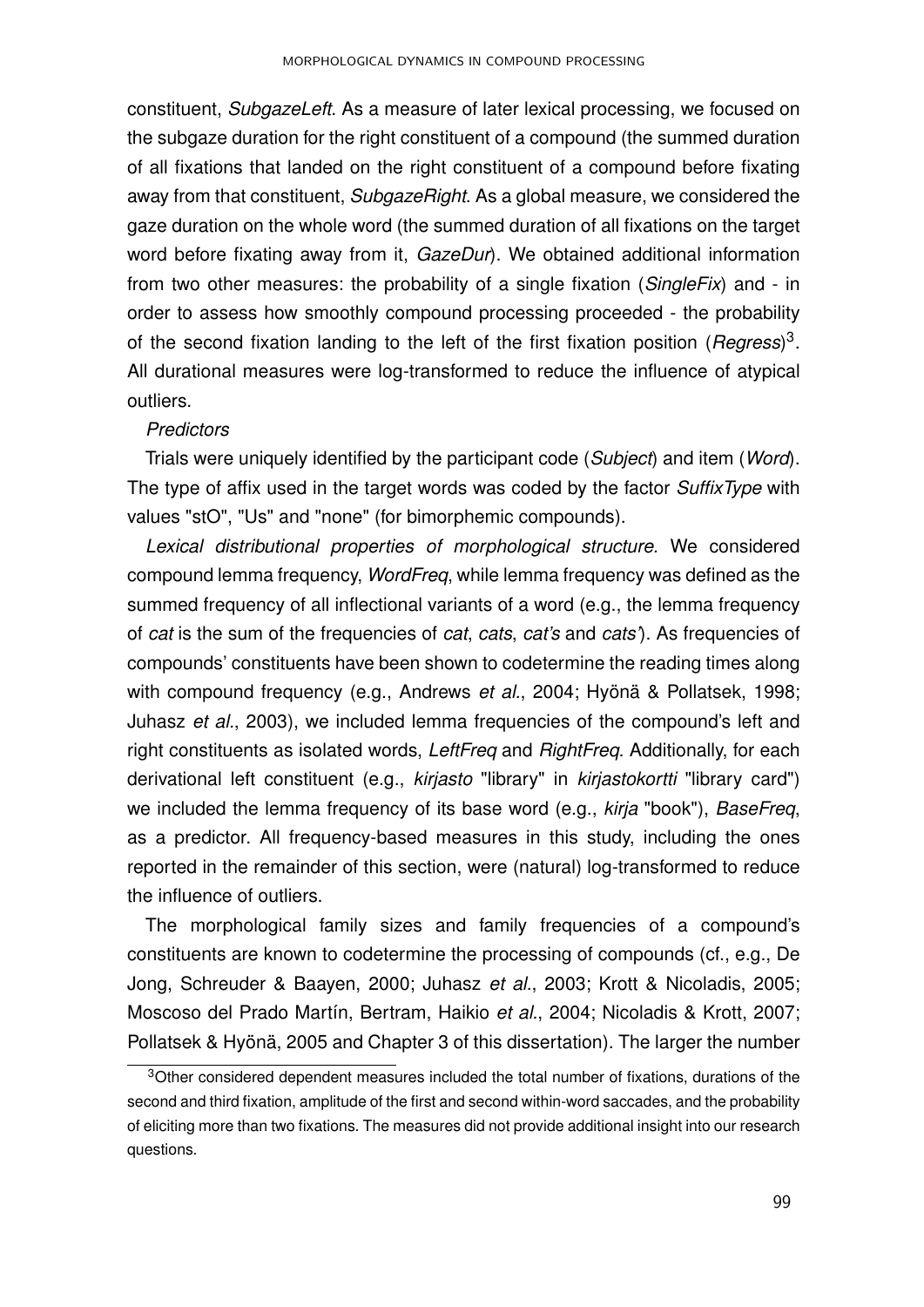constituent, *SubgazeLeft*. As a measure of later lexical processing, we focused on the subgaze duration for the right constituent of a compound (the summed duration of all fixations that landed on the right constituent of a compound before fixating away from that constituent, *SubgazeRight*. As a global measure, we considered the gaze duration on the whole word (the summed duration of all fixations on the target word before fixating away from it, *GazeDur*). We obtained additional information from two other measures: the probability of a single fixation (*SingleFix*) and - in order to assess how smoothly compound processing proceeded - the probability of the second fixation landing to the left of the first fixation position (*Regress*)[3]. All durational measures were log-transformed to reduce the influence of atypical outliers.

*Predictors*

Trials were uniquely identified by the participant code (*Subject*) and item (*Word*). The type of affix used in the target words was coded by the factor *SuffixType* with values "stO", "Us" and "none" (for bimorphemic compounds).

*Lexical distributional properties of morphological structure.* We considered compound lemma frequency, *WordFreq*, while lemma frequency was defined as the summed frequency of all inflectional variants of a word (e.g., the lemma frequency of *cat* is the sum of the frequencies of *cat*, *cats*, *cat's* and *cats'*). As frequencies of compounds' constituents have been shown to codetermine the reading times along with compound frequency (e.g., Andrews *et al.*, 2004; Hyönä & Pollatsek, 1998; Juhasz *et al.*, 2003), we included lemma frequencies of the compound's left and right constituents as isolated words, *LeftFreq* and *RightFreq*. Additionally, for each derivational left constituent (e.g., *kirjasto* "library" in *kirjastokortti* "library card") we included the lemma frequency of its base word (e.g., *kirja* "book"), *BaseFreq*, as a predictor. All frequency-based measures in this study, including the ones reported in the remainder of this section, were (natural) log-transformed to reduce the influence of outliers.

The morphological family sizes and family frequencies of a compound's constituents are known to codetermine the processing of compounds (cf., e.g., De Jong, Schreuder & Baayen, 2000; Juhasz *et al.*, 2003; Krott & Nicoladis, 2005; Moscoso del Prado Martín, Bertram, Haikio *et al.*, 2004; Nicoladis & Krott, 2007; Pollatsek & Hyönä, 2005 and Chapter 3 of this dissertation). The larger the number

[3] Other considered dependent measures included the total number of fixations, durations of the second and third fixation, amplitude of the first and second within-word saccades, and the probability of eliciting more than two fixations. The measures did not provide additional insight into our research questions.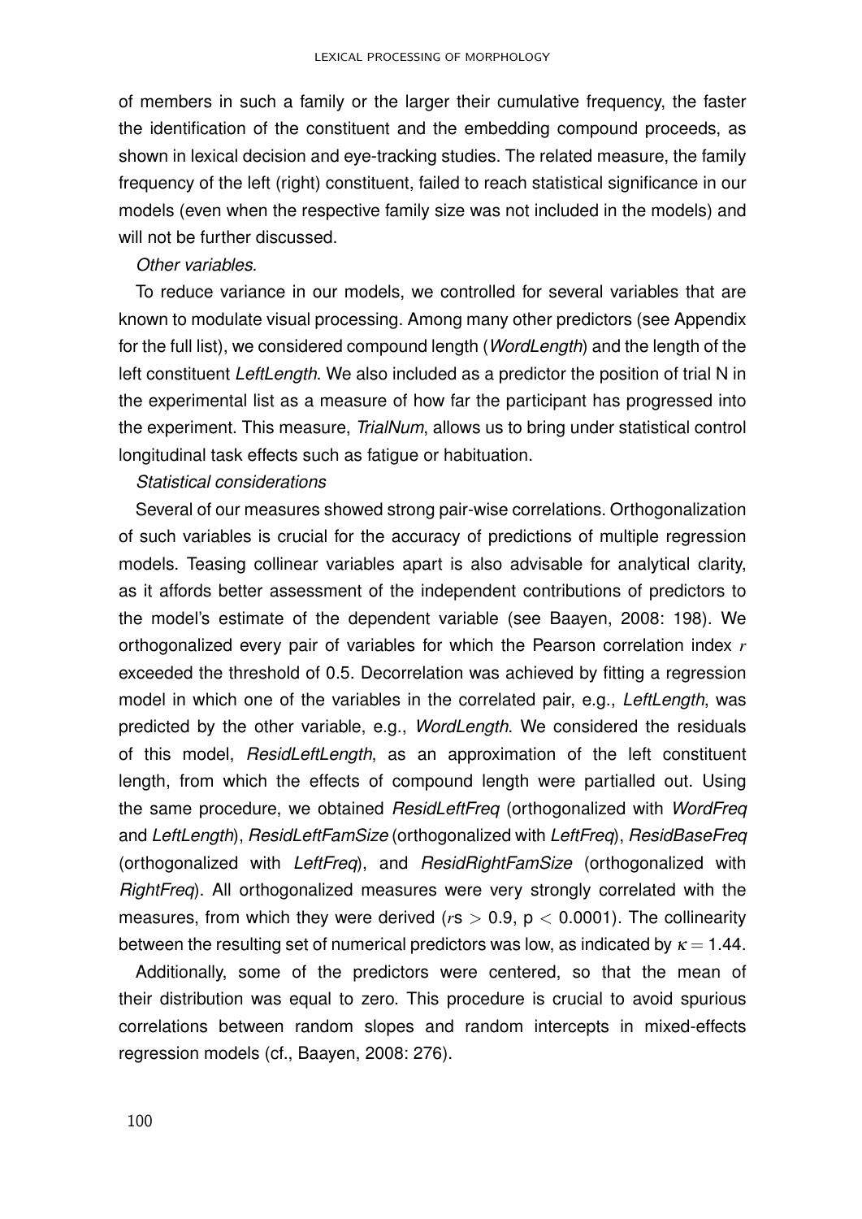of members in such a family or the larger their cumulative frequency, the faster the identification of the constituent and the embedding compound proceeds, as shown in lexical decision and eye-tracking studies. The related measure, the family frequency of the left (right) constituent, failed to reach statistical significance in our models (even when the respective family size was not included in the models) and will not be further discussed.

*Other variables.*

To reduce variance in our models, we controlled for several variables that are known to modulate visual processing. Among many other predictors (see Appendix for the full list), we considered compound length (*WordLength*) and the length of the left constituent *LeftLength*. We also included as a predictor the position of trial N in the experimental list as a measure of how far the participant has progressed into the experiment. This measure, *TrialNum*, allows us to bring under statistical control longitudinal task effects such as fatigue or habituation.

*Statistical considerations*

Several of our measures showed strong pair-wise correlations. Orthogonalization of such variables is crucial for the accuracy of predictions of multiple regression models. Teasing collinear variables apart is also advisable for analytical clarity, as it affords better assessment of the independent contributions of predictors to the model's estimate of the dependent variable (see Baayen, 2008: 198). We orthogonalized every pair of variables for which the Pearson correlation index $r$ exceeded the threshold of 0.5. Decorrelation was achieved by fitting a regression model in which one of the variables in the correlated pair, e.g., *LeftLength*, was predicted by the other variable, e.g., *WordLength*. We considered the residuals of this model, *ResidLeftLength*, as an approximation of the left constituent length, from which the effects of compound length were partialled out. Using the same procedure, we obtained *ResidLeftFreq* (orthogonalized with *WordFreq* and *LeftLength*), *ResidLeftFamSize* (orthogonalized with *LeftFreq*), *ResidBaseFreq* (orthogonalized with *LeftFreq*), and *ResidRightFamSize* (orthogonalized with *RightFreq*). All orthogonalized measures were very strongly correlated with the measures, from which they were derived ($r$s $> 0.9$, $p < 0.0001$). The collinearity between the resulting set of numerical predictors was low, as indicated by $\kappa = 1.44$.

Additionally, some of the predictors were centered, so that the mean of their distribution was equal to zero. This procedure is crucial to avoid spurious correlations between random slopes and random intercepts in mixed-effects regression models (cf., Baayen, 2008: 276).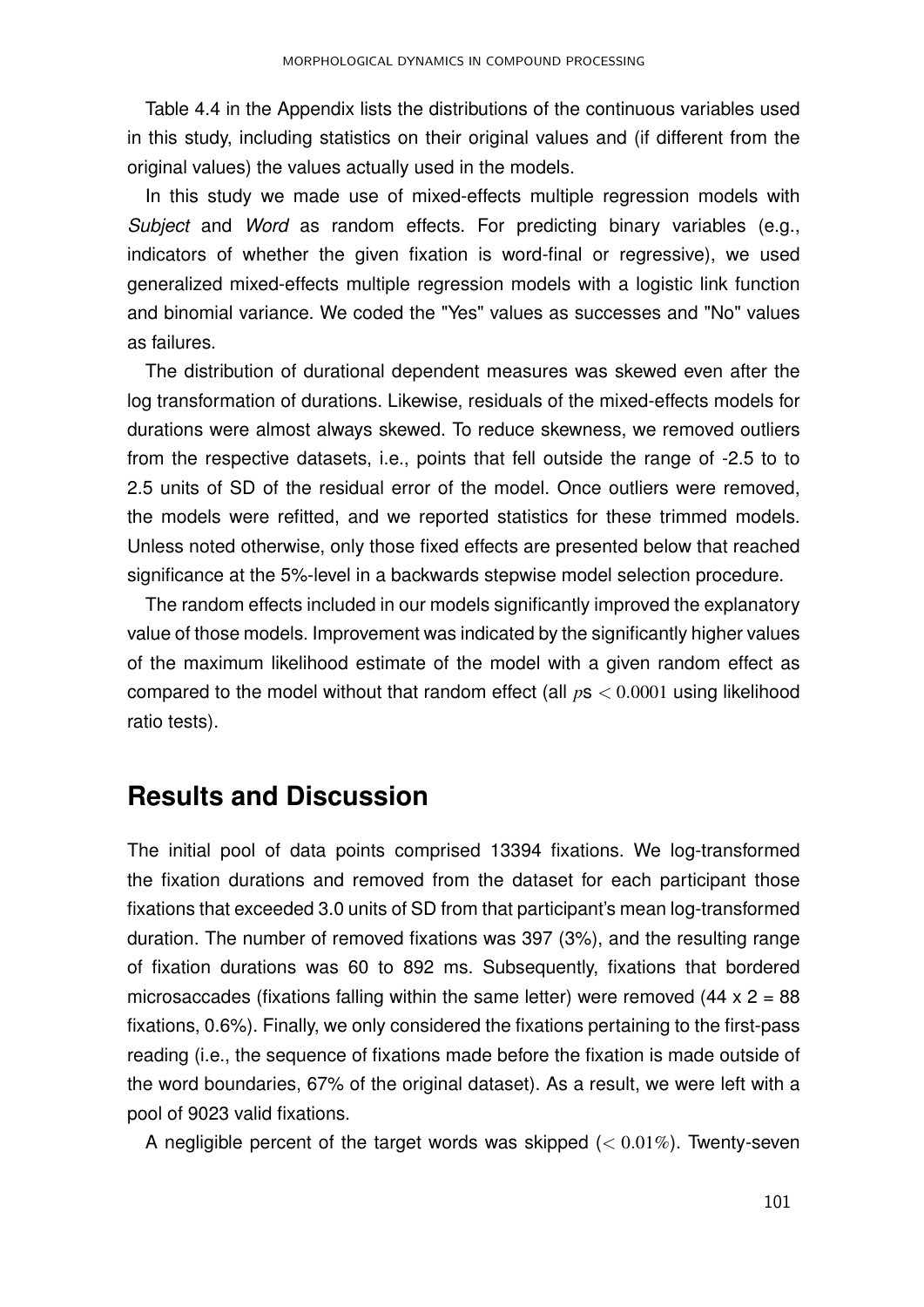Table 4.4 in the Appendix lists the distributions of the continuous variables used in this study, including statistics on their original values and (if different from the original values) the values actually used in the models.

In this study we made use of mixed-effects multiple regression models with *Subject* and *Word* as random effects. For predicting binary variables (e.g., indicators of whether the given fixation is word-final or regressive), we used generalized mixed-effects multiple regression models with a logistic link function and binomial variance. We coded the "Yes" values as successes and "No" values as failures.

The distribution of durational dependent measures was skewed even after the log transformation of durations. Likewise, residuals of the mixed-effects models for durations were almost always skewed. To reduce skewness, we removed outliers from the respective datasets, i.e., points that fell outside the range of -2.5 to to 2.5 units of SD of the residual error of the model. Once outliers were removed, the models were refitted, and we reported statistics for these trimmed models. Unless noted otherwise, only those fixed effects are presented below that reached significance at the 5%-level in a backwards stepwise model selection procedure.

The random effects included in our models significantly improved the explanatory value of those models. Improvement was indicated by the significantly higher values of the maximum likelihood estimate of the model with a given random effect as compared to the model without that random effect (all $p$s $< 0.0001$ using likelihood ratio tests).

## Results and Discussion

The initial pool of data points comprised 13394 fixations. We log-transformed the fixation durations and removed from the dataset for each participant those fixations that exceeded 3.0 units of SD from that participant's mean log-transformed duration. The number of removed fixations was 397 (3%), and the resulting range of fixation durations was 60 to 892 ms. Subsequently, fixations that bordered microsaccades (fixations falling within the same letter) were removed (44 x 2 = 88 fixations, 0.6%). Finally, we only considered the fixations pertaining to the first-pass reading (i.e., the sequence of fixations made before the fixation is made outside of the word boundaries, 67% of the original dataset). As a result, we were left with a pool of 9023 valid fixations.

A negligible percent of the target words was skipped ($< 0.01\%$). Twenty-seven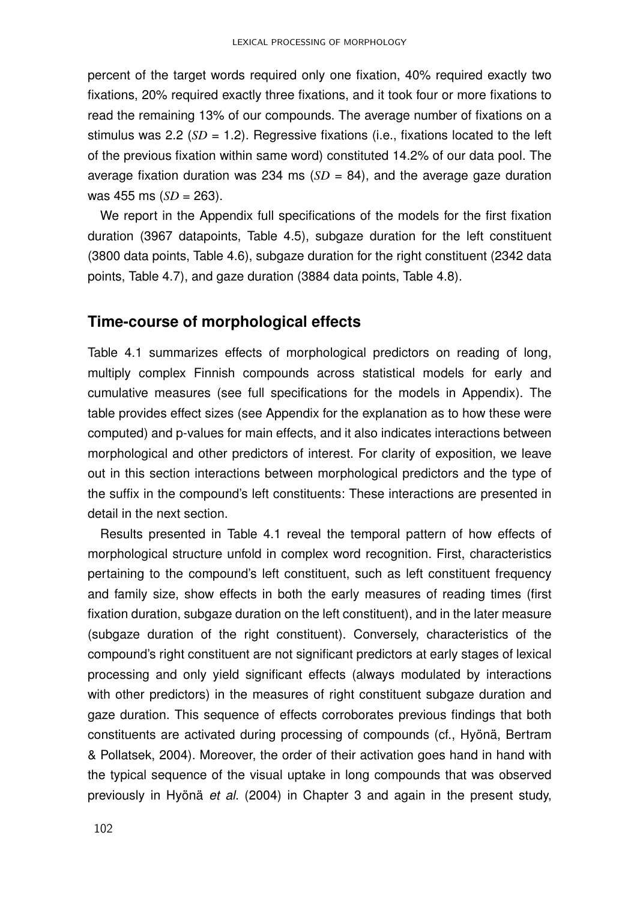percent of the target words required only one fixation, 40% required exactly two fixations, 20% required exactly three fixations, and it took four or more fixations to read the remaining 13% of our compounds. The average number of fixations on a stimulus was 2.2 ($SD$ = 1.2). Regressive fixations (i.e., fixations located to the left of the previous fixation within same word) constituted 14.2% of our data pool. The average fixation duration was 234 ms ($SD$ = 84), and the average gaze duration was 455 ms ($SD$ = 263).

We report in the Appendix full specifications of the models for the first fixation duration (3967 datapoints, Table 4.5), subgaze duration for the left constituent (3800 data points, Table 4.6), subgaze duration for the right constituent (2342 data points, Table 4.7), and gaze duration (3884 data points, Table 4.8).

## Time-course of morphological effects

Table 4.1 summarizes effects of morphological predictors on reading of long, multiply complex Finnish compounds across statistical models for early and cumulative measures (see full specifications for the models in Appendix). The table provides effect sizes (see Appendix for the explanation as to how these were computed) and p-values for main effects, and it also indicates interactions between morphological and other predictors of interest. For clarity of exposition, we leave out in this section interactions between morphological predictors and the type of the suffix in the compound's left constituents: These interactions are presented in detail in the next section.

Results presented in Table 4.1 reveal the temporal pattern of how effects of morphological structure unfold in complex word recognition. First, characteristics pertaining to the compound's left constituent, such as left constituent frequency and family size, show effects in both the early measures of reading times (first fixation duration, subgaze duration on the left constituent), and in the later measure (subgaze duration of the right constituent). Conversely, characteristics of the compound's right constituent are not significant predictors at early stages of lexical processing and only yield significant effects (always modulated by interactions with other predictors) in the measures of right constituent subgaze duration and gaze duration. This sequence of effects corroborates previous findings that both constituents are activated during processing of compounds (cf., Hyönä, Bertram & Pollatsek, 2004). Moreover, the order of their activation goes hand in hand with the typical sequence of the visual uptake in long compounds that was observed previously in Hyönä *et al.* (2004) in Chapter 3 and again in the present study,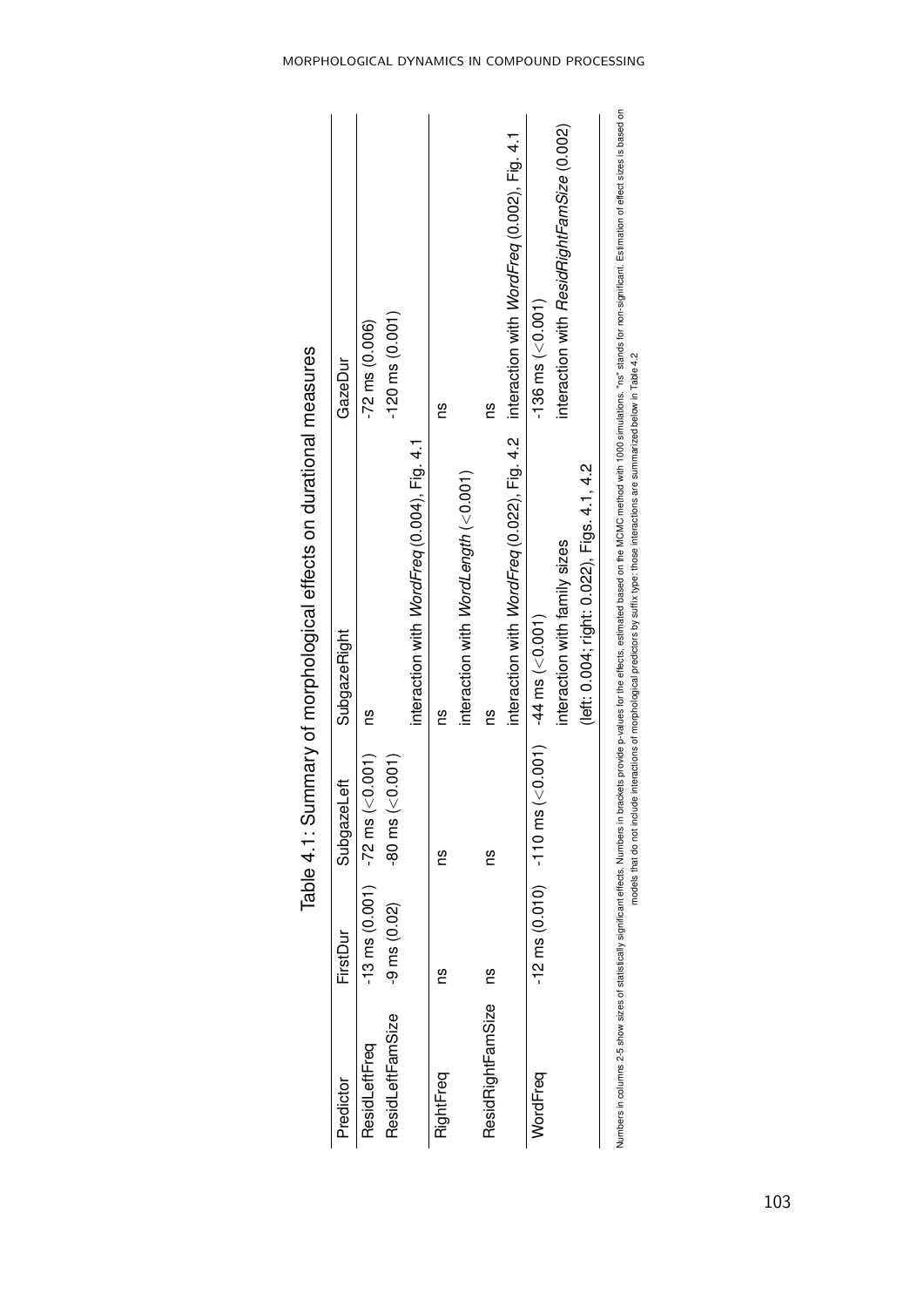Table 4.1: Summary of morphological effects on durational measures

| Predictor | FirstDur | SubgazeLeft | SubgazeRight | GazeDur |
|---|---|---|---|---|
| ResidLeftFreq | -13 ms (0.001) | -72 ms (<0.001) | ns | -72 ms (0.006) |
| ResidLeftFamSize | -9 ms (0.02) | -80 ms (<0.001) | | -120 ms (0.001) |
| | | | interaction with *WordFreq* (0.004), Fig. 4.1 | |
| RightFreq | ns | ns | ns | ns |
| | | | interaction with *WordLength* (<0.001) | |
| ResidRightFamSize | ns | ns | ns | ns |
| | | | interaction with *WordFreq* (0.022), Fig. 4.2 | interaction with *WordFreq* (0.002), Fig. 4.1 |
| WordFreq | -12 ms (0.010) | -110 ms (<0.001) | -44 ms (<0.001) | -136 ms (<0.001) |
| | | | interaction with family sizes | interaction with *ResidRightFamSize* (0.002) |
| | | | (left: 0.004; right: 0.022), Figs. 4.1, 4.2 | |

Numbers in columns 2-5 show sizes of statistically significant effects. Numbers in brackets provide p-values for the effects, estimated based on the MCMC method with 1000 simulations. "ns" stands for non-significant. Estimation of effect sizes is based on models that do not include interactions of morphological predictors by suffix type: those interactions are summarized below in Table 4.2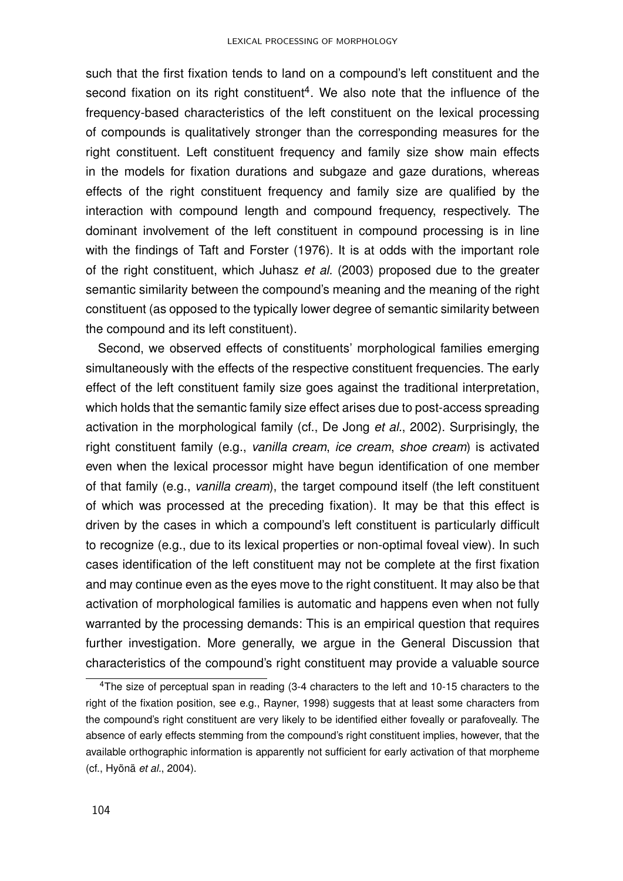such that the first fixation tends to land on a compound's left constituent and the second fixation on its right constituent[4]. We also note that the influence of the frequency-based characteristics of the left constituent on the lexical processing of compounds is qualitatively stronger than the corresponding measures for the right constituent. Left constituent frequency and family size show main effects in the models for fixation durations and subgaze and gaze durations, whereas effects of the right constituent frequency and family size are qualified by the interaction with compound length and compound frequency, respectively. The dominant involvement of the left constituent in compound processing is in line with the findings of Taft and Forster (1976). It is at odds with the important role of the right constituent, which Juhasz *et al.* (2003) proposed due to the greater semantic similarity between the compound's meaning and the meaning of the right constituent (as opposed to the typically lower degree of semantic similarity between the compound and its left constituent).

Second, we observed effects of constituents' morphological families emerging simultaneously with the effects of the respective constituent frequencies. The early effect of the left constituent family size goes against the traditional interpretation, which holds that the semantic family size effect arises due to post-access spreading activation in the morphological family (cf., De Jong *et al*., 2002). Surprisingly, the right constituent family (e.g., *vanilla cream*, *ice cream*, *shoe cream*) is activated even when the lexical processor might have begun identification of one member of that family (e.g., *vanilla cream*), the target compound itself (the left constituent of which was processed at the preceding fixation). It may be that this effect is driven by the cases in which a compound's left constituent is particularly difficult to recognize (e.g., due to its lexical properties or non-optimal foveal view). In such cases identification of the left constituent may not be complete at the first fixation and may continue even as the eyes move to the right constituent. It may also be that activation of morphological families is automatic and happens even when not fully warranted by the processing demands: This is an empirical question that requires further investigation. More generally, we argue in the General Discussion that characteristics of the compound's right constituent may provide a valuable source

[4] The size of perceptual span in reading (3-4 characters to the left and 10-15 characters to the right of the fixation position, see e.g., Rayner, 1998) suggests that at least some characters from the compound's right constituent are very likely to be identified either foveally or parafoveally. The absence of early effects stemming from the compound's right constituent implies, however, that the available orthographic information is apparently not sufficient for early activation of that morpheme (cf., Hyönä *et al*., 2004).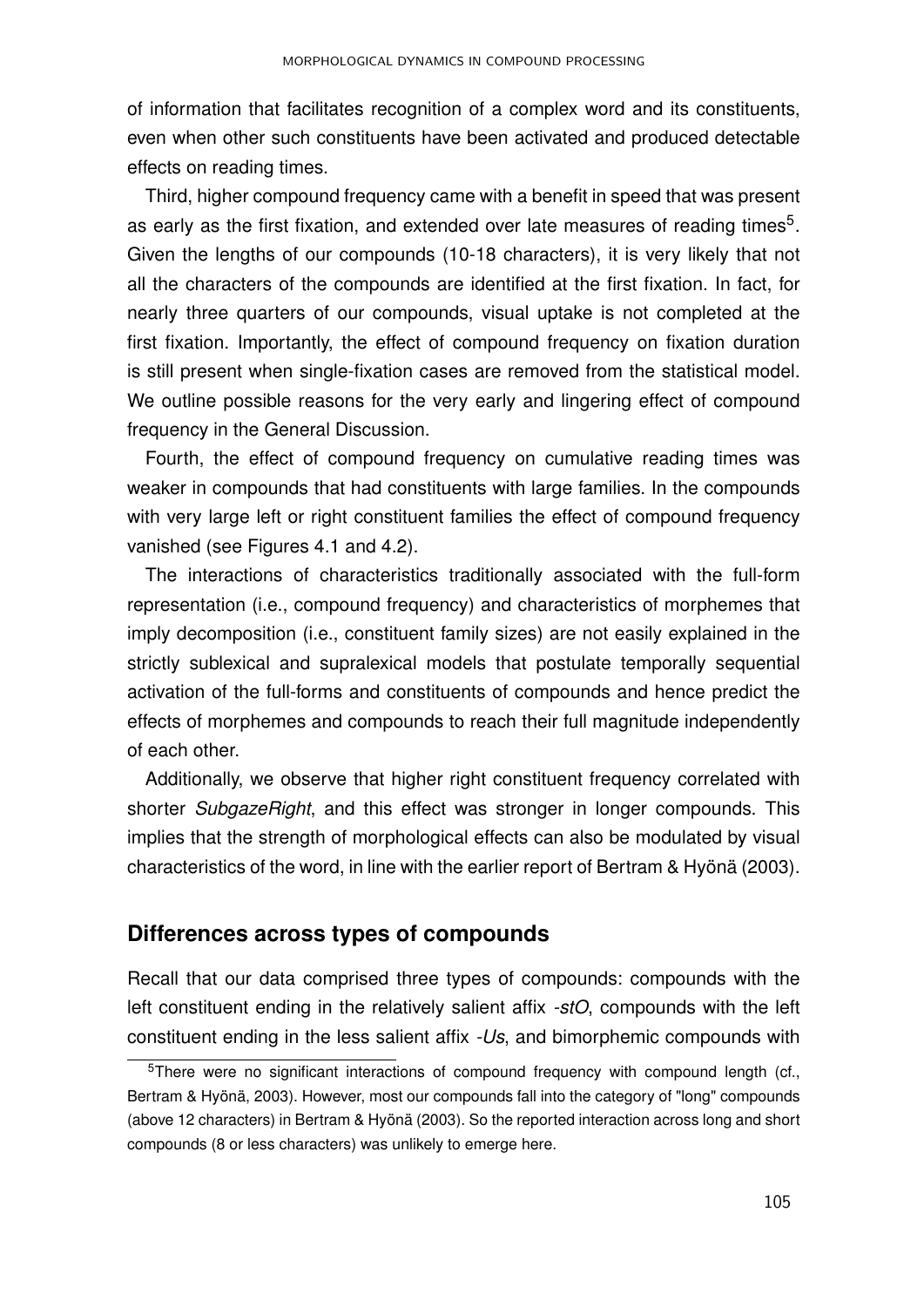of information that facilitates recognition of a complex word and its constituents, even when other such constituents have been activated and produced detectable effects on reading times.

Third, higher compound frequency came with a benefit in speed that was present as early as the first fixation, and extended over late measures of reading times[5]. Given the lengths of our compounds (10-18 characters), it is very likely that not all the characters of the compounds are identified at the first fixation. In fact, for nearly three quarters of our compounds, visual uptake is not completed at the first fixation. Importantly, the effect of compound frequency on fixation duration is still present when single-fixation cases are removed from the statistical model. We outline possible reasons for the very early and lingering effect of compound frequency in the General Discussion.

Fourth, the effect of compound frequency on cumulative reading times was weaker in compounds that had constituents with large families. In the compounds with very large left or right constituent families the effect of compound frequency vanished (see Figures 4.1 and 4.2).

The interactions of characteristics traditionally associated with the full-form representation (i.e., compound frequency) and characteristics of morphemes that imply decomposition (i.e., constituent family sizes) are not easily explained in the strictly sublexical and supralexical models that postulate temporally sequential activation of the full-forms and constituents of compounds and hence predict the effects of morphemes and compounds to reach their full magnitude independently of each other.

Additionally, we observe that higher right constituent frequency correlated with shorter *SubgazeRight*, and this effect was stronger in longer compounds. This implies that the strength of morphological effects can also be modulated by visual characteristics of the word, in line with the earlier report of Bertram & Hyönä (2003).

## Differences across types of compounds

Recall that our data comprised three types of compounds: compounds with the left constituent ending in the relatively salient affix *-stO*, compounds with the left constituent ending in the less salient affix *-Us*, and bimorphemic compounds with

[5]There were no significant interactions of compound frequency with compound length (cf., Bertram & Hyönä, 2003). However, most our compounds fall into the category of "long" compounds (above 12 characters) in Bertram & Hyönä (2003). So the reported interaction across long and short compounds (8 or less characters) was unlikely to emerge here.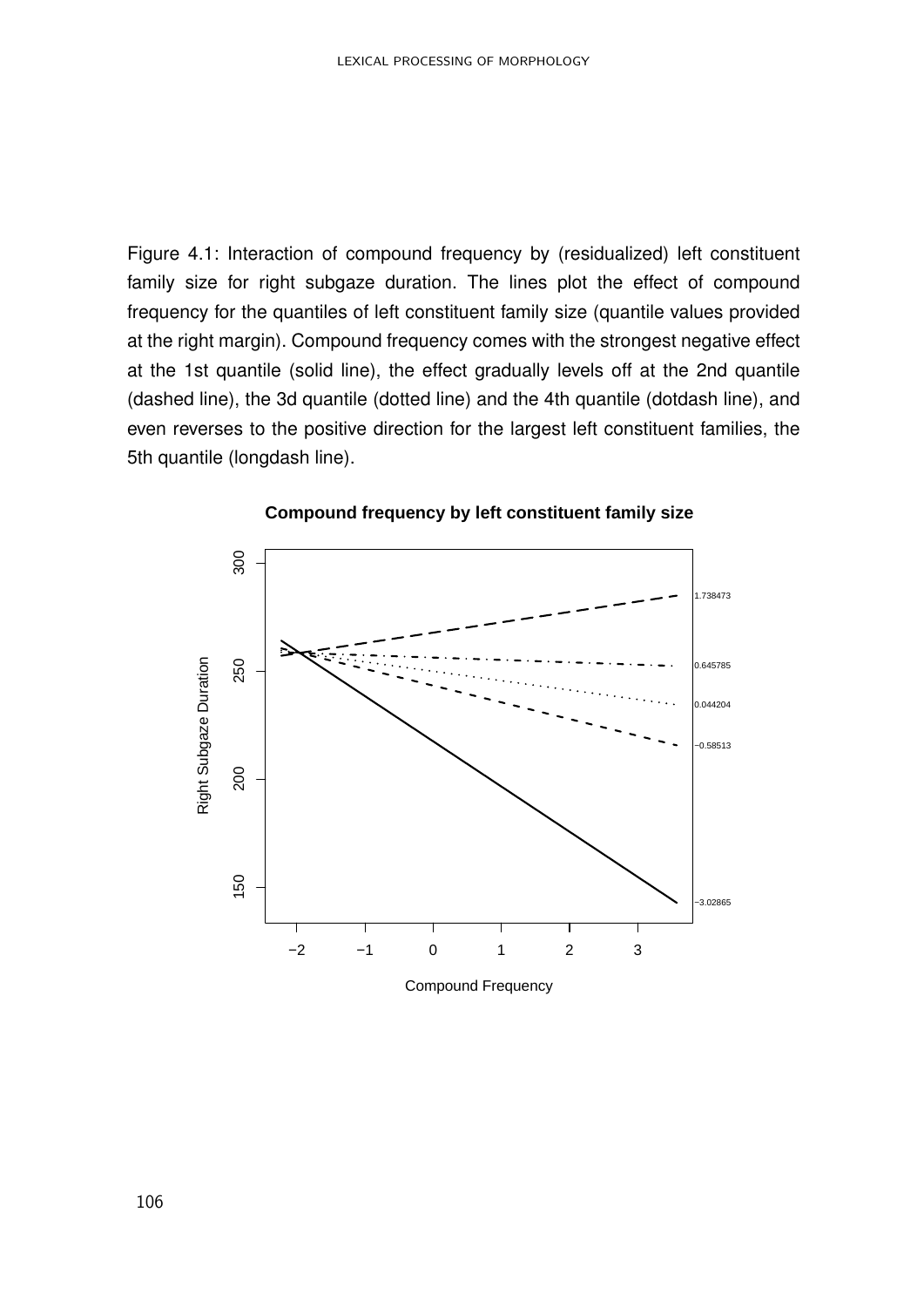Figure 4.1: Interaction of compound frequency by (residualized) left constituent family size for right subgaze duration. The lines plot the effect of compound frequency for the quantiles of left constituent family size (quantile values provided at the right margin). Compound frequency comes with the strongest negative effect at the 1st quantile (solid line), the effect gradually levels off at the 2nd quantile (dashed line), the 3d quantile (dotted line) and the 4th quantile (dotdash line), and even reverses to the positive direction for the largest left constituent families, the 5th quantile (longdash line).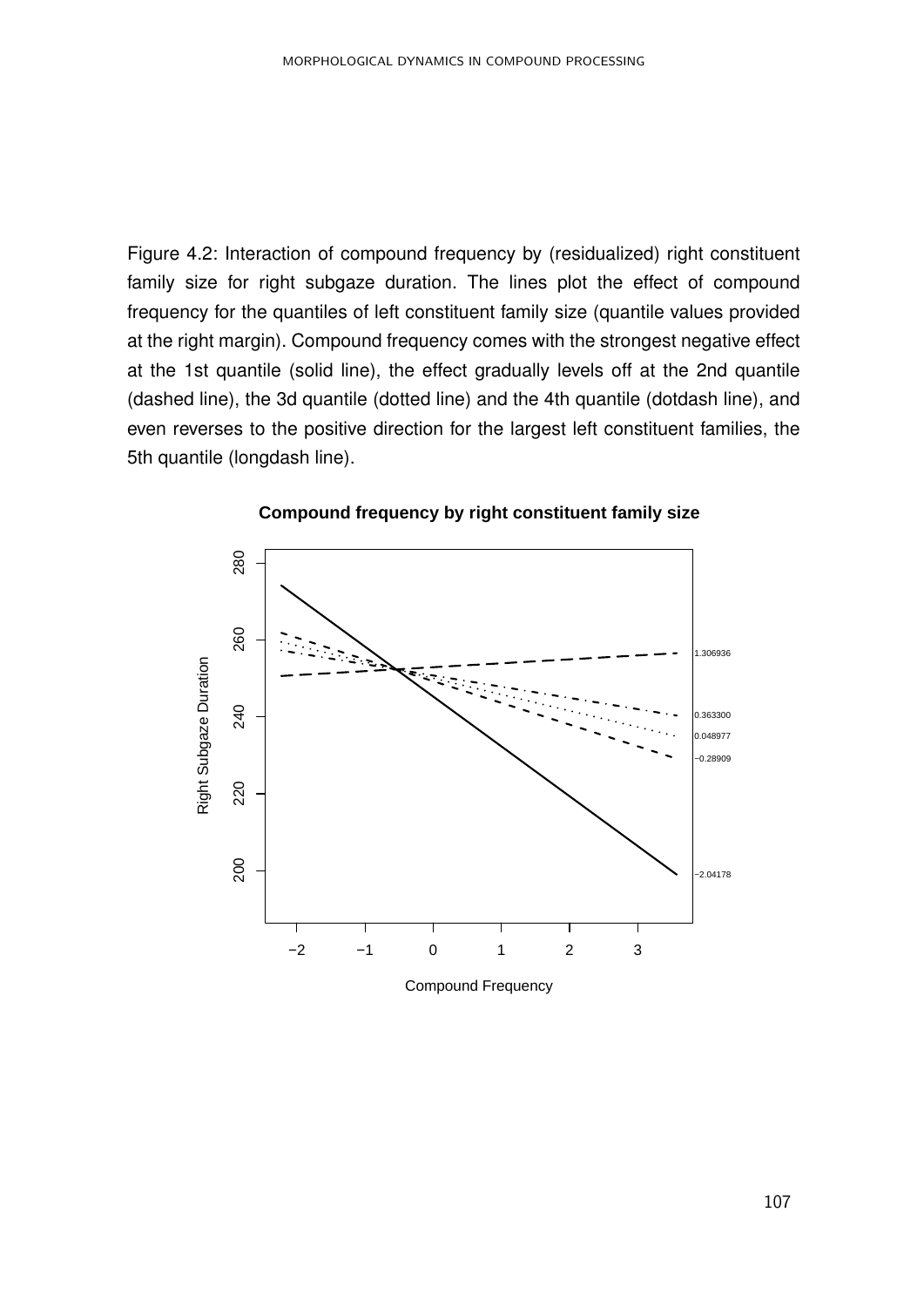Figure 4.2: Interaction of compound frequency by (residualized) right constituent family size for right subgaze duration. The lines plot the effect of compound frequency for the quantiles of left constituent family size (quantile values provided at the right margin). Compound frequency comes with the strongest negative effect at the 1st quantile (solid line), the effect gradually levels off at the 2nd quantile (dashed line), the 3d quantile (dotted line) and the 4th quantile (dotdash line), and even reverses to the positive direction for the largest left constituent families, the 5th quantile (longdash line).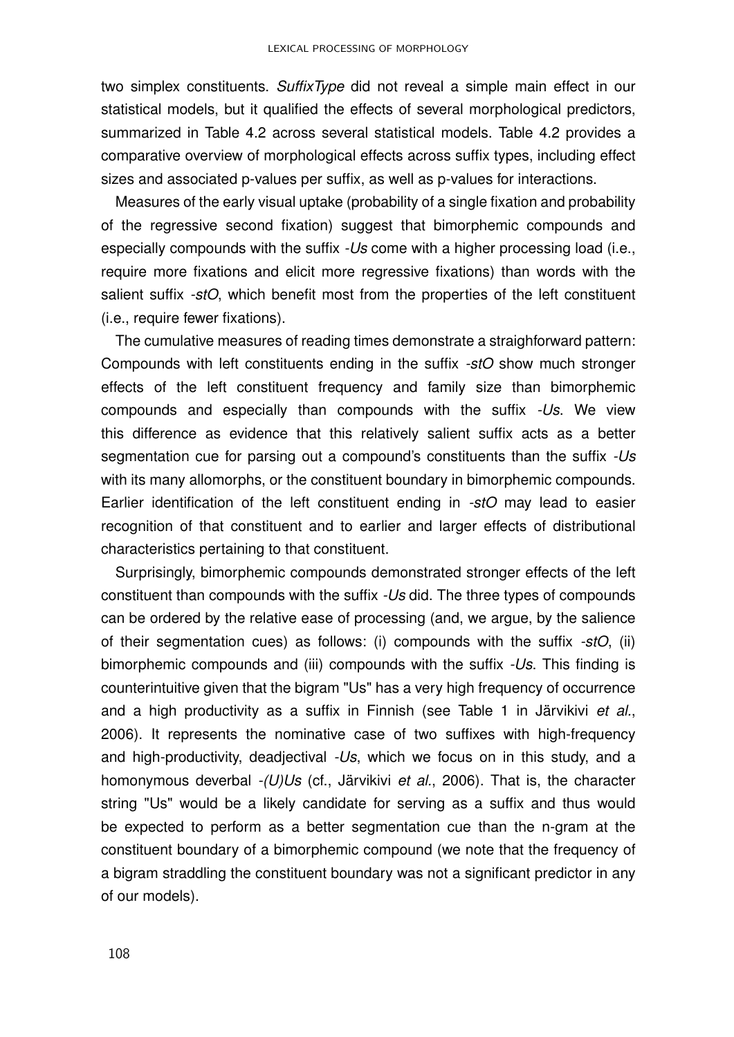two simplex constituents. *SuffixType* did not reveal a simple main effect in our statistical models, but it qualified the effects of several morphological predictors, summarized in Table 4.2 across several statistical models. Table 4.2 provides a comparative overview of morphological effects across suffix types, including effect sizes and associated p-values per suffix, as well as p-values for interactions.

Measures of the early visual uptake (probability of a single fixation and probability of the regressive second fixation) suggest that bimorphemic compounds and especially compounds with the suffix *-Us* come with a higher processing load (i.e., require more fixations and elicit more regressive fixations) than words with the salient suffix *-stO*, which benefit most from the properties of the left constituent (i.e., require fewer fixations).

The cumulative measures of reading times demonstrate a straighforward pattern: Compounds with left constituents ending in the suffix *-stO* show much stronger effects of the left constituent frequency and family size than bimorphemic compounds and especially than compounds with the suffix *-Us*. We view this difference as evidence that this relatively salient suffix acts as a better segmentation cue for parsing out a compound's constituents than the suffix *-Us* with its many allomorphs, or the constituent boundary in bimorphemic compounds. Earlier identification of the left constituent ending in *-stO* may lead to easier recognition of that constituent and to earlier and larger effects of distributional characteristics pertaining to that constituent.

Surprisingly, bimorphemic compounds demonstrated stronger effects of the left constituent than compounds with the suffix *-Us* did. The three types of compounds can be ordered by the relative ease of processing (and, we argue, by the salience of their segmentation cues) as follows: (i) compounds with the suffix *-stO*, (ii) bimorphemic compounds and (iii) compounds with the suffix *-Us*. This finding is counterintuitive given that the bigram "Us" has a very high frequency of occurrence and a high productivity as a suffix in Finnish (see Table 1 in Järvikivi *et al.*, 2006). It represents the nominative case of two suffixes with high-frequency and high-productivity, deadjectival *-Us*, which we focus on in this study, and a homonymous deverbal *-(U)Us* (cf., Järvikivi *et al.*, 2006). That is, the character string "Us" would be a likely candidate for serving as a suffix and thus would be expected to perform as a better segmentation cue than the n-gram at the constituent boundary of a bimorphemic compound (we note that the frequency of a bigram straddling the constituent boundary was not a significant predictor in any of our models).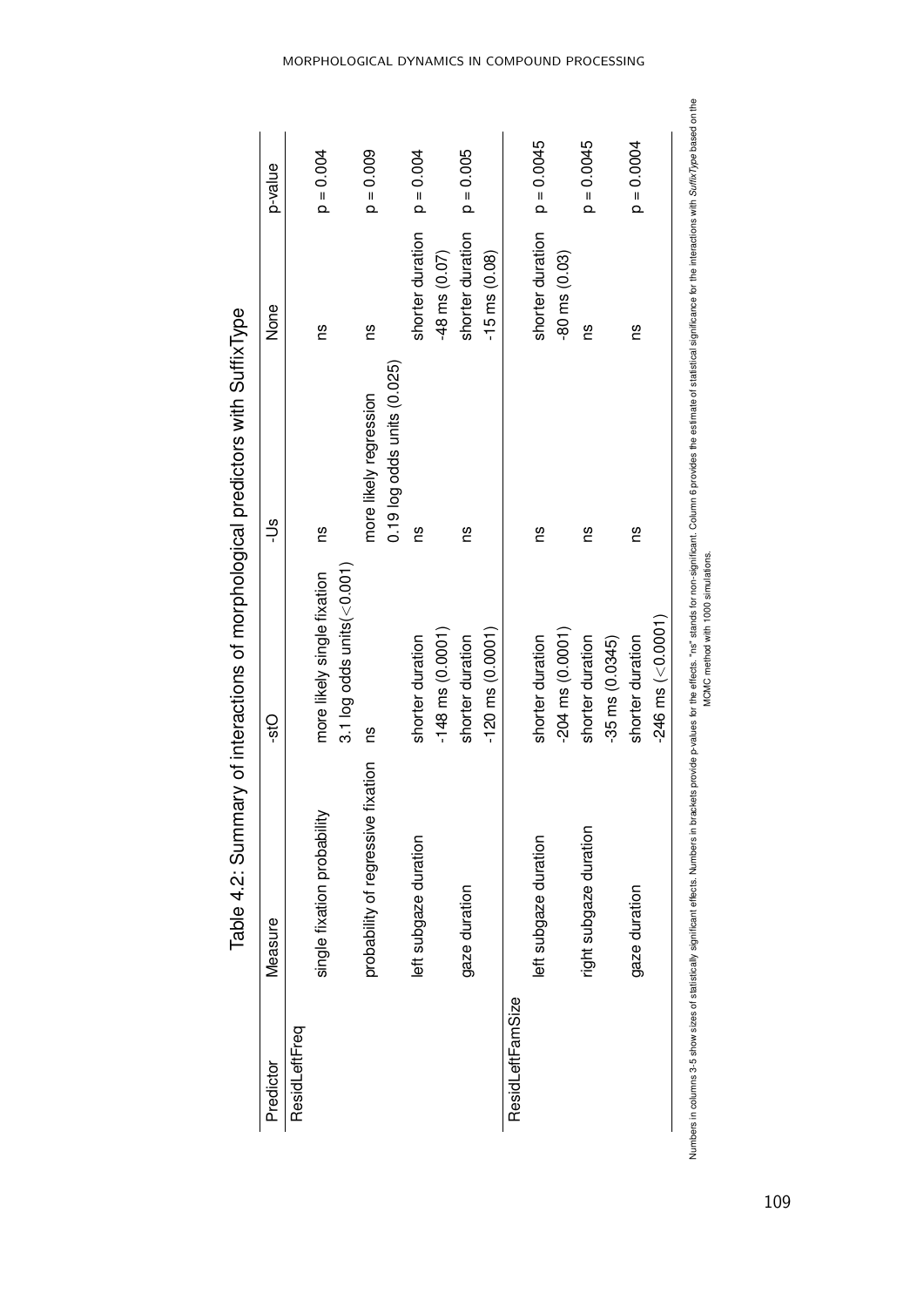Table 4.2: Summary of interactions of morphological predictors with SuffixType

| Predictor | Measure | -stO | -Us | None | p-value |
|---|---|---|---|---|---|
| ResidLeftFreq | | | | | |
| | single fixation probability | more likely single fixation 3.1 log odds units(<0.001) | ns | ns | p = 0.004 |
| | probability of regressive fixation | ns | more likely regression 0.19 log odds units (0.025) | ns | p = 0.009 |
| | left subgaze duration | shorter duration -148 ms (0.0001) | ns | shorter duration -48 ms (0.07) | p = 0.004 |
| | gaze duration | shorter duration -120 ms (0.0001) | ns | shorter duration -15 ms (0.08) | p = 0.005 |
| ResidLeftFamSize | | | | | |
| | left subgaze duration | shorter duration -204 ms (0.0001) | ns | shorter duration -80 ms (0.03) | p = 0.0045 |
| | right subgaze duration | shorter duration -35 ms (0.0345) | ns | ns | p = 0.0045 |
| | gaze duration | shorter duration -246 ms (<0.0001) | ns | ns | p = 0.0004 |

Numbers in columns 3-5 show sizes of statistically significant effects. Numbers in brackets provide p-values for the effects. "ns" stands for non-significant. Column 6 provides the estimate of statistical significance for the interactions with *SuffixType* based on the MCMC method with 1000 simulations.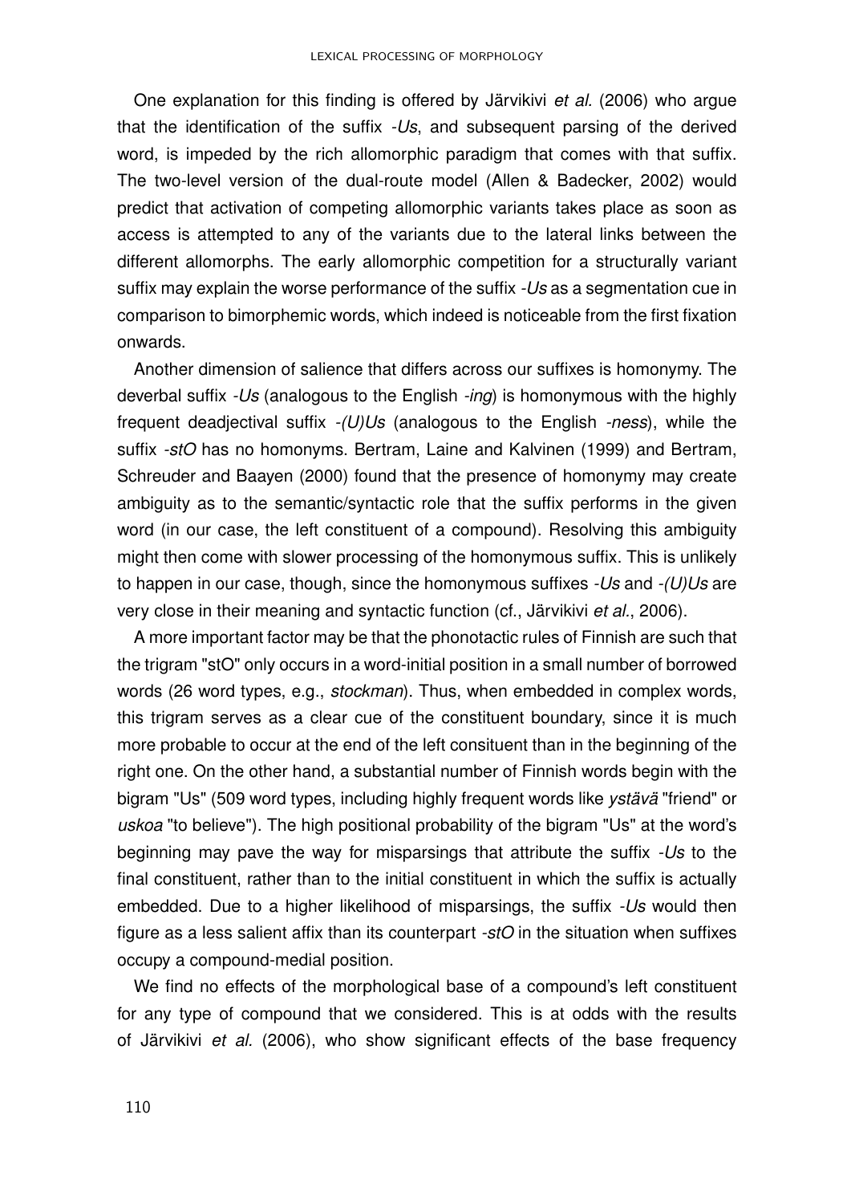One explanation for this finding is offered by Järvikivi *et al.* (2006) who argue that the identification of the suffix *-Us*, and subsequent parsing of the derived word, is impeded by the rich allomorphic paradigm that comes with that suffix. The two-level version of the dual-route model (Allen & Badecker, 2002) would predict that activation of competing allomorphic variants takes place as soon as access is attempted to any of the variants due to the lateral links between the different allomorphs. The early allomorphic competition for a structurally variant suffix may explain the worse performance of the suffix *-Us* as a segmentation cue in comparison to bimorphemic words, which indeed is noticeable from the first fixation onwards.

Another dimension of salience that differs across our suffixes is homonymy. The deverbal suffix *-Us* (analogous to the English *-ing*) is homonymous with the highly frequent deadjectival suffix *-(U)Us* (analogous to the English *-ness*), while the suffix *-stO* has no homonyms. Bertram, Laine and Kalvinen (1999) and Bertram, Schreuder and Baayen (2000) found that the presence of homonymy may create ambiguity as to the semantic/syntactic role that the suffix performs in the given word (in our case, the left constituent of a compound). Resolving this ambiguity might then come with slower processing of the homonymous suffix. This is unlikely to happen in our case, though, since the homonymous suffixes *-Us* and *-(U)Us* are very close in their meaning and syntactic function (cf., Järvikivi *et al.*, 2006).

A more important factor may be that the phonotactic rules of Finnish are such that the trigram "stO" only occurs in a word-initial position in a small number of borrowed words (26 word types, e.g., *stockman*). Thus, when embedded in complex words, this trigram serves as a clear cue of the constituent boundary, since it is much more probable to occur at the end of the left consituent than in the beginning of the right one. On the other hand, a substantial number of Finnish words begin with the bigram "Us" (509 word types, including highly frequent words like *ystävä* "friend" or *uskoa* "to believe"). The high positional probability of the bigram "Us" at the word's beginning may pave the way for misparsings that attribute the suffix *-Us* to the final constituent, rather than to the initial constituent in which the suffix is actually embedded. Due to a higher likelihood of misparsings, the suffix *-Us* would then figure as a less salient affix than its counterpart *-stO* in the situation when suffixes occupy a compound-medial position.

We find no effects of the morphological base of a compound's left constituent for any type of compound that we considered. This is at odds with the results of Järvikivi *et al.* (2006), who show significant effects of the base frequency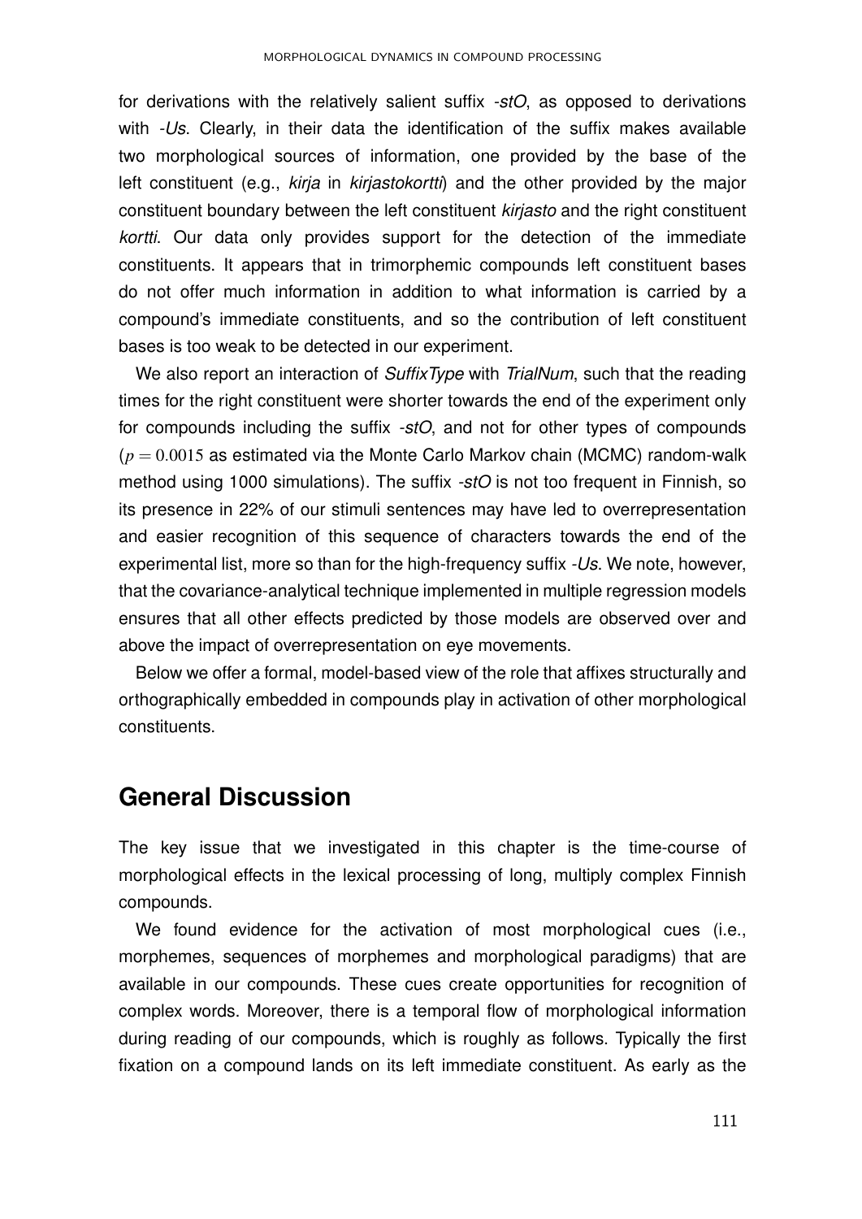for derivations with the relatively salient suffix *-stO*, as opposed to derivations with *-Us*. Clearly, in their data the identification of the suffix makes available two morphological sources of information, one provided by the base of the left constituent (e.g., *kirja* in *kirjastokortti*) and the other provided by the major constituent boundary between the left constituent *kirjasto* and the right constituent *kortti*. Our data only provides support for the detection of the immediate constituents. It appears that in trimorphemic compounds left constituent bases do not offer much information in addition to what information is carried by a compound's immediate constituents, and so the contribution of left constituent bases is too weak to be detected in our experiment.

We also report an interaction of *SuffixType* with *TrialNum*, such that the reading times for the right constituent were shorter towards the end of the experiment only for compounds including the suffix *-stO*, and not for other types of compounds ($p = 0.0015$ as estimated via the Monte Carlo Markov chain (MCMC) random-walk method using 1000 simulations). The suffix *-stO* is not too frequent in Finnish, so its presence in 22% of our stimuli sentences may have led to overrepresentation and easier recognition of this sequence of characters towards the end of the experimental list, more so than for the high-frequency suffix *-Us*. We note, however, that the covariance-analytical technique implemented in multiple regression models ensures that all other effects predicted by those models are observed over and above the impact of overrepresentation on eye movements.

Below we offer a formal, model-based view of the role that affixes structurally and orthographically embedded in compounds play in activation of other morphological constituents.

## General Discussion

The key issue that we investigated in this chapter is the time-course of morphological effects in the lexical processing of long, multiply complex Finnish compounds.

We found evidence for the activation of most morphological cues (i.e., morphemes, sequences of morphemes and morphological paradigms) that are available in our compounds. These cues create opportunities for recognition of complex words. Moreover, there is a temporal flow of morphological information during reading of our compounds, which is roughly as follows. Typically the first fixation on a compound lands on its left immediate constituent. As early as the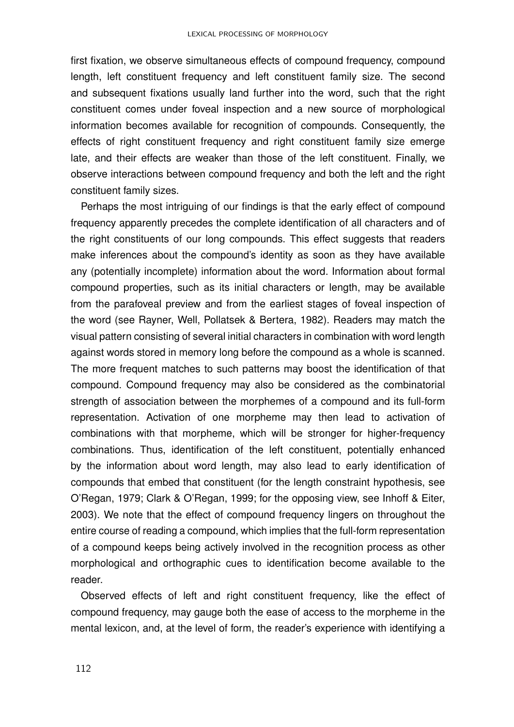first fixation, we observe simultaneous effects of compound frequency, compound length, left constituent frequency and left constituent family size. The second and subsequent fixations usually land further into the word, such that the right constituent comes under foveal inspection and a new source of morphological information becomes available for recognition of compounds. Consequently, the effects of right constituent frequency and right constituent family size emerge late, and their effects are weaker than those of the left constituent. Finally, we observe interactions between compound frequency and both the left and the right constituent family sizes.

Perhaps the most intriguing of our findings is that the early effect of compound frequency apparently precedes the complete identification of all characters and of the right constituents of our long compounds. This effect suggests that readers make inferences about the compound's identity as soon as they have available any (potentially incomplete) information about the word. Information about formal compound properties, such as its initial characters or length, may be available from the parafoveal preview and from the earliest stages of foveal inspection of the word (see Rayner, Well, Pollatsek & Bertera, 1982). Readers may match the visual pattern consisting of several initial characters in combination with word length against words stored in memory long before the compound as a whole is scanned. The more frequent matches to such patterns may boost the identification of that compound. Compound frequency may also be considered as the combinatorial strength of association between the morphemes of a compound and its full-form representation. Activation of one morpheme may then lead to activation of combinations with that morpheme, which will be stronger for higher-frequency combinations. Thus, identification of the left constituent, potentially enhanced by the information about word length, may also lead to early identification of compounds that embed that constituent (for the length constraint hypothesis, see O'Regan, 1979; Clark & O'Regan, 1999; for the opposing view, see Inhoff & Eiter, 2003). We note that the effect of compound frequency lingers on throughout the entire course of reading a compound, which implies that the full-form representation of a compound keeps being actively involved in the recognition process as other morphological and orthographic cues to identification become available to the reader.

Observed effects of left and right constituent frequency, like the effect of compound frequency, may gauge both the ease of access to the morpheme in the mental lexicon, and, at the level of form, the reader's experience with identifying a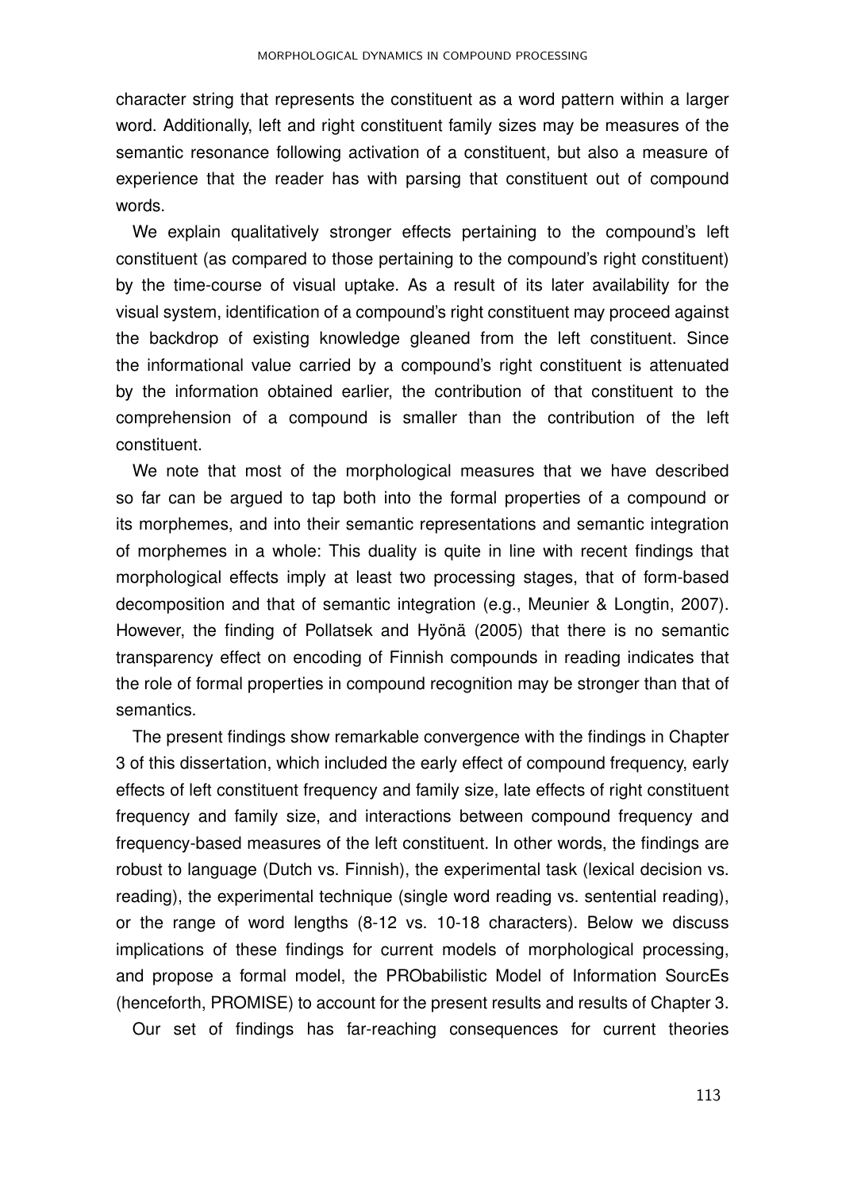character string that represents the constituent as a word pattern within a larger word. Additionally, left and right constituent family sizes may be measures of the semantic resonance following activation of a constituent, but also a measure of experience that the reader has with parsing that constituent out of compound words.

We explain qualitatively stronger effects pertaining to the compound's left constituent (as compared to those pertaining to the compound's right constituent) by the time-course of visual uptake. As a result of its later availability for the visual system, identification of a compound's right constituent may proceed against the backdrop of existing knowledge gleaned from the left constituent. Since the informational value carried by a compound's right constituent is attenuated by the information obtained earlier, the contribution of that constituent to the comprehension of a compound is smaller than the contribution of the left constituent.

We note that most of the morphological measures that we have described so far can be argued to tap both into the formal properties of a compound or its morphemes, and into their semantic representations and semantic integration of morphemes in a whole: This duality is quite in line with recent findings that morphological effects imply at least two processing stages, that of form-based decomposition and that of semantic integration (e.g., Meunier & Longtin, 2007). However, the finding of Pollatsek and Hyönä (2005) that there is no semantic transparency effect on encoding of Finnish compounds in reading indicates that the role of formal properties in compound recognition may be stronger than that of semantics.

The present findings show remarkable convergence with the findings in Chapter 3 of this dissertation, which included the early effect of compound frequency, early effects of left constituent frequency and family size, late effects of right constituent frequency and family size, and interactions between compound frequency and frequency-based measures of the left constituent. In other words, the findings are robust to language (Dutch vs. Finnish), the experimental task (lexical decision vs. reading), the experimental technique (single word reading vs. sentential reading), or the range of word lengths (8-12 vs. 10-18 characters). Below we discuss implications of these findings for current models of morphological processing, and propose a formal model, the PRObabilistic Model of Information SourcEs (henceforth, PROMISE) to account for the present results and results of Chapter 3.

Our set of findings has far-reaching consequences for current theories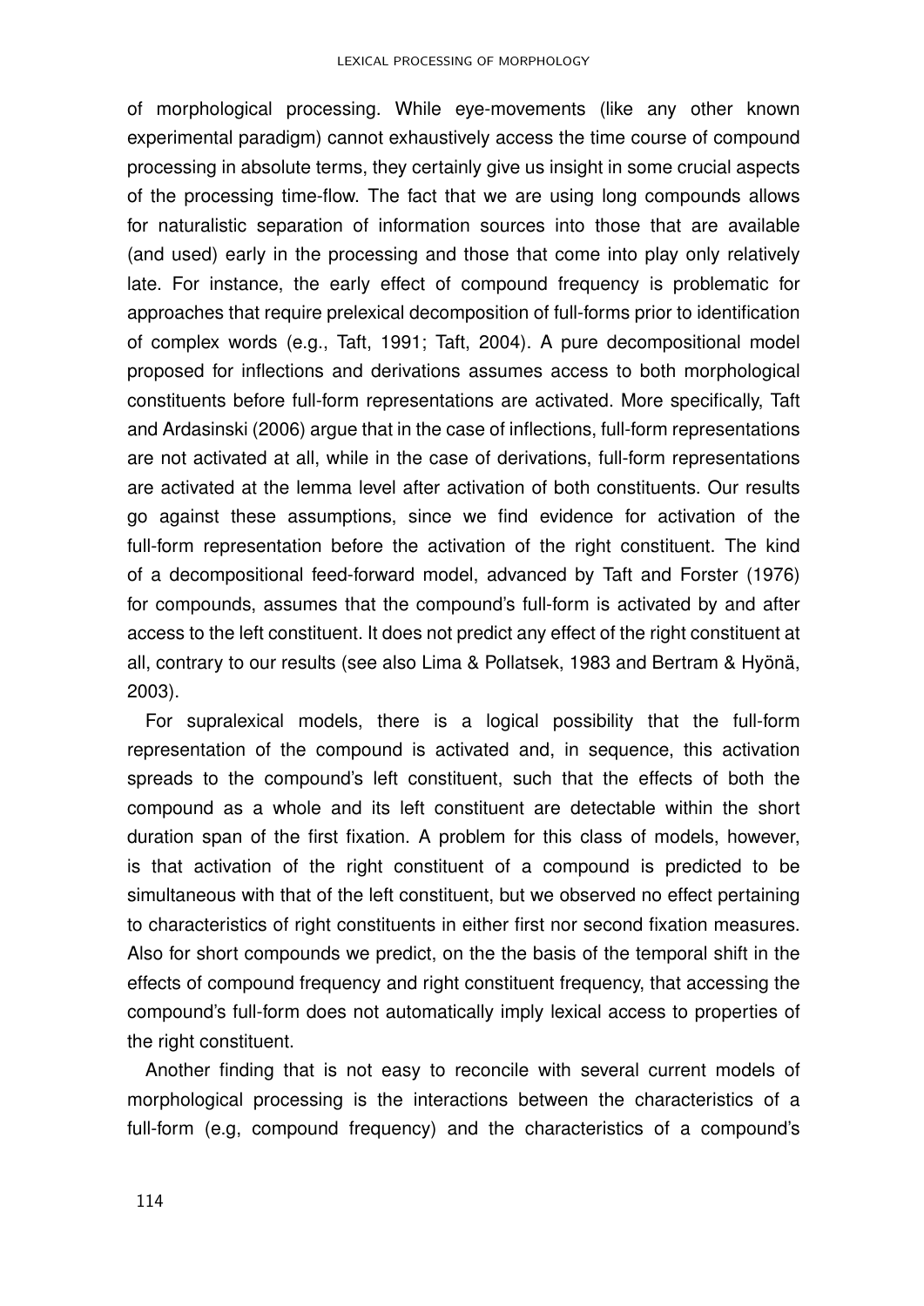of morphological processing. While eye-movements (like any other known experimental paradigm) cannot exhaustively access the time course of compound processing in absolute terms, they certainly give us insight in some crucial aspects of the processing time-flow. The fact that we are using long compounds allows for naturalistic separation of information sources into those that are available (and used) early in the processing and those that come into play only relatively late. For instance, the early effect of compound frequency is problematic for approaches that require prelexical decomposition of full-forms prior to identification of complex words (e.g., Taft, 1991; Taft, 2004). A pure decompositional model proposed for inflections and derivations assumes access to both morphological constituents before full-form representations are activated. More specifically, Taft and Ardasinski (2006) argue that in the case of inflections, full-form representations are not activated at all, while in the case of derivations, full-form representations are activated at the lemma level after activation of both constituents. Our results go against these assumptions, since we find evidence for activation of the full-form representation before the activation of the right constituent. The kind of a decompositional feed-forward model, advanced by Taft and Forster (1976) for compounds, assumes that the compound's full-form is activated by and after access to the left constituent. It does not predict any effect of the right constituent at all, contrary to our results (see also Lima & Pollatsek, 1983 and Bertram & Hyönä, 2003).

For supralexical models, there is a logical possibility that the full-form representation of the compound is activated and, in sequence, this activation spreads to the compound's left constituent, such that the effects of both the compound as a whole and its left constituent are detectable within the short duration span of the first fixation. A problem for this class of models, however, is that activation of the right constituent of a compound is predicted to be simultaneous with that of the left constituent, but we observed no effect pertaining to characteristics of right constituents in either first nor second fixation measures. Also for short compounds we predict, on the the basis of the temporal shift in the effects of compound frequency and right constituent frequency, that accessing the compound's full-form does not automatically imply lexical access to properties of the right constituent.

Another finding that is not easy to reconcile with several current models of morphological processing is the interactions between the characteristics of a full-form (e.g, compound frequency) and the characteristics of a compound's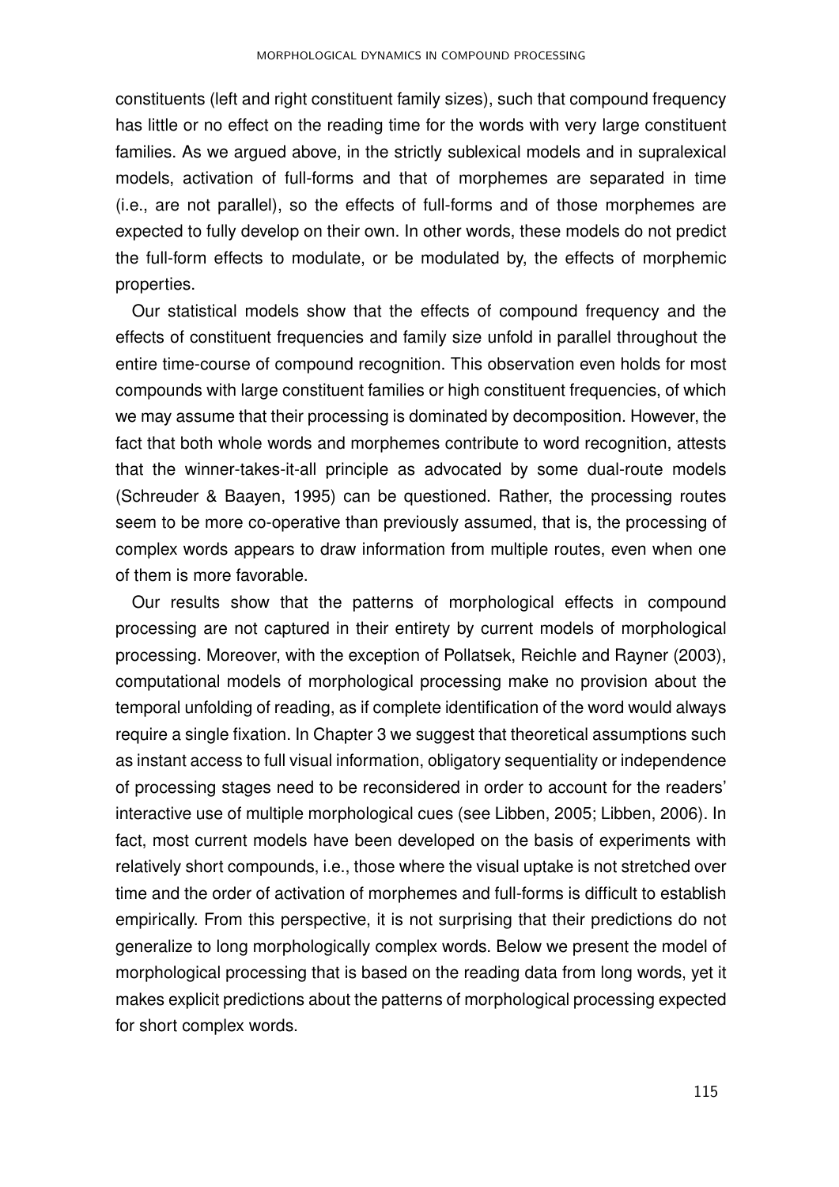constituents (left and right constituent family sizes), such that compound frequency has little or no effect on the reading time for the words with very large constituent families. As we argued above, in the strictly sublexical models and in supralexical models, activation of full-forms and that of morphemes are separated in time (i.e., are not parallel), so the effects of full-forms and of those morphemes are expected to fully develop on their own. In other words, these models do not predict the full-form effects to modulate, or be modulated by, the effects of morphemic properties.

Our statistical models show that the effects of compound frequency and the effects of constituent frequencies and family size unfold in parallel throughout the entire time-course of compound recognition. This observation even holds for most compounds with large constituent families or high constituent frequencies, of which we may assume that their processing is dominated by decomposition. However, the fact that both whole words and morphemes contribute to word recognition, attests that the winner-takes-it-all principle as advocated by some dual-route models (Schreuder & Baayen, 1995) can be questioned. Rather, the processing routes seem to be more co-operative than previously assumed, that is, the processing of complex words appears to draw information from multiple routes, even when one of them is more favorable.

Our results show that the patterns of morphological effects in compound processing are not captured in their entirety by current models of morphological processing. Moreover, with the exception of Pollatsek, Reichle and Rayner (2003), computational models of morphological processing make no provision about the temporal unfolding of reading, as if complete identification of the word would always require a single fixation. In Chapter 3 we suggest that theoretical assumptions such as instant access to full visual information, obligatory sequentiality or independence of processing stages need to be reconsidered in order to account for the readers' interactive use of multiple morphological cues (see Libben, 2005; Libben, 2006). In fact, most current models have been developed on the basis of experiments with relatively short compounds, i.e., those where the visual uptake is not stretched over time and the order of activation of morphemes and full-forms is difficult to establish empirically. From this perspective, it is not surprising that their predictions do not generalize to long morphologically complex words. Below we present the model of morphological processing that is based on the reading data from long words, yet it makes explicit predictions about the patterns of morphological processing expected for short complex words.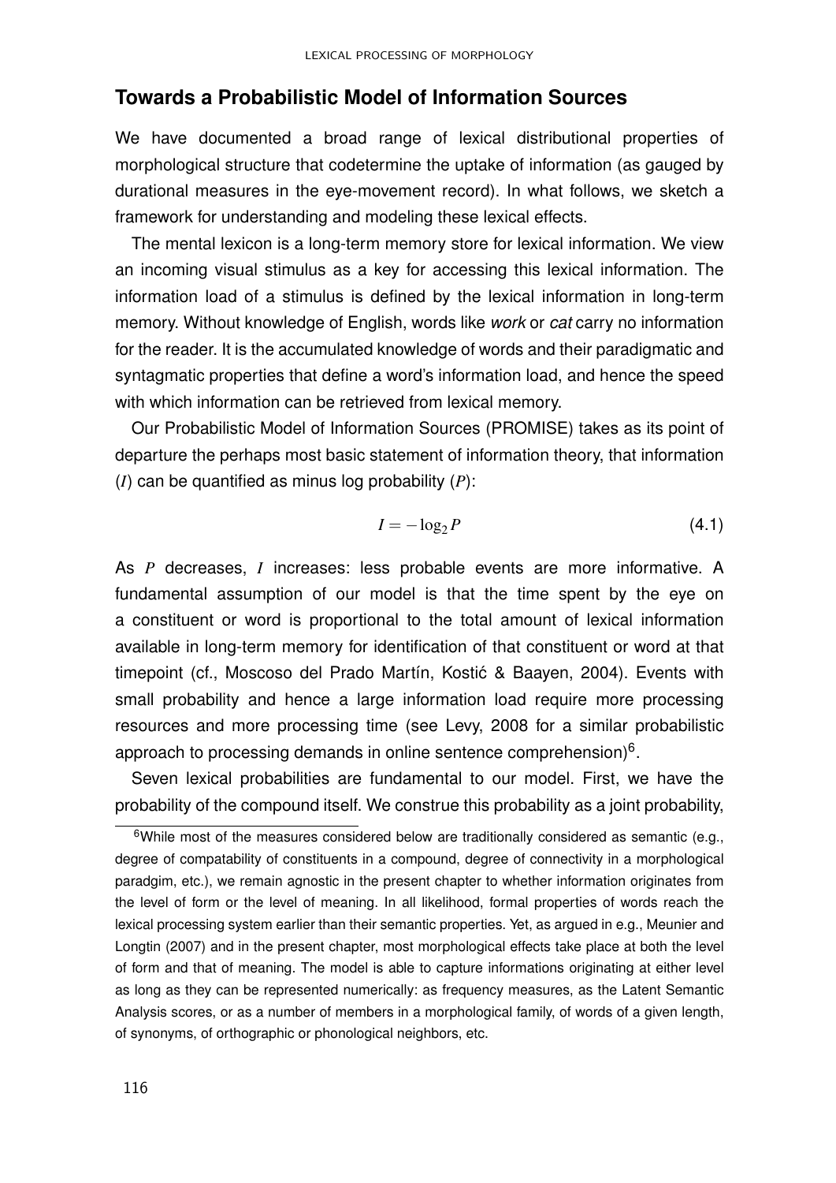## Towards a Probabilistic Model of Information Sources

We have documented a broad range of lexical distributional properties of morphological structure that codetermine the uptake of information (as gauged by durational measures in the eye-movement record). In what follows, we sketch a framework for understanding and modeling these lexical effects.

The mental lexicon is a long-term memory store for lexical information. We view an incoming visual stimulus as a key for accessing this lexical information. The information load of a stimulus is defined by the lexical information in long-term memory. Without knowledge of English, words like *work* or *cat* carry no information for the reader. It is the accumulated knowledge of words and their paradigmatic and syntagmatic properties that define a word's information load, and hence the speed with which information can be retrieved from lexical memory.

Our Probabilistic Model of Information Sources (PROMISE) takes as its point of departure the perhaps most basic statement of information theory, that information ($I$) can be quantified as minus log probability ($P$):

$$I = -\log_2 P \tag{4.1}$$

As $P$ decreases, $I$ increases: less probable events are more informative. A fundamental assumption of our model is that the time spent by the eye on a constituent or word is proportional to the total amount of lexical information available in long-term memory for identification of that constituent or word at that timepoint (cf., Moscoso del Prado Martín, Kostić & Baayen, 2004). Events with small probability and hence a large information load require more processing resources and more processing time (see Levy, 2008 for a similar probabilistic approach to processing demands in online sentence comprehension)[6].

Seven lexical probabilities are fundamental to our model. First, we have the probability of the compound itself. We construe this probability as a joint probability,

[6]While most of the measures considered below are traditionally considered as semantic (e.g., degree of compatability of constituents in a compound, degree of connectivity in a morphological paradgim, etc.), we remain agnostic in the present chapter to whether information originates from the level of form or the level of meaning. In all likelihood, formal properties of words reach the lexical processing system earlier than their semantic properties. Yet, as argued in e.g., Meunier and Longtin (2007) and in the present chapter, most morphological effects take place at both the level of form and that of meaning. The model is able to capture informations originating at either level as long as they can be represented numerically: as frequency measures, as the Latent Semantic Analysis scores, or as a number of members in a morphological family, of words of a given length, of synonyms, of orthographic or phonological neighbors, etc.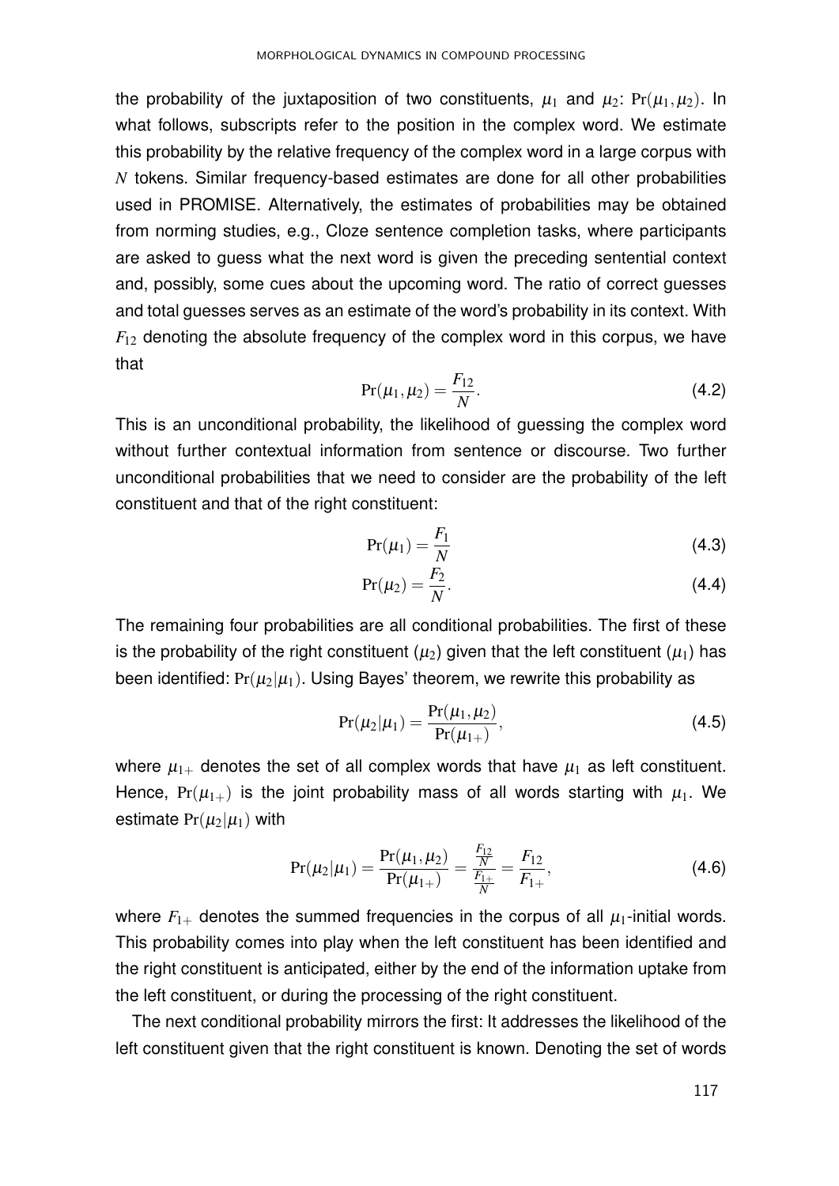the probability of the juxtaposition of two constituents, $\mu_1$ and $\mu_2$: $\Pr(\mu_1, \mu_2)$. In what follows, subscripts refer to the position in the complex word. We estimate this probability by the relative frequency of the complex word in a large corpus with $N$ tokens. Similar frequency-based estimates are done for all other probabilities used in PROMISE. Alternatively, the estimates of probabilities may be obtained from norming studies, e.g., Cloze sentence completion tasks, where participants are asked to guess what the next word is given the preceding sentential context and, possibly, some cues about the upcoming word. The ratio of correct guesses and total guesses serves as an estimate of the word's probability in its context. With $F_{12}$ denoting the absolute frequency of the complex word in this corpus, we have that

$$\Pr(\mu_1, \mu_2) = \frac{F_{12}}{N}. \tag{4.2}$$

This is an unconditional probability, the likelihood of guessing the complex word without further contextual information from sentence or discourse. Two further unconditional probabilities that we need to consider are the probability of the left constituent and that of the right constituent:

$$\Pr(\mu_1) = \frac{F_1}{N} \tag{4.3}$$

$$\Pr(\mu_2) = \frac{F_2}{N}. \tag{4.4}$$

The remaining four probabilities are all conditional probabilities. The first of these is the probability of the right constituent ($\mu_2$) given that the left constituent ($\mu_1$) has been identified: $\Pr(\mu_2|\mu_1)$. Using Bayes' theorem, we rewrite this probability as

$$\Pr(\mu_2|\mu_1) = \frac{\Pr(\mu_1, \mu_2)}{\Pr(\mu_{1+})}, \tag{4.5}$$

where $\mu_{1+}$ denotes the set of all complex words that have $\mu_1$ as left constituent. Hence, $\Pr(\mu_{1+})$ is the joint probability mass of all words starting with $\mu_1$. We estimate $\Pr(\mu_2|\mu_1)$ with

$$\Pr(\mu_2|\mu_1) = \frac{\Pr(\mu_1, \mu_2)}{\Pr(\mu_{1+})} = \frac{\frac{F_{12}}{N}}{\frac{F_{1+}}{N}} = \frac{F_{12}}{F_{1+}}, \tag{4.6}$$

where $F_{1+}$ denotes the summed frequencies in the corpus of all $\mu_1$-initial words. This probability comes into play when the left constituent has been identified and the right constituent is anticipated, either by the end of the information uptake from the left constituent, or during the processing of the right constituent.

The next conditional probability mirrors the first: It addresses the likelihood of the left constituent given that the right constituent is known. Denoting the set of words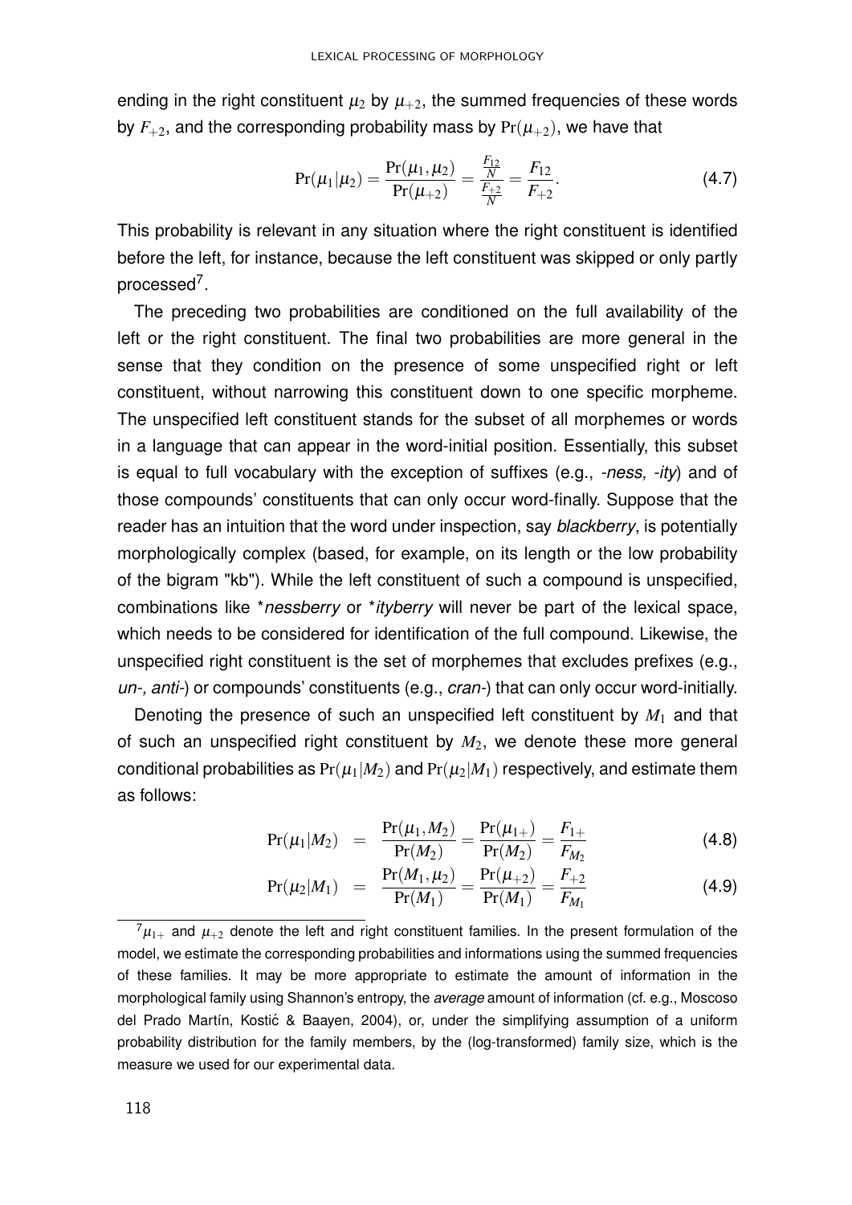ending in the right constituent $\mu_2$ by $\mu_{+2}$, the summed frequencies of these words by $F_{+2}$, and the corresponding probability mass by $\Pr(\mu_{+2})$, we have that

$$\Pr(\mu_1|\mu_2) = \frac{\Pr(\mu_1,\mu_2)}{\Pr(\mu_{+2})} = \frac{\frac{F_{12}}{N}}{\frac{F_{+2}}{N}} = \frac{F_{12}}{F_{+2}}. \tag{4.7}$$

This probability is relevant in any situation where the right constituent is identified before the left, for instance, because the left constituent was skipped or only partly processed[7].

The preceding two probabilities are conditioned on the full availability of the left or the right constituent. The final two probabilities are more general in the sense that they condition on the presence of some unspecified right or left constituent, without narrowing this constituent down to one specific morpheme. The unspecified left constituent stands for the subset of all morphemes or words in a language that can appear in the word-initial position. Essentially, this subset is equal to full vocabulary with the exception of suffixes (e.g., *-ness, -ity*) and of those compounds' constituents that can only occur word-finally. Suppose that the reader has an intuition that the word under inspection, say *blackberry*, is potentially morphologically complex (based, for example, on its length or the low probability of the bigram "kb"). While the left constituent of such a compound is unspecified, combinations like **nessberry* or **ityberry* will never be part of the lexical space, which needs to be considered for identification of the full compound. Likewise, the unspecified right constituent is the set of morphemes that excludes prefixes (e.g., *un-, anti-*) or compounds' constituents (e.g., *cran-*) that can only occur word-initially.

Denoting the presence of such an unspecified left constituent by $M_1$ and that of such an unspecified right constituent by $M_2$, we denote these more general conditional probabilities as $\Pr(\mu_1|M_2)$ and $\Pr(\mu_2|M_1)$ respectively, and estimate them as follows:

$$\Pr(\mu_1|M_2) = \frac{\Pr(\mu_1,M_2)}{\Pr(M_2)} = \frac{\Pr(\mu_{1+})}{\Pr(M_2)} = \frac{F_{1+}}{F_{M_2}} \tag{4.8}$$

$$\Pr(\mu_2|M_1) = \frac{\Pr(M_1,\mu_2)}{\Pr(M_1)} = \frac{\Pr(\mu_{+2})}{\Pr(M_1)} = \frac{F_{+2}}{F_{M_1}} \tag{4.9}$$

[7] $\mu_{1+}$ and $\mu_{+2}$ denote the left and right constituent families. In the present formulation of the model, we estimate the corresponding probabilities and informations using the summed frequencies of these families. It may be more appropriate to estimate the amount of information in the morphological family using Shannon's entropy, the *average* amount of information (cf. e.g., Moscoso del Prado Martín, Kostić & Baayen, 2004), or, under the simplifying assumption of a uniform probability distribution for the family members, by the (log-transformed) family size, which is the measure we used for our experimental data.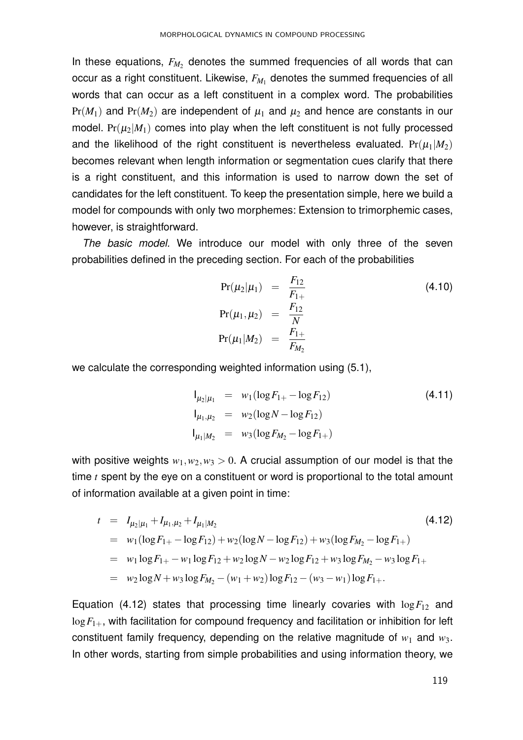In these equations, $F_{M_2}$ denotes the summed frequencies of all words that can occur as a right constituent. Likewise, $F_{M_1}$ denotes the summed frequencies of all words that can occur as a left constituent in a complex word. The probabilities $\Pr(M_1)$ and $\Pr(M_2)$ are independent of $\mu_1$ and $\mu_2$ and hence are constants in our model. $\Pr(\mu_2|M_1)$ comes into play when the left constituent is not fully processed and the likelihood of the right constituent is nevertheless evaluated. $\Pr(\mu_1|M_2)$ becomes relevant when length information or segmentation cues clarify that there is a right constituent, and this information is used to narrow down the set of candidates for the left constituent. To keep the presentation simple, here we build a model for compounds with only two morphemes: Extension to trimorphemic cases, however, is straightforward.

*The basic model.* We introduce our model with only three of the seven probabilities defined in the preceding section. For each of the probabilities

$$
\begin{aligned}
\Pr(\mu_2|\mu_1) &= \frac{F_{12}}{F_{1+}} \\
\Pr(\mu_1,\mu_2) &= \frac{F_{12}}{N} \\
\Pr(\mu_1|M_2) &= \frac{F_{1+}}{F_{M_2}}
\end{aligned}
\tag{4.10}
$$

we calculate the corresponding weighted information using (5.1),

$$
\begin{aligned}
\mathsf{I}_{\mu_2|\mu_1} &= w_1(\log F_{1+} - \log F_{12}) \\
\mathsf{I}_{\mu_1,\mu_2} &= w_2(\log N - \log F_{12}) \\
\mathsf{I}_{\mu_1|M_2} &= w_3(\log F_{M_2} - \log F_{1+})
\end{aligned}
\tag{4.11}
$$

with positive weights $w_1, w_2, w_3 > 0$. A crucial assumption of our model is that the time $t$ spent by the eye on a constituent or word is proportional to the total amount of information available at a given point in time:

$$
\begin{aligned}
t &= I_{\mu_2|\mu_1} + I_{\mu_1,\mu_2} + I_{\mu_1|M_2} \\
&= w_1(\log F_{1+} - \log F_{12}) + w_2(\log N - \log F_{12}) + w_3(\log F_{M_2} - \log F_{1+}) \\
&= w_1 \log F_{1+} - w_1 \log F_{12} + w_2 \log N - w_2 \log F_{12} + w_3 \log F_{M_2} - w_3 \log F_{1+} \\
&= w_2 \log N + w_3 \log F_{M_2} - (w_1 + w_2) \log F_{12} - (w_3 - w_1) \log F_{1+}.
\end{aligned}
\tag{4.12}
$$

Equation (4.12) states that processing time linearly covaries with $\log F_{12}$ and $\log F_{1+}$, with facilitation for compound frequency and facilitation or inhibition for left constituent family frequency, depending on the relative magnitude of $w_1$ and $w_3$. In other words, starting from simple probabilities and using information theory, we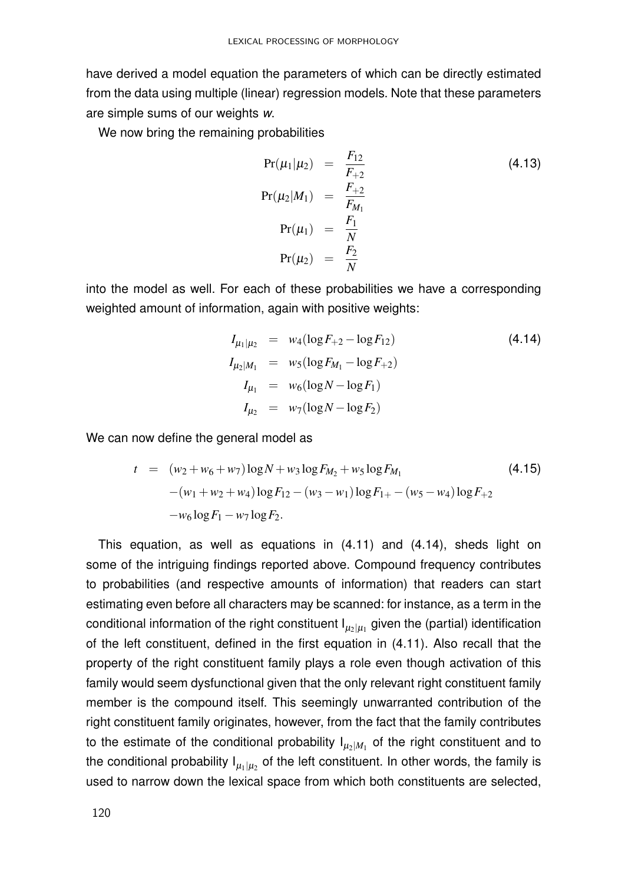have derived a model equation the parameters of which can be directly estimated from the data using multiple (linear) regression models. Note that these parameters are simple sums of our weights *w*.

We now bring the remaining probabilities

$$
\begin{aligned}
\Pr(\mu_1|\mu_2) &= \frac{F_{12}}{F_{+2}} \\
\Pr(\mu_2|M_1) &= \frac{F_{+2}}{F_{M_1}} \\
\Pr(\mu_1) &= \frac{F_1}{N} \\
\Pr(\mu_2) &= \frac{F_2}{N}
\end{aligned}
\tag{4.13}
$$

into the model as well. For each of these probabilities we have a corresponding weighted amount of information, again with positive weights:

$$
\begin{aligned}
I_{\mu_1|\mu_2} &= w_4(\log F_{+2} - \log F_{12}) \\
I_{\mu_2|M_1} &= w_5(\log F_{M_1} - \log F_{+2}) \\
I_{\mu_1} &= w_6(\log N - \log F_1) \\
I_{\mu_2} &= w_7(\log N - \log F_2)
\end{aligned}
\tag{4.14}
$$

We can now define the general model as

$$
\begin{aligned}
t \;=\; & (w_2 + w_6 + w_7)\log N + w_3 \log F_{M_2} + w_5 \log F_{M_1} \\
& -(w_1 + w_2 + w_4)\log F_{12} - (w_3 - w_1)\log F_{1+} - (w_5 - w_4)\log F_{+2} \\
& -w_6 \log F_1 - w_7 \log F_2.
\end{aligned}
\tag{4.15}
$$

This equation, as well as equations in (4.11) and (4.14), sheds light on some of the intriguing findings reported above. Compound frequency contributes to probabilities (and respective amounts of information) that readers can start estimating even before all characters may be scanned: for instance, as a term in the conditional information of the right constituent $I_{\mu_2|\mu_1}$ given the (partial) identification of the left constituent, defined in the first equation in (4.11). Also recall that the property of the right constituent family plays a role even though activation of this family would seem dysfunctional given that the only relevant right constituent family member is the compound itself. This seemingly unwarranted contribution of the right constituent family originates, however, from the fact that the family contributes to the estimate of the conditional probability $I_{\mu_2|M_1}$ of the right constituent and to the conditional probability $I_{\mu_1|\mu_2}$ of the left constituent. In other words, the family is used to narrow down the lexical space from which both constituents are selected,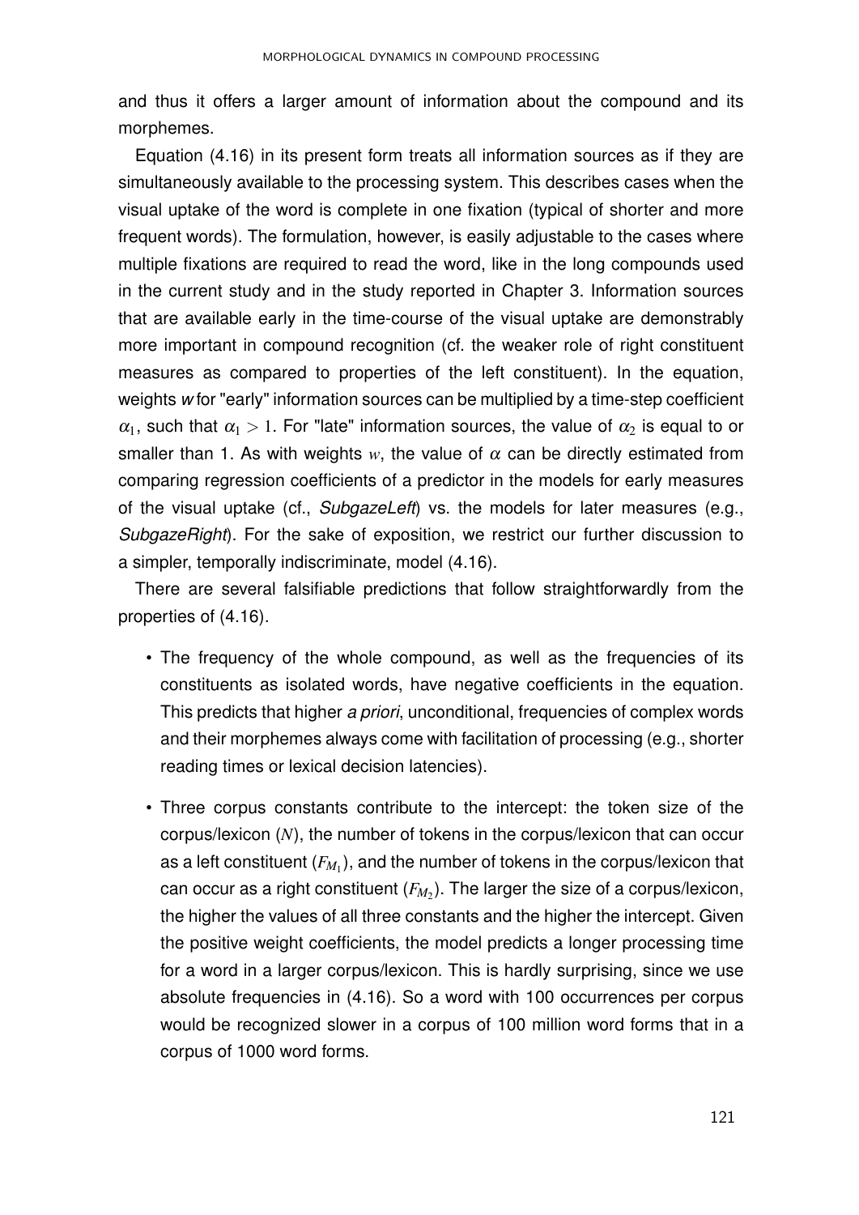and thus it offers a larger amount of information about the compound and its morphemes.

Equation (4.16) in its present form treats all information sources as if they are simultaneously available to the processing system. This describes cases when the visual uptake of the word is complete in one fixation (typical of shorter and more frequent words). The formulation, however, is easily adjustable to the cases where multiple fixations are required to read the word, like in the long compounds used in the current study and in the study reported in Chapter 3. Information sources that are available early in the time-course of the visual uptake are demonstrably more important in compound recognition (cf. the weaker role of right constituent measures as compared to properties of the left constituent). In the equation, weights *w* for "early" information sources can be multiplied by a time-step coefficient $\alpha_1$, such that $\alpha_1 > 1$. For "late" information sources, the value of $\alpha_2$ is equal to or smaller than 1. As with weights $w$, the value of $\alpha$ can be directly estimated from comparing regression coefficients of a predictor in the models for early measures of the visual uptake (cf., *SubgazeLeft*) vs. the models for later measures (e.g., *SubgazeRight*). For the sake of exposition, we restrict our further discussion to a simpler, temporally indiscriminate, model (4.16).

There are several falsifiable predictions that follow straightforwardly from the properties of (4.16).

- The frequency of the whole compound, as well as the frequencies of its constituents as isolated words, have negative coefficients in the equation. This predicts that higher *a priori*, unconditional, frequencies of complex words and their morphemes always come with facilitation of processing (e.g., shorter reading times or lexical decision latencies).

- Three corpus constants contribute to the intercept: the token size of the corpus/lexicon ($N$), the number of tokens in the corpus/lexicon that can occur as a left constituent ($F_{M_1}$), and the number of tokens in the corpus/lexicon that can occur as a right constituent ($F_{M_2}$). The larger the size of a corpus/lexicon, the higher the values of all three constants and the higher the intercept. Given the positive weight coefficients, the model predicts a longer processing time for a word in a larger corpus/lexicon. This is hardly surprising, since we use absolute frequencies in (4.16). So a word with 100 occurrences per corpus would be recognized slower in a corpus of 100 million word forms that in a corpus of 1000 word forms.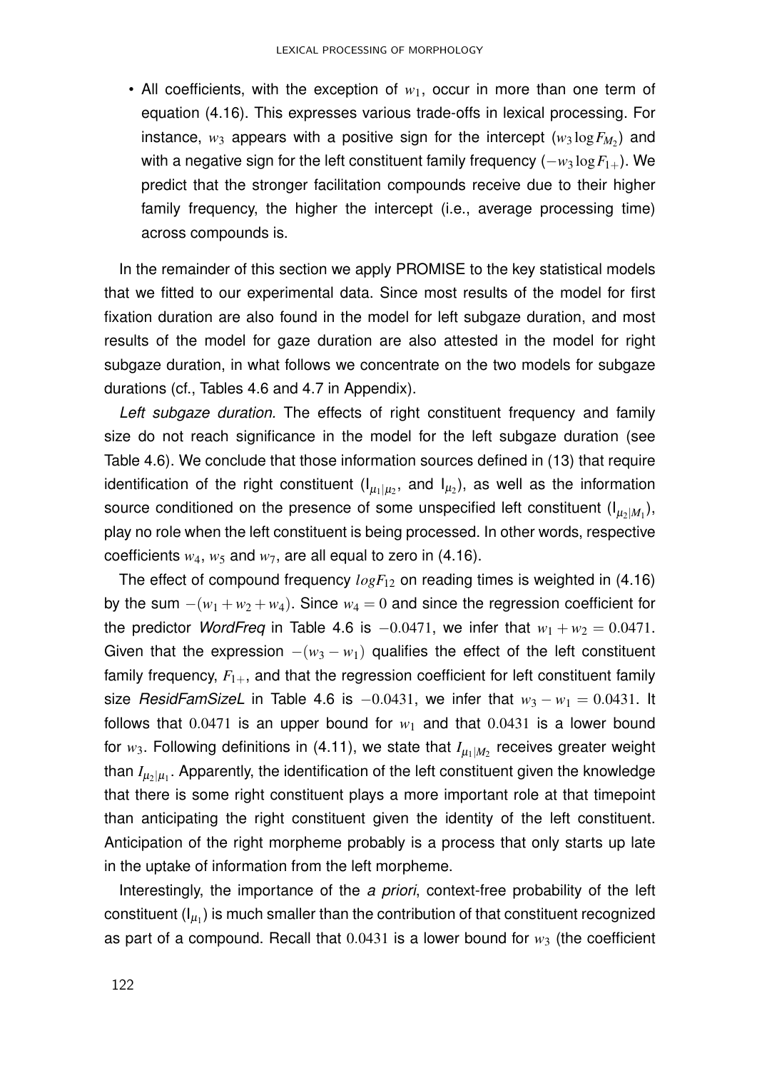- All coefficients, with the exception of $w_1$, occur in more than one term of equation (4.16). This expresses various trade-offs in lexical processing. For instance, $w_3$ appears with a positive sign for the intercept ($w_3 \log F_{M_2}$) and with a negative sign for the left constituent family frequency ($-w_3 \log F_{1+}$). We predict that the stronger facilitation compounds receive due to their higher family frequency, the higher the intercept (i.e., average processing time) across compounds is.

In the remainder of this section we apply PROMISE to the key statistical models that we fitted to our experimental data. Since most results of the model for first fixation duration are also found in the model for left subgaze duration, and most results of the model for gaze duration are also attested in the model for right subgaze duration, in what follows we concentrate on the two models for subgaze durations (cf., Tables 4.6 and 4.7 in Appendix).

*Left subgaze duration*. The effects of right constituent frequency and family size do not reach significance in the model for the left subgaze duration (see Table 4.6). We conclude that those information sources defined in (13) that require identification of the right constituent ($I_{\mu_1|\mu_2}$, and $I_{\mu_2}$), as well as the information source conditioned on the presence of some unspecified left constituent ($I_{\mu_2|M_1}$), play no role when the left constituent is being processed. In other words, respective coefficients $w_4$, $w_5$ and $w_7$, are all equal to zero in (4.16).

The effect of compound frequency $logF_{12}$ on reading times is weighted in (4.16) by the sum $-(w_1 + w_2 + w_4)$. Since $w_4 = 0$ and since the regression coefficient for the predictor *WordFreq* in Table 4.6 is $-0.0471$, we infer that $w_1 + w_2 = 0.0471$. Given that the expression $-(w_3 - w_1)$ qualifies the effect of the left constituent family frequency, $F_{1+}$, and that the regression coefficient for left constituent family size *ResidFamSizeL* in Table 4.6 is $-0.0431$, we infer that $w_3 - w_1 = 0.0431$. It follows that $0.0471$ is an upper bound for $w_1$ and that $0.0431$ is a lower bound for $w_3$. Following definitions in (4.11), we state that $I_{\mu_1|M_2}$ receives greater weight than $I_{\mu_2|\mu_1}$. Apparently, the identification of the left constituent given the knowledge that there is some right constituent plays a more important role at that timepoint than anticipating the right constituent given the identity of the left constituent. Anticipation of the right morpheme probably is a process that only starts up late in the uptake of information from the left morpheme.

Interestingly, the importance of the *a priori*, context-free probability of the left constituent ($I_{\mu_1}$) is much smaller than the contribution of that constituent recognized as part of a compound. Recall that $0.0431$ is a lower bound for $w_3$ (the coefficient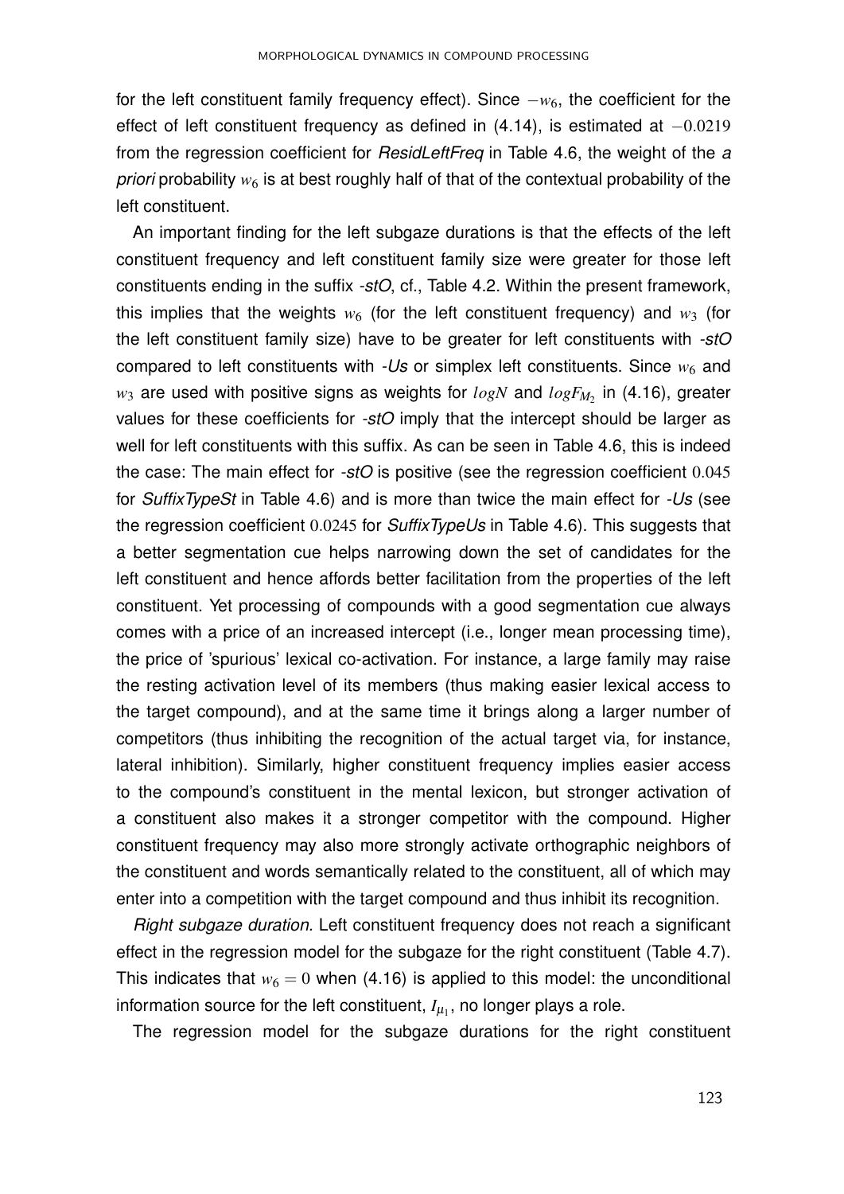for the left constituent family frequency effect). Since $-w_6$, the coefficient for the effect of left constituent frequency as defined in (4.14), is estimated at $-0.0219$ from the regression coefficient for *ResidLeftFreq* in Table 4.6, the weight of the *a priori* probability $w_6$ is at best roughly half of that of the contextual probability of the left constituent.

An important finding for the left subgaze durations is that the effects of the left constituent frequency and left constituent family size were greater for those left constituents ending in the suffix *-stO*, cf., Table 4.2. Within the present framework, this implies that the weights $w_6$ (for the left constituent frequency) and $w_3$ (for the left constituent family size) have to be greater for left constituents with *-stO* compared to left constituents with *-Us* or simplex left constituents. Since $w_6$ and $w_3$ are used with positive signs as weights for $logN$ and $logF_{M_2}$ in (4.16), greater values for these coefficients for *-stO* imply that the intercept should be larger as well for left constituents with this suffix. As can be seen in Table 4.6, this is indeed the case: The main effect for *-stO* is positive (see the regression coefficient $0.045$ for *SuffixTypeSt* in Table 4.6) and is more than twice the main effect for *-Us* (see the regression coefficient $0.0245$ for *SuffixTypeUs* in Table 4.6). This suggests that a better segmentation cue helps narrowing down the set of candidates for the left constituent and hence affords better facilitation from the properties of the left constituent. Yet processing of compounds with a good segmentation cue always comes with a price of an increased intercept (i.e., longer mean processing time), the price of 'spurious' lexical co-activation. For instance, a large family may raise the resting activation level of its members (thus making easier lexical access to the target compound), and at the same time it brings along a larger number of competitors (thus inhibiting the recognition of the actual target via, for instance, lateral inhibition). Similarly, higher constituent frequency implies easier access to the compound's constituent in the mental lexicon, but stronger activation of a constituent also makes it a stronger competitor with the compound. Higher constituent frequency may also more strongly activate orthographic neighbors of the constituent and words semantically related to the constituent, all of which may enter into a competition with the target compound and thus inhibit its recognition.

*Right subgaze duration.* Left constituent frequency does not reach a significant effect in the regression model for the subgaze for the right constituent (Table 4.7). This indicates that $w_6 = 0$ when (4.16) is applied to this model: the unconditional information source for the left constituent, $I_{\mu_1}$, no longer plays a role.

The regression model for the subgaze durations for the right constituent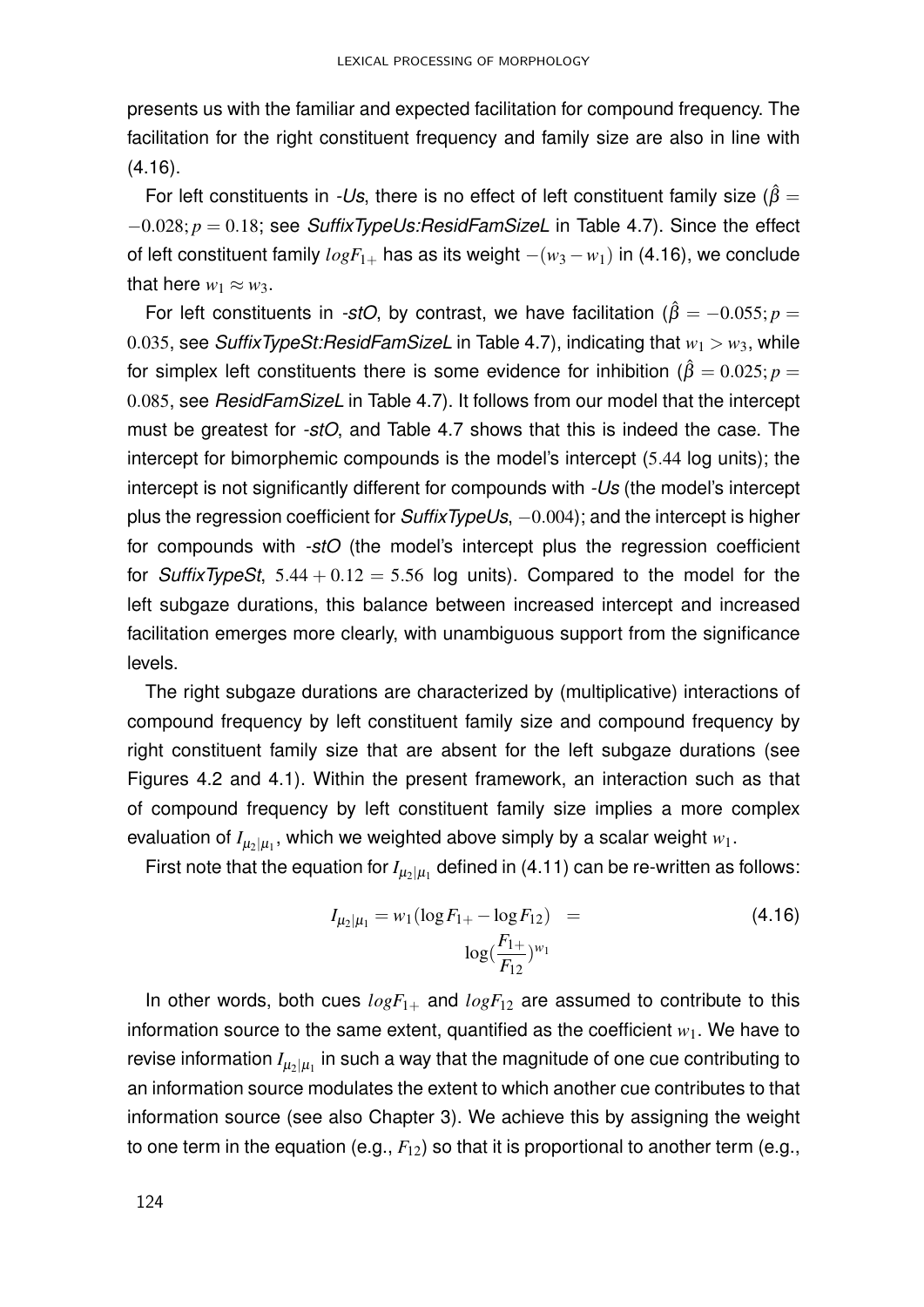presents us with the familiar and expected facilitation for compound frequency. The facilitation for the right constituent frequency and family size are also in line with (4.16).

For left constituents in *-Us*, there is no effect of left constituent family size ($\hat{\beta} = -0.028; p = 0.18$; see *SuffixTypeUs:ResidFamSizeL* in Table 4.7). Since the effect of left constituent family $logF_{1+}$ has as its weight $-(w_3 - w_1)$ in (4.16), we conclude that here $w_1 \approx w_3$.

For left constituents in *-stO*, by contrast, we have facilitation ($\hat{\beta} = -0.055; p = 0.035$, see *SuffixTypeSt:ResidFamSizeL* in Table 4.7), indicating that $w_1 > w_3$, while for simplex left constituents there is some evidence for inhibition ($\hat{\beta} = 0.025; p = 0.085$, see *ResidFamSizeL* in Table 4.7). It follows from our model that the intercept must be greatest for *-stO*, and Table 4.7 shows that this is indeed the case. The intercept for bimorphemic compounds is the model's intercept ($5.44$ log units); the intercept is not significantly different for compounds with *-Us* (the model's intercept plus the regression coefficient for *SuffixTypeUs*, $-0.004$); and the intercept is higher for compounds with *-stO* (the model's intercept plus the regression coefficient for *SuffixTypeSt*, $5.44 + 0.12 = 5.56$ log units). Compared to the model for the left subgaze durations, this balance between increased intercept and increased facilitation emerges more clearly, with unambiguous support from the significance levels.

The right subgaze durations are characterized by (multiplicative) interactions of compound frequency by left constituent family size and compound frequency by right constituent family size that are absent for the left subgaze durations (see Figures 4.2 and 4.1). Within the present framework, an interaction such as that of compound frequency by left constituent family size implies a more complex evaluation of $I_{\mu_2|\mu_1}$, which we weighted above simply by a scalar weight $w_1$.

First note that the equation for $I_{\mu_2|\mu_1}$ defined in (4.11) can be re-written as follows:

$$I_{\mu_2|\mu_1} = w_1(\log F_{1+} - \log F_{12}) = \log(\frac{F_{1+}}{F_{12}})^{w_1} \qquad (4.16)$$

In other words, both cues $logF_{1+}$ and $logF_{12}$ are assumed to contribute to this information source to the same extent, quantified as the coefficient $w_1$. We have to revise information $I_{\mu_2|\mu_1}$ in such a way that the magnitude of one cue contributing to an information source modulates the extent to which another cue contributes to that information source (see also Chapter 3). We achieve this by assigning the weight to one term in the equation (e.g., $F_{12}$) so that it is proportional to another term (e.g.,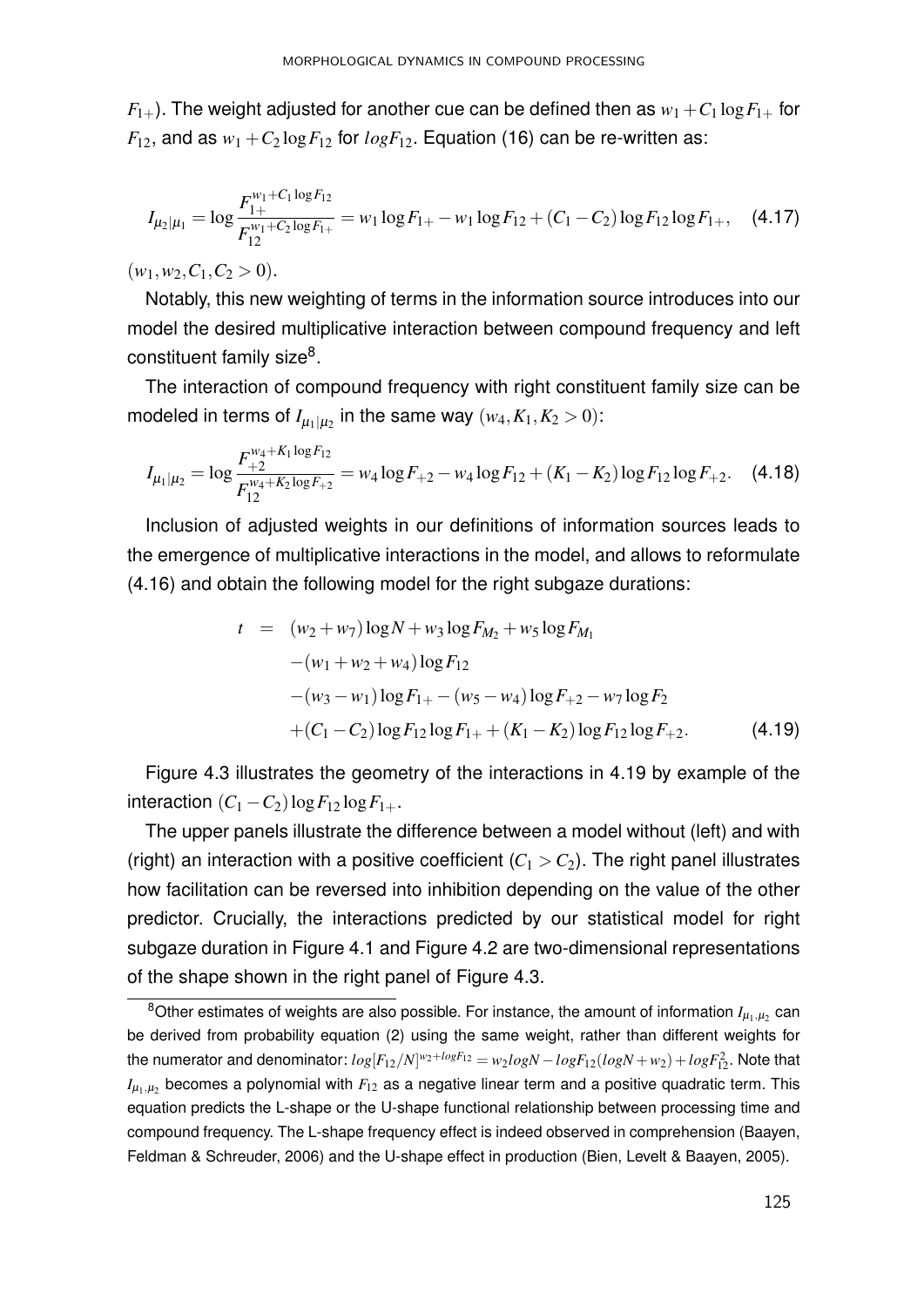$F_{1+}$). The weight adjusted for another cue can be defined then as $w_1 + C_1 \log F_{1+}$ for $F_{12}$, and as $w_1 + C_2 \log F_{12}$ for $log F_{12}$. Equation (16) can be re-written as:

$$I_{\mu_2|\mu_1} = \log \frac{F_{1+}^{w_1 + C_1 \log F_{12}}}{F_{12}^{w_1 + C_2 \log F_{1+}}} = w_1 \log F_{1+} - w_1 \log F_{12} + (C_1 - C_2) \log F_{12} \log F_{1+}, \quad (4.17)$$

$(w_1, w_2, C_1, C_2 > 0)$.

Notably, this new weighting of terms in the information source introduces into our model the desired multiplicative interaction between compound frequency and left constituent family size[8].

The interaction of compound frequency with right constituent family size can be modeled in terms of $I_{\mu_1|\mu_2}$ in the same way $(w_4, K_1, K_2 > 0)$:

$$I_{\mu_1|\mu_2} = \log \frac{F_{+2}^{w_4 + K_1 \log F_{12}}}{F_{12}^{w_4 + K_2 \log F_{+2}}} = w_4 \log F_{+2} - w_4 \log F_{12} + (K_1 - K_2) \log F_{12} \log F_{+2}. \quad (4.18)$$

Inclusion of adjusted weights in our definitions of information sources leads to the emergence of multiplicative interactions in the model, and allows to reformulate (4.16) and obtain the following model for the right subgaze durations:

$$\begin{aligned} t &= (w_2 + w_7) \log N + w_3 \log F_{M_2} + w_5 \log F_{M_1} \\ &\quad - (w_1 + w_2 + w_4) \log F_{12} \\ &\quad - (w_3 - w_1) \log F_{1+} - (w_5 - w_4) \log F_{+2} - w_7 \log F_2 \\ &\quad + (C_1 - C_2) \log F_{12} \log F_{1+} + (K_1 - K_2) \log F_{12} \log F_{+2}. \end{aligned} \quad (4.19)$$

Figure 4.3 illustrates the geometry of the interactions in 4.19 by example of the interaction $(C_1 - C_2) \log F_{12} \log F_{1+}$.

The upper panels illustrate the difference between a model without (left) and with (right) an interaction with a positive coefficient ($C_1 > C_2$). The right panel illustrates how facilitation can be reversed into inhibition depending on the value of the other predictor. Crucially, the interactions predicted by our statistical model for right subgaze duration in Figure 4.1 and Figure 4.2 are two-dimensional representations of the shape shown in the right panel of Figure 4.3.

---

[8] Other estimates of weights are also possible. For instance, the amount of information $I_{\mu_1,\mu_2}$ can be derived from probability equation (2) using the same weight, rather than different weights for the numerator and denominator: $log[F_{12}/N]^{w_2 + log F_{12}} = w_2 log N - log F_{12}(log N + w_2) + log F_{12}^2$. Note that $I_{\mu_1,\mu_2}$ becomes a polynomial with $F_{12}$ as a negative linear term and a positive quadratic term. This equation predicts the L-shape or the U-shape functional relationship between processing time and compound frequency. The L-shape frequency effect is indeed observed in comprehension (Baayen, Feldman & Schreuder, 2006) and the U-shape effect in production (Bien, Levelt & Baayen, 2005).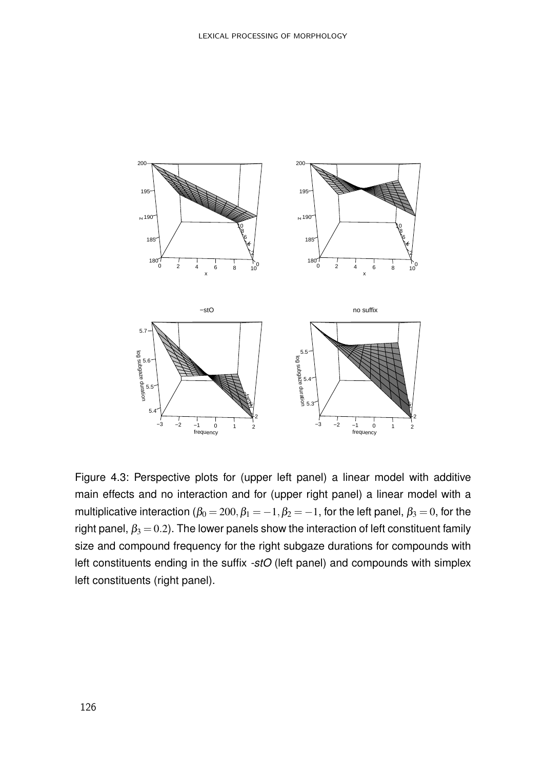Figure 4.3: Perspective plots for (upper left panel) a linear model with additive main effects and no interaction and for (upper right panel) a linear model with a multiplicative interaction ($\beta_0 = 200, \beta_1 = -1, \beta_2 = -1$, for the left panel, $\beta_3 = 0$, for the right panel, $\beta_3 = 0.2$). The lower panels show the interaction of left constituent family size and compound frequency for the right subgaze durations for compounds with left constituents ending in the suffix *-stO* (left panel) and compounds with simplex left constituents (right panel).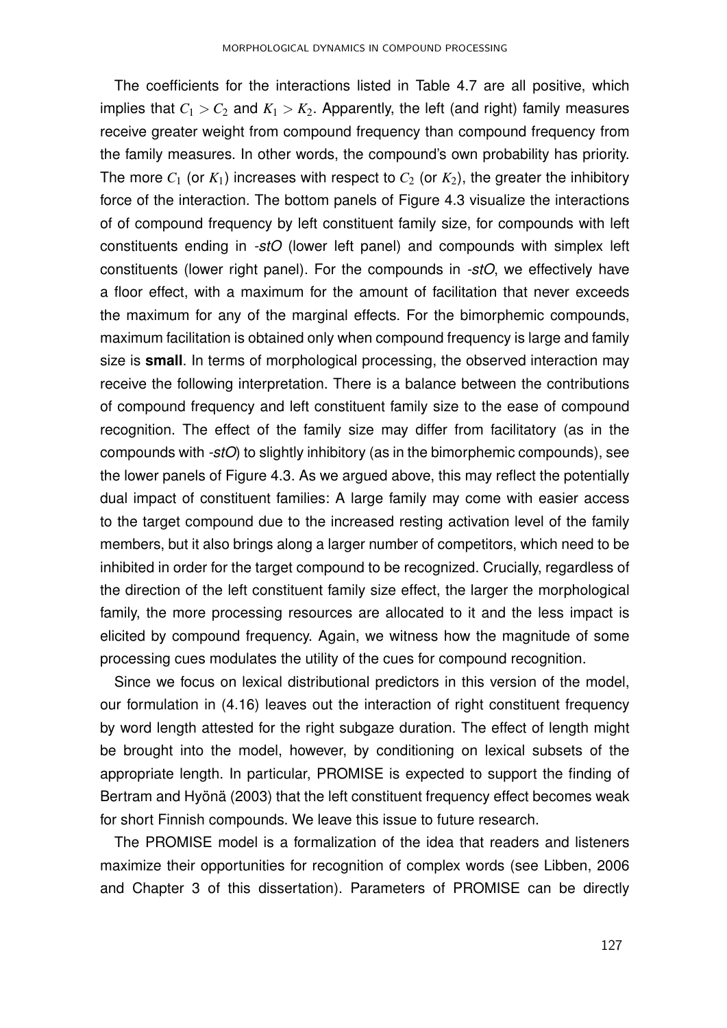The coefficients for the interactions listed in Table 4.7 are all positive, which implies that $C_1 > C_2$ and $K_1 > K_2$. Apparently, the left (and right) family measures receive greater weight from compound frequency than compound frequency from the family measures. In other words, the compound's own probability has priority. The more $C_1$ (or $K_1$) increases with respect to $C_2$ (or $K_2$), the greater the inhibitory force of the interaction. The bottom panels of Figure 4.3 visualize the interactions of of compound frequency by left constituent family size, for compounds with left constituents ending in *-stO* (lower left panel) and compounds with simplex left constituents (lower right panel). For the compounds in *-stO*, we effectively have a floor effect, with a maximum for the amount of facilitation that never exceeds the maximum for any of the marginal effects. For the bimorphemic compounds, maximum facilitation is obtained only when compound frequency is large and family size is **small**. In terms of morphological processing, the observed interaction may receive the following interpretation. There is a balance between the contributions of compound frequency and left constituent family size to the ease of compound recognition. The effect of the family size may differ from facilitatory (as in the compounds with *-stO*) to slightly inhibitory (as in the bimorphemic compounds), see the lower panels of Figure 4.3. As we argued above, this may reflect the potentially dual impact of constituent families: A large family may come with easier access to the target compound due to the increased resting activation level of the family members, but it also brings along a larger number of competitors, which need to be inhibited in order for the target compound to be recognized. Crucially, regardless of the direction of the left constituent family size effect, the larger the morphological family, the more processing resources are allocated to it and the less impact is elicited by compound frequency. Again, we witness how the magnitude of some processing cues modulates the utility of the cues for compound recognition.

Since we focus on lexical distributional predictors in this version of the model, our formulation in (4.16) leaves out the interaction of right constituent frequency by word length attested for the right subgaze duration. The effect of length might be brought into the model, however, by conditioning on lexical subsets of the appropriate length. In particular, PROMISE is expected to support the finding of Bertram and Hyönä (2003) that the left constituent frequency effect becomes weak for short Finnish compounds. We leave this issue to future research.

The PROMISE model is a formalization of the idea that readers and listeners maximize their opportunities for recognition of complex words (see Libben, 2006 and Chapter 3 of this dissertation). Parameters of PROMISE can be directly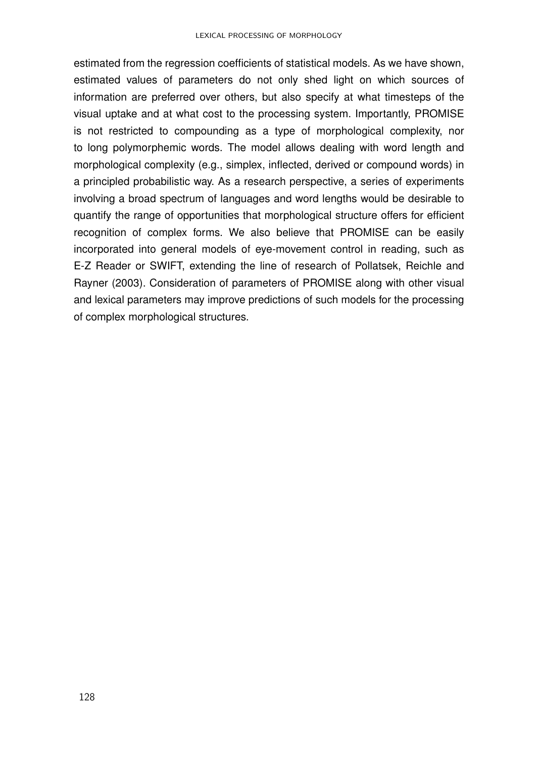estimated from the regression coefficients of statistical models. As we have shown, estimated values of parameters do not only shed light on which sources of information are preferred over others, but also specify at what timesteps of the visual uptake and at what cost to the processing system. Importantly, PROMISE is not restricted to compounding as a type of morphological complexity, nor to long polymorphemic words. The model allows dealing with word length and morphological complexity (e.g., simplex, inflected, derived or compound words) in a principled probabilistic way. As a research perspective, a series of experiments involving a broad spectrum of languages and word lengths would be desirable to quantify the range of opportunities that morphological structure offers for efficient recognition of complex forms. We also believe that PROMISE can be easily incorporated into general models of eye-movement control in reading, such as E-Z Reader or SWIFT, extending the line of research of Pollatsek, Reichle and Rayner (2003). Consideration of parameters of PROMISE along with other visual and lexical parameters may improve predictions of such models for the processing of complex morphological structures.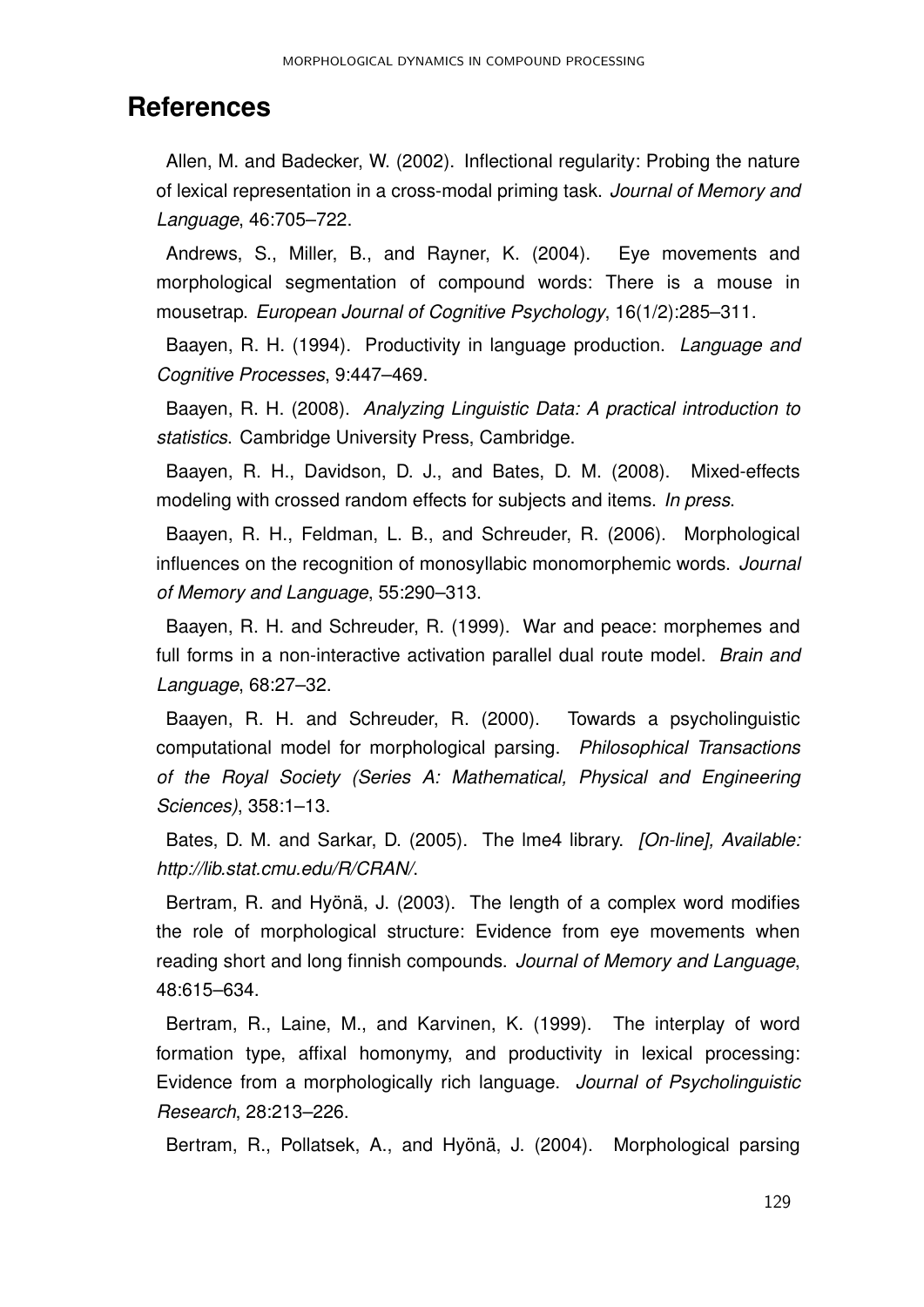# References

Allen, M. and Badecker, W. (2002). Inflectional regularity: Probing the nature of lexical representation in a cross-modal priming task. *Journal of Memory and Language*, 46:705–722.

Andrews, S., Miller, B., and Rayner, K. (2004). Eye movements and morphological segmentation of compound words: There is a mouse in mousetrap. *European Journal of Cognitive Psychology*, 16(1/2):285–311.

Baayen, R. H. (1994). Productivity in language production. *Language and Cognitive Processes*, 9:447–469.

Baayen, R. H. (2008). *Analyzing Linguistic Data: A practical introduction to statistics*. Cambridge University Press, Cambridge.

Baayen, R. H., Davidson, D. J., and Bates, D. M. (2008). Mixed-effects modeling with crossed random effects for subjects and items. *In press*.

Baayen, R. H., Feldman, L. B., and Schreuder, R. (2006). Morphological influences on the recognition of monosyllabic monomorphemic words. *Journal of Memory and Language*, 55:290–313.

Baayen, R. H. and Schreuder, R. (1999). War and peace: morphemes and full forms in a non-interactive activation parallel dual route model. *Brain and Language*, 68:27–32.

Baayen, R. H. and Schreuder, R. (2000). Towards a psycholinguistic computational model for morphological parsing. *Philosophical Transactions of the Royal Society (Series A: Mathematical, Physical and Engineering Sciences)*, 358:1–13.

Bates, D. M. and Sarkar, D. (2005). The lme4 library. *[On-line], Available: http://lib.stat.cmu.edu/R/CRAN/*.

Bertram, R. and Hyönä, J. (2003). The length of a complex word modifies the role of morphological structure: Evidence from eye movements when reading short and long finnish compounds. *Journal of Memory and Language*, 48:615–634.

Bertram, R., Laine, M., and Karvinen, K. (1999). The interplay of word formation type, affixal homonymy, and productivity in lexical processing: Evidence from a morphologically rich language. *Journal of Psycholinguistic Research*, 28:213–226.

Bertram, R., Pollatsek, A., and Hyönä, J. (2004). Morphological parsing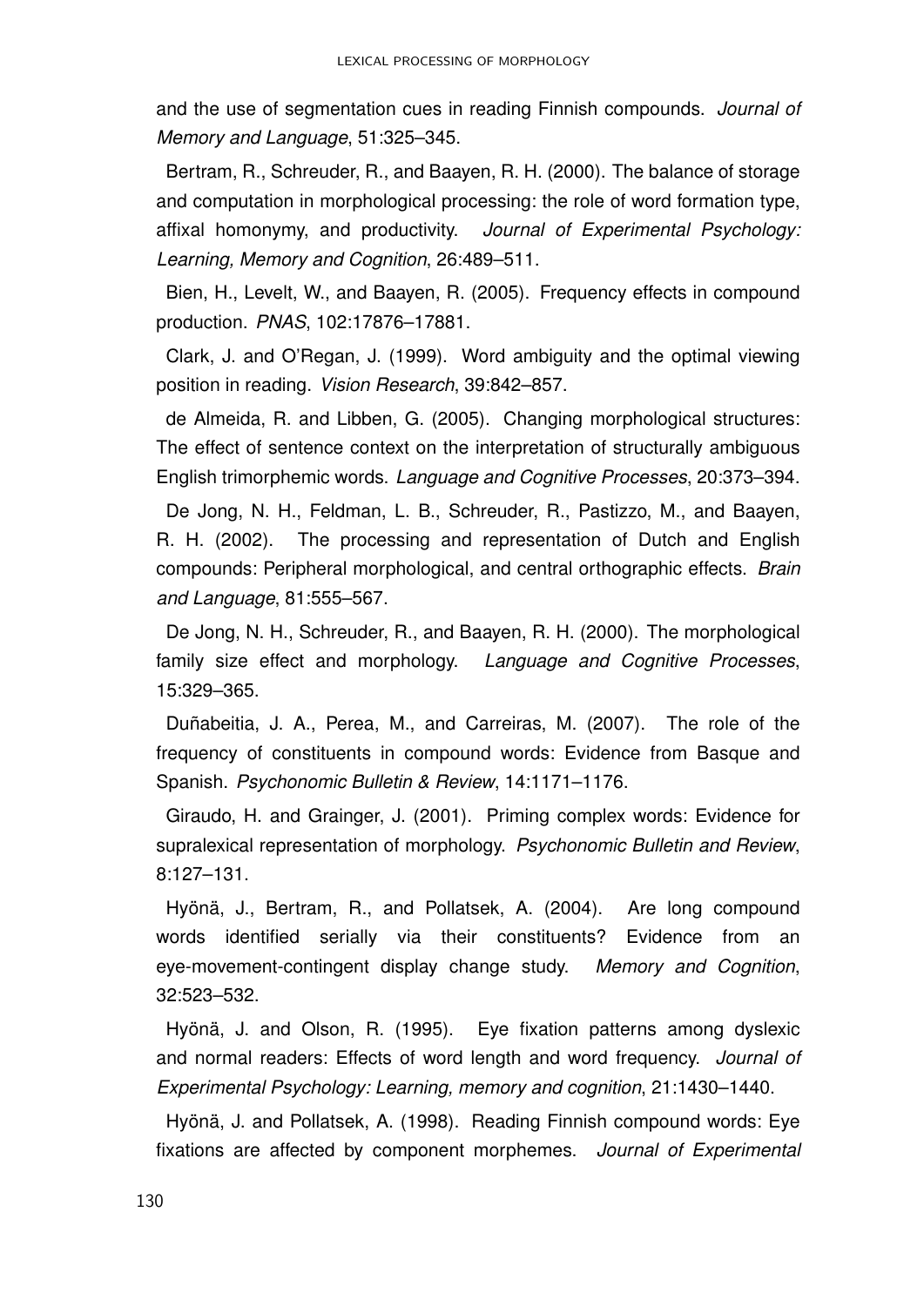and the use of segmentation cues in reading Finnish compounds. *Journal of Memory and Language*, 51:325–345.

Bertram, R., Schreuder, R., and Baayen, R. H. (2000). The balance of storage and computation in morphological processing: the role of word formation type, affixal homonymy, and productivity. *Journal of Experimental Psychology: Learning, Memory and Cognition*, 26:489–511.

Bien, H., Levelt, W., and Baayen, R. (2005). Frequency effects in compound production. *PNAS*, 102:17876–17881.

Clark, J. and O'Regan, J. (1999). Word ambiguity and the optimal viewing position in reading. *Vision Research*, 39:842–857.

de Almeida, R. and Libben, G. (2005). Changing morphological structures: The effect of sentence context on the interpretation of structurally ambiguous English trimorphemic words. *Language and Cognitive Processes*, 20:373–394.

De Jong, N. H., Feldman, L. B., Schreuder, R., Pastizzo, M., and Baayen, R. H. (2002). The processing and representation of Dutch and English compounds: Peripheral morphological, and central orthographic effects. *Brain and Language*, 81:555–567.

De Jong, N. H., Schreuder, R., and Baayen, R. H. (2000). The morphological family size effect and morphology. *Language and Cognitive Processes*, 15:329–365.

Duñabeitia, J. A., Perea, M., and Carreiras, M. (2007). The role of the frequency of constituents in compound words: Evidence from Basque and Spanish. *Psychonomic Bulletin & Review*, 14:1171–1176.

Giraudo, H. and Grainger, J. (2001). Priming complex words: Evidence for supralexical representation of morphology. *Psychonomic Bulletin and Review*, 8:127–131.

Hyönä, J., Bertram, R., and Pollatsek, A. (2004). Are long compound words identified serially via their constituents? Evidence from an eye-movement-contingent display change study. *Memory and Cognition*, 32:523–532.

Hyönä, J. and Olson, R. (1995). Eye fixation patterns among dyslexic and normal readers: Effects of word length and word frequency. *Journal of Experimental Psychology: Learning, memory and cognition*, 21:1430–1440.

Hyönä, J. and Pollatsek, A. (1998). Reading Finnish compound words: Eye fixations are affected by component morphemes. *Journal of Experimental*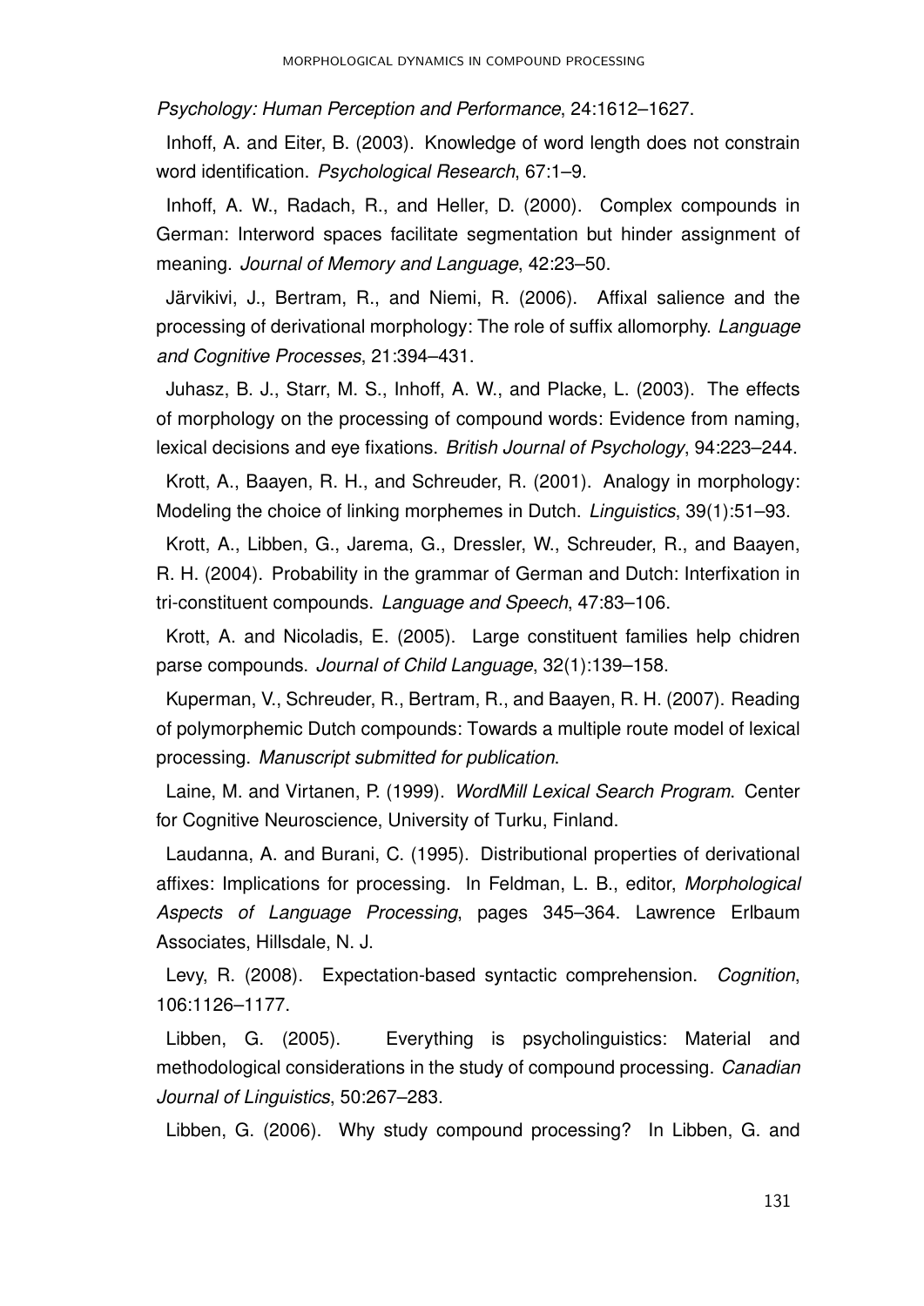*Psychology: Human Perception and Performance*, 24:1612–1627.

Inhoff, A. and Eiter, B. (2003). Knowledge of word length does not constrain word identification. *Psychological Research*, 67:1–9.

Inhoff, A. W., Radach, R., and Heller, D. (2000). Complex compounds in German: Interword spaces facilitate segmentation but hinder assignment of meaning. *Journal of Memory and Language*, 42:23–50.

Järvikivi, J., Bertram, R., and Niemi, R. (2006). Affixal salience and the processing of derivational morphology: The role of suffix allomorphy. *Language and Cognitive Processes*, 21:394–431.

Juhasz, B. J., Starr, M. S., Inhoff, A. W., and Placke, L. (2003). The effects of morphology on the processing of compound words: Evidence from naming, lexical decisions and eye fixations. *British Journal of Psychology*, 94:223–244.

Krott, A., Baayen, R. H., and Schreuder, R. (2001). Analogy in morphology: Modeling the choice of linking morphemes in Dutch. *Linguistics*, 39(1):51–93.

Krott, A., Libben, G., Jarema, G., Dressler, W., Schreuder, R., and Baayen, R. H. (2004). Probability in the grammar of German and Dutch: Interfixation in tri-constituent compounds. *Language and Speech*, 47:83–106.

Krott, A. and Nicoladis, E. (2005). Large constituent families help chidren parse compounds. *Journal of Child Language*, 32(1):139–158.

Kuperman, V., Schreuder, R., Bertram, R., and Baayen, R. H. (2007). Reading of polymorphemic Dutch compounds: Towards a multiple route model of lexical processing. *Manuscript submitted for publication*.

Laine, M. and Virtanen, P. (1999). *WordMill Lexical Search Program*. Center for Cognitive Neuroscience, University of Turku, Finland.

Laudanna, A. and Burani, C. (1995). Distributional properties of derivational affixes: Implications for processing. In Feldman, L. B., editor, *Morphological Aspects of Language Processing*, pages 345–364. Lawrence Erlbaum Associates, Hillsdale, N. J.

Levy, R. (2008). Expectation-based syntactic comprehension. *Cognition*, 106:1126–1177.

Libben, G. (2005). Everything is psycholinguistics: Material and methodological considerations in the study of compound processing. *Canadian Journal of Linguistics*, 50:267–283.

Libben, G. (2006). Why study compound processing? In Libben, G. and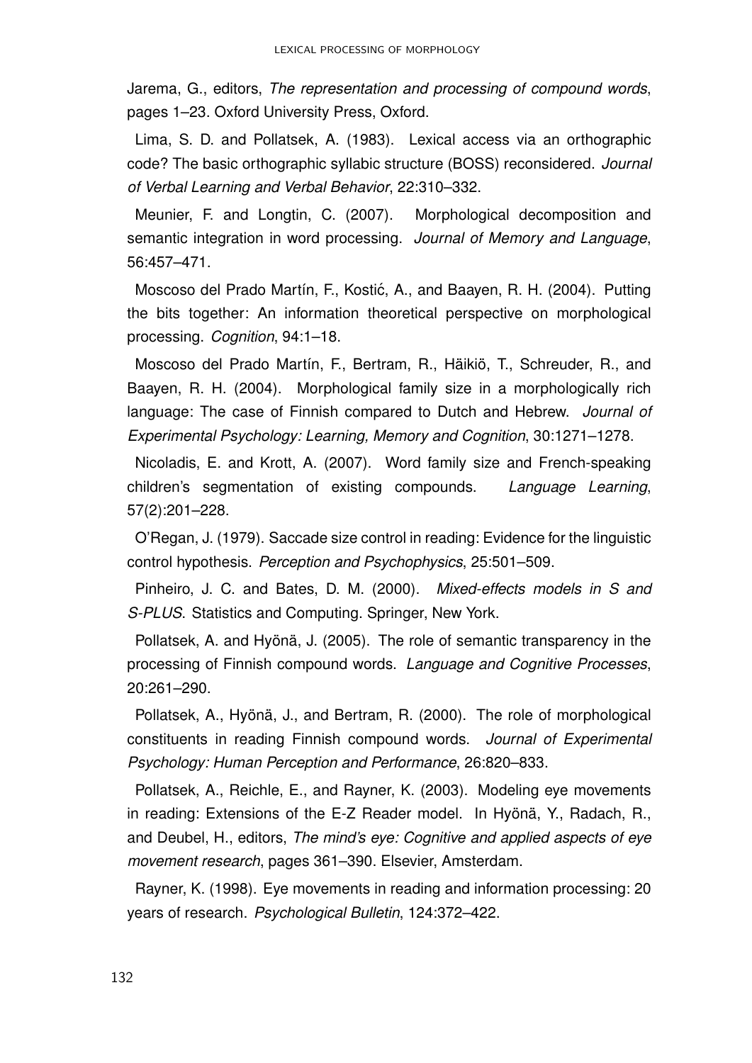Jarema, G., editors, *The representation and processing of compound words*, pages 1–23. Oxford University Press, Oxford.

Lima, S. D. and Pollatsek, A. (1983). Lexical access via an orthographic code? The basic orthographic syllabic structure (BOSS) reconsidered. *Journal of Verbal Learning and Verbal Behavior*, 22:310–332.

Meunier, F. and Longtin, C. (2007). Morphological decomposition and semantic integration in word processing. *Journal of Memory and Language*, 56:457–471.

Moscoso del Prado Martín, F., Kostić, A., and Baayen, R. H. (2004). Putting the bits together: An information theoretical perspective on morphological processing. *Cognition*, 94:1–18.

Moscoso del Prado Martín, F., Bertram, R., Häikiö, T., Schreuder, R., and Baayen, R. H. (2004). Morphological family size in a morphologically rich language: The case of Finnish compared to Dutch and Hebrew. *Journal of Experimental Psychology: Learning, Memory and Cognition*, 30:1271–1278.

Nicoladis, E. and Krott, A. (2007). Word family size and French-speaking children's segmentation of existing compounds. *Language Learning*, 57(2):201–228.

O'Regan, J. (1979). Saccade size control in reading: Evidence for the linguistic control hypothesis. *Perception and Psychophysics*, 25:501–509.

Pinheiro, J. C. and Bates, D. M. (2000). *Mixed-effects models in S and S-PLUS*. Statistics and Computing. Springer, New York.

Pollatsek, A. and Hyönä, J. (2005). The role of semantic transparency in the processing of Finnish compound words. *Language and Cognitive Processes*, 20:261–290.

Pollatsek, A., Hyönä, J., and Bertram, R. (2000). The role of morphological constituents in reading Finnish compound words. *Journal of Experimental Psychology: Human Perception and Performance*, 26:820–833.

Pollatsek, A., Reichle, E., and Rayner, K. (2003). Modeling eye movements in reading: Extensions of the E-Z Reader model. In Hyönä, Y., Radach, R., and Deubel, H., editors, *The mind's eye: Cognitive and applied aspects of eye movement research*, pages 361–390. Elsevier, Amsterdam.

Rayner, K. (1998). Eye movements in reading and information processing: 20 years of research. *Psychological Bulletin*, 124:372–422.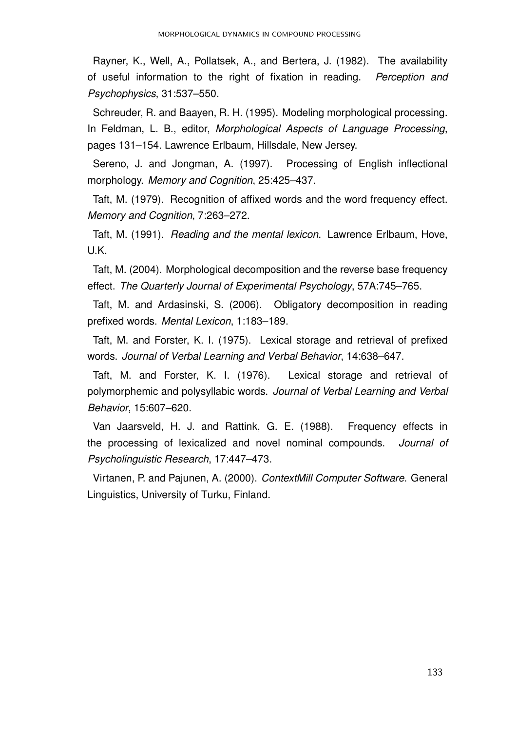Rayner, K., Well, A., Pollatsek, A., and Bertera, J. (1982). The availability of useful information to the right of fixation in reading. *Perception and Psychophysics*, 31:537–550.

Schreuder, R. and Baayen, R. H. (1995). Modeling morphological processing. In Feldman, L. B., editor, *Morphological Aspects of Language Processing*, pages 131–154. Lawrence Erlbaum, Hillsdale, New Jersey.

Sereno, J. and Jongman, A. (1997). Processing of English inflectional morphology. *Memory and Cognition*, 25:425–437.

Taft, M. (1979). Recognition of affixed words and the word frequency effect. *Memory and Cognition*, 7:263–272.

Taft, M. (1991). *Reading and the mental lexicon*. Lawrence Erlbaum, Hove, U.K.

Taft, M. (2004). Morphological decomposition and the reverse base frequency effect. *The Quarterly Journal of Experimental Psychology*, 57A:745–765.

Taft, M. and Ardasinski, S. (2006). Obligatory decomposition in reading prefixed words. *Mental Lexicon*, 1:183–189.

Taft, M. and Forster, K. I. (1975). Lexical storage and retrieval of prefixed words. *Journal of Verbal Learning and Verbal Behavior*, 14:638–647.

Taft, M. and Forster, K. I. (1976). Lexical storage and retrieval of polymorphemic and polysyllabic words. *Journal of Verbal Learning and Verbal Behavior*, 15:607–620.

Van Jaarsveld, H. J. and Rattink, G. E. (1988). Frequency effects in the processing of lexicalized and novel nominal compounds. *Journal of Psycholinguistic Research*, 17:447–473.

Virtanen, P. and Pajunen, A. (2000). *ContextMill Computer Software*. General Linguistics, University of Turku, Finland.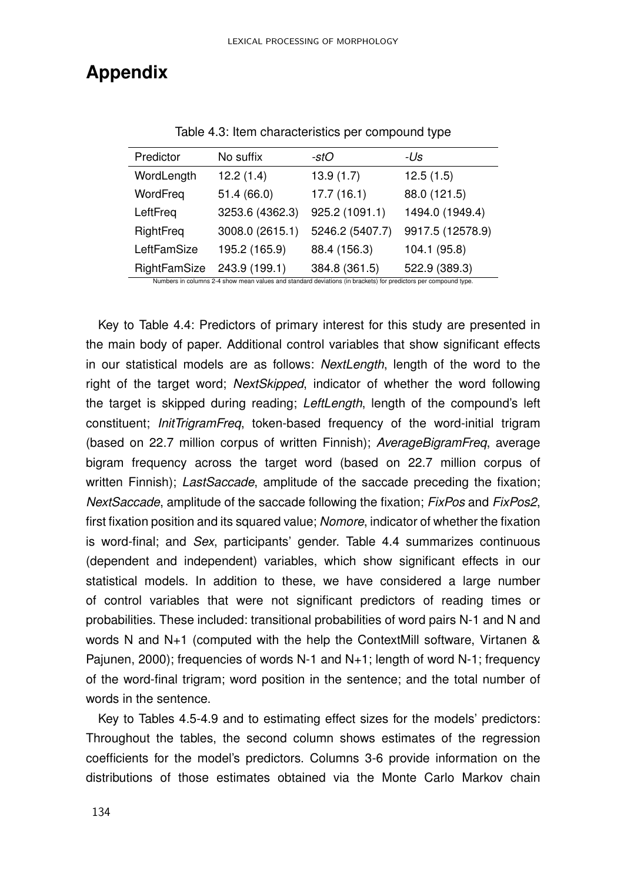# Appendix

Table 4.3: Item characteristics per compound type

| Predictor | No suffix | *-stO* | *-Us* |
|---|---|---|---|
| WordLength | 12.2 (1.4) | 13.9 (1.7) | 12.5 (1.5) |
| WordFreq | 51.4 (66.0) | 17.7 (16.1) | 88.0 (121.5) |
| LeftFreq | 3253.6 (4362.3) | 925.2 (1091.1) | 1494.0 (1949.4) |
| RightFreq | 3008.0 (2615.1) | 5246.2 (5407.7) | 9917.5 (12578.9) |
| LeftFamSize | 195.2 (165.9) | 88.4 (156.3) | 104.1 (95.8) |
| RightFamSize | 243.9 (199.1) | 384.8 (361.5) | 522.9 (389.3) |

Numbers in columns 2-4 show mean values and standard deviations (in brackets) for predictors per compound type.

Key to Table 4.4: Predictors of primary interest for this study are presented in the main body of paper. Additional control variables that show significant effects in our statistical models are as follows: *NextLength*, length of the word to the right of the target word; *NextSkipped*, indicator of whether the word following the target is skipped during reading; *LeftLength*, length of the compound's left constituent; *InitTrigramFreq*, token-based frequency of the word-initial trigram (based on 22.7 million corpus of written Finnish); *AverageBigramFreq*, average bigram frequency across the target word (based on 22.7 million corpus of written Finnish); *LastSaccade*, amplitude of the saccade preceding the fixation; *NextSaccade*, amplitude of the saccade following the fixation; *FixPos* and *FixPos2*, first fixation position and its squared value; *Nomore*, indicator of whether the fixation is word-final; and *Sex*, participants' gender. Table 4.4 summarizes continuous (dependent and independent) variables, which show significant effects in our statistical models. In addition to these, we have considered a large number of control variables that were not significant predictors of reading times or probabilities. These included: transitional probabilities of word pairs N-1 and N and words N and N+1 (computed with the help the ContextMill software, Virtanen & Pajunen, 2000); frequencies of words N-1 and N+1; length of word N-1; frequency of the word-final trigram; word position in the sentence; and the total number of words in the sentence.

Key to Tables 4.5-4.9 and to estimating effect sizes for the models' predictors: Throughout the tables, the second column shows estimates of the regression coefficients for the model's predictors. Columns 3-6 provide information on the distributions of those estimates obtained via the Monte Carlo Markov chain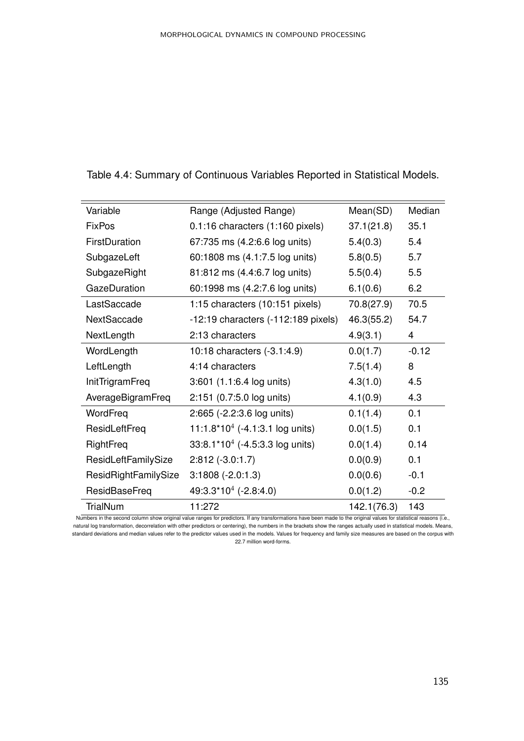Table 4.4: Summary of Continuous Variables Reported in Statistical Models.

| Variable | Range (Adjusted Range) | Mean(SD) | Median |
|---|---|---|---|
| FixPos | 0.1:16 characters (1:160 pixels) | 37.1(21.8) | 35.1 |
| FirstDuration | 67:735 ms (4.2:6.6 log units) | 5.4(0.3) | 5.4 |
| SubgazeLeft | 60:1808 ms (4.1:7.5 log units) | 5.8(0.5) | 5.7 |
| SubgazeRight | 81:812 ms (4.4:6.7 log units) | 5.5(0.4) | 5.5 |
| GazeDuration | 60:1998 ms (4.2:7.6 log units) | 6.1(0.6) | 6.2 |
| LastSaccade | 1:15 characters (10:151 pixels) | 70.8(27.9) | 70.5 |
| NextSaccade | -12:19 characters (-112:189 pixels) | 46.3(55.2) | 54.7 |
| NextLength | 2:13 characters | 4.9(3.1) | 4 |
| WordLength | 10:18 characters (-3.1:4.9) | 0.0(1.7) | -0.12 |
| LeftLength | 4:14 characters | 7.5(1.4) | 8 |
| InitTrigramFreq | 3:601 (1.1:6.4 log units) | 4.3(1.0) | 4.5 |
| AverageBigramFreq | 2:151 (0.7:5.0 log units) | 4.1(0.9) | 4.3 |
| WordFreq | 2:665 (-2.2:3.6 log units) | 0.1(1.4) | 0.1 |
| ResidLeftFreq | 11:1.8*$10^4$ (-4.1:3.1 log units) | 0.0(1.5) | 0.1 |
| RightFreq | 33:8.1*$10^4$ (-4.5:3.3 log units) | 0.0(1.4) | 0.14 |
| ResidLeftFamilySize | 2:812 (-3.0:1.7) | 0.0(0.9) | 0.1 |
| ResidRightFamilySize | 3:1808 (-2.0:1.3) | 0.0(0.6) | -0.1 |
| ResidBaseFreq | 49:3.3*$10^4$ (-2.8:4.0) | 0.0(1.2) | -0.2 |
| TrialNum | 11:272 | 142.1(76.3) | 143 |

Numbers in the second column show original value ranges for predictors. If any transformations have been made to the original values for statistical reasons (i.e., natural log transformation, decorrelation with other predictors or centering), the numbers in the brackets show the ranges actually used in statistical models. Means, standard deviations and median values refer to the predictor values used in the models. Values for frequency and family size measures are based on the corpus with 22.7 million word-forms.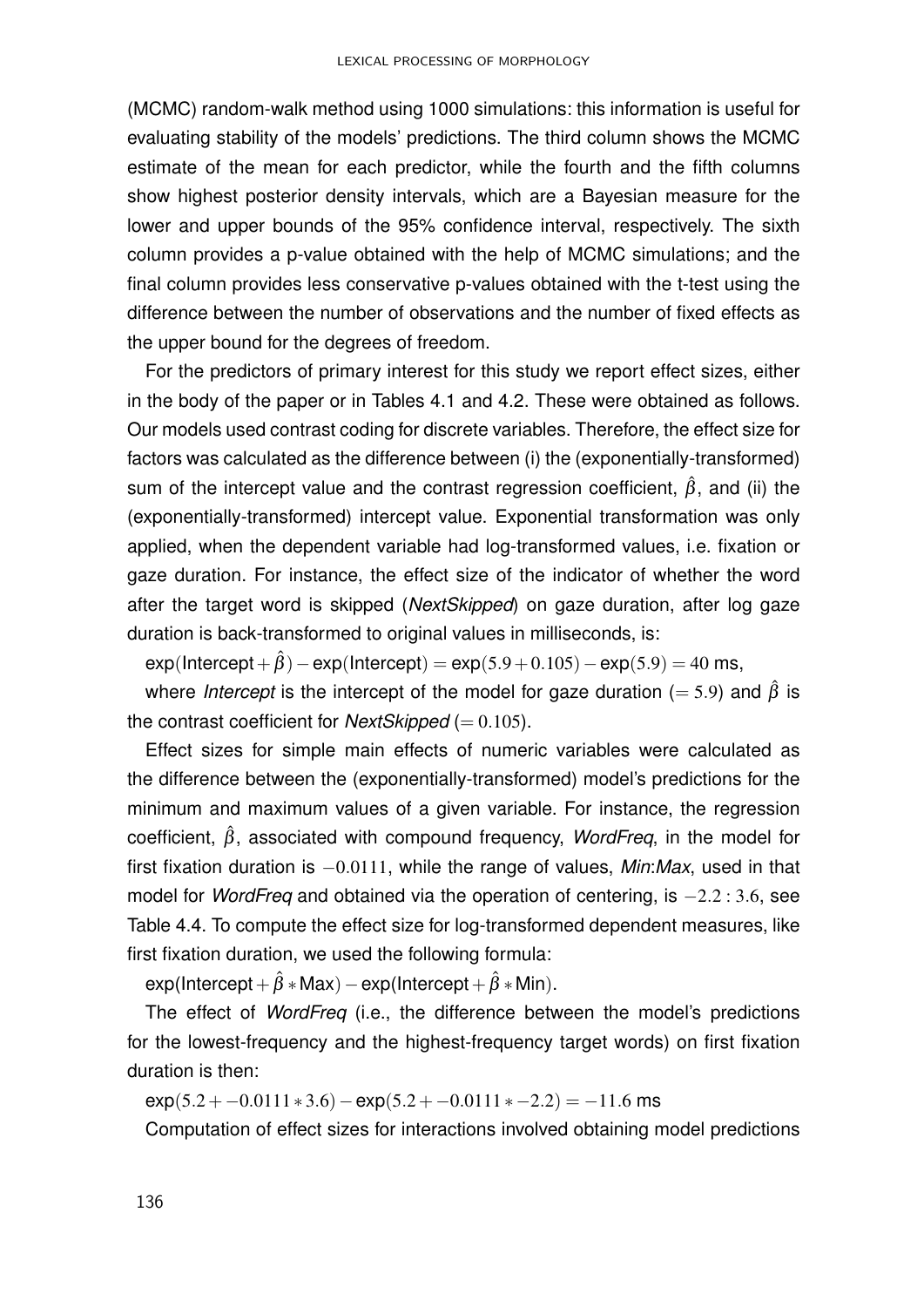(MCMC) random-walk method using 1000 simulations: this information is useful for evaluating stability of the models' predictions. The third column shows the MCMC estimate of the mean for each predictor, while the fourth and the fifth columns show highest posterior density intervals, which are a Bayesian measure for the lower and upper bounds of the 95% confidence interval, respectively. The sixth column provides a p-value obtained with the help of MCMC simulations; and the final column provides less conservative p-values obtained with the t-test using the difference between the number of observations and the number of fixed effects as the upper bound for the degrees of freedom.

For the predictors of primary interest for this study we report effect sizes, either in the body of the paper or in Tables 4.1 and 4.2. These were obtained as follows. Our models used contrast coding for discrete variables. Therefore, the effect size for factors was calculated as the difference between (i) the (exponentially-transformed) sum of the intercept value and the contrast regression coefficient, $\hat{\beta}$, and (ii) the (exponentially-transformed) intercept value. Exponential transformation was only applied, when the dependent variable had log-transformed values, i.e. fixation or gaze duration. For instance, the effect size of the indicator of whether the word after the target word is skipped (*NextSkipped*) on gaze duration, after log gaze duration is back-transformed to original values in milliseconds, is:

$\exp(\text{Intercept} + \hat{\beta}) - \exp(\text{Intercept}) = \exp(5.9 + 0.105) - \exp(5.9) = 40$ ms,

where *Intercept* is the intercept of the model for gaze duration ($= 5.9$) and $\hat{\beta}$ is the contrast coefficient for *NextSkipped* ($= 0.105$).

Effect sizes for simple main effects of numeric variables were calculated as the difference between the (exponentially-transformed) model's predictions for the minimum and maximum values of a given variable. For instance, the regression coefficient, $\hat{\beta}$, associated with compound frequency, *WordFreq*, in the model for first fixation duration is $-0.0111$, while the range of values, *Min*:*Max*, used in that model for *WordFreq* and obtained via the operation of centering, is $-2.2:3.6$, see Table 4.4. To compute the effect size for log-transformed dependent measures, like first fixation duration, we used the following formula:

$\exp(\text{Intercept} + \hat{\beta} * \text{Max}) - \exp(\text{Intercept} + \hat{\beta} * \text{Min})$.

The effect of *WordFreq* (i.e., the difference between the model's predictions for the lowest-frequency and the highest-frequency target words) on first fixation duration is then:

$\exp(5.2 + -0.0111 * 3.6) - \exp(5.2 + -0.0111 * -2.2) = -11.6$ ms

Computation of effect sizes for interactions involved obtaining model predictions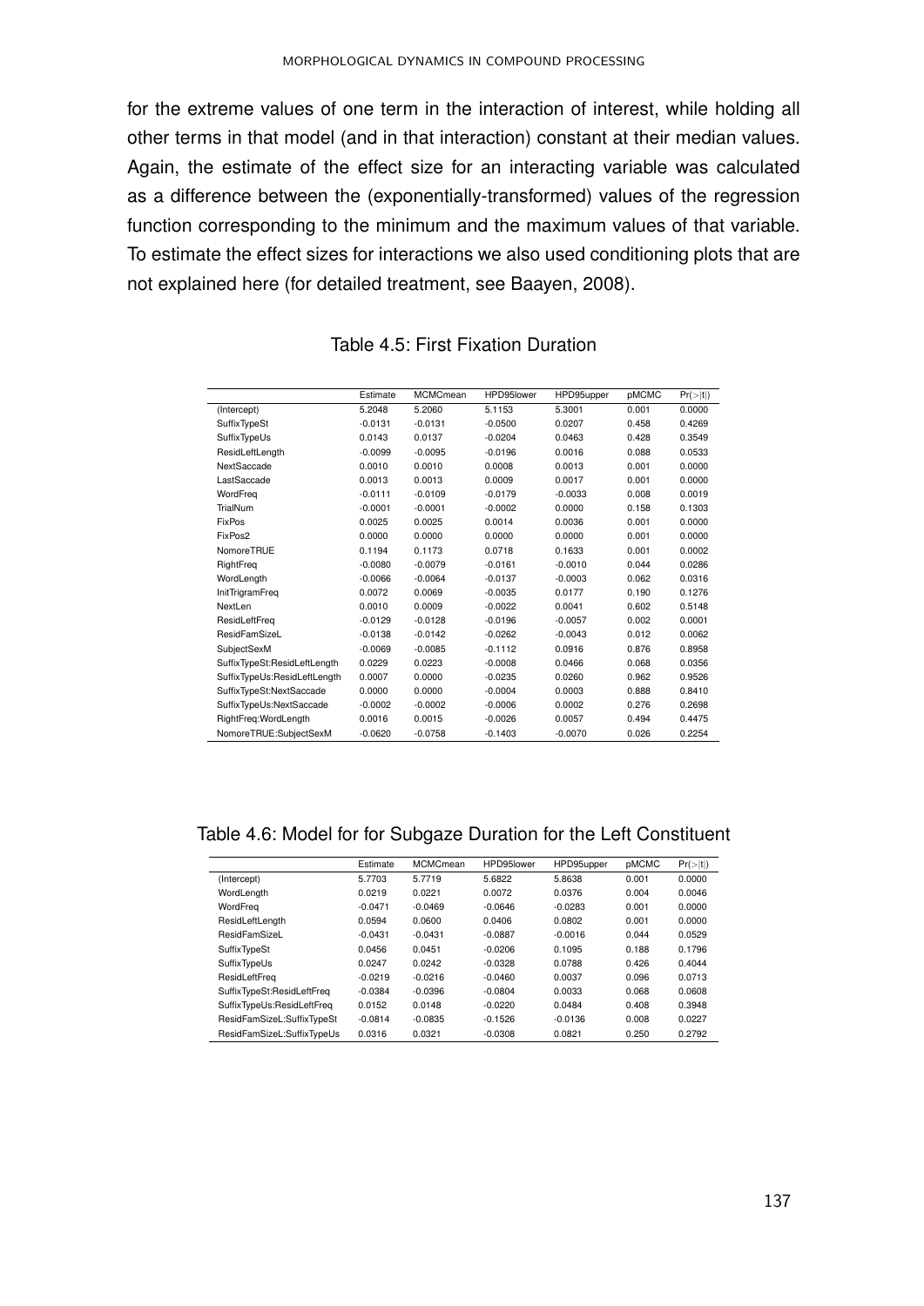for the extreme values of one term in the interaction of interest, while holding all other terms in that model (and in that interaction) constant at their median values. Again, the estimate of the effect size for an interacting variable was calculated as a difference between the (exponentially-transformed) values of the regression function corresponding to the minimum and the maximum values of that variable. To estimate the effect sizes for interactions we also used conditioning plots that are not explained here (for detailed treatment, see Baayen, 2008).

Table 4.5: First Fixation Duration

| | Estimate | MCMCmean | HPD95lower | HPD95upper | pMCMC | Pr(>\|t\|) |
|---|---|---|---|---|---|---|
| (Intercept) | 5.2048 | 5.2060 | 5.1153 | 5.3001 | 0.001 | 0.0000 |
| SuffixTypeSt | -0.0131 | -0.0131 | -0.0500 | 0.0207 | 0.458 | 0.4269 |
| SuffixTypeUs | 0.0143 | 0.0137 | -0.0204 | 0.0463 | 0.428 | 0.3549 |
| ResidLeftLength | -0.0099 | -0.0095 | -0.0196 | 0.0016 | 0.088 | 0.0533 |
| NextSaccade | 0.0010 | 0.0010 | 0.0008 | 0.0013 | 0.001 | 0.0000 |
| LastSaccade | 0.0013 | 0.0013 | 0.0009 | 0.0017 | 0.001 | 0.0000 |
| WordFreq | -0.0111 | -0.0109 | -0.0179 | -0.0033 | 0.008 | 0.0019 |
| TrialNum | -0.0001 | -0.0001 | -0.0002 | 0.0000 | 0.158 | 0.1303 |
| FixPos | 0.0025 | 0.0025 | 0.0014 | 0.0036 | 0.001 | 0.0000 |
| FixPos2 | 0.0000 | 0.0000 | 0.0000 | 0.0000 | 0.001 | 0.0000 |
| NomoreTRUE | 0.1194 | 0.1173 | 0.0718 | 0.1633 | 0.001 | 0.0002 |
| RightFreq | -0.0080 | -0.0079 | -0.0161 | -0.0010 | 0.044 | 0.0286 |
| WordLength | -0.0066 | -0.0064 | -0.0137 | -0.0003 | 0.062 | 0.0316 |
| InitTrigramFreq | 0.0072 | 0.0069 | -0.0035 | 0.0177 | 0.190 | 0.1276 |
| NextLen | 0.0010 | 0.0009 | -0.0022 | 0.0041 | 0.602 | 0.5148 |
| ResidLeftFreq | -0.0129 | -0.0128 | -0.0196 | -0.0057 | 0.002 | 0.0001 |
| ResidFamSizeL | -0.0138 | -0.0142 | -0.0262 | -0.0043 | 0.012 | 0.0062 |
| SubjectSexM | -0.0069 | -0.0085 | -0.1112 | 0.0916 | 0.876 | 0.8958 |
| SuffixTypeSt:ResidLeftLength | 0.0229 | 0.0223 | -0.0008 | 0.0466 | 0.068 | 0.0356 |
| SuffixTypeUs:ResidLeftLength | 0.0007 | 0.0000 | -0.0235 | 0.0260 | 0.962 | 0.9526 |
| SuffixTypeSt:NextSaccade | 0.0000 | 0.0000 | -0.0004 | 0.0003 | 0.888 | 0.8410 |
| SuffixTypeUs:NextSaccade | -0.0002 | -0.0002 | -0.0006 | 0.0002 | 0.276 | 0.2698 |
| RightFreq:WordLength | 0.0016 | 0.0015 | -0.0026 | 0.0057 | 0.494 | 0.4475 |
| NomoreTRUE:SubjectSexM | -0.0620 | -0.0758 | -0.1403 | -0.0070 | 0.026 | 0.2254 |

Table 4.6: Model for for Subgaze Duration for the Left Constituent

| | Estimate | MCMCmean | HPD95lower | HPD95upper | pMCMC | Pr(>\|t\|) |
|---|---|---|---|---|---|---|
| (Intercept) | 5.7703 | 5.7719 | 5.6822 | 5.8638 | 0.001 | 0.0000 |
| WordLength | 0.0219 | 0.0221 | 0.0072 | 0.0376 | 0.004 | 0.0046 |
| WordFreq | -0.0471 | -0.0469 | -0.0646 | -0.0283 | 0.001 | 0.0000 |
| ResidLeftLength | 0.0594 | 0.0600 | 0.0406 | 0.0802 | 0.001 | 0.0000 |
| ResidFamSizeL | -0.0431 | -0.0431 | -0.0887 | -0.0016 | 0.044 | 0.0529 |
| SuffixTypeSt | 0.0456 | 0.0451 | -0.0206 | 0.1095 | 0.188 | 0.1796 |
| SuffixTypeUs | 0.0247 | 0.0242 | -0.0328 | 0.0788 | 0.426 | 0.4044 |
| ResidLeftFreq | -0.0219 | -0.0216 | -0.0460 | 0.0037 | 0.096 | 0.0713 |
| SuffixTypeSt:ResidLeftFreq | -0.0384 | -0.0396 | -0.0804 | 0.0033 | 0.068 | 0.0608 |
| SuffixTypeUs:ResidLeftFreq | 0.0152 | 0.0148 | -0.0220 | 0.0484 | 0.408 | 0.3948 |
| ResidFamSizeL:SuffixTypeSt | -0.0814 | -0.0835 | -0.1526 | -0.0136 | 0.008 | 0.0227 |
| ResidFamSizeL:SuffixTypeUs | 0.0316 | 0.0321 | -0.0308 | 0.0821 | 0.250 | 0.2792 |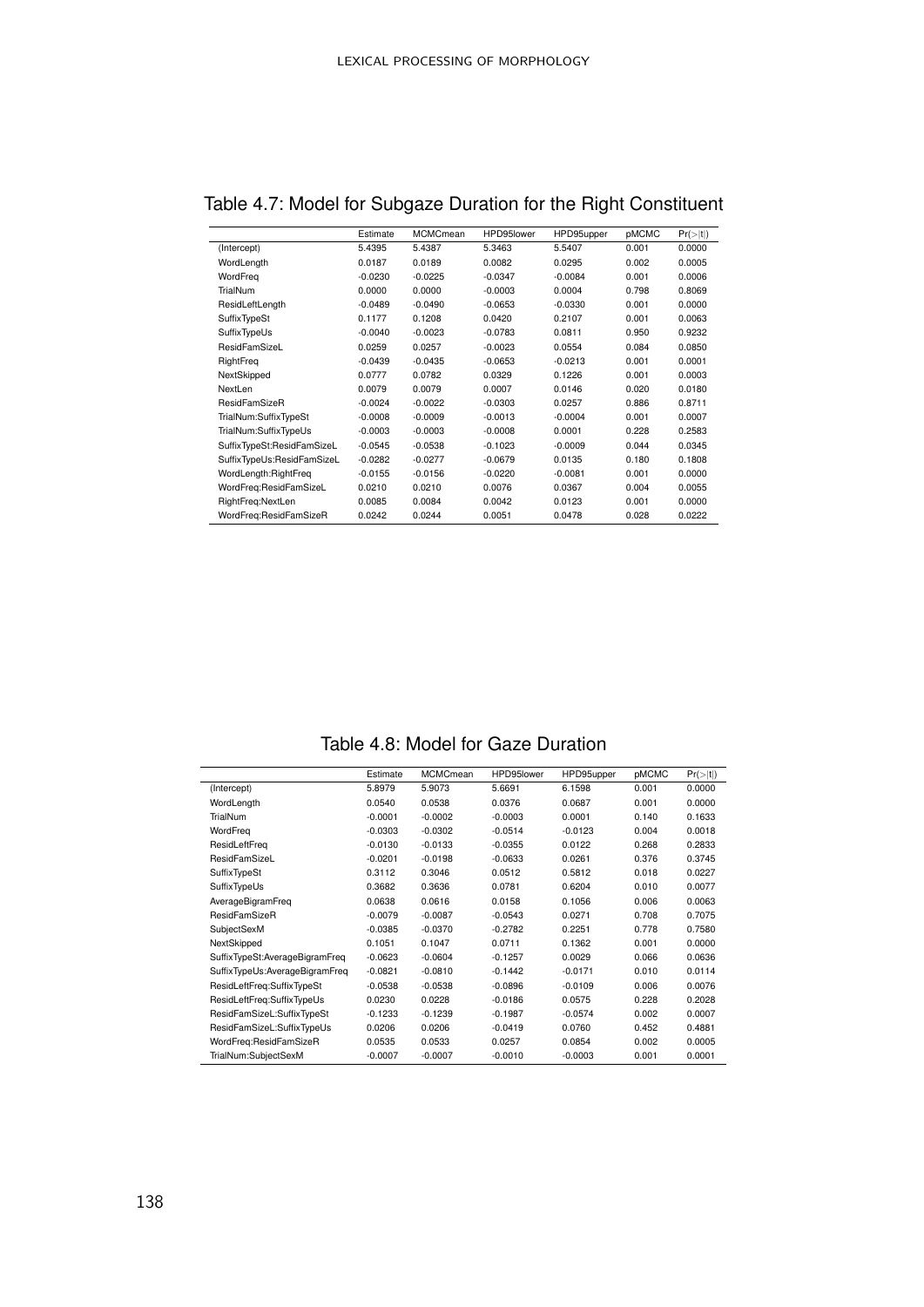Table 4.7: Model for Subgaze Duration for the Right Constituent

| | Estimate | MCMCmean | HPD95lower | HPD95upper | pMCMC | Pr(>\|t\|) |
|---|---|---|---|---|---|---|
| (Intercept) | 5.4395 | 5.4387 | 5.3463 | 5.5407 | 0.001 | 0.0000 |
| WordLength | 0.0187 | 0.0189 | 0.0082 | 0.0295 | 0.002 | 0.0005 |
| WordFreq | -0.0230 | -0.0225 | -0.0347 | -0.0084 | 0.001 | 0.0006 |
| TrialNum | 0.0000 | 0.0000 | -0.0003 | 0.0004 | 0.798 | 0.8069 |
| ResidLeftLength | -0.0489 | -0.0490 | -0.0653 | -0.0330 | 0.001 | 0.0000 |
| SuffixTypeSt | 0.1177 | 0.1208 | 0.0420 | 0.2107 | 0.001 | 0.0063 |
| SuffixTypeUs | -0.0040 | -0.0023 | -0.0783 | 0.0811 | 0.950 | 0.9232 |
| ResidFamSizeL | 0.0259 | 0.0257 | -0.0023 | 0.0554 | 0.084 | 0.0850 |
| RightFreq | -0.0439 | -0.0435 | -0.0653 | -0.0213 | 0.001 | 0.0001 |
| NextSkipped | 0.0777 | 0.0782 | 0.0329 | 0.1226 | 0.001 | 0.0003 |
| NextLen | 0.0079 | 0.0079 | 0.0007 | 0.0146 | 0.020 | 0.0180 |
| ResidFamSizeR | -0.0024 | -0.0022 | -0.0303 | 0.0257 | 0.886 | 0.8711 |
| TrialNum:SuffixTypeSt | -0.0008 | -0.0009 | -0.0013 | -0.0004 | 0.001 | 0.0007 |
| TrialNum:SuffixTypeUs | -0.0003 | -0.0003 | -0.0008 | 0.0001 | 0.228 | 0.2583 |
| SuffixTypeSt:ResidFamSizeL | -0.0545 | -0.0538 | -0.1023 | -0.0009 | 0.044 | 0.0345 |
| SuffixTypeUs:ResidFamSizeL | -0.0282 | -0.0277 | -0.0679 | 0.0135 | 0.180 | 0.1808 |
| WordLength:RightFreq | -0.0155 | -0.0156 | -0.0220 | -0.0081 | 0.001 | 0.0000 |
| WordFreq:ResidFamSizeL | 0.0210 | 0.0210 | 0.0076 | 0.0367 | 0.004 | 0.0055 |
| RightFreq:NextLen | 0.0085 | 0.0084 | 0.0042 | 0.0123 | 0.001 | 0.0000 |
| WordFreq:ResidFamSizeR | 0.0242 | 0.0244 | 0.0051 | 0.0478 | 0.028 | 0.0222 |

Table 4.8: Model for Gaze Duration

| | Estimate | MCMCmean | HPD95lower | HPD95upper | pMCMC | Pr(>\|t\|) |
|---|---|---|---|---|---|---|
| (Intercept) | 5.8979 | 5.9073 | 5.6691 | 6.1598 | 0.001 | 0.0000 |
| WordLength | 0.0540 | 0.0538 | 0.0376 | 0.0687 | 0.001 | 0.0000 |
| TrialNum | -0.0001 | -0.0002 | -0.0003 | 0.0001 | 0.140 | 0.1633 |
| WordFreq | -0.0303 | -0.0302 | -0.0514 | -0.0123 | 0.004 | 0.0018 |
| ResidLeftFreq | -0.0130 | -0.0133 | -0.0355 | 0.0122 | 0.268 | 0.2833 |
| ResidFamSizeL | -0.0201 | -0.0198 | -0.0633 | 0.0261 | 0.376 | 0.3745 |
| SuffixTypeSt | 0.3112 | 0.3046 | 0.0512 | 0.5812 | 0.018 | 0.0227 |
| SuffixTypeUs | 0.3682 | 0.3636 | 0.0781 | 0.6204 | 0.010 | 0.0077 |
| AverageBigramFreq | 0.0638 | 0.0616 | 0.0158 | 0.1056 | 0.006 | 0.0063 |
| ResidFamSizeR | -0.0079 | -0.0087 | -0.0543 | 0.0271 | 0.708 | 0.7075 |
| SubjectSexM | -0.0385 | -0.0370 | -0.2782 | 0.2251 | 0.778 | 0.7580 |
| NextSkipped | 0.1051 | 0.1047 | 0.0711 | 0.1362 | 0.001 | 0.0000 |
| SuffixTypeSt:AverageBigramFreq | -0.0623 | -0.0604 | -0.1257 | 0.0029 | 0.066 | 0.0636 |
| SuffixTypeUs:AverageBigramFreq | -0.0821 | -0.0810 | -0.1442 | -0.0171 | 0.010 | 0.0114 |
| ResidLeftFreq:SuffixTypeSt | -0.0538 | -0.0538 | -0.0896 | -0.0109 | 0.006 | 0.0076 |
| ResidLeftFreq:SuffixTypeUs | 0.0230 | 0.0228 | -0.0186 | 0.0575 | 0.228 | 0.2028 |
| ResidFamSizeL:SuffixTypeSt | -0.1233 | -0.1239 | -0.1987 | -0.0574 | 0.002 | 0.0007 |
| ResidFamSizeL:SuffixTypeUs | 0.0206 | 0.0206 | -0.0419 | 0.0760 | 0.452 | 0.4881 |
| WordFreq:ResidFamSizeR | 0.0535 | 0.0533 | 0.0257 | 0.0854 | 0.002 | 0.0005 |
| TrialNum:SubjectSexM | -0.0007 | -0.0007 | -0.0010 | -0.0003 | 0.001 | 0.0001 |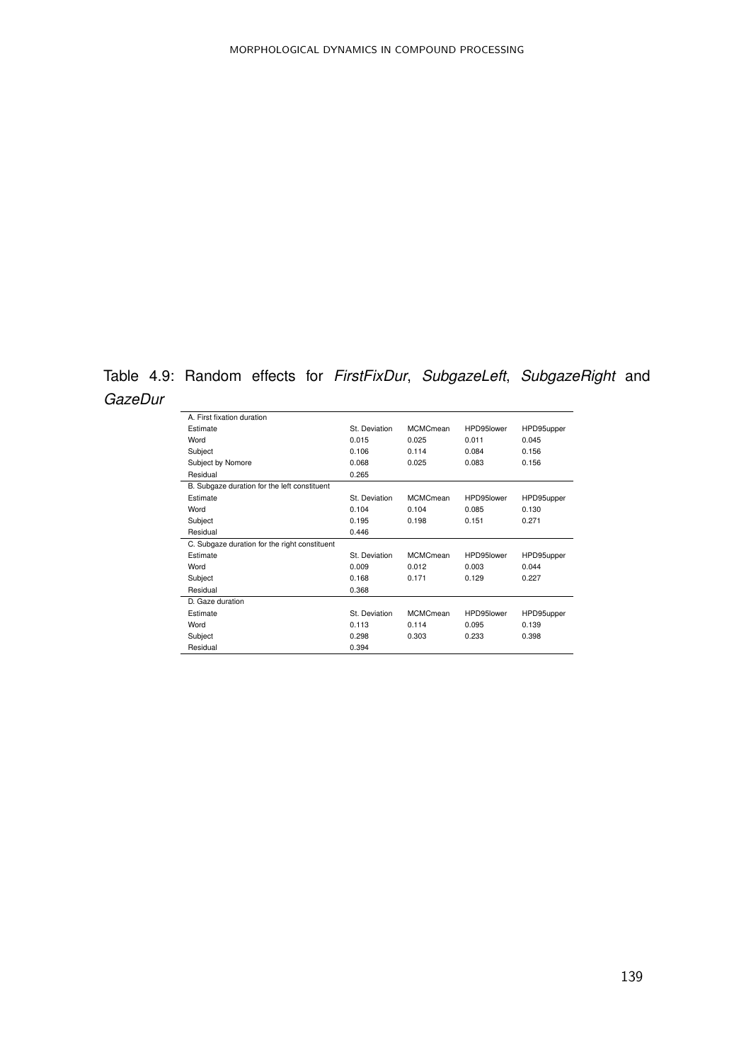Table 4.9: Random effects for *FirstFixDur*, *SubgazeLeft*, *SubgazeRight* and *GazeDur*

| A. First fixation duration | | | | |
|---|---|---|---|---|
| Estimate | St. Deviation | MCMCmean | HPD95lower | HPD95upper |
| Word | 0.015 | 0.025 | 0.011 | 0.045 |
| Subject | 0.106 | 0.114 | 0.084 | 0.156 |
| Subject by Nomore | 0.068 | 0.025 | 0.083 | 0.156 |
| Residual | 0.265 | | | |
| **B. Subgaze duration for the left constituent** | | | | |
| Estimate | St. Deviation | MCMCmean | HPD95lower | HPD95upper |
| Word | 0.104 | 0.104 | 0.085 | 0.130 |
| Subject | 0.195 | 0.198 | 0.151 | 0.271 |
| Residual | 0.446 | | | |
| **C. Subgaze duration for the right constituent** | | | | |
| Estimate | St. Deviation | MCMCmean | HPD95lower | HPD95upper |
| Word | 0.009 | 0.012 | 0.003 | 0.044 |
| Subject | 0.168 | 0.171 | 0.129 | 0.227 |
| Residual | 0.368 | | | |
| **D. Gaze duration** | | | | |
| Estimate | St. Deviation | MCMCmean | HPD95lower | HPD95upper |
| Word | 0.113 | 0.114 | 0.095 | 0.139 |
| Subject | 0.298 | 0.303 | 0.233 | 0.398 |
| Residual | 0.394 | | | |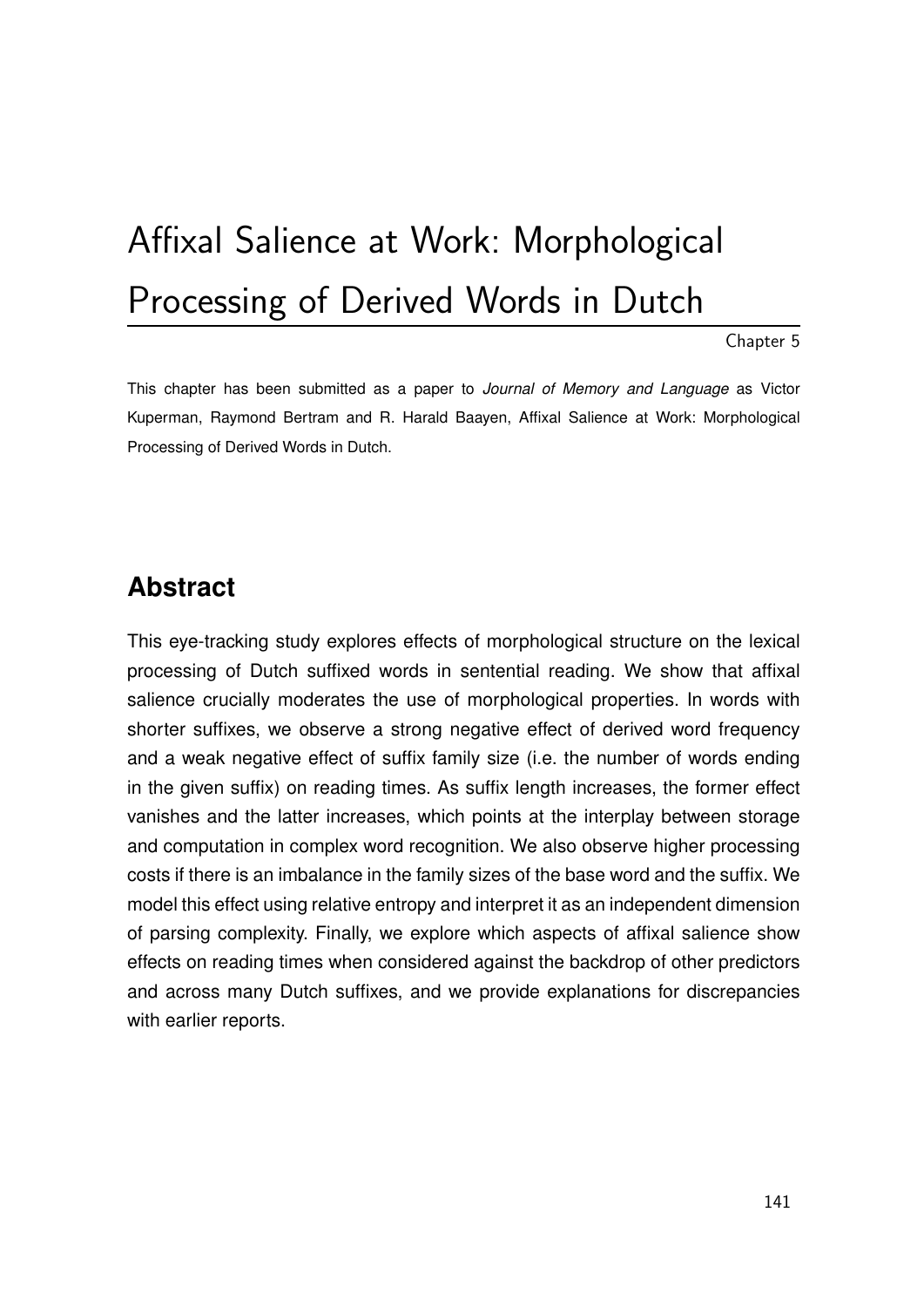# Affixal Salience at Work: Morphological Processing of Derived Words in Dutch

Chapter 5

This chapter has been submitted as a paper to *Journal of Memory and Language* as Victor Kuperman, Raymond Bertram and R. Harald Baayen, Affixal Salience at Work: Morphological Processing of Derived Words in Dutch.

## Abstract

This eye-tracking study explores effects of morphological structure on the lexical processing of Dutch suffixed words in sentential reading. We show that affixal salience crucially moderates the use of morphological properties. In words with shorter suffixes, we observe a strong negative effect of derived word frequency and a weak negative effect of suffix family size (i.e. the number of words ending in the given suffix) on reading times. As suffix length increases, the former effect vanishes and the latter increases, which points at the interplay between storage and computation in complex word recognition. We also observe higher processing costs if there is an imbalance in the family sizes of the base word and the suffix. We model this effect using relative entropy and interpret it as an independent dimension of parsing complexity. Finally, we explore which aspects of affixal salience show effects on reading times when considered against the backdrop of other predictors and across many Dutch suffixes, and we provide explanations for discrepancies with earlier reports.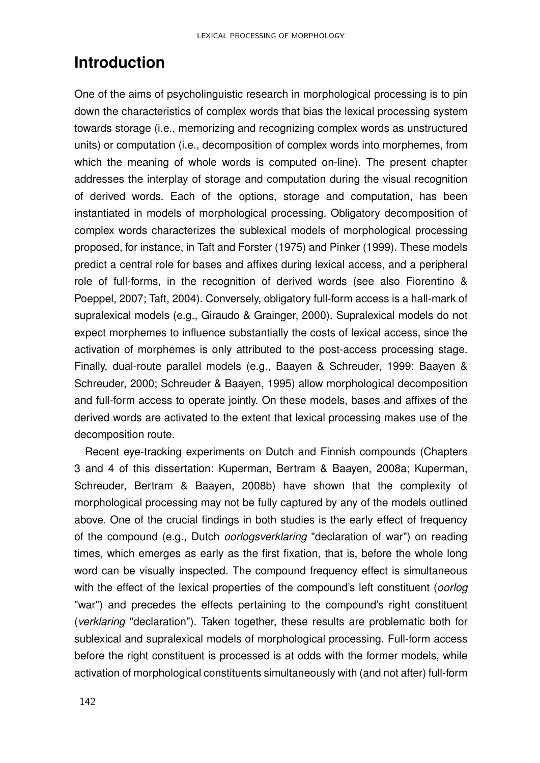# Introduction

One of the aims of psycholinguistic research in morphological processing is to pin down the characteristics of complex words that bias the lexical processing system towards storage (i.e., memorizing and recognizing complex words as unstructured units) or computation (i.e., decomposition of complex words into morphemes, from which the meaning of whole words is computed on-line). The present chapter addresses the interplay of storage and computation during the visual recognition of derived words. Each of the options, storage and computation, has been instantiated in models of morphological processing. Obligatory decomposition of complex words characterizes the sublexical models of morphological processing proposed, for instance, in Taft and Forster (1975) and Pinker (1999). These models predict a central role for bases and affixes during lexical access, and a peripheral role of full-forms, in the recognition of derived words (see also Fiorentino & Poeppel, 2007; Taft, 2004). Conversely, obligatory full-form access is a hall-mark of supralexical models (e.g., Giraudo & Grainger, 2000). Supralexical models do not expect morphemes to influence substantially the costs of lexical access, since the activation of morphemes is only attributed to the post-access processing stage. Finally, dual-route parallel models (e.g., Baayen & Schreuder, 1999; Baayen & Schreuder, 2000; Schreuder & Baayen, 1995) allow morphological decomposition and full-form access to operate jointly. On these models, bases and affixes of the derived words are activated to the extent that lexical processing makes use of the decomposition route.

Recent eye-tracking experiments on Dutch and Finnish compounds (Chapters 3 and 4 of this dissertation: Kuperman, Bertram & Baayen, 2008a; Kuperman, Schreuder, Bertram & Baayen, 2008b) have shown that the complexity of morphological processing may not be fully captured by any of the models outlined above. One of the crucial findings in both studies is the early effect of frequency of the compound (e.g., Dutch *oorlogsverklaring* "declaration of war") on reading times, which emerges as early as the first fixation, that is, before the whole long word can be visually inspected. The compound frequency effect is simultaneous with the effect of the lexical properties of the compound's left constituent (*oorlog* "war") and precedes the effects pertaining to the compound's right constituent (*verklaring* "declaration"). Taken together, these results are problematic both for sublexical and supralexical models of morphological processing. Full-form access before the right constituent is processed is at odds with the former models, while activation of morphological constituents simultaneously with (and not after) full-form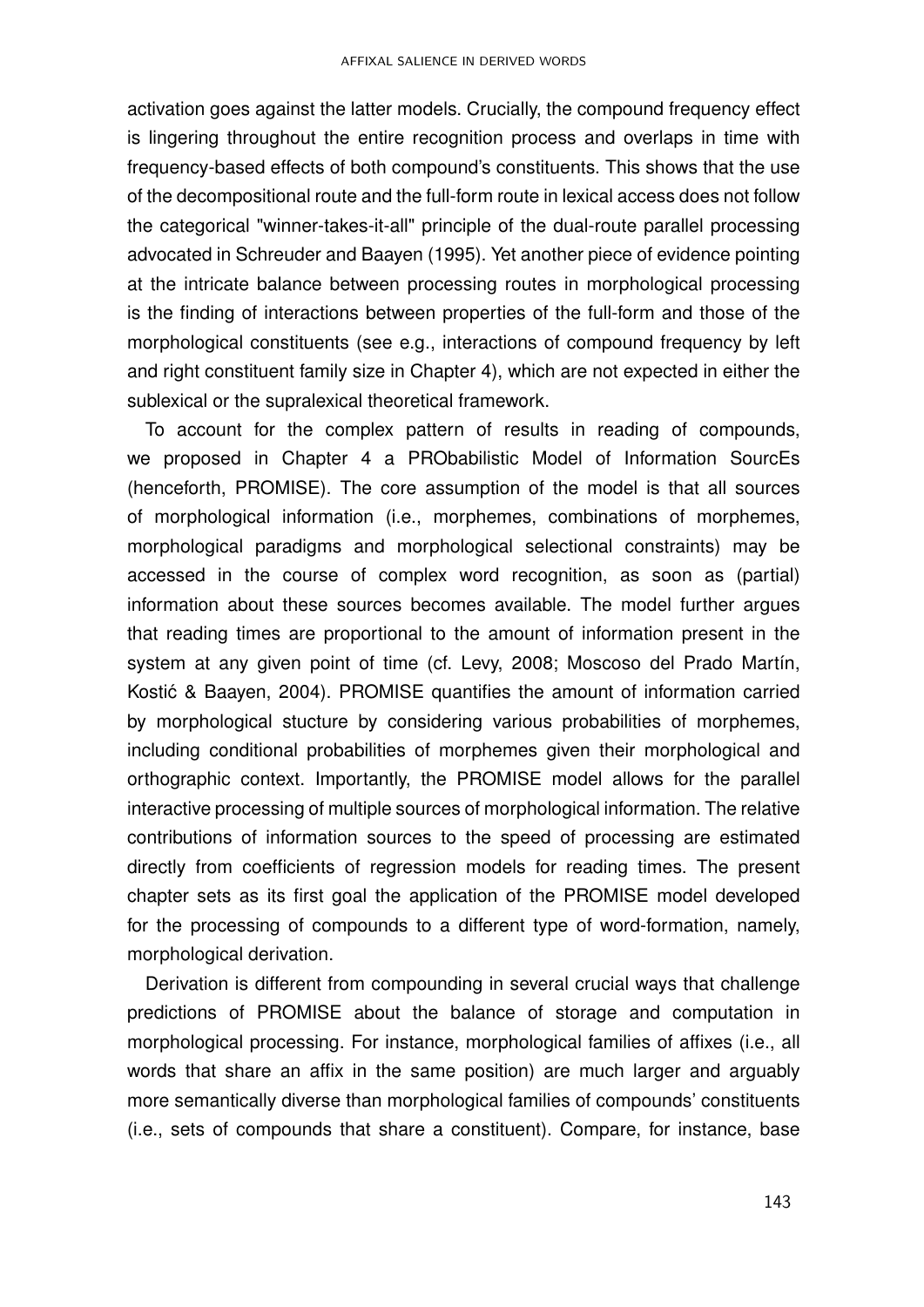activation goes against the latter models. Crucially, the compound frequency effect is lingering throughout the entire recognition process and overlaps in time with frequency-based effects of both compound's constituents. This shows that the use of the decompositional route and the full-form route in lexical access does not follow the categorical "winner-takes-it-all" principle of the dual-route parallel processing advocated in Schreuder and Baayen (1995). Yet another piece of evidence pointing at the intricate balance between processing routes in morphological processing is the finding of interactions between properties of the full-form and those of the morphological constituents (see e.g., interactions of compound frequency by left and right constituent family size in Chapter 4), which are not expected in either the sublexical or the supralexical theoretical framework.

To account for the complex pattern of results in reading of compounds, we proposed in Chapter 4 a PRObabilistic Model of Information SourcEs (henceforth, PROMISE). The core assumption of the model is that all sources of morphological information (i.e., morphemes, combinations of morphemes, morphological paradigms and morphological selectional constraints) may be accessed in the course of complex word recognition, as soon as (partial) information about these sources becomes available. The model further argues that reading times are proportional to the amount of information present in the system at any given point of time (cf. Levy, 2008; Moscoso del Prado Martín, Kostić & Baayen, 2004). PROMISE quantifies the amount of information carried by morphological stucture by considering various probabilities of morphemes, including conditional probabilities of morphemes given their morphological and orthographic context. Importantly, the PROMISE model allows for the parallel interactive processing of multiple sources of morphological information. The relative contributions of information sources to the speed of processing are estimated directly from coefficients of regression models for reading times. The present chapter sets as its first goal the application of the PROMISE model developed for the processing of compounds to a different type of word-formation, namely, morphological derivation.

Derivation is different from compounding in several crucial ways that challenge predictions of PROMISE about the balance of storage and computation in morphological processing. For instance, morphological families of affixes (i.e., all words that share an affix in the same position) are much larger and arguably more semantically diverse than morphological families of compounds' constituents (i.e., sets of compounds that share a constituent). Compare, for instance, base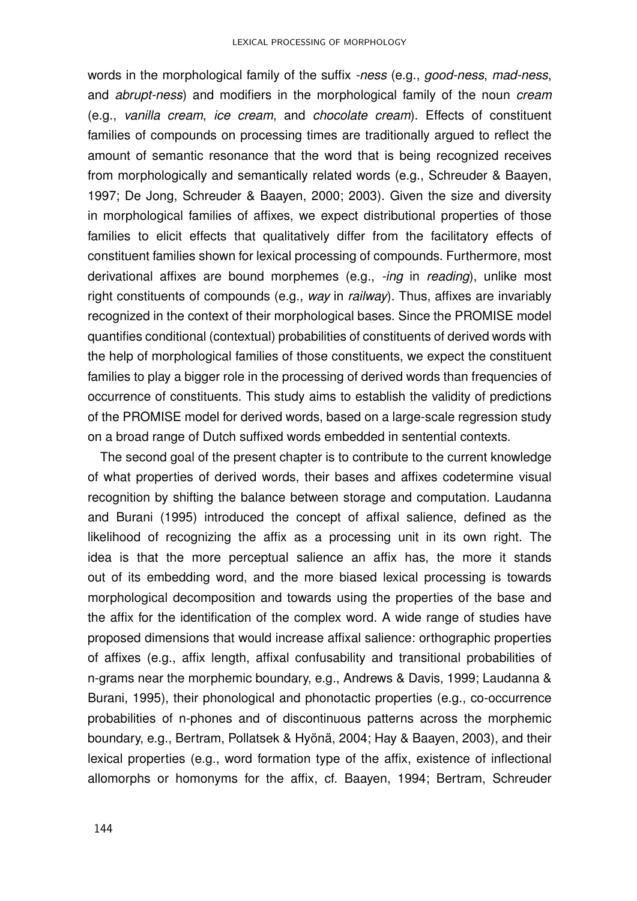words in the morphological family of the suffix *-ness* (e.g., *good-ness*, *mad-ness*, and *abrupt-ness*) and modifiers in the morphological family of the noun *cream* (e.g., *vanilla cream*, *ice cream*, and *chocolate cream*). Effects of constituent families of compounds on processing times are traditionally argued to reflect the amount of semantic resonance that the word that is being recognized receives from morphologically and semantically related words (e.g., Schreuder & Baayen, 1997; De Jong, Schreuder & Baayen, 2000; 2003). Given the size and diversity in morphological families of affixes, we expect distributional properties of those families to elicit effects that qualitatively differ from the facilitatory effects of constituent families shown for lexical processing of compounds. Furthermore, most derivational affixes are bound morphemes (e.g., *-ing* in *reading*), unlike most right constituents of compounds (e.g., *way* in *railway*). Thus, affixes are invariably recognized in the context of their morphological bases. Since the PROMISE model quantifies conditional (contextual) probabilities of constituents of derived words with the help of morphological families of those constituents, we expect the constituent families to play a bigger role in the processing of derived words than frequencies of occurrence of constituents. This study aims to establish the validity of predictions of the PROMISE model for derived words, based on a large-scale regression study on a broad range of Dutch suffixed words embedded in sentential contexts.

The second goal of the present chapter is to contribute to the current knowledge of what properties of derived words, their bases and affixes codetermine visual recognition by shifting the balance between storage and computation. Laudanna and Burani (1995) introduced the concept of affixal salience, defined as the likelihood of recognizing the affix as a processing unit in its own right. The idea is that the more perceptual salience an affix has, the more it stands out of its embedding word, and the more biased lexical processing is towards morphological decomposition and towards using the properties of the base and the affix for the identification of the complex word. A wide range of studies have proposed dimensions that would increase affixal salience: orthographic properties of affixes (e.g., affix length, affixal confusability and transitional probabilities of n-grams near the morphemic boundary, e.g., Andrews & Davis, 1999; Laudanna & Burani, 1995), their phonological and phonotactic properties (e.g., co-occurrence probabilities of n-phones and of discontinuous patterns across the morphemic boundary, e.g., Bertram, Pollatsek & Hyönä, 2004; Hay & Baayen, 2003), and their lexical properties (e.g., word formation type of the affix, existence of inflectional allomorphs or homonyms for the affix, cf. Baayen, 1994; Bertram, Schreuder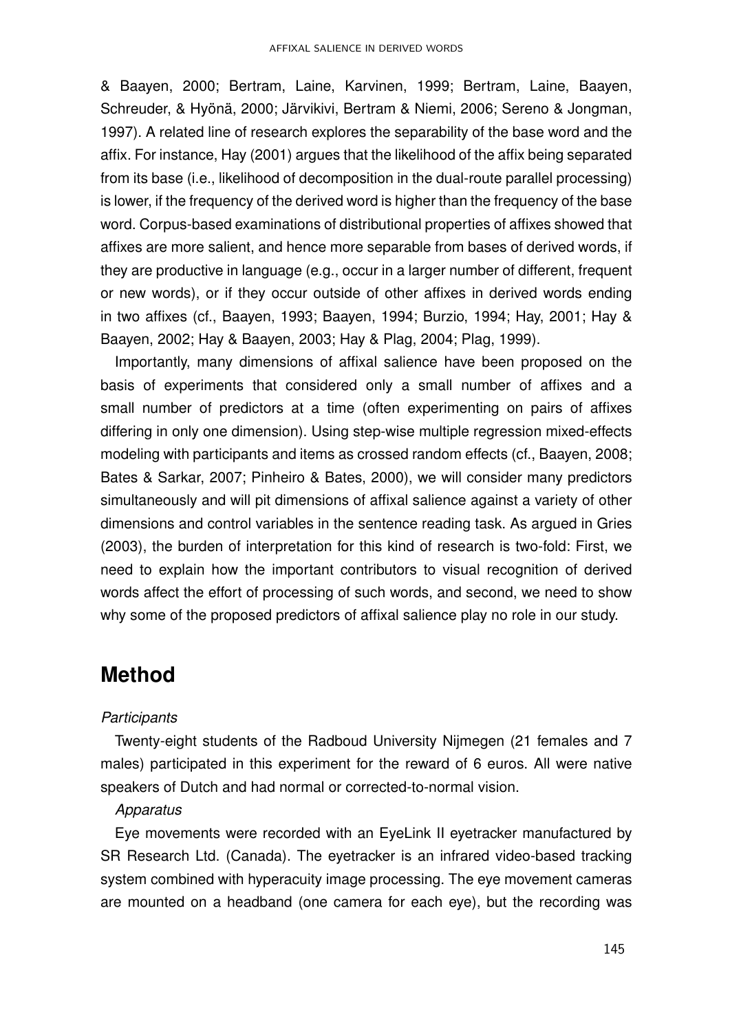& Baayen, 2000; Bertram, Laine, Karvinen, 1999; Bertram, Laine, Baayen, Schreuder, & Hyönä, 2000; Järvikivi, Bertram & Niemi, 2006; Sereno & Jongman, 1997). A related line of research explores the separability of the base word and the affix. For instance, Hay (2001) argues that the likelihood of the affix being separated from its base (i.e., likelihood of decomposition in the dual-route parallel processing) is lower, if the frequency of the derived word is higher than the frequency of the base word. Corpus-based examinations of distributional properties of affixes showed that affixes are more salient, and hence more separable from bases of derived words, if they are productive in language (e.g., occur in a larger number of different, frequent or new words), or if they occur outside of other affixes in derived words ending in two affixes (cf., Baayen, 1993; Baayen, 1994; Burzio, 1994; Hay, 2001; Hay & Baayen, 2002; Hay & Baayen, 2003; Hay & Plag, 2004; Plag, 1999).

Importantly, many dimensions of affixal salience have been proposed on the basis of experiments that considered only a small number of affixes and a small number of predictors at a time (often experimenting on pairs of affixes differing in only one dimension). Using step-wise multiple regression mixed-effects modeling with participants and items as crossed random effects (cf., Baayen, 2008; Bates & Sarkar, 2007; Pinheiro & Bates, 2000), we will consider many predictors simultaneously and will pit dimensions of affixal salience against a variety of other dimensions and control variables in the sentence reading task. As argued in Gries (2003), the burden of interpretation for this kind of research is two-fold: First, we need to explain how the important contributors to visual recognition of derived words affect the effort of processing of such words, and second, we need to show why some of the proposed predictors of affixal salience play no role in our study.

## Method

*Participants*

Twenty-eight students of the Radboud University Nijmegen (21 females and 7 males) participated in this experiment for the reward of 6 euros. All were native speakers of Dutch and had normal or corrected-to-normal vision.

*Apparatus*

Eye movements were recorded with an EyeLink II eyetracker manufactured by SR Research Ltd. (Canada). The eyetracker is an infrared video-based tracking system combined with hyperacuity image processing. The eye movement cameras are mounted on a headband (one camera for each eye), but the recording was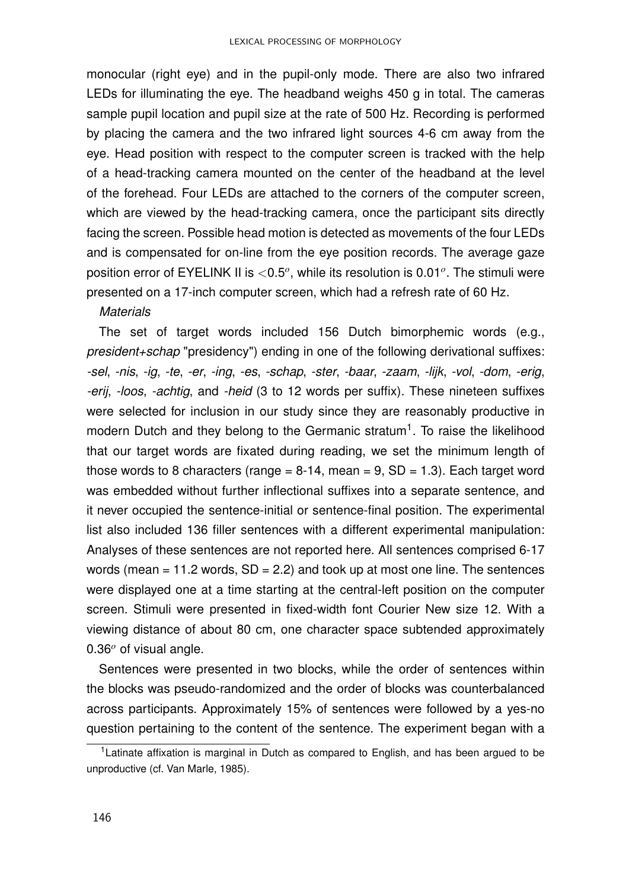monocular (right eye) and in the pupil-only mode. There are also two infrared LEDs for illuminating the eye. The headband weighs 450 g in total. The cameras sample pupil location and pupil size at the rate of 500 Hz. Recording is performed by placing the camera and the two infrared light sources 4-6 cm away from the eye. Head position with respect to the computer screen is tracked with the help of a head-tracking camera mounted on the center of the headband at the level of the forehead. Four LEDs are attached to the corners of the computer screen, which are viewed by the head-tracking camera, once the participant sits directly facing the screen. Possible head motion is detected as movements of the four LEDs and is compensated for on-line from the eye position records. The average gaze position error of EYELINK II is $<0.5^o$, while its resolution is $0.01^o$. The stimuli were presented on a 17-inch computer screen, which had a refresh rate of 60 Hz.

*Materials*

The set of target words included 156 Dutch bimorphemic words (e.g., *president+schap* "presidency") ending in one of the following derivational suffixes: *-sel*, *-nis*, *-ig*, *-te*, *-er*, *-ing*, *-es*, *-schap*, *-ster*, *-baar*, *-zaam*, *-lijk*, *-vol*, *-dom*, *-erig*, *-erij*, *-loos*, *-achtig*, and *-heid* (3 to 12 words per suffix). These nineteen suffixes were selected for inclusion in our study since they are reasonably productive in modern Dutch and they belong to the Germanic stratum[1]. To raise the likelihood that our target words are fixated during reading, we set the minimum length of those words to 8 characters (range = 8-14, mean = 9, SD = 1.3). Each target word was embedded without further inflectional suffixes into a separate sentence, and it never occupied the sentence-initial or sentence-final position. The experimental list also included 136 filler sentences with a different experimental manipulation: Analyses of these sentences are not reported here. All sentences comprised 6-17 words (mean = 11.2 words, SD = 2.2) and took up at most one line. The sentences were displayed one at a time starting at the central-left position on the computer screen. Stimuli were presented in fixed-width font Courier New size 12. With a viewing distance of about 80 cm, one character space subtended approximately $0.36^o$ of visual angle.

Sentences were presented in two blocks, while the order of sentences within the blocks was pseudo-randomized and the order of blocks was counterbalanced across participants. Approximately 15% of sentences were followed by a yes-no question pertaining to the content of the sentence. The experiment began with a

[1] Latinate affixation is marginal in Dutch as compared to English, and has been argued to be unproductive (cf. Van Marle, 1985).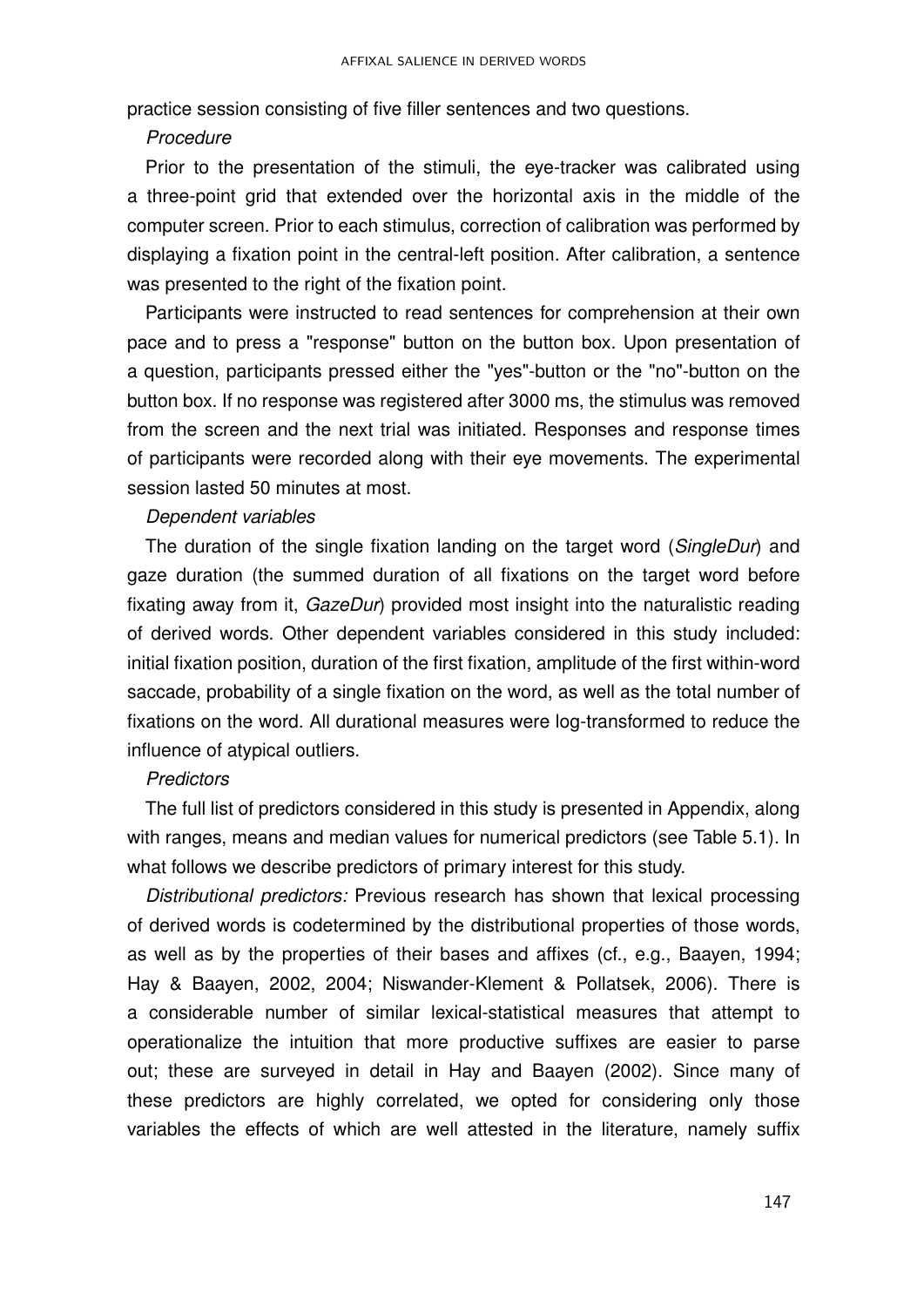practice session consisting of five filler sentences and two questions.

*Procedure*

Prior to the presentation of the stimuli, the eye-tracker was calibrated using a three-point grid that extended over the horizontal axis in the middle of the computer screen. Prior to each stimulus, correction of calibration was performed by displaying a fixation point in the central-left position. After calibration, a sentence was presented to the right of the fixation point.

Participants were instructed to read sentences for comprehension at their own pace and to press a "response" button on the button box. Upon presentation of a question, participants pressed either the "yes"-button or the "no"-button on the button box. If no response was registered after 3000 ms, the stimulus was removed from the screen and the next trial was initiated. Responses and response times of participants were recorded along with their eye movements. The experimental session lasted 50 minutes at most.

*Dependent variables*

The duration of the single fixation landing on the target word (*SingleDur*) and gaze duration (the summed duration of all fixations on the target word before fixating away from it, *GazeDur*) provided most insight into the naturalistic reading of derived words. Other dependent variables considered in this study included: initial fixation position, duration of the first fixation, amplitude of the first within-word saccade, probability of a single fixation on the word, as well as the total number of fixations on the word. All durational measures were log-transformed to reduce the influence of atypical outliers.

*Predictors*

The full list of predictors considered in this study is presented in Appendix, along with ranges, means and median values for numerical predictors (see Table 5.1). In what follows we describe predictors of primary interest for this study.

*Distributional predictors:* Previous research has shown that lexical processing of derived words is codetermined by the distributional properties of those words, as well as by the properties of their bases and affixes (cf., e.g., Baayen, 1994; Hay & Baayen, 2002, 2004; Niswander-Klement & Pollatsek, 2006). There is a considerable number of similar lexical-statistical measures that attempt to operationalize the intuition that more productive suffixes are easier to parse out; these are surveyed in detail in Hay and Baayen (2002). Since many of these predictors are highly correlated, we opted for considering only those variables the effects of which are well attested in the literature, namely suffix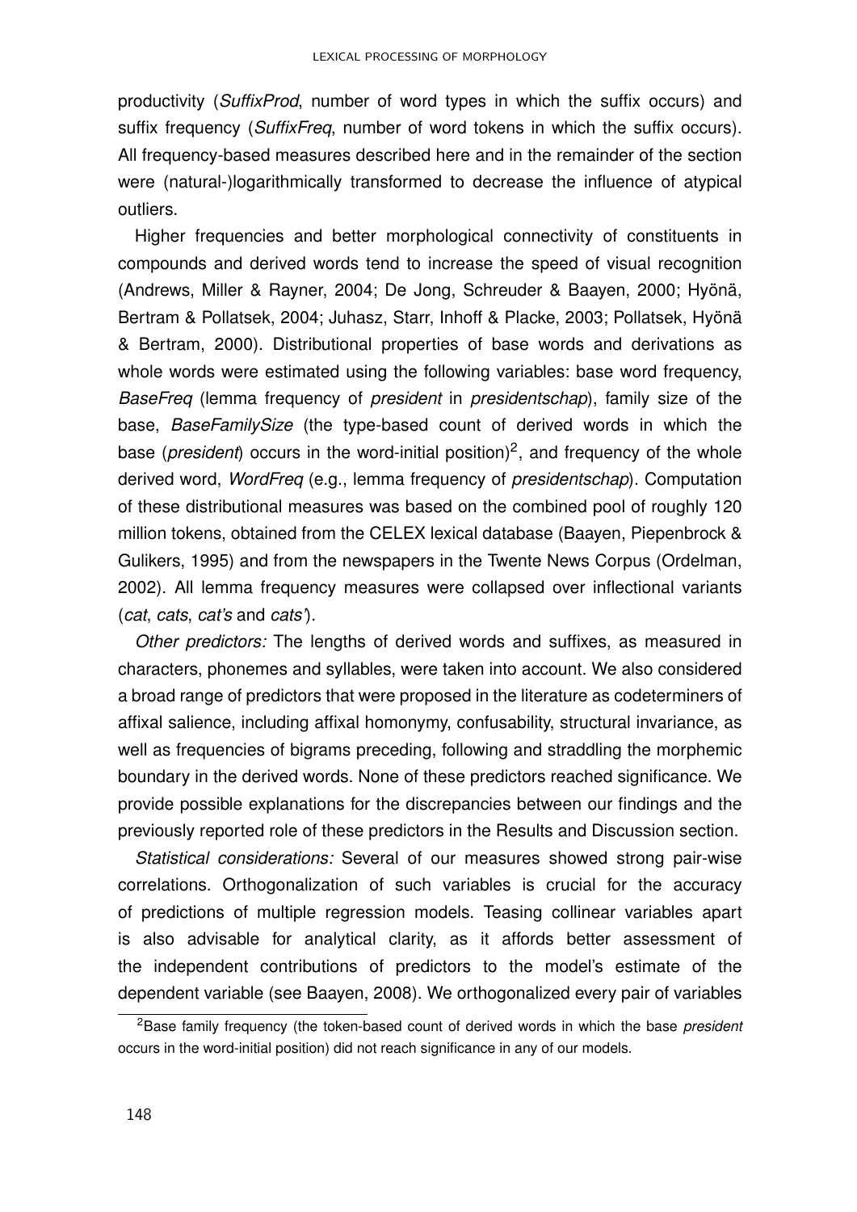productivity (*SuffixProd*, number of word types in which the suffix occurs) and suffix frequency (*SuffixFreq*, number of word tokens in which the suffix occurs). All frequency-based measures described here and in the remainder of the section were (natural-)logarithmically transformed to decrease the influence of atypical outliers.

Higher frequencies and better morphological connectivity of constituents in compounds and derived words tend to increase the speed of visual recognition (Andrews, Miller & Rayner, 2004; De Jong, Schreuder & Baayen, 2000; Hyönä, Bertram & Pollatsek, 2004; Juhasz, Starr, Inhoff & Placke, 2003; Pollatsek, Hyönä & Bertram, 2000). Distributional properties of base words and derivations as whole words were estimated using the following variables: base word frequency, *BaseFreq* (lemma frequency of *president* in *presidentschap*), family size of the base, *BaseFamilySize* (the type-based count of derived words in which the base (*president*) occurs in the word-initial position)[2], and frequency of the whole derived word, *WordFreq* (e.g., lemma frequency of *presidentschap*). Computation of these distributional measures was based on the combined pool of roughly 120 million tokens, obtained from the CELEX lexical database (Baayen, Piepenbrock & Gulikers, 1995) and from the newspapers in the Twente News Corpus (Ordelman, 2002). All lemma frequency measures were collapsed over inflectional variants (*cat*, *cats*, *cat's* and *cats'*).

*Other predictors:* The lengths of derived words and suffixes, as measured in characters, phonemes and syllables, were taken into account. We also considered a broad range of predictors that were proposed in the literature as codeterminers of affixal salience, including affixal homonymy, confusability, structural invariance, as well as frequencies of bigrams preceding, following and straddling the morphemic boundary in the derived words. None of these predictors reached significance. We provide possible explanations for the discrepancies between our findings and the previously reported role of these predictors in the Results and Discussion section.

*Statistical considerations:* Several of our measures showed strong pair-wise correlations. Orthogonalization of such variables is crucial for the accuracy of predictions of multiple regression models. Teasing collinear variables apart is also advisable for analytical clarity, as it affords better assessment of the independent contributions of predictors to the model's estimate of the dependent variable (see Baayen, 2008). We orthogonalized every pair of variables

[2]Base family frequency (the token-based count of derived words in which the base *president* occurs in the word-initial position) did not reach significance in any of our models.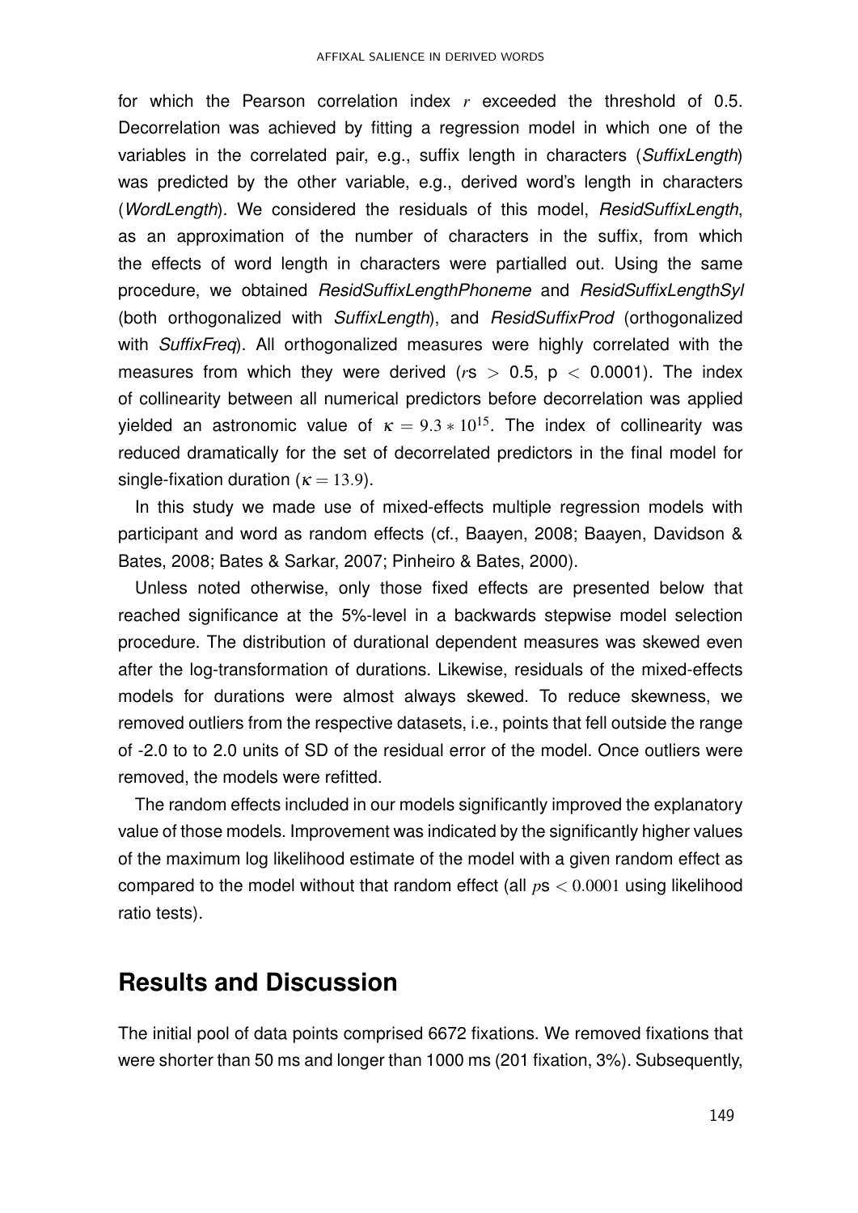for which the Pearson correlation index $r$ exceeded the threshold of 0.5. Decorrelation was achieved by fitting a regression model in which one of the variables in the correlated pair, e.g., suffix length in characters (*SuffixLength*) was predicted by the other variable, e.g., derived word's length in characters (*WordLength*). We considered the residuals of this model, *ResidSuffixLength*, as an approximation of the number of characters in the suffix, from which the effects of word length in characters were partialled out. Using the same procedure, we obtained *ResidSuffixLengthPhoneme* and *ResidSuffixLengthSyl* (both orthogonalized with *SuffixLength*), and *ResidSuffixProd* (orthogonalized with *SuffixFreq*). All orthogonalized measures were highly correlated with the measures from which they were derived ($r$s $> 0.5$, $p < 0.0001$). The index of collinearity between all numerical predictors before decorrelation was applied yielded an astronomic value of $\kappa = 9.3 * 10^{15}$. The index of collinearity was reduced dramatically for the set of decorrelated predictors in the final model for single-fixation duration ($\kappa = 13.9$).

In this study we made use of mixed-effects multiple regression models with participant and word as random effects (cf., Baayen, 2008; Baayen, Davidson & Bates, 2008; Bates & Sarkar, 2007; Pinheiro & Bates, 2000).

Unless noted otherwise, only those fixed effects are presented below that reached significance at the 5%-level in a backwards stepwise model selection procedure. The distribution of durational dependent measures was skewed even after the log-transformation of durations. Likewise, residuals of the mixed-effects models for durations were almost always skewed. To reduce skewness, we removed outliers from the respective datasets, i.e., points that fell outside the range of -2.0 to to 2.0 units of SD of the residual error of the model. Once outliers were removed, the models were refitted.

The random effects included in our models significantly improved the explanatory value of those models. Improvement was indicated by the significantly higher values of the maximum log likelihood estimate of the model with a given random effect as compared to the model without that random effect (all $p$s $< 0.0001$ using likelihood ratio tests).

## Results and Discussion

The initial pool of data points comprised 6672 fixations. We removed fixations that were shorter than 50 ms and longer than 1000 ms (201 fixation, 3%). Subsequently,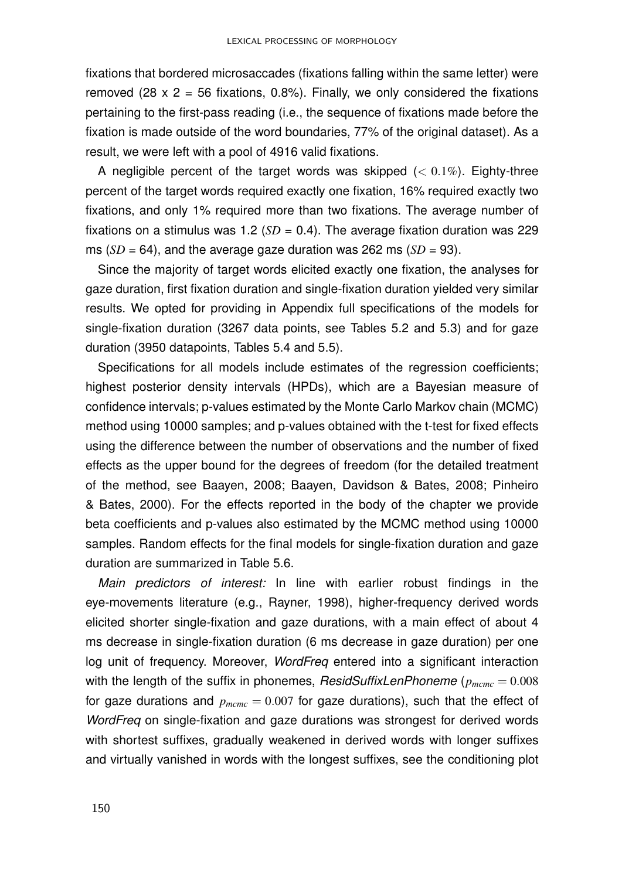fixations that bordered microsaccades (fixations falling within the same letter) were removed (28 x 2 = 56 fixations, 0.8%). Finally, we only considered the fixations pertaining to the first-pass reading (i.e., the sequence of fixations made before the fixation is made outside of the word boundaries, 77% of the original dataset). As a result, we were left with a pool of 4916 valid fixations.

A negligible percent of the target words was skipped ($< 0.1\%$). Eighty-three percent of the target words required exactly one fixation, 16% required exactly two fixations, and only 1% required more than two fixations. The average number of fixations on a stimulus was 1.2 ($SD$ = 0.4). The average fixation duration was 229 ms ($SD$ = 64), and the average gaze duration was 262 ms ($SD$ = 93).

Since the majority of target words elicited exactly one fixation, the analyses for gaze duration, first fixation duration and single-fixation duration yielded very similar results. We opted for providing in Appendix full specifications of the models for single-fixation duration (3267 data points, see Tables 5.2 and 5.3) and for gaze duration (3950 datapoints, Tables 5.4 and 5.5).

Specifications for all models include estimates of the regression coefficients; highest posterior density intervals (HPDs), which are a Bayesian measure of confidence intervals; p-values estimated by the Monte Carlo Markov chain (MCMC) method using 10000 samples; and p-values obtained with the t-test for fixed effects using the difference between the number of observations and the number of fixed effects as the upper bound for the degrees of freedom (for the detailed treatment of the method, see Baayen, 2008; Baayen, Davidson & Bates, 2008; Pinheiro & Bates, 2000). For the effects reported in the body of the chapter we provide beta coefficients and p-values also estimated by the MCMC method using 10000 samples. Random effects for the final models for single-fixation duration and gaze duration are summarized in Table 5.6.

*Main predictors of interest:* In line with earlier robust findings in the eye-movements literature (e.g., Rayner, 1998), higher-frequency derived words elicited shorter single-fixation and gaze durations, with a main effect of about 4 ms decrease in single-fixation duration (6 ms decrease in gaze duration) per one log unit of frequency. Moreover, *WordFreq* entered into a significant interaction with the length of the suffix in phonemes, *ResidSuffixLenPhoneme* ($p_{mcmc} = 0.008$ for gaze durations and $p_{mcmc} = 0.007$ for gaze durations), such that the effect of *WordFreq* on single-fixation and gaze durations was strongest for derived words with shortest suffixes, gradually weakened in derived words with longer suffixes and virtually vanished in words with the longest suffixes, see the conditioning plot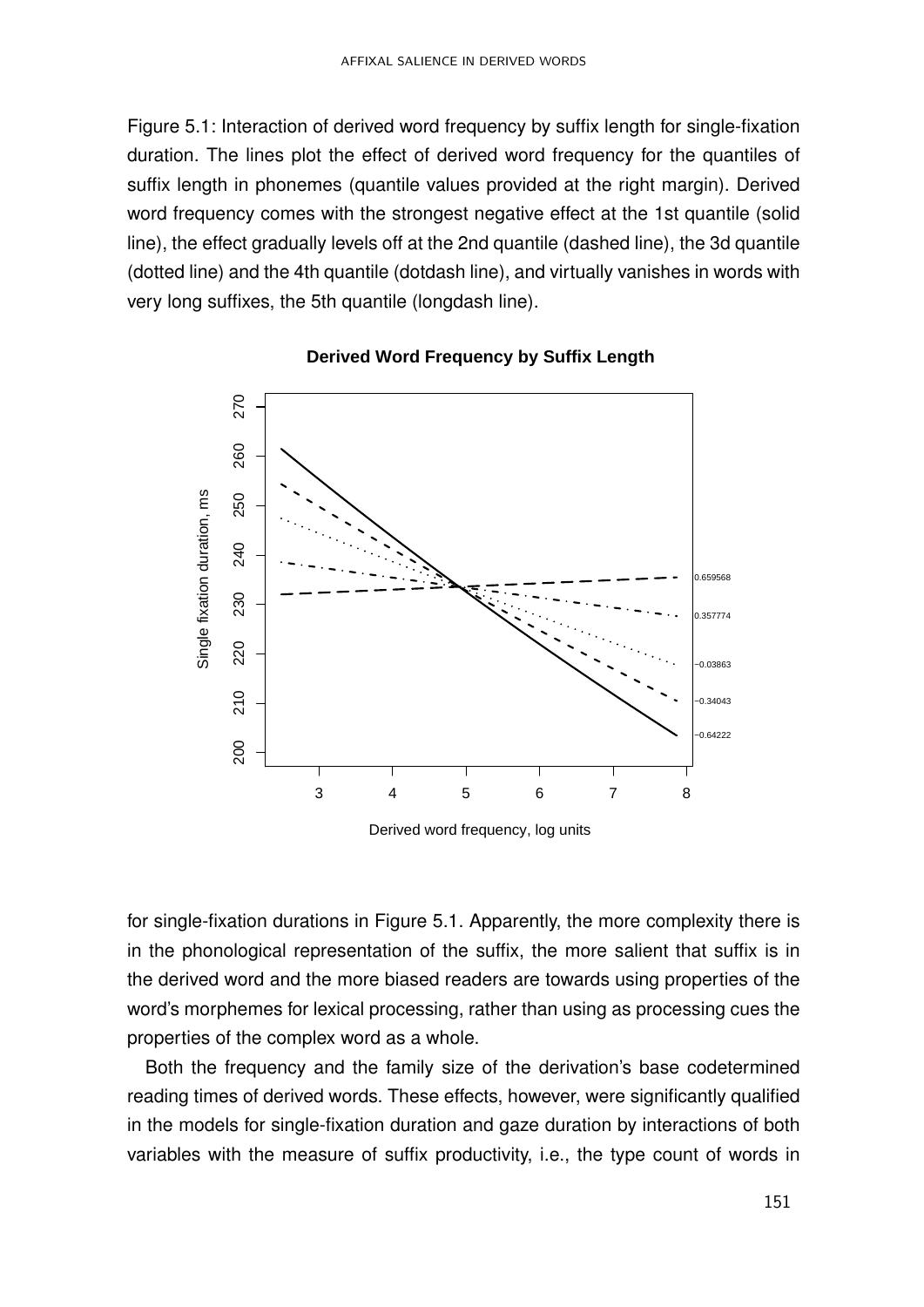Figure 5.1: Interaction of derived word frequency by suffix length for single-fixation duration. The lines plot the effect of derived word frequency for the quantiles of suffix length in phonemes (quantile values provided at the right margin). Derived word frequency comes with the strongest negative effect at the 1st quantile (solid line), the effect gradually levels off at the 2nd quantile (dashed line), the 3d quantile (dotted line) and the 4th quantile (dotdash line), and virtually vanishes in words with very long suffixes, the 5th quantile (longdash line).

for single-fixation durations in Figure 5.1. Apparently, the more complexity there is in the phonological representation of the suffix, the more salient that suffix is in the derived word and the more biased readers are towards using properties of the word's morphemes for lexical processing, rather than using as processing cues the properties of the complex word as a whole.

Both the frequency and the family size of the derivation's base codetermined reading times of derived words. These effects, however, were significantly qualified in the models for single-fixation duration and gaze duration by interactions of both variables with the measure of suffix productivity, i.e., the type count of words in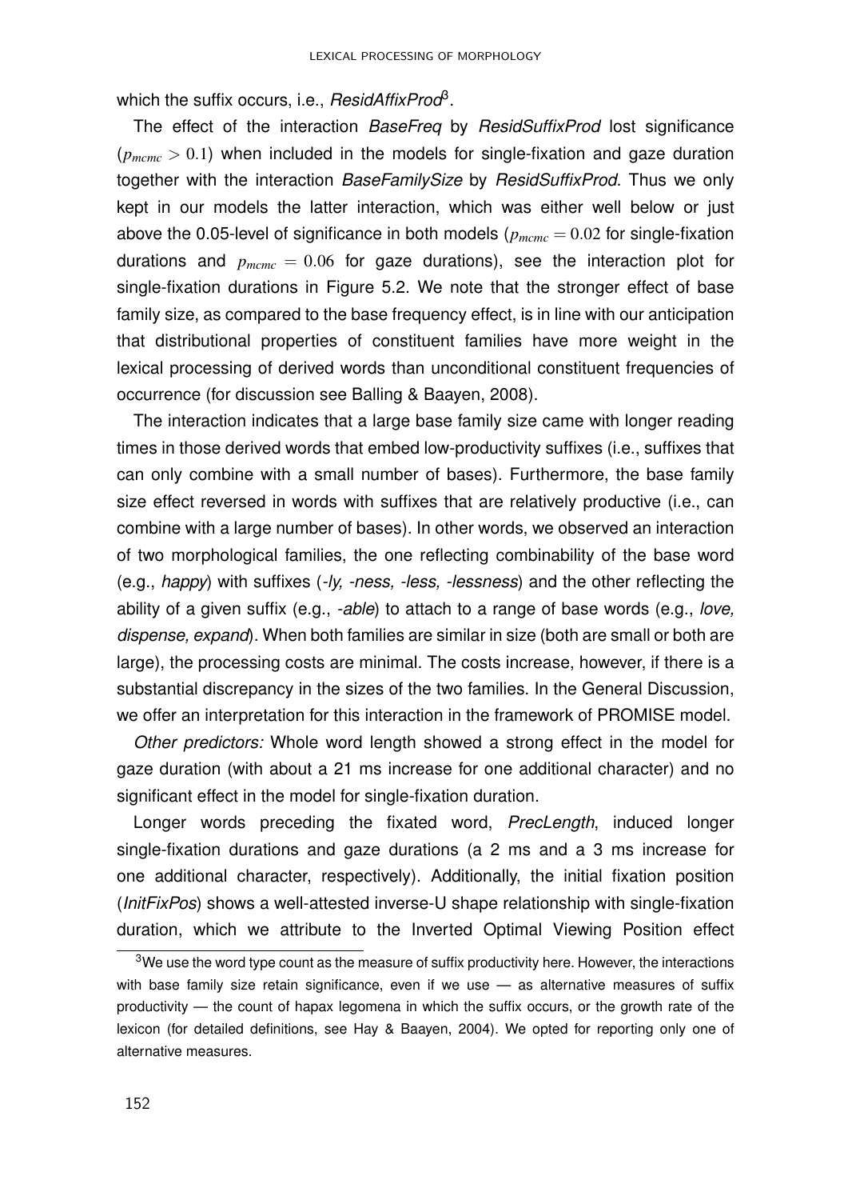which the suffix occurs, i.e., *ResidAffixProd*[3].

The effect of the interaction *BaseFreq* by *ResidSuffixProd* lost significance ($p_{mcmc} > 0.1$) when included in the models for single-fixation and gaze duration together with the interaction *BaseFamilySize* by *ResidSuffixProd*. Thus we only kept in our models the latter interaction, which was either well below or just above the 0.05-level of significance in both models ($p_{mcmc} = 0.02$ for single-fixation durations and $p_{mcmc} = 0.06$ for gaze durations), see the interaction plot for single-fixation durations in Figure 5.2. We note that the stronger effect of base family size, as compared to the base frequency effect, is in line with our anticipation that distributional properties of constituent families have more weight in the lexical processing of derived words than unconditional constituent frequencies of occurrence (for discussion see Balling & Baayen, 2008).

The interaction indicates that a large base family size came with longer reading times in those derived words that embed low-productivity suffixes (i.e., suffixes that can only combine with a small number of bases). Furthermore, the base family size effect reversed in words with suffixes that are relatively productive (i.e., can combine with a large number of bases). In other words, we observed an interaction of two morphological families, the one reflecting combinability of the base word (e.g., *happy*) with suffixes (*-ly, -ness, -less, -lessness*) and the other reflecting the ability of a given suffix (e.g., *-able*) to attach to a range of base words (e.g., *love, dispense, expand*). When both families are similar in size (both are small or both are large), the processing costs are minimal. The costs increase, however, if there is a substantial discrepancy in the sizes of the two families. In the General Discussion, we offer an interpretation for this interaction in the framework of PROMISE model.

*Other predictors:* Whole word length showed a strong effect in the model for gaze duration (with about a 21 ms increase for one additional character) and no significant effect in the model for single-fixation duration.

Longer words preceding the fixated word, *PrecLength*, induced longer single-fixation durations and gaze durations (a 2 ms and a 3 ms increase for one additional character, respectively). Additionally, the initial fixation position (*InitFixPos*) shows a well-attested inverse-U shape relationship with single-fixation duration, which we attribute to the Inverted Optimal Viewing Position effect

[3]We use the word type count as the measure of suffix productivity here. However, the interactions with base family size retain significance, even if we use — as alternative measures of suffix productivity — the count of hapax legomena in which the suffix occurs, or the growth rate of the lexicon (for detailed definitions, see Hay & Baayen, 2004). We opted for reporting only one of alternative measures.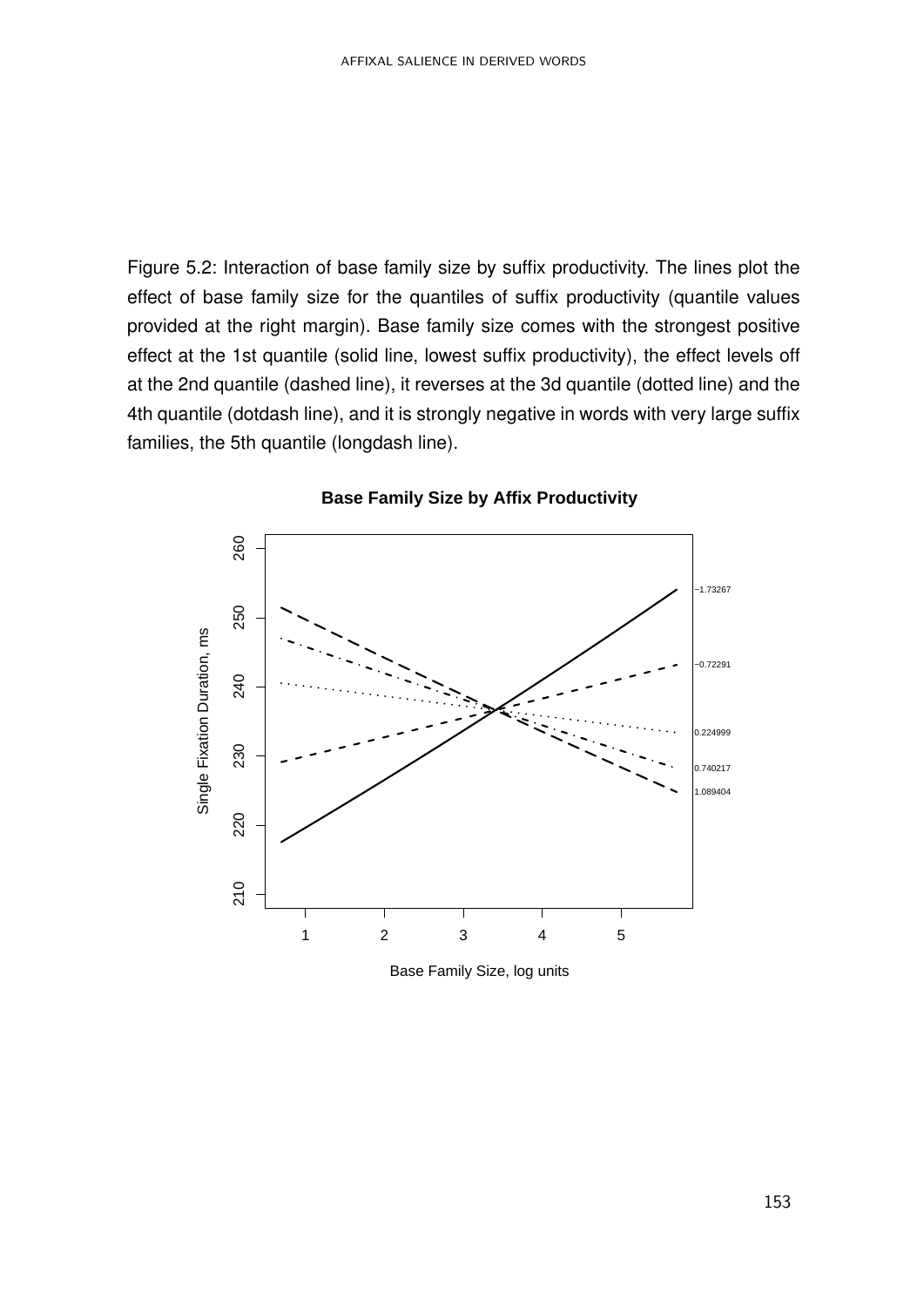Figure 5.2: Interaction of base family size by suffix productivity. The lines plot the effect of base family size for the quantiles of suffix productivity (quantile values provided at the right margin). Base family size comes with the strongest positive effect at the 1st quantile (solid line, lowest suffix productivity), the effect levels off at the 2nd quantile (dashed line), it reverses at the 3d quantile (dotted line) and the 4th quantile (dotdash line), and it is strongly negative in words with very large suffix families, the 5th quantile (longdash line).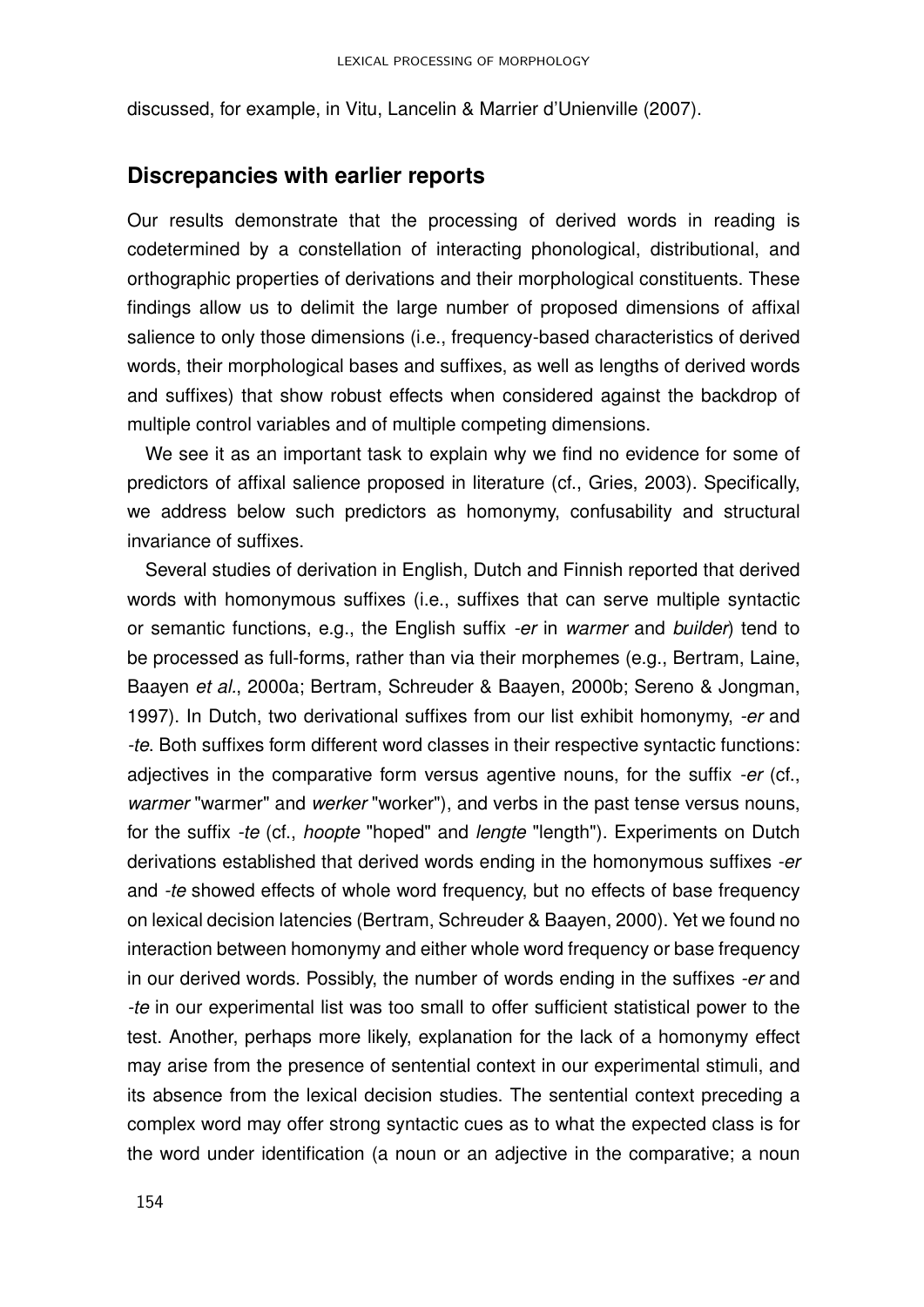discussed, for example, in Vitu, Lancelin & Marrier d'Unienville (2007).

## Discrepancies with earlier reports

Our results demonstrate that the processing of derived words in reading is codetermined by a constellation of interacting phonological, distributional, and orthographic properties of derivations and their morphological constituents. These findings allow us to delimit the large number of proposed dimensions of affixal salience to only those dimensions (i.e., frequency-based characteristics of derived words, their morphological bases and suffixes, as well as lengths of derived words and suffixes) that show robust effects when considered against the backdrop of multiple control variables and of multiple competing dimensions.

We see it as an important task to explain why we find no evidence for some of predictors of affixal salience proposed in literature (cf., Gries, 2003). Specifically, we address below such predictors as homonymy, confusability and structural invariance of suffixes.

Several studies of derivation in English, Dutch and Finnish reported that derived words with homonymous suffixes (i.e., suffixes that can serve multiple syntactic or semantic functions, e.g., the English suffix *-er* in *warmer* and *builder*) tend to be processed as full-forms, rather than via their morphemes (e.g., Bertram, Laine, Baayen *et al.*, 2000a; Bertram, Schreuder & Baayen, 2000b; Sereno & Jongman, 1997). In Dutch, two derivational suffixes from our list exhibit homonymy, *-er* and *-te*. Both suffixes form different word classes in their respective syntactic functions: adjectives in the comparative form versus agentive nouns, for the suffix *-er* (cf., *warmer* "warmer" and *werker* "worker"), and verbs in the past tense versus nouns, for the suffix *-te* (cf., *hoopte* "hoped" and *lengte* "length"). Experiments on Dutch derivations established that derived words ending in the homonymous suffixes *-er* and *-te* showed effects of whole word frequency, but no effects of base frequency on lexical decision latencies (Bertram, Schreuder & Baayen, 2000). Yet we found no interaction between homonymy and either whole word frequency or base frequency in our derived words. Possibly, the number of words ending in the suffixes *-er* and *-te* in our experimental list was too small to offer sufficient statistical power to the test. Another, perhaps more likely, explanation for the lack of a homonymy effect may arise from the presence of sentential context in our experimental stimuli, and its absence from the lexical decision studies. The sentential context preceding a complex word may offer strong syntactic cues as to what the expected class is for the word under identification (a noun or an adjective in the comparative; a noun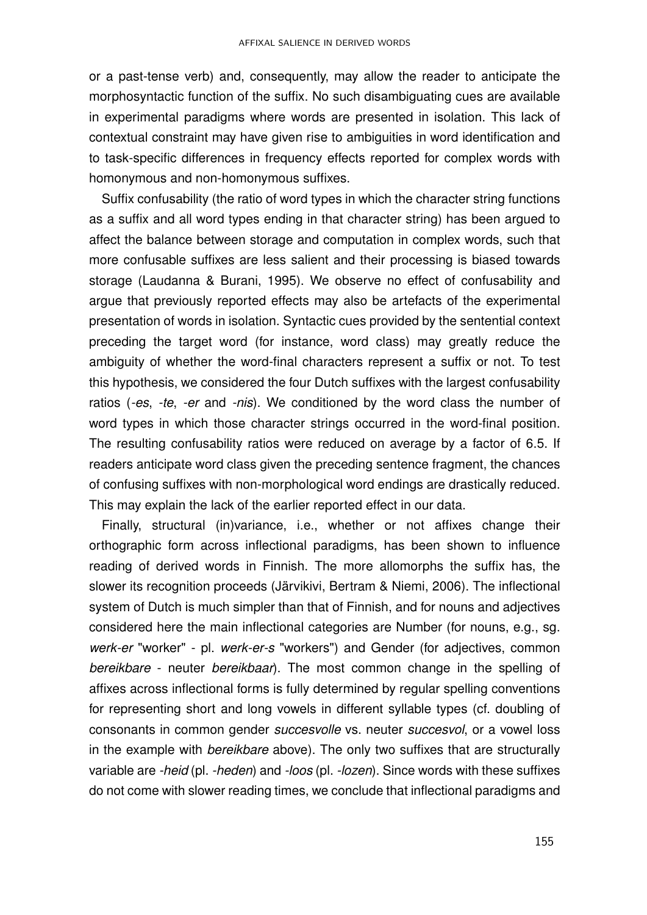or a past-tense verb) and, consequently, may allow the reader to anticipate the morphosyntactic function of the suffix. No such disambiguating cues are available in experimental paradigms where words are presented in isolation. This lack of contextual constraint may have given rise to ambiguities in word identification and to task-specific differences in frequency effects reported for complex words with homonymous and non-homonymous suffixes.

Suffix confusability (the ratio of word types in which the character string functions as a suffix and all word types ending in that character string) has been argued to affect the balance between storage and computation in complex words, such that more confusable suffixes are less salient and their processing is biased towards storage (Laudanna & Burani, 1995). We observe no effect of confusability and argue that previously reported effects may also be artefacts of the experimental presentation of words in isolation. Syntactic cues provided by the sentential context preceding the target word (for instance, word class) may greatly reduce the ambiguity of whether the word-final characters represent a suffix or not. To test this hypothesis, we considered the four Dutch suffixes with the largest confusability ratios (*-es*, *-te*, *-er* and *-nis*). We conditioned by the word class the number of word types in which those character strings occurred in the word-final position. The resulting confusability ratios were reduced on average by a factor of 6.5. If readers anticipate word class given the preceding sentence fragment, the chances of confusing suffixes with non-morphological word endings are drastically reduced. This may explain the lack of the earlier reported effect in our data.

Finally, structural (in)variance, i.e., whether or not affixes change their orthographic form across inflectional paradigms, has been shown to influence reading of derived words in Finnish. The more allomorphs the suffix has, the slower its recognition proceeds (Järvikivi, Bertram & Niemi, 2006). The inflectional system of Dutch is much simpler than that of Finnish, and for nouns and adjectives considered here the main inflectional categories are Number (for nouns, e.g., sg. *werk-er* "worker" - pl. *werk-er-s* "workers") and Gender (for adjectives, common *bereikbare* - neuter *bereikbaar*). The most common change in the spelling of affixes across inflectional forms is fully determined by regular spelling conventions for representing short and long vowels in different syllable types (cf. doubling of consonants in common gender *succesvolle* vs. neuter *succesvol*, or a vowel loss in the example with *bereikbare* above). The only two suffixes that are structurally variable are *-heid* (pl. *-heden*) and *-loos* (pl. *-lozen*). Since words with these suffixes do not come with slower reading times, we conclude that inflectional paradigms and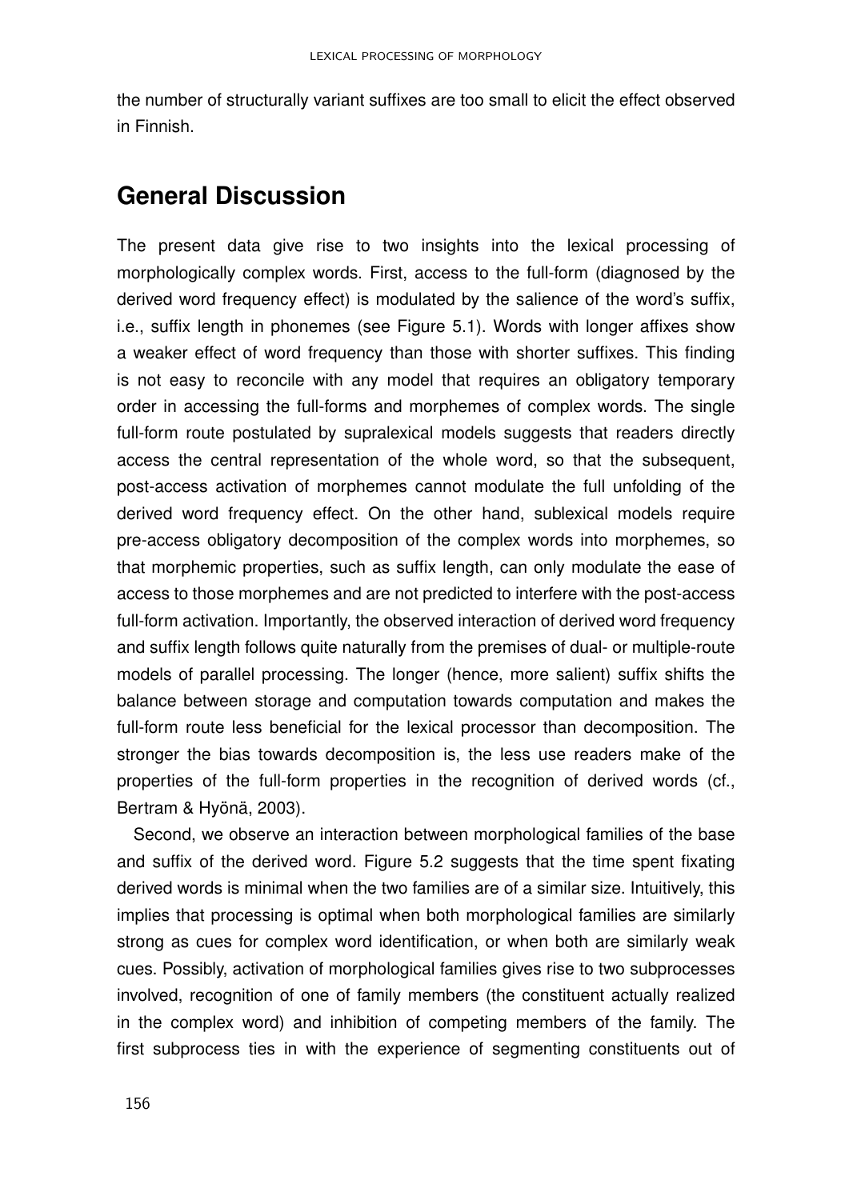the number of structurally variant suffixes are too small to elicit the effect observed in Finnish.

## General Discussion

The present data give rise to two insights into the lexical processing of morphologically complex words. First, access to the full-form (diagnosed by the derived word frequency effect) is modulated by the salience of the word's suffix, i.e., suffix length in phonemes (see Figure 5.1). Words with longer affixes show a weaker effect of word frequency than those with shorter suffixes. This finding is not easy to reconcile with any model that requires an obligatory temporary order in accessing the full-forms and morphemes of complex words. The single full-form route postulated by supralexical models suggests that readers directly access the central representation of the whole word, so that the subsequent, post-access activation of morphemes cannot modulate the full unfolding of the derived word frequency effect. On the other hand, sublexical models require pre-access obligatory decomposition of the complex words into morphemes, so that morphemic properties, such as suffix length, can only modulate the ease of access to those morphemes and are not predicted to interfere with the post-access full-form activation. Importantly, the observed interaction of derived word frequency and suffix length follows quite naturally from the premises of dual- or multiple-route models of parallel processing. The longer (hence, more salient) suffix shifts the balance between storage and computation towards computation and makes the full-form route less beneficial for the lexical processor than decomposition. The stronger the bias towards decomposition is, the less use readers make of the properties of the full-form properties in the recognition of derived words (cf., Bertram & Hyönä, 2003).

Second, we observe an interaction between morphological families of the base and suffix of the derived word. Figure 5.2 suggests that the time spent fixating derived words is minimal when the two families are of a similar size. Intuitively, this implies that processing is optimal when both morphological families are similarly strong as cues for complex word identification, or when both are similarly weak cues. Possibly, activation of morphological families gives rise to two subprocesses involved, recognition of one of family members (the constituent actually realized in the complex word) and inhibition of competing members of the family. The first subprocess ties in with the experience of segmenting constituents out of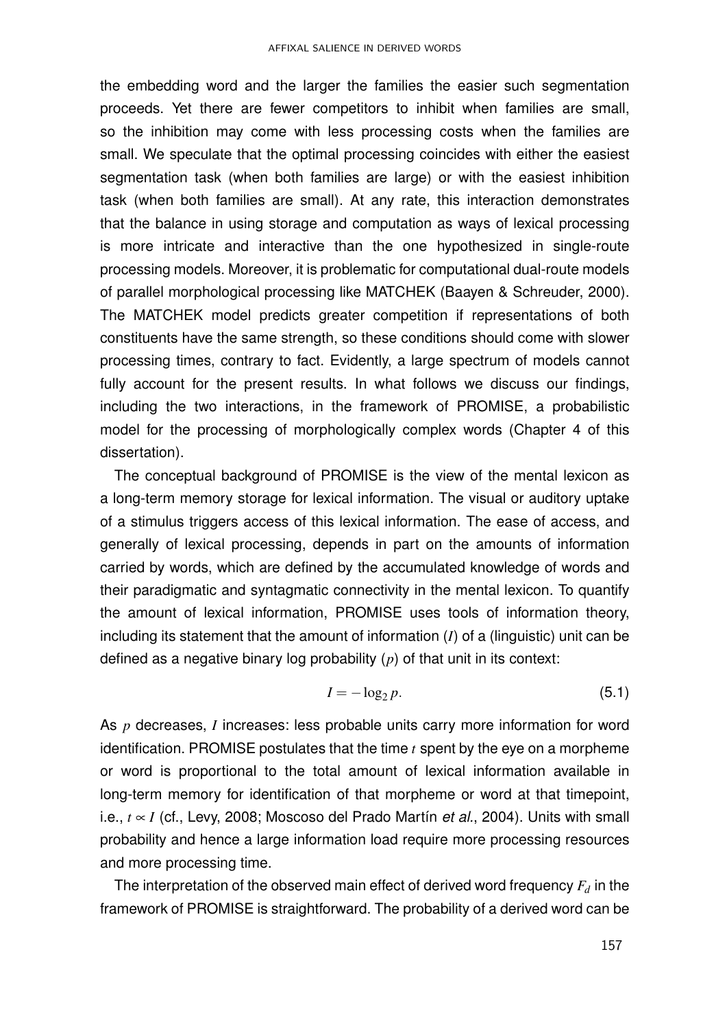the embedding word and the larger the families the easier such segmentation proceeds. Yet there are fewer competitors to inhibit when families are small, so the inhibition may come with less processing costs when the families are small. We speculate that the optimal processing coincides with either the easiest segmentation task (when both families are large) or with the easiest inhibition task (when both families are small). At any rate, this interaction demonstrates that the balance in using storage and computation as ways of lexical processing is more intricate and interactive than the one hypothesized in single-route processing models. Moreover, it is problematic for computational dual-route models of parallel morphological processing like MATCHEK (Baayen & Schreuder, 2000). The MATCHEK model predicts greater competition if representations of both constituents have the same strength, so these conditions should come with slower processing times, contrary to fact. Evidently, a large spectrum of models cannot fully account for the present results. In what follows we discuss our findings, including the two interactions, in the framework of PROMISE, a probabilistic model for the processing of morphologically complex words (Chapter 4 of this dissertation).

The conceptual background of PROMISE is the view of the mental lexicon as a long-term memory storage for lexical information. The visual or auditory uptake of a stimulus triggers access of this lexical information. The ease of access, and generally of lexical processing, depends in part on the amounts of information carried by words, which are defined by the accumulated knowledge of words and their paradigmatic and syntagmatic connectivity in the mental lexicon. To quantify the amount of lexical information, PROMISE uses tools of information theory, including its statement that the amount of information ($I$) of a (linguistic) unit can be defined as a negative binary log probability ($p$) of that unit in its context:

$$I = -\log_2 p. \tag{5.1}$$

As $p$ decreases, $I$ increases: less probable units carry more information for word identification. PROMISE postulates that the time $t$ spent by the eye on a morpheme or word is proportional to the total amount of lexical information available in long-term memory for identification of that morpheme or word at that timepoint, i.e., $t \propto I$ (cf., Levy, 2008; Moscoso del Prado Martín *et al.*, 2004). Units with small probability and hence a large information load require more processing resources and more processing time.

The interpretation of the observed main effect of derived word frequency $F_d$ in the framework of PROMISE is straightforward. The probability of a derived word can be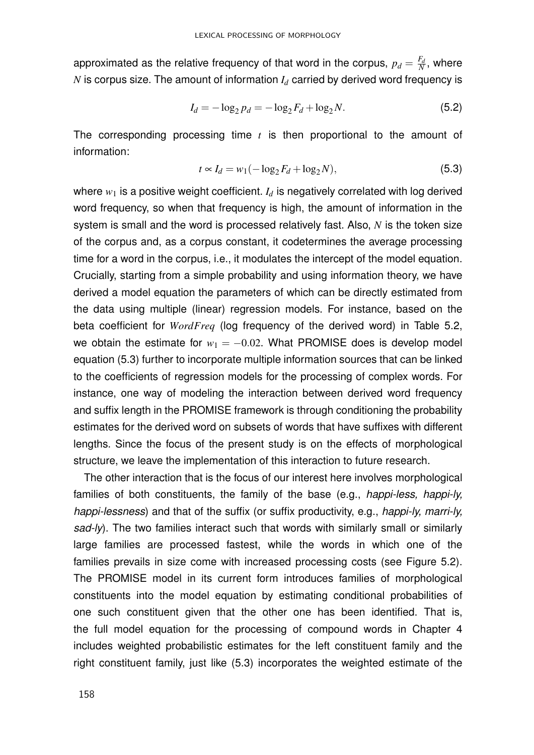approximated as the relative frequency of that word in the corpus, $p_d = \frac{F_d}{N}$, where $N$ is corpus size. The amount of information $I_d$ carried by derived word frequency is

$$I_d = -\log_2 p_d = -\log_2 F_d + \log_2 N. \tag{5.2}$$

The corresponding processing time $t$ is then proportional to the amount of information:

$$t \propto I_d = w_1(-\log_2 F_d + \log_2 N), \tag{5.3}$$

where $w_1$ is a positive weight coefficient. $I_d$ is negatively correlated with log derived word frequency, so when that frequency is high, the amount of information in the system is small and the word is processed relatively fast. Also, $N$ is the token size of the corpus and, as a corpus constant, it codetermines the average processing time for a word in the corpus, i.e., it modulates the intercept of the model equation. Crucially, starting from a simple probability and using information theory, we have derived a model equation the parameters of which can be directly estimated from the data using multiple (linear) regression models. For instance, based on the beta coefficient for *WordFreq* (log frequency of the derived word) in Table 5.2, we obtain the estimate for $w_1 = -0.02$. What PROMISE does is develop model equation (5.3) further to incorporate multiple information sources that can be linked to the coefficients of regression models for the processing of complex words. For instance, one way of modeling the interaction between derived word frequency and suffix length in the PROMISE framework is through conditioning the probability estimates for the derived word on subsets of words that have suffixes with different lengths. Since the focus of the present study is on the effects of morphological structure, we leave the implementation of this interaction to future research.

The other interaction that is the focus of our interest here involves morphological families of both constituents, the family of the base (e.g., *happi-less, happi-ly, happi-lessness*) and that of the suffix (or suffix productivity, e.g., *happi-ly, marri-ly, sad-ly*). The two families interact such that words with similarly small or similarly large families are processed fastest, while the words in which one of the families prevails in size come with increased processing costs (see Figure 5.2). The PROMISE model in its current form introduces families of morphological constituents into the model equation by estimating conditional probabilities of one such constituent given that the other one has been identified. That is, the full model equation for the processing of compound words in Chapter 4 includes weighted probabilistic estimates for the left constituent family and the right constituent family, just like (5.3) incorporates the weighted estimate of the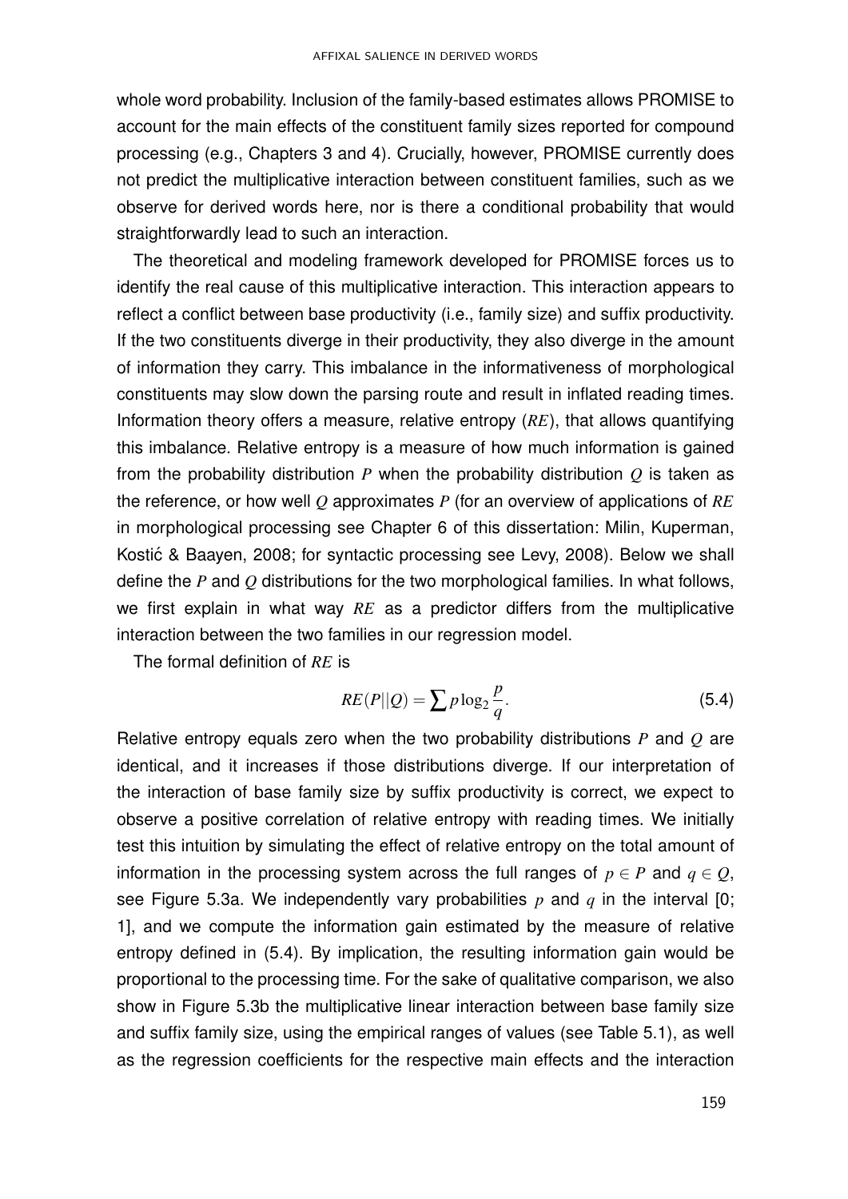whole word probability. Inclusion of the family-based estimates allows PROMISE to account for the main effects of the constituent family sizes reported for compound processing (e.g., Chapters 3 and 4). Crucially, however, PROMISE currently does not predict the multiplicative interaction between constituent families, such as we observe for derived words here, nor is there a conditional probability that would straightforwardly lead to such an interaction.

The theoretical and modeling framework developed for PROMISE forces us to identify the real cause of this multiplicative interaction. This interaction appears to reflect a conflict between base productivity (i.e., family size) and suffix productivity. If the two constituents diverge in their productivity, they also diverge in the amount of information they carry. This imbalance in the informativeness of morphological constituents may slow down the parsing route and result in inflated reading times. Information theory offers a measure, relative entropy ($RE$), that allows quantifying this imbalance. Relative entropy is a measure of how much information is gained from the probability distribution $P$ when the probability distribution $Q$ is taken as the reference, or how well $Q$ approximates $P$ (for an overview of applications of $RE$ in morphological processing see Chapter 6 of this dissertation: Milin, Kuperman, Kostić & Baayen, 2008; for syntactic processing see Levy, 2008). Below we shall define the $P$ and $Q$ distributions for the two morphological families. In what follows, we first explain in what way $RE$ as a predictor differs from the multiplicative interaction between the two families in our regression model.

The formal definition of $RE$ is

$$RE(P||Q) = \sum p \log_2 \frac{p}{q}. \tag{5.4}$$

Relative entropy equals zero when the two probability distributions $P$ and $Q$ are identical, and it increases if those distributions diverge. If our interpretation of the interaction of base family size by suffix productivity is correct, we expect to observe a positive correlation of relative entropy with reading times. We initially test this intuition by simulating the effect of relative entropy on the total amount of information in the processing system across the full ranges of $p \in P$ and $q \in Q$, see Figure 5.3a. We independently vary probabilities $p$ and $q$ in the interval [0; 1], and we compute the information gain estimated by the measure of relative entropy defined in (5.4). By implication, the resulting information gain would be proportional to the processing time. For the sake of qualitative comparison, we also show in Figure 5.3b the multiplicative linear interaction between base family size and suffix family size, using the empirical ranges of values (see Table 5.1), as well as the regression coefficients for the respective main effects and the interaction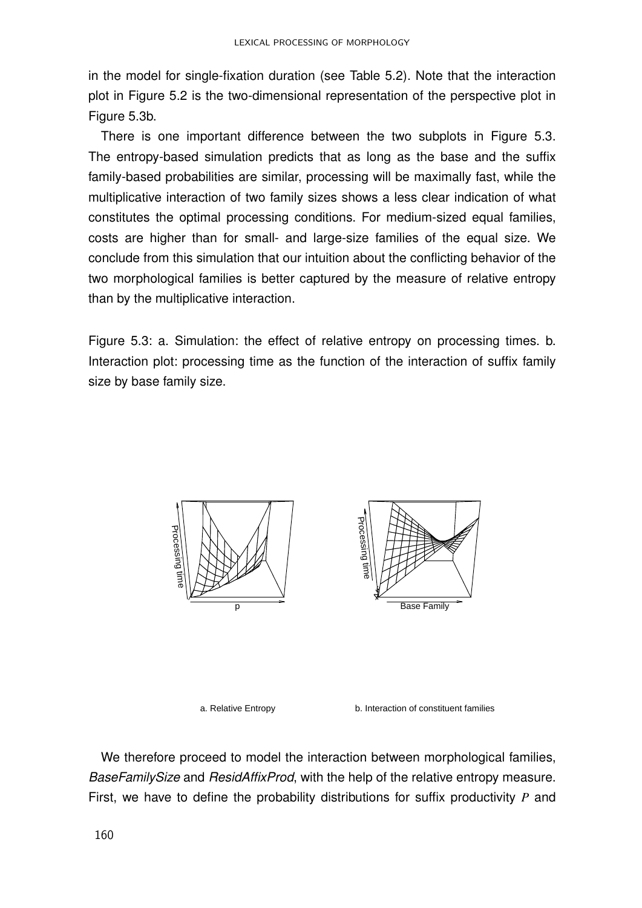in the model for single-fixation duration (see Table 5.2). Note that the interaction plot in Figure 5.2 is the two-dimensional representation of the perspective plot in Figure 5.3b.

There is one important difference between the two subplots in Figure 5.3. The entropy-based simulation predicts that as long as the base and the suffix family-based probabilities are similar, processing will be maximally fast, while the multiplicative interaction of two family sizes shows a less clear indication of what constitutes the optimal processing conditions. For medium-sized equal families, costs are higher than for small- and large-size families of the equal size. We conclude from this simulation that our intuition about the conflicting behavior of the two morphological families is better captured by the measure of relative entropy than by the multiplicative interaction.

Figure 5.3: a. Simulation: the effect of relative entropy on processing times. b. Interaction plot: processing time as the function of the interaction of suffix family size by base family size.

a. Relative Entropy

b. Interaction of constituent families

We therefore proceed to model the interaction between morphological families, *BaseFamilySize* and *ResidAffixProd*, with the help of the relative entropy measure. First, we have to define the probability distributions for suffix productivity $P$ and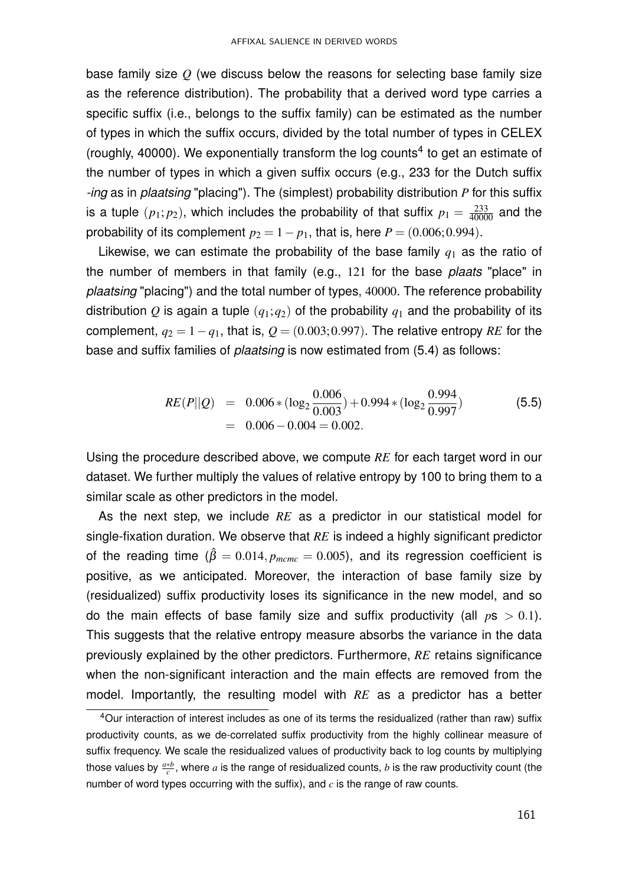base family size $Q$ (we discuss below the reasons for selecting base family size as the reference distribution). The probability that a derived word type carries a specific suffix (i.e., belongs to the suffix family) can be estimated as the number of types in which the suffix occurs, divided by the total number of types in CELEX (roughly, 40000). We exponentially transform the log counts[4] to get an estimate of the number of types in which a given suffix occurs (e.g., 233 for the Dutch suffix *-ing* as in *plaatsing* "placing"). The (simplest) probability distribution $P$ for this suffix is a tuple $(p_1; p_2)$, which includes the probability of that suffix $p_1 = \frac{233}{40000}$ and the probability of its complement $p_2 = 1 - p_1$, that is, here $P = (0.006; 0.994)$.

Likewise, we can estimate the probability of the base family $q_1$ as the ratio of the number of members in that family (e.g., $121$ for the base *plaats* "place" in *plaatsing* "placing") and the total number of types, $40000$. The reference probability distribution $Q$ is again a tuple $(q_1; q_2)$ of the probability $q_1$ and the probability of its complement, $q_2 = 1 - q_1$, that is, $Q = (0.003; 0.997)$. The relative entropy $RE$ for the base and suffix families of *plaatsing* is now estimated from (5.4) as follows:

$$
\begin{aligned}
RE(P||Q) &= 0.006 * (\log_2 \frac{0.006}{0.003}) + 0.994 * (\log_2 \frac{0.994}{0.997}) \\
&= 0.006 - 0.004 = 0.002.
\end{aligned}
\tag{5.5}
$$

Using the procedure described above, we compute $RE$ for each target word in our dataset. We further multiply the values of relative entropy by 100 to bring them to a similar scale as other predictors in the model.

As the next step, we include $RE$ as a predictor in our statistical model for single-fixation duration. We observe that $RE$ is indeed a highly significant predictor of the reading time ($\hat{\beta} = 0.014, p_{mcmc} = 0.005$), and its regression coefficient is positive, as we anticipated. Moreover, the interaction of base family size by (residualized) suffix productivity loses its significance in the new model, and so do the main effects of base family size and suffix productivity (all $p$s $> 0.1$). This suggests that the relative entropy measure absorbs the variance in the data previously explained by the other predictors. Furthermore, $RE$ retains significance when the non-significant interaction and the main effects are removed from the model. Importantly, the resulting model with $RE$ as a predictor has a better

[4] Our interaction of interest includes as one of its terms the residualized (rather than raw) suffix productivity counts, as we de-correlated suffix productivity from the highly collinear measure of suffix frequency. We scale the residualized values of productivity back to log counts by multiplying those values by $\frac{a*b}{c}$, where $a$ is the range of residualized counts, $b$ is the raw productivity count (the number of word types occurring with the suffix), and $c$ is the range of raw counts.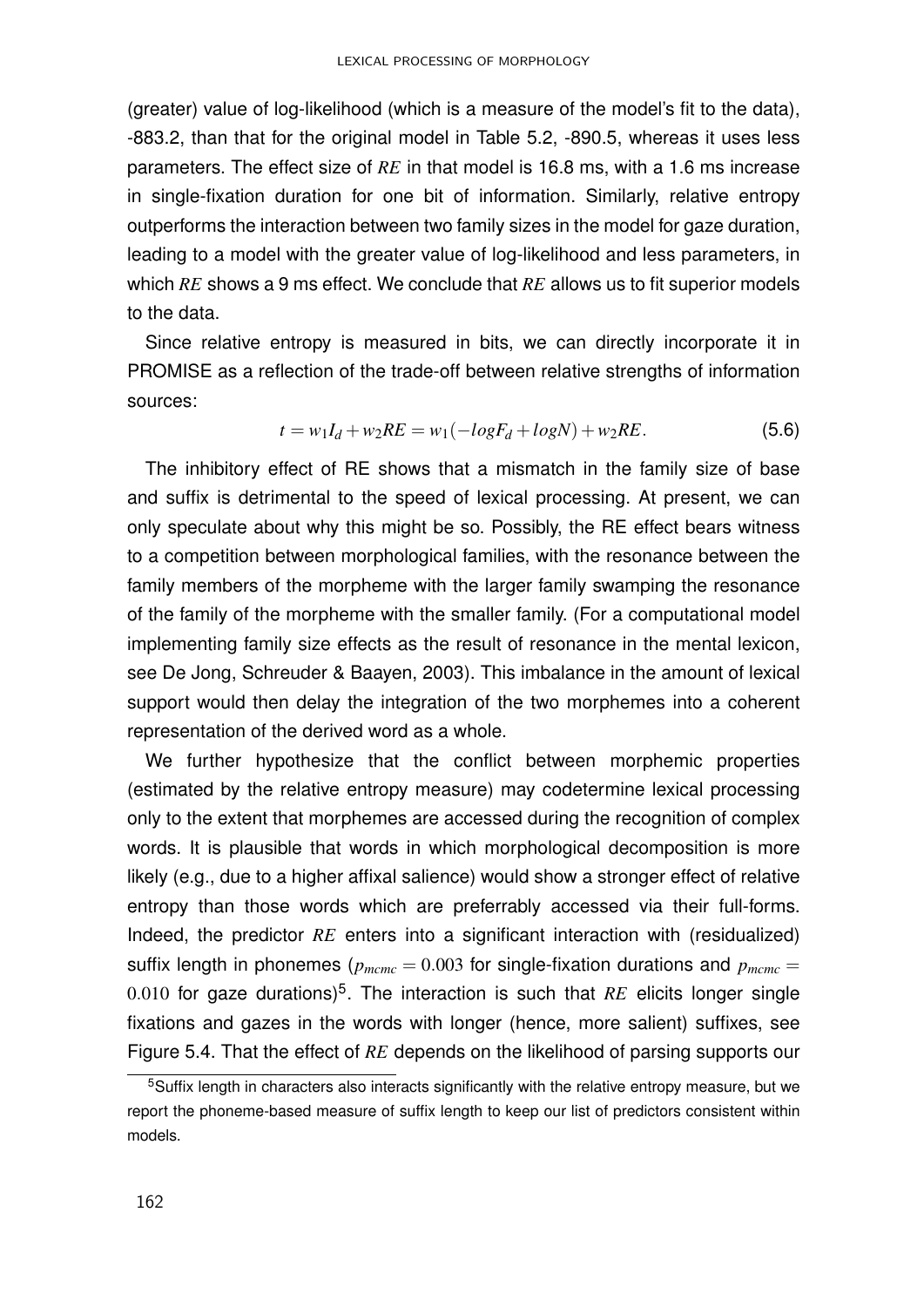(greater) value of log-likelihood (which is a measure of the model's fit to the data), -883.2, than that for the original model in Table 5.2, -890.5, whereas it uses less parameters. The effect size of $RE$ in that model is 16.8 ms, with a 1.6 ms increase in single-fixation duration for one bit of information. Similarly, relative entropy outperforms the interaction between two family sizes in the model for gaze duration, leading to a model with the greater value of log-likelihood and less parameters, in which $RE$ shows a 9 ms effect. We conclude that $RE$ allows us to fit superior models to the data.

Since relative entropy is measured in bits, we can directly incorporate it in PROMISE as a reflection of the trade-off between relative strengths of information sources:

$$t = w_1 I_d + w_2 RE = w_1(-log F_d + log N) + w_2 RE. \tag{5.6}$$

The inhibitory effect of RE shows that a mismatch in the family size of base and suffix is detrimental to the speed of lexical processing. At present, we can only speculate about why this might be so. Possibly, the RE effect bears witness to a competition between morphological families, with the resonance between the family members of the morpheme with the larger family swamping the resonance of the family of the morpheme with the smaller family. (For a computational model implementing family size effects as the result of resonance in the mental lexicon, see De Jong, Schreuder & Baayen, 2003). This imbalance in the amount of lexical support would then delay the integration of the two morphemes into a coherent representation of the derived word as a whole.

We further hypothesize that the conflict between morphemic properties (estimated by the relative entropy measure) may codetermine lexical processing only to the extent that morphemes are accessed during the recognition of complex words. It is plausible that words in which morphological decomposition is more likely (e.g., due to a higher affixal salience) would show a stronger effect of relative entropy than those words which are preferrably accessed via their full-forms. Indeed, the predictor $RE$ enters into a significant interaction with (residualized) suffix length in phonemes ($p_{mcmc} = 0.003$ for single-fixation durations and $p_{mcmc} = 0.010$ for gaze durations)[5]. The interaction is such that $RE$ elicits longer single fixations and gazes in the words with longer (hence, more salient) suffixes, see Figure 5.4. That the effect of $RE$ depends on the likelihood of parsing supports our

[5] Suffix length in characters also interacts significantly with the relative entropy measure, but we report the phoneme-based measure of suffix length to keep our list of predictors consistent within models.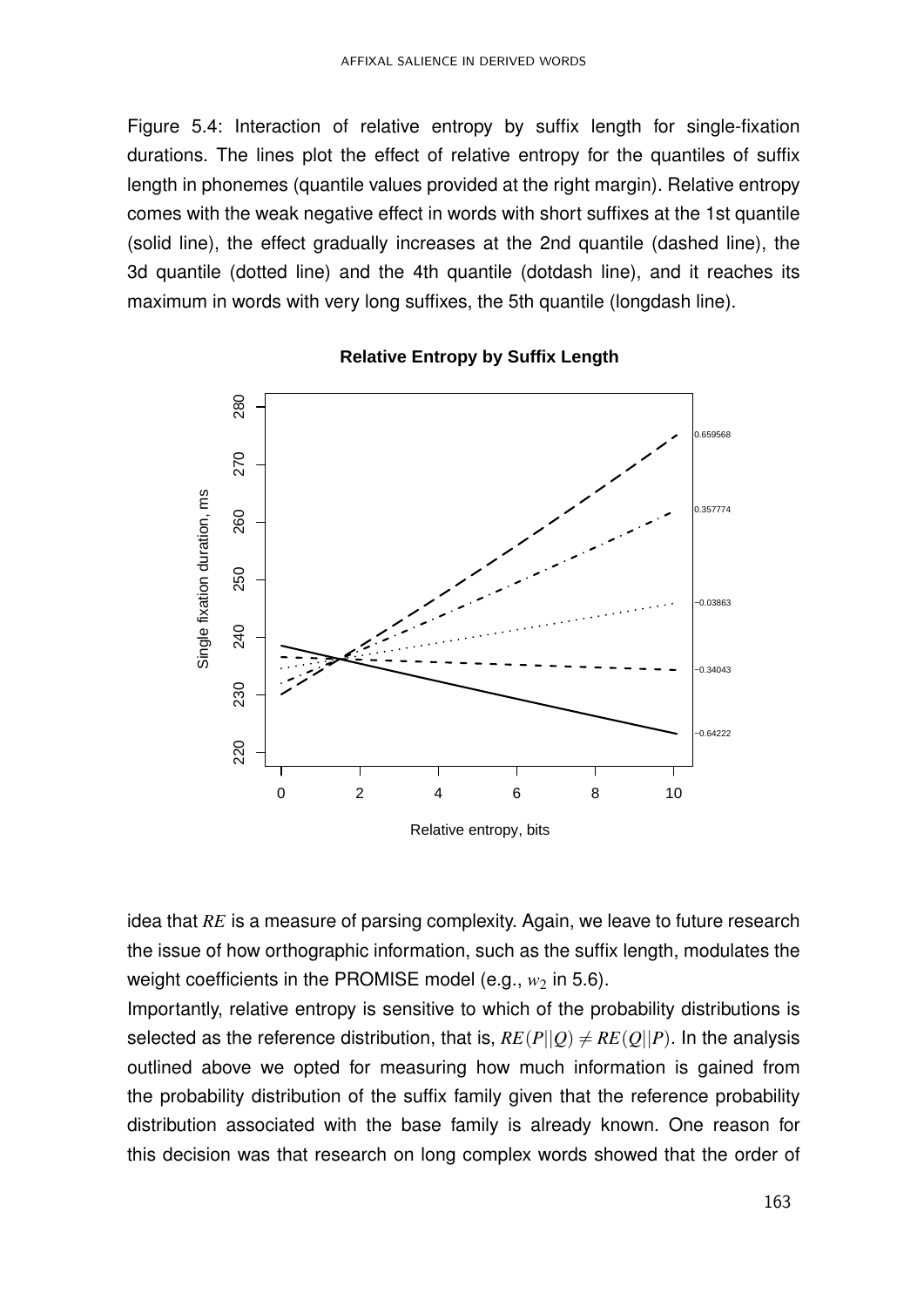Figure 5.4: Interaction of relative entropy by suffix length for single-fixation durations. The lines plot the effect of relative entropy for the quantiles of suffix length in phonemes (quantile values provided at the right margin). Relative entropy comes with the weak negative effect in words with short suffixes at the 1st quantile (solid line), the effect gradually increases at the 2nd quantile (dashed line), the 3d quantile (dotted line) and the 4th quantile (dotdash line), and it reaches its maximum in words with very long suffixes, the 5th quantile (longdash line).

idea that *RE* is a measure of parsing complexity. Again, we leave to future research the issue of how orthographic information, such as the suffix length, modulates the weight coefficients in the PROMISE model (e.g., $w_2$ in 5.6).

Importantly, relative entropy is sensitive to which of the probability distributions is selected as the reference distribution, that is, $RE(P||Q) \neq RE(Q||P)$. In the analysis outlined above we opted for measuring how much information is gained from the probability distribution of the suffix family given that the reference probability distribution associated with the base family is already known. One reason for this decision was that research on long complex words showed that the order of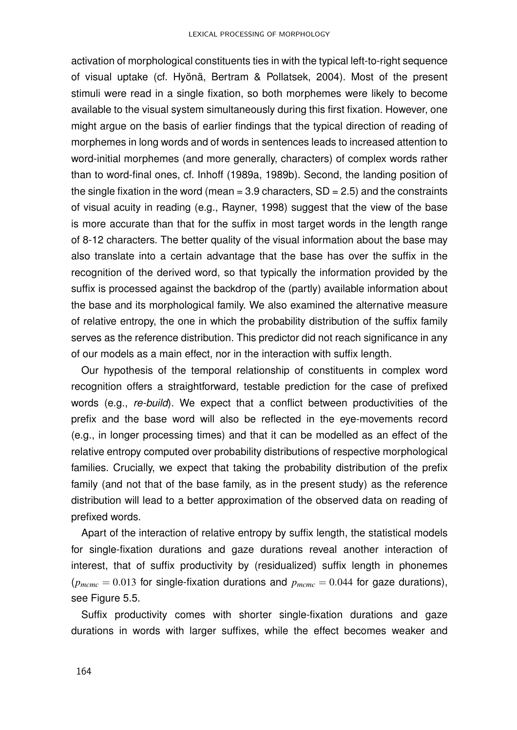activation of morphological constituents ties in with the typical left-to-right sequence of visual uptake (cf. Hyönä, Bertram & Pollatsek, 2004). Most of the present stimuli were read in a single fixation, so both morphemes were likely to become available to the visual system simultaneously during this first fixation. However, one might argue on the basis of earlier findings that the typical direction of reading of morphemes in long words and of words in sentences leads to increased attention to word-initial morphemes (and more generally, characters) of complex words rather than to word-final ones, cf. Inhoff (1989a, 1989b). Second, the landing position of the single fixation in the word (mean = 3.9 characters, SD = 2.5) and the constraints of visual acuity in reading (e.g., Rayner, 1998) suggest that the view of the base is more accurate than that for the suffix in most target words in the length range of 8-12 characters. The better quality of the visual information about the base may also translate into a certain advantage that the base has over the suffix in the recognition of the derived word, so that typically the information provided by the suffix is processed against the backdrop of the (partly) available information about the base and its morphological family. We also examined the alternative measure of relative entropy, the one in which the probability distribution of the suffix family serves as the reference distribution. This predictor did not reach significance in any of our models as a main effect, nor in the interaction with suffix length.

Our hypothesis of the temporal relationship of constituents in complex word recognition offers a straightforward, testable prediction for the case of prefixed words (e.g., *re-build*). We expect that a conflict between productivities of the prefix and the base word will also be reflected in the eye-movements record (e.g., in longer processing times) and that it can be modelled as an effect of the relative entropy computed over probability distributions of respective morphological families. Crucially, we expect that taking the probability distribution of the prefix family (and not that of the base family, as in the present study) as the reference distribution will lead to a better approximation of the observed data on reading of prefixed words.

Apart of the interaction of relative entropy by suffix length, the statistical models for single-fixation durations and gaze durations reveal another interaction of interest, that of suffix productivity by (residualized) suffix length in phonemes ($p_{mcmc} = 0.013$ for single-fixation durations and $p_{mcmc} = 0.044$ for gaze durations), see Figure 5.5.

Suffix productivity comes with shorter single-fixation durations and gaze durations in words with larger suffixes, while the effect becomes weaker and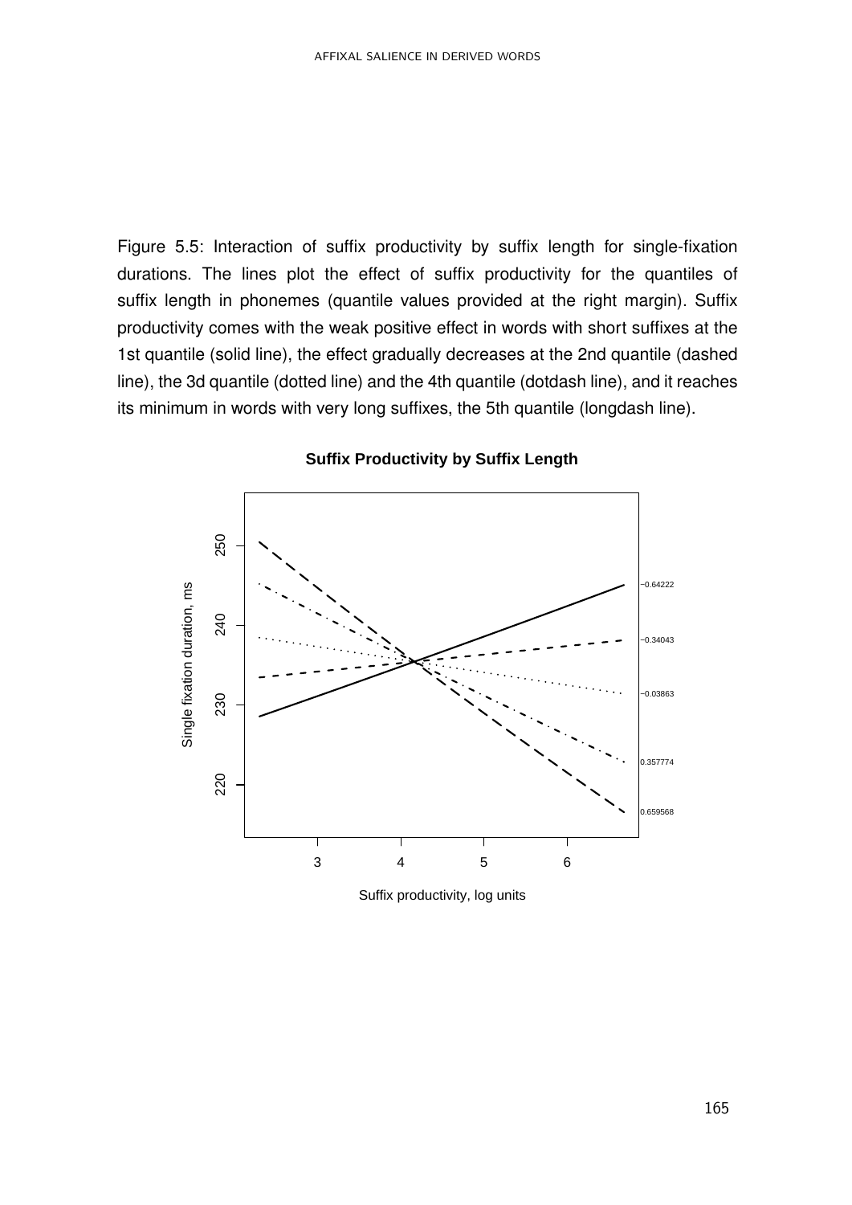Figure 5.5: Interaction of suffix productivity by suffix length for single-fixation durations. The lines plot the effect of suffix productivity for the quantiles of suffix length in phonemes (quantile values provided at the right margin). Suffix productivity comes with the weak positive effect in words with short suffixes at the 1st quantile (solid line), the effect gradually decreases at the 2nd quantile (dashed line), the 3d quantile (dotted line) and the 4th quantile (dotdash line), and it reaches its minimum in words with very long suffixes, the 5th quantile (longdash line).

**Suffix Productivity by Suffix Length**

Single fixation duration, ms

220 230 240 250

3 4 5 6

Suffix productivity, log units

−0.64222
−0.34043
−0.03863
0.357774
0.659568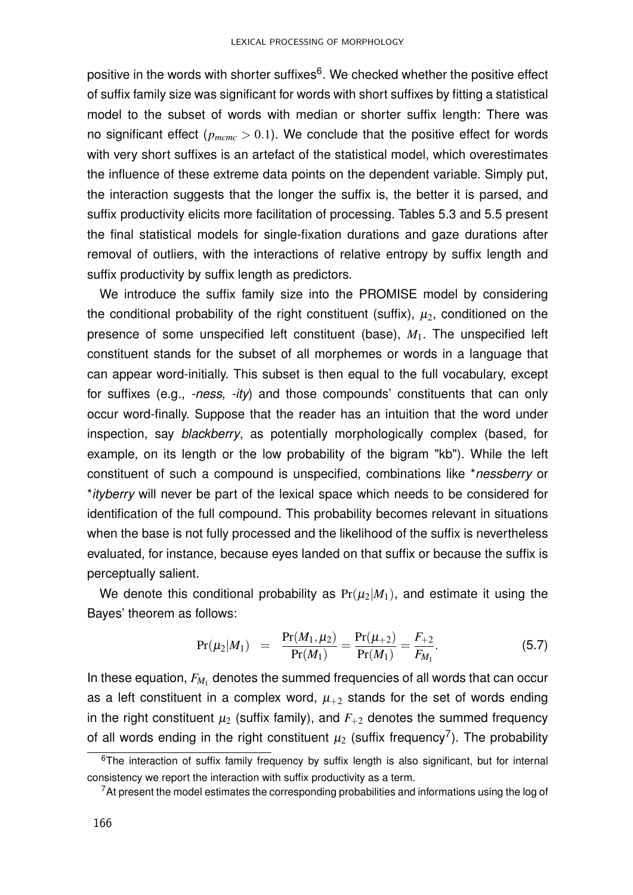positive in the words with shorter suffixes[6]. We checked whether the positive effect of suffix family size was significant for words with short suffixes by fitting a statistical model to the subset of words with median or shorter suffix length: There was no significant effect ($p_{mcmc} > 0.1$). We conclude that the positive effect for words with very short suffixes is an artefact of the statistical model, which overestimates the influence of these extreme data points on the dependent variable. Simply put, the interaction suggests that the longer the suffix is, the better it is parsed, and suffix productivity elicits more facilitation of processing. Tables 5.3 and 5.5 present the final statistical models for single-fixation durations and gaze durations after removal of outliers, with the interactions of relative entropy by suffix length and suffix productivity by suffix length as predictors.

We introduce the suffix family size into the PROMISE model by considering the conditional probability of the right constituent (suffix), $\mu_2$, conditioned on the presence of some unspecified left constituent (base), $M_1$. The unspecified left constituent stands for the subset of all morphemes or words in a language that can appear word-initially. This subset is then equal to the full vocabulary, except for suffixes (e.g., *-ness, -ity*) and those compounds' constituents that can only occur word-finally. Suppose that the reader has an intuition that the word under inspection, say *blackberry*, as potentially morphologically complex (based, for example, on its length or the low probability of the bigram "kb"). While the left constituent of such a compound is unspecified, combinations like **nessberry* or **ityberry* will never be part of the lexical space which needs to be considered for identification of the full compound. This probability becomes relevant in situations when the base is not fully processed and the likelihood of the suffix is nevertheless evaluated, for instance, because eyes landed on that suffix or because the suffix is perceptually salient.

We denote this conditional probability as $\Pr(\mu_2|M_1)$, and estimate it using the Bayes' theorem as follows:

$$\Pr(\mu_2|M_1) = \frac{\Pr(M_1,\mu_2)}{\Pr(M_1)} = \frac{\Pr(\mu_{+2})}{\Pr(M_1)} = \frac{F_{+2}}{F_{M_1}}. \quad (5.7)$$

In these equation, $F_{M_1}$ denotes the summed frequencies of all words that can occur as a left constituent in a complex word, $\mu_{+2}$ stands for the set of words ending in the right constituent $\mu_2$ (suffix family), and $F_{+2}$ denotes the summed frequency of all words ending in the right constituent $\mu_2$ (suffix frequency[7]). The probability

[6] The interaction of suffix family frequency by suffix length is also significant, but for internal consistency we report the interaction with suffix productivity as a term.

[7] At present the model estimates the corresponding probabilities and informations using the log of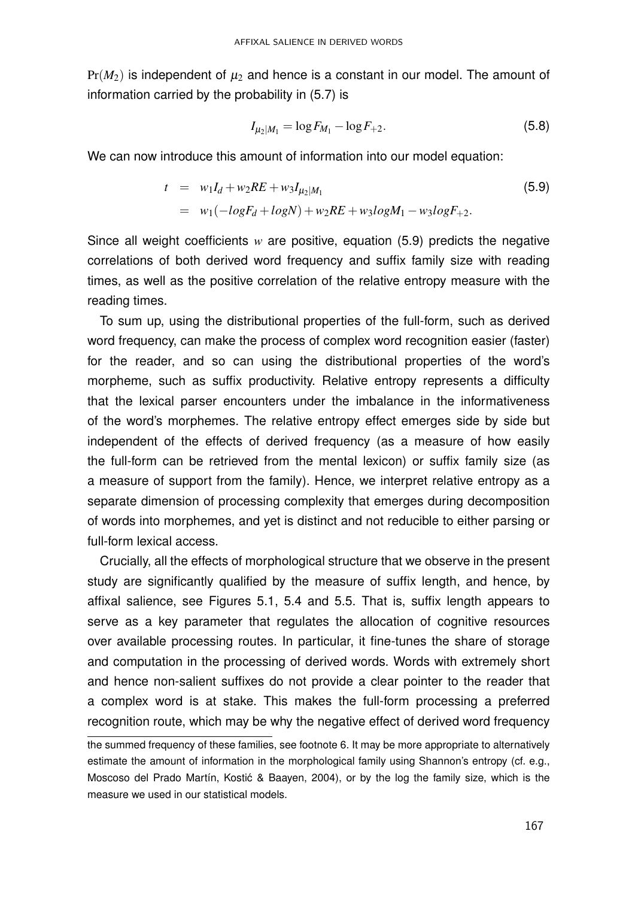$\Pr(M_2)$ is independent of $\mu_2$ and hence is a constant in our model. The amount of information carried by the probability in (5.7) is

$$I_{\mu_2|M_1} = \log F_{M_1} - \log F_{+2}. \tag{5.8}$$

We can now introduce this amount of information into our model equation:

$$\begin{aligned} t &= w_1 I_d + w_2 RE + w_3 I_{\mu_2|M_1} \\ &= w_1(-logF_d + logN) + w_2 RE + w_3 logM_1 - w_3 logF_{+2}. \end{aligned} \tag{5.9}$$

Since all weight coefficients $w$ are positive, equation (5.9) predicts the negative correlations of both derived word frequency and suffix family size with reading times, as well as the positive correlation of the relative entropy measure with the reading times.

To sum up, using the distributional properties of the full-form, such as derived word frequency, can make the process of complex word recognition easier (faster) for the reader, and so can using the distributional properties of the word's morpheme, such as suffix productivity. Relative entropy represents a difficulty that the lexical parser encounters under the imbalance in the informativeness of the word's morphemes. The relative entropy effect emerges side by side but independent of the effects of derived frequency (as a measure of how easily the full-form can be retrieved from the mental lexicon) or suffix family size (as a measure of support from the family). Hence, we interpret relative entropy as a separate dimension of processing complexity that emerges during decomposition of words into morphemes, and yet is distinct and not reducible to either parsing or full-form lexical access.

Crucially, all the effects of morphological structure that we observe in the present study are significantly qualified by the measure of suffix length, and hence, by affixal salience, see Figures 5.1, 5.4 and 5.5. That is, suffix length appears to serve as a key parameter that regulates the allocation of cognitive resources over available processing routes. In particular, it fine-tunes the share of storage and computation in the processing of derived words. Words with extremely short and hence non-salient suffixes do not provide a clear pointer to the reader that a complex word is at stake. This makes the full-form processing a preferred recognition route, which may be why the negative effect of derived word frequency

---

the summed frequency of these families, see footnote 6. It may be more appropriate to alternatively estimate the amount of information in the morphological family using Shannon's entropy (cf. e.g., Moscoso del Prado Martín, Kostić & Baayen, 2004), or by the log the family size, which is the measure we used in our statistical models.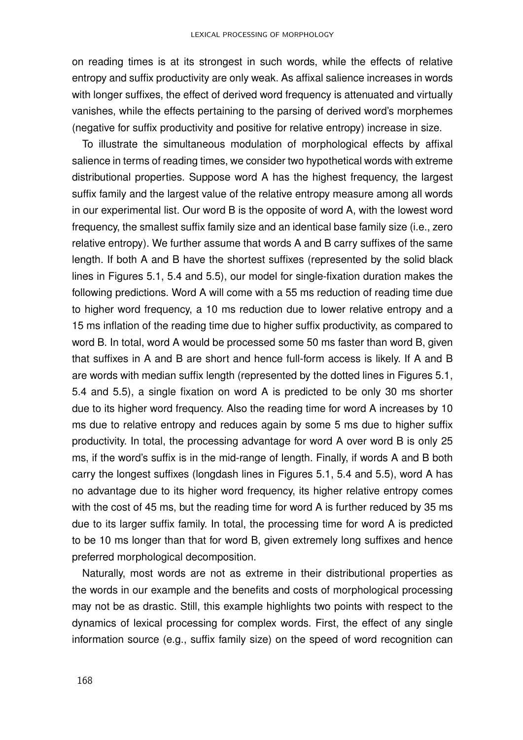on reading times is at its strongest in such words, while the effects of relative entropy and suffix productivity are only weak. As affixal salience increases in words with longer suffixes, the effect of derived word frequency is attenuated and virtually vanishes, while the effects pertaining to the parsing of derived word's morphemes (negative for suffix productivity and positive for relative entropy) increase in size.

To illustrate the simultaneous modulation of morphological effects by affixal salience in terms of reading times, we consider two hypothetical words with extreme distributional properties. Suppose word A has the highest frequency, the largest suffix family and the largest value of the relative entropy measure among all words in our experimental list. Our word B is the opposite of word A, with the lowest word frequency, the smallest suffix family size and an identical base family size (i.e., zero relative entropy). We further assume that words A and B carry suffixes of the same length. If both A and B have the shortest suffixes (represented by the solid black lines in Figures 5.1, 5.4 and 5.5), our model for single-fixation duration makes the following predictions. Word A will come with a 55 ms reduction of reading time due to higher word frequency, a 10 ms reduction due to lower relative entropy and a 15 ms inflation of the reading time due to higher suffix productivity, as compared to word B. In total, word A would be processed some 50 ms faster than word B, given that suffixes in A and B are short and hence full-form access is likely. If A and B are words with median suffix length (represented by the dotted lines in Figures 5.1, 5.4 and 5.5), a single fixation on word A is predicted to be only 30 ms shorter due to its higher word frequency. Also the reading time for word A increases by 10 ms due to relative entropy and reduces again by some 5 ms due to higher suffix productivity. In total, the processing advantage for word A over word B is only 25 ms, if the word's suffix is in the mid-range of length. Finally, if words A and B both carry the longest suffixes (longdash lines in Figures 5.1, 5.4 and 5.5), word A has no advantage due to its higher word frequency, its higher relative entropy comes with the cost of 45 ms, but the reading time for word A is further reduced by 35 ms due to its larger suffix family. In total, the processing time for word A is predicted to be 10 ms longer than that for word B, given extremely long suffixes and hence preferred morphological decomposition.

Naturally, most words are not as extreme in their distributional properties as the words in our example and the benefits and costs of morphological processing may not be as drastic. Still, this example highlights two points with respect to the dynamics of lexical processing for complex words. First, the effect of any single information source (e.g., suffix family size) on the speed of word recognition can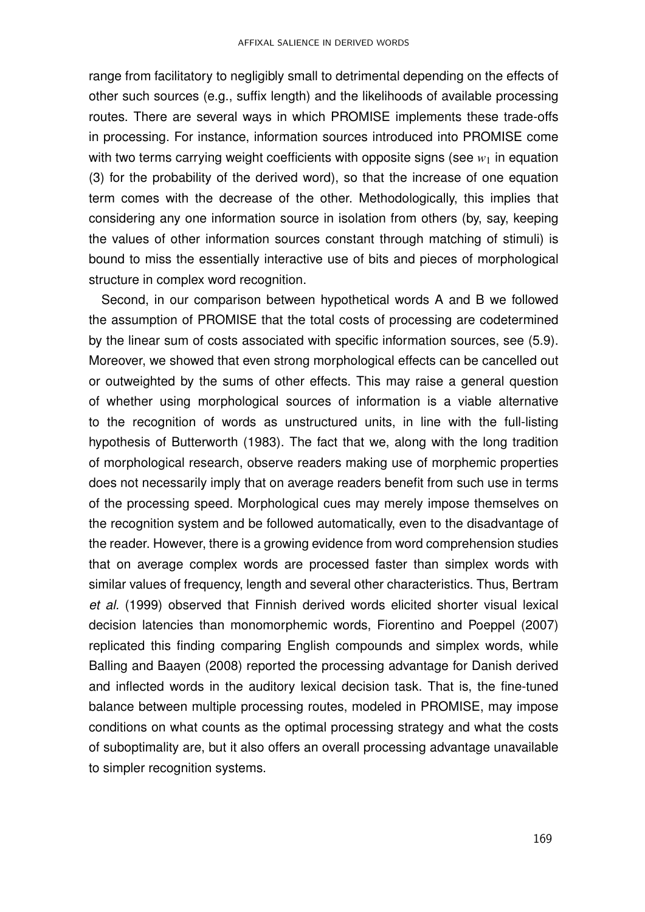range from facilitatory to negligibly small to detrimental depending on the effects of other such sources (e.g., suffix length) and the likelihoods of available processing routes. There are several ways in which PROMISE implements these trade-offs in processing. For instance, information sources introduced into PROMISE come with two terms carrying weight coefficients with opposite signs (see $w_1$ in equation (3) for the probability of the derived word), so that the increase of one equation term comes with the decrease of the other. Methodologically, this implies that considering any one information source in isolation from others (by, say, keeping the values of other information sources constant through matching of stimuli) is bound to miss the essentially interactive use of bits and pieces of morphological structure in complex word recognition.

Second, in our comparison between hypothetical words A and B we followed the assumption of PROMISE that the total costs of processing are codetermined by the linear sum of costs associated with specific information sources, see (5.9). Moreover, we showed that even strong morphological effects can be cancelled out or outweighted by the sums of other effects. This may raise a general question of whether using morphological sources of information is a viable alternative to the recognition of words as unstructured units, in line with the full-listing hypothesis of Butterworth (1983). The fact that we, along with the long tradition of morphological research, observe readers making use of morphemic properties does not necessarily imply that on average readers benefit from such use in terms of the processing speed. Morphological cues may merely impose themselves on the recognition system and be followed automatically, even to the disadvantage of the reader. However, there is a growing evidence from word comprehension studies that on average complex words are processed faster than simplex words with similar values of frequency, length and several other characteristics. Thus, Bertram *et al.* (1999) observed that Finnish derived words elicited shorter visual lexical decision latencies than monomorphemic words, Fiorentino and Poeppel (2007) replicated this finding comparing English compounds and simplex words, while Balling and Baayen (2008) reported the processing advantage for Danish derived and inflected words in the auditory lexical decision task. That is, the fine-tuned balance between multiple processing routes, modeled in PROMISE, may impose conditions on what counts as the optimal processing strategy and what the costs of suboptimality are, but it also offers an overall processing advantage unavailable to simpler recognition systems.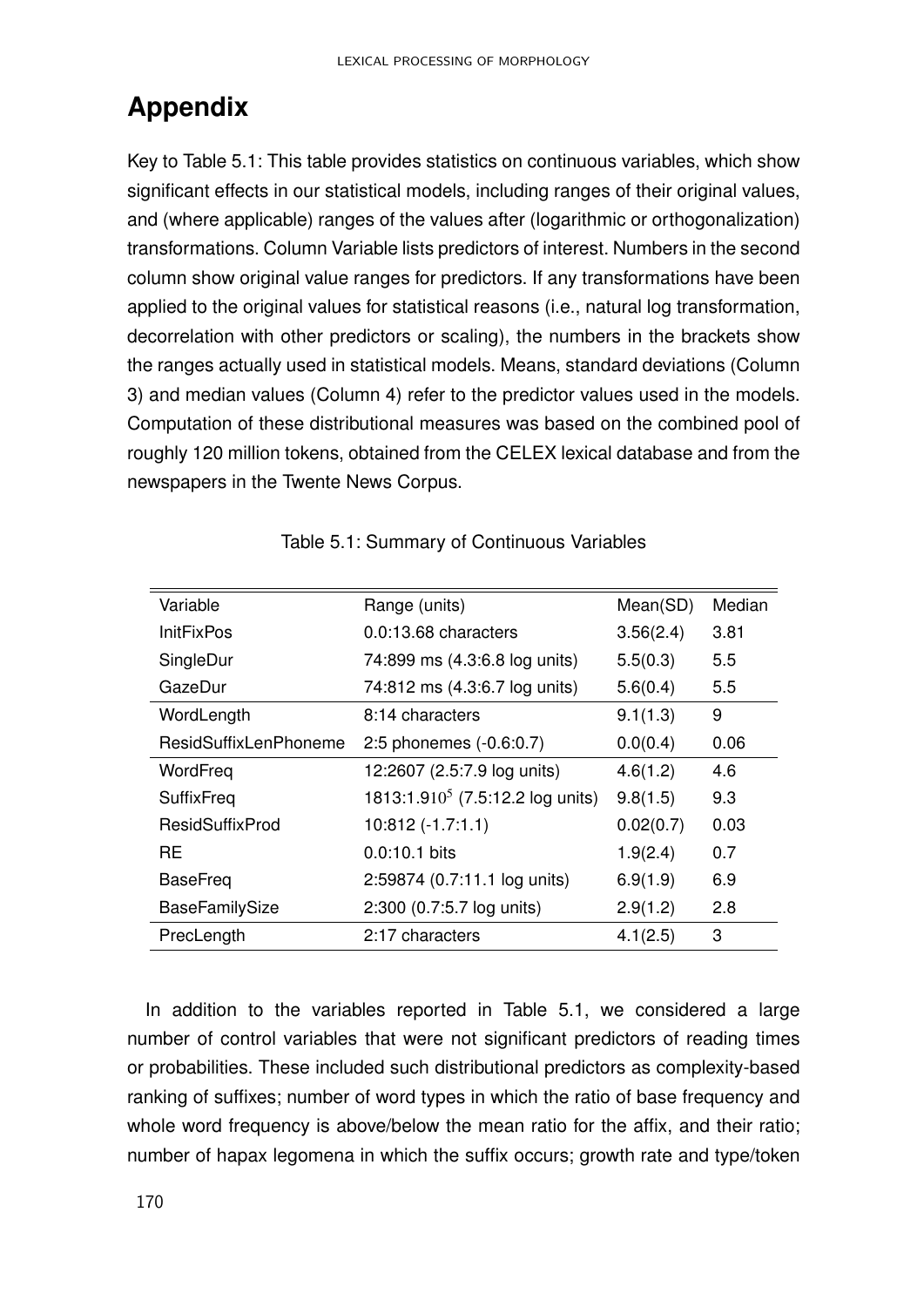# Appendix

Key to Table 5.1: This table provides statistics on continuous variables, which show significant effects in our statistical models, including ranges of their original values, and (where applicable) ranges of the values after (logarithmic or orthogonalization) transformations. Column Variable lists predictors of interest. Numbers in the second column show original value ranges for predictors. If any transformations have been applied to the original values for statistical reasons (i.e., natural log transformation, decorrelation with other predictors or scaling), the numbers in the brackets show the ranges actually used in statistical models. Means, standard deviations (Column 3) and median values (Column 4) refer to the predictor values used in the models. Computation of these distributional measures was based on the combined pool of roughly 120 million tokens, obtained from the CELEX lexical database and from the newspapers in the Twente News Corpus.

Table 5.1: Summary of Continuous Variables

| Variable | Range (units) | Mean(SD) | Median |
|---|---|---|---|
| InitFixPos | 0.0:13.68 characters | 3.56(2.4) | 3.81 |
| SingleDur | 74:899 ms (4.3:6.8 log units) | 5.5(0.3) | 5.5 |
| GazeDur | 74:812 ms (4.3:6.7 log units) | 5.6(0.4) | 5.5 |
| WordLength | 8:14 characters | 9.1(1.3) | 9 |
| ResidSuffixLenPhoneme | 2:5 phonemes (-0.6:0.7) | 0.0(0.4) | 0.06 |
| WordFreq | 12:2607 (2.5:7.9 log units) | 4.6(1.2) | 4.6 |
| SuffixFreq | 1813:1.9$10^5$ (7.5:12.2 log units) | 9.8(1.5) | 9.3 |
| ResidSuffixProd | 10:812 (-1.7:1.1) | 0.02(0.7) | 0.03 |
| RE | 0.0:10.1 bits | 1.9(2.4) | 0.7 |
| BaseFreq | 2:59874 (0.7:11.1 log units) | 6.9(1.9) | 6.9 |
| BaseFamilySize | 2:300 (0.7:5.7 log units) | 2.9(1.2) | 2.8 |
| PrecLength | 2:17 characters | 4.1(2.5) | 3 |

In addition to the variables reported in Table 5.1, we considered a large number of control variables that were not significant predictors of reading times or probabilities. These included such distributional predictors as complexity-based ranking of suffixes; number of word types in which the ratio of base frequency and whole word frequency is above/below the mean ratio for the affix, and their ratio; number of hapax legomena in which the suffix occurs; growth rate and type/token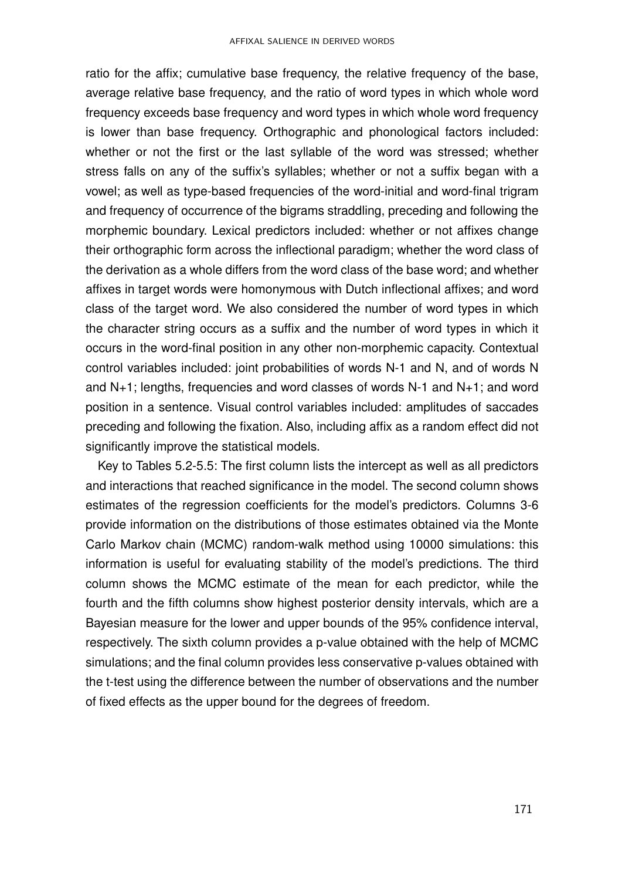ratio for the affix; cumulative base frequency, the relative frequency of the base, average relative base frequency, and the ratio of word types in which whole word frequency exceeds base frequency and word types in which whole word frequency is lower than base frequency. Orthographic and phonological factors included: whether or not the first or the last syllable of the word was stressed; whether stress falls on any of the suffix's syllables; whether or not a suffix began with a vowel; as well as type-based frequencies of the word-initial and word-final trigram and frequency of occurrence of the bigrams straddling, preceding and following the morphemic boundary. Lexical predictors included: whether or not affixes change their orthographic form across the inflectional paradigm; whether the word class of the derivation as a whole differs from the word class of the base word; and whether affixes in target words were homonymous with Dutch inflectional affixes; and word class of the target word. We also considered the number of word types in which the character string occurs as a suffix and the number of word types in which it occurs in the word-final position in any other non-morphemic capacity. Contextual control variables included: joint probabilities of words N-1 and N, and of words N and N+1; lengths, frequencies and word classes of words N-1 and N+1; and word position in a sentence. Visual control variables included: amplitudes of saccades preceding and following the fixation. Also, including affix as a random effect did not significantly improve the statistical models.

Key to Tables 5.2-5.5: The first column lists the intercept as well as all predictors and interactions that reached significance in the model. The second column shows estimates of the regression coefficients for the model's predictors. Columns 3-6 provide information on the distributions of those estimates obtained via the Monte Carlo Markov chain (MCMC) random-walk method using 10000 simulations: this information is useful for evaluating stability of the model's predictions. The third column shows the MCMC estimate of the mean for each predictor, while the fourth and the fifth columns show highest posterior density intervals, which are a Bayesian measure for the lower and upper bounds of the 95% confidence interval, respectively. The sixth column provides a p-value obtained with the help of MCMC simulations; and the final column provides less conservative p-values obtained with the t-test using the difference between the number of observations and the number of fixed effects as the upper bound for the degrees of freedom.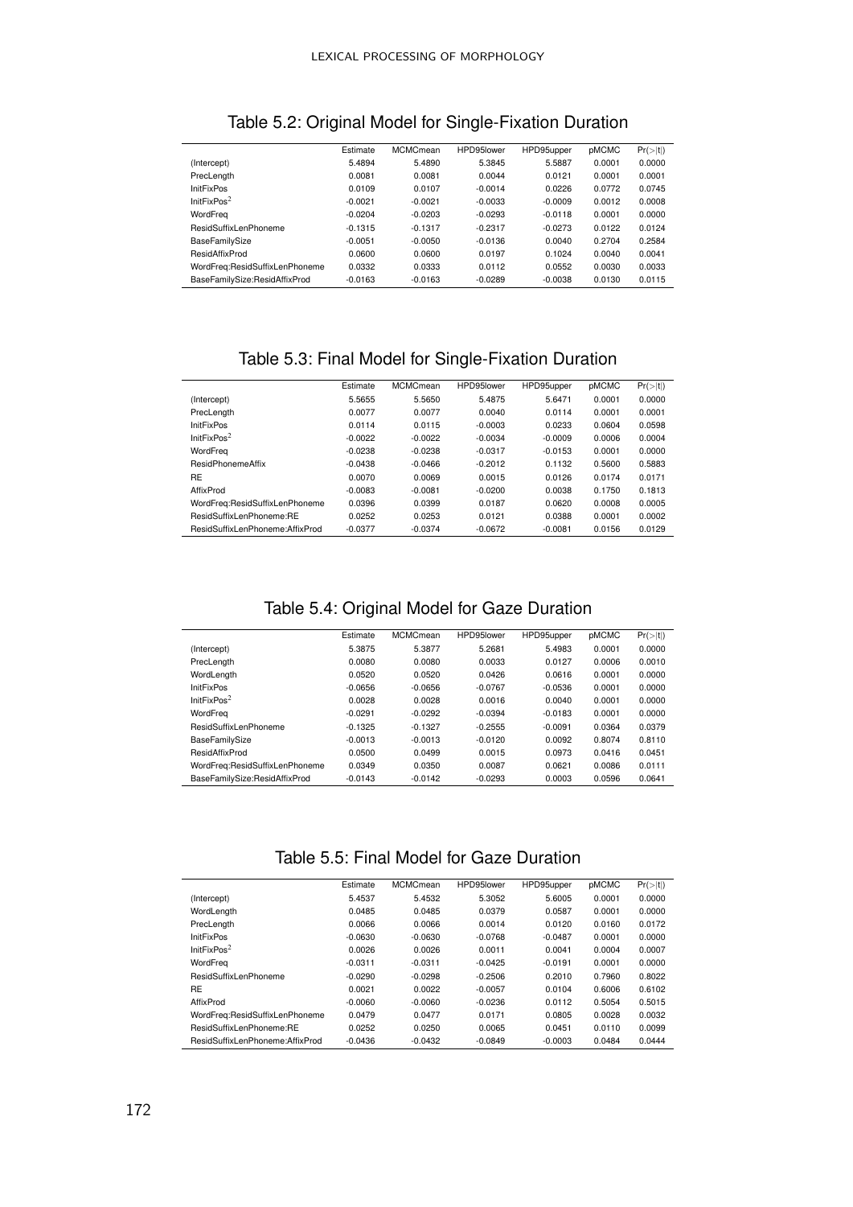Table 5.2: Original Model for Single-Fixation Duration

| | Estimate | MCMCmean | HPD95lower | HPD95upper | pMCMC | Pr(>\|t\|) |
|---|---|---|---|---|---|---|
| (Intercept) | 5.4894 | 5.4890 | 5.3845 | 5.5887 | 0.0001 | 0.0000 |
| PrecLength | 0.0081 | 0.0081 | 0.0044 | 0.0121 | 0.0001 | 0.0001 |
| InitFixPos | 0.0109 | 0.0107 | -0.0014 | 0.0226 | 0.0772 | 0.0745 |
| InitFixPos$^2$ | -0.0021 | -0.0021 | -0.0033 | -0.0009 | 0.0012 | 0.0008 |
| WordFreq | -0.0204 | -0.0203 | -0.0293 | -0.0118 | 0.0001 | 0.0000 |
| ResidSuffixLenPhoneme | -0.1315 | -0.1317 | -0.2317 | -0.0273 | 0.0122 | 0.0124 |
| BaseFamilySize | -0.0051 | -0.0050 | -0.0136 | 0.0040 | 0.2704 | 0.2584 |
| ResidAffixProd | 0.0600 | 0.0600 | 0.0197 | 0.1024 | 0.0040 | 0.0041 |
| WordFreq:ResidSuffixLenPhoneme | 0.0332 | 0.0333 | 0.0112 | 0.0552 | 0.0030 | 0.0033 |
| BaseFamilySize:ResidAffixProd | -0.0163 | -0.0163 | -0.0289 | -0.0038 | 0.0130 | 0.0115 |

Table 5.3: Final Model for Single-Fixation Duration

| | Estimate | MCMCmean | HPD95lower | HPD95upper | pMCMC | Pr(>\|t\|) |
|---|---|---|---|---|---|---|
| (Intercept) | 5.5655 | 5.5650 | 5.4875 | 5.6471 | 0.0001 | 0.0000 |
| PrecLength | 0.0077 | 0.0077 | 0.0040 | 0.0114 | 0.0001 | 0.0001 |
| InitFixPos | 0.0114 | 0.0115 | -0.0003 | 0.0233 | 0.0604 | 0.0598 |
| InitFixPos$^2$ | -0.0022 | -0.0022 | -0.0034 | -0.0009 | 0.0006 | 0.0004 |
| WordFreq | -0.0238 | -0.0238 | -0.0317 | -0.0153 | 0.0001 | 0.0000 |
| ResidPhonemeAffix | -0.0438 | -0.0466 | -0.2012 | 0.1132 | 0.5600 | 0.5883 |
| RE | 0.0070 | 0.0069 | 0.0015 | 0.0126 | 0.0174 | 0.0171 |
| AffixProd | -0.0083 | -0.0081 | -0.0200 | 0.0038 | 0.1750 | 0.1813 |
| WordFreq:ResidSuffixLenPhoneme | 0.0396 | 0.0399 | 0.0187 | 0.0620 | 0.0008 | 0.0005 |
| ResidSuffixLenPhoneme:RE | 0.0252 | 0.0253 | 0.0121 | 0.0388 | 0.0001 | 0.0002 |
| ResidSuffixLenPhoneme:AffixProd | -0.0377 | -0.0374 | -0.0672 | -0.0081 | 0.0156 | 0.0129 |

Table 5.4: Original Model for Gaze Duration

| | Estimate | MCMCmean | HPD95lower | HPD95upper | pMCMC | Pr(>\|t\|) |
|---|---|---|---|---|---|---|
| (Intercept) | 5.3875 | 5.3877 | 5.2681 | 5.4983 | 0.0001 | 0.0000 |
| PrecLength | 0.0080 | 0.0080 | 0.0033 | 0.0127 | 0.0006 | 0.0010 |
| WordLength | 0.0520 | 0.0520 | 0.0426 | 0.0616 | 0.0001 | 0.0000 |
| InitFixPos | -0.0656 | -0.0656 | -0.0767 | -0.0536 | 0.0001 | 0.0000 |
| InitFixPos$^2$ | 0.0028 | 0.0028 | 0.0016 | 0.0040 | 0.0001 | 0.0000 |
| WordFreq | -0.0291 | -0.0292 | -0.0394 | -0.0183 | 0.0001 | 0.0000 |
| ResidSuffixLenPhoneme | -0.1325 | -0.1327 | -0.2555 | -0.0091 | 0.0364 | 0.0379 |
| BaseFamilySize | -0.0013 | -0.0013 | -0.0120 | 0.0092 | 0.8074 | 0.8110 |
| ResidAffixProd | 0.0500 | 0.0499 | 0.0015 | 0.0973 | 0.0416 | 0.0451 |
| WordFreq:ResidSuffixLenPhoneme | 0.0349 | 0.0350 | 0.0087 | 0.0621 | 0.0086 | 0.0111 |
| BaseFamilySize:ResidAffixProd | -0.0143 | -0.0142 | -0.0293 | 0.0003 | 0.0596 | 0.0641 |

Table 5.5: Final Model for Gaze Duration

| | Estimate | MCMCmean | HPD95lower | HPD95upper | pMCMC | Pr(>\|t\|) |
|---|---|---|---|---|---|---|
| (Intercept) | 5.4537 | 5.4532 | 5.3052 | 5.6005 | 0.0001 | 0.0000 |
| WordLength | 0.0485 | 0.0485 | 0.0379 | 0.0587 | 0.0001 | 0.0000 |
| PrecLength | 0.0066 | 0.0066 | 0.0014 | 0.0120 | 0.0160 | 0.0172 |
| InitFixPos | -0.0630 | -0.0630 | -0.0768 | -0.0487 | 0.0001 | 0.0000 |
| InitFixPos$^2$ | 0.0026 | 0.0026 | 0.0011 | 0.0041 | 0.0004 | 0.0007 |
| WordFreq | -0.0311 | -0.0311 | -0.0425 | -0.0191 | 0.0001 | 0.0000 |
| ResidSuffixLenPhoneme | -0.0290 | -0.0298 | -0.2506 | 0.2010 | 0.7960 | 0.8022 |
| RE | 0.0021 | 0.0022 | -0.0057 | 0.0104 | 0.6006 | 0.6102 |
| AffixProd | -0.0060 | -0.0060 | -0.0236 | 0.0112 | 0.5054 | 0.5015 |
| WordFreq:ResidSuffixLenPhoneme | 0.0479 | 0.0477 | 0.0171 | 0.0805 | 0.0028 | 0.0032 |
| ResidSuffixLenPhoneme:RE | 0.0252 | 0.0250 | 0.0065 | 0.0451 | 0.0110 | 0.0099 |
| ResidSuffixLenPhoneme:AffixProd | -0.0436 | -0.0432 | -0.0849 | -0.0003 | 0.0484 | 0.0444 |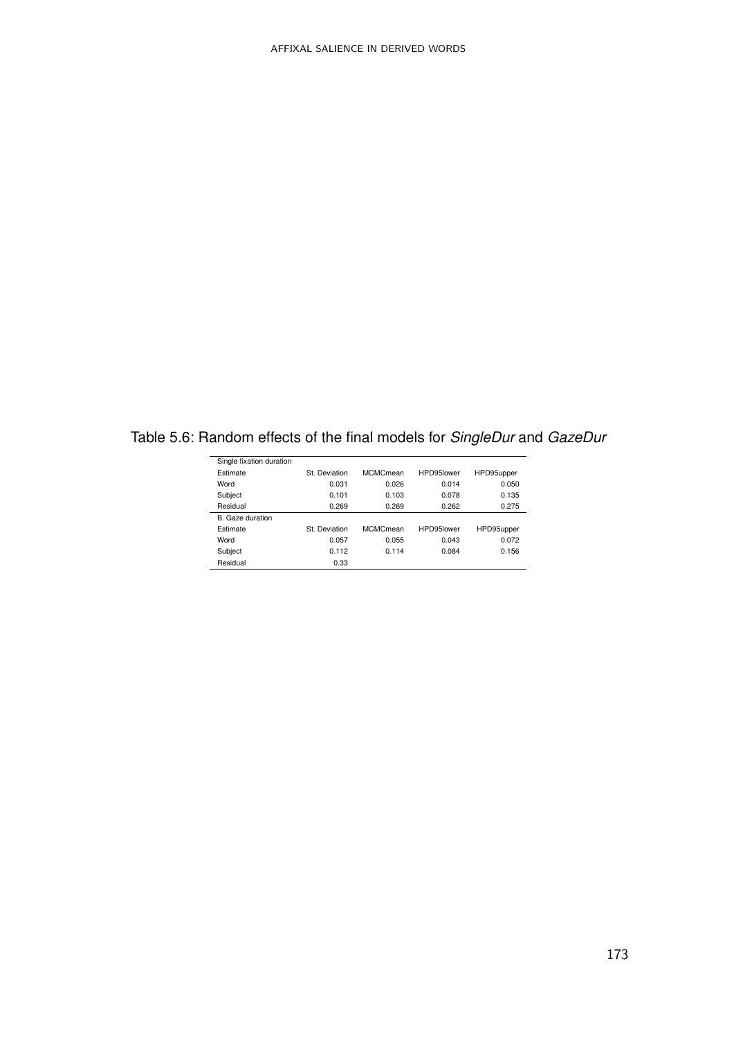Table 5.6: Random effects of the final models for *SingleDur* and *GazeDur*

| Single fixation duration | | | | |
|---|---|---|---|---|
| Estimate | St. Deviation | MCMCmean | HPD95lower | HPD95upper |
| Word | 0.031 | 0.026 | 0.014 | 0.050 |
| Subject | 0.101 | 0.103 | 0.078 | 0.135 |
| Residual | 0.269 | 0.269 | 0.262 | 0.275 |
| B. Gaze duration | | | | |
| Estimate | St. Deviation | MCMCmean | HPD95lower | HPD95upper |
| Word | 0.057 | 0.055 | 0.043 | 0.072 |
| Subject | 0.112 | 0.114 | 0.084 | 0.156 |
| Residual | 0.33 | | | |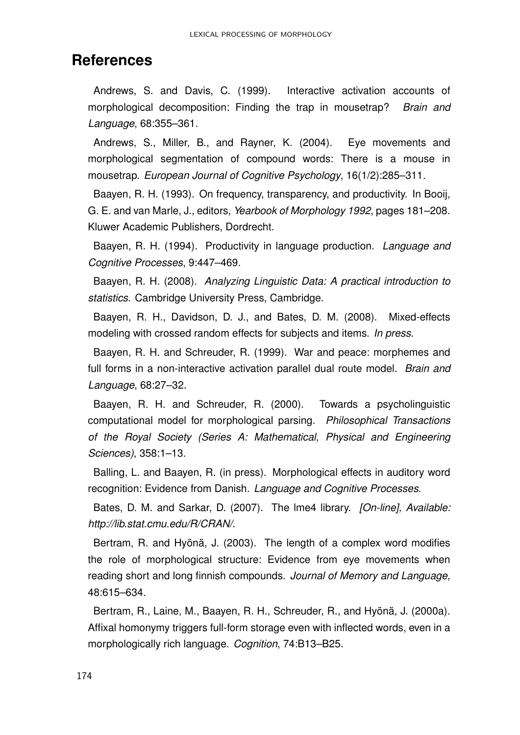# References

Andrews, S. and Davis, C. (1999). Interactive activation accounts of morphological decomposition: Finding the trap in mousetrap? *Brain and Language*, 68:355–361.

Andrews, S., Miller, B., and Rayner, K. (2004). Eye movements and morphological segmentation of compound words: There is a mouse in mousetrap. *European Journal of Cognitive Psychology*, 16(1/2):285–311.

Baayen, R. H. (1993). On frequency, transparency, and productivity. In Booij, G. E. and van Marle, J., editors, *Yearbook of Morphology 1992*, pages 181–208. Kluwer Academic Publishers, Dordrecht.

Baayen, R. H. (1994). Productivity in language production. *Language and Cognitive Processes*, 9:447–469.

Baayen, R. H. (2008). *Analyzing Linguistic Data: A practical introduction to statistics*. Cambridge University Press, Cambridge.

Baayen, R. H., Davidson, D. J., and Bates, D. M. (2008). Mixed-effects modeling with crossed random effects for subjects and items. *In press*.

Baayen, R. H. and Schreuder, R. (1999). War and peace: morphemes and full forms in a non-interactive activation parallel dual route model. *Brain and Language*, 68:27–32.

Baayen, R. H. and Schreuder, R. (2000). Towards a psycholinguistic computational model for morphological parsing. *Philosophical Transactions of the Royal Society (Series A: Mathematical, Physical and Engineering Sciences)*, 358:1–13.

Balling, L. and Baayen, R. (in press). Morphological effects in auditory word recognition: Evidence from Danish. *Language and Cognitive Processes*.

Bates, D. M. and Sarkar, D. (2007). The lme4 library. *[On-line], Available: http://lib.stat.cmu.edu/R/CRAN/*.

Bertram, R. and Hyönä, J. (2003). The length of a complex word modifies the role of morphological structure: Evidence from eye movements when reading short and long finnish compounds. *Journal of Memory and Language*, 48:615–634.

Bertram, R., Laine, M., Baayen, R. H., Schreuder, R., and Hyönä, J. (2000a). Affixal homonymy triggers full-form storage even with inflected words, even in a morphologically rich language. *Cognition*, 74:B13–B25.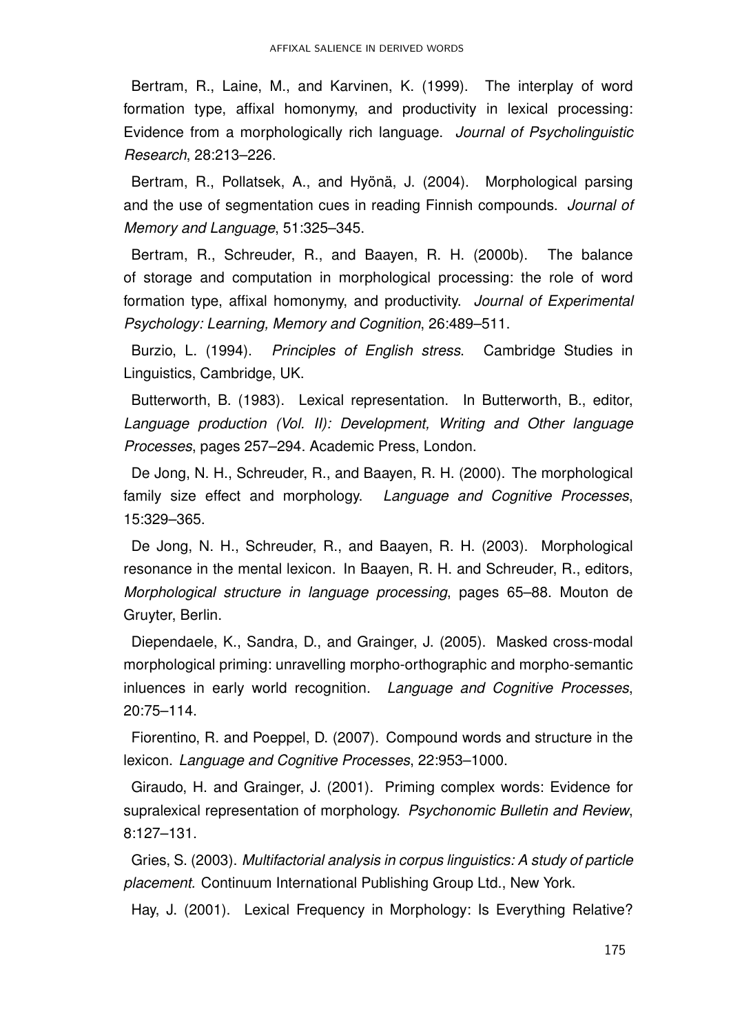Bertram, R., Laine, M., and Karvinen, K. (1999). The interplay of word formation type, affixal homonymy, and productivity in lexical processing: Evidence from a morphologically rich language. *Journal of Psycholinguistic Research*, 28:213–226.

Bertram, R., Pollatsek, A., and Hyönä, J. (2004). Morphological parsing and the use of segmentation cues in reading Finnish compounds. *Journal of Memory and Language*, 51:325–345.

Bertram, R., Schreuder, R., and Baayen, R. H. (2000b). The balance of storage and computation in morphological processing: the role of word formation type, affixal homonymy, and productivity. *Journal of Experimental Psychology: Learning, Memory and Cognition*, 26:489–511.

Burzio, L. (1994). *Principles of English stress*. Cambridge Studies in Linguistics, Cambridge, UK.

Butterworth, B. (1983). Lexical representation. In Butterworth, B., editor, *Language production (Vol. II): Development, Writing and Other language Processes*, pages 257–294. Academic Press, London.

De Jong, N. H., Schreuder, R., and Baayen, R. H. (2000). The morphological family size effect and morphology. *Language and Cognitive Processes*, 15:329–365.

De Jong, N. H., Schreuder, R., and Baayen, R. H. (2003). Morphological resonance in the mental lexicon. In Baayen, R. H. and Schreuder, R., editors, *Morphological structure in language processing*, pages 65–88. Mouton de Gruyter, Berlin.

Diependaele, K., Sandra, D., and Grainger, J. (2005). Masked cross-modal morphological priming: unravelling morpho-orthographic and morpho-semantic inluences in early world recognition. *Language and Cognitive Processes*, 20:75–114.

Fiorentino, R. and Poeppel, D. (2007). Compound words and structure in the lexicon. *Language and Cognitive Processes*, 22:953–1000.

Giraudo, H. and Grainger, J. (2001). Priming complex words: Evidence for supralexical representation of morphology. *Psychonomic Bulletin and Review*, 8:127–131.

Gries, S. (2003). *Multifactorial analysis in corpus linguistics: A study of particle placement.* Continuum International Publishing Group Ltd., New York.

Hay, J. (2001). Lexical Frequency in Morphology: Is Everything Relative?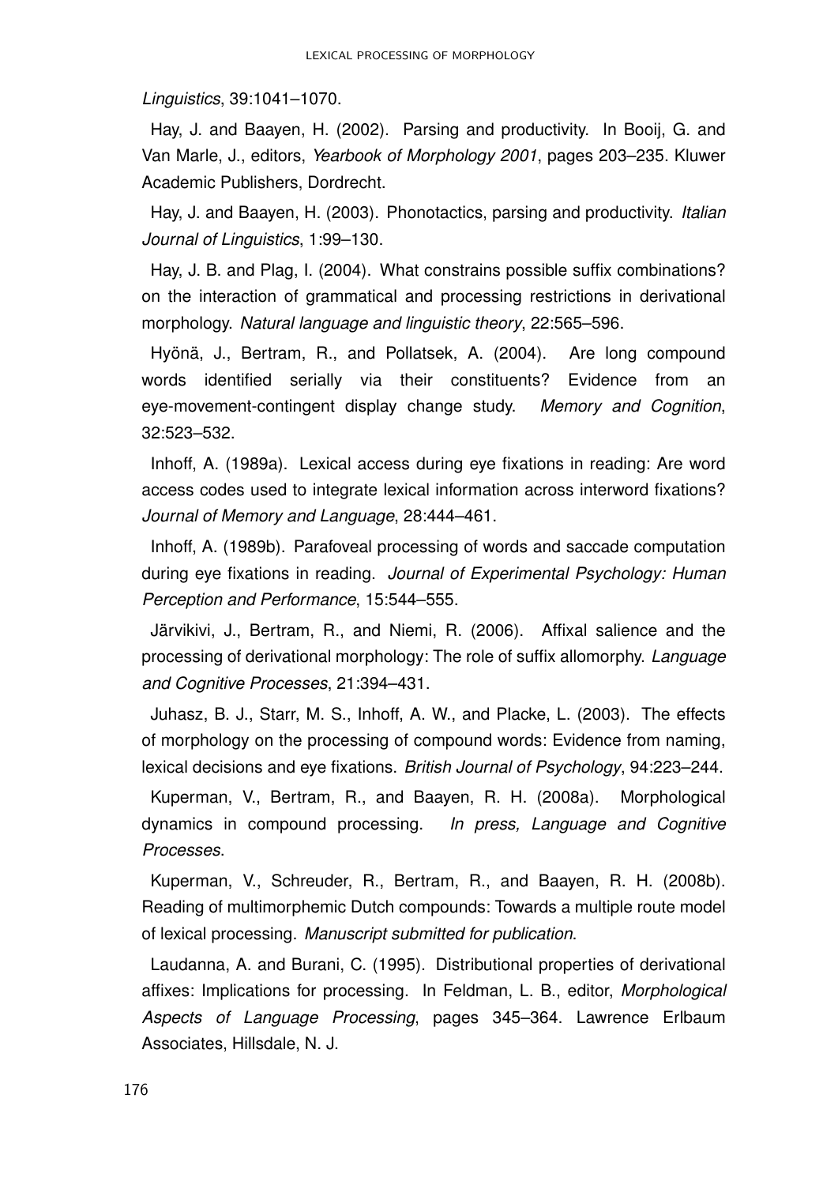*Linguistics*, 39:1041–1070.

Hay, J. and Baayen, H. (2002). Parsing and productivity. In Booij, G. and Van Marle, J., editors, *Yearbook of Morphology 2001*, pages 203–235. Kluwer Academic Publishers, Dordrecht.

Hay, J. and Baayen, H. (2003). Phonotactics, parsing and productivity. *Italian Journal of Linguistics*, 1:99–130.

Hay, J. B. and Plag, I. (2004). What constrains possible suffix combinations? on the interaction of grammatical and processing restrictions in derivational morphology. *Natural language and linguistic theory*, 22:565–596.

Hyönä, J., Bertram, R., and Pollatsek, A. (2004). Are long compound words identified serially via their constituents? Evidence from an eye-movement-contingent display change study. *Memory and Cognition*, 32:523–532.

Inhoff, A. (1989a). Lexical access during eye fixations in reading: Are word access codes used to integrate lexical information across interword fixations? *Journal of Memory and Language*, 28:444–461.

Inhoff, A. (1989b). Parafoveal processing of words and saccade computation during eye fixations in reading. *Journal of Experimental Psychology: Human Perception and Performance*, 15:544–555.

Järvikivi, J., Bertram, R., and Niemi, R. (2006). Affixal salience and the processing of derivational morphology: The role of suffix allomorphy. *Language and Cognitive Processes*, 21:394–431.

Juhasz, B. J., Starr, M. S., Inhoff, A. W., and Placke, L. (2003). The effects of morphology on the processing of compound words: Evidence from naming, lexical decisions and eye fixations. *British Journal of Psychology*, 94:223–244.

Kuperman, V., Bertram, R., and Baayen, R. H. (2008a). Morphological dynamics in compound processing. *In press, Language and Cognitive Processes*.

Kuperman, V., Schreuder, R., Bertram, R., and Baayen, R. H. (2008b). Reading of multimorphemic Dutch compounds: Towards a multiple route model of lexical processing. *Manuscript submitted for publication*.

Laudanna, A. and Burani, C. (1995). Distributional properties of derivational affixes: Implications for processing. In Feldman, L. B., editor, *Morphological Aspects of Language Processing*, pages 345–364. Lawrence Erlbaum Associates, Hillsdale, N. J.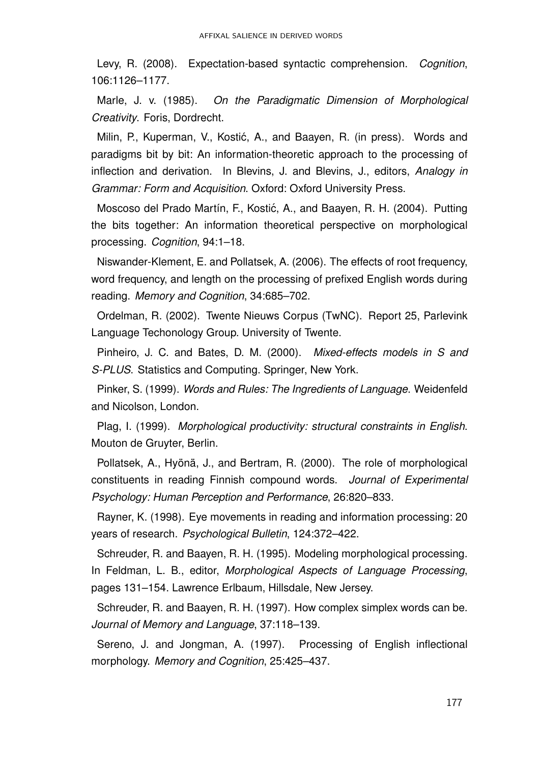Levy, R. (2008). Expectation-based syntactic comprehension. *Cognition*, 106:1126–1177.

Marle, J. v. (1985). *On the Paradigmatic Dimension of Morphological Creativity*. Foris, Dordrecht.

Milin, P., Kuperman, V., Kostić, A., and Baayen, R. (in press). Words and paradigms bit by bit: An information-theoretic approach to the processing of inflection and derivation. In Blevins, J. and Blevins, J., editors, *Analogy in Grammar: Form and Acquisition*. Oxford: Oxford University Press.

Moscoso del Prado Martín, F., Kostić, A., and Baayen, R. H. (2004). Putting the bits together: An information theoretical perspective on morphological processing. *Cognition*, 94:1–18.

Niswander-Klement, E. and Pollatsek, A. (2006). The effects of root frequency, word frequency, and length on the processing of prefixed English words during reading. *Memory and Cognition*, 34:685–702.

Ordelman, R. (2002). Twente Nieuws Corpus (TwNC). Report 25, Parlevink Language Techonology Group. University of Twente.

Pinheiro, J. C. and Bates, D. M. (2000). *Mixed-effects models in S and S-PLUS*. Statistics and Computing. Springer, New York.

Pinker, S. (1999). *Words and Rules: The Ingredients of Language*. Weidenfeld and Nicolson, London.

Plag, I. (1999). *Morphological productivity: structural constraints in English*. Mouton de Gruyter, Berlin.

Pollatsek, A., Hyönä, J., and Bertram, R. (2000). The role of morphological constituents in reading Finnish compound words. *Journal of Experimental Psychology: Human Perception and Performance*, 26:820–833.

Rayner, K. (1998). Eye movements in reading and information processing: 20 years of research. *Psychological Bulletin*, 124:372–422.

Schreuder, R. and Baayen, R. H. (1995). Modeling morphological processing. In Feldman, L. B., editor, *Morphological Aspects of Language Processing*, pages 131–154. Lawrence Erlbaum, Hillsdale, New Jersey.

Schreuder, R. and Baayen, R. H. (1997). How complex simplex words can be. *Journal of Memory and Language*, 37:118–139.

Sereno, J. and Jongman, A. (1997). Processing of English inflectional morphology. *Memory and Cognition*, 25:425–437.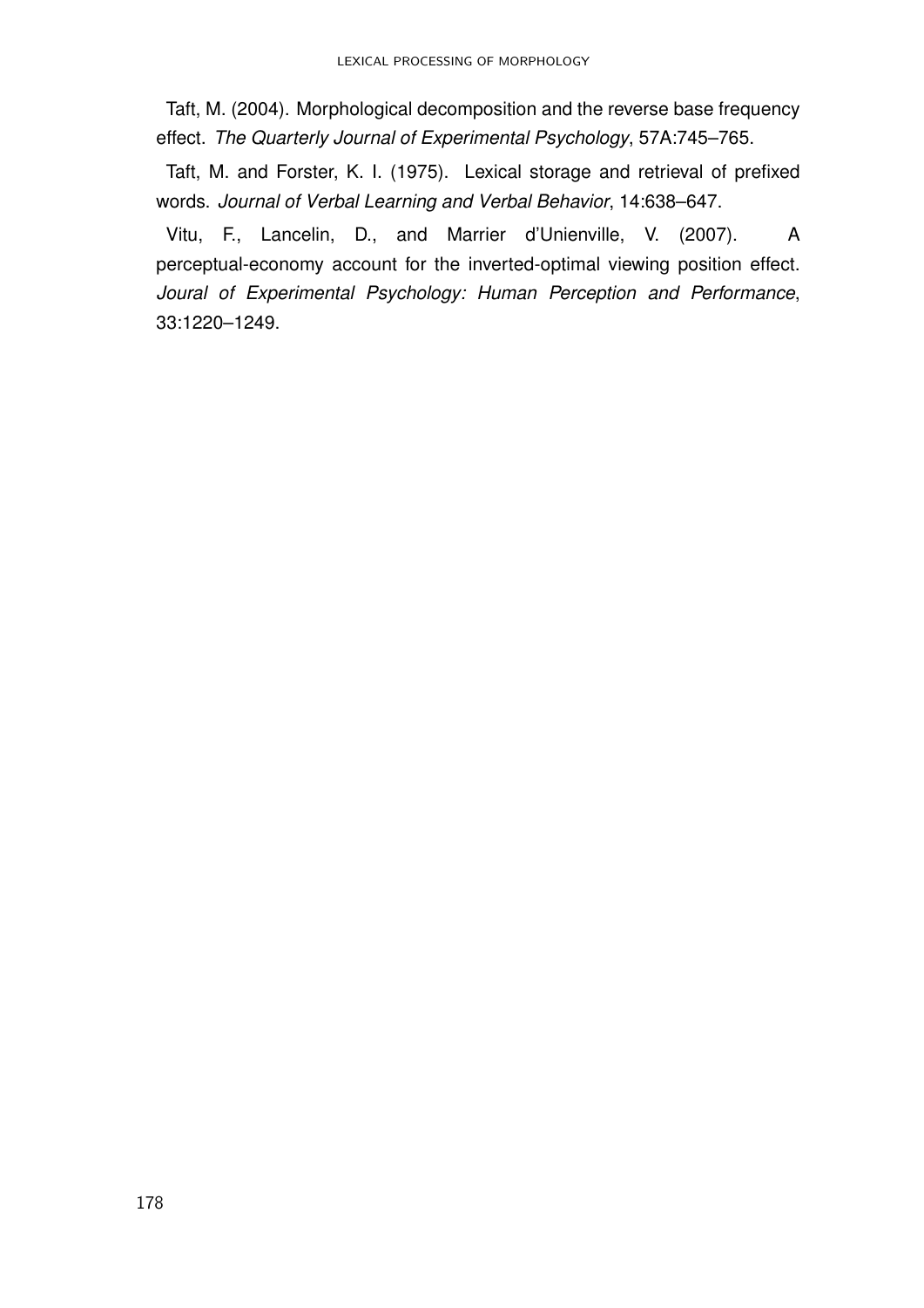Taft, M. (2004). Morphological decomposition and the reverse base frequency effect. *The Quarterly Journal of Experimental Psychology*, 57A:745–765.

Taft, M. and Forster, K. I. (1975). Lexical storage and retrieval of prefixed words. *Journal of Verbal Learning and Verbal Behavior*, 14:638–647.

Vitu, F., Lancelin, D., and Marrier d'Unienville, V. (2007). A perceptual-economy account for the inverted-optimal viewing position effect. *Joural of Experimental Psychology: Human Perception and Performance*, 33:1220–1249.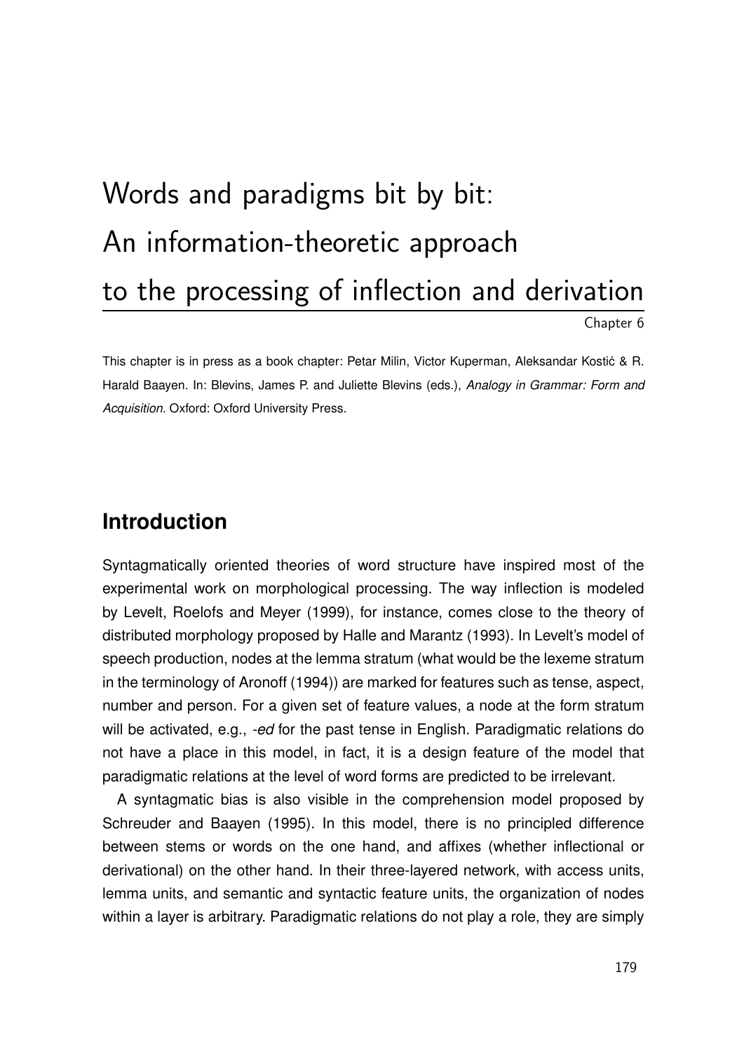# Words and paradigms bit by bit: An information-theoretic approach to the processing of inflection and derivation

Chapter 6

This chapter is in press as a book chapter: Petar Milin, Victor Kuperman, Aleksandar Kostić & R. Harald Baayen. In: Blevins, James P. and Juliette Blevins (eds.), *Analogy in Grammar: Form and Acquisition*. Oxford: Oxford University Press.

## Introduction

Syntagmatically oriented theories of word structure have inspired most of the experimental work on morphological processing. The way inflection is modeled by Levelt, Roelofs and Meyer (1999), for instance, comes close to the theory of distributed morphology proposed by Halle and Marantz (1993). In Levelt's model of speech production, nodes at the lemma stratum (what would be the lexeme stratum in the terminology of Aronoff (1994)) are marked for features such as tense, aspect, number and person. For a given set of feature values, a node at the form stratum will be activated, e.g., *-ed* for the past tense in English. Paradigmatic relations do not have a place in this model, in fact, it is a design feature of the model that paradigmatic relations at the level of word forms are predicted to be irrelevant.

A syntagmatic bias is also visible in the comprehension model proposed by Schreuder and Baayen (1995). In this model, there is no principled difference between stems or words on the one hand, and affixes (whether inflectional or derivational) on the other hand. In their three-layered network, with access units, lemma units, and semantic and syntactic feature units, the organization of nodes within a layer is arbitrary. Paradigmatic relations do not play a role, they are simply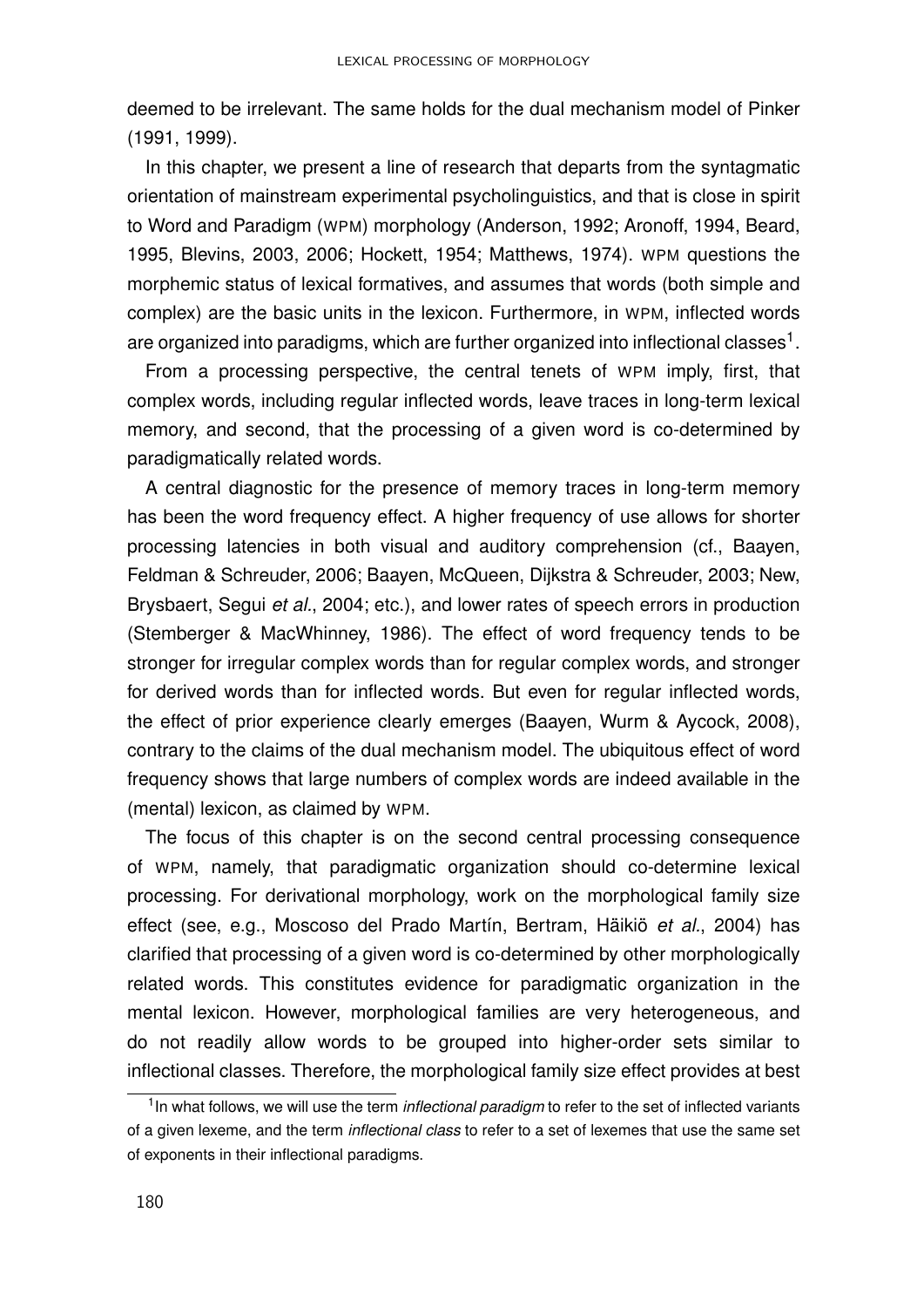deemed to be irrelevant. The same holds for the dual mechanism model of Pinker (1991, 1999).

In this chapter, we present a line of research that departs from the syntagmatic orientation of mainstream experimental psycholinguistics, and that is close in spirit to Word and Paradigm (WPM) morphology (Anderson, 1992; Aronoff, 1994, Beard, 1995, Blevins, 2003, 2006; Hockett, 1954; Matthews, 1974). WPM questions the morphemic status of lexical formatives, and assumes that words (both simple and complex) are the basic units in the lexicon. Furthermore, in WPM, inflected words are organized into paradigms, which are further organized into inflectional classes[1].

From a processing perspective, the central tenets of WPM imply, first, that complex words, including regular inflected words, leave traces in long-term lexical memory, and second, that the processing of a given word is co-determined by paradigmatically related words.

A central diagnostic for the presence of memory traces in long-term memory has been the word frequency effect. A higher frequency of use allows for shorter processing latencies in both visual and auditory comprehension (cf., Baayen, Feldman & Schreuder, 2006; Baayen, McQueen, Dijkstra & Schreuder, 2003; New, Brysbaert, Segui *et al.*, 2004; etc.), and lower rates of speech errors in production (Stemberger & MacWhinney, 1986). The effect of word frequency tends to be stronger for irregular complex words than for regular complex words, and stronger for derived words than for inflected words. But even for regular inflected words, the effect of prior experience clearly emerges (Baayen, Wurm & Aycock, 2008), contrary to the claims of the dual mechanism model. The ubiquitous effect of word frequency shows that large numbers of complex words are indeed available in the (mental) lexicon, as claimed by WPM.

The focus of this chapter is on the second central processing consequence of WPM, namely, that paradigmatic organization should co-determine lexical processing. For derivational morphology, work on the morphological family size effect (see, e.g., Moscoso del Prado Martín, Bertram, Häikiö *et al.*, 2004) has clarified that processing of a given word is co-determined by other morphologically related words. This constitutes evidence for paradigmatic organization in the mental lexicon. However, morphological families are very heterogeneous, and do not readily allow words to be grouped into higher-order sets similar to inflectional classes. Therefore, the morphological family size effect provides at best

[1] In what follows, we will use the term *inflectional paradigm* to refer to the set of inflected variants of a given lexeme, and the term *inflectional class* to refer to a set of lexemes that use the same set of exponents in their inflectional paradigms.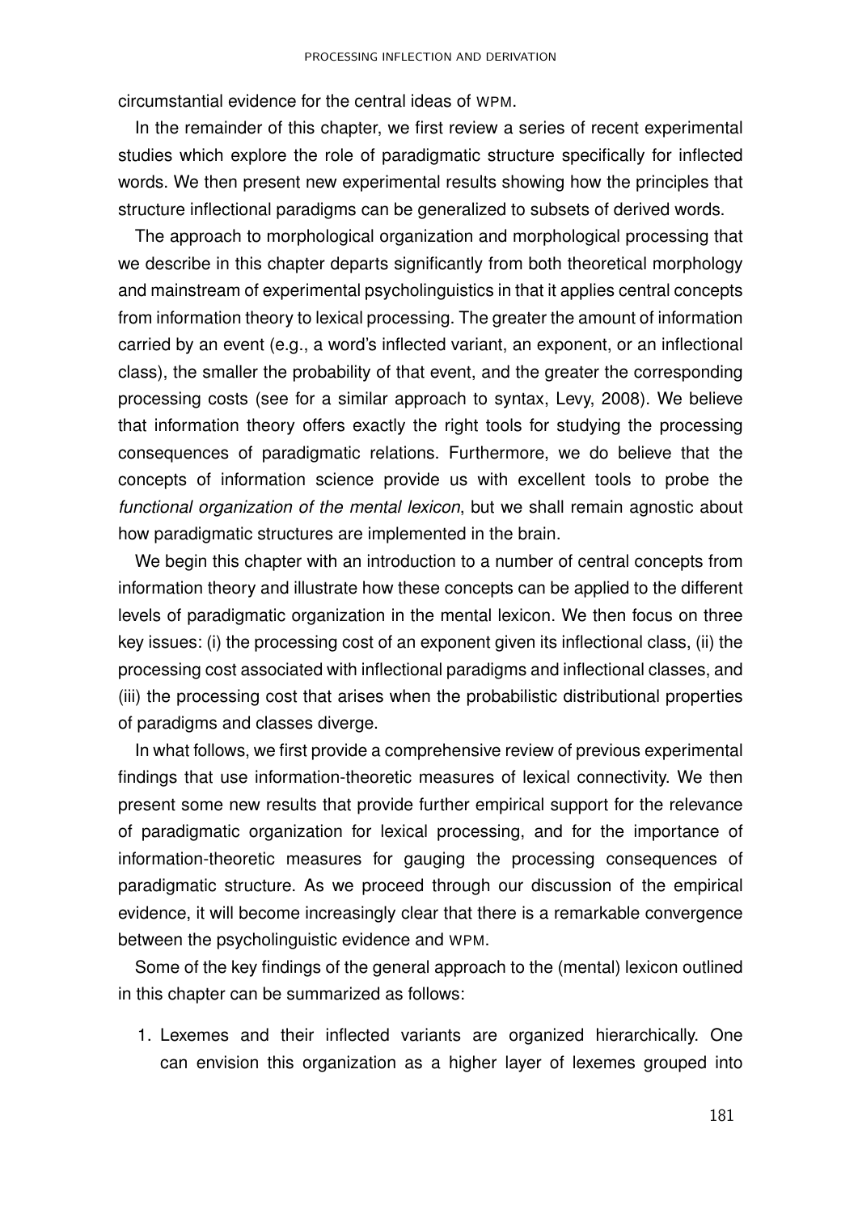circumstantial evidence for the central ideas of WPM.

In the remainder of this chapter, we first review a series of recent experimental studies which explore the role of paradigmatic structure specifically for inflected words. We then present new experimental results showing how the principles that structure inflectional paradigms can be generalized to subsets of derived words.

The approach to morphological organization and morphological processing that we describe in this chapter departs significantly from both theoretical morphology and mainstream of experimental psycholinguistics in that it applies central concepts from information theory to lexical processing. The greater the amount of information carried by an event (e.g., a word's inflected variant, an exponent, or an inflectional class), the smaller the probability of that event, and the greater the corresponding processing costs (see for a similar approach to syntax, Levy, 2008). We believe that information theory offers exactly the right tools for studying the processing consequences of paradigmatic relations. Furthermore, we do believe that the concepts of information science provide us with excellent tools to probe the *functional organization of the mental lexicon*, but we shall remain agnostic about how paradigmatic structures are implemented in the brain.

We begin this chapter with an introduction to a number of central concepts from information theory and illustrate how these concepts can be applied to the different levels of paradigmatic organization in the mental lexicon. We then focus on three key issues: (i) the processing cost of an exponent given its inflectional class, (ii) the processing cost associated with inflectional paradigms and inflectional classes, and (iii) the processing cost that arises when the probabilistic distributional properties of paradigms and classes diverge.

In what follows, we first provide a comprehensive review of previous experimental findings that use information-theoretic measures of lexical connectivity. We then present some new results that provide further empirical support for the relevance of paradigmatic organization for lexical processing, and for the importance of information-theoretic measures for gauging the processing consequences of paradigmatic structure. As we proceed through our discussion of the empirical evidence, it will become increasingly clear that there is a remarkable convergence between the psycholinguistic evidence and WPM.

Some of the key findings of the general approach to the (mental) lexicon outlined in this chapter can be summarized as follows:

1. Lexemes and their inflected variants are organized hierarchically. One can envision this organization as a higher layer of lexemes grouped into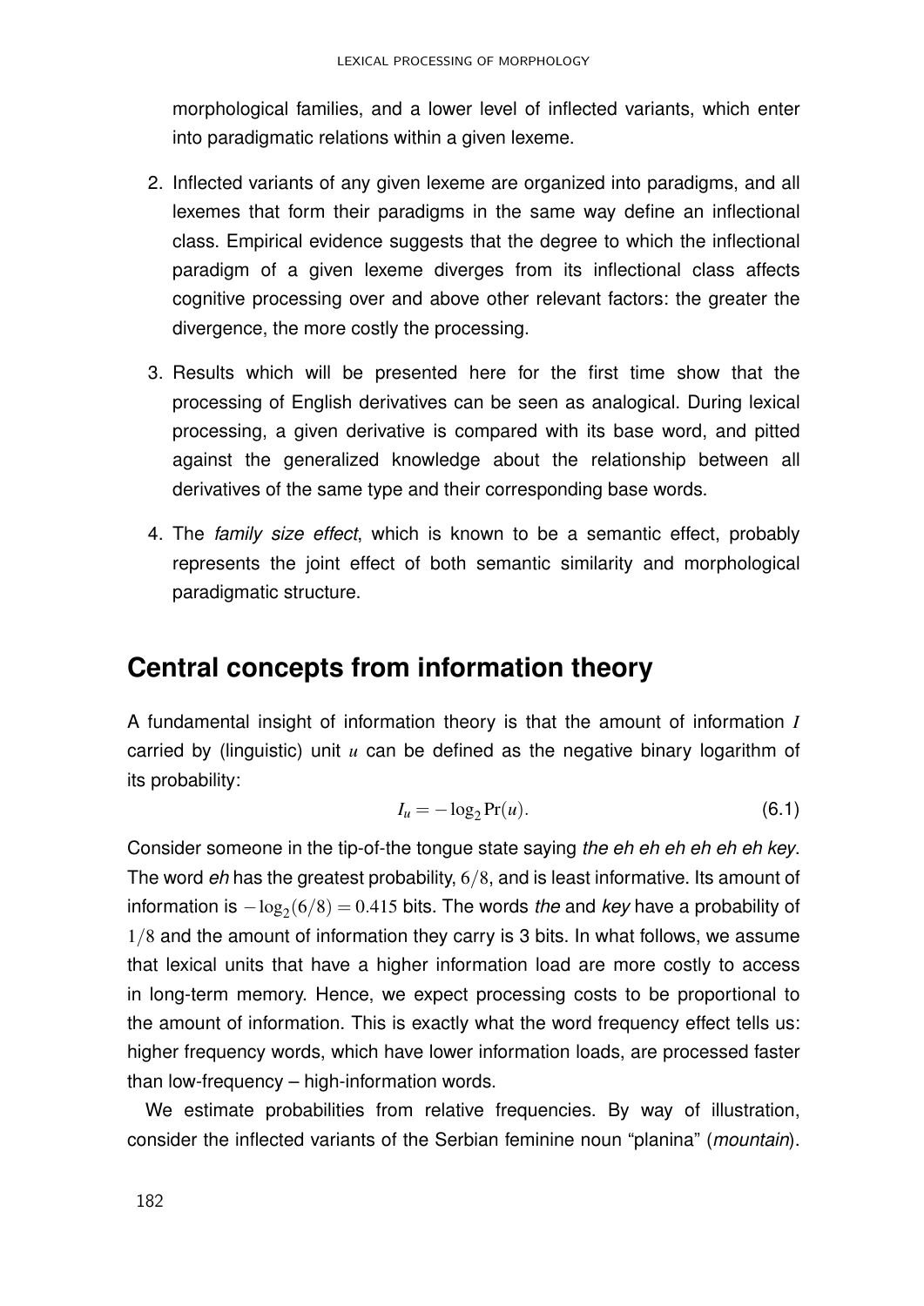morphological families, and a lower level of inflected variants, which enter into paradigmatic relations within a given lexeme.

2. Inflected variants of any given lexeme are organized into paradigms, and all lexemes that form their paradigms in the same way define an inflectional class. Empirical evidence suggests that the degree to which the inflectional paradigm of a given lexeme diverges from its inflectional class affects cognitive processing over and above other relevant factors: the greater the divergence, the more costly the processing.

3. Results which will be presented here for the first time show that the processing of English derivatives can be seen as analogical. During lexical processing, a given derivative is compared with its base word, and pitted against the generalized knowledge about the relationship between all derivatives of the same type and their corresponding base words.

4. The *family size effect*, which is known to be a semantic effect, probably represents the joint effect of both semantic similarity and morphological paradigmatic structure.

## Central concepts from information theory

A fundamental insight of information theory is that the amount of information $I$ carried by (linguistic) unit $u$ can be defined as the negative binary logarithm of its probability:

$$I_u = -\log_2 \Pr(u). \tag{6.1}$$

Consider someone in the tip-of-the tongue state saying *the eh eh eh eh eh eh key*. The word *eh* has the greatest probability, $6/8$, and is least informative. Its amount of information is $-\log_2(6/8) = 0.415$ bits. The words *the* and *key* have a probability of $1/8$ and the amount of information they carry is 3 bits. In what follows, we assume that lexical units that have a higher information load are more costly to access in long-term memory. Hence, we expect processing costs to be proportional to the amount of information. This is exactly what the word frequency effect tells us: higher frequency words, which have lower information loads, are processed faster than low-frequency – high-information words.

We estimate probabilities from relative frequencies. By way of illustration, consider the inflected variants of the Serbian feminine noun "planina" (*mountain*).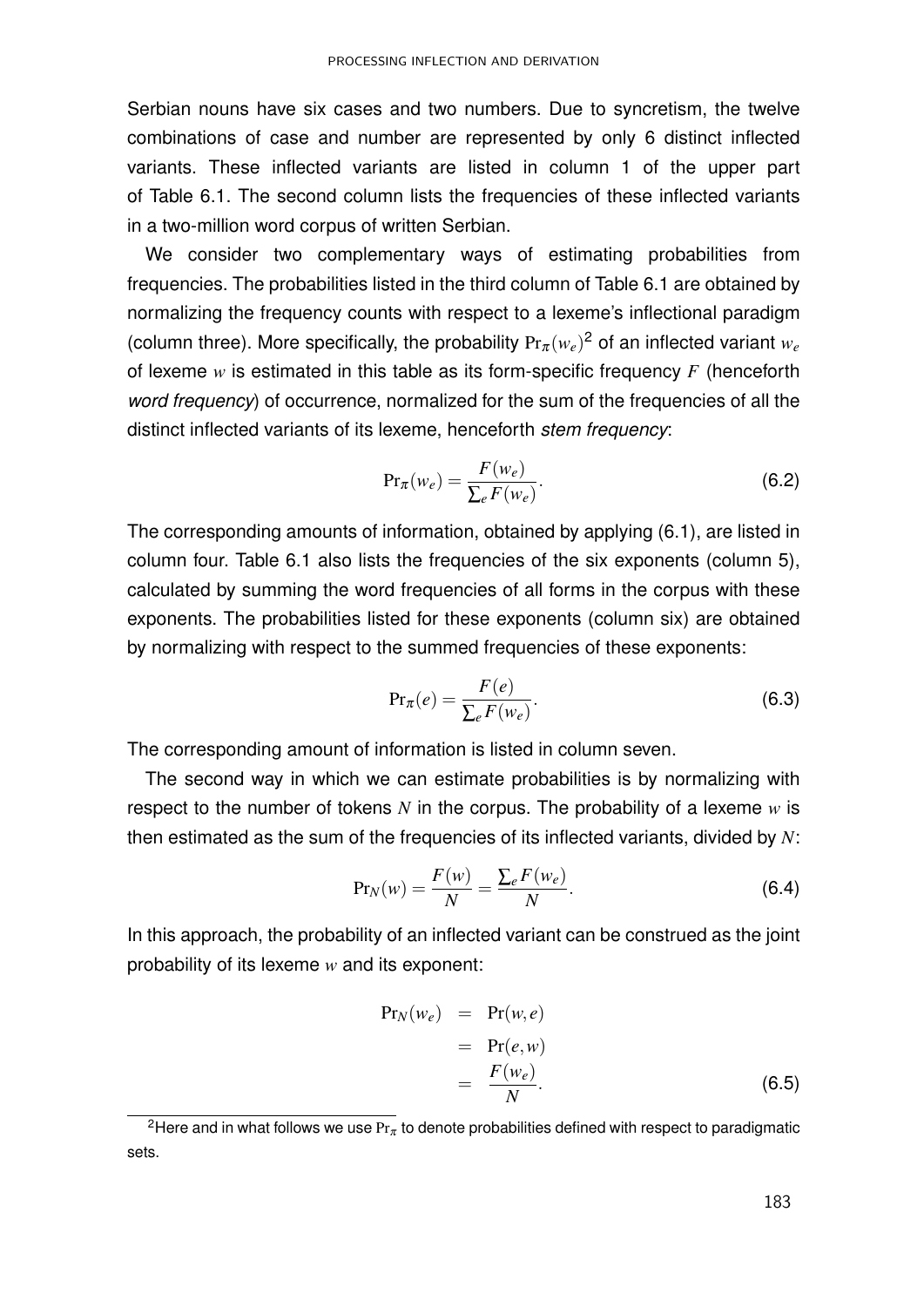Serbian nouns have six cases and two numbers. Due to syncretism, the twelve combinations of case and number are represented by only 6 distinct inflected variants. These inflected variants are listed in column 1 of the upper part of Table 6.1. The second column lists the frequencies of these inflected variants in a two-million word corpus of written Serbian.

We consider two complementary ways of estimating probabilities from frequencies. The probabilities listed in the third column of Table 6.1 are obtained by normalizing the frequency counts with respect to a lexeme's inflectional paradigm (column three). More specifically, the probability $\mathrm{Pr}_\pi(w_e)$[2] of an inflected variant $w_e$ of lexeme $w$ is estimated in this table as its form-specific frequency $F$ (henceforth *word frequency*) of occurrence, normalized for the sum of the frequencies of all the distinct inflected variants of its lexeme, henceforth *stem frequency*:

$$\mathrm{Pr}_\pi(w_e) = \frac{F(w_e)}{\sum_e F(w_e)}. \tag{6.2}$$

The corresponding amounts of information, obtained by applying (6.1), are listed in column four. Table 6.1 also lists the frequencies of the six exponents (column 5), calculated by summing the word frequencies of all forms in the corpus with these exponents. The probabilities listed for these exponents (column six) are obtained by normalizing with respect to the summed frequencies of these exponents:

$$\mathrm{Pr}_\pi(e) = \frac{F(e)}{\sum_e F(w_e)}. \tag{6.3}$$

The corresponding amount of information is listed in column seven.

The second way in which we can estimate probabilities is by normalizing with respect to the number of tokens $N$ in the corpus. The probability of a lexeme $w$ is then estimated as the sum of the frequencies of its inflected variants, divided by $N$:

$$\mathrm{Pr}_N(w) = \frac{F(w)}{N} = \frac{\sum_e F(w_e)}{N}. \tag{6.4}$$

In this approach, the probability of an inflected variant can be construed as the joint probability of its lexeme $w$ and its exponent:

$$\begin{aligned} \mathrm{Pr}_N(w_e) &= \mathrm{Pr}(w,e) \\ &= \mathrm{Pr}(e,w) \\ &= \frac{F(w_e)}{N}. \end{aligned} \tag{6.5}$$

[2]Here and in what follows we use $\mathrm{Pr}_\pi$ to denote probabilities defined with respect to paradigmatic sets.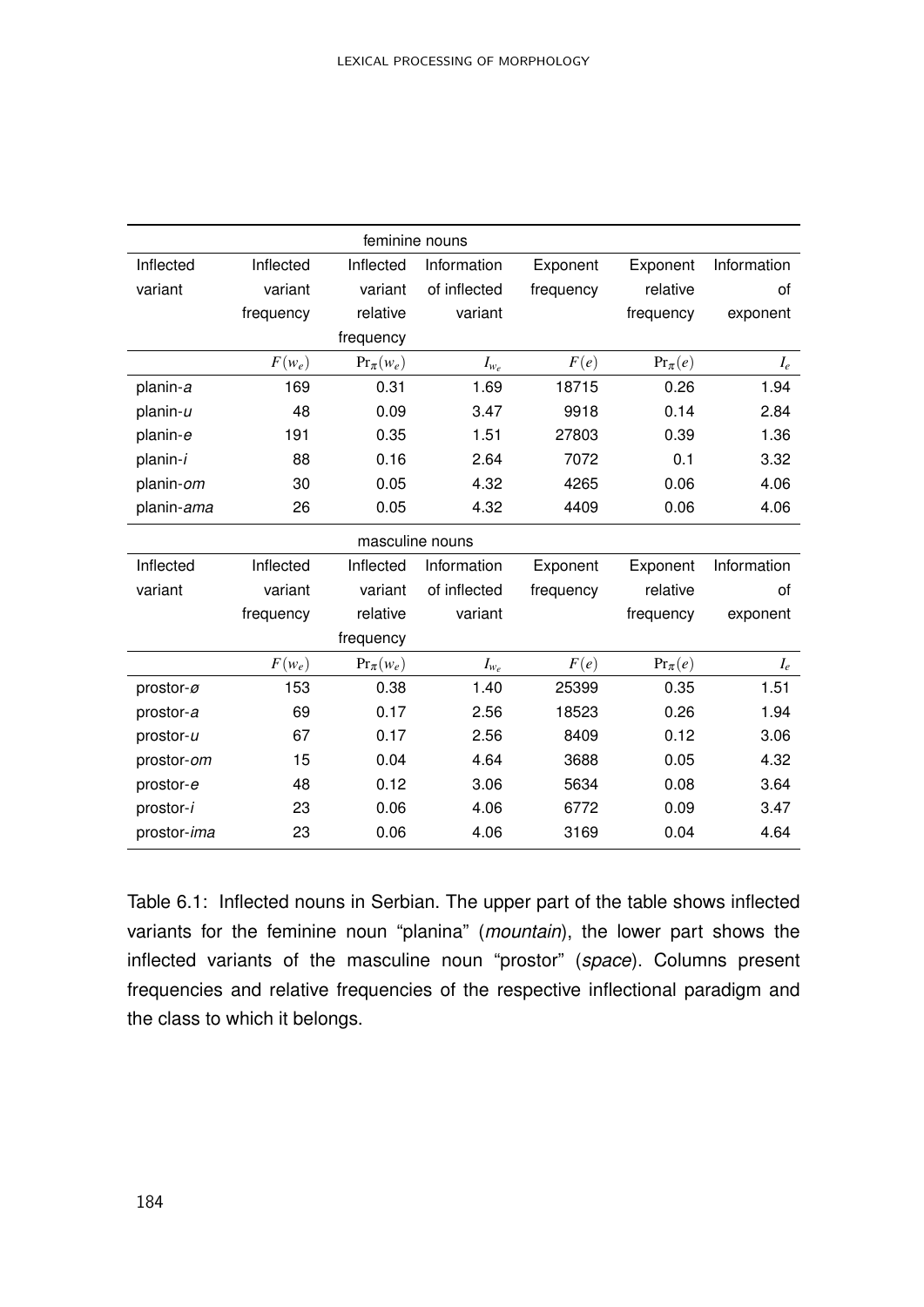| feminine nouns | | | | | | |
|---|---|---|---|---|---|---|
| Inflected variant | Inflected variant frequency | Inflected variant relative frequency | Information of inflected variant | Exponent frequency | Exponent relative frequency | Information of exponent |
| | $F(w_e)$ | $\Pr_\pi(w_e)$ | $I_{w_e}$ | $F(e)$ | $\Pr_\pi(e)$ | $I_e$ |
| planin-*a* | 169 | 0.31 | 1.69 | 18715 | 0.26 | 1.94 |
| planin-*u* | 48 | 0.09 | 3.47 | 9918 | 0.14 | 2.84 |
| planin-*e* | 191 | 0.35 | 1.51 | 27803 | 0.39 | 1.36 |
| planin-*i* | 88 | 0.16 | 2.64 | 7072 | 0.1 | 3.32 |
| planin-*om* | 30 | 0.05 | 4.32 | 4265 | 0.06 | 4.06 |
| planin-*ama* | 26 | 0.05 | 4.32 | 4409 | 0.06 | 4.06 |
| masculine nouns | | | | | | |
| Inflected variant | Inflected variant frequency | Inflected variant relative frequency | Information of inflected variant | Exponent frequency | Exponent relative frequency | Information of exponent |
| | $F(w_e)$ | $\Pr_\pi(w_e)$ | $I_{w_e}$ | $F(e)$ | $\Pr_\pi(e)$ | $I_e$ |
| prostor-*ø* | 153 | 0.38 | 1.40 | 25399 | 0.35 | 1.51 |
| prostor-*a* | 69 | 0.17 | 2.56 | 18523 | 0.26 | 1.94 |
| prostor-*u* | 67 | 0.17 | 2.56 | 8409 | 0.12 | 3.06 |
| prostor-*om* | 15 | 0.04 | 4.64 | 3688 | 0.05 | 4.32 |
| prostor-*e* | 48 | 0.12 | 3.06 | 5634 | 0.08 | 3.64 |
| prostor-*i* | 23 | 0.06 | 4.06 | 6772 | 0.09 | 3.47 |
| prostor-*ima* | 23 | 0.06 | 4.06 | 3169 | 0.04 | 4.64 |

Table 6.1: Inflected nouns in Serbian. The upper part of the table shows inflected variants for the feminine noun "planina" (*mountain*), the lower part shows the inflected variants of the masculine noun "prostor" (*space*). Columns present frequencies and relative frequencies of the respective inflectional paradigm and the class to which it belongs.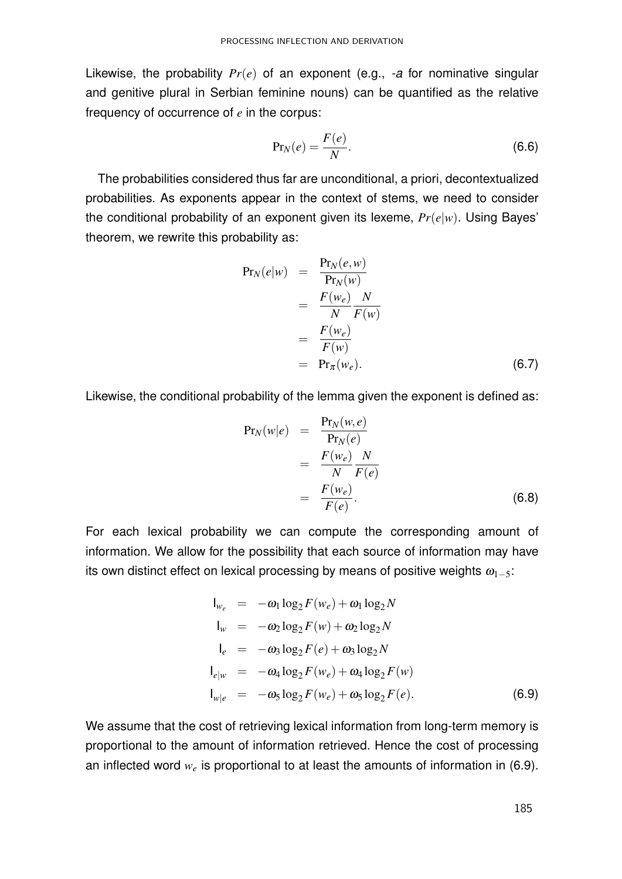Likewise, the probability $Pr(e)$ of an exponent (e.g., *-a* for nominative singular and genitive plural in Serbian feminine nouns) can be quantified as the relative frequency of occurrence of $e$ in the corpus:

$$\mathrm{Pr}_N(e) = \frac{F(e)}{N}. \tag{6.6}$$

The probabilities considered thus far are unconditional, a priori, decontextualized probabilities. As exponents appear in the context of stems, we need to consider the conditional probability of an exponent given its lexeme, $Pr(e|w)$. Using Bayes' theorem, we rewrite this probability as:

$$\begin{aligned}
\mathrm{Pr}_N(e|w) &= \frac{\mathrm{Pr}_N(e,w)}{\mathrm{Pr}_N(w)} \\
&= \frac{F(w_e)}{N}\frac{N}{F(w)} \\
&= \frac{F(w_e)}{F(w)} \\
&= \mathrm{Pr}_\pi(w_e).
\end{aligned} \tag{6.7}$$

Likewise, the conditional probability of the lemma given the exponent is defined as:

$$\begin{aligned}
\mathrm{Pr}_N(w|e) &= \frac{\mathrm{Pr}_N(w,e)}{\mathrm{Pr}_N(e)} \\
&= \frac{F(w_e)}{N}\frac{N}{F(e)} \\
&= \frac{F(w_e)}{F(e)}.
\end{aligned} \tag{6.8}$$

For each lexical probability we can compute the corresponding amount of information. We allow for the possibility that each source of information may have its own distinct effect on lexical processing by means of positive weights $\omega_{1-5}$:

$$\begin{aligned}
\mathrm{I}_{w_e} &= -\omega_1 \log_2 F(w_e) + \omega_1 \log_2 N \\
\mathrm{I}_{w} &= -\omega_2 \log_2 F(w) + \omega_2 \log_2 N \\
\mathrm{I}_{e} &= -\omega_3 \log_2 F(e) + \omega_3 \log_2 N \\
\mathrm{I}_{e|w} &= -\omega_4 \log_2 F(w_e) + \omega_4 \log_2 F(w) \\
\mathrm{I}_{w|e} &= -\omega_5 \log_2 F(w_e) + \omega_5 \log_2 F(e).
\end{aligned} \tag{6.9}$$

We assume that the cost of retrieving lexical information from long-term memory is proportional to the amount of information retrieved. Hence the cost of processing an inflected word $w_e$ is proportional to at least the amounts of information in (6.9).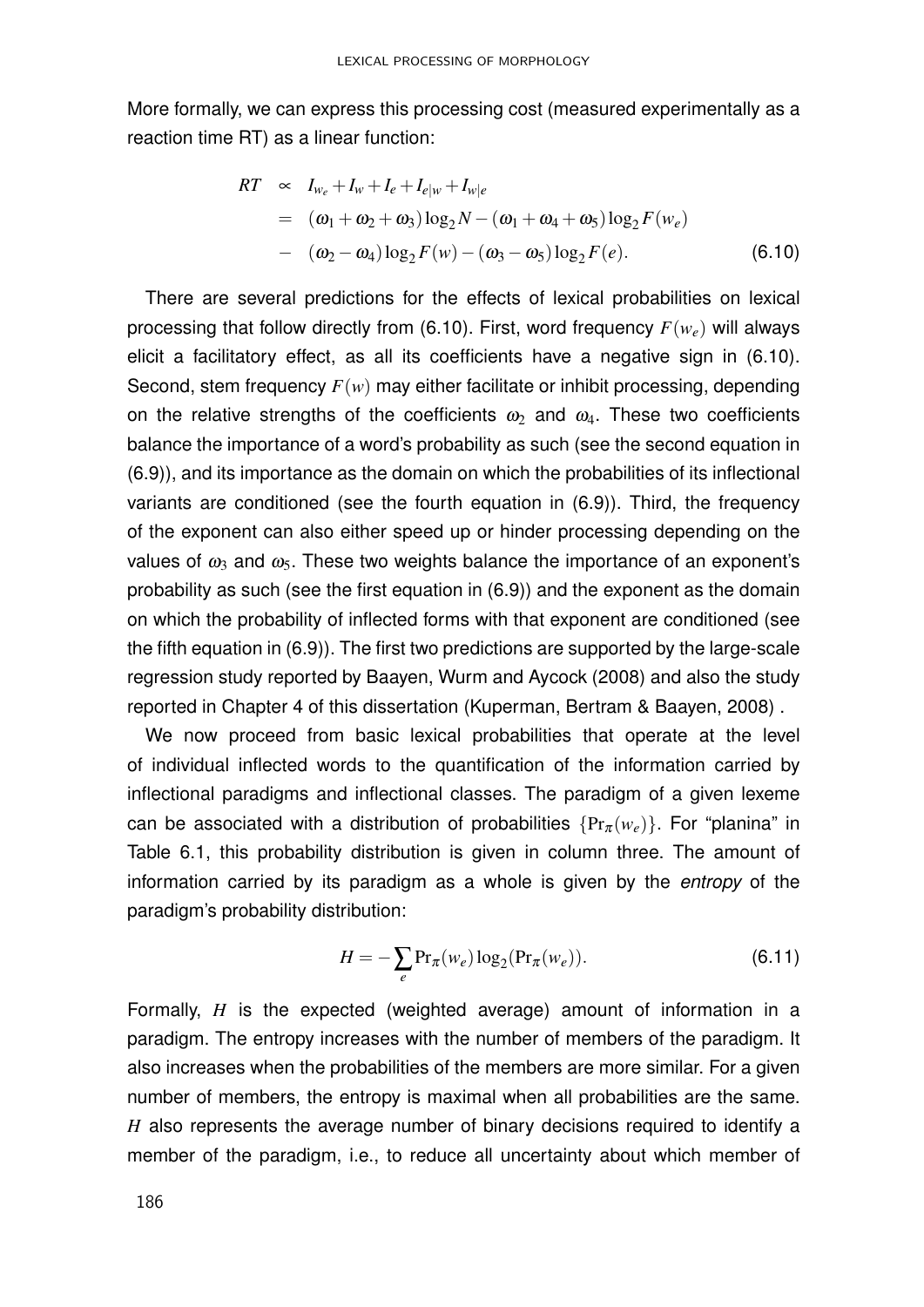More formally, we can express this processing cost (measured experimentally as a reaction time RT) as a linear function:

$$
\begin{aligned}
RT &\propto I_{w_e} + I_w + I_e + I_{e|w} + I_{w|e} \\
&= (\omega_1 + \omega_2 + \omega_3)\log_2 N - (\omega_1 + \omega_4 + \omega_5)\log_2 F(w_e) \\
&- (\omega_2 - \omega_4)\log_2 F(w) - (\omega_3 - \omega_5)\log_2 F(e).
\end{aligned} \tag{6.10}
$$

There are several predictions for the effects of lexical probabilities on lexical processing that follow directly from (6.10). First, word frequency $F(w_e)$ will always elicit a facilitatory effect, as all its coefficients have a negative sign in (6.10). Second, stem frequency $F(w)$ may either facilitate or inhibit processing, depending on the relative strengths of the coefficients $\omega_2$ and $\omega_4$. These two coefficients balance the importance of a word's probability as such (see the second equation in (6.9)), and its importance as the domain on which the probabilities of its inflectional variants are conditioned (see the fourth equation in (6.9)). Third, the frequency of the exponent can also either speed up or hinder processing depending on the values of $\omega_3$ and $\omega_5$. These two weights balance the importance of an exponent's probability as such (see the first equation in (6.9)) and the exponent as the domain on which the probability of inflected forms with that exponent are conditioned (see the fifth equation in (6.9)). The first two predictions are supported by the large-scale regression study reported by Baayen, Wurm and Aycock (2008) and also the study reported in Chapter 4 of this dissertation (Kuperman, Bertram & Baayen, 2008) .

We now proceed from basic lexical probabilities that operate at the level of individual inflected words to the quantification of the information carried by inflectional paradigms and inflectional classes. The paradigm of a given lexeme can be associated with a distribution of probabilities $\{\Pr_\pi(w_e)\}$. For "planina" in Table 6.1, this probability distribution is given in column three. The amount of information carried by its paradigm as a whole is given by the *entropy* of the paradigm's probability distribution:

$$
H = -\sum_e \Pr_\pi(w_e)\log_2(\Pr_\pi(w_e)). \tag{6.11}
$$

Formally, $H$ is the expected (weighted average) amount of information in a paradigm. The entropy increases with the number of members of the paradigm. It also increases when the probabilities of the members are more similar. For a given number of members, the entropy is maximal when all probabilities are the same. $H$ also represents the average number of binary decisions required to identify a member of the paradigm, i.e., to reduce all uncertainty about which member of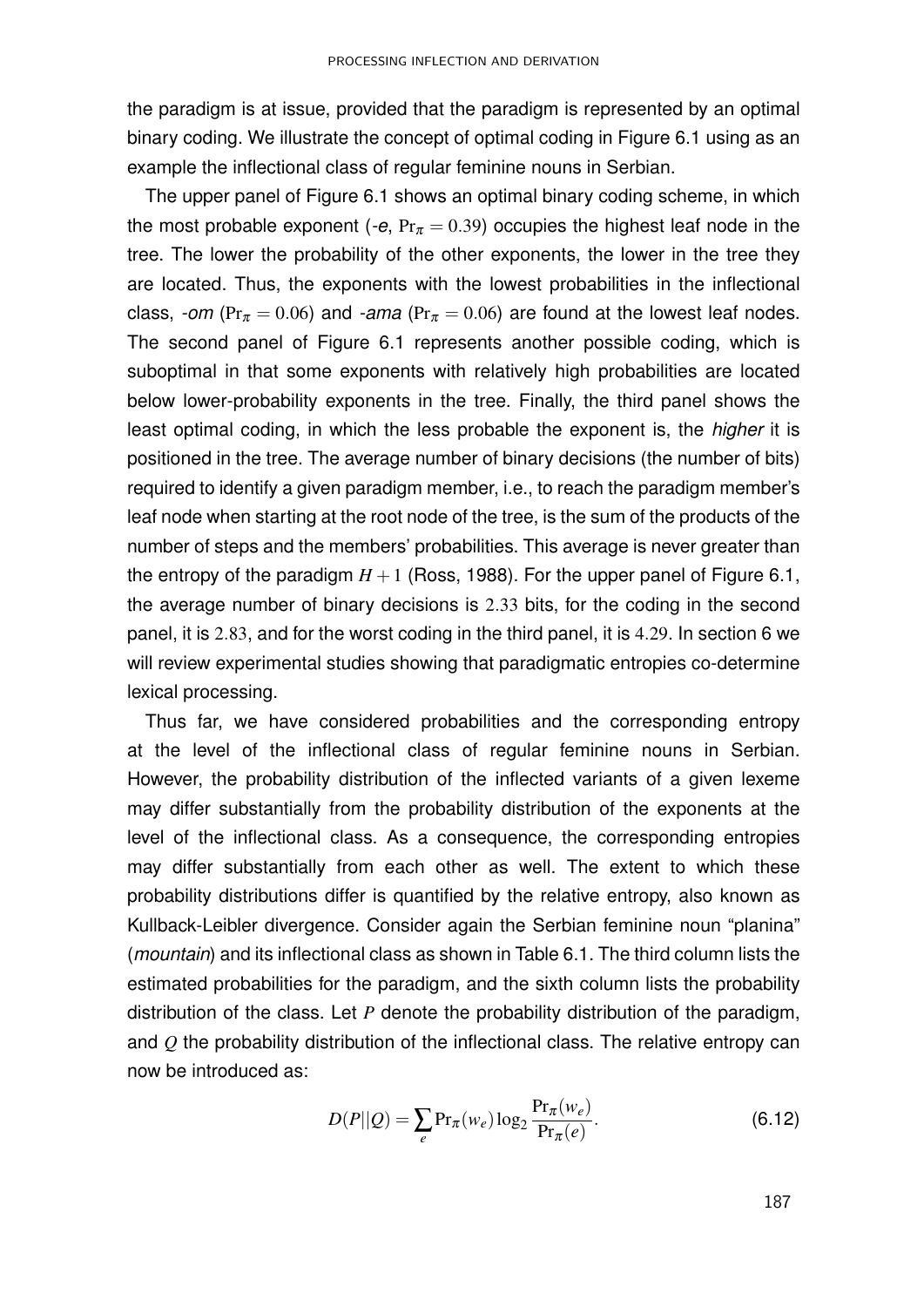the paradigm is at issue, provided that the paradigm is represented by an optimal binary coding. We illustrate the concept of optimal coding in Figure 6.1 using as an example the inflectional class of regular feminine nouns in Serbian.

The upper panel of Figure 6.1 shows an optimal binary coding scheme, in which the most probable exponent (*-e*, $\Pr_\pi = 0.39$) occupies the highest leaf node in the tree. The lower the probability of the other exponents, the lower in the tree they are located. Thus, the exponents with the lowest probabilities in the inflectional class, *-om* ($\Pr_\pi = 0.06$) and *-ama* ($\Pr_\pi = 0.06$) are found at the lowest leaf nodes. The second panel of Figure 6.1 represents another possible coding, which is suboptimal in that some exponents with relatively high probabilities are located below lower-probability exponents in the tree. Finally, the third panel shows the least optimal coding, in which the less probable the exponent is, the *higher* it is positioned in the tree. The average number of binary decisions (the number of bits) required to identify a given paradigm member, i.e., to reach the paradigm member's leaf node when starting at the root node of the tree, is the sum of the products of the number of steps and the members' probabilities. This average is never greater than the entropy of the paradigm $H+1$ (Ross, 1988). For the upper panel of Figure 6.1, the average number of binary decisions is $2.33$ bits, for the coding in the second panel, it is $2.83$, and for the worst coding in the third panel, it is $4.29$. In section 6 we will review experimental studies showing that paradigmatic entropies co-determine lexical processing.

Thus far, we have considered probabilities and the corresponding entropy at the level of the inflectional class of regular feminine nouns in Serbian. However, the probability distribution of the inflected variants of a given lexeme may differ substantially from the probability distribution of the exponents at the level of the inflectional class. As a consequence, the corresponding entropies may differ substantially from each other as well. The extent to which these probability distributions differ is quantified by the relative entropy, also known as Kullback-Leibler divergence. Consider again the Serbian feminine noun "planina" (*mountain*) and its inflectional class as shown in Table 6.1. The third column lists the estimated probabilities for the paradigm, and the sixth column lists the probability distribution of the class. Let $P$ denote the probability distribution of the paradigm, and $Q$ the probability distribution of the inflectional class. The relative entropy can now be introduced as:

$$D(P||Q) = \sum_{e} \Pr_\pi(w_e) \log_2 \frac{\Pr_\pi(w_e)}{\Pr_\pi(e)}. \tag{6.12}$$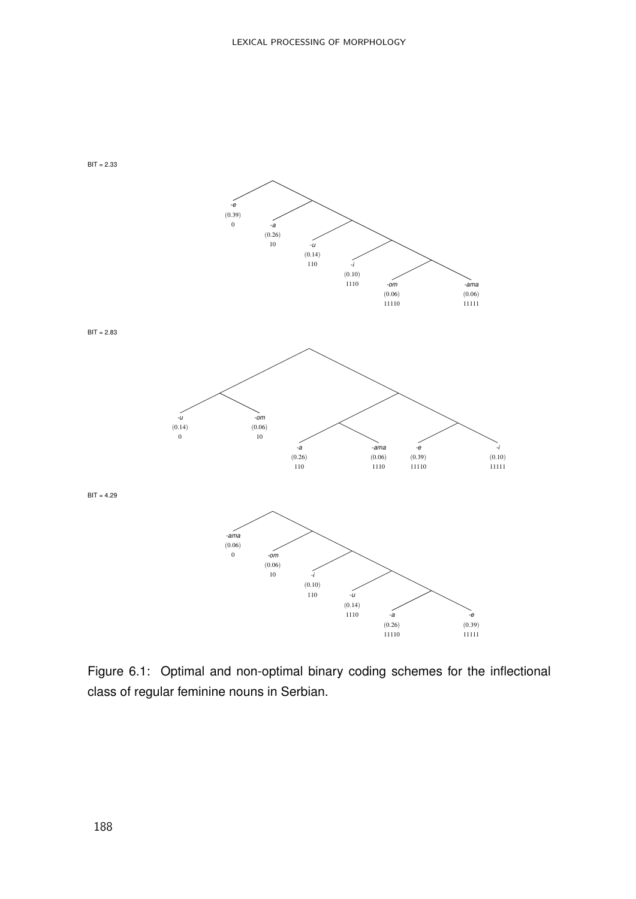BIT = 2.33

| Suffix | Probability | Code |
|---|---|---|
| *-e* | (0.39) | 0 |
| *-a* | (0.26) | 10 |
| *-u* | (0.14) | 110 |
| *-i* | (0.10) | 1110 |
| *-om* | (0.06) | 11110 |
| *-ama* | (0.06) | 11111 |

BIT = 2.83

| Suffix | Probability | Code |
|---|---|---|
| *-u* | (0.14) | 0 |
| *-om* | (0.06) | 10 |
| *-a* | (0.26) | 110 |
| *-ama* | (0.06) | 1110 |
| *-e* | (0.39) | 11110 |
| *-i* | (0.10) | 11111 |

BIT = 4.29

| Suffix | Probability | Code |
|---|---|---|
| *-ama* | (0.06) | 0 |
| *-om* | (0.06) | 10 |
| *-i* | (0.10) | 110 |
| *-u* | (0.14) | 1110 |
| *-a* | (0.26) | 11110 |
| *-e* | (0.39) | 11111 |

Figure 6.1: Optimal and non-optimal binary coding schemes for the inflectional class of regular feminine nouns in Serbian.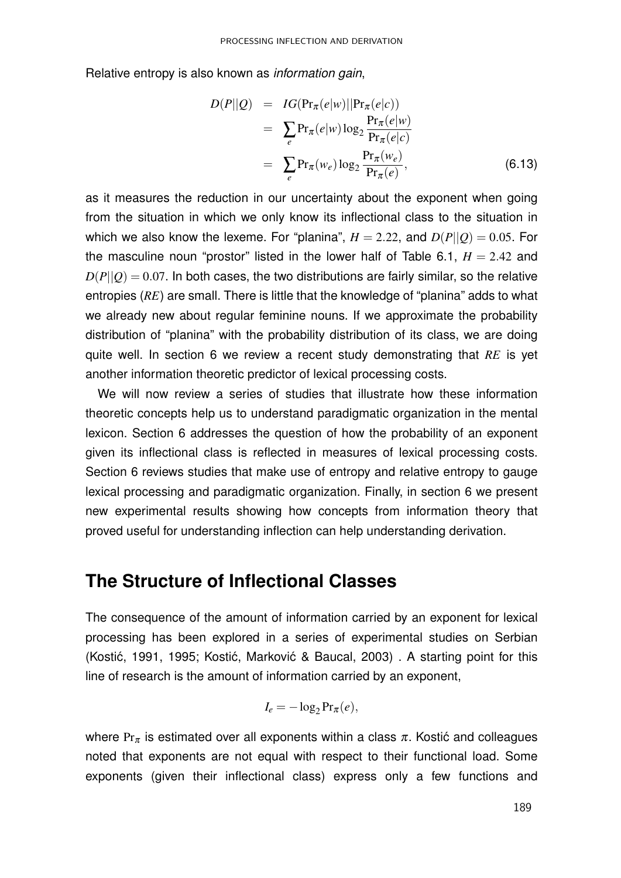Relative entropy is also known as *information gain*,

$$
\begin{aligned}
D(P||Q) &= IG(\Pr_\pi(e|w)||\Pr_\pi(e|c)) \\
&= \sum_e \Pr_\pi(e|w)\log_2 \frac{\Pr_\pi(e|w)}{\Pr_\pi(e|c)} \\
&= \sum_e \Pr_\pi(w_e)\log_2 \frac{\Pr_\pi(w_e)}{\Pr_\pi(e)}, \qquad (6.13)
\end{aligned}
$$

as it measures the reduction in our uncertainty about the exponent when going from the situation in which we only know its inflectional class to the situation in which we also know the lexeme. For "planina", $H = 2.22$, and $D(P||Q) = 0.05$. For the masculine noun "prostor" listed in the lower half of Table 6.1, $H = 2.42$ and $D(P||Q) = 0.07$. In both cases, the two distributions are fairly similar, so the relative entropies (*RE*) are small. There is little that the knowledge of "planina" adds to what we already new about regular feminine nouns. If we approximate the probability distribution of "planina" with the probability distribution of its class, we are doing quite well. In section 6 we review a recent study demonstrating that *RE* is yet another information theoretic predictor of lexical processing costs.

We will now review a series of studies that illustrate how these information theoretic concepts help us to understand paradigmatic organization in the mental lexicon. Section 6 addresses the question of how the probability of an exponent given its inflectional class is reflected in measures of lexical processing costs. Section 6 reviews studies that make use of entropy and relative entropy to gauge lexical processing and paradigmatic organization. Finally, in section 6 we present new experimental results showing how concepts from information theory that proved useful for understanding inflection can help understanding derivation.

## The Structure of Inflectional Classes

The consequence of the amount of information carried by an exponent for lexical processing has been explored in a series of experimental studies on Serbian (Kostić, 1991, 1995; Kostić, Marković & Baucal, 2003) . A starting point for this line of research is the amount of information carried by an exponent,

$$I_e = -\log_2 \Pr_\pi(e),$$

where $\Pr_\pi$ is estimated over all exponents within a class $\pi$. Kostić and colleagues noted that exponents are not equal with respect to their functional load. Some exponents (given their inflectional class) express only a few functions and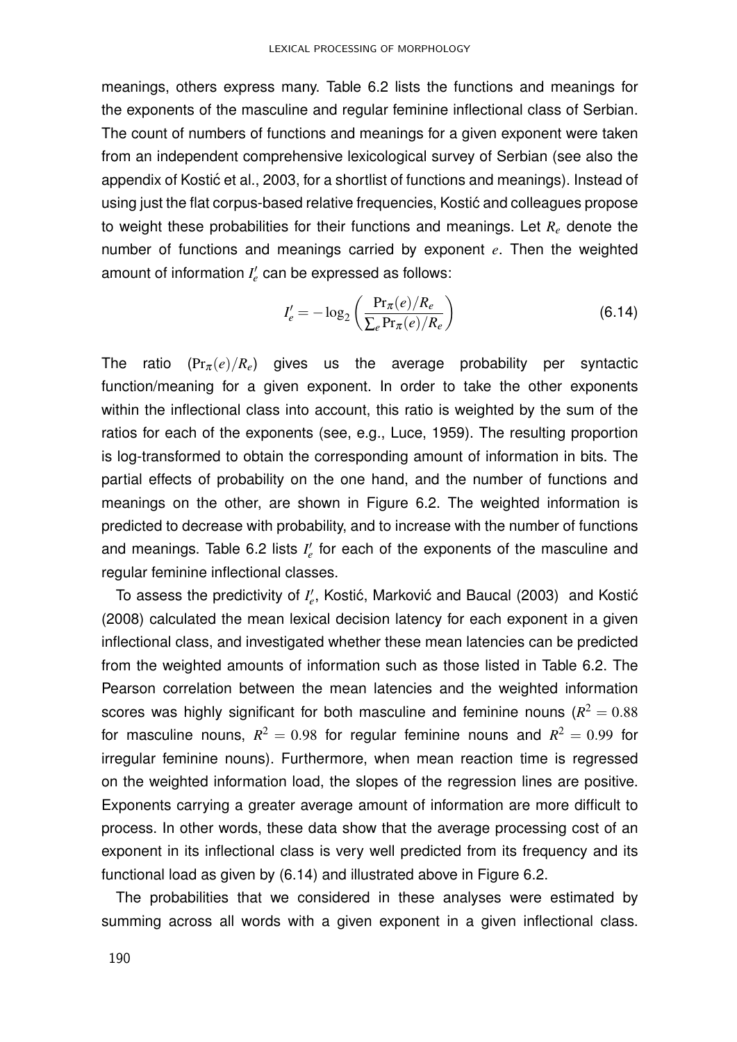meanings, others express many. Table 6.2 lists the functions and meanings for the exponents of the masculine and regular feminine inflectional class of Serbian. The count of numbers of functions and meanings for a given exponent were taken from an independent comprehensive lexicological survey of Serbian (see also the appendix of Kostić et al., 2003, for a shortlist of functions and meanings). Instead of using just the flat corpus-based relative frequencies, Kostić and colleagues propose to weight these probabilities for their functions and meanings. Let $R_e$ denote the number of functions and meanings carried by exponent $e$. Then the weighted amount of information $I'_e$ can be expressed as follows:

$$I'_e = -\log_2 \left( \frac{\Pr_\pi(e)/R_e}{\sum_e \Pr_\pi(e)/R_e} \right) \tag{6.14}$$

The ratio $(\Pr_\pi(e)/R_e)$ gives us the average probability per syntactic function/meaning for a given exponent. In order to take the other exponents within the inflectional class into account, this ratio is weighted by the sum of the ratios for each of the exponents (see, e.g., Luce, 1959). The resulting proportion is log-transformed to obtain the corresponding amount of information in bits. The partial effects of probability on the one hand, and the number of functions and meanings on the other, are shown in Figure 6.2. The weighted information is predicted to decrease with probability, and to increase with the number of functions and meanings. Table 6.2 lists $I'_e$ for each of the exponents of the masculine and regular feminine inflectional classes.

To assess the predictivity of $I'_e$, Kostić, Marković and Baucal (2003) and Kostić (2008) calculated the mean lexical decision latency for each exponent in a given inflectional class, and investigated whether these mean latencies can be predicted from the weighted amounts of information such as those listed in Table 6.2. The Pearson correlation between the mean latencies and the weighted information scores was highly significant for both masculine and feminine nouns ($R^2 = 0.88$ for masculine nouns, $R^2 = 0.98$ for regular feminine nouns and $R^2 = 0.99$ for irregular feminine nouns). Furthermore, when mean reaction time is regressed on the weighted information load, the slopes of the regression lines are positive. Exponents carrying a greater average amount of information are more difficult to process. In other words, these data show that the average processing cost of an exponent in its inflectional class is very well predicted from its frequency and its functional load as given by (6.14) and illustrated above in Figure 6.2.

The probabilities that we considered in these analyses were estimated by summing across all words with a given exponent in a given inflectional class.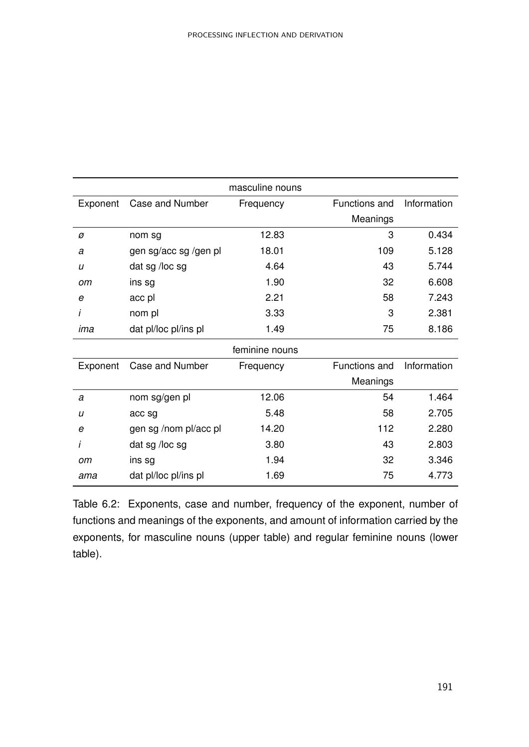| masculine nouns | | | | |
|---|---|---|---|---|
| Exponent | Case and Number | Frequency | Functions and Meanings | Information |
| *ø* | nom sg | 12.83 | 3 | 0.434 |
| *a* | gen sg/acc sg /gen pl | 18.01 | 109 | 5.128 |
| *u* | dat sg /loc sg | 4.64 | 43 | 5.744 |
| *om* | ins sg | 1.90 | 32 | 6.608 |
| *e* | acc pl | 2.21 | 58 | 7.243 |
| *i* | nom pl | 3.33 | 3 | 2.381 |
| *ima* | dat pl/loc pl/ins pl | 1.49 | 75 | 8.186 |
| feminine nouns | | | | |
| Exponent | Case and Number | Frequency | Functions and Meanings | Information |
| *a* | nom sg/gen pl | 12.06 | 54 | 1.464 |
| *u* | acc sg | 5.48 | 58 | 2.705 |
| *e* | gen sg /nom pl/acc pl | 14.20 | 112 | 2.280 |
| *i* | dat sg /loc sg | 3.80 | 43 | 2.803 |
| *om* | ins sg | 1.94 | 32 | 3.346 |
| *ama* | dat pl/loc pl/ins pl | 1.69 | 75 | 4.773 |

Table 6.2: Exponents, case and number, frequency of the exponent, number of functions and meanings of the exponents, and amount of information carried by the exponents, for masculine nouns (upper table) and regular feminine nouns (lower table).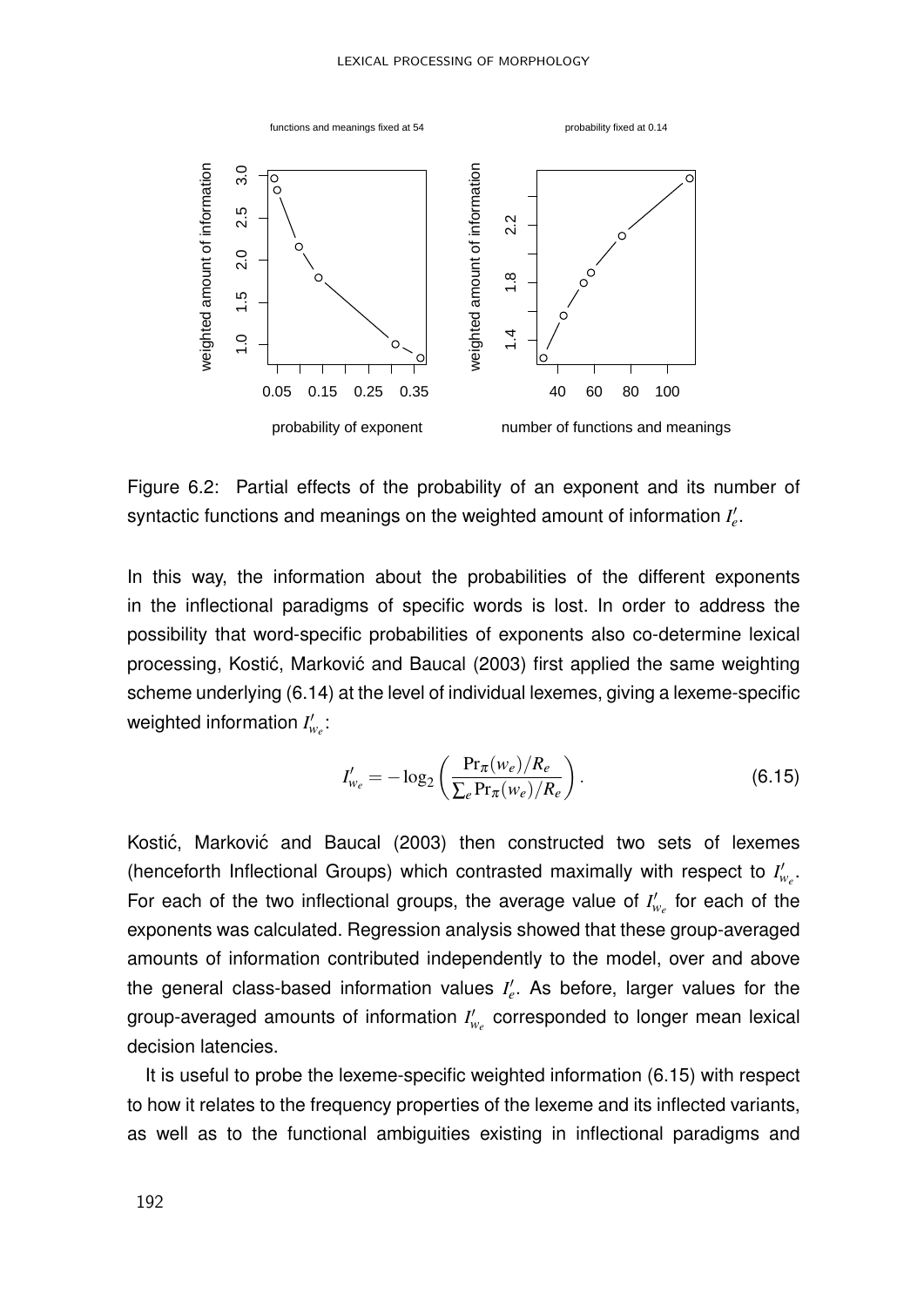Figure 6.2: Partial effects of the probability of an exponent and its number of syntactic functions and meanings on the weighted amount of information $I'_e$.

In this way, the information about the probabilities of the different exponents in the inflectional paradigms of specific words is lost. In order to address the possibility that word-specific probabilities of exponents also co-determine lexical processing, Kostić, Marković and Baucal (2003) first applied the same weighting scheme underlying (6.14) at the level of individual lexemes, giving a lexeme-specific weighted information $I'_{w_e}$:

$$I'_{w_e} = -\log_2 \left( \frac{\Pr_\pi(w_e)/R_e}{\sum_e \Pr_\pi(w_e)/R_e} \right). \tag{6.15}$$

Kostić, Marković and Baucal (2003) then constructed two sets of lexemes (henceforth Inflectional Groups) which contrasted maximally with respect to $I'_{w_e}$. For each of the two inflectional groups, the average value of $I'_{w_e}$ for each of the exponents was calculated. Regression analysis showed that these group-averaged amounts of information contributed independently to the model, over and above the general class-based information values $I'_e$. As before, larger values for the group-averaged amounts of information $I'_{w_e}$ corresponded to longer mean lexical decision latencies.

It is useful to probe the lexeme-specific weighted information (6.15) with respect to how it relates to the frequency properties of the lexeme and its inflected variants, as well as to the functional ambiguities existing in inflectional paradigms and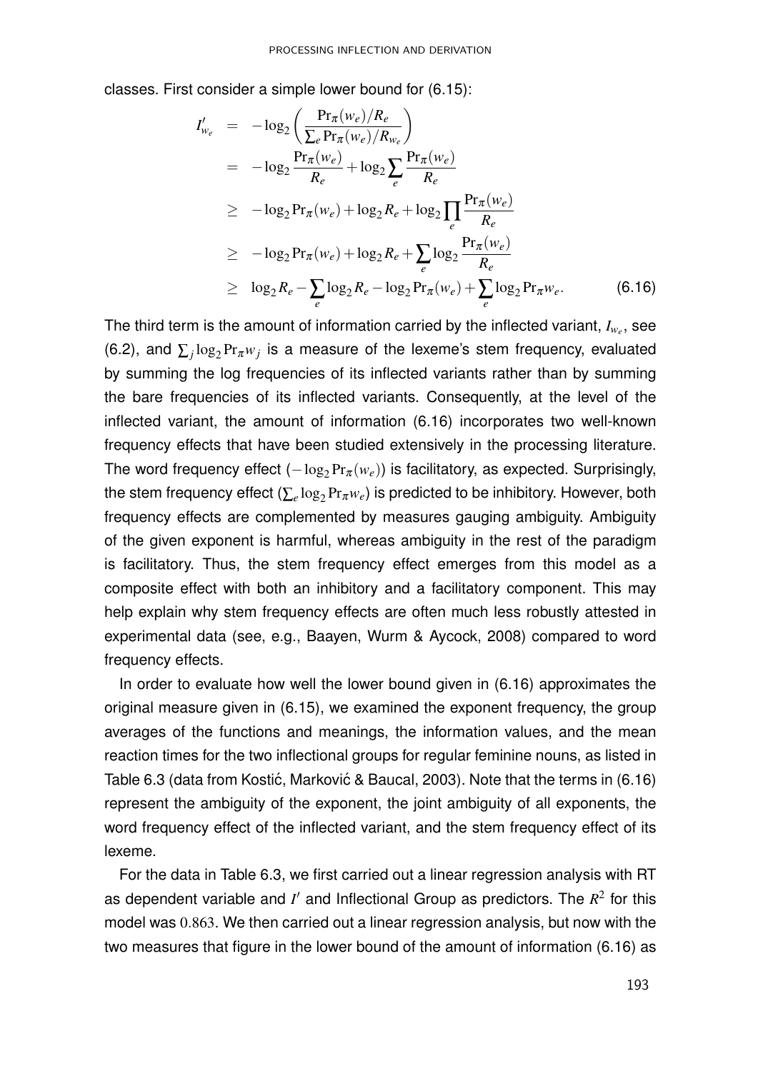classes. First consider a simple lower bound for (6.15):

$$
\begin{aligned}
I'_{w_e} &= -\log_2 \left( \frac{\Pr_\pi(w_e)/R_e}{\sum_e \Pr_\pi(w_e)/R_{w_e}} \right) \\
&= -\log_2 \frac{\Pr_\pi(w_e)}{R_e} + \log_2 \sum_e \frac{\Pr_\pi(w_e)}{R_e} \\
&\geq -\log_2 \Pr_\pi(w_e) + \log_2 R_e + \log_2 \prod_e \frac{\Pr_\pi(w_e)}{R_e} \\
&\geq -\log_2 \Pr_\pi(w_e) + \log_2 R_e + \sum_e \log_2 \frac{\Pr_\pi(w_e)}{R_e} \\
&\geq \log_2 R_e - \sum_e \log_2 R_e - \log_2 \Pr_\pi(w_e) + \sum_e \log_2 \Pr_\pi w_e. \qquad (6.16)
\end{aligned}
$$

The third term is the amount of information carried by the inflected variant, $I_{w_e}$, see (6.2), and $\sum_j \log_2 \Pr_\pi w_j$ is a measure of the lexeme's stem frequency, evaluated by summing the log frequencies of its inflected variants rather than by summing the bare frequencies of its inflected variants. Consequently, at the level of the inflected variant, the amount of information (6.16) incorporates two well-known frequency effects that have been studied extensively in the processing literature. The word frequency effect ($-\log_2 \Pr_\pi(w_e)$) is facilitatory, as expected. Surprisingly, the stem frequency effect ($\sum_e \log_2 \Pr_\pi w_e$) is predicted to be inhibitory. However, both frequency effects are complemented by measures gauging ambiguity. Ambiguity of the given exponent is harmful, whereas ambiguity in the rest of the paradigm is facilitatory. Thus, the stem frequency effect emerges from this model as a composite effect with both an inhibitory and a facilitatory component. This may help explain why stem frequency effects are often much less robustly attested in experimental data (see, e.g., Baayen, Wurm & Aycock, 2008) compared to word frequency effects.

In order to evaluate how well the lower bound given in (6.16) approximates the original measure given in (6.15), we examined the exponent frequency, the group averages of the functions and meanings, the information values, and the mean reaction times for the two inflectional groups for regular feminine nouns, as listed in Table 6.3 (data from Kostić, Marković & Baucal, 2003). Note that the terms in (6.16) represent the ambiguity of the exponent, the joint ambiguity of all exponents, the word frequency effect of the inflected variant, and the stem frequency effect of its lexeme.

For the data in Table 6.3, we first carried out a linear regression analysis with RT as dependent variable and $I'$ and Inflectional Group as predictors. The $R^2$ for this model was $0.863$. We then carried out a linear regression analysis, but now with the two measures that figure in the lower bound of the amount of information (6.16) as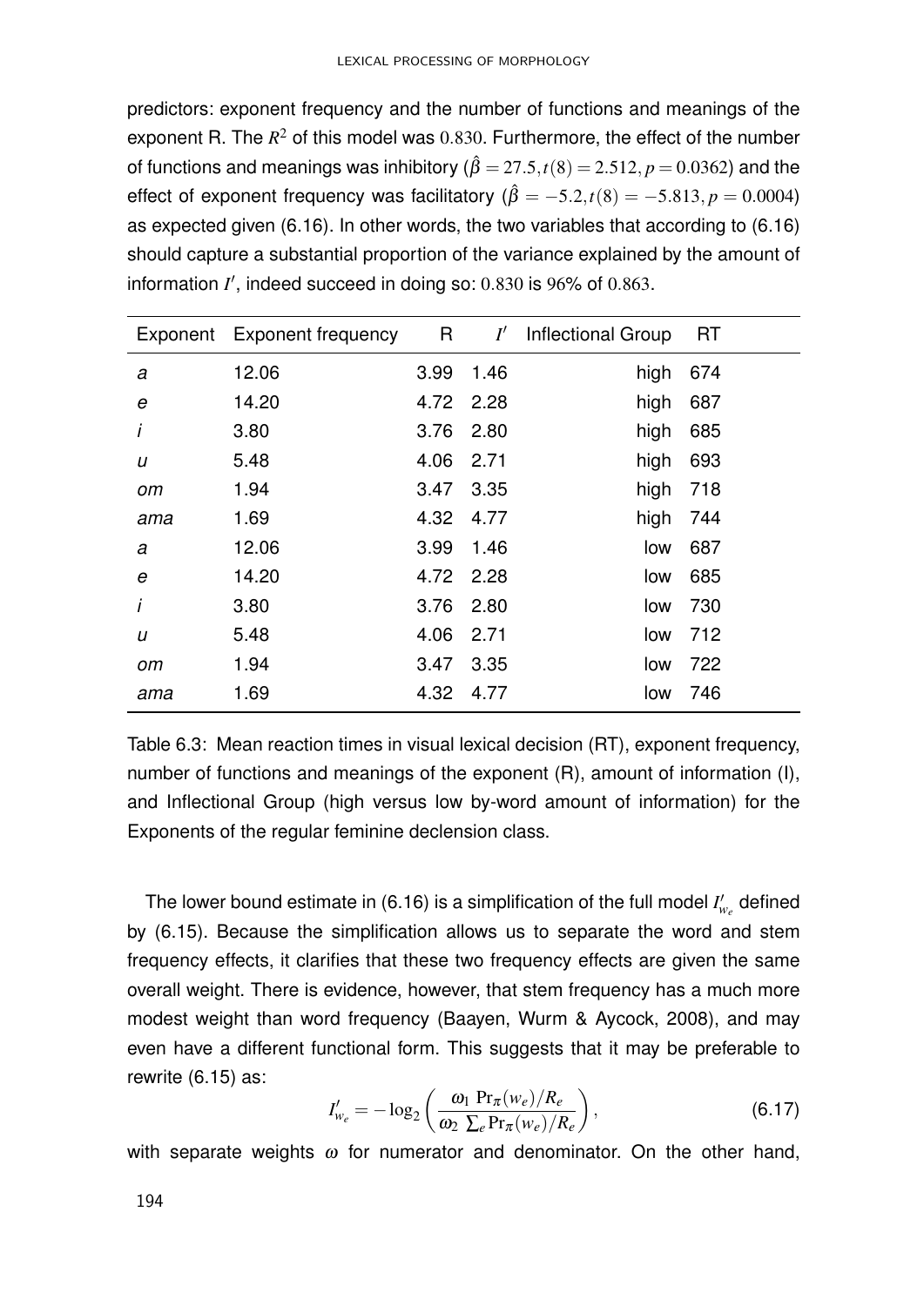predictors: exponent frequency and the number of functions and meanings of the exponent R. The $R^2$ of this model was $0.830$. Furthermore, the effect of the number of functions and meanings was inhibitory ($\hat{\beta} = 27.5, t(8) = 2.512, p = 0.0362$) and the effect of exponent frequency was facilitatory ($\hat{\beta} = -5.2, t(8) = -5.813, p = 0.0004$) as expected given (6.16). In other words, the two variables that according to (6.16) should capture a substantial proportion of the variance explained by the amount of information $I'$, indeed succeed in doing so: $0.830$ is $96\%$ of $0.863$.

| Exponent | Exponent frequency | R | $I'$ | Inflectional Group | RT |
|---|---|---|---|---|---|
| *a* | 12.06 | 3.99 | 1.46 | high | 674 |
| *e* | 14.20 | 4.72 | 2.28 | high | 687 |
| *i* | 3.80 | 3.76 | 2.80 | high | 685 |
| *u* | 5.48 | 4.06 | 2.71 | high | 693 |
| *om* | 1.94 | 3.47 | 3.35 | high | 718 |
| *ama* | 1.69 | 4.32 | 4.77 | high | 744 |
| *a* | 12.06 | 3.99 | 1.46 | low | 687 |
| *e* | 14.20 | 4.72 | 2.28 | low | 685 |
| *i* | 3.80 | 3.76 | 2.80 | low | 730 |
| *u* | 5.48 | 4.06 | 2.71 | low | 712 |
| *om* | 1.94 | 3.47 | 3.35 | low | 722 |
| *ama* | 1.69 | 4.32 | 4.77 | low | 746 |

Table 6.3: Mean reaction times in visual lexical decision (RT), exponent frequency, number of functions and meanings of the exponent (R), amount of information (I), and Inflectional Group (high versus low by-word amount of information) for the Exponents of the regular feminine declension class.

The lower bound estimate in (6.16) is a simplification of the full model $I'_{w_e}$ defined by (6.15). Because the simplification allows us to separate the word and stem frequency effects, it clarifies that these two frequency effects are given the same overall weight. There is evidence, however, that stem frequency has a much more modest weight than word frequency (Baayen, Wurm & Aycock, 2008), and may even have a different functional form. This suggests that it may be preferable to rewrite (6.15) as:

$$I'_{w_e} = -\log_2 \left( \frac{\omega_1 \Pr_\pi(w_e)/R_e}{\omega_2 \sum_e \Pr_\pi(w_e)/R_e} \right), \tag{6.17}$$

with separate weights $\omega$ for numerator and denominator. On the other hand,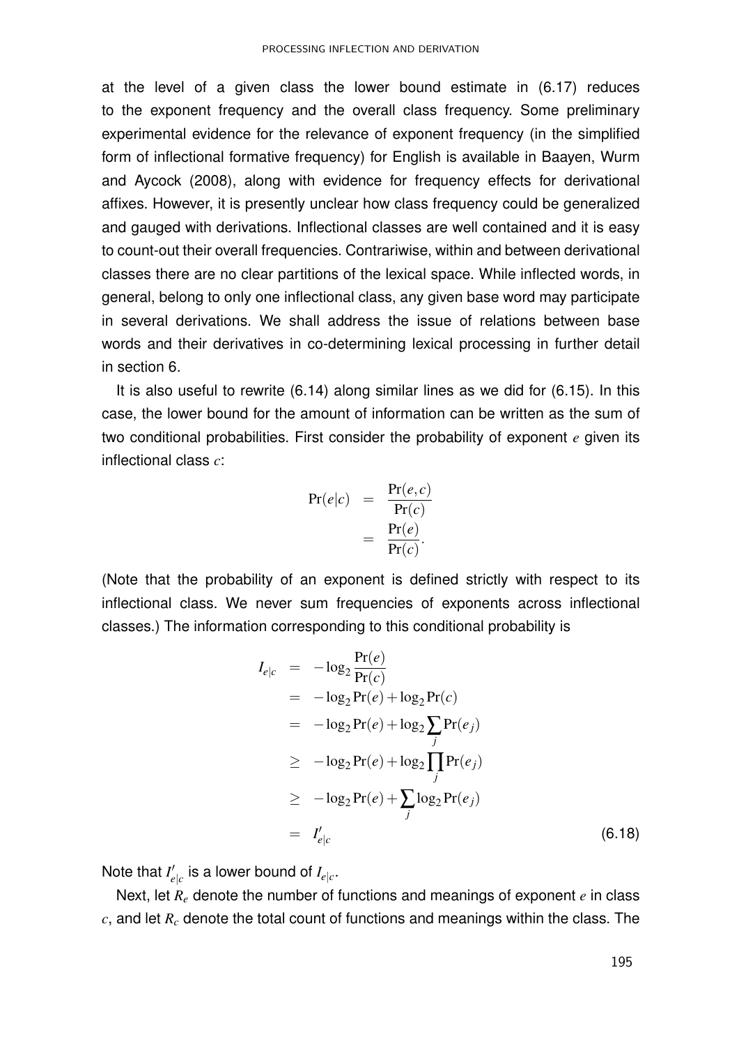at the level of a given class the lower bound estimate in (6.17) reduces to the exponent frequency and the overall class frequency. Some preliminary experimental evidence for the relevance of exponent frequency (in the simplified form of inflectional formative frequency) for English is available in Baayen, Wurm and Aycock (2008), along with evidence for frequency effects for derivational affixes. However, it is presently unclear how class frequency could be generalized and gauged with derivations. Inflectional classes are well contained and it is easy to count-out their overall frequencies. Contrariwise, within and between derivational classes there are no clear partitions of the lexical space. While inflected words, in general, belong to only one inflectional class, any given base word may participate in several derivations. We shall address the issue of relations between base words and their derivatives in co-determining lexical processing in further detail in section 6.

It is also useful to rewrite (6.14) along similar lines as we did for (6.15). In this case, the lower bound for the amount of information can be written as the sum of two conditional probabilities. First consider the probability of exponent $e$ given its inflectional class $c$:

$$
\begin{aligned}
\Pr(e|c) &= \frac{\Pr(e,c)}{\Pr(c)} \\
&= \frac{\Pr(e)}{\Pr(c)}.
\end{aligned}
$$

(Note that the probability of an exponent is defined strictly with respect to its inflectional class. We never sum frequencies of exponents across inflectional classes.) The information corresponding to this conditional probability is

$$
\begin{aligned}
I_{e|c} &= -\log_2 \frac{\Pr(e)}{\Pr(c)} \\
&= -\log_2 \Pr(e) + \log_2 \Pr(c) \\
&= -\log_2 \Pr(e) + \log_2 \sum_j \Pr(e_j) \\
&\geq -\log_2 \Pr(e) + \log_2 \prod_j \Pr(e_j) \\
&\geq -\log_2 \Pr(e) + \sum_j \log_2 \Pr(e_j) \\
&= I'_{e|c} \qquad (6.18)
\end{aligned}
$$

Note that $I'_{e|c}$ is a lower bound of $I_{e|c}$.

Next, let $R_e$ denote the number of functions and meanings of exponent $e$ in class $c$, and let $R_c$ denote the total count of functions and meanings within the class. The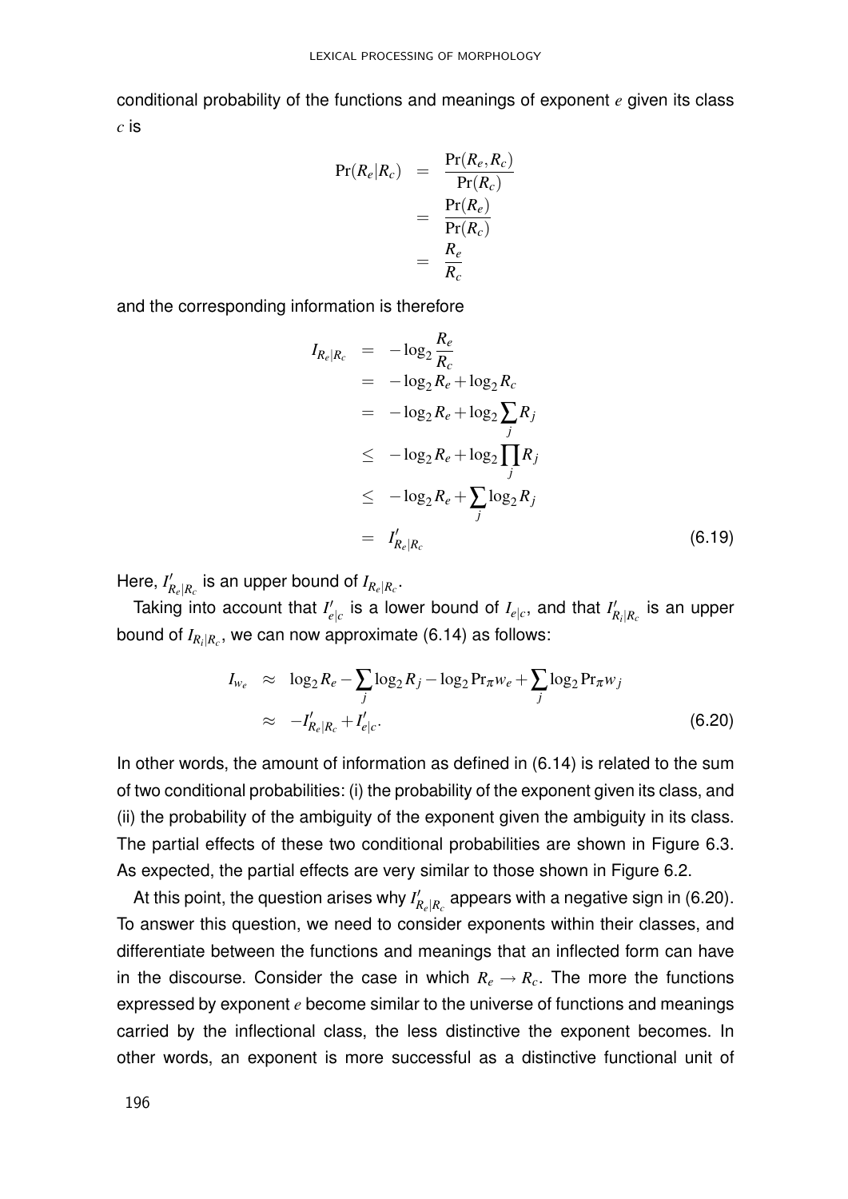conditional probability of the functions and meanings of exponent $e$ given its class $c$ is

$$
\begin{aligned}
\Pr(R_e|R_c) &= \frac{\Pr(R_e, R_c)}{\Pr(R_c)} \\
&= \frac{\Pr(R_e)}{\Pr(R_c)} \\
&= \frac{R_e}{R_c}
\end{aligned}
$$

and the corresponding information is therefore

$$
\begin{aligned}
I_{R_e|R_c} &= -\log_2 \frac{R_e}{R_c} \\
&= -\log_2 R_e + \log_2 R_c \\
&= -\log_2 R_e + \log_2 \sum_j R_j \\
&\leq -\log_2 R_e + \log_2 \prod_j R_j \\
&\leq -\log_2 R_e + \sum_j \log_2 R_j \\
&= I'_{R_e|R_c}
\end{aligned}
\tag{6.19}
$$

Here, $I'_{R_e|R_c}$ is an upper bound of $I_{R_e|R_c}$.

Taking into account that $I'_{e|c}$ is a lower bound of $I_{e|c}$, and that $I'_{R_i|R_c}$ is an upper bound of $I_{R_i|R_c}$, we can now approximate (6.14) as follows:

$$
\begin{aligned}
I_{w_e} &\approx \log_2 R_e - \sum_j \log_2 R_j - \log_2 \Pr_\pi w_e + \sum_j \log_2 \Pr_\pi w_j \\
&\approx -I'_{R_e|R_c} + I'_{e|c}.
\end{aligned}
\tag{6.20}
$$

In other words, the amount of information as defined in (6.14) is related to the sum of two conditional probabilities: (i) the probability of the exponent given its class, and (ii) the probability of the ambiguity of the exponent given the ambiguity in its class. The partial effects of these two conditional probabilities are shown in Figure 6.3. As expected, the partial effects are very similar to those shown in Figure 6.2.

At this point, the question arises why $I'_{R_e|R_c}$ appears with a negative sign in (6.20). To answer this question, we need to consider exponents within their classes, and differentiate between the functions and meanings that an inflected form can have in the discourse. Consider the case in which $R_e \to R_c$. The more the functions expressed by exponent $e$ become similar to the universe of functions and meanings carried by the inflectional class, the less distinctive the exponent becomes. In other words, an exponent is more successful as a distinctive functional unit of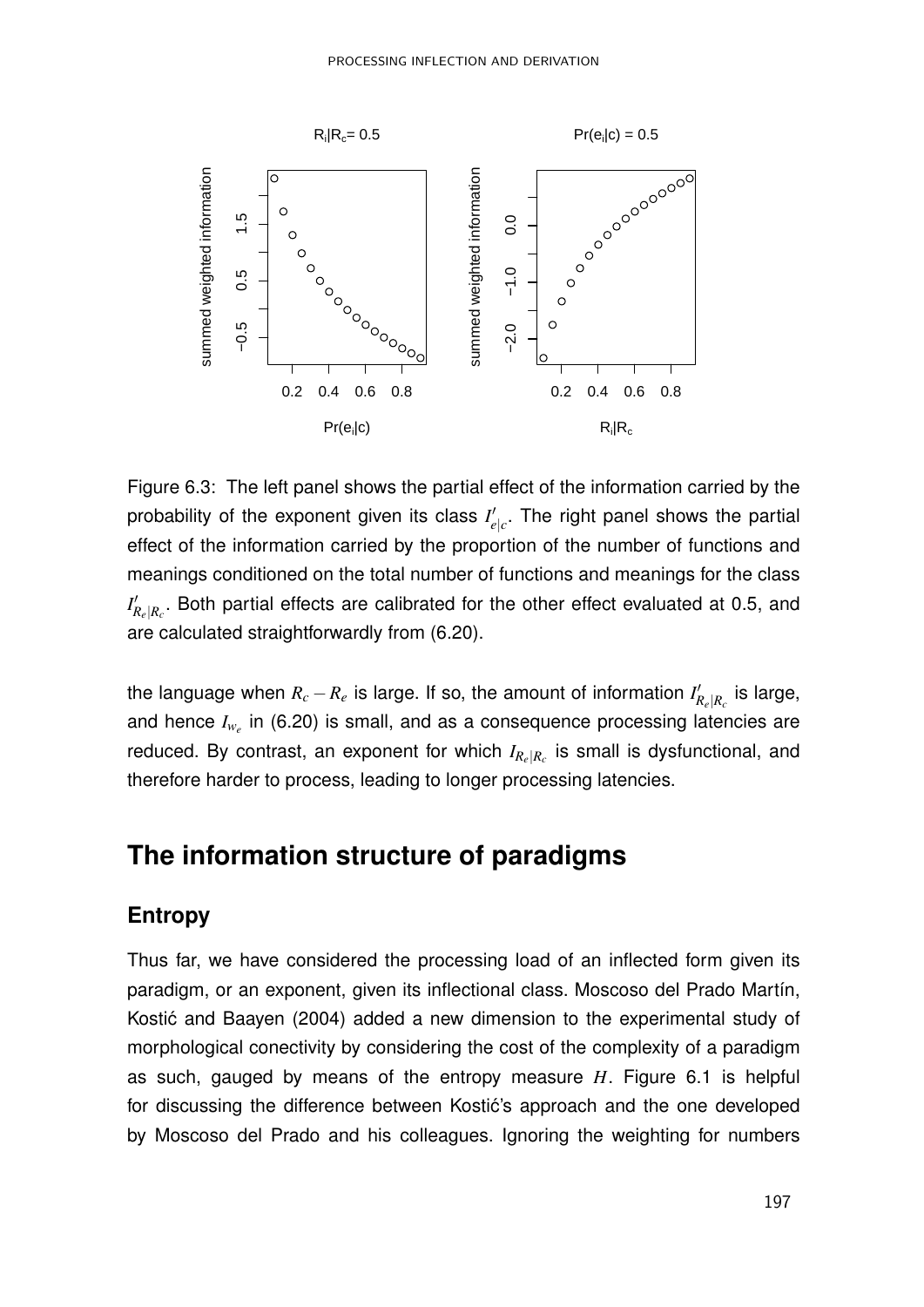Figure 6.3: The left panel shows the partial effect of the information carried by the probability of the exponent given its class $I'_{e|c}$. The right panel shows the partial effect of the information carried by the proportion of the number of functions and meanings conditioned on the total number of functions and meanings for the class $I'_{R_e|R_c}$. Both partial effects are calibrated for the other effect evaluated at 0.5, and are calculated straightforwardly from (6.20).

the language when $R_c - R_e$ is large. If so, the amount of information $I'_{R_e|R_c}$ is large, and hence $I_{w_e}$ in (6.20) is small, and as a consequence processing latencies are reduced. By contrast, an exponent for which $I_{R_e|R_c}$ is small is dysfunctional, and therefore harder to process, leading to longer processing latencies.

# The information structure of paradigms

## Entropy

Thus far, we have considered the processing load of an inflected form given its paradigm, or an exponent, given its inflectional class. Moscoso del Prado Martín, Kostić and Baayen (2004) added a new dimension to the experimental study of morphological conectivity by considering the cost of the complexity of a paradigm as such, gauged by means of the entropy measure $H$. Figure 6.1 is helpful for discussing the difference between Kostić's approach and the one developed by Moscoso del Prado and his colleagues. Ignoring the weighting for numbers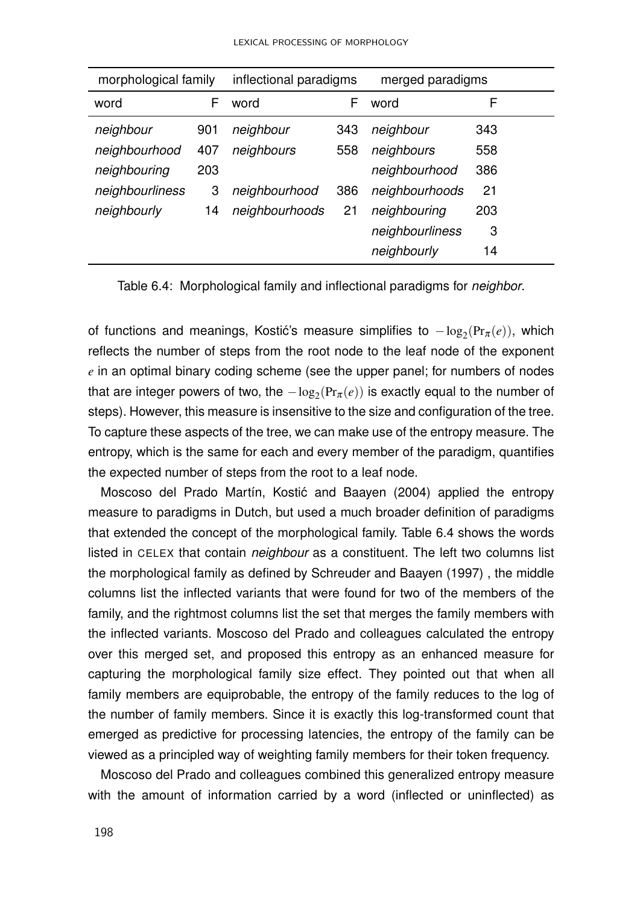| morphological family | | inflectional paradigms | | merged paradigms | |
|---|---|---|---|---|---|
| word | F | word | F | word | F |
| *neighbour* | 901 | *neighbour* | 343 | *neighbour* | 343 |
| *neighbourhood* | 407 | *neighbours* | 558 | *neighbours* | 558 |
| *neighbouring* | 203 | | | *neighbourhood* | 386 |
| *neighbourliness* | 3 | *neighbourhood* | 386 | *neighbourhoods* | 21 |
| *neighbourly* | 14 | *neighbourhoods* | 21 | *neighbouring* | 203 |
| | | | | *neighbourliness* | 3 |
| | | | | *neighbourly* | 14 |

Table 6.4: Morphological family and inflectional paradigms for *neighbor*.

of functions and meanings, Kostić's measure simplifies to $-\log_2(\Pr_\pi(e))$, which reflects the number of steps from the root node to the leaf node of the exponent $e$ in an optimal binary coding scheme (see the upper panel; for numbers of nodes that are integer powers of two, the $-\log_2(\Pr_\pi(e))$ is exactly equal to the number of steps). However, this measure is insensitive to the size and configuration of the tree. To capture these aspects of the tree, we can make use of the entropy measure. The entropy, which is the same for each and every member of the paradigm, quantifies the expected number of steps from the root to a leaf node.

Moscoso del Prado Martín, Kostić and Baayen (2004) applied the entropy measure to paradigms in Dutch, but used a much broader definition of paradigms that extended the concept of the morphological family. Table 6.4 shows the words listed in CELEX that contain *neighbour* as a constituent. The left two columns list the morphological family as defined by Schreuder and Baayen (1997) , the middle columns list the inflected variants that were found for two of the members of the family, and the rightmost columns list the set that merges the family members with the inflected variants. Moscoso del Prado and colleagues calculated the entropy over this merged set, and proposed this entropy as an enhanced measure for capturing the morphological family size effect. They pointed out that when all family members are equiprobable, the entropy of the family reduces to the log of the number of family members. Since it is exactly this log-transformed count that emerged as predictive for processing latencies, the entropy of the family can be viewed as a principled way of weighting family members for their token frequency.

Moscoso del Prado and colleagues combined this generalized entropy measure with the amount of information carried by a word (inflected or uninflected) as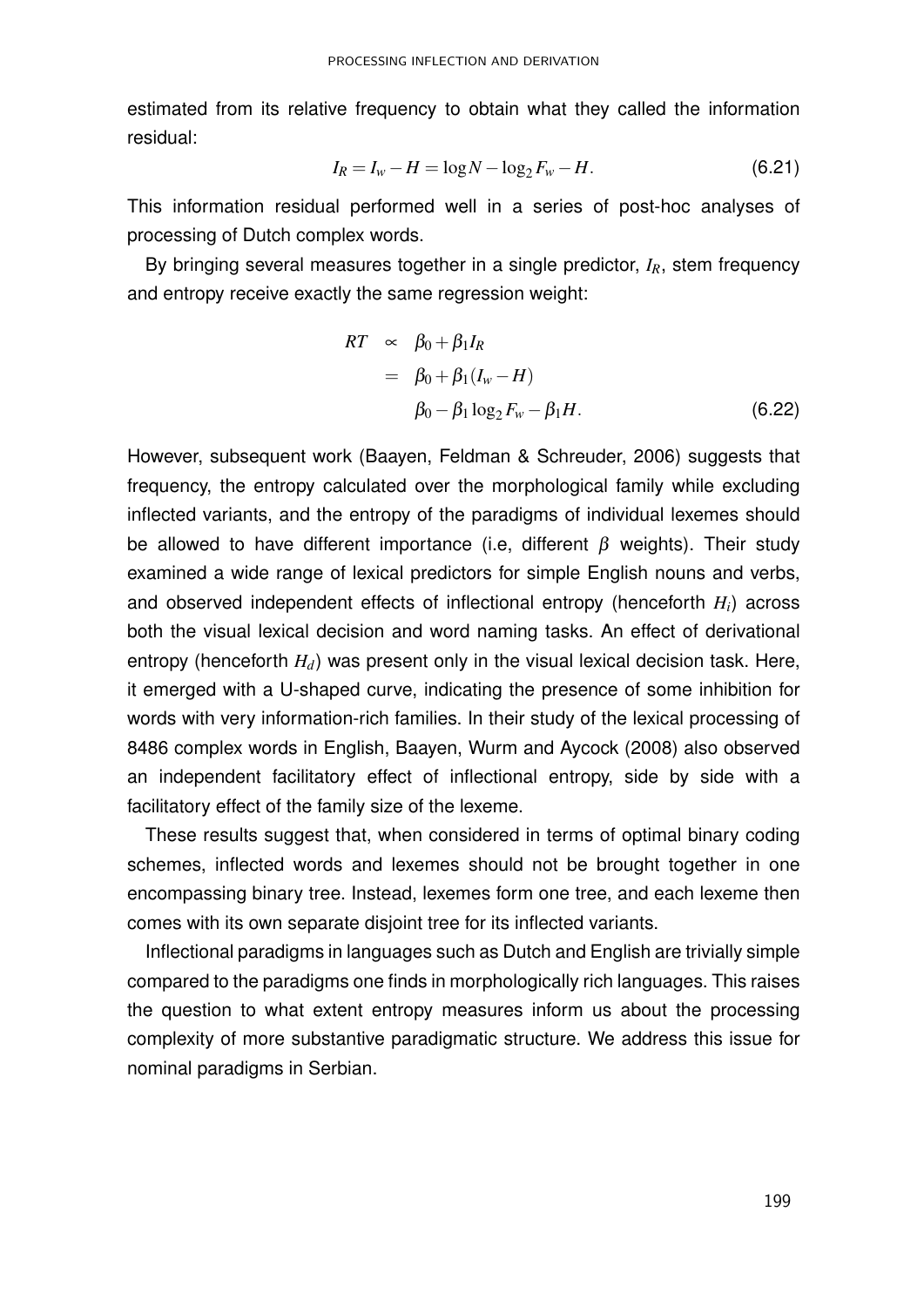estimated from its relative frequency to obtain what they called the information residual:

$$I_R = I_w - H = \log N - \log_2 F_w - H. \tag{6.21}$$

This information residual performed well in a series of post-hoc analyses of processing of Dutch complex words.

By bringing several measures together in a single predictor, $I_R$, stem frequency and entropy receive exactly the same regression weight:

$$\begin{aligned} RT &\propto \beta_0 + \beta_1 I_R \\ &= \beta_0 + \beta_1 (I_w - H) \\ &\quad \beta_0 - \beta_1 \log_2 F_w - \beta_1 H. \end{aligned} \tag{6.22}$$

However, subsequent work (Baayen, Feldman & Schreuder, 2006) suggests that frequency, the entropy calculated over the morphological family while excluding inflected variants, and the entropy of the paradigms of individual lexemes should be allowed to have different importance (i.e, different $\beta$ weights). Their study examined a wide range of lexical predictors for simple English nouns and verbs, and observed independent effects of inflectional entropy (henceforth $H_i$) across both the visual lexical decision and word naming tasks. An effect of derivational entropy (henceforth $H_d$) was present only in the visual lexical decision task. Here, it emerged with a U-shaped curve, indicating the presence of some inhibition for words with very information-rich families. In their study of the lexical processing of 8486 complex words in English, Baayen, Wurm and Aycock (2008) also observed an independent facilitatory effect of inflectional entropy, side by side with a facilitatory effect of the family size of the lexeme.

These results suggest that, when considered in terms of optimal binary coding schemes, inflected words and lexemes should not be brought together in one encompassing binary tree. Instead, lexemes form one tree, and each lexeme then comes with its own separate disjoint tree for its inflected variants.

Inflectional paradigms in languages such as Dutch and English are trivially simple compared to the paradigms one finds in morphologically rich languages. This raises the question to what extent entropy measures inform us about the processing complexity of more substantive paradigmatic structure. We address this issue for nominal paradigms in Serbian.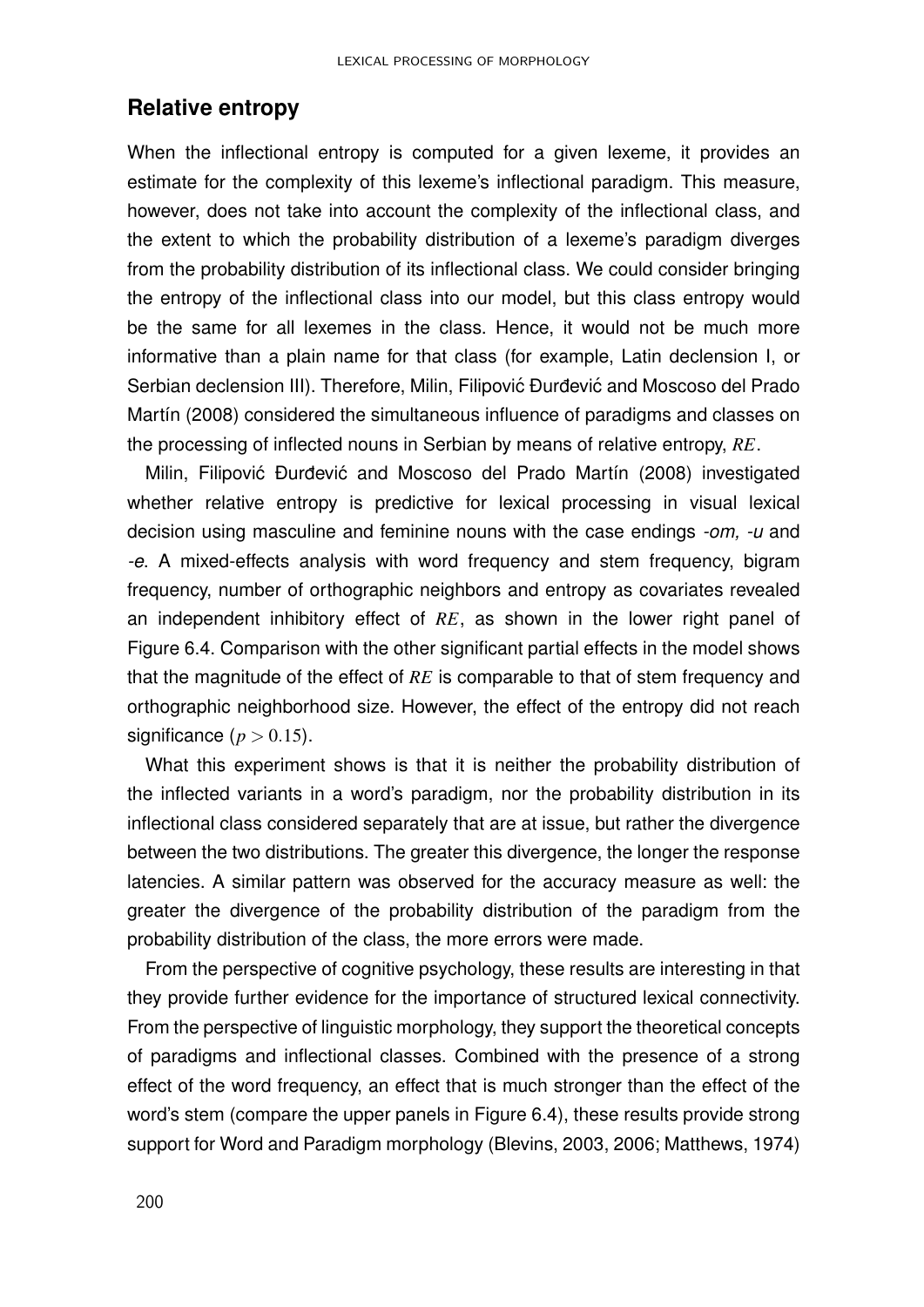## Relative entropy

When the inflectional entropy is computed for a given lexeme, it provides an estimate for the complexity of this lexeme's inflectional paradigm. This measure, however, does not take into account the complexity of the inflectional class, and the extent to which the probability distribution of a lexeme's paradigm diverges from the probability distribution of its inflectional class. We could consider bringing the entropy of the inflectional class into our model, but this class entropy would be the same for all lexemes in the class. Hence, it would not be much more informative than a plain name for that class (for example, Latin declension I, or Serbian declension III). Therefore, Milin, Filipović Đurđević and Moscoso del Prado Martín (2008) considered the simultaneous influence of paradigms and classes on the processing of inflected nouns in Serbian by means of relative entropy, $RE$.

Milin, Filipović Đurđević and Moscoso del Prado Martín (2008) investigated whether relative entropy is predictive for lexical processing in visual lexical decision using masculine and feminine nouns with the case endings *-om, -u* and *-e*. A mixed-effects analysis with word frequency and stem frequency, bigram frequency, number of orthographic neighbors and entropy as covariates revealed an independent inhibitory effect of $RE$, as shown in the lower right panel of Figure 6.4. Comparison with the other significant partial effects in the model shows that the magnitude of the effect of $RE$ is comparable to that of stem frequency and orthographic neighborhood size. However, the effect of the entropy did not reach significance ($p > 0.15$).

What this experiment shows is that it is neither the probability distribution of the inflected variants in a word's paradigm, nor the probability distribution in its inflectional class considered separately that are at issue, but rather the divergence between the two distributions. The greater this divergence, the longer the response latencies. A similar pattern was observed for the accuracy measure as well: the greater the divergence of the probability distribution of the paradigm from the probability distribution of the class, the more errors were made.

From the perspective of cognitive psychology, these results are interesting in that they provide further evidence for the importance of structured lexical connectivity. From the perspective of linguistic morphology, they support the theoretical concepts of paradigms and inflectional classes. Combined with the presence of a strong effect of the word frequency, an effect that is much stronger than the effect of the word's stem (compare the upper panels in Figure 6.4), these results provide strong support for Word and Paradigm morphology (Blevins, 2003, 2006; Matthews, 1974)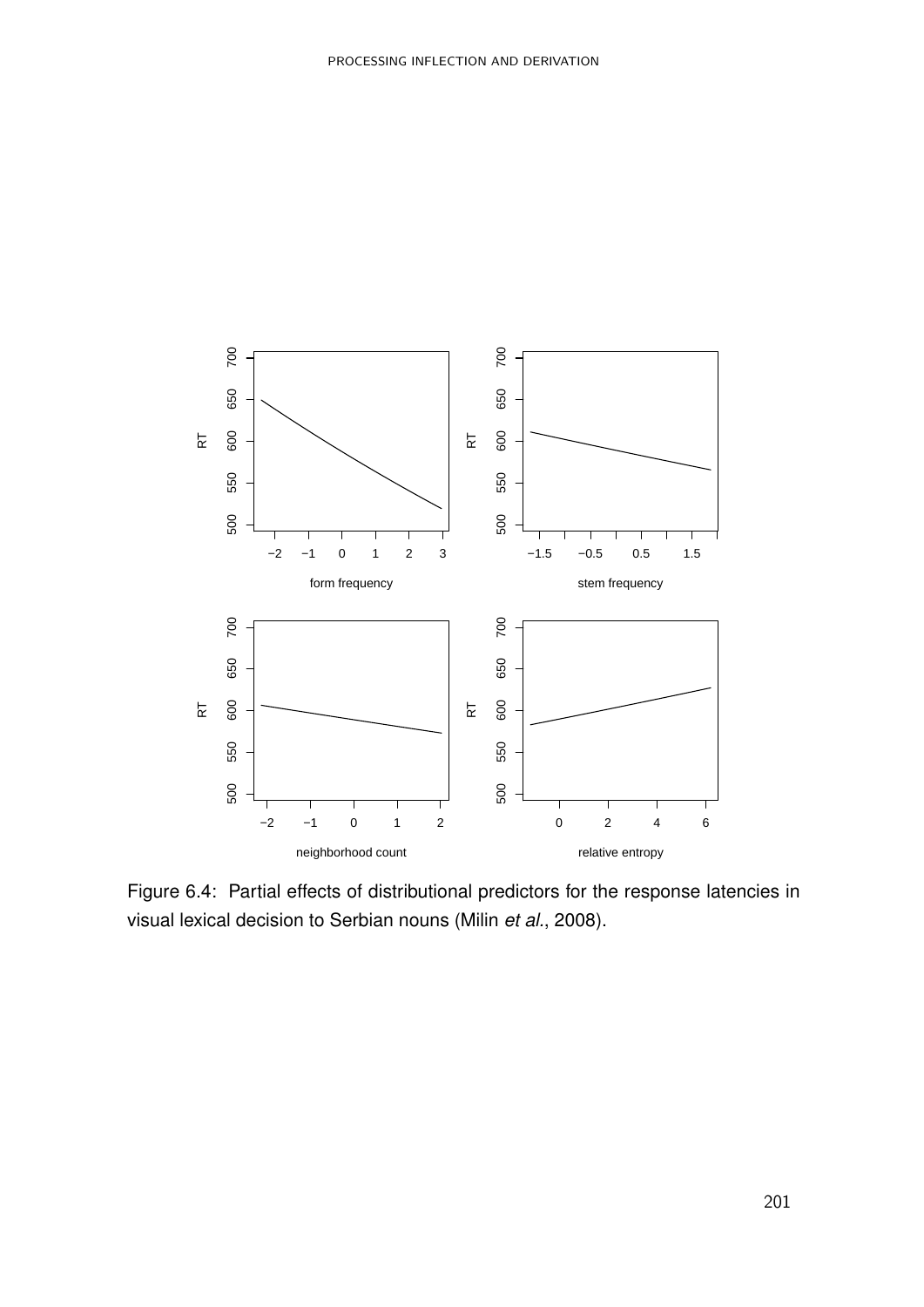Figure 6.4: Partial effects of distributional predictors for the response latencies in visual lexical decision to Serbian nouns (Milin *et al.*, 2008).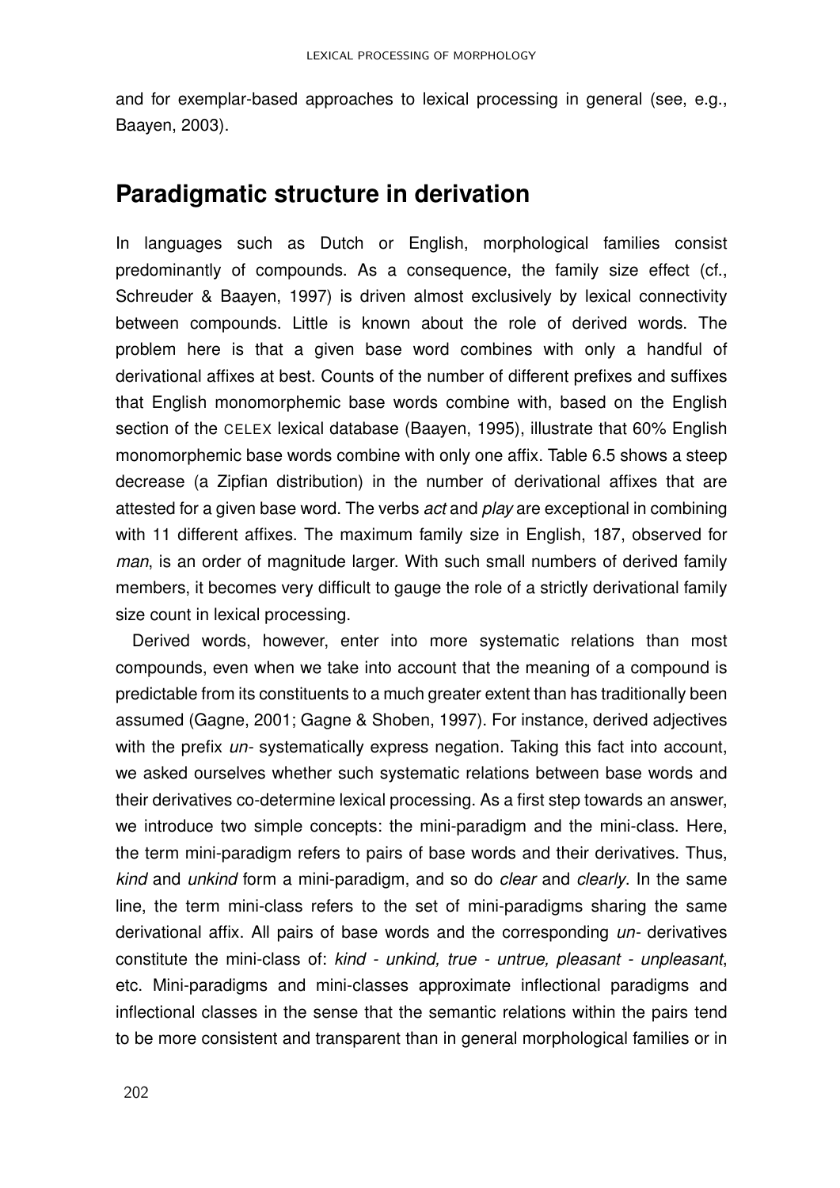and for exemplar-based approaches to lexical processing in general (see, e.g., Baayen, 2003).

## Paradigmatic structure in derivation

In languages such as Dutch or English, morphological families consist predominantly of compounds. As a consequence, the family size effect (cf., Schreuder & Baayen, 1997) is driven almost exclusively by lexical connectivity between compounds. Little is known about the role of derived words. The problem here is that a given base word combines with only a handful of derivational affixes at best. Counts of the number of different prefixes and suffixes that English monomorphemic base words combine with, based on the English section of the CELEX lexical database (Baayen, 1995), illustrate that 60% English monomorphemic base words combine with only one affix. Table 6.5 shows a steep decrease (a Zipfian distribution) in the number of derivational affixes that are attested for a given base word. The verbs *act* and *play* are exceptional in combining with 11 different affixes. The maximum family size in English, 187, observed for *man*, is an order of magnitude larger. With such small numbers of derived family members, it becomes very difficult to gauge the role of a strictly derivational family size count in lexical processing.

Derived words, however, enter into more systematic relations than most compounds, even when we take into account that the meaning of a compound is predictable from its constituents to a much greater extent than has traditionally been assumed (Gagne, 2001; Gagne & Shoben, 1997). For instance, derived adjectives with the prefix *un-* systematically express negation. Taking this fact into account, we asked ourselves whether such systematic relations between base words and their derivatives co-determine lexical processing. As a first step towards an answer, we introduce two simple concepts: the mini-paradigm and the mini-class. Here, the term mini-paradigm refers to pairs of base words and their derivatives. Thus, *kind* and *unkind* form a mini-paradigm, and so do *clear* and *clearly*. In the same line, the term mini-class refers to the set of mini-paradigms sharing the same derivational affix. All pairs of base words and the corresponding *un-* derivatives constitute the mini-class of: *kind - unkind, true - untrue, pleasant - unpleasant*, etc. Mini-paradigms and mini-classes approximate inflectional paradigms and inflectional classes in the sense that the semantic relations within the pairs tend to be more consistent and transparent than in general morphological families or in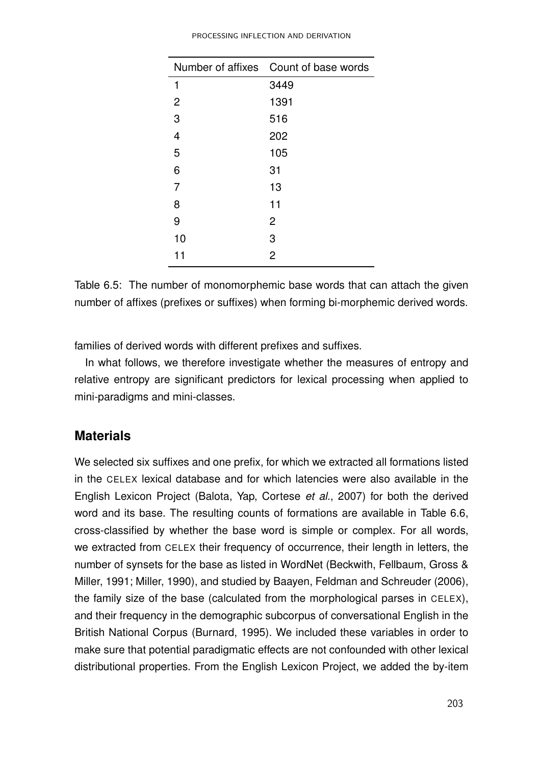| Number of affixes | Count of base words |
|---|---|
| 1 | 3449 |
| 2 | 1391 |
| 3 | 516 |
| 4 | 202 |
| 5 | 105 |
| 6 | 31 |
| 7 | 13 |
| 8 | 11 |
| 9 | 2 |
| 10 | 3 |
| 11 | 2 |

Table 6.5: The number of monomorphemic base words that can attach the given number of affixes (prefixes or suffixes) when forming bi-morphemic derived words.

families of derived words with different prefixes and suffixes.

In what follows, we therefore investigate whether the measures of entropy and relative entropy are significant predictors for lexical processing when applied to mini-paradigms and mini-classes.

## Materials

We selected six suffixes and one prefix, for which we extracted all formations listed in the CELEX lexical database and for which latencies were also available in the English Lexicon Project (Balota, Yap, Cortese *et al.*, 2007) for both the derived word and its base. The resulting counts of formations are available in Table 6.6, cross-classified by whether the base word is simple or complex. For all words, we extracted from CELEX their frequency of occurrence, their length in letters, the number of synsets for the base as listed in WordNet (Beckwith, Fellbaum, Gross & Miller, 1991; Miller, 1990), and studied by Baayen, Feldman and Schreuder (2006), the family size of the base (calculated from the morphological parses in CELEX), and their frequency in the demographic subcorpus of conversational English in the British National Corpus (Burnard, 1995). We included these variables in order to make sure that potential paradigmatic effects are not confounded with other lexical distributional properties. From the English Lexicon Project, we added the by-item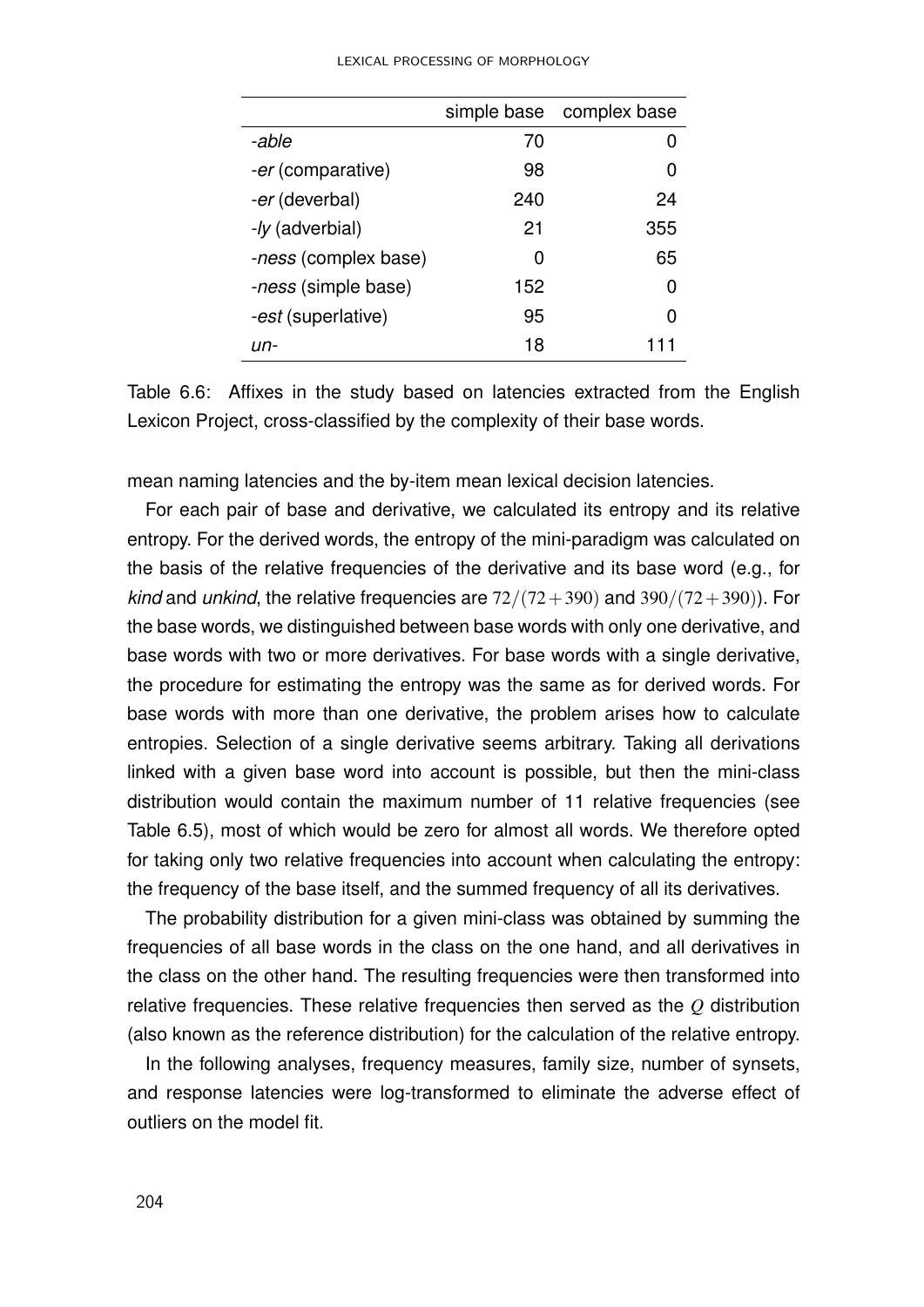| | simple base | complex base |
|---|---|---|
| *-able* | 70 | 0 |
| *-er* (comparative) | 98 | 0 |
| *-er* (deverbal) | 240 | 24 |
| *-ly* (adverbial) | 21 | 355 |
| *-ness* (complex base) | 0 | 65 |
| *-ness* (simple base) | 152 | 0 |
| *-est* (superlative) | 95 | 0 |
| *un-* | 18 | 111 |

Table 6.6: Affixes in the study based on latencies extracted from the English Lexicon Project, cross-classified by the complexity of their base words.

mean naming latencies and the by-item mean lexical decision latencies.

For each pair of base and derivative, we calculated its entropy and its relative entropy. For the derived words, the entropy of the mini-paradigm was calculated on the basis of the relative frequencies of the derivative and its base word (e.g., for *kind* and *unkind*, the relative frequencies are $72/(72+390)$ and $390/(72+390)$). For the base words, we distinguished between base words with only one derivative, and base words with two or more derivatives. For base words with a single derivative, the procedure for estimating the entropy was the same as for derived words. For base words with more than one derivative, the problem arises how to calculate entropies. Selection of a single derivative seems arbitrary. Taking all derivations linked with a given base word into account is possible, but then the mini-class distribution would contain the maximum number of 11 relative frequencies (see Table 6.5), most of which would be zero for almost all words. We therefore opted for taking only two relative frequencies into account when calculating the entropy: the frequency of the base itself, and the summed frequency of all its derivatives.

The probability distribution for a given mini-class was obtained by summing the frequencies of all base words in the class on the one hand, and all derivatives in the class on the other hand. The resulting frequencies were then transformed into relative frequencies. These relative frequencies then served as the $Q$ distribution (also known as the reference distribution) for the calculation of the relative entropy.

In the following analyses, frequency measures, family size, number of synsets, and response latencies were log-transformed to eliminate the adverse effect of outliers on the model fit.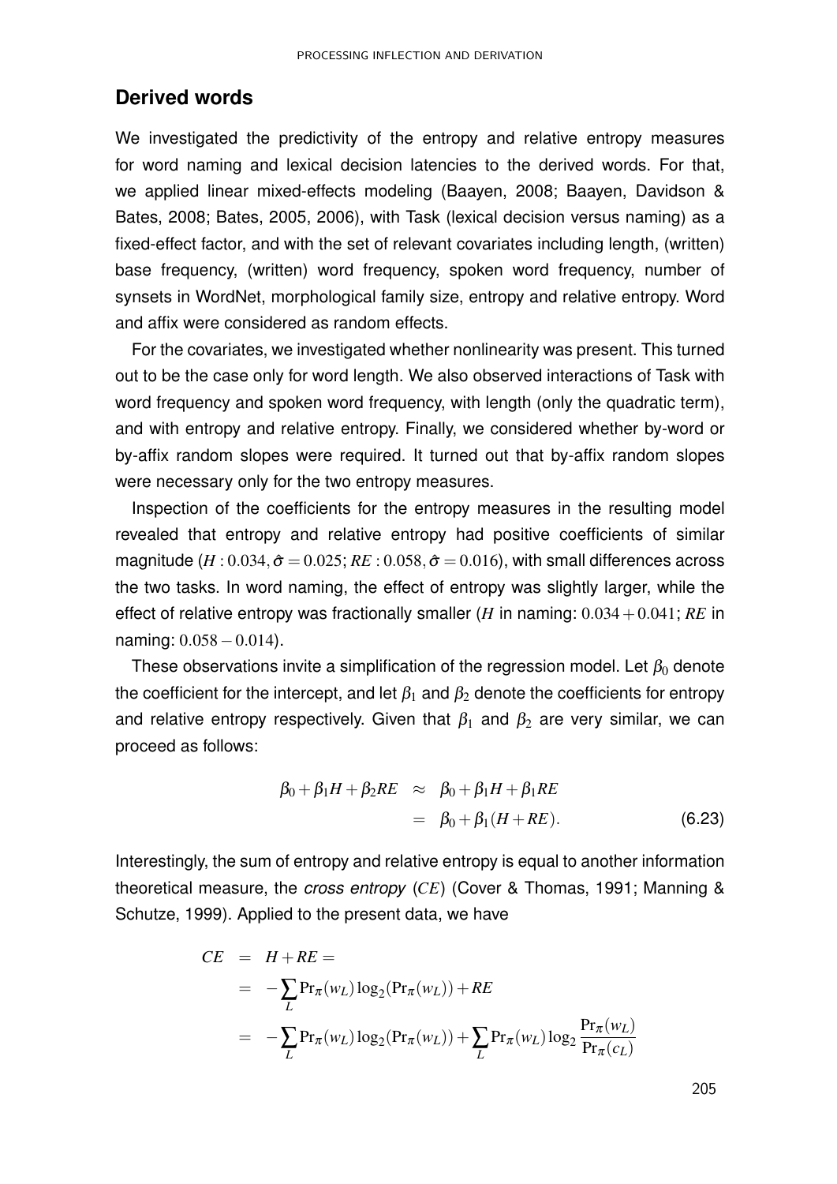## Derived words

We investigated the predictivity of the entropy and relative entropy measures for word naming and lexical decision latencies to the derived words. For that, we applied linear mixed-effects modeling (Baayen, 2008; Baayen, Davidson & Bates, 2008; Bates, 2005, 2006), with Task (lexical decision versus naming) as a fixed-effect factor, and with the set of relevant covariates including length, (written) base frequency, (written) word frequency, spoken word frequency, number of synsets in WordNet, morphological family size, entropy and relative entropy. Word and affix were considered as random effects.

For the covariates, we investigated whether nonlinearity was present. This turned out to be the case only for word length. We also observed interactions of Task with word frequency and spoken word frequency, with length (only the quadratic term), and with entropy and relative entropy. Finally, we considered whether by-word or by-affix random slopes were required. It turned out that by-affix random slopes were necessary only for the two entropy measures.

Inspection of the coefficients for the entropy measures in the resulting model revealed that entropy and relative entropy had positive coefficients of similar magnitude ($H : 0.034, \hat{\sigma} = 0.025$; $RE : 0.058, \hat{\sigma} = 0.016$), with small differences across the two tasks. In word naming, the effect of entropy was slightly larger, while the effect of relative entropy was fractionally smaller ($H$ in naming: $0.034 + 0.041$; $RE$ in naming: $0.058 - 0.014$).

These observations invite a simplification of the regression model. Let $\beta_0$ denote the coefficient for the intercept, and let $\beta_1$ and $\beta_2$ denote the coefficients for entropy and relative entropy respectively. Given that $\beta_1$ and $\beta_2$ are very similar, we can proceed as follows:

$$
\begin{aligned}
\beta_0 + \beta_1 H + \beta_2 RE &\approx \beta_0 + \beta_1 H + \beta_1 RE \\
&= \beta_0 + \beta_1 (H + RE).
\end{aligned}
\tag{6.23}
$$

Interestingly, the sum of entropy and relative entropy is equal to another information theoretical measure, the *cross entropy* ($CE$) (Cover & Thomas, 1991; Manning & Schutze, 1999). Applied to the present data, we have

$$
\begin{aligned}
CE &= H + RE = \\
&= -\sum_L \Pr_\pi(w_L) \log_2(\Pr_\pi(w_L)) + RE \\
&= -\sum_L \Pr_\pi(w_L) \log_2(\Pr_\pi(w_L)) + \sum_L \Pr_\pi(w_L) \log_2 \frac{\Pr_\pi(w_L)}{\Pr_\pi(c_L)}
\end{aligned}
$$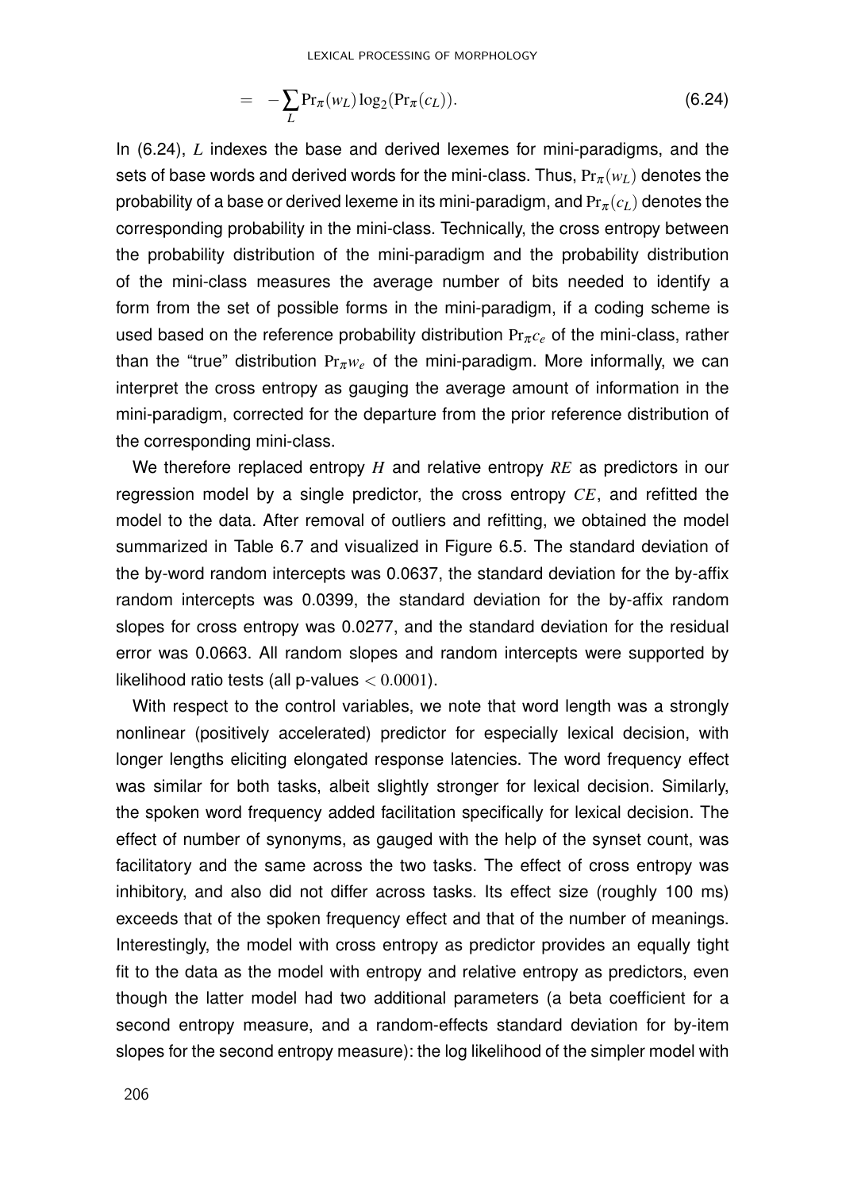$$= -\sum_{L} \Pr_{\pi}(w_L) \log_2(\Pr_{\pi}(c_L)). \tag{6.24}$$

In (6.24), $L$ indexes the base and derived lexemes for mini-paradigms, and the sets of base words and derived words for the mini-class. Thus, $\Pr_{\pi}(w_L)$ denotes the probability of a base or derived lexeme in its mini-paradigm, and $\Pr_{\pi}(c_L)$ denotes the corresponding probability in the mini-class. Technically, the cross entropy between the probability distribution of the mini-paradigm and the probability distribution of the mini-class measures the average number of bits needed to identify a form from the set of possible forms in the mini-paradigm, if a coding scheme is used based on the reference probability distribution $\Pr_{\pi} c_e$ of the mini-class, rather than the "true" distribution $\Pr_{\pi} w_e$ of the mini-paradigm. More informally, we can interpret the cross entropy as gauging the average amount of information in the mini-paradigm, corrected for the departure from the prior reference distribution of the corresponding mini-class.

We therefore replaced entropy $H$ and relative entropy $RE$ as predictors in our regression model by a single predictor, the cross entropy $CE$, and refitted the model to the data. After removal of outliers and refitting, we obtained the model summarized in Table 6.7 and visualized in Figure 6.5. The standard deviation of the by-word random intercepts was 0.0637, the standard deviation for the by-affix random intercepts was 0.0399, the standard deviation for the by-affix random slopes for cross entropy was 0.0277, and the standard deviation for the residual error was 0.0663. All random slopes and random intercepts were supported by likelihood ratio tests (all p-values $< 0.0001$).

With respect to the control variables, we note that word length was a strongly nonlinear (positively accelerated) predictor for especially lexical decision, with longer lengths eliciting elongated response latencies. The word frequency effect was similar for both tasks, albeit slightly stronger for lexical decision. Similarly, the spoken word frequency added facilitation specifically for lexical decision. The effect of number of synonyms, as gauged with the help of the synset count, was facilitatory and the same across the two tasks. The effect of cross entropy was inhibitory, and also did not differ across tasks. Its effect size (roughly 100 ms) exceeds that of the spoken frequency effect and that of the number of meanings. Interestingly, the model with cross entropy as predictor provides an equally tight fit to the data as the model with entropy and relative entropy as predictors, even though the latter model had two additional parameters (a beta coefficient for a second entropy measure, and a random-effects standard deviation for by-item slopes for the second entropy measure): the log likelihood of the simpler model with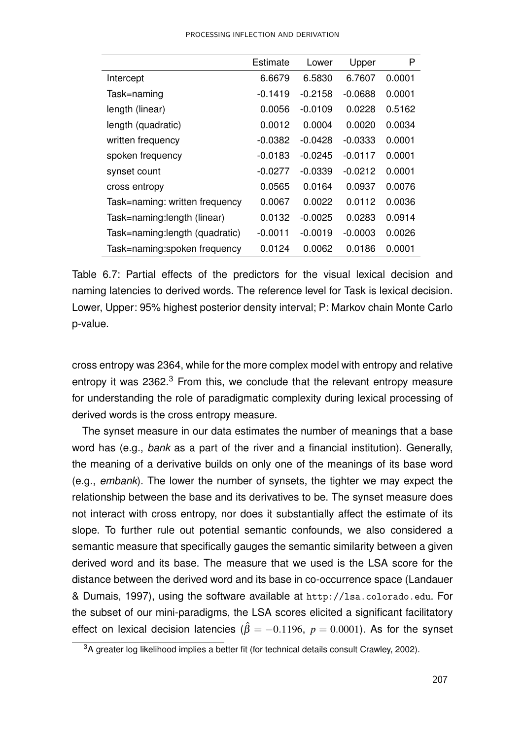|  | Estimate | Lower | Upper | P |
|---|---|---|---|---|
| Intercept | 6.6679 | 6.5830 | 6.7607 | 0.0001 |
| Task=naming | -0.1419 | -0.2158 | -0.0688 | 0.0001 |
| length (linear) | 0.0056 | -0.0109 | 0.0228 | 0.5162 |
| length (quadratic) | 0.0012 | 0.0004 | 0.0020 | 0.0034 |
| written frequency | -0.0382 | -0.0428 | -0.0333 | 0.0001 |
| spoken frequency | -0.0183 | -0.0245 | -0.0117 | 0.0001 |
| synset count | -0.0277 | -0.0339 | -0.0212 | 0.0001 |
| cross entropy | 0.0565 | 0.0164 | 0.0937 | 0.0076 |
| Task=naming: written frequency | 0.0067 | 0.0022 | 0.0112 | 0.0036 |
| Task=naming:length (linear) | 0.0132 | -0.0025 | 0.0283 | 0.0914 |
| Task=naming:length (quadratic) | -0.0011 | -0.0019 | -0.0003 | 0.0026 |
| Task=naming:spoken frequency | 0.0124 | 0.0062 | 0.0186 | 0.0001 |

Table 6.7: Partial effects of the predictors for the visual lexical decision and naming latencies to derived words. The reference level for Task is lexical decision. Lower, Upper: 95% highest posterior density interval; P: Markov chain Monte Carlo p-value.

cross entropy was 2364, while for the more complex model with entropy and relative entropy it was 2362.[3] From this, we conclude that the relevant entropy measure for understanding the role of paradigmatic complexity during lexical processing of derived words is the cross entropy measure.

The synset measure in our data estimates the number of meanings that a base word has (e.g., *bank* as a part of the river and a financial institution). Generally, the meaning of a derivative builds on only one of the meanings of its base word (e.g., *embank*). The lower the number of synsets, the tighter we may expect the relationship between the base and its derivatives to be. The synset measure does not interact with cross entropy, nor does it substantially affect the estimate of its slope. To further rule out potential semantic confounds, we also considered a semantic measure that specifically gauges the semantic similarity between a given derived word and its base. The measure that we used is the LSA score for the distance between the derived word and its base in co-occurrence space (Landauer & Dumais, 1997), using the software available at http://lsa.colorado.edu. For the subset of our mini-paradigms, the LSA scores elicited a significant facilitatory effect on lexical decision latencies ($\hat{\beta} = -0.1196,\ p = 0.0001$). As for the synset

[3]A greater log likelihood implies a better fit (for technical details consult Crawley, 2002).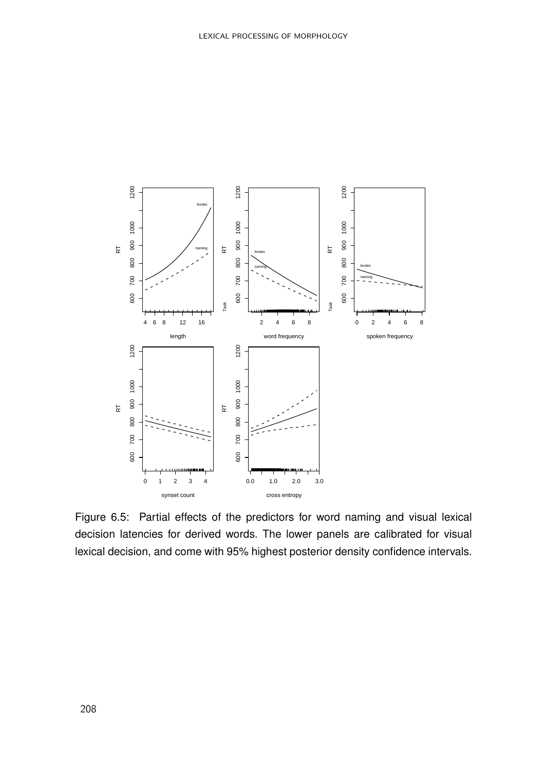Figure 6.5: Partial effects of the predictors for word naming and visual lexical decision latencies for derived words. The lower panels are calibrated for visual lexical decision, and come with 95% highest posterior density confidence intervals.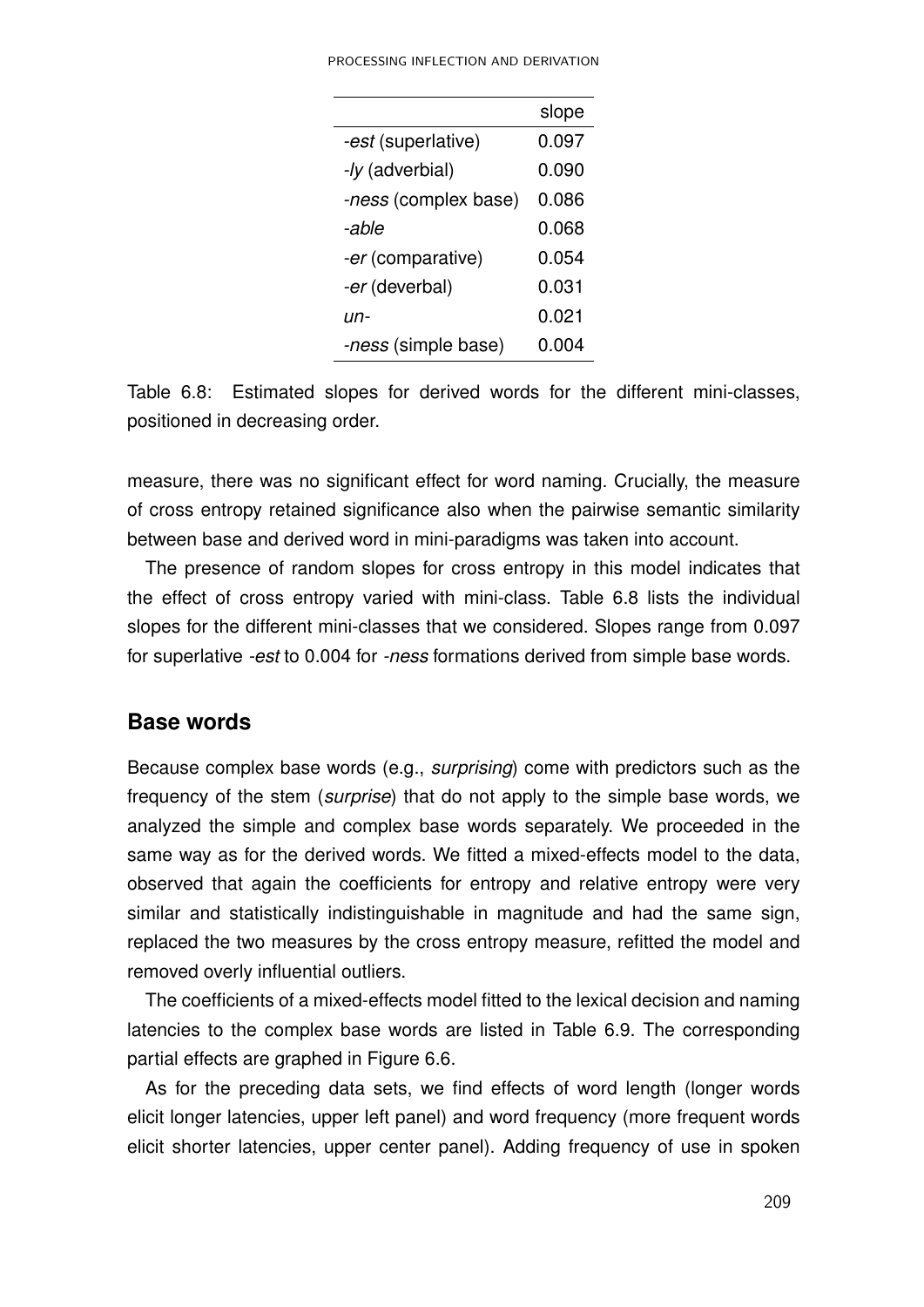| | slope |
|---|---|
| *-est* (superlative) | 0.097 |
| *-ly* (adverbial) | 0.090 |
| *-ness* (complex base) | 0.086 |
| *-able* | 0.068 |
| *-er* (comparative) | 0.054 |
| *-er* (deverbal) | 0.031 |
| *un-* | 0.021 |
| *-ness* (simple base) | 0.004 |

Table 6.8: Estimated slopes for derived words for the different mini-classes, positioned in decreasing order.

measure, there was no significant effect for word naming. Crucially, the measure of cross entropy retained significance also when the pairwise semantic similarity between base and derived word in mini-paradigms was taken into account.

The presence of random slopes for cross entropy in this model indicates that the effect of cross entropy varied with mini-class. Table 6.8 lists the individual slopes for the different mini-classes that we considered. Slopes range from 0.097 for superlative *-est* to 0.004 for *-ness* formations derived from simple base words.

## Base words

Because complex base words (e.g., *surprising*) come with predictors such as the frequency of the stem (*surprise*) that do not apply to the simple base words, we analyzed the simple and complex base words separately. We proceeded in the same way as for the derived words. We fitted a mixed-effects model to the data, observed that again the coefficients for entropy and relative entropy were very similar and statistically indistinguishable in magnitude and had the same sign, replaced the two measures by the cross entropy measure, refitted the model and removed overly influential outliers.

The coefficients of a mixed-effects model fitted to the lexical decision and naming latencies to the complex base words are listed in Table 6.9. The corresponding partial effects are graphed in Figure 6.6.

As for the preceding data sets, we find effects of word length (longer words elicit longer latencies, upper left panel) and word frequency (more frequent words elicit shorter latencies, upper center panel). Adding frequency of use in spoken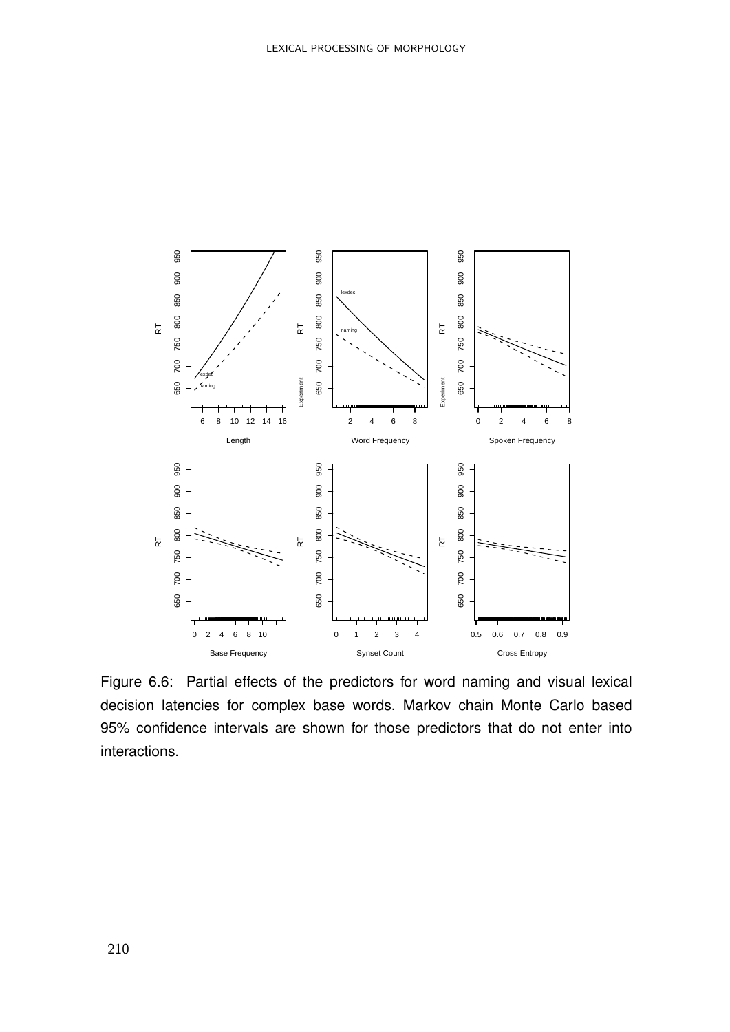Figure 6.6: Partial effects of the predictors for word naming and visual lexical decision latencies for complex base words. Markov chain Monte Carlo based 95% confidence intervals are shown for those predictors that do not enter into interactions.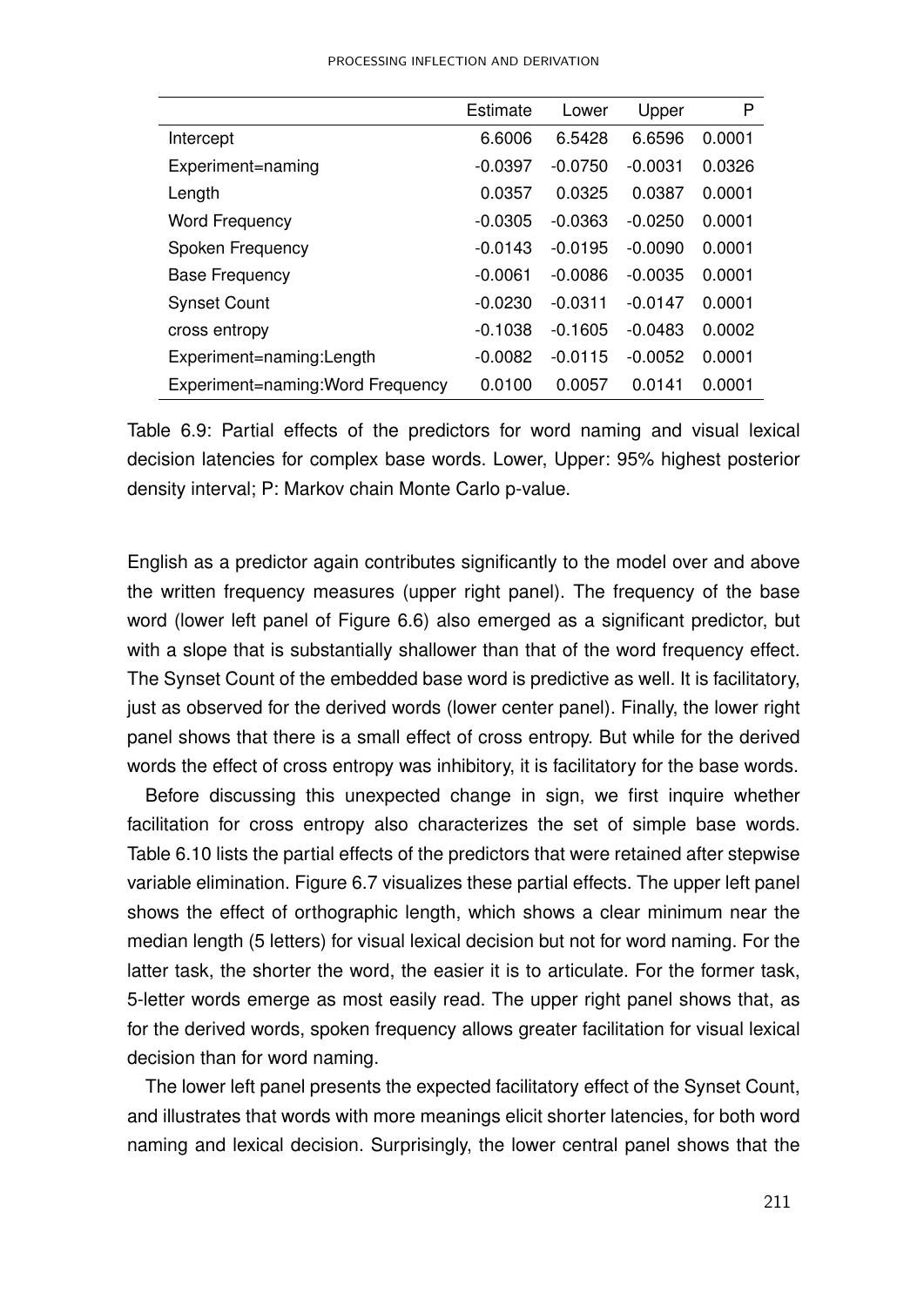| | Estimate | Lower | Upper | P |
|---|---|---|---|---|
| Intercept | 6.6006 | 6.5428 | 6.6596 | 0.0001 |
| Experiment=naming | -0.0397 | -0.0750 | -0.0031 | 0.0326 |
| Length | 0.0357 | 0.0325 | 0.0387 | 0.0001 |
| Word Frequency | -0.0305 | -0.0363 | -0.0250 | 0.0001 |
| Spoken Frequency | -0.0143 | -0.0195 | -0.0090 | 0.0001 |
| Base Frequency | -0.0061 | -0.0086 | -0.0035 | 0.0001 |
| Synset Count | -0.0230 | -0.0311 | -0.0147 | 0.0001 |
| cross entropy | -0.1038 | -0.1605 | -0.0483 | 0.0002 |
| Experiment=naming:Length | -0.0082 | -0.0115 | -0.0052 | 0.0001 |
| Experiment=naming:Word Frequency | 0.0100 | 0.0057 | 0.0141 | 0.0001 |

Table 6.9: Partial effects of the predictors for word naming and visual lexical decision latencies for complex base words. Lower, Upper: 95% highest posterior density interval; P: Markov chain Monte Carlo p-value.

English as a predictor again contributes significantly to the model over and above the written frequency measures (upper right panel). The frequency of the base word (lower left panel of Figure 6.6) also emerged as a significant predictor, but with a slope that is substantially shallower than that of the word frequency effect. The Synset Count of the embedded base word is predictive as well. It is facilitatory, just as observed for the derived words (lower center panel). Finally, the lower right panel shows that there is a small effect of cross entropy. But while for the derived words the effect of cross entropy was inhibitory, it is facilitatory for the base words.

Before discussing this unexpected change in sign, we first inquire whether facilitation for cross entropy also characterizes the set of simple base words. Table 6.10 lists the partial effects of the predictors that were retained after stepwise variable elimination. Figure 6.7 visualizes these partial effects. The upper left panel shows the effect of orthographic length, which shows a clear minimum near the median length (5 letters) for visual lexical decision but not for word naming. For the latter task, the shorter the word, the easier it is to articulate. For the former task, 5-letter words emerge as most easily read. The upper right panel shows that, as for the derived words, spoken frequency allows greater facilitation for visual lexical decision than for word naming.

The lower left panel presents the expected facilitatory effect of the Synset Count, and illustrates that words with more meanings elicit shorter latencies, for both word naming and lexical decision. Surprisingly, the lower central panel shows that the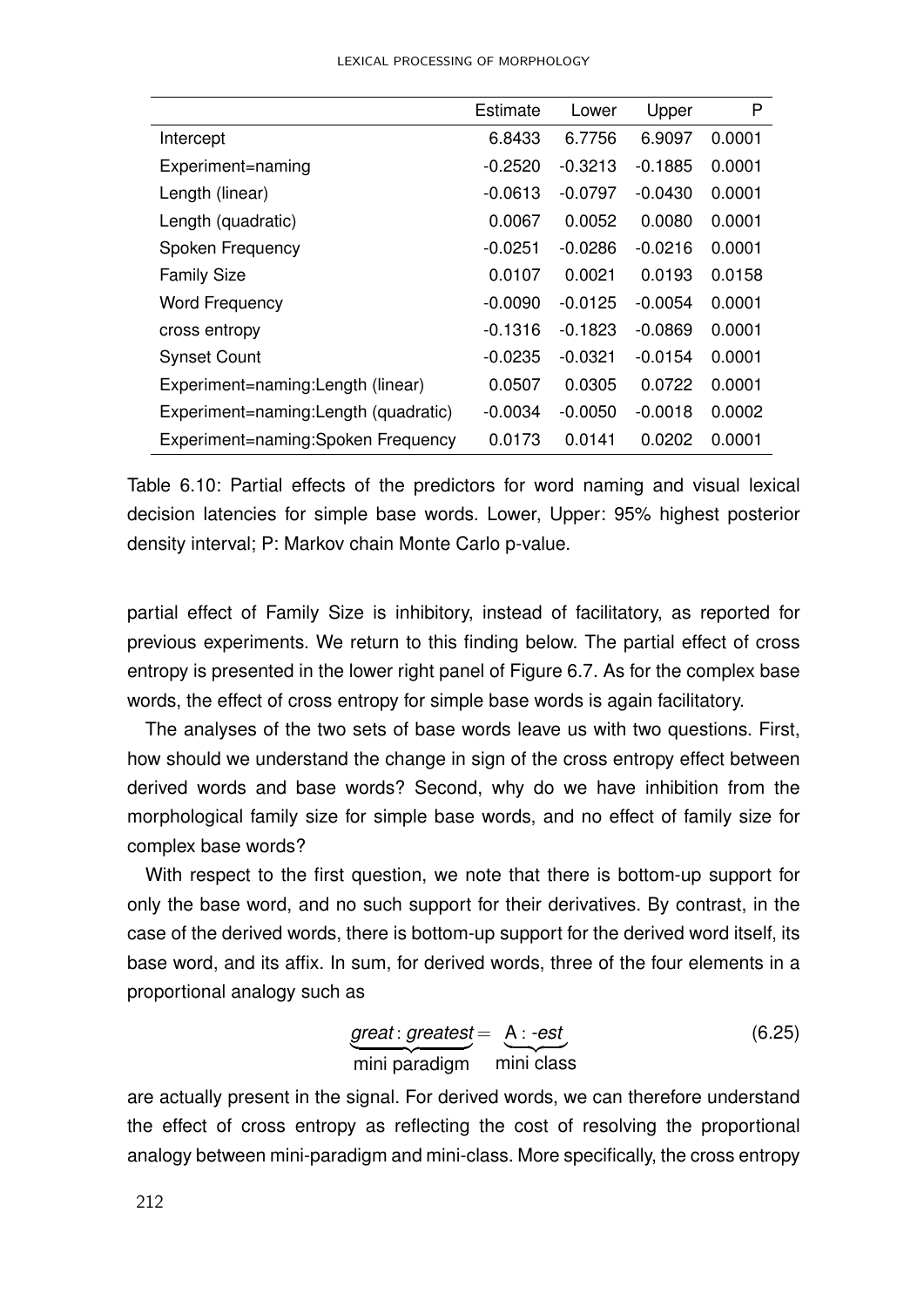| | Estimate | Lower | Upper | P |
|---|---|---|---|---|
| Intercept | 6.8433 | 6.7756 | 6.9097 | 0.0001 |
| Experiment=naming | -0.2520 | -0.3213 | -0.1885 | 0.0001 |
| Length (linear) | -0.0613 | -0.0797 | -0.0430 | 0.0001 |
| Length (quadratic) | 0.0067 | 0.0052 | 0.0080 | 0.0001 |
| Spoken Frequency | -0.0251 | -0.0286 | -0.0216 | 0.0001 |
| Family Size | 0.0107 | 0.0021 | 0.0193 | 0.0158 |
| Word Frequency | -0.0090 | -0.0125 | -0.0054 | 0.0001 |
| cross entropy | -0.1316 | -0.1823 | -0.0869 | 0.0001 |
| Synset Count | -0.0235 | -0.0321 | -0.0154 | 0.0001 |
| Experiment=naming:Length (linear) | 0.0507 | 0.0305 | 0.0722 | 0.0001 |
| Experiment=naming:Length (quadratic) | -0.0034 | -0.0050 | -0.0018 | 0.0002 |
| Experiment=naming:Spoken Frequency | 0.0173 | 0.0141 | 0.0202 | 0.0001 |

Table 6.10: Partial effects of the predictors for word naming and visual lexical decision latencies for simple base words. Lower, Upper: 95% highest posterior density interval; P: Markov chain Monte Carlo p-value.

partial effect of Family Size is inhibitory, instead of facilitatory, as reported for previous experiments. We return to this finding below. The partial effect of cross entropy is presented in the lower right panel of Figure 6.7. As for the complex base words, the effect of cross entropy for simple base words is again facilitatory.

The analyses of the two sets of base words leave us with two questions. First, how should we understand the change in sign of the cross entropy effect between derived words and base words? Second, why do we have inhibition from the morphological family size for simple base words, and no effect of family size for complex base words?

With respect to the first question, we note that there is bottom-up support for only the base word, and no such support for their derivatives. By contrast, in the case of the derived words, there is bottom-up support for the derived word itself, its base word, and its affix. In sum, for derived words, three of the four elements in a proportional analogy such as

$$\underbrace{\textit{great} : \textit{greatest}}_{\text{mini paradigm}} = \underbrace{\text{A} : \textit{-est}}_{\text{mini class}} \tag{6.25}$$

are actually present in the signal. For derived words, we can therefore understand the effect of cross entropy as reflecting the cost of resolving the proportional analogy between mini-paradigm and mini-class. More specifically, the cross entropy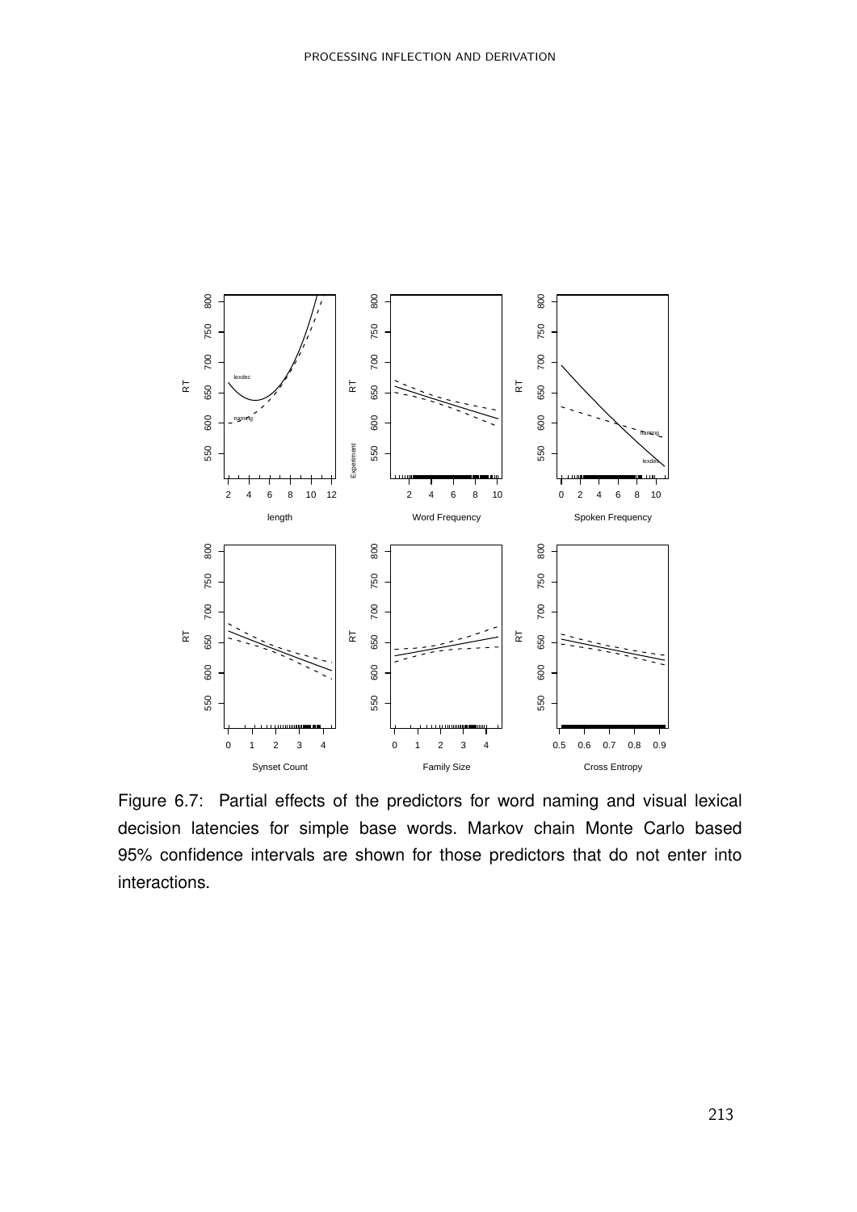Figure 6.7: Partial effects of the predictors for word naming and visual lexical decision latencies for simple base words. Markov chain Monte Carlo based 95% confidence intervals are shown for those predictors that do not enter into interactions.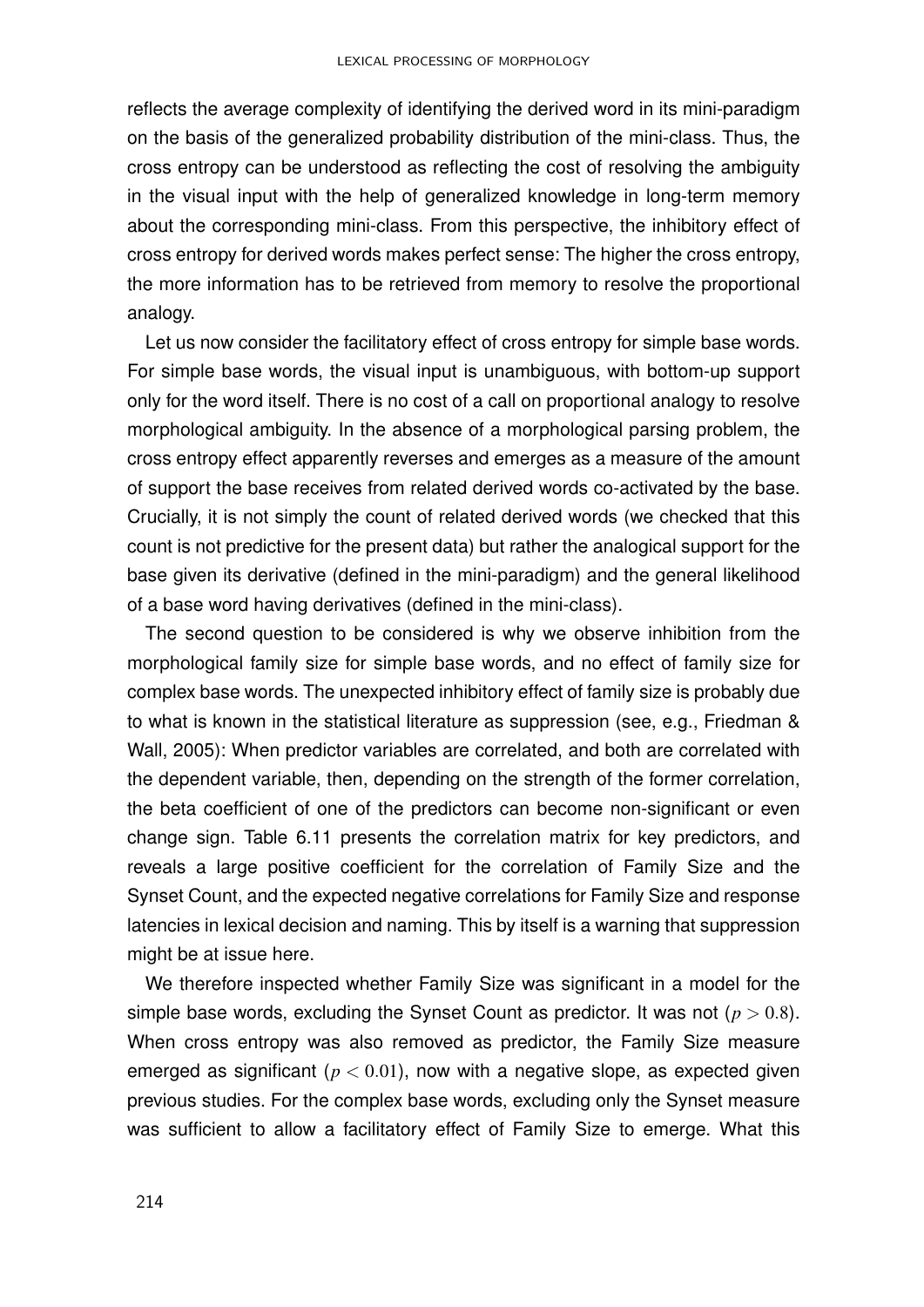reflects the average complexity of identifying the derived word in its mini-paradigm on the basis of the generalized probability distribution of the mini-class. Thus, the cross entropy can be understood as reflecting the cost of resolving the ambiguity in the visual input with the help of generalized knowledge in long-term memory about the corresponding mini-class. From this perspective, the inhibitory effect of cross entropy for derived words makes perfect sense: The higher the cross entropy, the more information has to be retrieved from memory to resolve the proportional analogy.

Let us now consider the facilitatory effect of cross entropy for simple base words. For simple base words, the visual input is unambiguous, with bottom-up support only for the word itself. There is no cost of a call on proportional analogy to resolve morphological ambiguity. In the absence of a morphological parsing problem, the cross entropy effect apparently reverses and emerges as a measure of the amount of support the base receives from related derived words co-activated by the base. Crucially, it is not simply the count of related derived words (we checked that this count is not predictive for the present data) but rather the analogical support for the base given its derivative (defined in the mini-paradigm) and the general likelihood of a base word having derivatives (defined in the mini-class).

The second question to be considered is why we observe inhibition from the morphological family size for simple base words, and no effect of family size for complex base words. The unexpected inhibitory effect of family size is probably due to what is known in the statistical literature as suppression (see, e.g., Friedman & Wall, 2005): When predictor variables are correlated, and both are correlated with the dependent variable, then, depending on the strength of the former correlation, the beta coefficient of one of the predictors can become non-significant or even change sign. Table 6.11 presents the correlation matrix for key predictors, and reveals a large positive coefficient for the correlation of Family Size and the Synset Count, and the expected negative correlations for Family Size and response latencies in lexical decision and naming. This by itself is a warning that suppression might be at issue here.

We therefore inspected whether Family Size was significant in a model for the simple base words, excluding the Synset Count as predictor. It was not ($p > 0.8$). When cross entropy was also removed as predictor, the Family Size measure emerged as significant ($p < 0.01$), now with a negative slope, as expected given previous studies. For the complex base words, excluding only the Synset measure was sufficient to allow a facilitatory effect of Family Size to emerge. What this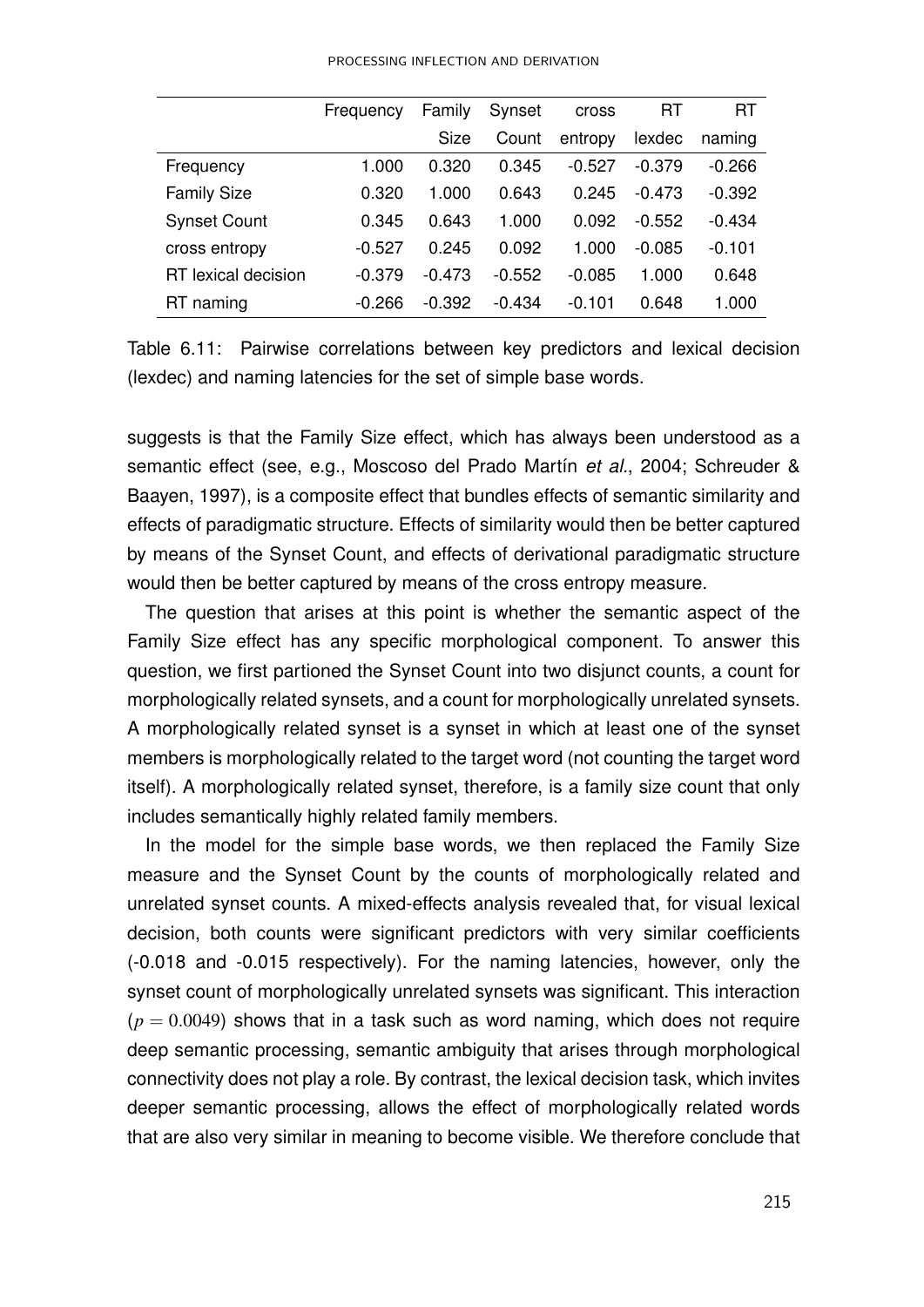| | Frequency | Family Size | Synset Count | cross entropy | RT lexdec | RT naming |
|---|---|---|---|---|---|---|
| Frequency | 1.000 | 0.320 | 0.345 | -0.527 | -0.379 | -0.266 |
| Family Size | 0.320 | 1.000 | 0.643 | 0.245 | -0.473 | -0.392 |
| Synset Count | 0.345 | 0.643 | 1.000 | 0.092 | -0.552 | -0.434 |
| cross entropy | -0.527 | 0.245 | 0.092 | 1.000 | -0.085 | -0.101 |
| RT lexical decision | -0.379 | -0.473 | -0.552 | -0.085 | 1.000 | 0.648 |
| RT naming | -0.266 | -0.392 | -0.434 | -0.101 | 0.648 | 1.000 |

Table 6.11: Pairwise correlations between key predictors and lexical decision (lexdec) and naming latencies for the set of simple base words.

suggests is that the Family Size effect, which has always been understood as a semantic effect (see, e.g., Moscoso del Prado Martín *et al.*, 2004; Schreuder & Baayen, 1997), is a composite effect that bundles effects of semantic similarity and effects of paradigmatic structure. Effects of similarity would then be better captured by means of the Synset Count, and effects of derivational paradigmatic structure would then be better captured by means of the cross entropy measure.

The question that arises at this point is whether the semantic aspect of the Family Size effect has any specific morphological component. To answer this question, we first partioned the Synset Count into two disjunct counts, a count for morphologically related synsets, and a count for morphologically unrelated synsets. A morphologically related synset is a synset in which at least one of the synset members is morphologically related to the target word (not counting the target word itself). A morphologically related synset, therefore, is a family size count that only includes semantically highly related family members.

In the model for the simple base words, we then replaced the Family Size measure and the Synset Count by the counts of morphologically related and unrelated synset counts. A mixed-effects analysis revealed that, for visual lexical decision, both counts were significant predictors with very similar coefficients (-0.018 and -0.015 respectively). For the naming latencies, however, only the synset count of morphologically unrelated synsets was significant. This interaction ($p = 0.0049$) shows that in a task such as word naming, which does not require deep semantic processing, semantic ambiguity that arises through morphological connectivity does not play a role. By contrast, the lexical decision task, which invites deeper semantic processing, allows the effect of morphologically related words that are also very similar in meaning to become visible. We therefore conclude that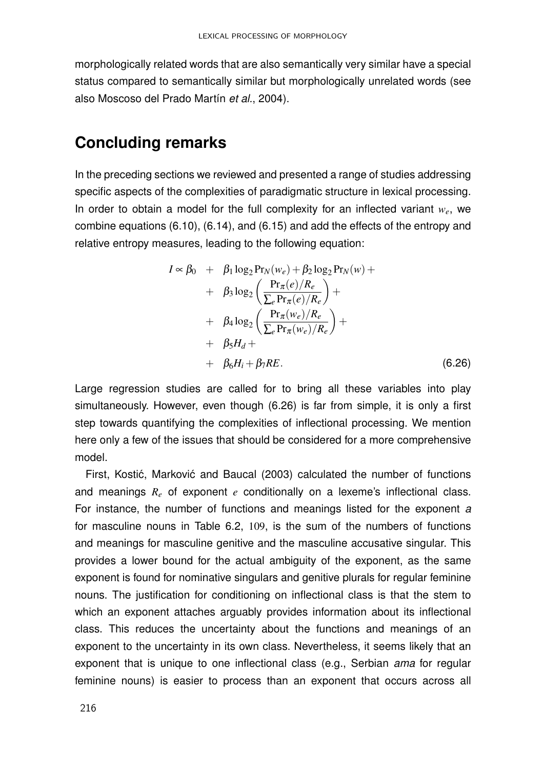morphologically related words that are also semantically very similar have a special status compared to semantically similar but morphologically unrelated words (see also Moscoso del Prado Martín *et al.*, 2004).

## Concluding remarks

In the preceding sections we reviewed and presented a range of studies addressing specific aspects of the complexities of paradigmatic structure in lexical processing. In order to obtain a model for the full complexity for an inflected variant $w_e$, we combine equations (6.10), (6.14), and (6.15) and add the effects of the entropy and relative entropy measures, leading to the following equation:

$$
\begin{aligned}
I \propto \beta_0 \;&+\; \beta_1 \log_2 \Pr_N(w_e) + \beta_2 \log_2 \Pr_N(w) + \\
&+\; \beta_3 \log_2 \left( \frac{\Pr_\pi(e)/R_e}{\sum_e \Pr_\pi(e)/R_e} \right) + \\
&+\; \beta_4 \log_2 \left( \frac{\Pr_\pi(w_e)/R_e}{\sum_e \Pr_\pi(w_e)/R_e} \right) + \\
&+\; \beta_5 H_d + \\
&+\; \beta_6 H_i + \beta_7 RE. \qquad (6.26)
\end{aligned}
$$

Large regression studies are called for to bring all these variables into play simultaneously. However, even though (6.26) is far from simple, it is only a first step towards quantifying the complexities of inflectional processing. We mention here only a few of the issues that should be considered for a more comprehensive model.

First, Kostić, Marković and Baucal (2003) calculated the number of functions and meanings $R_e$ of exponent $e$ conditionally on a lexeme's inflectional class. For instance, the number of functions and meanings listed for the exponent *a* for masculine nouns in Table 6.2, 109, is the sum of the numbers of functions and meanings for masculine genitive and the masculine accusative singular. This provides a lower bound for the actual ambiguity of the exponent, as the same exponent is found for nominative singulars and genitive plurals for regular feminine nouns. The justification for conditioning on inflectional class is that the stem to which an exponent attaches arguably provides information about its inflectional class. This reduces the uncertainty about the functions and meanings of an exponent to the uncertainty in its own class. Nevertheless, it seems likely that an exponent that is unique to one inflectional class (e.g., Serbian *ama* for regular feminine nouns) is easier to process than an exponent that occurs across all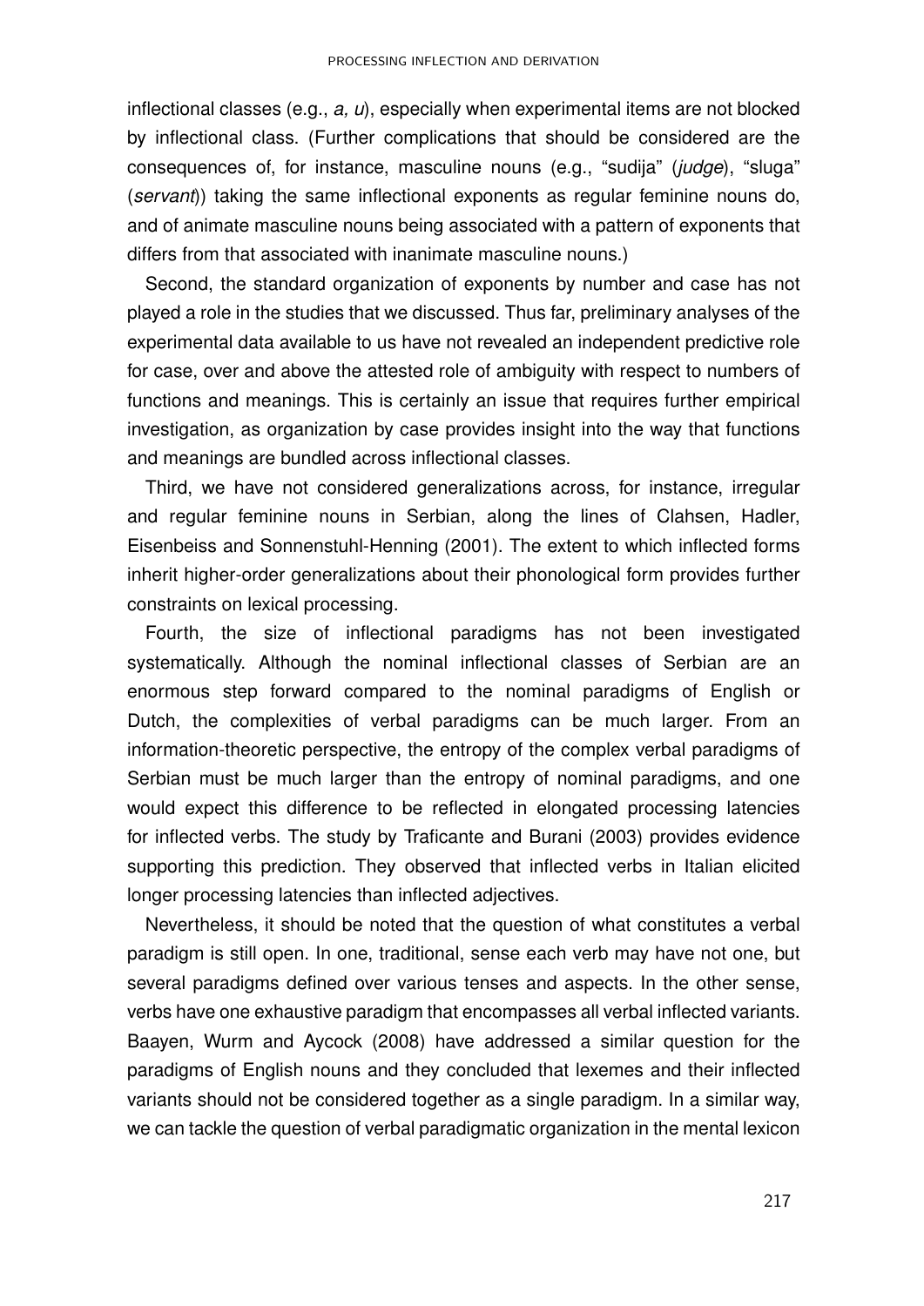inflectional classes (e.g., *a, u*), especially when experimental items are not blocked by inflectional class. (Further complications that should be considered are the consequences of, for instance, masculine nouns (e.g., "sudija" (*judge*), "sluga" (*servant*)) taking the same inflectional exponents as regular feminine nouns do, and of animate masculine nouns being associated with a pattern of exponents that differs from that associated with inanimate masculine nouns.)

Second, the standard organization of exponents by number and case has not played a role in the studies that we discussed. Thus far, preliminary analyses of the experimental data available to us have not revealed an independent predictive role for case, over and above the attested role of ambiguity with respect to numbers of functions and meanings. This is certainly an issue that requires further empirical investigation, as organization by case provides insight into the way that functions and meanings are bundled across inflectional classes.

Third, we have not considered generalizations across, for instance, irregular and regular feminine nouns in Serbian, along the lines of Clahsen, Hadler, Eisenbeiss and Sonnenstuhl-Henning (2001). The extent to which inflected forms inherit higher-order generalizations about their phonological form provides further constraints on lexical processing.

Fourth, the size of inflectional paradigms has not been investigated systematically. Although the nominal inflectional classes of Serbian are an enormous step forward compared to the nominal paradigms of English or Dutch, the complexities of verbal paradigms can be much larger. From an information-theoretic perspective, the entropy of the complex verbal paradigms of Serbian must be much larger than the entropy of nominal paradigms, and one would expect this difference to be reflected in elongated processing latencies for inflected verbs. The study by Traficante and Burani (2003) provides evidence supporting this prediction. They observed that inflected verbs in Italian elicited longer processing latencies than inflected adjectives.

Nevertheless, it should be noted that the question of what constitutes a verbal paradigm is still open. In one, traditional, sense each verb may have not one, but several paradigms defined over various tenses and aspects. In the other sense, verbs have one exhaustive paradigm that encompasses all verbal inflected variants. Baayen, Wurm and Aycock (2008) have addressed a similar question for the paradigms of English nouns and they concluded that lexemes and their inflected variants should not be considered together as a single paradigm. In a similar way, we can tackle the question of verbal paradigmatic organization in the mental lexicon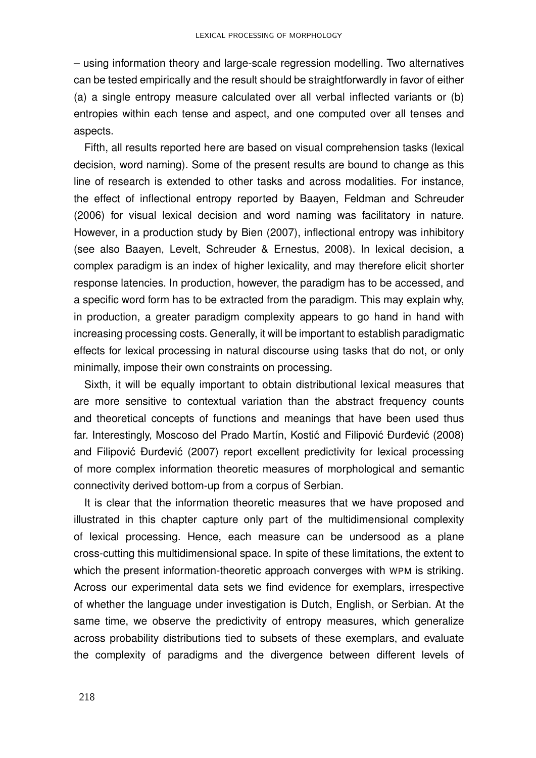– using information theory and large-scale regression modelling. Two alternatives can be tested empirically and the result should be straightforwardly in favor of either (a) a single entropy measure calculated over all verbal inflected variants or (b) entropies within each tense and aspect, and one computed over all tenses and aspects.

Fifth, all results reported here are based on visual comprehension tasks (lexical decision, word naming). Some of the present results are bound to change as this line of research is extended to other tasks and across modalities. For instance, the effect of inflectional entropy reported by Baayen, Feldman and Schreuder (2006) for visual lexical decision and word naming was facilitatory in nature. However, in a production study by Bien (2007), inflectional entropy was inhibitory (see also Baayen, Levelt, Schreuder & Ernestus, 2008). In lexical decision, a complex paradigm is an index of higher lexicality, and may therefore elicit shorter response latencies. In production, however, the paradigm has to be accessed, and a specific word form has to be extracted from the paradigm. This may explain why, in production, a greater paradigm complexity appears to go hand in hand with increasing processing costs. Generally, it will be important to establish paradigmatic effects for lexical processing in natural discourse using tasks that do not, or only minimally, impose their own constraints on processing.

Sixth, it will be equally important to obtain distributional lexical measures that are more sensitive to contextual variation than the abstract frequency counts and theoretical concepts of functions and meanings that have been used thus far. Interestingly, Moscoso del Prado Martín, Kostić and Filipović Đurđević (2008) and Filipović Đurđević (2007) report excellent predictivity for lexical processing of more complex information theoretic measures of morphological and semantic connectivity derived bottom-up from a corpus of Serbian.

It is clear that the information theoretic measures that we have proposed and illustrated in this chapter capture only part of the multidimensional complexity of lexical processing. Hence, each measure can be undersood as a plane cross-cutting this multidimensional space. In spite of these limitations, the extent to which the present information-theoretic approach converges with WPM is striking. Across our experimental data sets we find evidence for exemplars, irrespective of whether the language under investigation is Dutch, English, or Serbian. At the same time, we observe the predictivity of entropy measures, which generalize across probability distributions tied to subsets of these exemplars, and evaluate the complexity of paradigms and the divergence between different levels of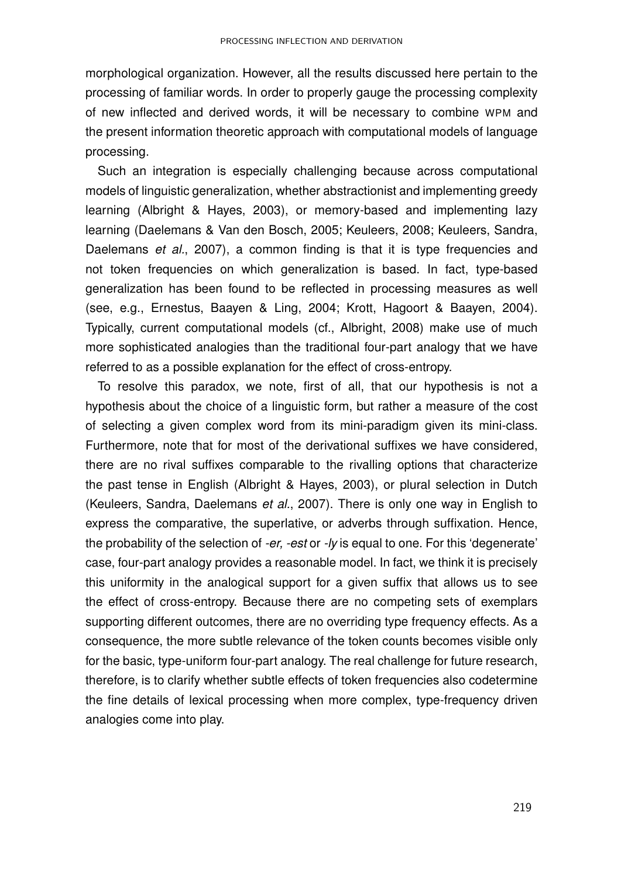morphological organization. However, all the results discussed here pertain to the processing of familiar words. In order to properly gauge the processing complexity of new inflected and derived words, it will be necessary to combine WPM and the present information theoretic approach with computational models of language processing.

Such an integration is especially challenging because across computational models of linguistic generalization, whether abstractionist and implementing greedy learning (Albright & Hayes, 2003), or memory-based and implementing lazy learning (Daelemans & Van den Bosch, 2005; Keuleers, 2008; Keuleers, Sandra, Daelemans *et al.*, 2007), a common finding is that it is type frequencies and not token frequencies on which generalization is based. In fact, type-based generalization has been found to be reflected in processing measures as well (see, e.g., Ernestus, Baayen & Ling, 2004; Krott, Hagoort & Baayen, 2004). Typically, current computational models (cf., Albright, 2008) make use of much more sophisticated analogies than the traditional four-part analogy that we have referred to as a possible explanation for the effect of cross-entropy.

To resolve this paradox, we note, first of all, that our hypothesis is not a hypothesis about the choice of a linguistic form, but rather a measure of the cost of selecting a given complex word from its mini-paradigm given its mini-class. Furthermore, note that for most of the derivational suffixes we have considered, there are no rival suffixes comparable to the rivalling options that characterize the past tense in English (Albright & Hayes, 2003), or plural selection in Dutch (Keuleers, Sandra, Daelemans *et al.*, 2007). There is only one way in English to express the comparative, the superlative, or adverbs through suffixation. Hence, the probability of the selection of *-er, -est* or *-ly* is equal to one. For this 'degenerate' case, four-part analogy provides a reasonable model. In fact, we think it is precisely this uniformity in the analogical support for a given suffix that allows us to see the effect of cross-entropy. Because there are no competing sets of exemplars supporting different outcomes, there are no overriding type frequency effects. As a consequence, the more subtle relevance of the token counts becomes visible only for the basic, type-uniform four-part analogy. The real challenge for future research, therefore, is to clarify whether subtle effects of token frequencies also codetermine the fine details of lexical processing when more complex, type-frequency driven analogies come into play.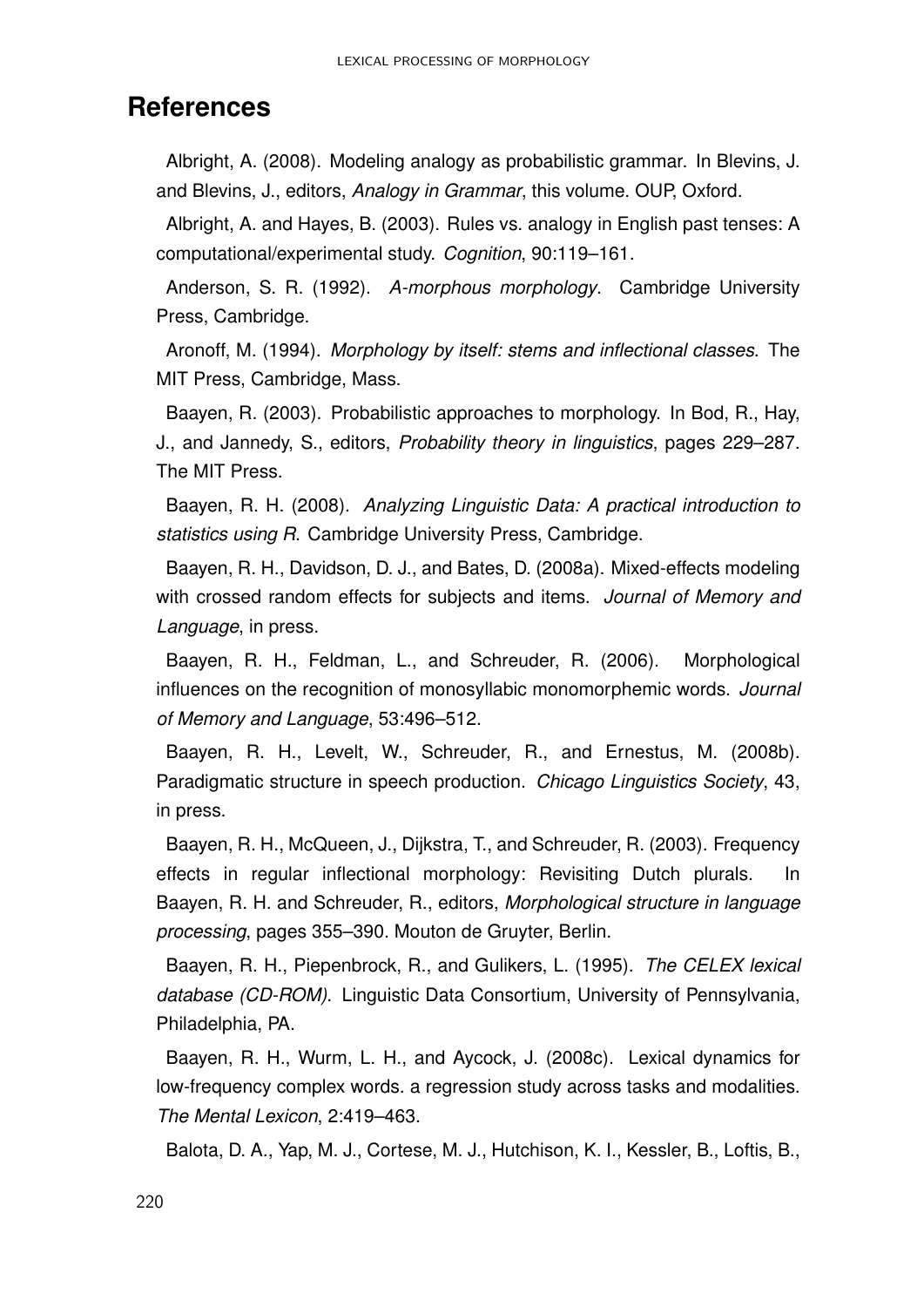# References

Albright, A. (2008). Modeling analogy as probabilistic grammar. In Blevins, J. and Blevins, J., editors, *Analogy in Grammar*, this volume. OUP, Oxford.

Albright, A. and Hayes, B. (2003). Rules vs. analogy in English past tenses: A computational/experimental study. *Cognition*, 90:119–161.

Anderson, S. R. (1992). *A-morphous morphology*. Cambridge University Press, Cambridge.

Aronoff, M. (1994). *Morphology by itself: stems and inflectional classes*. The MIT Press, Cambridge, Mass.

Baayen, R. (2003). Probabilistic approaches to morphology. In Bod, R., Hay, J., and Jannedy, S., editors, *Probability theory in linguistics*, pages 229–287. The MIT Press.

Baayen, R. H. (2008). *Analyzing Linguistic Data: A practical introduction to statistics using R*. Cambridge University Press, Cambridge.

Baayen, R. H., Davidson, D. J., and Bates, D. (2008a). Mixed-effects modeling with crossed random effects for subjects and items. *Journal of Memory and Language*, in press.

Baayen, R. H., Feldman, L., and Schreuder, R. (2006). Morphological influences on the recognition of monosyllabic monomorphemic words. *Journal of Memory and Language*, 53:496–512.

Baayen, R. H., Levelt, W., Schreuder, R., and Ernestus, M. (2008b). Paradigmatic structure in speech production. *Chicago Linguistics Society*, 43, in press.

Baayen, R. H., McQueen, J., Dijkstra, T., and Schreuder, R. (2003). Frequency effects in regular inflectional morphology: Revisiting Dutch plurals. In Baayen, R. H. and Schreuder, R., editors, *Morphological structure in language processing*, pages 355–390. Mouton de Gruyter, Berlin.

Baayen, R. H., Piepenbrock, R., and Gulikers, L. (1995). *The CELEX lexical database (CD-ROM)*. Linguistic Data Consortium, University of Pennsylvania, Philadelphia, PA.

Baayen, R. H., Wurm, L. H., and Aycock, J. (2008c). Lexical dynamics for low-frequency complex words. a regression study across tasks and modalities. *The Mental Lexicon*, 2:419–463.

Balota, D. A., Yap, M. J., Cortese, M. J., Hutchison, K. I., Kessler, B., Loftis, B.,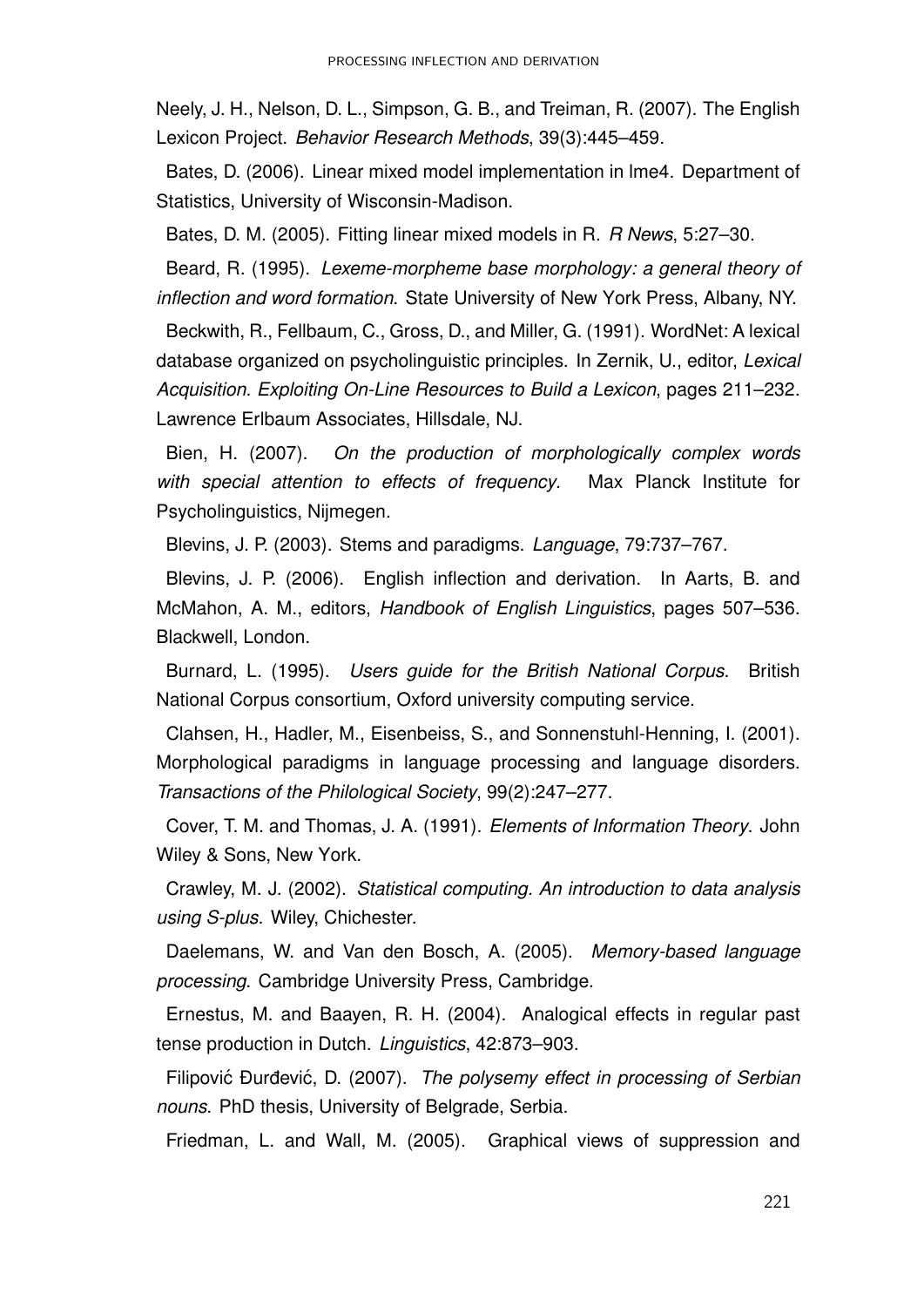Neely, J. H., Nelson, D. L., Simpson, G. B., and Treiman, R. (2007). The English Lexicon Project. *Behavior Research Methods*, 39(3):445–459.

Bates, D. (2006). Linear mixed model implementation in lme4. Department of Statistics, University of Wisconsin-Madison.

Bates, D. M. (2005). Fitting linear mixed models in R. *R News*, 5:27–30.

Beard, R. (1995). *Lexeme-morpheme base morphology: a general theory of inflection and word formation*. State University of New York Press, Albany, NY.

Beckwith, R., Fellbaum, C., Gross, D., and Miller, G. (1991). WordNet: A lexical database organized on psycholinguistic principles. In Zernik, U., editor, *Lexical Acquisition. Exploiting On-Line Resources to Build a Lexicon*, pages 211–232. Lawrence Erlbaum Associates, Hillsdale, NJ.

Bien, H. (2007). *On the production of morphologically complex words with special attention to effects of frequency*. Max Planck Institute for Psycholinguistics, Nijmegen.

Blevins, J. P. (2003). Stems and paradigms. *Language*, 79:737–767.

Blevins, J. P. (2006). English inflection and derivation. In Aarts, B. and McMahon, A. M., editors, *Handbook of English Linguistics*, pages 507–536. Blackwell, London.

Burnard, L. (1995). *Users guide for the British National Corpus*. British National Corpus consortium, Oxford university computing service.

Clahsen, H., Hadler, M., Eisenbeiss, S., and Sonnenstuhl-Henning, I. (2001). Morphological paradigms in language processing and language disorders. *Transactions of the Philological Society*, 99(2):247–277.

Cover, T. M. and Thomas, J. A. (1991). *Elements of Information Theory*. John Wiley & Sons, New York.

Crawley, M. J. (2002). *Statistical computing. An introduction to data analysis using S-plus*. Wiley, Chichester.

Daelemans, W. and Van den Bosch, A. (2005). *Memory-based language processing*. Cambridge University Press, Cambridge.

Ernestus, M. and Baayen, R. H. (2004). Analogical effects in regular past tense production in Dutch. *Linguistics*, 42:873–903.

Filipović Đurđević, D. (2007). *The polysemy effect in processing of Serbian nouns*. PhD thesis, University of Belgrade, Serbia.

Friedman, L. and Wall, M. (2005). Graphical views of suppression and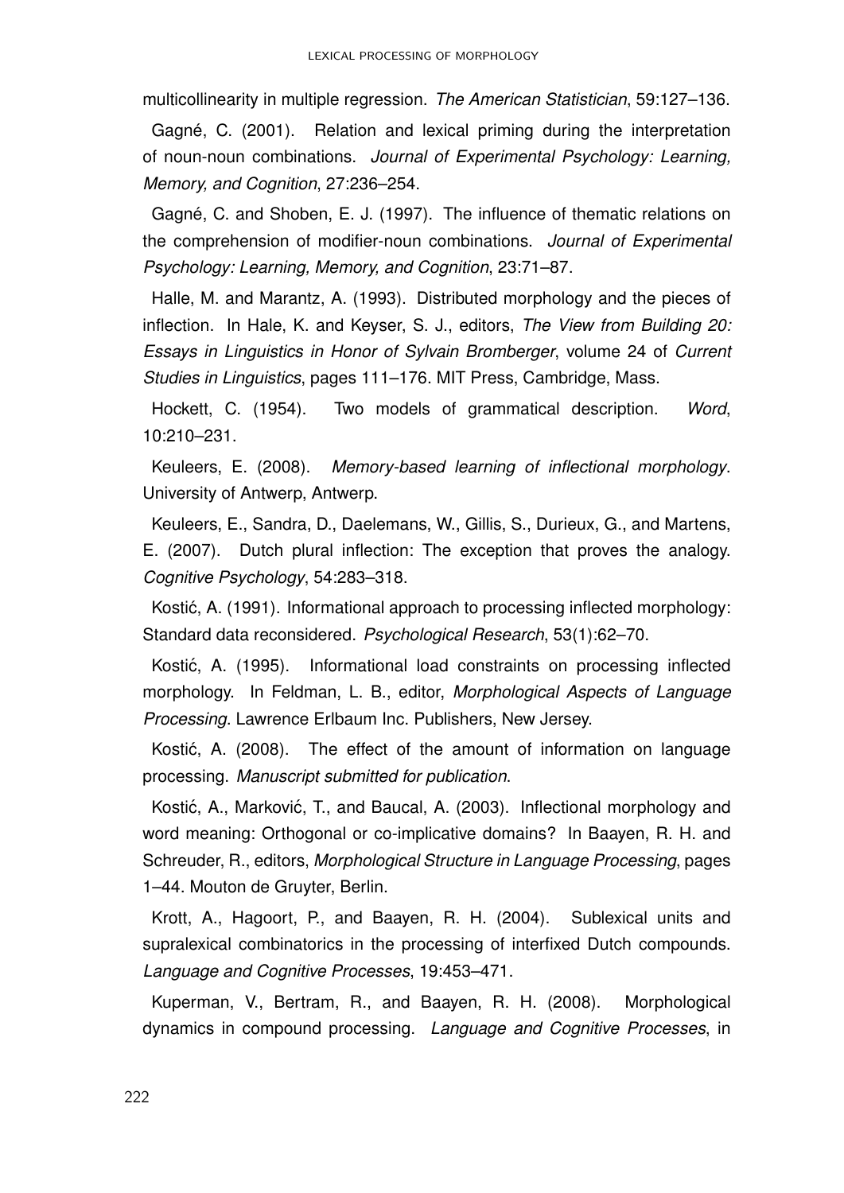multicollinearity in multiple regression. *The American Statistician*, 59:127–136.

Gagné, C. (2001). Relation and lexical priming during the interpretation of noun-noun combinations. *Journal of Experimental Psychology: Learning, Memory, and Cognition*, 27:236–254.

Gagné, C. and Shoben, E. J. (1997). The influence of thematic relations on the comprehension of modifier-noun combinations. *Journal of Experimental Psychology: Learning, Memory, and Cognition*, 23:71–87.

Halle, M. and Marantz, A. (1993). Distributed morphology and the pieces of inflection. In Hale, K. and Keyser, S. J., editors, *The View from Building 20: Essays in Linguistics in Honor of Sylvain Bromberger*, volume 24 of *Current Studies in Linguistics*, pages 111–176. MIT Press, Cambridge, Mass.

Hockett, C. (1954). Two models of grammatical description. *Word*, 10:210–231.

Keuleers, E. (2008). *Memory-based learning of inflectional morphology*. University of Antwerp, Antwerp.

Keuleers, E., Sandra, D., Daelemans, W., Gillis, S., Durieux, G., and Martens, E. (2007). Dutch plural inflection: The exception that proves the analogy. *Cognitive Psychology*, 54:283–318.

Kostić, A. (1991). Informational approach to processing inflected morphology: Standard data reconsidered. *Psychological Research*, 53(1):62–70.

Kostić, A. (1995). Informational load constraints on processing inflected morphology. In Feldman, L. B., editor, *Morphological Aspects of Language Processing*. Lawrence Erlbaum Inc. Publishers, New Jersey.

Kostić, A. (2008). The effect of the amount of information on language processing. *Manuscript submitted for publication*.

Kostić, A., Marković, T., and Baucal, A. (2003). Inflectional morphology and word meaning: Orthogonal or co-implicative domains? In Baayen, R. H. and Schreuder, R., editors, *Morphological Structure in Language Processing*, pages 1–44. Mouton de Gruyter, Berlin.

Krott, A., Hagoort, P., and Baayen, R. H. (2004). Sublexical units and supralexical combinatorics in the processing of interfixed Dutch compounds. *Language and Cognitive Processes*, 19:453–471.

Kuperman, V., Bertram, R., and Baayen, R. H. (2008). Morphological dynamics in compound processing. *Language and Cognitive Processes*, in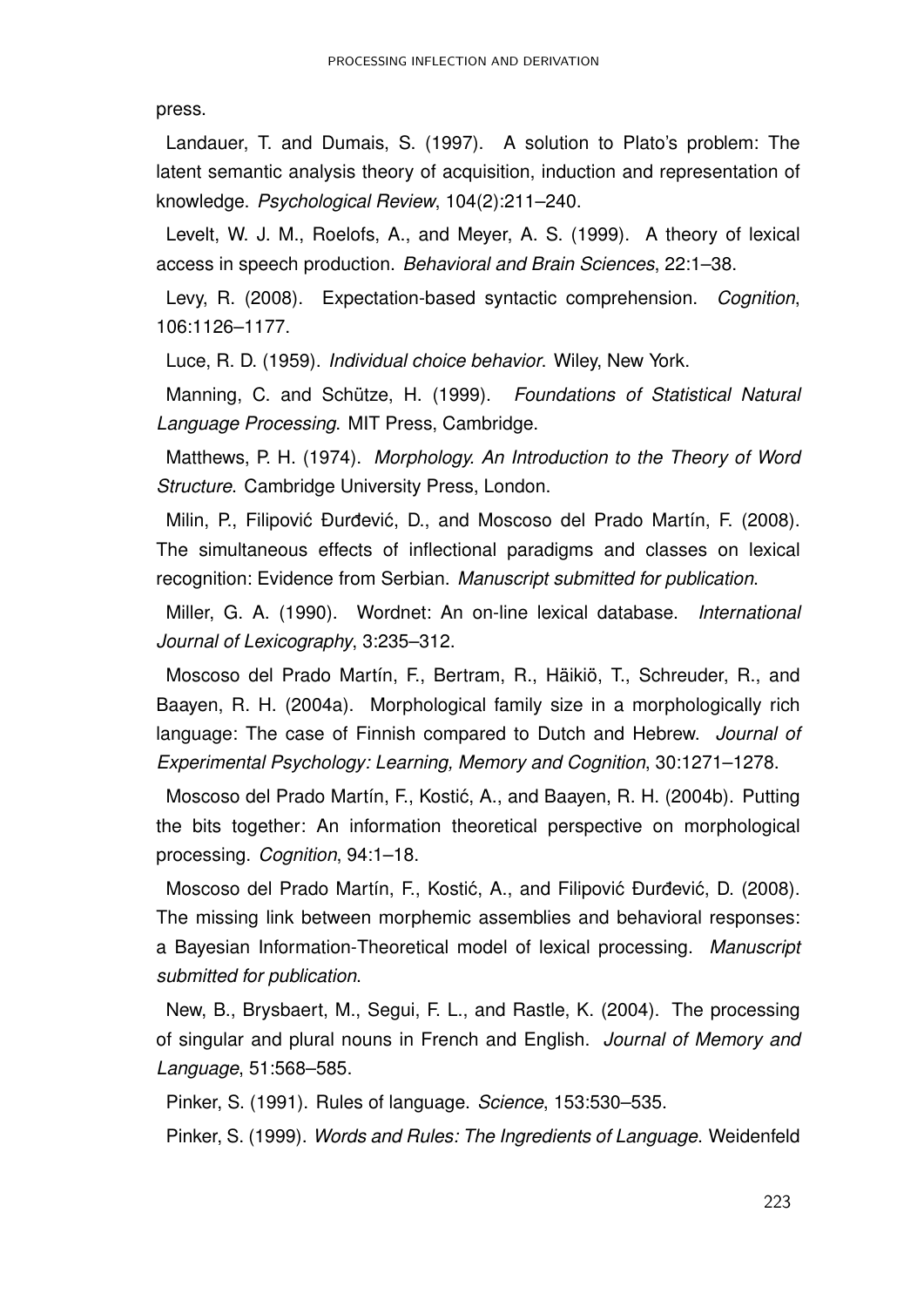press.

Landauer, T. and Dumais, S. (1997). A solution to Plato's problem: The latent semantic analysis theory of acquisition, induction and representation of knowledge. *Psychological Review*, 104(2):211–240.

Levelt, W. J. M., Roelofs, A., and Meyer, A. S. (1999). A theory of lexical access in speech production. *Behavioral and Brain Sciences*, 22:1–38.

Levy, R. (2008). Expectation-based syntactic comprehension. *Cognition*, 106:1126–1177.

Luce, R. D. (1959). *Individual choice behavior*. Wiley, New York.

Manning, C. and Schütze, H. (1999). *Foundations of Statistical Natural Language Processing*. MIT Press, Cambridge.

Matthews, P. H. (1974). *Morphology. An Introduction to the Theory of Word Structure*. Cambridge University Press, London.

Milin, P., Filipović Đurđević, D., and Moscoso del Prado Martín, F. (2008). The simultaneous effects of inflectional paradigms and classes on lexical recognition: Evidence from Serbian. *Manuscript submitted for publication*.

Miller, G. A. (1990). Wordnet: An on-line lexical database. *International Journal of Lexicography*, 3:235–312.

Moscoso del Prado Martín, F., Bertram, R., Häikiö, T., Schreuder, R., and Baayen, R. H. (2004a). Morphological family size in a morphologically rich language: The case of Finnish compared to Dutch and Hebrew. *Journal of Experimental Psychology: Learning, Memory and Cognition*, 30:1271–1278.

Moscoso del Prado Martín, F., Kostić, A., and Baayen, R. H. (2004b). Putting the bits together: An information theoretical perspective on morphological processing. *Cognition*, 94:1–18.

Moscoso del Prado Martín, F., Kostić, A., and Filipović Đurđević, D. (2008). The missing link between morphemic assemblies and behavioral responses: a Bayesian Information-Theoretical model of lexical processing. *Manuscript submitted for publication*.

New, B., Brysbaert, M., Segui, F. L., and Rastle, K. (2004). The processing of singular and plural nouns in French and English. *Journal of Memory and Language*, 51:568–585.

Pinker, S. (1991). Rules of language. *Science*, 153:530–535.

Pinker, S. (1999). *Words and Rules: The Ingredients of Language*. Weidenfeld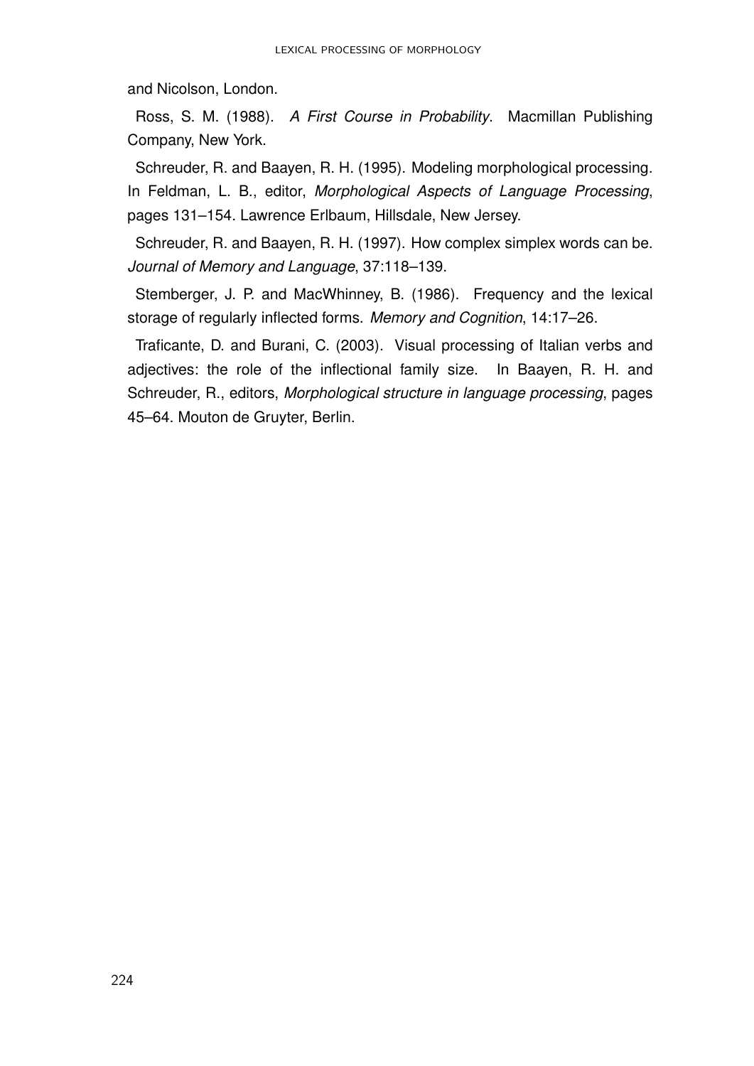and Nicolson, London.

Ross, S. M. (1988). *A First Course in Probability*. Macmillan Publishing Company, New York.

Schreuder, R. and Baayen, R. H. (1995). Modeling morphological processing. In Feldman, L. B., editor, *Morphological Aspects of Language Processing*, pages 131–154. Lawrence Erlbaum, Hillsdale, New Jersey.

Schreuder, R. and Baayen, R. H. (1997). How complex simplex words can be. *Journal of Memory and Language*, 37:118–139.

Stemberger, J. P. and MacWhinney, B. (1986). Frequency and the lexical storage of regularly inflected forms. *Memory and Cognition*, 14:17–26.

Traficante, D. and Burani, C. (2003). Visual processing of Italian verbs and adjectives: the role of the inflectional family size. In Baayen, R. H. and Schreuder, R., editors, *Morphological structure in language processing*, pages 45–64. Mouton de Gruyter, Berlin.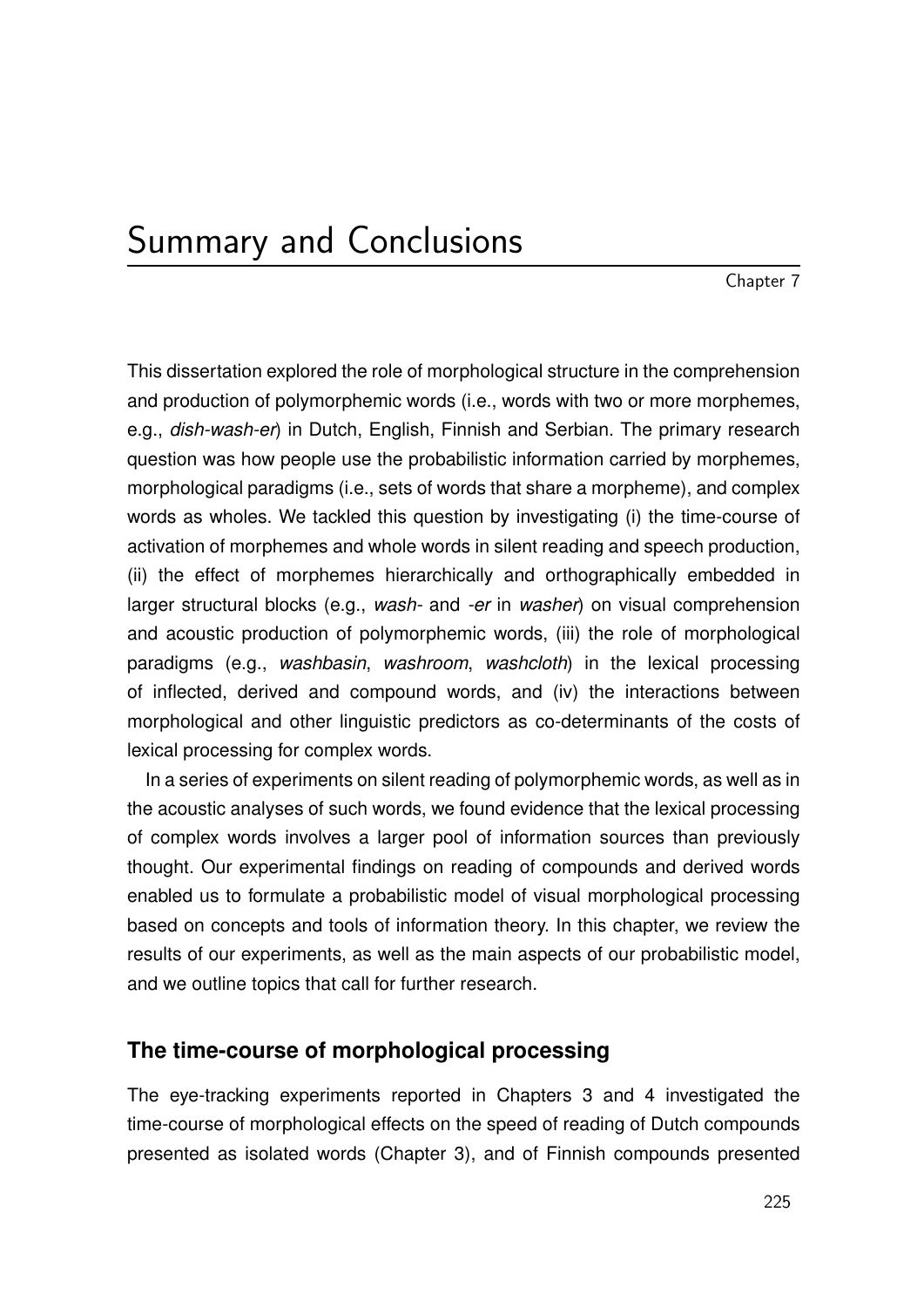# Summary and Conclusions

Chapter 7

This dissertation explored the role of morphological structure in the comprehension and production of polymorphemic words (i.e., words with two or more morphemes, e.g., *dish-wash-er*) in Dutch, English, Finnish and Serbian. The primary research question was how people use the probabilistic information carried by morphemes, morphological paradigms (i.e., sets of words that share a morpheme), and complex words as wholes. We tackled this question by investigating (i) the time-course of activation of morphemes and whole words in silent reading and speech production, (ii) the effect of morphemes hierarchically and orthographically embedded in larger structural blocks (e.g., *wash-* and *-er* in *washer*) on visual comprehension and acoustic production of polymorphemic words, (iii) the role of morphological paradigms (e.g., *washbasin*, *washroom*, *washcloth*) in the lexical processing of inflected, derived and compound words, and (iv) the interactions between morphological and other linguistic predictors as co-determinants of the costs of lexical processing for complex words.

In a series of experiments on silent reading of polymorphemic words, as well as in the acoustic analyses of such words, we found evidence that the lexical processing of complex words involves a larger pool of information sources than previously thought. Our experimental findings on reading of compounds and derived words enabled us to formulate a probabilistic model of visual morphological processing based on concepts and tools of information theory. In this chapter, we review the results of our experiments, as well as the main aspects of our probabilistic model, and we outline topics that call for further research.

## The time-course of morphological processing

The eye-tracking experiments reported in Chapters 3 and 4 investigated the time-course of morphological effects on the speed of reading of Dutch compounds presented as isolated words (Chapter 3), and of Finnish compounds presented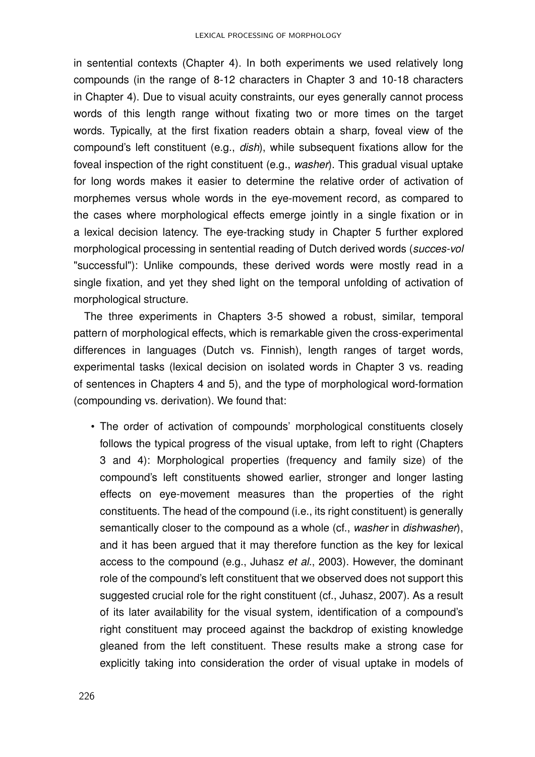in sentential contexts (Chapter 4). In both experiments we used relatively long compounds (in the range of 8-12 characters in Chapter 3 and 10-18 characters in Chapter 4). Due to visual acuity constraints, our eyes generally cannot process words of this length range without fixating two or more times on the target words. Typically, at the first fixation readers obtain a sharp, foveal view of the compound's left constituent (e.g., *dish*), while subsequent fixations allow for the foveal inspection of the right constituent (e.g., *washer*). This gradual visual uptake for long words makes it easier to determine the relative order of activation of morphemes versus whole words in the eye-movement record, as compared to the cases where morphological effects emerge jointly in a single fixation or in a lexical decision latency. The eye-tracking study in Chapter 5 further explored morphological processing in sentential reading of Dutch derived words (*succes-vol* "successful"): Unlike compounds, these derived words were mostly read in a single fixation, and yet they shed light on the temporal unfolding of activation of morphological structure.

The three experiments in Chapters 3-5 showed a robust, similar, temporal pattern of morphological effects, which is remarkable given the cross-experimental differences in languages (Dutch vs. Finnish), length ranges of target words, experimental tasks (lexical decision on isolated words in Chapter 3 vs. reading of sentences in Chapters 4 and 5), and the type of morphological word-formation (compounding vs. derivation). We found that:

- The order of activation of compounds' morphological constituents closely follows the typical progress of the visual uptake, from left to right (Chapters 3 and 4): Morphological properties (frequency and family size) of the compound's left constituents showed earlier, stronger and longer lasting effects on eye-movement measures than the properties of the right constituents. The head of the compound (i.e., its right constituent) is generally semantically closer to the compound as a whole (cf., *washer* in *dishwasher*), and it has been argued that it may therefore function as the key for lexical access to the compound (e.g., Juhasz *et al.*, 2003). However, the dominant role of the compound's left constituent that we observed does not support this suggested crucial role for the right constituent (cf., Juhasz, 2007). As a result of its later availability for the visual system, identification of a compound's right constituent may proceed against the backdrop of existing knowledge gleaned from the left constituent. These results make a strong case for explicitly taking into consideration the order of visual uptake in models of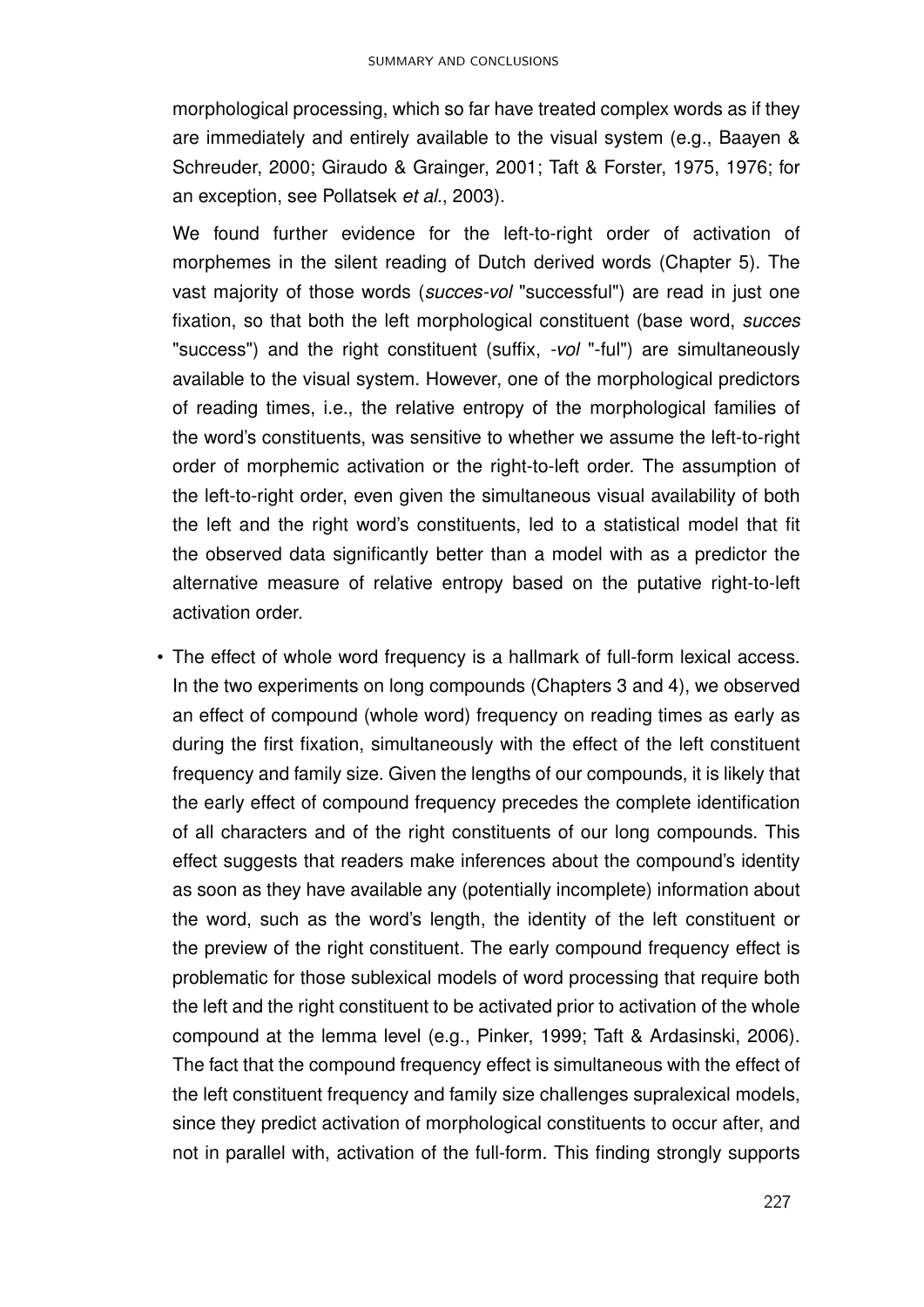morphological processing, which so far have treated complex words as if they are immediately and entirely available to the visual system (e.g., Baayen & Schreuder, 2000; Giraudo & Grainger, 2001; Taft & Forster, 1975, 1976; for an exception, see Pollatsek *et al.*, 2003).

We found further evidence for the left-to-right order of activation of morphemes in the silent reading of Dutch derived words (Chapter 5). The vast majority of those words (*succes-vol* "successful") are read in just one fixation, so that both the left morphological constituent (base word, *succes* "success") and the right constituent (suffix, *-vol* "-ful") are simultaneously available to the visual system. However, one of the morphological predictors of reading times, i.e., the relative entropy of the morphological families of the word's constituents, was sensitive to whether we assume the left-to-right order of morphemic activation or the right-to-left order. The assumption of the left-to-right order, even given the simultaneous visual availability of both the left and the right word's constituents, led to a statistical model that fit the observed data significantly better than a model with as a predictor the alternative measure of relative entropy based on the putative right-to-left activation order.

- The effect of whole word frequency is a hallmark of full-form lexical access. In the two experiments on long compounds (Chapters 3 and 4), we observed an effect of compound (whole word) frequency on reading times as early as during the first fixation, simultaneously with the effect of the left constituent frequency and family size. Given the lengths of our compounds, it is likely that the early effect of compound frequency precedes the complete identification of all characters and of the right constituents of our long compounds. This effect suggests that readers make inferences about the compound's identity as soon as they have available any (potentially incomplete) information about the word, such as the word's length, the identity of the left constituent or the preview of the right constituent. The early compound frequency effect is problematic for those sublexical models of word processing that require both the left and the right constituent to be activated prior to activation of the whole compound at the lemma level (e.g., Pinker, 1999; Taft & Ardasinski, 2006). The fact that the compound frequency effect is simultaneous with the effect of the left constituent frequency and family size challenges supralexical models, since they predict activation of morphological constituents to occur after, and not in parallel with, activation of the full-form. This finding strongly supports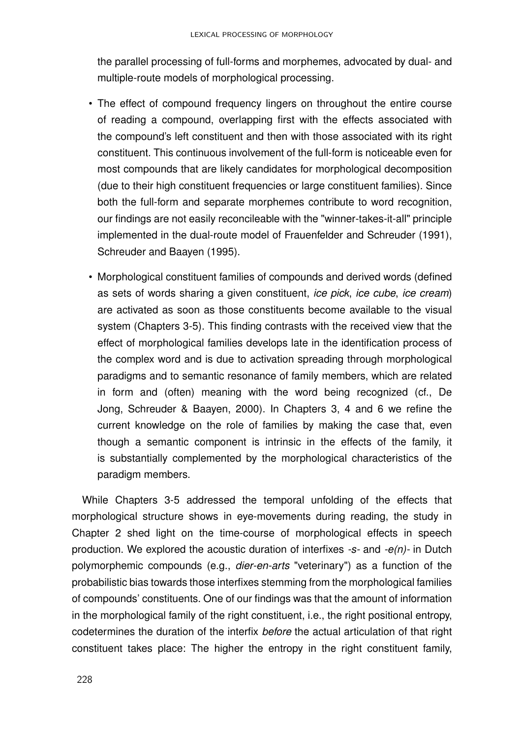the parallel processing of full-forms and morphemes, advocated by dual- and multiple-route models of morphological processing.

- The effect of compound frequency lingers on throughout the entire course of reading a compound, overlapping first with the effects associated with the compound's left constituent and then with those associated with its right constituent. This continuous involvement of the full-form is noticeable even for most compounds that are likely candidates for morphological decomposition (due to their high constituent frequencies or large constituent families). Since both the full-form and separate morphemes contribute to word recognition, our findings are not easily reconcileable with the "winner-takes-it-all" principle implemented in the dual-route model of Frauenfelder and Schreuder (1991), Schreuder and Baayen (1995).
- Morphological constituent families of compounds and derived words (defined as sets of words sharing a given constituent, *ice pick*, *ice cube*, *ice cream*) are activated as soon as those constituents become available to the visual system (Chapters 3-5). This finding contrasts with the received view that the effect of morphological families develops late in the identification process of the complex word and is due to activation spreading through morphological paradigms and to semantic resonance of family members, which are related in form and (often) meaning with the word being recognized (cf., De Jong, Schreuder & Baayen, 2000). In Chapters 3, 4 and 6 we refine the current knowledge on the role of families by making the case that, even though a semantic component is intrinsic in the effects of the family, it is substantially complemented by the morphological characteristics of the paradigm members.

While Chapters 3-5 addressed the temporal unfolding of the effects that morphological structure shows in eye-movements during reading, the study in Chapter 2 shed light on the time-course of morphological effects in speech production. We explored the acoustic duration of interfixes *-s-* and *-e(n)-* in Dutch polymorphemic compounds (e.g., *dier-en-arts* "veterinary") as a function of the probabilistic bias towards those interfixes stemming from the morphological families of compounds' constituents. One of our findings was that the amount of information in the morphological family of the right constituent, i.e., the right positional entropy, codetermines the duration of the interfix *before* the actual articulation of that right constituent takes place: The higher the entropy in the right constituent family,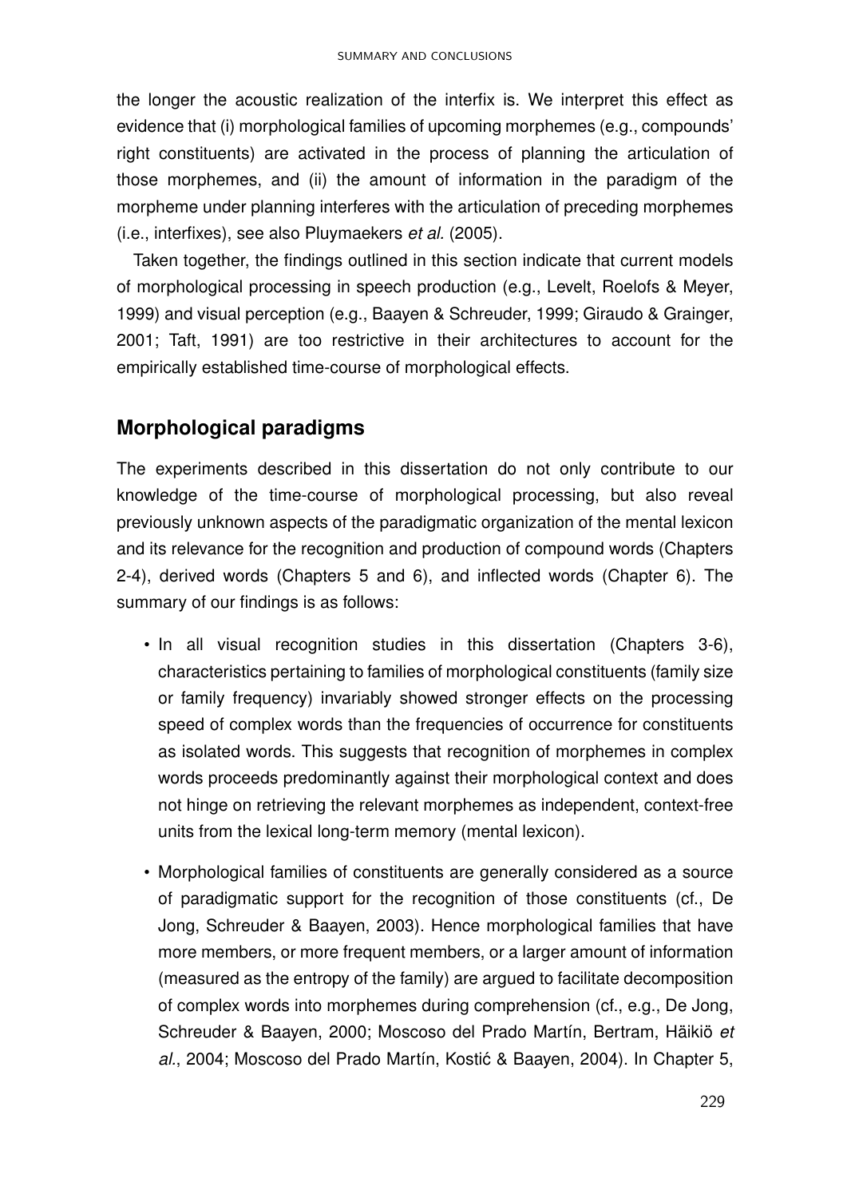the longer the acoustic realization of the interfix is. We interpret this effect as evidence that (i) morphological families of upcoming morphemes (e.g., compounds' right constituents) are activated in the process of planning the articulation of those morphemes, and (ii) the amount of information in the paradigm of the morpheme under planning interferes with the articulation of preceding morphemes (i.e., interfixes), see also Pluymaekers *et al.* (2005).

Taken together, the findings outlined in this section indicate that current models of morphological processing in speech production (e.g., Levelt, Roelofs & Meyer, 1999) and visual perception (e.g., Baayen & Schreuder, 1999; Giraudo & Grainger, 2001; Taft, 1991) are too restrictive in their architectures to account for the empirically established time-course of morphological effects.

## Morphological paradigms

The experiments described in this dissertation do not only contribute to our knowledge of the time-course of morphological processing, but also reveal previously unknown aspects of the paradigmatic organization of the mental lexicon and its relevance for the recognition and production of compound words (Chapters 2-4), derived words (Chapters 5 and 6), and inflected words (Chapter 6). The summary of our findings is as follows:

- In all visual recognition studies in this dissertation (Chapters 3-6), characteristics pertaining to families of morphological constituents (family size or family frequency) invariably showed stronger effects on the processing speed of complex words than the frequencies of occurrence for constituents as isolated words. This suggests that recognition of morphemes in complex words proceeds predominantly against their morphological context and does not hinge on retrieving the relevant morphemes as independent, context-free units from the lexical long-term memory (mental lexicon).

- Morphological families of constituents are generally considered as a source of paradigmatic support for the recognition of those constituents (cf., De Jong, Schreuder & Baayen, 2003). Hence morphological families that have more members, or more frequent members, or a larger amount of information (measured as the entropy of the family) are argued to facilitate decomposition of complex words into morphemes during comprehension (cf., e.g., De Jong, Schreuder & Baayen, 2000; Moscoso del Prado Martín, Bertram, Häikiö *et al.*, 2004; Moscoso del Prado Martín, Kostić & Baayen, 2004). In Chapter 5,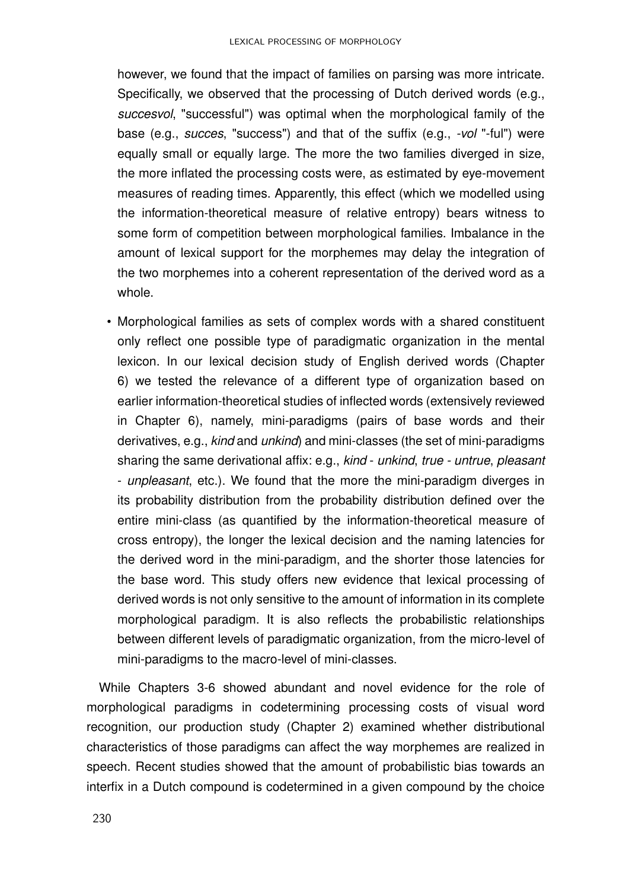however, we found that the impact of families on parsing was more intricate. Specifically, we observed that the processing of Dutch derived words (e.g., *succesvol*, "successful") was optimal when the morphological family of the base (e.g., *succes*, "success") and that of the suffix (e.g., *-vol* "-ful") were equally small or equally large. The more the two families diverged in size, the more inflated the processing costs were, as estimated by eye-movement measures of reading times. Apparently, this effect (which we modelled using the information-theoretical measure of relative entropy) bears witness to some form of competition between morphological families. Imbalance in the amount of lexical support for the morphemes may delay the integration of the two morphemes into a coherent representation of the derived word as a whole.

- Morphological families as sets of complex words with a shared constituent only reflect one possible type of paradigmatic organization in the mental lexicon. In our lexical decision study of English derived words (Chapter 6) we tested the relevance of a different type of organization based on earlier information-theoretical studies of inflected words (extensively reviewed in Chapter 6), namely, mini-paradigms (pairs of base words and their derivatives, e.g., *kind* and *unkind*) and mini-classes (the set of mini-paradigms sharing the same derivational affix: e.g., *kind* - *unkind*, *true* - *untrue*, *pleasant* - *unpleasant*, etc.). We found that the more the mini-paradigm diverges in its probability distribution from the probability distribution defined over the entire mini-class (as quantified by the information-theoretical measure of cross entropy), the longer the lexical decision and the naming latencies for the derived word in the mini-paradigm, and the shorter those latencies for the base word. This study offers new evidence that lexical processing of derived words is not only sensitive to the amount of information in its complete morphological paradigm. It is also reflects the probabilistic relationships between different levels of paradigmatic organization, from the micro-level of mini-paradigms to the macro-level of mini-classes.

While Chapters 3-6 showed abundant and novel evidence for the role of morphological paradigms in codetermining processing costs of visual word recognition, our production study (Chapter 2) examined whether distributional characteristics of those paradigms can affect the way morphemes are realized in speech. Recent studies showed that the amount of probabilistic bias towards an interfix in a Dutch compound is codetermined in a given compound by the choice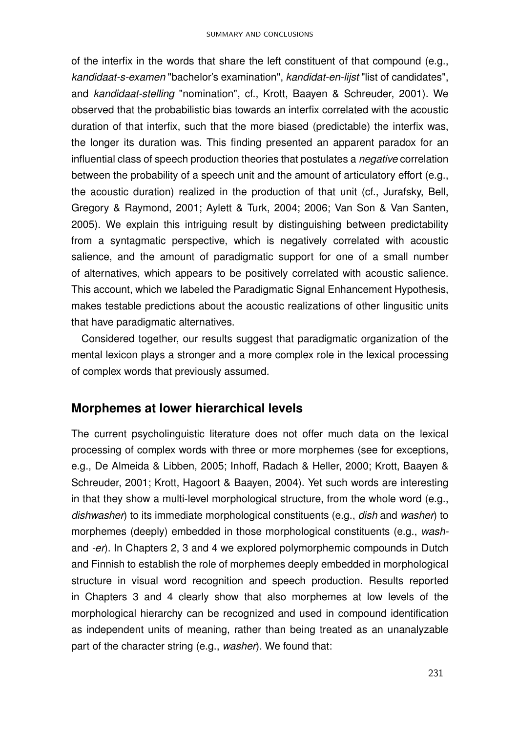of the interfix in the words that share the left constituent of that compound (e.g., *kandidaat-s-examen* "bachelor's examination", *kandidat-en-lijst* "list of candidates", and *kandidaat-stelling* "nomination", cf., Krott, Baayen & Schreuder, 2001). We observed that the probabilistic bias towards an interfix correlated with the acoustic duration of that interfix, such that the more biased (predictable) the interfix was, the longer its duration was. This finding presented an apparent paradox for an influential class of speech production theories that postulates a *negative* correlation between the probability of a speech unit and the amount of articulatory effort (e.g., the acoustic duration) realized in the production of that unit (cf., Jurafsky, Bell, Gregory & Raymond, 2001; Aylett & Turk, 2004; 2006; Van Son & Van Santen, 2005). We explain this intriguing result by distinguishing between predictability from a syntagmatic perspective, which is negatively correlated with acoustic salience, and the amount of paradigmatic support for one of a small number of alternatives, which appears to be positively correlated with acoustic salience. This account, which we labeled the Paradigmatic Signal Enhancement Hypothesis, makes testable predictions about the acoustic realizations of other lingusitic units that have paradigmatic alternatives.

Considered together, our results suggest that paradigmatic organization of the mental lexicon plays a stronger and a more complex role in the lexical processing of complex words that previously assumed.

## Morphemes at lower hierarchical levels

The current psycholinguistic literature does not offer much data on the lexical processing of complex words with three or more morphemes (see for exceptions, e.g., De Almeida & Libben, 2005; Inhoff, Radach & Heller, 2000; Krott, Baayen & Schreuder, 2001; Krott, Hagoort & Baayen, 2004). Yet such words are interesting in that they show a multi-level morphological structure, from the whole word (e.g., *dishwasher*) to its immediate morphological constituents (e.g., *dish* and *washer*) to morphemes (deeply) embedded in those morphological constituents (e.g., *wash-* and *-er*). In Chapters 2, 3 and 4 we explored polymorphemic compounds in Dutch and Finnish to establish the role of morphemes deeply embedded in morphological structure in visual word recognition and speech production. Results reported in Chapters 3 and 4 clearly show that also morphemes at low levels of the morphological hierarchy can be recognized and used in compound identification as independent units of meaning, rather than being treated as an unanalyzable part of the character string (e.g., *washer*). We found that: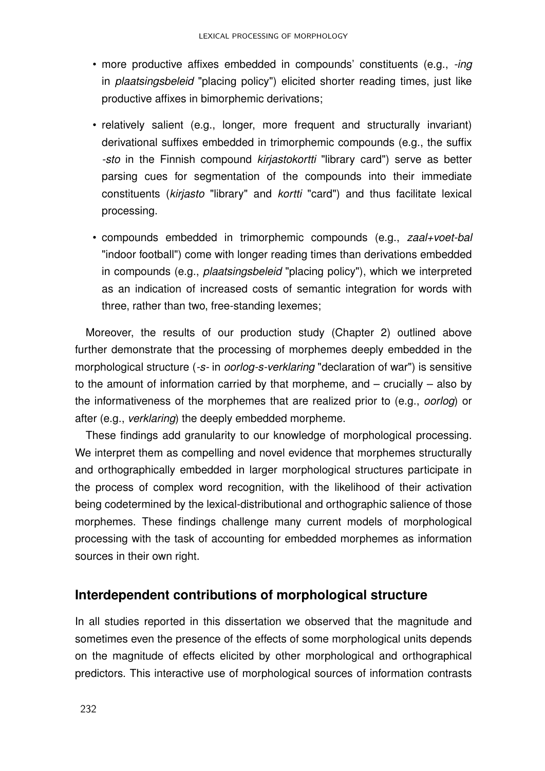- more productive affixes embedded in compounds' constituents (e.g., *-ing* in *plaatsingsbeleid* "placing policy") elicited shorter reading times, just like productive affixes in bimorphemic derivations;

- relatively salient (e.g., longer, more frequent and structurally invariant) derivational suffixes embedded in trimorphemic compounds (e.g., the suffix *-sto* in the Finnish compound *kirjastokortti* "library card") serve as better parsing cues for segmentation of the compounds into their immediate constituents (*kirjasto* "library" and *kortti* "card") and thus facilitate lexical processing.

- compounds embedded in trimorphemic compounds (e.g., *zaal+voet-bal* "indoor football") come with longer reading times than derivations embedded in compounds (e.g., *plaatsingsbeleid* "placing policy"), which we interpreted as an indication of increased costs of semantic integration for words with three, rather than two, free-standing lexemes;

Moreover, the results of our production study (Chapter 2) outlined above further demonstrate that the processing of morphemes deeply embedded in the morphological structure (*-s-* in *oorlog-s-verklaring* "declaration of war") is sensitive to the amount of information carried by that morpheme, and – crucially – also by the informativeness of the morphemes that are realized prior to (e.g., *oorlog*) or after (e.g., *verklaring*) the deeply embedded morpheme.

These findings add granularity to our knowledge of morphological processing. We interpret them as compelling and novel evidence that morphemes structurally and orthographically embedded in larger morphological structures participate in the process of complex word recognition, with the likelihood of their activation being codetermined by the lexical-distributional and orthographic salience of those morphemes. These findings challenge many current models of morphological processing with the task of accounting for embedded morphemes as information sources in their own right.

## Interdependent contributions of morphological structure

In all studies reported in this dissertation we observed that the magnitude and sometimes even the presence of the effects of some morphological units depends on the magnitude of effects elicited by other morphological and orthographical predictors. This interactive use of morphological sources of information contrasts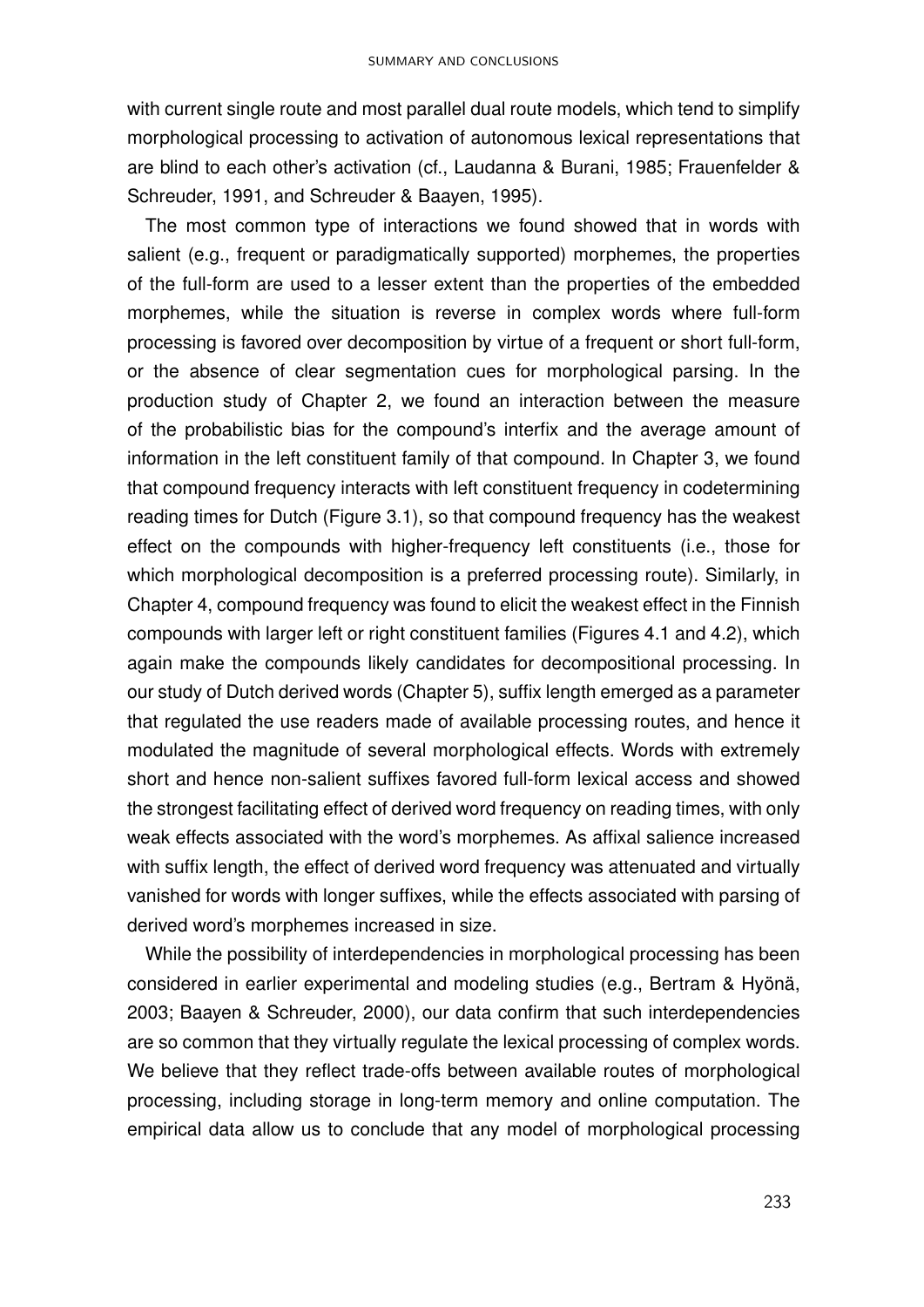with current single route and most parallel dual route models, which tend to simplify morphological processing to activation of autonomous lexical representations that are blind to each other's activation (cf., Laudanna & Burani, 1985; Frauenfelder & Schreuder, 1991, and Schreuder & Baayen, 1995).

The most common type of interactions we found showed that in words with salient (e.g., frequent or paradigmatically supported) morphemes, the properties of the full-form are used to a lesser extent than the properties of the embedded morphemes, while the situation is reverse in complex words where full-form processing is favored over decomposition by virtue of a frequent or short full-form, or the absence of clear segmentation cues for morphological parsing. In the production study of Chapter 2, we found an interaction between the measure of the probabilistic bias for the compound's interfix and the average amount of information in the left constituent family of that compound. In Chapter 3, we found that compound frequency interacts with left constituent frequency in codetermining reading times for Dutch (Figure 3.1), so that compound frequency has the weakest effect on the compounds with higher-frequency left constituents (i.e., those for which morphological decomposition is a preferred processing route). Similarly, in Chapter 4, compound frequency was found to elicit the weakest effect in the Finnish compounds with larger left or right constituent families (Figures 4.1 and 4.2), which again make the compounds likely candidates for decompositional processing. In our study of Dutch derived words (Chapter 5), suffix length emerged as a parameter that regulated the use readers made of available processing routes, and hence it modulated the magnitude of several morphological effects. Words with extremely short and hence non-salient suffixes favored full-form lexical access and showed the strongest facilitating effect of derived word frequency on reading times, with only weak effects associated with the word's morphemes. As affixal salience increased with suffix length, the effect of derived word frequency was attenuated and virtually vanished for words with longer suffixes, while the effects associated with parsing of derived word's morphemes increased in size.

While the possibility of interdependencies in morphological processing has been considered in earlier experimental and modeling studies (e.g., Bertram & Hyönä, 2003; Baayen & Schreuder, 2000), our data confirm that such interdependencies are so common that they virtually regulate the lexical processing of complex words. We believe that they reflect trade-offs between available routes of morphological processing, including storage in long-term memory and online computation. The empirical data allow us to conclude that any model of morphological processing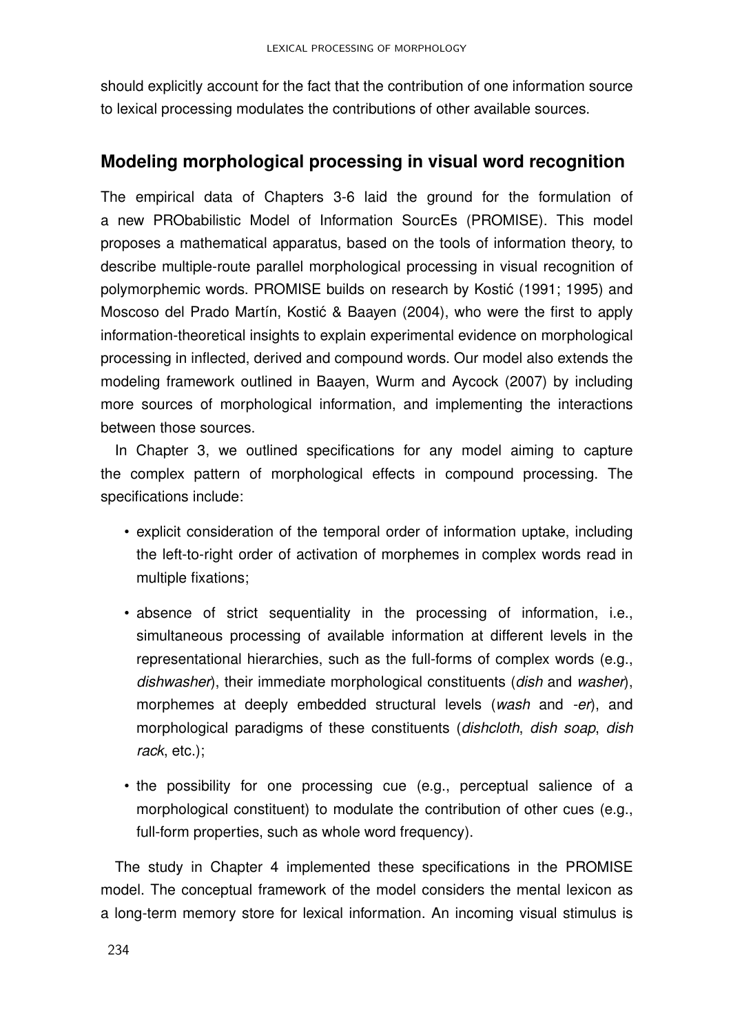should explicitly account for the fact that the contribution of one information source to lexical processing modulates the contributions of other available sources.

## Modeling morphological processing in visual word recognition

The empirical data of Chapters 3-6 laid the ground for the formulation of a new PRObabilistic Model of Information SourcEs (PROMISE). This model proposes a mathematical apparatus, based on the tools of information theory, to describe multiple-route parallel morphological processing in visual recognition of polymorphemic words. PROMISE builds on research by Kostić (1991; 1995) and Moscoso del Prado Martín, Kostić & Baayen (2004), who were the first to apply information-theoretical insights to explain experimental evidence on morphological processing in inflected, derived and compound words. Our model also extends the modeling framework outlined in Baayen, Wurm and Aycock (2007) by including more sources of morphological information, and implementing the interactions between those sources.

In Chapter 3, we outlined specifications for any model aiming to capture the complex pattern of morphological effects in compound processing. The specifications include:

- explicit consideration of the temporal order of information uptake, including the left-to-right order of activation of morphemes in complex words read in multiple fixations;
- absence of strict sequentiality in the processing of information, i.e., simultaneous processing of available information at different levels in the representational hierarchies, such as the full-forms of complex words (e.g., *dishwasher*), their immediate morphological constituents (*dish* and *washer*), morphemes at deeply embedded structural levels (*wash* and *-er*), and morphological paradigms of these constituents (*dishcloth*, *dish soap*, *dish rack*, etc.);
- the possibility for one processing cue (e.g., perceptual salience of a morphological constituent) to modulate the contribution of other cues (e.g., full-form properties, such as whole word frequency).

The study in Chapter 4 implemented these specifications in the PROMISE model. The conceptual framework of the model considers the mental lexicon as a long-term memory store for lexical information. An incoming visual stimulus is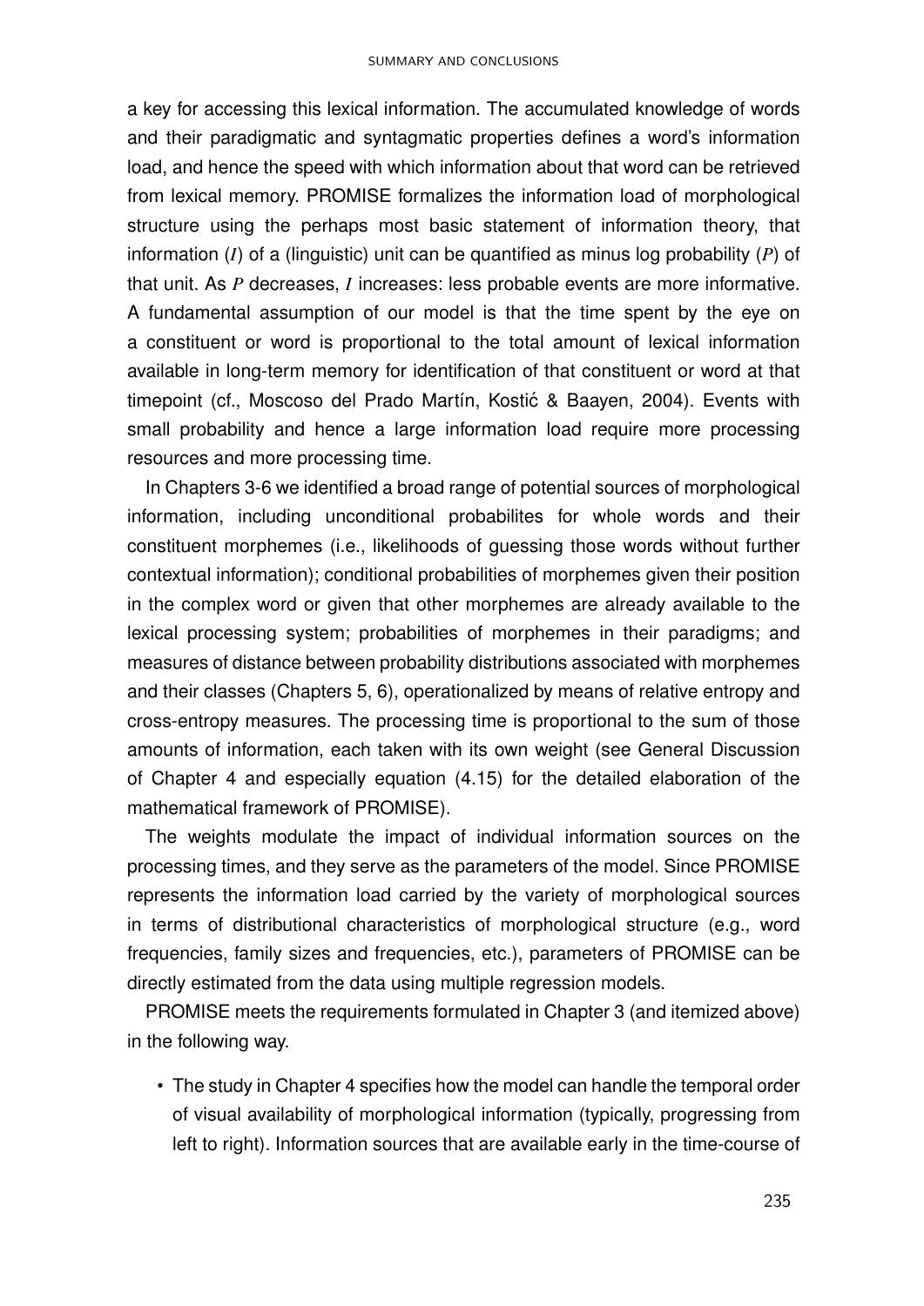a key for accessing this lexical information. The accumulated knowledge of words and their paradigmatic and syntagmatic properties defines a word's information load, and hence the speed with which information about that word can be retrieved from lexical memory. PROMISE formalizes the information load of morphological structure using the perhaps most basic statement of information theory, that information ($I$) of a (linguistic) unit can be quantified as minus log probability ($P$) of that unit. As $P$ decreases, $I$ increases: less probable events are more informative. A fundamental assumption of our model is that the time spent by the eye on a constituent or word is proportional to the total amount of lexical information available in long-term memory for identification of that constituent or word at that timepoint (cf., Moscoso del Prado Martín, Kostić & Baayen, 2004). Events with small probability and hence a large information load require more processing resources and more processing time.

In Chapters 3-6 we identified a broad range of potential sources of morphological information, including unconditional probabilites for whole words and their constituent morphemes (i.e., likelihoods of guessing those words without further contextual information); conditional probabilities of morphemes given their position in the complex word or given that other morphemes are already available to the lexical processing system; probabilities of morphemes in their paradigms; and measures of distance between probability distributions associated with morphemes and their classes (Chapters 5, 6), operationalized by means of relative entropy and cross-entropy measures. The processing time is proportional to the sum of those amounts of information, each taken with its own weight (see General Discussion of Chapter 4 and especially equation (4.15) for the detailed elaboration of the mathematical framework of PROMISE).

The weights modulate the impact of individual information sources on the processing times, and they serve as the parameters of the model. Since PROMISE represents the information load carried by the variety of morphological sources in terms of distributional characteristics of morphological structure (e.g., word frequencies, family sizes and frequencies, etc.), parameters of PROMISE can be directly estimated from the data using multiple regression models.

PROMISE meets the requirements formulated in Chapter 3 (and itemized above) in the following way.

- The study in Chapter 4 specifies how the model can handle the temporal order of visual availability of morphological information (typically, progressing from left to right). Information sources that are available early in the time-course of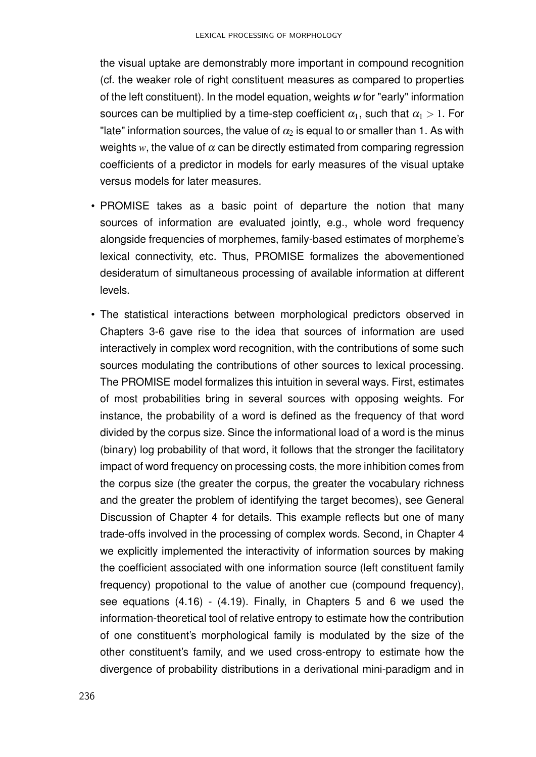the visual uptake are demonstrably more important in compound recognition (cf. the weaker role of right constituent measures as compared to properties of the left constituent). In the model equation, weights ***w*** for "early" information sources can be multiplied by a time-step coefficient $\alpha_1$, such that $\alpha_1 > 1$. For "late" information sources, the value of $\alpha_2$ is equal to or smaller than 1. As with weights $w$, the value of $\alpha$ can be directly estimated from comparing regression coefficients of a predictor in models for early measures of the visual uptake versus models for later measures.

- PROMISE takes as a basic point of departure the notion that many sources of information are evaluated jointly, e.g., whole word frequency alongside frequencies of morphemes, family-based estimates of morpheme's lexical connectivity, etc. Thus, PROMISE formalizes the abovementioned desideratum of simultaneous processing of available information at different levels.
- The statistical interactions between morphological predictors observed in Chapters 3-6 gave rise to the idea that sources of information are used interactively in complex word recognition, with the contributions of some such sources modulating the contributions of other sources to lexical processing. The PROMISE model formalizes this intuition in several ways. First, estimates of most probabilities bring in several sources with opposing weights. For instance, the probability of a word is defined as the frequency of that word divided by the corpus size. Since the informational load of a word is the minus (binary) log probability of that word, it follows that the stronger the facilitatory impact of word frequency on processing costs, the more inhibition comes from the corpus size (the greater the corpus, the greater the vocabulary richness and the greater the problem of identifying the target becomes), see General Discussion of Chapter 4 for details. This example reflects but one of many trade-offs involved in the processing of complex words. Second, in Chapter 4 we explicitly implemented the interactivity of information sources by making the coefficient associated with one information source (left constituent family frequency) propotional to the value of another cue (compound frequency), see equations (4.16) - (4.19). Finally, in Chapters 5 and 6 we used the information-theoretical tool of relative entropy to estimate how the contribution of one constituent's morphological family is modulated by the size of the other constituent's family, and we used cross-entropy to estimate how the divergence of probability distributions in a derivational mini-paradigm and in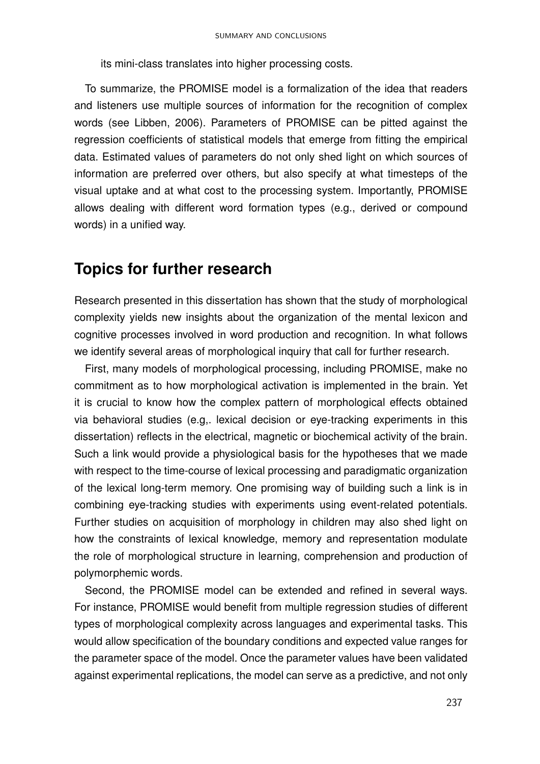its mini-class translates into higher processing costs.

To summarize, the PROMISE model is a formalization of the idea that readers and listeners use multiple sources of information for the recognition of complex words (see Libben, 2006). Parameters of PROMISE can be pitted against the regression coefficients of statistical models that emerge from fitting the empirical data. Estimated values of parameters do not only shed light on which sources of information are preferred over others, but also specify at what timesteps of the visual uptake and at what cost to the processing system. Importantly, PROMISE allows dealing with different word formation types (e.g., derived or compound words) in a unified way.

## Topics for further research

Research presented in this dissertation has shown that the study of morphological complexity yields new insights about the organization of the mental lexicon and cognitive processes involved in word production and recognition. In what follows we identify several areas of morphological inquiry that call for further research.

First, many models of morphological processing, including PROMISE, make no commitment as to how morphological activation is implemented in the brain. Yet it is crucial to know how the complex pattern of morphological effects obtained via behavioral studies (e.g,. lexical decision or eye-tracking experiments in this dissertation) reflects in the electrical, magnetic or biochemical activity of the brain. Such a link would provide a physiological basis for the hypotheses that we made with respect to the time-course of lexical processing and paradigmatic organization of the lexical long-term memory. One promising way of building such a link is in combining eye-tracking studies with experiments using event-related potentials. Further studies on acquisition of morphology in children may also shed light on how the constraints of lexical knowledge, memory and representation modulate the role of morphological structure in learning, comprehension and production of polymorphemic words.

Second, the PROMISE model can be extended and refined in several ways. For instance, PROMISE would benefit from multiple regression studies of different types of morphological complexity across languages and experimental tasks. This would allow specification of the boundary conditions and expected value ranges for the parameter space of the model. Once the parameter values have been validated against experimental replications, the model can serve as a predictive, and not only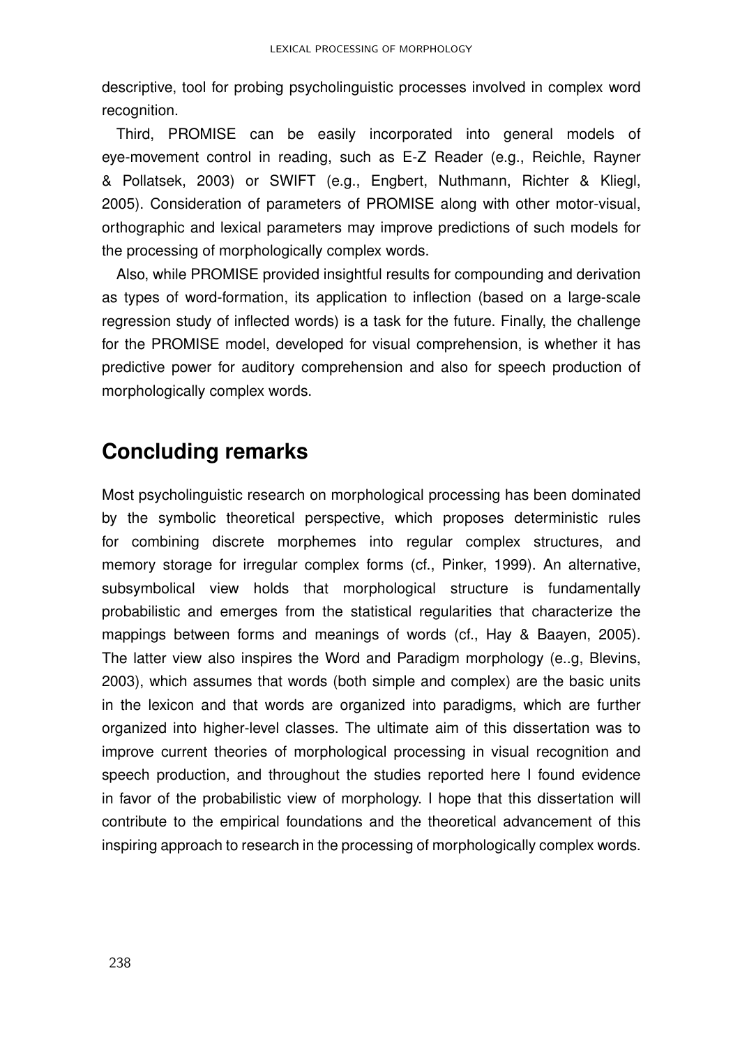descriptive, tool for probing psycholinguistic processes involved in complex word recognition.

Third, PROMISE can be easily incorporated into general models of eye-movement control in reading, such as E-Z Reader (e.g., Reichle, Rayner & Pollatsek, 2003) or SWIFT (e.g., Engbert, Nuthmann, Richter & Kliegl, 2005). Consideration of parameters of PROMISE along with other motor-visual, orthographic and lexical parameters may improve predictions of such models for the processing of morphologically complex words.

Also, while PROMISE provided insightful results for compounding and derivation as types of word-formation, its application to inflection (based on a large-scale regression study of inflected words) is a task for the future. Finally, the challenge for the PROMISE model, developed for visual comprehension, is whether it has predictive power for auditory comprehension and also for speech production of morphologically complex words.

## Concluding remarks

Most psycholinguistic research on morphological processing has been dominated by the symbolic theoretical perspective, which proposes deterministic rules for combining discrete morphemes into regular complex structures, and memory storage for irregular complex forms (cf., Pinker, 1999). An alternative, subsymbolical view holds that morphological structure is fundamentally probabilistic and emerges from the statistical regularities that characterize the mappings between forms and meanings of words (cf., Hay & Baayen, 2005). The latter view also inspires the Word and Paradigm morphology (e..g, Blevins, 2003), which assumes that words (both simple and complex) are the basic units in the lexicon and that words are organized into paradigms, which are further organized into higher-level classes. The ultimate aim of this dissertation was to improve current theories of morphological processing in visual recognition and speech production, and throughout the studies reported here I found evidence in favor of the probabilistic view of morphology. I hope that this dissertation will contribute to the empirical foundations and the theoretical advancement of this inspiring approach to research in the processing of morphologically complex words.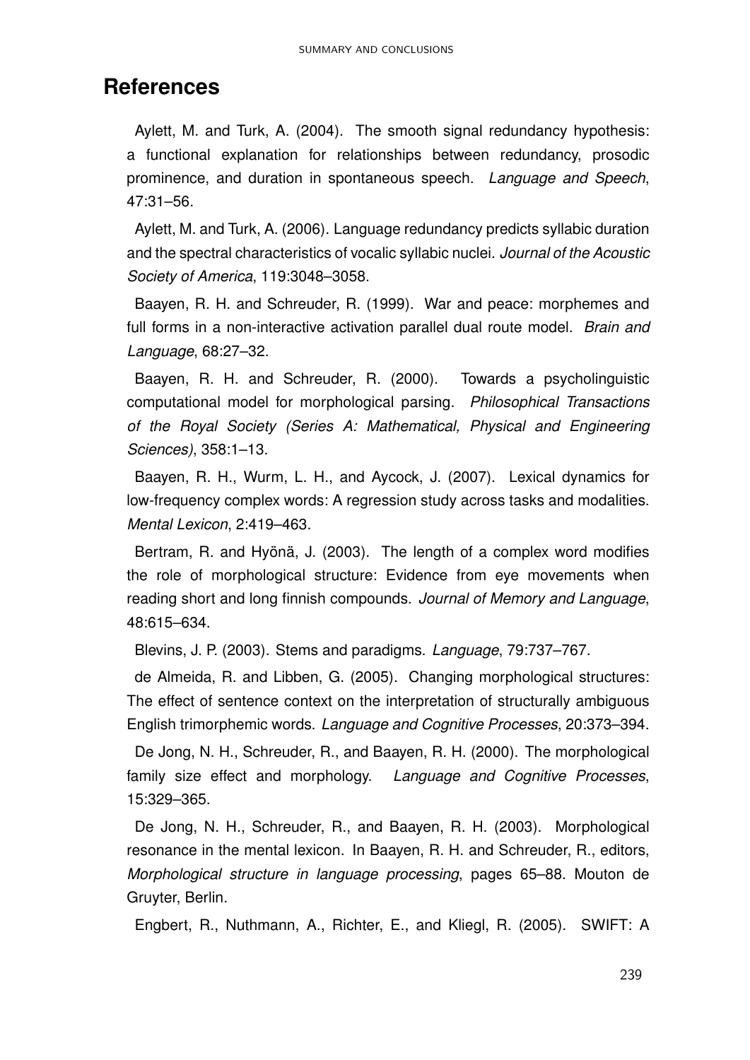# References

Aylett, M. and Turk, A. (2004). The smooth signal redundancy hypothesis: a functional explanation for relationships between redundancy, prosodic prominence, and duration in spontaneous speech. *Language and Speech*, 47:31–56.

Aylett, M. and Turk, A. (2006). Language redundancy predicts syllabic duration and the spectral characteristics of vocalic syllabic nuclei. *Journal of the Acoustic Society of America*, 119:3048–3058.

Baayen, R. H. and Schreuder, R. (1999). War and peace: morphemes and full forms in a non-interactive activation parallel dual route model. *Brain and Language*, 68:27–32.

Baayen, R. H. and Schreuder, R. (2000). Towards a psycholinguistic computational model for morphological parsing. *Philosophical Transactions of the Royal Society (Series A: Mathematical, Physical and Engineering Sciences)*, 358:1–13.

Baayen, R. H., Wurm, L. H., and Aycock, J. (2007). Lexical dynamics for low-frequency complex words: A regression study across tasks and modalities. *Mental Lexicon*, 2:419–463.

Bertram, R. and Hyönä, J. (2003). The length of a complex word modifies the role of morphological structure: Evidence from eye movements when reading short and long finnish compounds. *Journal of Memory and Language*, 48:615–634.

Blevins, J. P. (2003). Stems and paradigms. *Language*, 79:737–767.

de Almeida, R. and Libben, G. (2005). Changing morphological structures: The effect of sentence context on the interpretation of structurally ambiguous English trimorphemic words. *Language and Cognitive Processes*, 20:373–394.

De Jong, N. H., Schreuder, R., and Baayen, R. H. (2000). The morphological family size effect and morphology. *Language and Cognitive Processes*, 15:329–365.

De Jong, N. H., Schreuder, R., and Baayen, R. H. (2003). Morphological resonance in the mental lexicon. In Baayen, R. H. and Schreuder, R., editors, *Morphological structure in language processing*, pages 65–88. Mouton de Gruyter, Berlin.

Engbert, R., Nuthmann, A., Richter, E., and Kliegl, R. (2005). SWIFT: A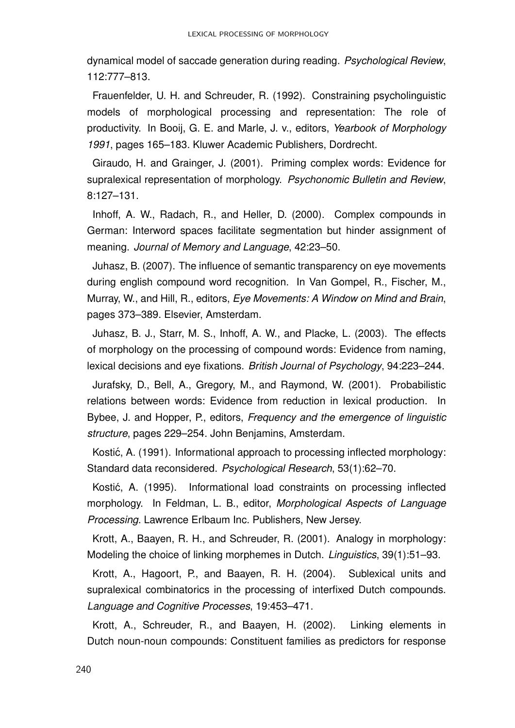dynamical model of saccade generation during reading. *Psychological Review*, 112:777–813.

Frauenfelder, U. H. and Schreuder, R. (1992). Constraining psycholinguistic models of morphological processing and representation: The role of productivity. In Booij, G. E. and Marle, J. v., editors, *Yearbook of Morphology 1991*, pages 165–183. Kluwer Academic Publishers, Dordrecht.

Giraudo, H. and Grainger, J. (2001). Priming complex words: Evidence for supralexical representation of morphology. *Psychonomic Bulletin and Review*, 8:127–131.

Inhoff, A. W., Radach, R., and Heller, D. (2000). Complex compounds in German: Interword spaces facilitate segmentation but hinder assignment of meaning. *Journal of Memory and Language*, 42:23–50.

Juhasz, B. (2007). The influence of semantic transparency on eye movements during english compound word recognition. In Van Gompel, R., Fischer, M., Murray, W., and Hill, R., editors, *Eye Movements: A Window on Mind and Brain*, pages 373–389. Elsevier, Amsterdam.

Juhasz, B. J., Starr, M. S., Inhoff, A. W., and Placke, L. (2003). The effects of morphology on the processing of compound words: Evidence from naming, lexical decisions and eye fixations. *British Journal of Psychology*, 94:223–244.

Jurafsky, D., Bell, A., Gregory, M., and Raymond, W. (2001). Probabilistic relations between words: Evidence from reduction in lexical production. In Bybee, J. and Hopper, P., editors, *Frequency and the emergence of linguistic structure*, pages 229–254. John Benjamins, Amsterdam.

Kostić, A. (1991). Informational approach to processing inflected morphology: Standard data reconsidered. *Psychological Research*, 53(1):62–70.

Kostić, A. (1995). Informational load constraints on processing inflected morphology. In Feldman, L. B., editor, *Morphological Aspects of Language Processing*. Lawrence Erlbaum Inc. Publishers, New Jersey.

Krott, A., Baayen, R. H., and Schreuder, R. (2001). Analogy in morphology: Modeling the choice of linking morphemes in Dutch. *Linguistics*, 39(1):51–93.

Krott, A., Hagoort, P., and Baayen, R. H. (2004). Sublexical units and supralexical combinatorics in the processing of interfixed Dutch compounds. *Language and Cognitive Processes*, 19:453–471.

Krott, A., Schreuder, R., and Baayen, H. (2002). Linking elements in Dutch noun-noun compounds: Constituent families as predictors for response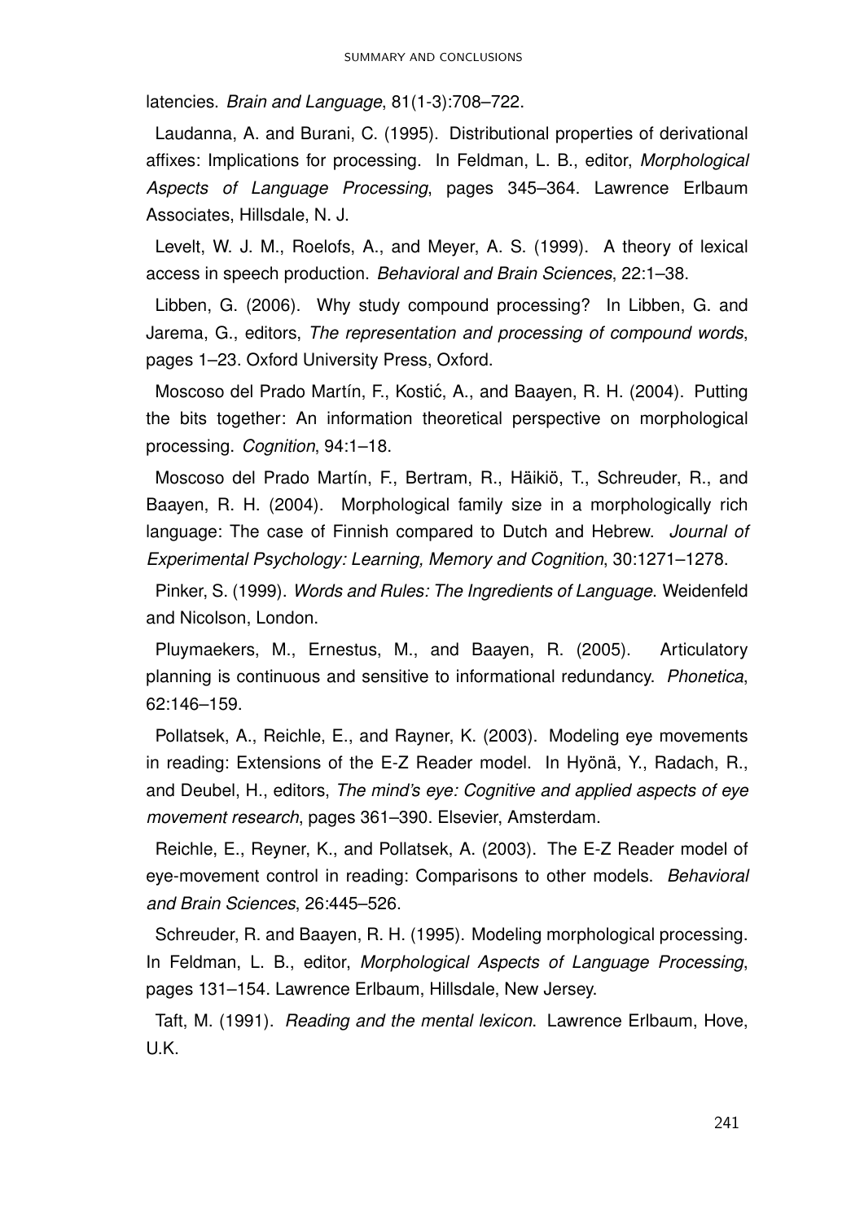latencies. *Brain and Language*, 81(1-3):708–722.

Laudanna, A. and Burani, C. (1995). Distributional properties of derivational affixes: Implications for processing. In Feldman, L. B., editor, *Morphological Aspects of Language Processing*, pages 345–364. Lawrence Erlbaum Associates, Hillsdale, N. J.

Levelt, W. J. M., Roelofs, A., and Meyer, A. S. (1999). A theory of lexical access in speech production. *Behavioral and Brain Sciences*, 22:1–38.

Libben, G. (2006). Why study compound processing? In Libben, G. and Jarema, G., editors, *The representation and processing of compound words*, pages 1–23. Oxford University Press, Oxford.

Moscoso del Prado Martín, F., Kostić, A., and Baayen, R. H. (2004). Putting the bits together: An information theoretical perspective on morphological processing. *Cognition*, 94:1–18.

Moscoso del Prado Martín, F., Bertram, R., Häikiö, T., Schreuder, R., and Baayen, R. H. (2004). Morphological family size in a morphologically rich language: The case of Finnish compared to Dutch and Hebrew. *Journal of Experimental Psychology: Learning, Memory and Cognition*, 30:1271–1278.

Pinker, S. (1999). *Words and Rules: The Ingredients of Language*. Weidenfeld and Nicolson, London.

Pluymaekers, M., Ernestus, M., and Baayen, R. (2005). Articulatory planning is continuous and sensitive to informational redundancy. *Phonetica*, 62:146–159.

Pollatsek, A., Reichle, E., and Rayner, K. (2003). Modeling eye movements in reading: Extensions of the E-Z Reader model. In Hyönä, Y., Radach, R., and Deubel, H., editors, *The mind's eye: Cognitive and applied aspects of eye movement research*, pages 361–390. Elsevier, Amsterdam.

Reichle, E., Reyner, K., and Pollatsek, A. (2003). The E-Z Reader model of eye-movement control in reading: Comparisons to other models. *Behavioral and Brain Sciences*, 26:445–526.

Schreuder, R. and Baayen, R. H. (1995). Modeling morphological processing. In Feldman, L. B., editor, *Morphological Aspects of Language Processing*, pages 131–154. Lawrence Erlbaum, Hillsdale, New Jersey.

Taft, M. (1991). *Reading and the mental lexicon*. Lawrence Erlbaum, Hove, U.K.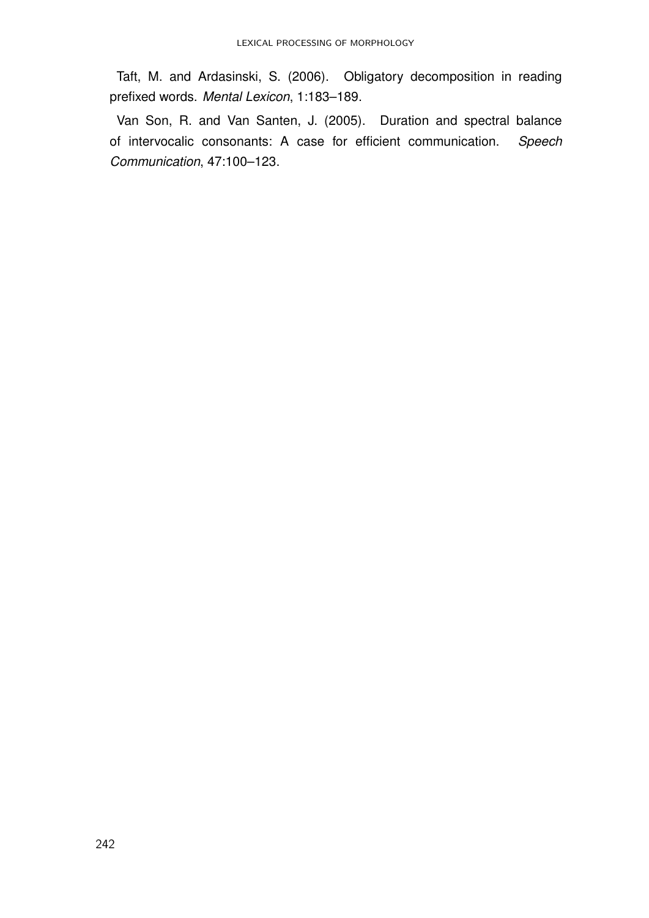Taft, M. and Ardasinski, S. (2006). Obligatory decomposition in reading prefixed words. *Mental Lexicon*, 1:183–189.

Van Son, R. and Van Santen, J. (2005). Duration and spectral balance of intervocalic consonants: A case for efficient communication. *Speech Communication*, 47:100–123.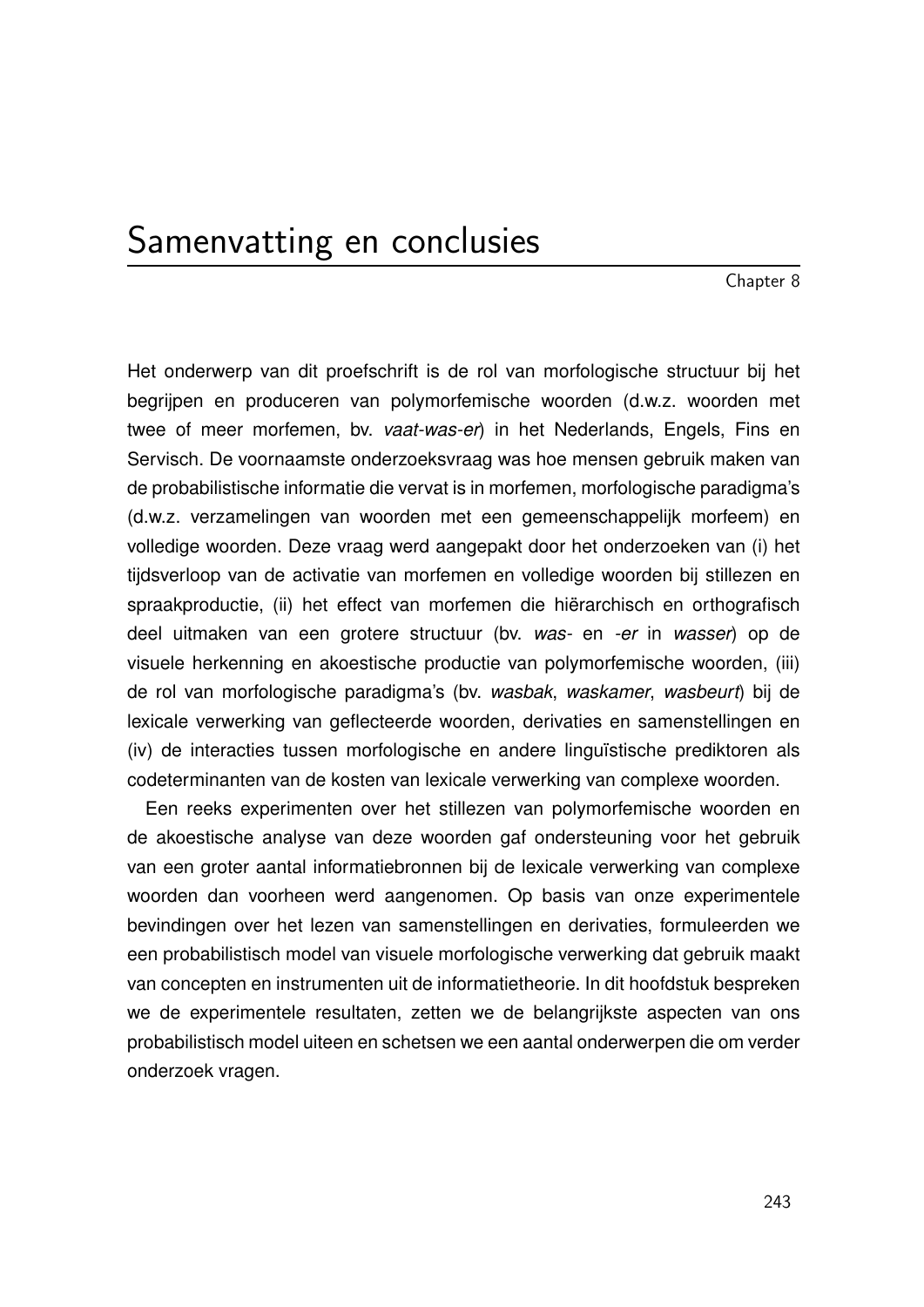# Samenvatting en conclusies

Chapter 8

Het onderwerp van dit proefschrift is de rol van morfologische structuur bij het begrijpen en produceren van polymorfemische woorden (d.w.z. woorden met twee of meer morfemen, bv. *vaat-was-er*) in het Nederlands, Engels, Fins en Servisch. De voornaamste onderzoeksvraag was hoe mensen gebruik maken van de probabilistische informatie die vervat is in morfemen, morfologische paradigma's (d.w.z. verzamelingen van woorden met een gemeenschappelijk morfeem) en volledige woorden. Deze vraag werd aangepakt door het onderzoeken van (i) het tijdsverloop van de activatie van morfemen en volledige woorden bij stillezen en spraakproductie, (ii) het effect van morfemen die hiërarchisch en orthografisch deel uitmaken van een grotere structuur (bv. *was-* en *-er* in *wasser*) op de visuele herkenning en akoestische productie van polymorfemische woorden, (iii) de rol van morfologische paradigma's (bv. *wasbak*, *waskamer*, *wasbeurt*) bij de lexicale verwerking van geflecteerde woorden, derivaties en samenstellingen en (iv) de interacties tussen morfologische en andere linguïstische prediktoren als codeterminanten van de kosten van lexicale verwerking van complexe woorden.

Een reeks experimenten over het stillezen van polymorfemische woorden en de akoestische analyse van deze woorden gaf ondersteuning voor het gebruik van een groter aantal informatiebronnen bij de lexicale verwerking van complexe woorden dan voorheen werd aangenomen. Op basis van onze experimentele bevindingen over het lezen van samenstellingen en derivaties, formuleerden we een probabilistisch model van visuele morfologische verwerking dat gebruik maakt van concepten en instrumenten uit de informatietheorie. In dit hoofdstuk bespreken we de experimentele resultaten, zetten we de belangrijkste aspecten van ons probabilistisch model uiteen en schetsen we een aantal onderwerpen die om verder onderzoek vragen.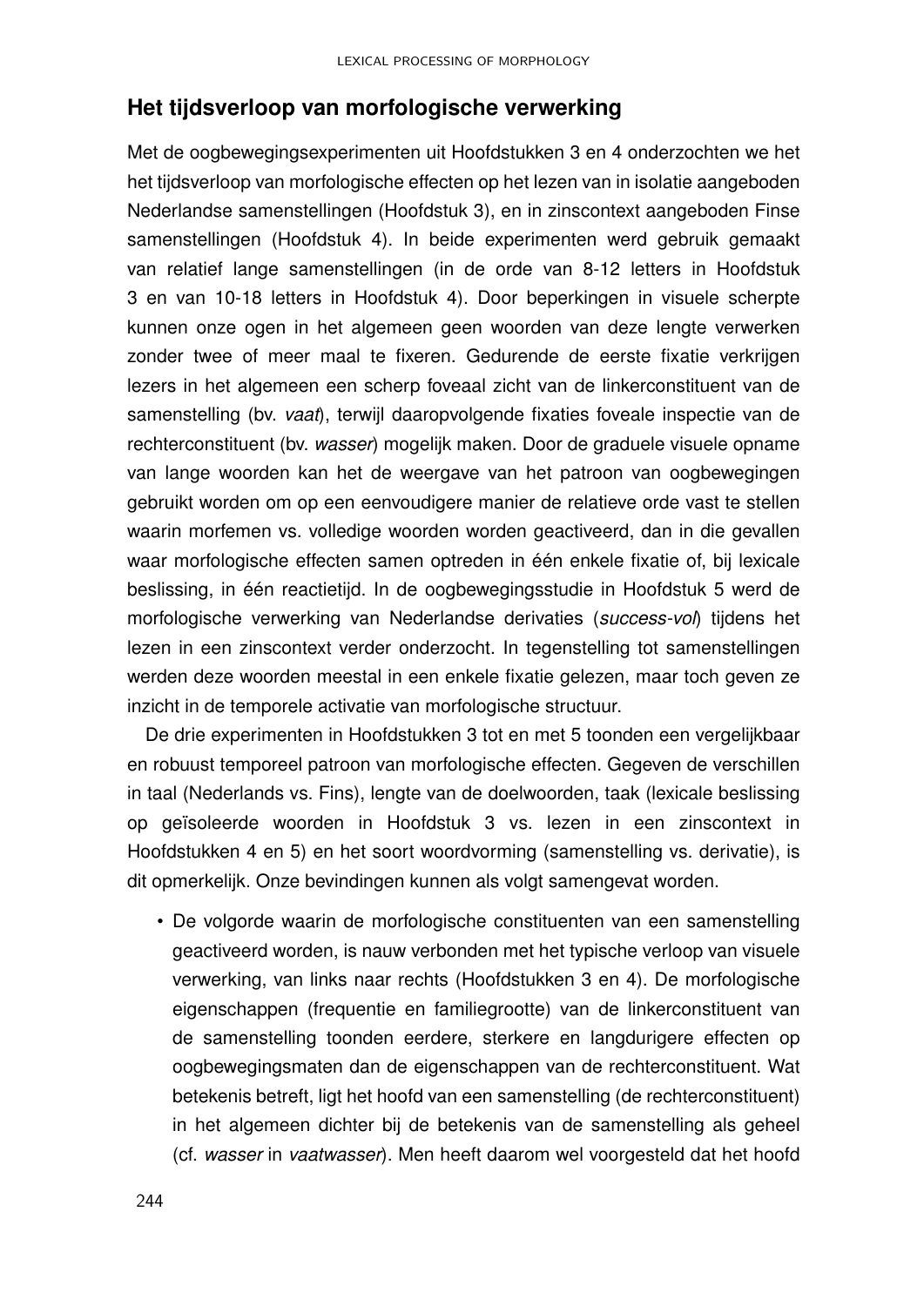## Het tijdsverloop van morfologische verwerking

Met de oogbewegingsexperimenten uit Hoofdstukken 3 en 4 onderzochten we het het tijdsverloop van morfologische effecten op het lezen van in isolatie aangeboden Nederlandse samenstellingen (Hoofdstuk 3), en in zinscontext aangeboden Finse samenstellingen (Hoofdstuk 4). In beide experimenten werd gebruik gemaakt van relatief lange samenstellingen (in de orde van 8-12 letters in Hoofdstuk 3 en van 10-18 letters in Hoofdstuk 4). Door beperkingen in visuele scherpte kunnen onze ogen in het algemeen geen woorden van deze lengte verwerken zonder twee of meer maal te fixeren. Gedurende de eerste fixatie verkrijgen lezers in het algemeen een scherp foveaal zicht van de linkerconstituent van de samenstelling (bv. *vaat*), terwijl daaropvolgende fixaties foveale inspectie van de rechterconstituent (bv. *wasser*) mogelijk maken. Door de graduele visuele opname van lange woorden kan het de weergave van het patroon van oogbewegingen gebruikt worden om op een eenvoudigere manier de relatieve orde vast te stellen waarin morfemen vs. volledige woorden worden geactiveerd, dan in die gevallen waar morfologische effecten samen optreden in één enkele fixatie of, bij lexicale beslissing, in één reactietijd. In de oogbewegingsstudie in Hoofdstuk 5 werd de morfologische verwerking van Nederlandse derivaties (*success-vol*) tijdens het lezen in een zinscontext verder onderzocht. In tegenstelling tot samenstellingen werden deze woorden meestal in een enkele fixatie gelezen, maar toch geven ze inzicht in de temporele activatie van morfologische structuur.

De drie experimenten in Hoofdstukken 3 tot en met 5 toonden een vergelijkbaar en robuust temporeel patroon van morfologische effecten. Gegeven de verschillen in taal (Nederlands vs. Fins), lengte van de doelwoorden, taak (lexicale beslissing op geïsoleerde woorden in Hoofdstuk 3 vs. lezen in een zinscontext in Hoofdstukken 4 en 5) en het soort woordvorming (samenstelling vs. derivatie), is dit opmerkelijk. Onze bevindingen kunnen als volgt samengevat worden.

- De volgorde waarin de morfologische constituenten van een samenstelling geactiveerd worden, is nauw verbonden met het typische verloop van visuele verwerking, van links naar rechts (Hoofdstukken 3 en 4). De morfologische eigenschappen (frequentie en familiegrootte) van de linkerconstituent van de samenstelling toonden eerdere, sterkere en langdurigere effecten op oogbewegingsmaten dan de eigenschappen van de rechterconstituent. Wat betekenis betreft, ligt het hoofd van een samenstelling (de rechterconstituent) in het algemeen dichter bij de betekenis van de samenstelling als geheel (cf. *wasser* in *vaatwasser*). Men heeft daarom wel voorgesteld dat het hoofd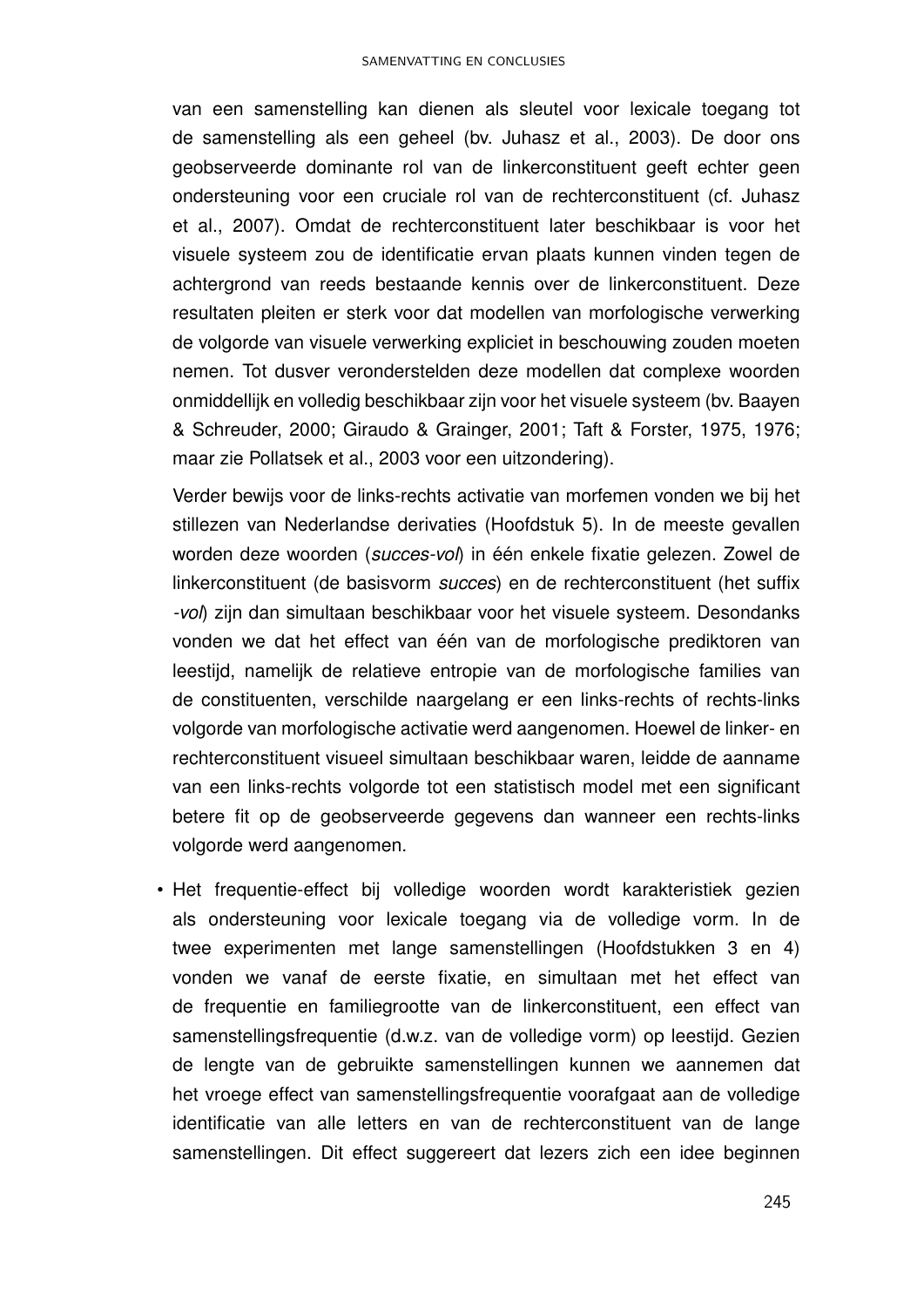van een samenstelling kan dienen als sleutel voor lexicale toegang tot de samenstelling als een geheel (bv. Juhasz et al., 2003). De door ons geobserveerde dominante rol van de linkerconstituent geeft echter geen ondersteuning voor een cruciale rol van de rechterconstituent (cf. Juhasz et al., 2007). Omdat de rechterconstituent later beschikbaar is voor het visuele systeem zou de identificatie ervan plaats kunnen vinden tegen de achtergrond van reeds bestaande kennis over de linkerconstituent. Deze resultaten pleiten er sterk voor dat modellen van morfologische verwerking de volgorde van visuele verwerking expliciet in beschouwing zouden moeten nemen. Tot dusver veronderstelden deze modellen dat complexe woorden onmiddellijk en volledig beschikbaar zijn voor het visuele systeem (bv. Baayen & Schreuder, 2000; Giraudo & Grainger, 2001; Taft & Forster, 1975, 1976; maar zie Pollatsek et al., 2003 voor een uitzondering).

Verder bewijs voor de links-rechts activatie van morfemen vonden we bij het stillezen van Nederlandse derivaties (Hoofdstuk 5). In de meeste gevallen worden deze woorden (*succes-vol*) in één enkele fixatie gelezen. Zowel de linkerconstituent (de basisvorm *succes*) en de rechterconstituent (het suffix *-vol*) zijn dan simultaan beschikbaar voor het visuele systeem. Desondanks vonden we dat het effect van één van de morfologische prediktoren van leestijd, namelijk de relatieve entropie van de morfologische families van de constituenten, verschilde naargelang er een links-rechts of rechts-links volgorde van morfologische activatie werd aangenomen. Hoewel de linker- en rechterconstituent visueel simultaan beschikbaar waren, leidde de aanname van een links-rechts volgorde tot een statistisch model met een significant betere fit op de geobserveerde gegevens dan wanneer een rechts-links volgorde werd aangenomen.

- Het frequentie-effect bij volledige woorden wordt karakteristiek gezien als ondersteuning voor lexicale toegang via de volledige vorm. In de twee experimenten met lange samenstellingen (Hoofdstukken 3 en 4) vonden we vanaf de eerste fixatie, en simultaan met het effect van de frequentie en familiegrootte van de linkerconstituent, een effect van samenstellingsfrequentie (d.w.z. van de volledige vorm) op leestijd. Gezien de lengte van de gebruikte samenstellingen kunnen we aannemen dat het vroege effect van samenstellingsfrequentie voorafgaat aan de volledige identificatie van alle letters en van de rechterconstituent van de lange samenstellingen. Dit effect suggereert dat lezers zich een idee beginnen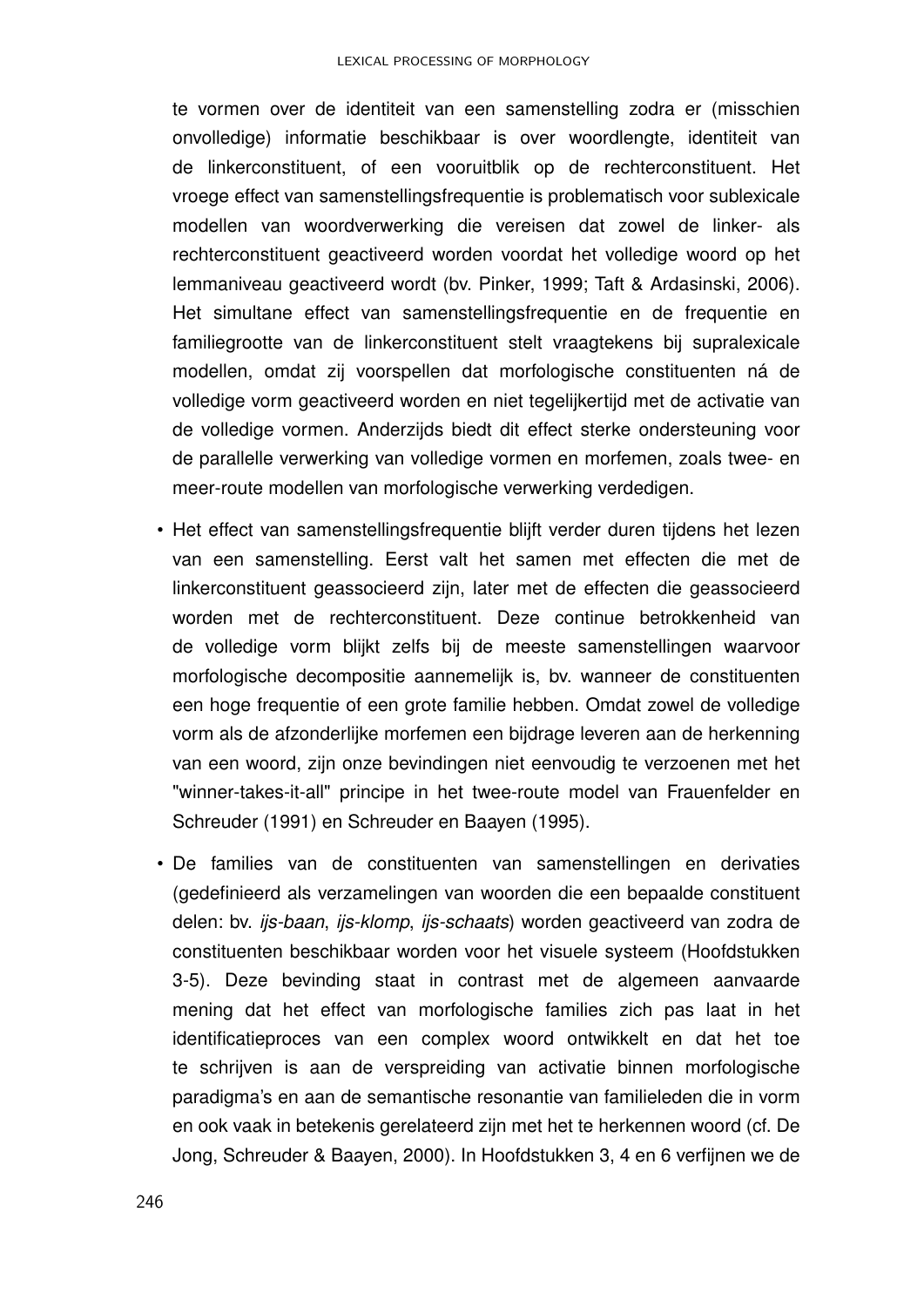te vormen over de identiteit van een samenstelling zodra er (misschien onvolledige) informatie beschikbaar is over woordlengte, identiteit van de linkerconstituent, of een vooruitblik op de rechterconstituent. Het vroege effect van samenstellingsfrequentie is problematisch voor sublexicale modellen van woordverwerking die vereisen dat zowel de linker- als rechterconstituent geactiveerd worden voordat het volledige woord op het lemmaniveau geactiveerd wordt (bv. Pinker, 1999; Taft & Ardasinski, 2006). Het simultane effect van samenstellingsfrequentie en de frequentie en familiegrootte van de linkerconstituent stelt vraagtekens bij supralexicale modellen, omdat zij voorspellen dat morfologische constituenten ná de volledige vorm geactiveerd worden en niet tegelijkertijd met de activatie van de volledige vormen. Anderzijds biedt dit effect sterke ondersteuning voor de parallelle verwerking van volledige vormen en morfemen, zoals twee- en meer-route modellen van morfologische verwerking verdedigen.

- Het effect van samenstellingsfrequentie blijft verder duren tijdens het lezen van een samenstelling. Eerst valt het samen met effecten die met de linkerconstituent geassocieerd zijn, later met de effecten die geassocieerd worden met de rechterconstituent. Deze continue betrokkenheid van de volledige vorm blijkt zelfs bij de meeste samenstellingen waarvoor morfologische decompositie aannemelijk is, bv. wanneer de constituenten een hoge frequentie of een grote familie hebben. Omdat zowel de volledige vorm als de afzonderlijke morfemen een bijdrage leveren aan de herkenning van een woord, zijn onze bevindingen niet eenvoudig te verzoenen met het "winner-takes-it-all" principe in het twee-route model van Frauenfelder en Schreuder (1991) en Schreuder en Baayen (1995).

- De families van de constituenten van samenstellingen en derivaties (gedefinieerd als verzamelingen van woorden die een bepaalde constituent delen: bv. *ijs-baan*, *ijs-klomp*, *ijs-schaats*) worden geactiveerd van zodra de constituenten beschikbaar worden voor het visuele systeem (Hoofdstukken 3-5). Deze bevinding staat in contrast met de algemeen aanvaarde mening dat het effect van morfologische families zich pas laat in het identificatieproces van een complex woord ontwikkelt en dat het toe te schrijven is aan de verspreiding van activatie binnen morfologische paradigma's en aan de semantische resonantie van familieleden die in vorm en ook vaak in betekenis gerelateerd zijn met het te herkennen woord (cf. De Jong, Schreuder & Baayen, 2000). In Hoofdstukken 3, 4 en 6 verfijnen we de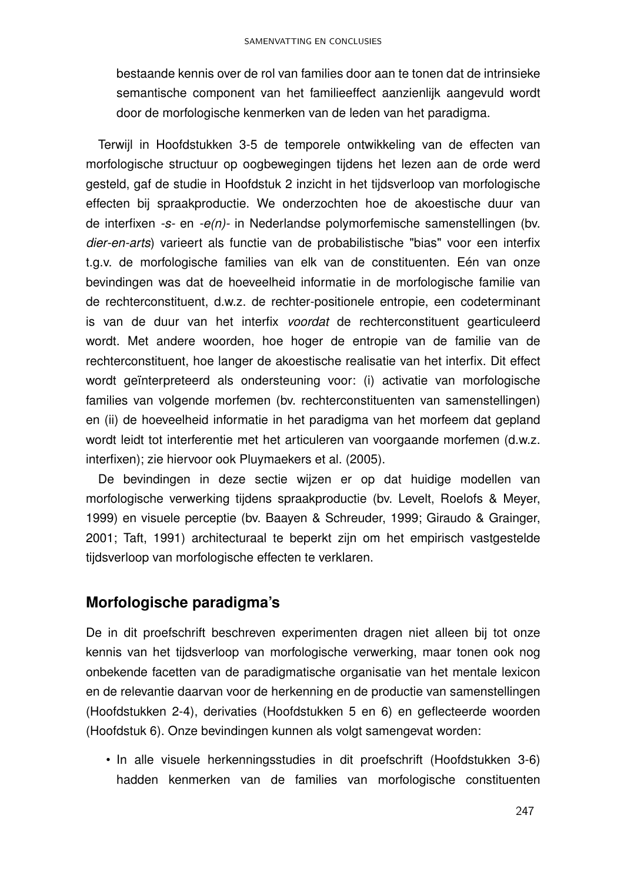bestaande kennis over de rol van families door aan te tonen dat de intrinsieke semantische component van het familieeffect aanzienlijk aangevuld wordt door de morfologische kenmerken van de leden van het paradigma.

Terwijl in Hoofdstukken 3-5 de temporele ontwikkeling van de effecten van morfologische structuur op oogbewegingen tijdens het lezen aan de orde werd gesteld, gaf de studie in Hoofdstuk 2 inzicht in het tijdsverloop van morfologische effecten bij spraakproductie. We onderzochten hoe de akoestische duur van de interfixen *-s-* en *-e(n)-* in Nederlandse polymorfemische samenstellingen (bv. *dier-en-arts*) varieert als functie van de probabilistische "bias" voor een interfix t.g.v. de morfologische families van elk van de constituenten. Eén van onze bevindingen was dat de hoeveelheid informatie in de morfologische familie van de rechterconstituent, d.w.z. de rechter-positionele entropie, een codeterminant is van de duur van het interfix *voordat* de rechterconstituent gearticuleerd wordt. Met andere woorden, hoe hoger de entropie van de familie van de rechterconstituent, hoe langer de akoestische realisatie van het interfix. Dit effect wordt geïnterpreteerd als ondersteuning voor: (i) activatie van morfologische families van volgende morfemen (bv. rechterconstituenten van samenstellingen) en (ii) de hoeveelheid informatie in het paradigma van het morfeem dat gepland wordt leidt tot interferentie met het articuleren van voorgaande morfemen (d.w.z. interfixen); zie hiervoor ook Pluymaekers et al. (2005).

De bevindingen in deze sectie wijzen er op dat huidige modellen van morfologische verwerking tijdens spraakproductie (bv. Levelt, Roelofs & Meyer, 1999) en visuele perceptie (bv. Baayen & Schreuder, 1999; Giraudo & Grainger, 2001; Taft, 1991) architecturaal te beperkt zijn om het empirisch vastgestelde tijdsverloop van morfologische effecten te verklaren.

## Morfologische paradigma's

De in dit proefschrift beschreven experimenten dragen niet alleen bij tot onze kennis van het tijdsverloop van morfologische verwerking, maar tonen ook nog onbekende facetten van de paradigmatische organisatie van het mentale lexicon en de relevantie daarvan voor de herkenning en de productie van samenstellingen (Hoofdstukken 2-4), derivaties (Hoofdstukken 5 en 6) en geflecteerde woorden (Hoofdstuk 6). Onze bevindingen kunnen als volgt samengevat worden:

- In alle visuele herkenningsstudies in dit proefschrift (Hoofdstukken 3-6) hadden kenmerken van de families van morfologische constituenten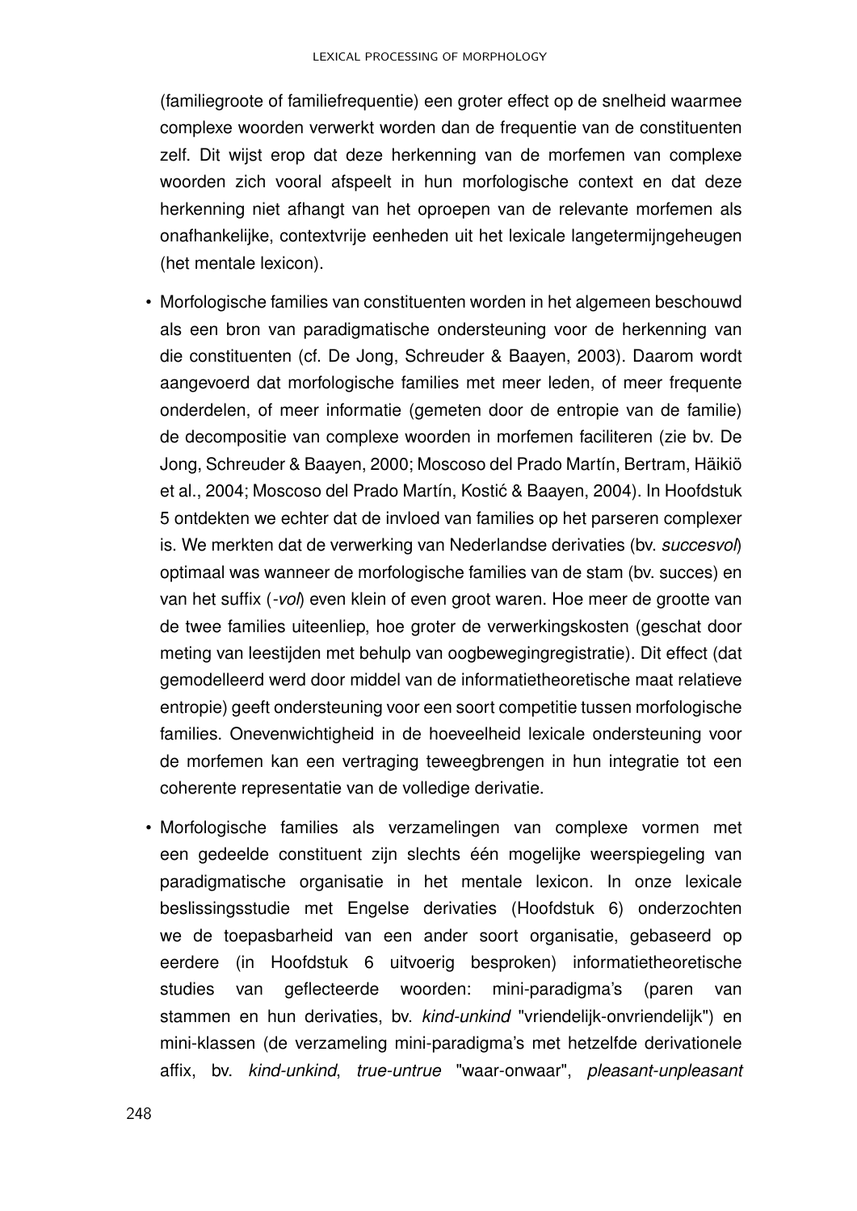(familiegroote of familiefrequentie) een groter effect op de snelheid waarmee complexe woorden verwerkt worden dan de frequentie van de constituenten zelf. Dit wijst erop dat deze herkenning van de morfemen van complexe woorden zich vooral afspeelt in hun morfologische context en dat deze herkenning niet afhangt van het oproepen van de relevante morfemen als onafhankelijke, contextvrije eenheden uit het lexicale langetermijngeheugen (het mentale lexicon).

- Morfologische families van constituenten worden in het algemeen beschouwd als een bron van paradigmatische ondersteuning voor de herkenning van die constituenten (cf. De Jong, Schreuder & Baayen, 2003). Daarom wordt aangevoerd dat morfologische families met meer leden, of meer frequente onderdelen, of meer informatie (gemeten door de entropie van de familie) de decompositie van complexe woorden in morfemen faciliteren (zie bv. De Jong, Schreuder & Baayen, 2000; Moscoso del Prado Martín, Bertram, Häikiö et al., 2004; Moscoso del Prado Martín, Kostić & Baayen, 2004). In Hoofdstuk 5 ontdekten we echter dat de invloed van families op het parseren complexer is. We merkten dat de verwerking van Nederlandse derivaties (bv. *succesvol*) optimaal was wanneer de morfologische families van de stam (bv. succes) en van het suffix (*-vol*) even klein of even groot waren. Hoe meer de grootte van de twee families uiteenliep, hoe groter de verwerkingskosten (geschat door meting van leestijden met behulp van oogbewegingregistratie). Dit effect (dat gemodelleerd werd door middel van de informatietheoretische maat relatieve entropie) geeft ondersteuning voor een soort competitie tussen morfologische families. Onevenwichtigheid in de hoeveelheid lexicale ondersteuning voor de morfemen kan een vertraging teweegbrengen in hun integratie tot een coherente representatie van de volledige derivatie.

- Morfologische families als verzamelingen van complexe vormen met een gedeelde constituent zijn slechts één mogelijke weerspiegeling van paradigmatische organisatie in het mentale lexicon. In onze lexicale beslissingsstudie met Engelse derivaties (Hoofdstuk 6) onderzochten we de toepasbarheid van een ander soort organisatie, gebaseerd op eerdere (in Hoofdstuk 6 uitvoerig besproken) informatietheoretische studies van geflecteerde woorden: mini-paradigma's (paren van stammen en hun derivaties, bv. *kind-unkind* "vriendelijk-onvriendelijk") en mini-klassen (de verzameling mini-paradigma's met hetzelfde derivationele affix, bv. *kind-unkind*, *true-untrue* "waar-onwaar", *pleasant-unpleasant*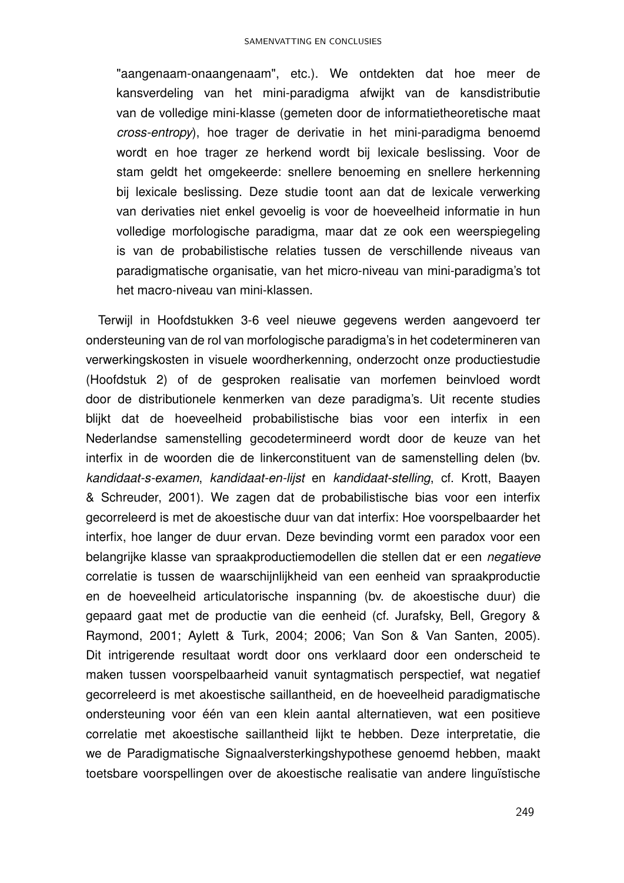"aangenaam-onaangenaam", etc.). We ontdekten dat hoe meer de kansverdeling van het mini-paradigma afwijkt van de kansdistributie van de volledige mini-klasse (gemeten door de informatietheoretische maat *cross-entropy*), hoe trager de derivatie in het mini-paradigma benoemd wordt en hoe trager ze herkend wordt bij lexicale beslissing. Voor de stam geldt het omgekeerde: snellere benoeming en snellere herkenning bij lexicale beslissing. Deze studie toont aan dat de lexicale verwerking van derivaties niet enkel gevoelig is voor de hoeveelheid informatie in hun volledige morfologische paradigma, maar dat ze ook een weerspiegeling is van de probabilistische relaties tussen de verschillende niveaus van paradigmatische organisatie, van het micro-niveau van mini-paradigma's tot het macro-niveau van mini-klassen.

Terwijl in Hoofdstukken 3-6 veel nieuwe gegevens werden aangevoerd ter ondersteuning van de rol van morfologische paradigma's in het codetermineren van verwerkingskosten in visuele woordherkenning, onderzocht onze productiestudie (Hoofdstuk 2) of de gesproken realisatie van morfemen beinvloed wordt door de distributionele kenmerken van deze paradigma's. Uit recente studies blijkt dat de hoeveelheid probabilistische bias voor een interfix in een Nederlandse samenstelling gecodetermineerd wordt door de keuze van het interfix in de woorden die de linkerconstituent van de samenstelling delen (bv. *kandidaat-s-examen*, *kandidaat-en-lijst* en *kandidaat-stelling*, cf. Krott, Baayen & Schreuder, 2001). We zagen dat de probabilistische bias voor een interfix gecorreleerd is met de akoestische duur van dat interfix: Hoe voorspelbaarder het interfix, hoe langer de duur ervan. Deze bevinding vormt een paradox voor een belangrijke klasse van spraakproductiemodellen die stellen dat er een *negatieve* correlatie is tussen de waarschijnlijkheid van een eenheid van spraakproductie en de hoeveelheid articulatorische inspanning (bv. de akoestische duur) die gepaard gaat met de productie van die eenheid (cf. Jurafsky, Bell, Gregory & Raymond, 2001; Aylett & Turk, 2004; 2006; Van Son & Van Santen, 2005). Dit intrigerende resultaat wordt door ons verklaard door een onderscheid te maken tussen voorspelbaarheid vanuit syntagmatisch perspectief, wat negatief gecorreleerd is met akoestische saillantheid, en de hoeveelheid paradigmatische ondersteuning voor één van een klein aantal alternatieven, wat een positieve correlatie met akoestische saillantheid lijkt te hebben. Deze interpretatie, die we de Paradigmatische Signaalversterkingshypothese genoemd hebben, maakt toetsbare voorspellingen over de akoestische realisatie van andere linguïstische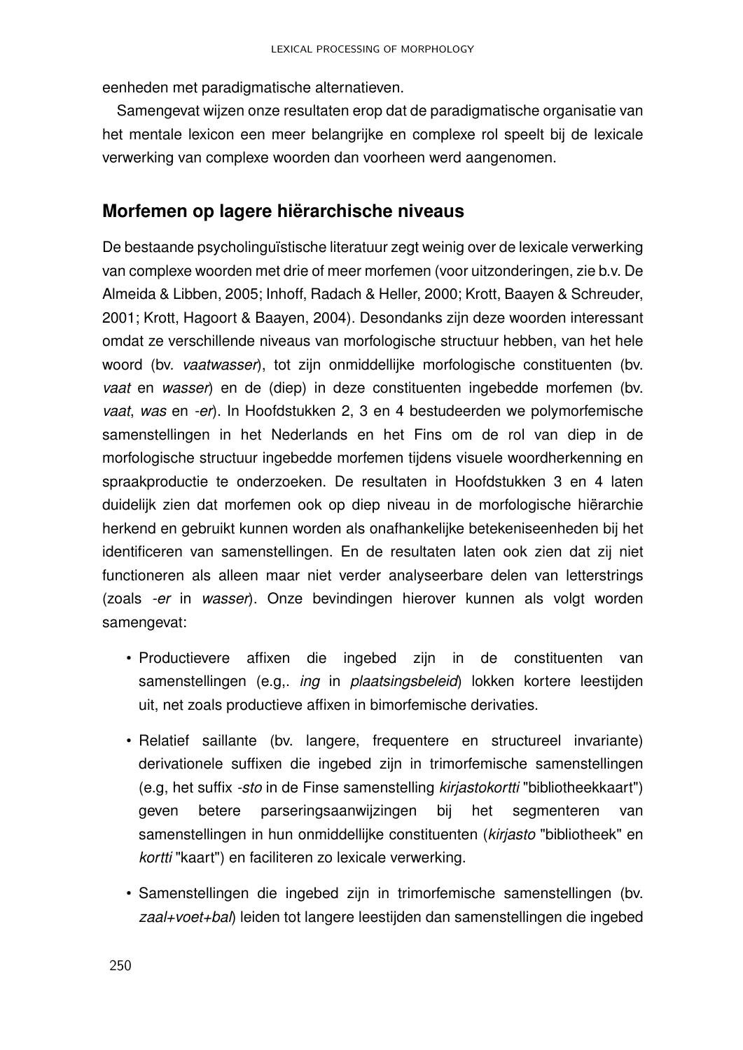eenheden met paradigmatische alternatieven.

Samengevat wijzen onze resultaten erop dat de paradigmatische organisatie van het mentale lexicon een meer belangrijke en complexe rol speelt bij de lexicale verwerking van complexe woorden dan voorheen werd aangenomen.

## Morfemen op lagere hiërarchische niveaus

De bestaande psycholinguïstische literatuur zegt weinig over de lexicale verwerking van complexe woorden met drie of meer morfemen (voor uitzonderingen, zie b.v. De Almeida & Libben, 2005; Inhoff, Radach & Heller, 2000; Krott, Baayen & Schreuder, 2001; Krott, Hagoort & Baayen, 2004). Desondanks zijn deze woorden interessant omdat ze verschillende niveaus van morfologische structuur hebben, van het hele woord (bv. *vaatwasser*), tot zijn onmiddellijke morfologische constituenten (bv. *vaat* en *wasser*) en de (diep) in deze constituenten ingebedde morfemen (bv. *vaat*, *was* en *-er*). In Hoofdstukken 2, 3 en 4 bestudeerden we polymorfemische samenstellingen in het Nederlands en het Fins om de rol van diep in de morfologische structuur ingebedde morfemen tijdens visuele woordherkenning en spraakproductie te onderzoeken. De resultaten in Hoofdstukken 3 en 4 laten duidelijk zien dat morfemen ook op diep niveau in de morfologische hiërarchie herkend en gebruikt kunnen worden als onafhankelijke betekeniseenheden bij het identificeren van samenstellingen. En de resultaten laten ook zien dat zij niet functioneren als alleen maar niet verder analyseerbare delen van letterstrings (zoals *-er* in *wasser*). Onze bevindingen hierover kunnen als volgt worden samengevat:

- Productievere affixen die ingebed zijn in de constituenten van samenstellingen (e.g,. *ing* in *plaatsingsbeleid*) lokken kortere leestijden uit, net zoals productieve affixen in bimorfemische derivaties.
- Relatief saillante (bv. langere, frequentere en structureel invariante) derivationele suffixen die ingebed zijn in trimorfemische samenstellingen (e.g, het suffix *-sto* in de Finse samenstelling *kirjastokortti* "bibliotheekkaart") geven betere parseringsaanwijzingen bij het segmenteren van samenstellingen in hun onmiddellijke constituenten (*kirjasto* "bibliotheek" en *kortti* "kaart") en faciliteren zo lexicale verwerking.
- Samenstellingen die ingebed zijn in trimorfemische samenstellingen (bv. *zaal+voet+bal*) leiden tot langere leestijden dan samenstellingen die ingebed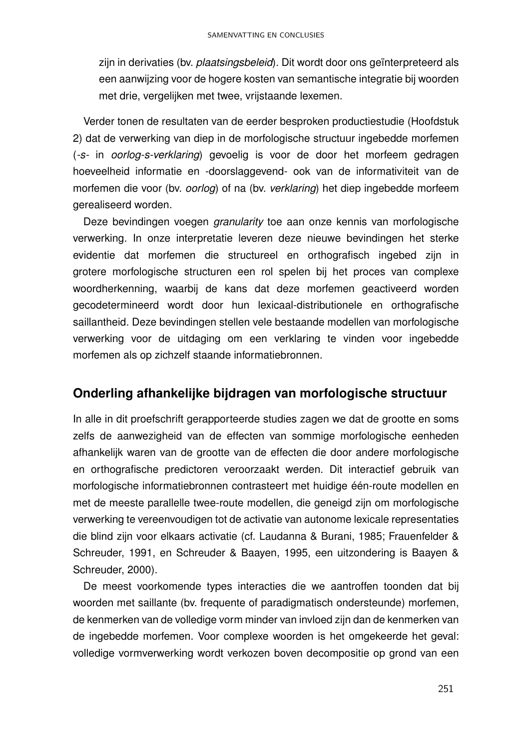zijn in derivaties (bv. *plaatsingsbeleid*). Dit wordt door ons geïnterpreteerd als een aanwijzing voor de hogere kosten van semantische integratie bij woorden met drie, vergelijken met twee, vrijstaande lexemen.

Verder tonen de resultaten van de eerder besproken productiestudie (Hoofdstuk 2) dat de verwerking van diep in de morfologische structuur ingebedde morfemen (*-s-* in *oorlog-s-verklaring*) gevoelig is voor de door het morfeem gedragen hoeveelheid informatie en -doorslaggevend- ook van de informativiteit van de morfemen die voor (bv. *oorlog*) of na (bv. *verklaring*) het diep ingebedde morfeem gerealiseerd worden.

Deze bevindingen voegen *granularity* toe aan onze kennis van morfologische verwerking. In onze interpretatie leveren deze nieuwe bevindingen het sterke evidentie dat morfemen die structureel en orthografisch ingebed zijn in grotere morfologische structuren een rol spelen bij het proces van complexe woordherkenning, waarbij de kans dat deze morfemen geactiveerd worden gecodetermineerd wordt door hun lexicaal-distributionele en orthografische saillantheid. Deze bevindingen stellen vele bestaande modellen van morfologische verwerking voor de uitdaging om een verklaring te vinden voor ingebedde morfemen als op zichzelf staande informatiebronnen.

## Onderling afhankelijke bijdragen van morfologische structuur

In alle in dit proefschrift gerapporteerde studies zagen we dat de grootte en soms zelfs de aanwezigheid van de effecten van sommige morfologische eenheden afhankelijk waren van de grootte van de effecten die door andere morfologische en orthografische predictoren veroorzaakt werden. Dit interactief gebruik van morfologische informatiebronnen contrasteert met huidige één-route modellen en met de meeste parallelle twee-route modellen, die geneigd zijn om morfologische verwerking te vereenvoudigen tot de activatie van autonome lexicale representaties die blind zijn voor elkaars activatie (cf. Laudanna & Burani, 1985; Frauenfelder & Schreuder, 1991, en Schreuder & Baayen, 1995, een uitzondering is Baayen & Schreuder, 2000).

De meest voorkomende types interacties die we aantroffen toonden dat bij woorden met saillante (bv. frequente of paradigmatisch ondersteunde) morfemen, de kenmerken van de volledige vorm minder van invloed zijn dan de kenmerken van de ingebedde morfemen. Voor complexe woorden is het omgekeerde het geval: volledige vormverwerking wordt verkozen boven decompositie op grond van een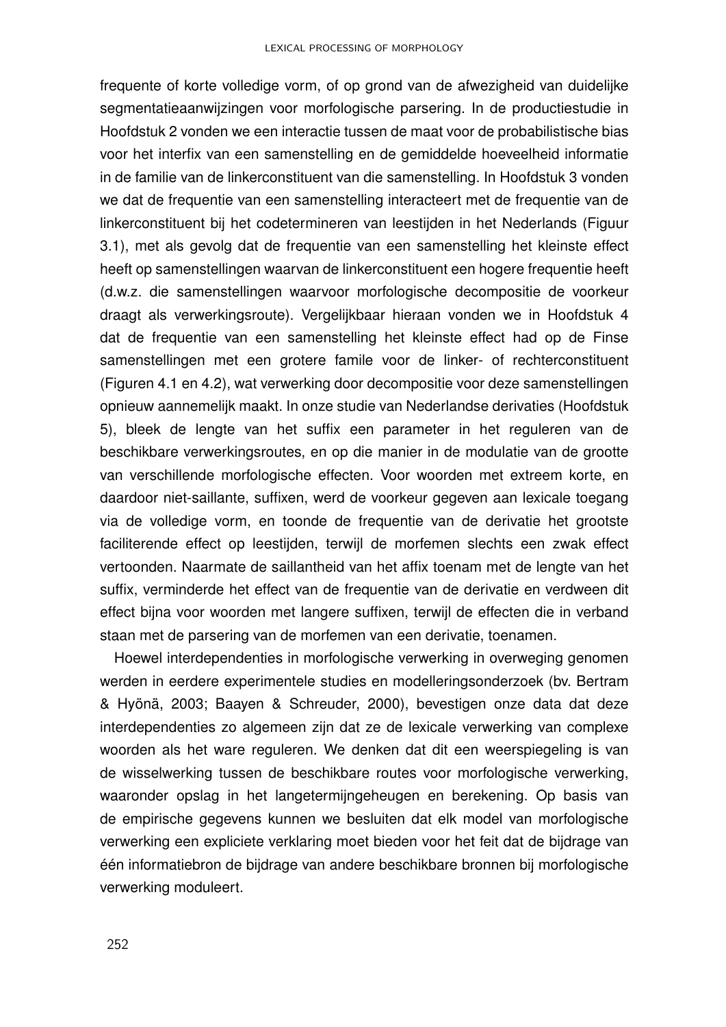frequente of korte volledige vorm, of op grond van de afwezigheid van duidelijke segmentatieaanwijzingen voor morfologische parsering. In de productiestudie in Hoofdstuk 2 vonden we een interactie tussen de maat voor de probabilistische bias voor het interfix van een samenstelling en de gemiddelde hoeveelheid informatie in de familie van de linkerconstituent van die samenstelling. In Hoofdstuk 3 vonden we dat de frequentie van een samenstelling interacteert met de frequentie van de linkerconstituent bij het codetermineren van leestijden in het Nederlands (Figuur 3.1), met als gevolg dat de frequentie van een samenstelling het kleinste effect heeft op samenstellingen waarvan de linkerconstituent een hogere frequentie heeft (d.w.z. die samenstellingen waarvoor morfologische decompositie de voorkeur draagt als verwerkingsroute). Vergelijkbaar hieraan vonden we in Hoofdstuk 4 dat de frequentie van een samenstelling het kleinste effect had op de Finse samenstellingen met een grotere famile voor de linker- of rechterconstituent (Figuren 4.1 en 4.2), wat verwerking door decompositie voor deze samenstellingen opnieuw aannemelijk maakt. In onze studie van Nederlandse derivaties (Hoofdstuk 5), bleek de lengte van het suffix een parameter in het reguleren van de beschikbare verwerkingsroutes, en op die manier in de modulatie van de grootte van verschillende morfologische effecten. Voor woorden met extreem korte, en daardoor niet-saillante, suffixen, werd de voorkeur gegeven aan lexicale toegang via de volledige vorm, en toonde de frequentie van de derivatie het grootste faciliterende effect op leestijden, terwijl de morfemen slechts een zwak effect vertoonden. Naarmate de saillantheid van het affix toenam met de lengte van het suffix, verminderde het effect van de frequentie van de derivatie en verdween dit effect bijna voor woorden met langere suffixen, terwijl de effecten die in verband staan met de parsering van de morfemen van een derivatie, toenamen.

Hoewel interdependenties in morfologische verwerking in overweging genomen werden in eerdere experimentele studies en modelleringsonderzoek (bv. Bertram & Hyönä, 2003; Baayen & Schreuder, 2000), bevestigen onze data dat deze interdependenties zo algemeen zijn dat ze de lexicale verwerking van complexe woorden als het ware reguleren. We denken dat dit een weerspiegeling is van de wisselwerking tussen de beschikbare routes voor morfologische verwerking, waaronder opslag in het langetermijngeheugen en berekening. Op basis van de empirische gegevens kunnen we besluiten dat elk model van morfologische verwerking een expliciete verklaring moet bieden voor het feit dat de bijdrage van één informatiebron de bijdrage van andere beschikbare bronnen bij morfologische verwerking moduleert.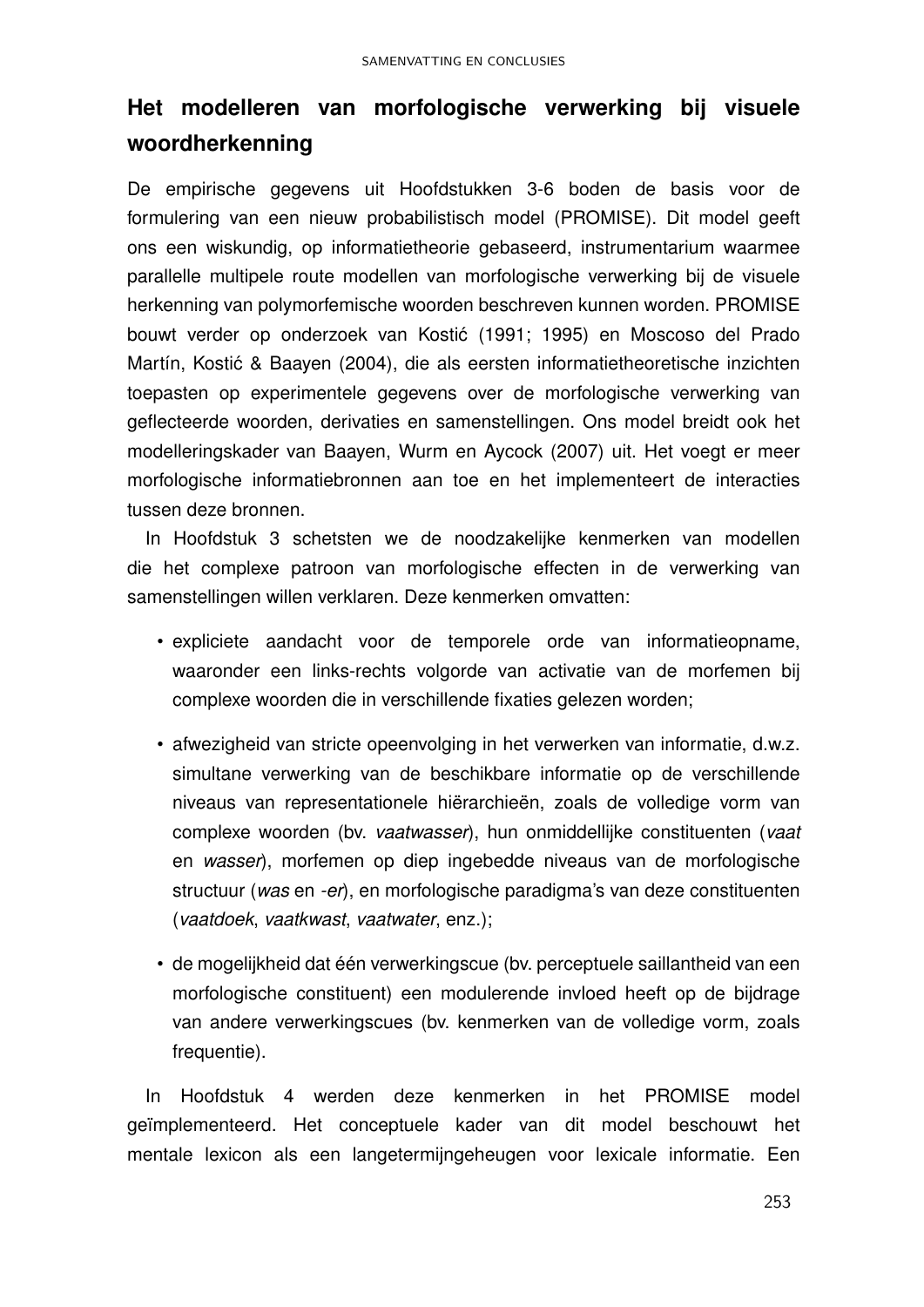## Het modelleren van morfologische verwerking bij visuele woordherkenning

De empirische gegevens uit Hoofdstukken 3-6 boden de basis voor de formulering van een nieuw probabilistisch model (PROMISE). Dit model geeft ons een wiskundig, op informatietheorie gebaseerd, instrumentarium waarmee parallelle multipele route modellen van morfologische verwerking bij de visuele herkenning van polymorfemische woorden beschreven kunnen worden. PROMISE bouwt verder op onderzoek van Kostić (1991; 1995) en Moscoso del Prado Martín, Kostić & Baayen (2004), die als eersten informatietheoretische inzichten toepasten op experimentele gegevens over de morfologische verwerking van geflecteerde woorden, derivaties en samenstellingen. Ons model breidt ook het modelleringskader van Baayen, Wurm en Aycock (2007) uit. Het voegt er meer morfologische informatiebronnen aan toe en het implementeert de interacties tussen deze bronnen.

In Hoofdstuk 3 schetsten we de noodzakelijke kenmerken van modellen die het complexe patroon van morfologische effecten in de verwerking van samenstellingen willen verklaren. Deze kenmerken omvatten:

- expliciete aandacht voor de temporele orde van informatieopname, waaronder een links-rechts volgorde van activatie van de morfemen bij complexe woorden die in verschillende fixaties gelezen worden;
- afwezigheid van stricte opeenvolging in het verwerken van informatie, d.w.z. simultane verwerking van de beschikbare informatie op de verschillende niveaus van representationele hiërarchieën, zoals de volledige vorm van complexe woorden (bv. *vaatwasser*), hun onmiddellijke constituenten (*vaat* en *wasser*), morfemen op diep ingebedde niveaus van de morfologische structuur (*was* en *-er*), en morfologische paradigma's van deze constituenten (*vaatdoek*, *vaatkwast*, *vaatwater*, enz.);
- de mogelijkheid dat één verwerkingscue (bv. perceptuele saillantheid van een morfologische constituent) een modulerende invloed heeft op de bijdrage van andere verwerkingscues (bv. kenmerken van de volledige vorm, zoals frequentie).

In Hoofdstuk 4 werden deze kenmerken in het PROMISE model geïmplementeerd. Het conceptuele kader van dit model beschouwt het mentale lexicon als een langetermijngeheugen voor lexicale informatie. Een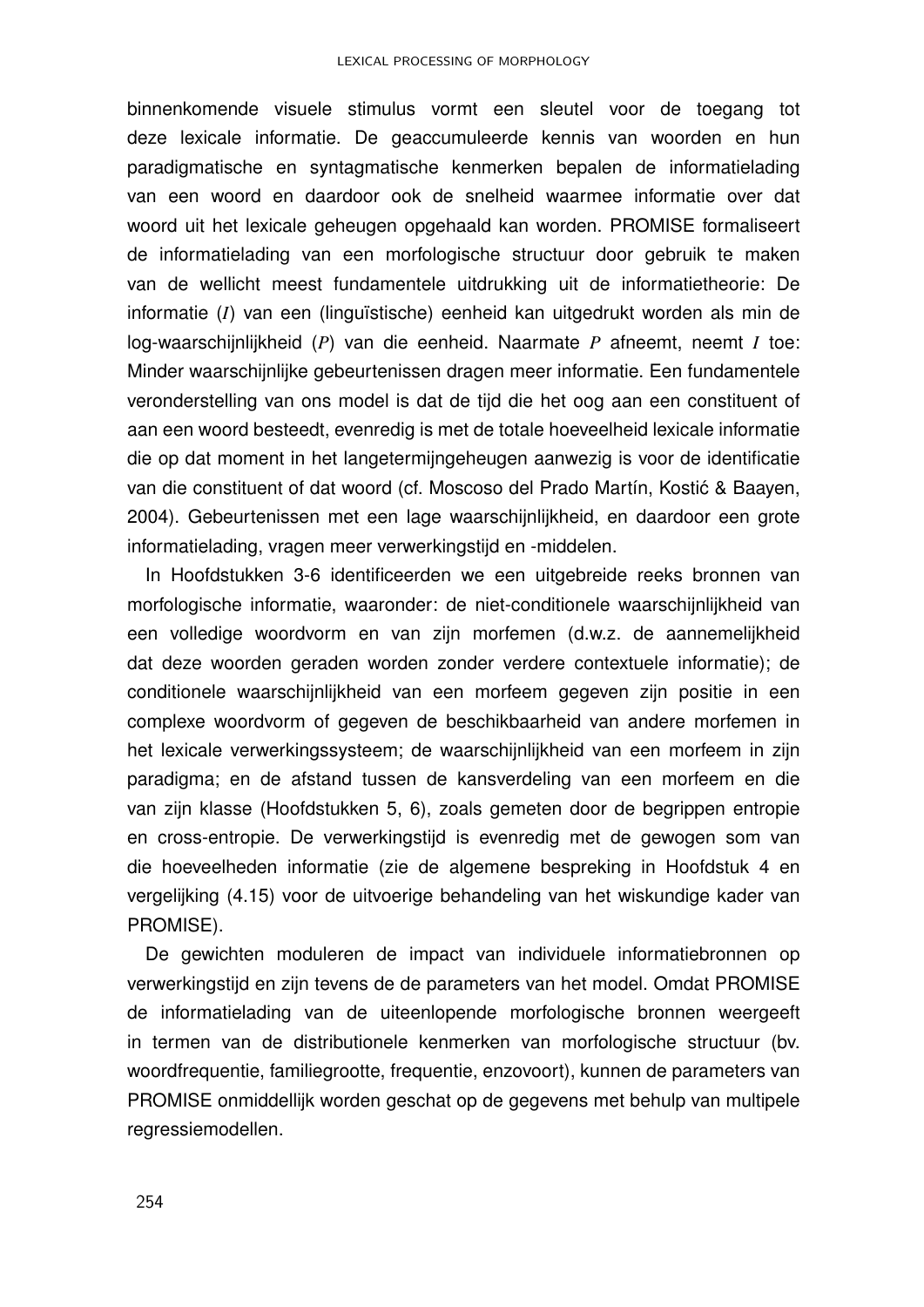binnenkomende visuele stimulus vormt een sleutel voor de toegang tot deze lexicale informatie. De geaccumuleerde kennis van woorden en hun paradigmatische en syntagmatische kenmerken bepalen de informatielading van een woord en daardoor ook de snelheid waarmee informatie over dat woord uit het lexicale geheugen opgehaald kan worden. PROMISE formaliseert de informatielading van een morfologische structuur door gebruik te maken van de wellicht meest fundamentele uitdrukking uit de informatietheorie: De informatie ($I$) van een (linguïstische) eenheid kan uitgedrukt worden als min de log-waarschijnlijkheid ($P$) van die eenheid. Naarmate $P$ afneemt, neemt $I$ toe: Minder waarschijnlijke gebeurtenissen dragen meer informatie. Een fundamentele veronderstelling van ons model is dat de tijd die het oog aan een constituent of aan een woord besteedt, evenredig is met de totale hoeveelheid lexicale informatie die op dat moment in het langetermijngeheugen aanwezig is voor de identificatie van die constituent of dat woord (cf. Moscoso del Prado Martín, Kostić & Baayen, 2004). Gebeurtenissen met een lage waarschijnlijkheid, en daardoor een grote informatielading, vragen meer verwerkingstijd en -middelen.

In Hoofdstukken 3-6 identificeerden we een uitgebreide reeks bronnen van morfologische informatie, waaronder: de niet-conditionele waarschijnlijkheid van een volledige woordvorm en van zijn morfemen (d.w.z. de aannemelijkheid dat deze woorden geraden worden zonder verdere contextuele informatie); de conditionele waarschijnlijkheid van een morfeem gegeven zijn positie in een complexe woordvorm of gegeven de beschikbaarheid van andere morfemen in het lexicale verwerkingssysteem; de waarschijnlijkheid van een morfeem in zijn paradigma; en de afstand tussen de kansverdeling van een morfeem en die van zijn klasse (Hoofdstukken 5, 6), zoals gemeten door de begrippen entropie en cross-entropie. De verwerkingstijd is evenredig met de gewogen som van die hoeveelheden informatie (zie de algemene bespreking in Hoofdstuk 4 en vergelijking (4.15) voor de uitvoerige behandeling van het wiskundige kader van PROMISE).

De gewichten moduleren de impact van individuele informatiebronnen op verwerkingstijd en zijn tevens de de parameters van het model. Omdat PROMISE de informatielading van de uiteenlopende morfologische bronnen weergeeft in termen van de distributionele kenmerken van morfologische structuur (bv. woordfrequentie, familiegrootte, frequentie, enzovoort), kunnen de parameters van PROMISE onmiddellijk worden geschat op de gegevens met behulp van multipele regressiemodellen.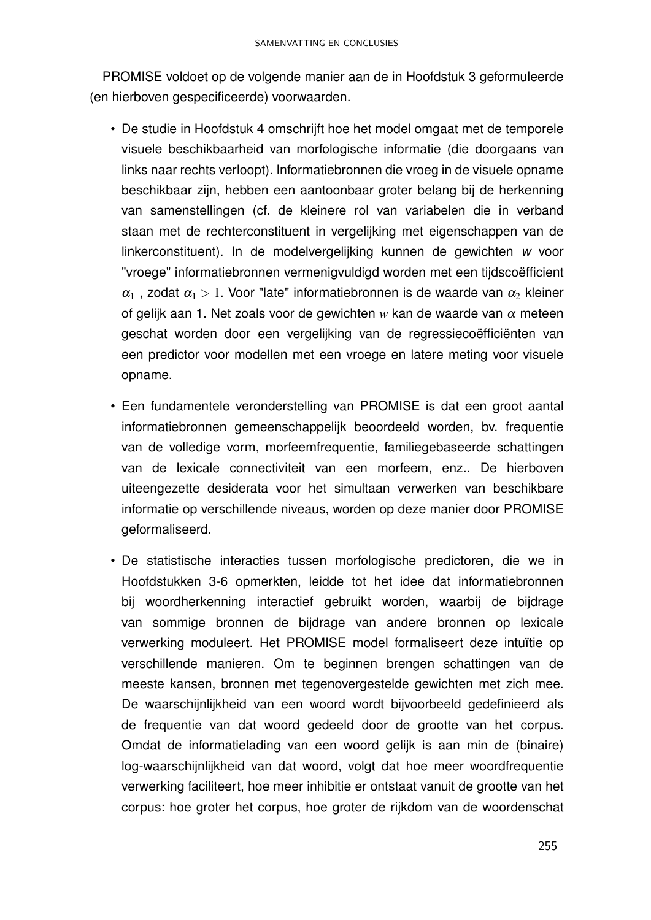PROMISE voldoet op de volgende manier aan de in Hoofdstuk 3 geformuleerde (en hierboven gespecificeerde) voorwaarden.

- De studie in Hoofdstuk 4 omschrijft hoe het model omgaat met de temporele visuele beschikbaarheid van morfologische informatie (die doorgaans van links naar rechts verloopt). Informatiebronnen die vroeg in de visuele opname beschikbaar zijn, hebben een aantoonbaar groter belang bij de herkenning van samenstellingen (cf. de kleinere rol van variabelen die in verband staan met de rechterconstituent in vergelijking met eigenschappen van de linkerconstituent). In de modelvergelijking kunnen de gewichten *w* voor "vroege" informatiebronnen vermenigvuldigd worden met een tijdscoëfficient $\alpha_1$ , zodat $\alpha_1 > 1$. Voor "late" informatiebronnen is de waarde van $\alpha_2$ kleiner of gelijk aan 1. Net zoals voor de gewichten $w$ kan de waarde van $\alpha$ meteen geschat worden door een vergelijking van de regressiecoëfficiënten van een predictor voor modellen met een vroege en latere meting voor visuele opname.

- Een fundamentele veronderstelling van PROMISE is dat een groot aantal informatiebronnen gemeenschappelijk beoordeeld worden, bv. frequentie van de volledige vorm, morfeemfrequentie, familiegebaseerde schattingen van de lexicale connectiviteit van een morfeem, enz.. De hierboven uiteengezette desiderata voor het simultaan verwerken van beschikbare informatie op verschillende niveaus, worden op deze manier door PROMISE geformaliseerd.

- De statistische interacties tussen morfologische predictoren, die we in Hoofdstukken 3-6 opmerkten, leidde tot het idee dat informatiebronnen bij woordherkenning interactief gebruikt worden, waarbij de bijdrage van sommige bronnen de bijdrage van andere bronnen op lexicale verwerking moduleert. Het PROMISE model formaliseert deze intuïtie op verschillende manieren. Om te beginnen brengen schattingen van de meeste kansen, bronnen met tegenovergestelde gewichten met zich mee. De waarschijnlijkheid van een woord wordt bijvoorbeeld gedefinieerd als de frequentie van dat woord gedeeld door de grootte van het corpus. Omdat de informatielading van een woord gelijk is aan min de (binaire) log-waarschijnlijkheid van dat woord, volgt dat hoe meer woordfrequentie verwerking faciliteert, hoe meer inhibitie er ontstaat vanuit de grootte van het corpus: hoe groter het corpus, hoe groter de rijkdom van de woordenschat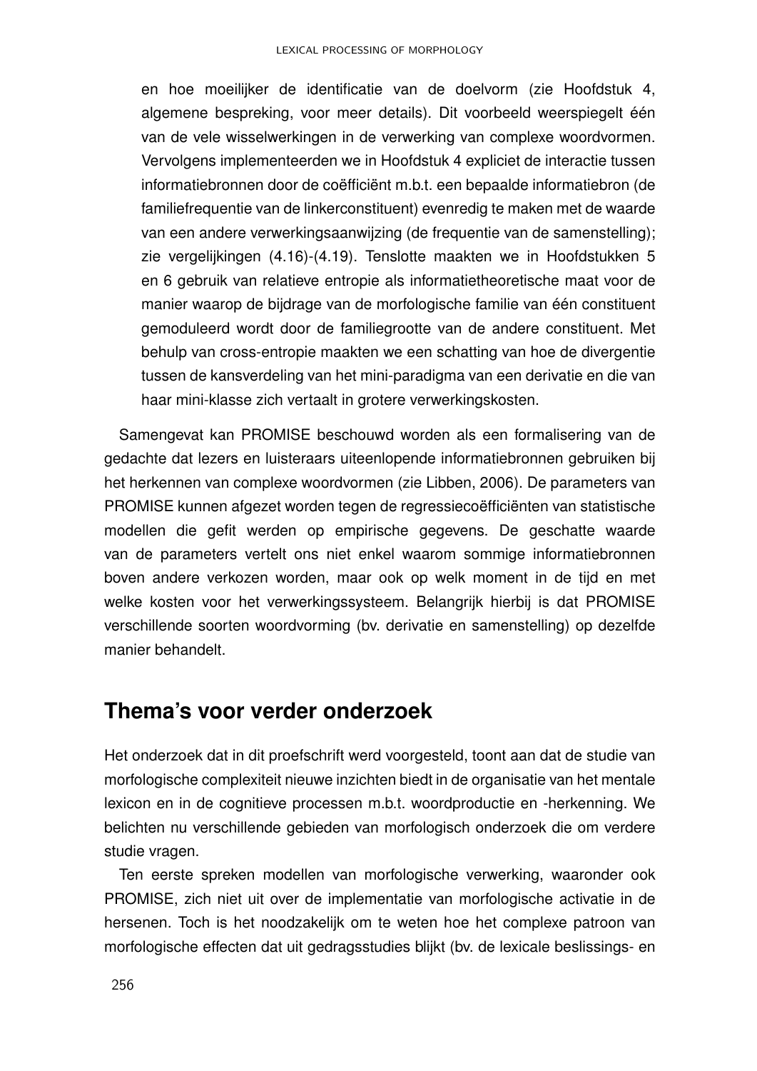en hoe moeilijker de identificatie van de doelvorm (zie Hoofdstuk 4, algemene bespreking, voor meer details). Dit voorbeeld weerspiegelt één van de vele wisselwerkingen in de verwerking van complexe woordvormen. Vervolgens implementeerden we in Hoofdstuk 4 expliciet de interactie tussen informatiebronnen door de coëfficiënt m.b.t. een bepaalde informatiebron (de familiefrequentie van de linkerconstituent) evenredig te maken met de waarde van een andere verwerkingsaanwijzing (de frequentie van de samenstelling); zie vergelijkingen (4.16)-(4.19). Tenslotte maakten we in Hoofdstukken 5 en 6 gebruik van relatieve entropie als informatietheoretische maat voor de manier waarop de bijdrage van de morfologische familie van één constituent gemoduleerd wordt door de familiegrootte van de andere constituent. Met behulp van cross-entropie maakten we een schatting van hoe de divergentie tussen de kansverdeling van het mini-paradigma van een derivatie en die van haar mini-klasse zich vertaalt in grotere verwerkingskosten.

Samengevat kan PROMISE beschouwd worden als een formalisering van de gedachte dat lezers en luisteraars uiteenlopende informatiebronnen gebruiken bij het herkennen van complexe woordvormen (zie Libben, 2006). De parameters van PROMISE kunnen afgezet worden tegen de regressiecoëfficiënten van statistische modellen die gefit werden op empirische gegevens. De geschatte waarde van de parameters vertelt ons niet enkel waarom sommige informatiebronnen boven andere verkozen worden, maar ook op welk moment in de tijd en met welke kosten voor het verwerkingssysteem. Belangrijk hierbij is dat PROMISE verschillende soorten woordvorming (bv. derivatie en samenstelling) op dezelfde manier behandelt.

## Thema's voor verder onderzoek

Het onderzoek dat in dit proefschrift werd voorgesteld, toont aan dat de studie van morfologische complexiteit nieuwe inzichten biedt in de organisatie van het mentale lexicon en in de cognitieve processen m.b.t. woordproductie en -herkenning. We belichten nu verschillende gebieden van morfologisch onderzoek die om verdere studie vragen.

Ten eerste spreken modellen van morfologische verwerking, waaronder ook PROMISE, zich niet uit over de implementatie van morfologische activatie in de hersenen. Toch is het noodzakelijk om te weten hoe het complexe patroon van morfologische effecten dat uit gedragsstudies blijkt (bv. de lexicale beslissings- en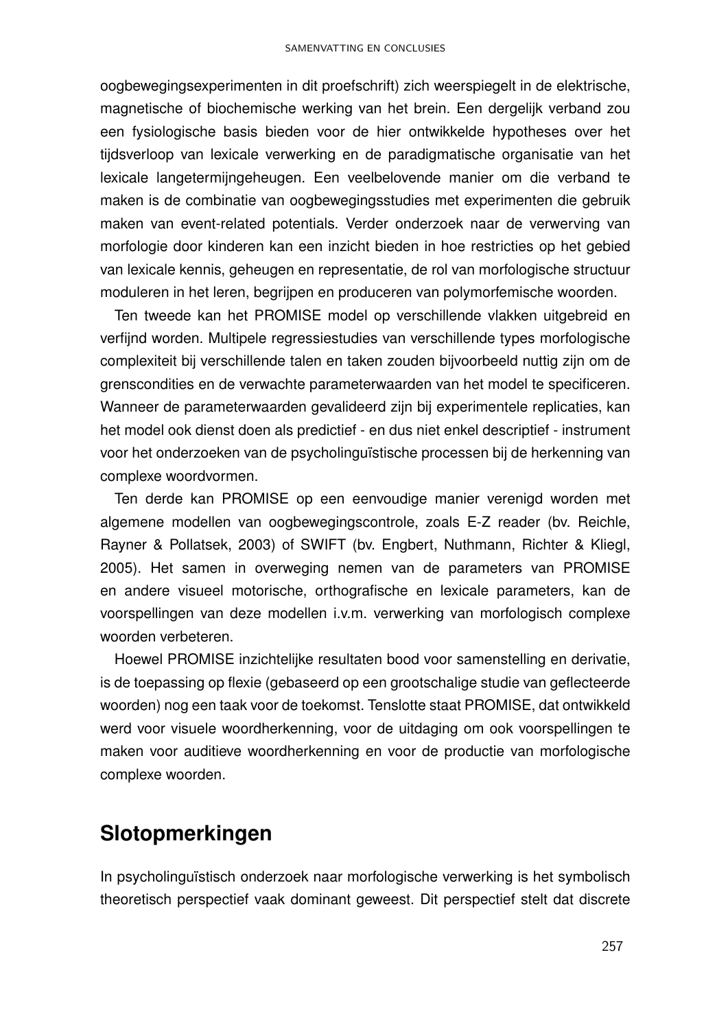oogbewegingsexperimenten in dit proefschrift) zich weerspiegelt in de elektrische, magnetische of biochemische werking van het brein. Een dergelijk verband zou een fysiologische basis bieden voor de hier ontwikkelde hypotheses over het tijdsverloop van lexicale verwerking en de paradigmatische organisatie van het lexicale langetermijngeheugen. Een veelbelovende manier om die verband te maken is de combinatie van oogbewegingsstudies met experimenten die gebruik maken van event-related potentials. Verder onderzoek naar de verwerving van morfologie door kinderen kan een inzicht bieden in hoe restricties op het gebied van lexicale kennis, geheugen en representatie, de rol van morfologische structuur moduleren in het leren, begrijpen en produceren van polymorfemische woorden.

Ten tweede kan het PROMISE model op verschillende vlakken uitgebreid en verfijnd worden. Multipele regressiestudies van verschillende types morfologische complexiteit bij verschillende talen en taken zouden bijvoorbeeld nuttig zijn om de grenscondities en de verwachte parameterwaarden van het model te specificeren. Wanneer de parameterwaarden gevalideerd zijn bij experimentele replicaties, kan het model ook dienst doen als predictief - en dus niet enkel descriptief - instrument voor het onderzoeken van de psycholinguïstische processen bij de herkenning van complexe woordvormen.

Ten derde kan PROMISE op een eenvoudige manier verenigd worden met algemene modellen van oogbewegingscontrole, zoals E-Z reader (bv. Reichle, Rayner & Pollatsek, 2003) of SWIFT (bv. Engbert, Nuthmann, Richter & Kliegl, 2005). Het samen in overweging nemen van de parameters van PROMISE en andere visueel motorische, orthografische en lexicale parameters, kan de voorspellingen van deze modellen i.v.m. verwerking van morfologisch complexe woorden verbeteren.

Hoewel PROMISE inzichtelijke resultaten bood voor samenstelling en derivatie, is de toepassing op flexie (gebaseerd op een grootschalige studie van geflecteerde woorden) nog een taak voor de toekomst. Tenslotte staat PROMISE, dat ontwikkeld werd voor visuele woordherkenning, voor de uitdaging om ook voorspellingen te maken voor auditieve woordherkenning en voor de productie van morfologische complexe woorden.

## Slotopmerkingen

In psycholinguïstisch onderzoek naar morfologische verwerking is het symbolisch theoretisch perspectief vaak dominant geweest. Dit perspectief stelt dat discrete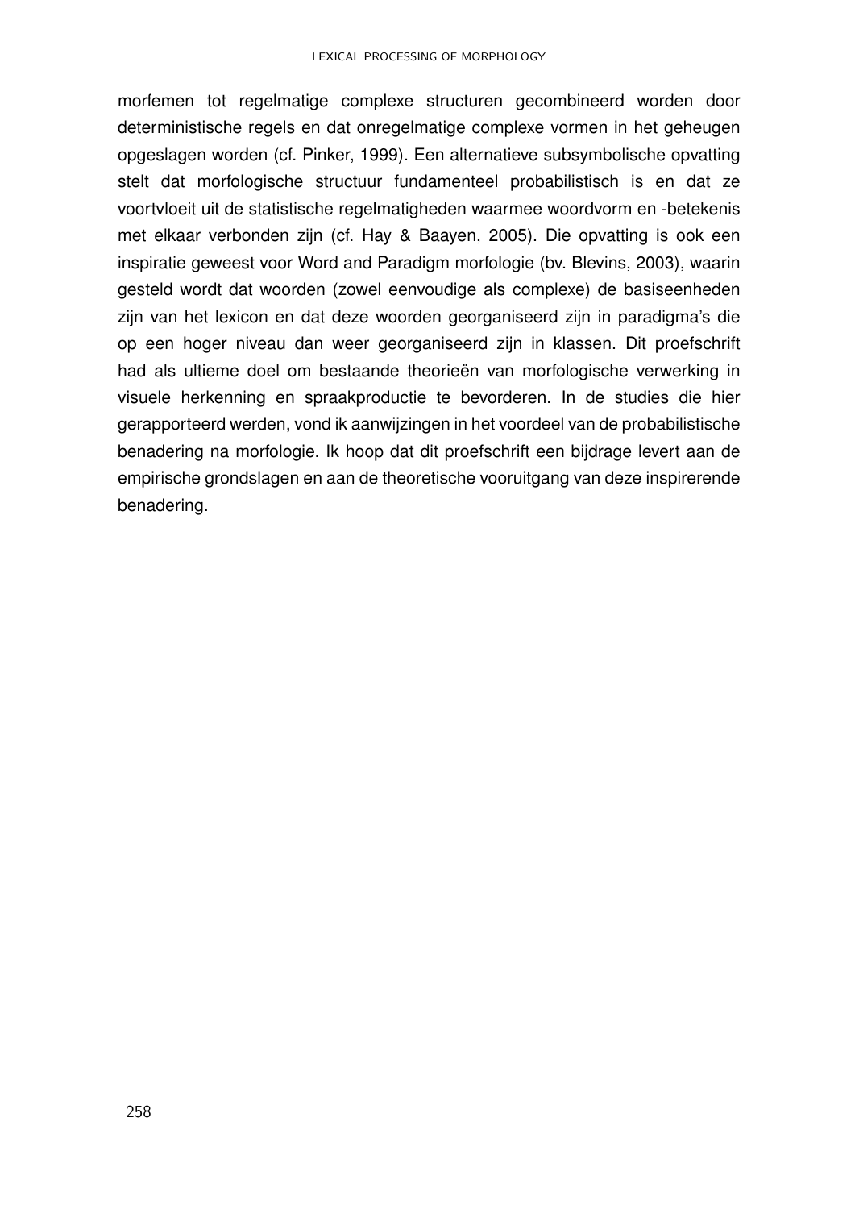morfemen tot regelmatige complexe structuren gecombineerd worden door deterministische regels en dat onregelmatige complexe vormen in het geheugen opgeslagen worden (cf. Pinker, 1999). Een alternatieve subsymbolische opvatting stelt dat morfologische structuur fundamenteel probabilistisch is en dat ze voortvloeit uit de statistische regelmatigheden waarmee woordvorm en -betekenis met elkaar verbonden zijn (cf. Hay & Baayen, 2005). Die opvatting is ook een inspiratie geweest voor Word and Paradigm morfologie (bv. Blevins, 2003), waarin gesteld wordt dat woorden (zowel eenvoudige als complexe) de basiseenheden zijn van het lexicon en dat deze woorden georganiseerd zijn in paradigma's die op een hoger niveau dan weer georganiseerd zijn in klassen. Dit proefschrift had als ultieme doel om bestaande theorieën van morfologische verwerking in visuele herkenning en spraakproductie te bevorderen. In de studies die hier gerapporteerd werden, vond ik aanwijzingen in het voordeel van de probabilistische benadering na morfologie. Ik hoop dat dit proefschrift een bijdrage levert aan de empirische grondslagen en aan de theoretische vooruitgang van deze inspirerende benadering.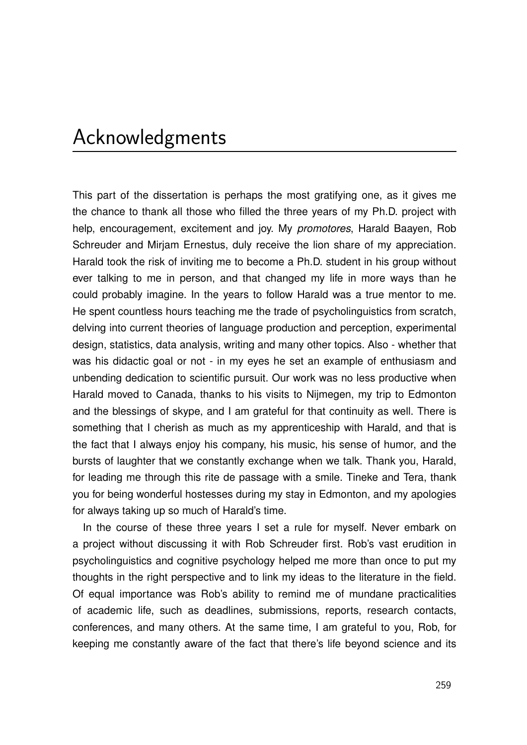# Acknowledgments

This part of the dissertation is perhaps the most gratifying one, as it gives me the chance to thank all those who filled the three years of my Ph.D. project with help, encouragement, excitement and joy. My *promotores*, Harald Baayen, Rob Schreuder and Mirjam Ernestus, duly receive the lion share of my appreciation. Harald took the risk of inviting me to become a Ph.D. student in his group without ever talking to me in person, and that changed my life in more ways than he could probably imagine. In the years to follow Harald was a true mentor to me. He spent countless hours teaching me the trade of psycholinguistics from scratch, delving into current theories of language production and perception, experimental design, statistics, data analysis, writing and many other topics. Also - whether that was his didactic goal or not - in my eyes he set an example of enthusiasm and unbending dedication to scientific pursuit. Our work was no less productive when Harald moved to Canada, thanks to his visits to Nijmegen, my trip to Edmonton and the blessings of skype, and I am grateful for that continuity as well. There is something that I cherish as much as my apprenticeship with Harald, and that is the fact that I always enjoy his company, his music, his sense of humor, and the bursts of laughter that we constantly exchange when we talk. Thank you, Harald, for leading me through this rite de passage with a smile. Tineke and Tera, thank you for being wonderful hostesses during my stay in Edmonton, and my apologies for always taking up so much of Harald's time.

In the course of these three years I set a rule for myself. Never embark on a project without discussing it with Rob Schreuder first. Rob's vast erudition in psycholinguistics and cognitive psychology helped me more than once to put my thoughts in the right perspective and to link my ideas to the literature in the field. Of equal importance was Rob's ability to remind me of mundane practicalities of academic life, such as deadlines, submissions, reports, research contacts, conferences, and many others. At the same time, I am grateful to you, Rob, for keeping me constantly aware of the fact that there's life beyond science and its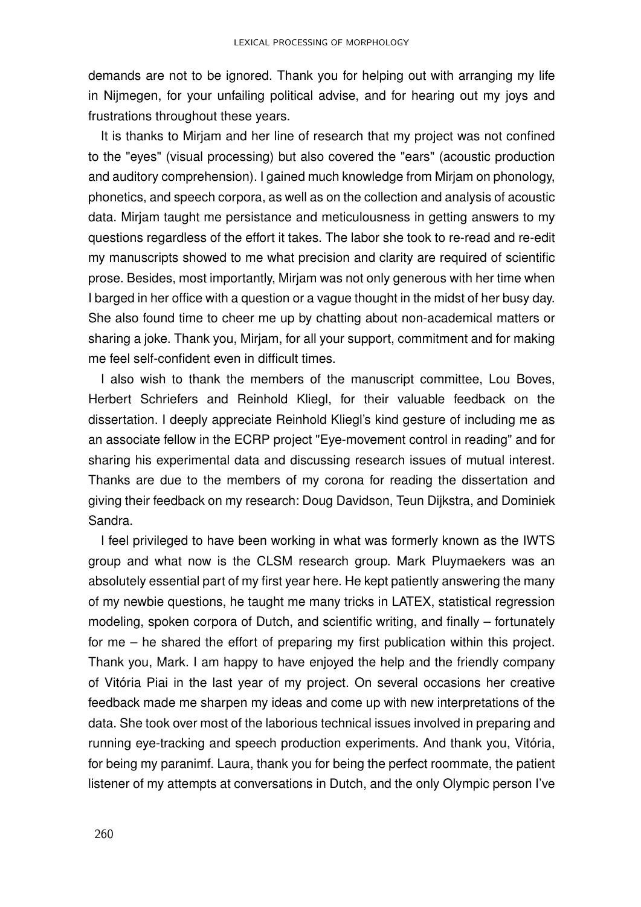demands are not to be ignored. Thank you for helping out with arranging my life in Nijmegen, for your unfailing political advise, and for hearing out my joys and frustrations throughout these years.

It is thanks to Mirjam and her line of research that my project was not confined to the "eyes" (visual processing) but also covered the "ears" (acoustic production and auditory comprehension). I gained much knowledge from Mirjam on phonology, phonetics, and speech corpora, as well as on the collection and analysis of acoustic data. Mirjam taught me persistance and meticulousness in getting answers to my questions regardless of the effort it takes. The labor she took to re-read and re-edit my manuscripts showed to me what precision and clarity are required of scientific prose. Besides, most importantly, Mirjam was not only generous with her time when I barged in her office with a question or a vague thought in the midst of her busy day. She also found time to cheer me up by chatting about non-academical matters or sharing a joke. Thank you, Mirjam, for all your support, commitment and for making me feel self-confident even in difficult times.

I also wish to thank the members of the manuscript committee, Lou Boves, Herbert Schriefers and Reinhold Kliegl, for their valuable feedback on the dissertation. I deeply appreciate Reinhold Kliegl's kind gesture of including me as an associate fellow in the ECRP project "Eye-movement control in reading" and for sharing his experimental data and discussing research issues of mutual interest. Thanks are due to the members of my corona for reading the dissertation and giving their feedback on my research: Doug Davidson, Teun Dijkstra, and Dominiek Sandra.

I feel privileged to have been working in what was formerly known as the IWTS group and what now is the CLSM research group. Mark Pluymaekers was an absolutely essential part of my first year here. He kept patiently answering the many of my newbie questions, he taught me many tricks in LATEX, statistical regression modeling, spoken corpora of Dutch, and scientific writing, and finally – fortunately for me – he shared the effort of preparing my first publication within this project. Thank you, Mark. I am happy to have enjoyed the help and the friendly company of Vitória Piai in the last year of my project. On several occasions her creative feedback made me sharpen my ideas and come up with new interpretations of the data. She took over most of the laborious technical issues involved in preparing and running eye-tracking and speech production experiments. And thank you, Vitória, for being my paranimf. Laura, thank you for being the perfect roommate, the patient listener of my attempts at conversations in Dutch, and the only Olympic person I've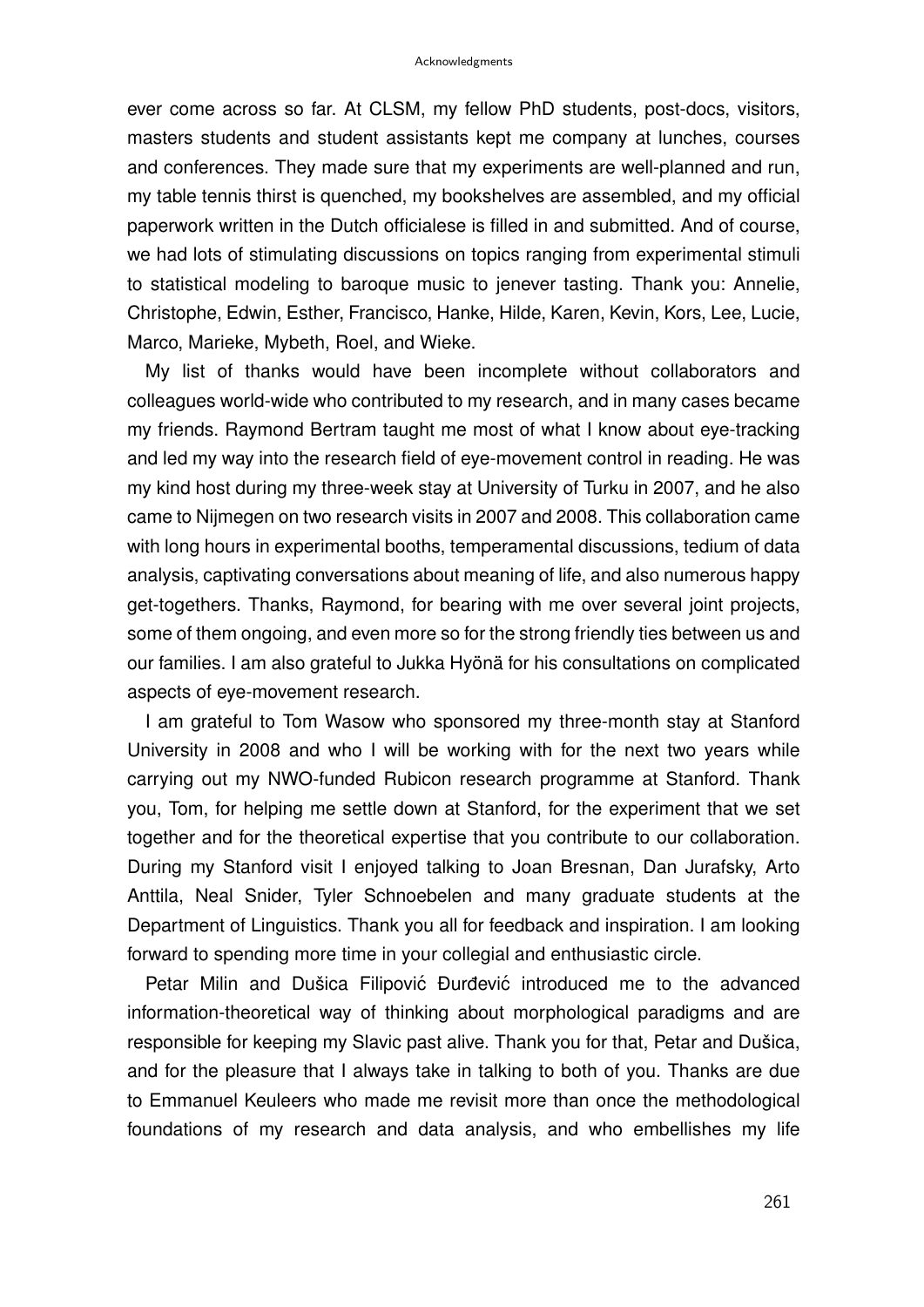ever come across so far. At CLSM, my fellow PhD students, post-docs, visitors, masters students and student assistants kept me company at lunches, courses and conferences. They made sure that my experiments are well-planned and run, my table tennis thirst is quenched, my bookshelves are assembled, and my official paperwork written in the Dutch officialese is filled in and submitted. And of course, we had lots of stimulating discussions on topics ranging from experimental stimuli to statistical modeling to baroque music to jenever tasting. Thank you: Annelie, Christophe, Edwin, Esther, Francisco, Hanke, Hilde, Karen, Kevin, Kors, Lee, Lucie, Marco, Marieke, Mybeth, Roel, and Wieke.

My list of thanks would have been incomplete without collaborators and colleagues world-wide who contributed to my research, and in many cases became my friends. Raymond Bertram taught me most of what I know about eye-tracking and led my way into the research field of eye-movement control in reading. He was my kind host during my three-week stay at University of Turku in 2007, and he also came to Nijmegen on two research visits in 2007 and 2008. This collaboration came with long hours in experimental booths, temperamental discussions, tedium of data analysis, captivating conversations about meaning of life, and also numerous happy get-togethers. Thanks, Raymond, for bearing with me over several joint projects, some of them ongoing, and even more so for the strong friendly ties between us and our families. I am also grateful to Jukka Hyönä for his consultations on complicated aspects of eye-movement research.

I am grateful to Tom Wasow who sponsored my three-month stay at Stanford University in 2008 and who I will be working with for the next two years while carrying out my NWO-funded Rubicon research programme at Stanford. Thank you, Tom, for helping me settle down at Stanford, for the experiment that we set together and for the theoretical expertise that you contribute to our collaboration. During my Stanford visit I enjoyed talking to Joan Bresnan, Dan Jurafsky, Arto Anttila, Neal Snider, Tyler Schnoebelen and many graduate students at the Department of Linguistics. Thank you all for feedback and inspiration. I am looking forward to spending more time in your collegial and enthusiastic circle.

Petar Milin and Dušica Filipović Đurđević introduced me to the advanced information-theoretical way of thinking about morphological paradigms and are responsible for keeping my Slavic past alive. Thank you for that, Petar and Dušica, and for the pleasure that I always take in talking to both of you. Thanks are due to Emmanuel Keuleers who made me revisit more than once the methodological foundations of my research and data analysis, and who embellishes my life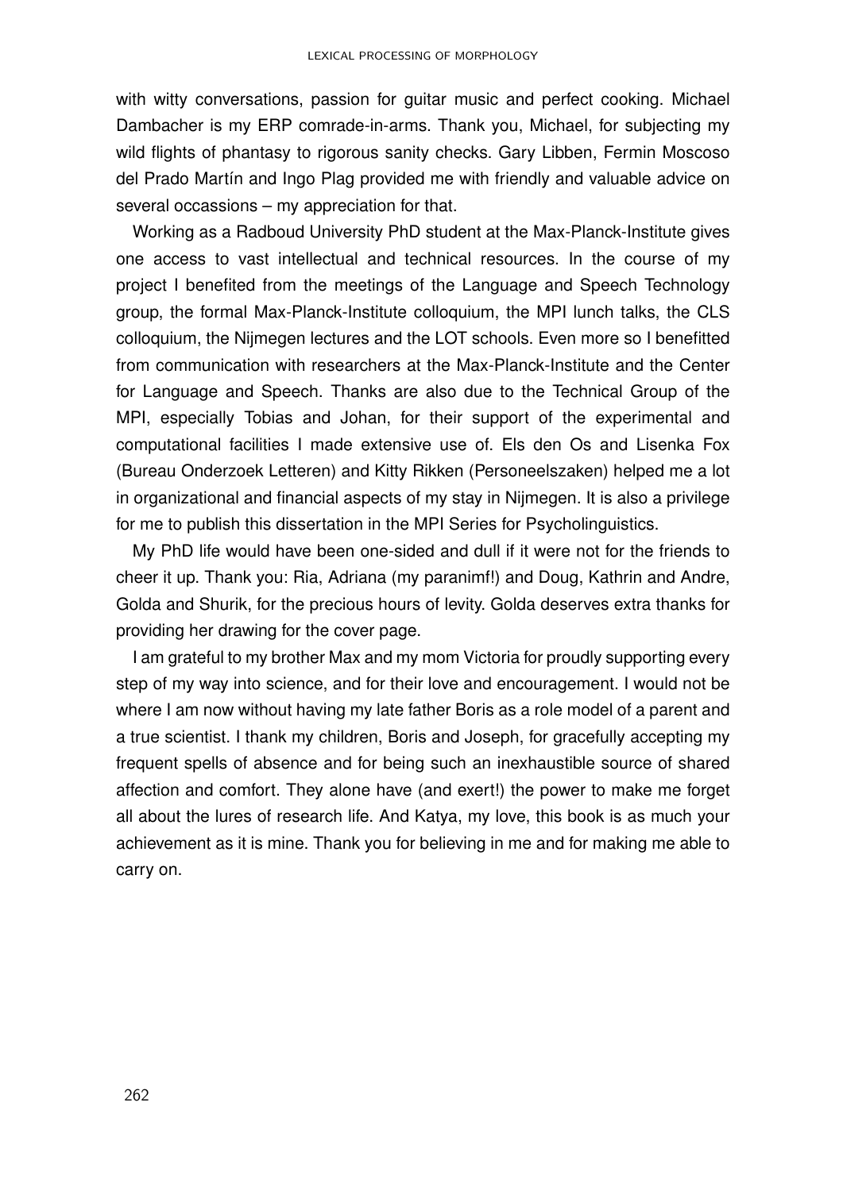with witty conversations, passion for guitar music and perfect cooking. Michael Dambacher is my ERP comrade-in-arms. Thank you, Michael, for subjecting my wild flights of phantasy to rigorous sanity checks. Gary Libben, Fermin Moscoso del Prado Martín and Ingo Plag provided me with friendly and valuable advice on several occassions – my appreciation for that.

Working as a Radboud University PhD student at the Max-Planck-Institute gives one access to vast intellectual and technical resources. In the course of my project I benefited from the meetings of the Language and Speech Technology group, the formal Max-Planck-Institute colloquium, the MPI lunch talks, the CLS colloquium, the Nijmegen lectures and the LOT schools. Even more so I benefitted from communication with researchers at the Max-Planck-Institute and the Center for Language and Speech. Thanks are also due to the Technical Group of the MPI, especially Tobias and Johan, for their support of the experimental and computational facilities I made extensive use of. Els den Os and Lisenka Fox (Bureau Onderzoek Letteren) and Kitty Rikken (Personeelszaken) helped me a lot in organizational and financial aspects of my stay in Nijmegen. It is also a privilege for me to publish this dissertation in the MPI Series for Psycholinguistics.

My PhD life would have been one-sided and dull if it were not for the friends to cheer it up. Thank you: Ria, Adriana (my paranimf!) and Doug, Kathrin and Andre, Golda and Shurik, for the precious hours of levity. Golda deserves extra thanks for providing her drawing for the cover page.

I am grateful to my brother Max and my mom Victoria for proudly supporting every step of my way into science, and for their love and encouragement. I would not be where I am now without having my late father Boris as a role model of a parent and a true scientist. I thank my children, Boris and Joseph, for gracefully accepting my frequent spells of absence and for being such an inexhaustible source of shared affection and comfort. They alone have (and exert!) the power to make me forget all about the lures of research life. And Katya, my love, this book is as much your achievement as it is mine. Thank you for believing in me and for making me able to carry on.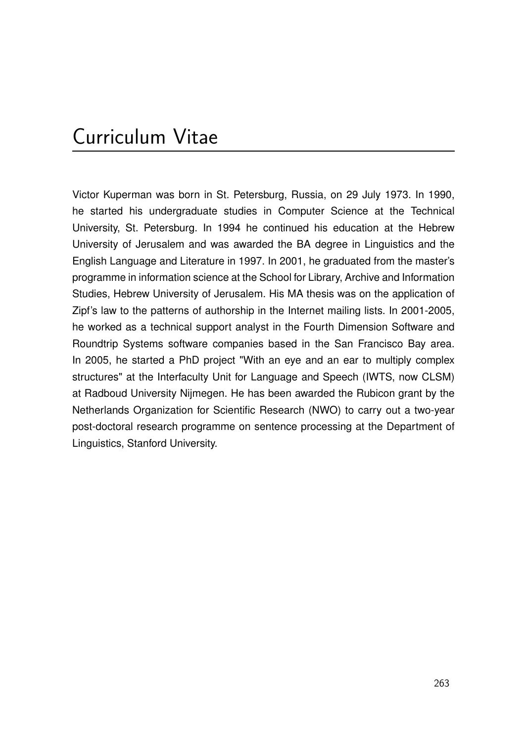# Curriculum Vitae

Victor Kuperman was born in St. Petersburg, Russia, on 29 July 1973. In 1990, he started his undergraduate studies in Computer Science at the Technical University, St. Petersburg. In 1994 he continued his education at the Hebrew University of Jerusalem and was awarded the BA degree in Linguistics and the English Language and Literature in 1997. In 2001, he graduated from the master's programme in information science at the School for Library, Archive and Information Studies, Hebrew University of Jerusalem. His MA thesis was on the application of Zipf's law to the patterns of authorship in the Internet mailing lists. In 2001-2005, he worked as a technical support analyst in the Fourth Dimension Software and Roundtrip Systems software companies based in the San Francisco Bay area. In 2005, he started a PhD project "With an eye and an ear to multiply complex structures" at the Interfaculty Unit for Language and Speech (IWTS, now CLSM) at Radboud University Nijmegen. He has been awarded the Rubicon grant by the Netherlands Organization for Scientific Research (NWO) to carry out a two-year post-doctoral research programme on sentence processing at the Department of Linguistics, Stanford University.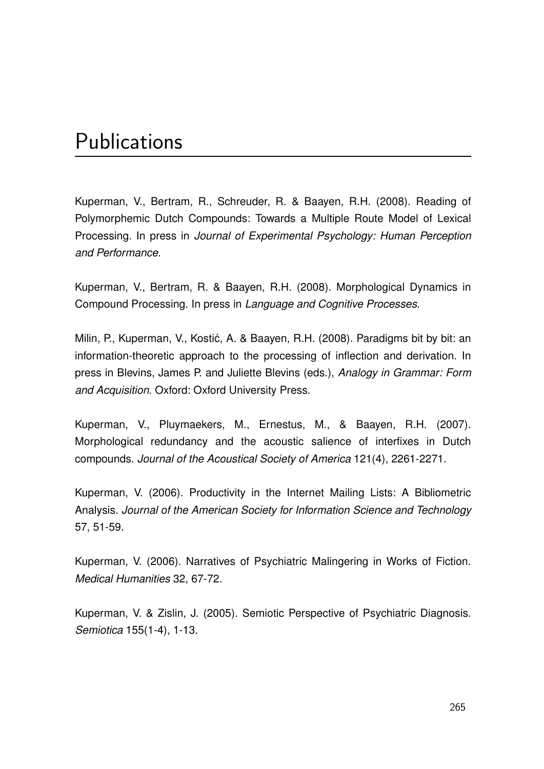# Publications

Kuperman, V., Bertram, R., Schreuder, R. & Baayen, R.H. (2008). Reading of Polymorphemic Dutch Compounds: Towards a Multiple Route Model of Lexical Processing. In press in *Journal of Experimental Psychology: Human Perception and Performance*.

Kuperman, V., Bertram, R. & Baayen, R.H. (2008). Morphological Dynamics in Compound Processing. In press in *Language and Cognitive Processes*.

Milin, P., Kuperman, V., Kostić, A. & Baayen, R.H. (2008). Paradigms bit by bit: an information-theoretic approach to the processing of inflection and derivation. In press in Blevins, James P. and Juliette Blevins (eds.), *Analogy in Grammar: Form and Acquisition*. Oxford: Oxford University Press.

Kuperman, V., Pluymaekers, M., Ernestus, M., & Baayen, R.H. (2007). Morphological redundancy and the acoustic salience of interfixes in Dutch compounds. *Journal of the Acoustical Society of America* 121(4), 2261-2271.

Kuperman, V. (2006). Productivity in the Internet Mailing Lists: A Bibliometric Analysis. *Journal of the American Society for Information Science and Technology* 57, 51-59.

Kuperman, V. (2006). Narratives of Psychiatric Malingering in Works of Fiction. *Medical Humanities* 32, 67-72.

Kuperman, V. & Zislin, J. (2005). Semiotic Perspective of Psychiatric Diagnosis. *Semiotica* 155(1-4), 1-13.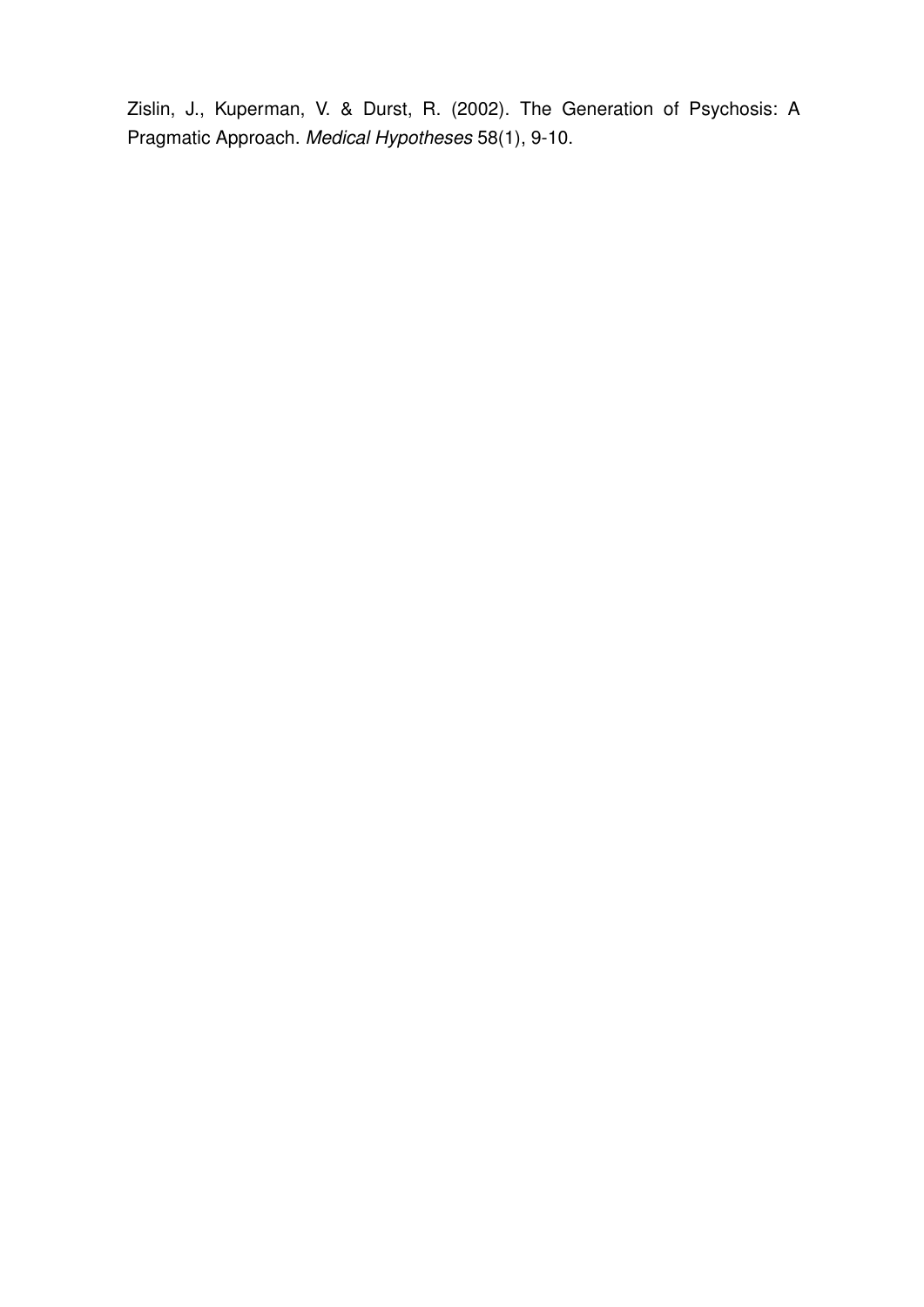Zislin, J., Kuperman, V. & Durst, R. (2002). The Generation of Psychosis: A Pragmatic Approach. *Medical Hypotheses* 58(1), 9-10.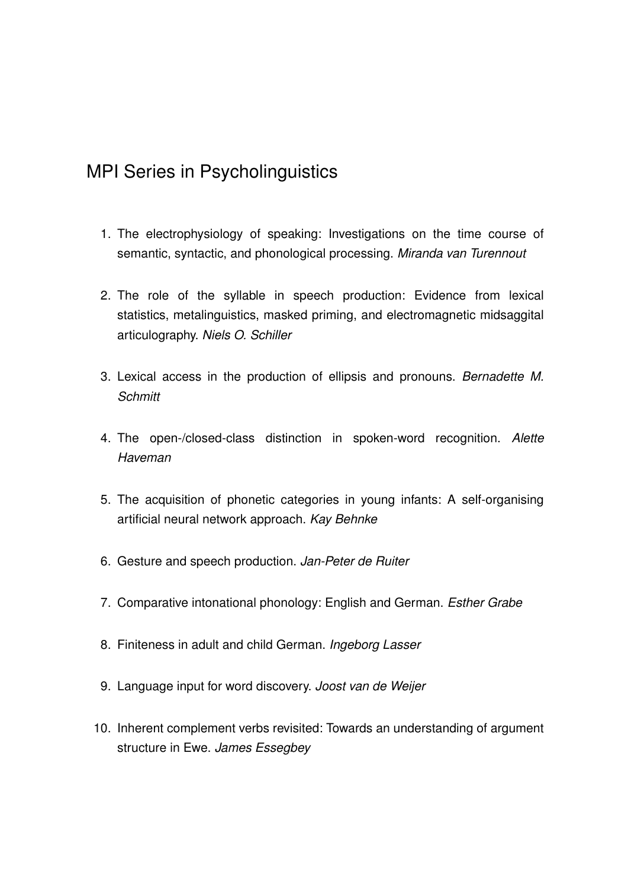# MPI Series in Psycholinguistics

1. The electrophysiology of speaking: Investigations on the time course of semantic, syntactic, and phonological processing. *Miranda van Turennout*

2. The role of the syllable in speech production: Evidence from lexical statistics, metalinguistics, masked priming, and electromagnetic midsaggital articulography. *Niels O. Schiller*

3. Lexical access in the production of ellipsis and pronouns. *Bernadette M. Schmitt*

4. The open-/closed-class distinction in spoken-word recognition. *Alette Haveman*

5. The acquisition of phonetic categories in young infants: A self-organising artificial neural network approach. *Kay Behnke*

6. Gesture and speech production. *Jan-Peter de Ruiter*

7. Comparative intonational phonology: English and German. *Esther Grabe*

8. Finiteness in adult and child German. *Ingeborg Lasser*

9. Language input for word discovery. *Joost van de Weijer*

10. Inherent complement verbs revisited: Towards an understanding of argument structure in Ewe. *James Essegbey*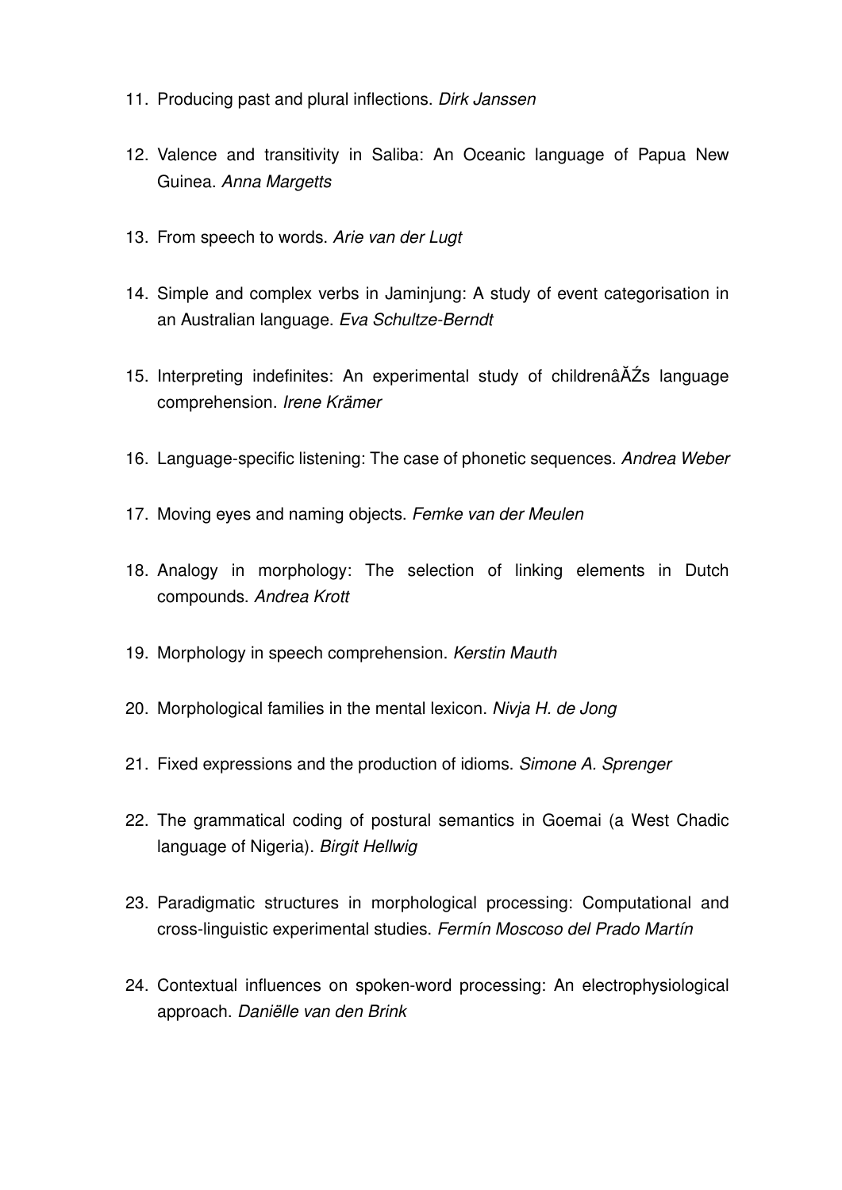11. Producing past and plural inflections. *Dirk Janssen*

12. Valence and transitivity in Saliba: An Oceanic language of Papua New Guinea. *Anna Margetts*

13. From speech to words. *Arie van der Lugt*

14. Simple and complex verbs in Jaminjung: A study of event categorisation in an Australian language. *Eva Schultze-Berndt*

15. Interpreting indefinites: An experimental study of childrenâĂŹs language comprehension. *Irene Krämer*

16. Language-specific listening: The case of phonetic sequences. *Andrea Weber*

17. Moving eyes and naming objects. *Femke van der Meulen*

18. Analogy in morphology: The selection of linking elements in Dutch compounds. *Andrea Krott*

19. Morphology in speech comprehension. *Kerstin Mauth*

20. Morphological families in the mental lexicon. *Nivja H. de Jong*

21. Fixed expressions and the production of idioms. *Simone A. Sprenger*

22. The grammatical coding of postural semantics in Goemai (a West Chadic language of Nigeria). *Birgit Hellwig*

23. Paradigmatic structures in morphological processing: Computational and cross-linguistic experimental studies. *Fermín Moscoso del Prado Martín*

24. Contextual influences on spoken-word processing: An electrophysiological approach. *Daniëlle van den Brink*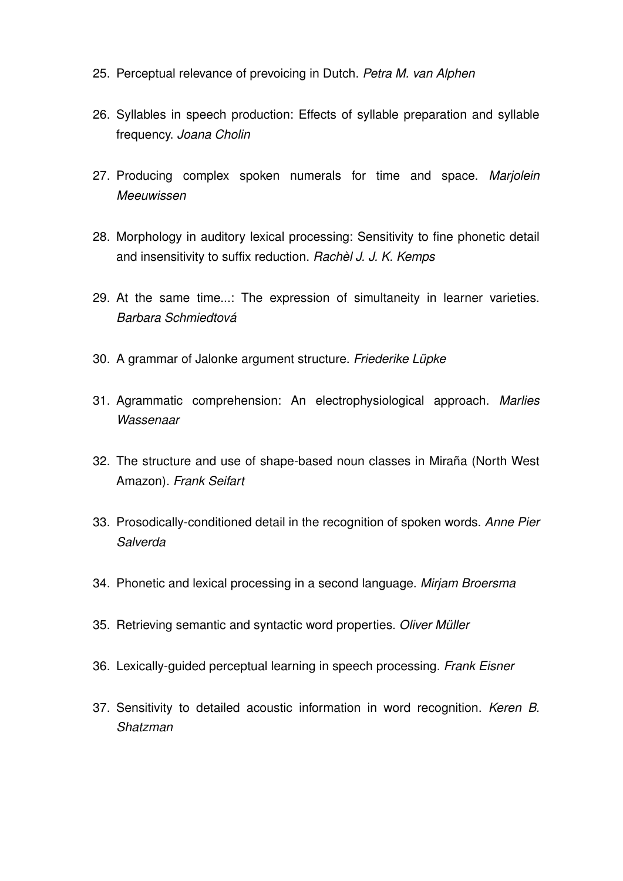25. Perceptual relevance of prevoicing in Dutch. *Petra M. van Alphen*

26. Syllables in speech production: Effects of syllable preparation and syllable frequency. *Joana Cholin*

27. Producing complex spoken numerals for time and space. *Marjolein Meeuwissen*

28. Morphology in auditory lexical processing: Sensitivity to fine phonetic detail and insensitivity to suffix reduction. *Rachèl J. J. K. Kemps*

29. At the same time...: The expression of simultaneity in learner varieties. *Barbara Schmiedtová*

30. A grammar of Jalonke argument structure. *Friederike Lüpke*

31. Agrammatic comprehension: An electrophysiological approach. *Marlies Wassenaar*

32. The structure and use of shape-based noun classes in Miraña (North West Amazon). *Frank Seifart*

33. Prosodically-conditioned detail in the recognition of spoken words. *Anne Pier Salverda*

34. Phonetic and lexical processing in a second language. *Mirjam Broersma*

35. Retrieving semantic and syntactic word properties. *Oliver Müller*

36. Lexically-guided perceptual learning in speech processing. *Frank Eisner*

37. Sensitivity to detailed acoustic information in word recognition. *Keren B. Shatzman*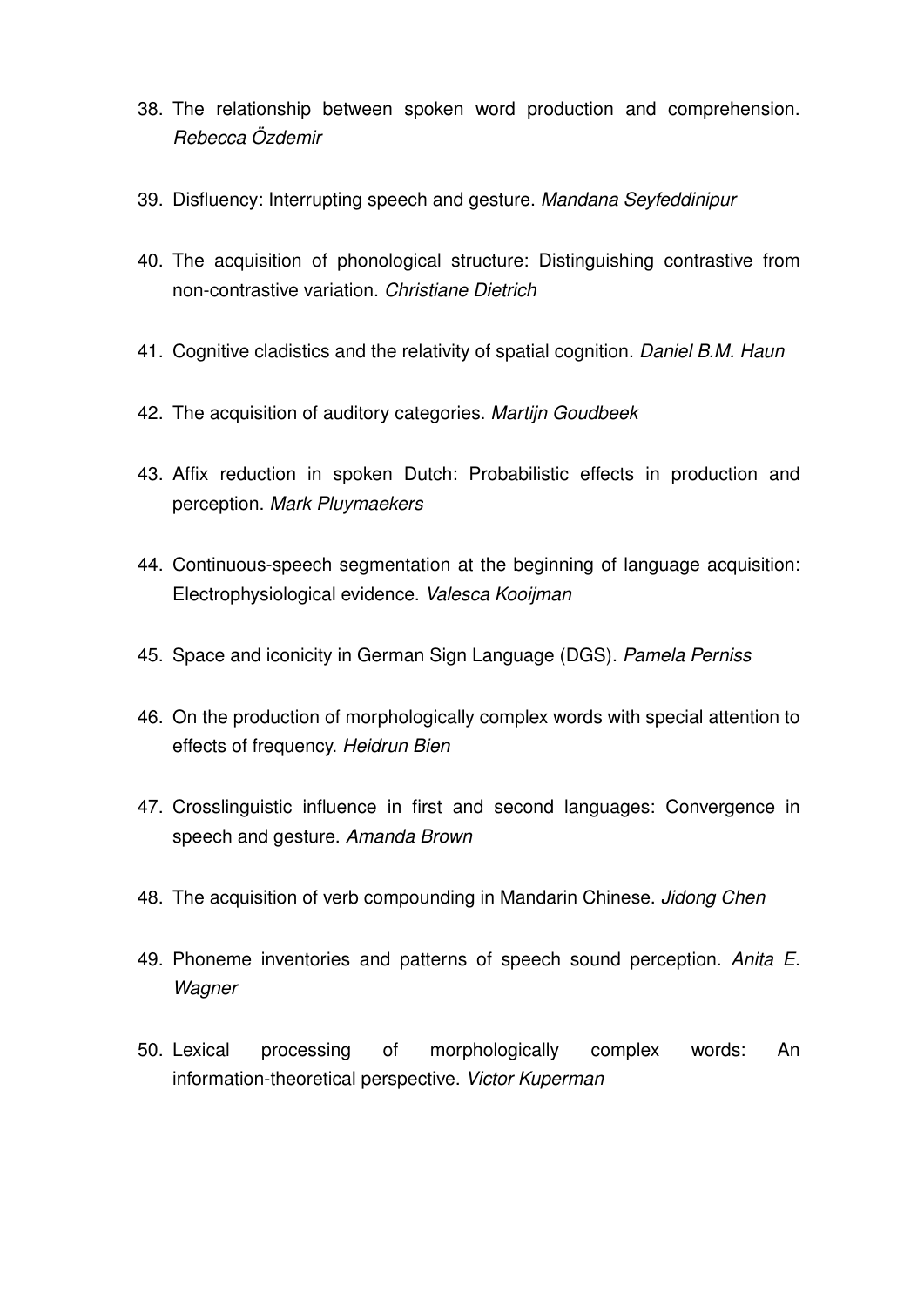38. The relationship between spoken word production and comprehension. *Rebecca Özdemir*

39. Disfluency: Interrupting speech and gesture. *Mandana Seyfeddinipur*

40. The acquisition of phonological structure: Distinguishing contrastive from non-contrastive variation. *Christiane Dietrich*

41. Cognitive cladistics and the relativity of spatial cognition. *Daniel B.M. Haun*

42. The acquisition of auditory categories. *Martijn Goudbeek*

43. Affix reduction in spoken Dutch: Probabilistic effects in production and perception. *Mark Pluymaekers*

44. Continuous-speech segmentation at the beginning of language acquisition: Electrophysiological evidence. *Valesca Kooijman*

45. Space and iconicity in German Sign Language (DGS). *Pamela Perniss*

46. On the production of morphologically complex words with special attention to effects of frequency. *Heidrun Bien*

47. Crosslinguistic influence in first and second languages: Convergence in speech and gesture. *Amanda Brown*

48. The acquisition of verb compounding in Mandarin Chinese. *Jidong Chen*

49. Phoneme inventories and patterns of speech sound perception. *Anita E. Wagner*

50. Lexical processing of morphologically complex words: An information-theoretical perspective. *Victor Kuperman*